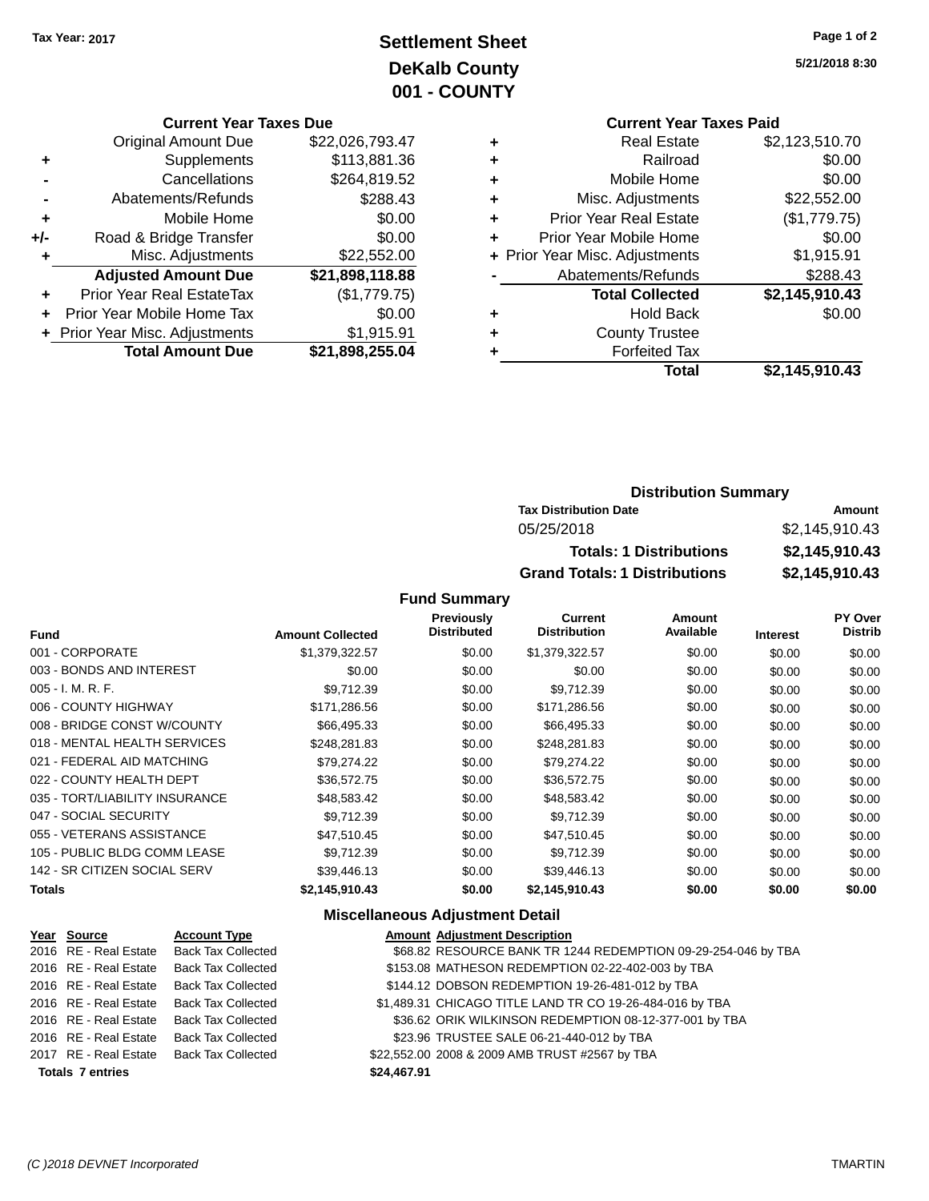Tax Year: 2017

# Settlement Sheet
## DeKalb County
## 001 - COUNTY

5/21/2018 8:30

### Current Year Taxes Due

| | | |
|---|---|---|
| | Original Amount Due | $22,026,793.47 |
| + | Supplements | $113,881.36 |
| - | Cancellations | $264,819.52 |
| - | Abatements/Refunds | $288.43 |
| + | Mobile Home | $0.00 |
| +/- | Road & Bridge Transfer | $0.00 |
| + | Misc. Adjustments | $22,552.00 |
| | **Adjusted Amount Due** | **$21,898,118.88** |
| + | Prior Year Real EstateTax | ($1,779.75) |
| + | Prior Year Mobile Home Tax | $0.00 |
| + | Prior Year Misc. Adjustments | $1,915.91 |
| | **Total Amount Due** | **$21,898,255.04** |

### Current Year Taxes Paid

| | | |
|---|---|---|
| + | Real Estate | $2,123,510.70 |
| + | Railroad | $0.00 |
| + | Mobile Home | $0.00 |
| + | Misc. Adjustments | $22,552.00 |
| + | Prior Year Real Estate | ($1,779.75) |
| + | Prior Year Mobile Home | $0.00 |
| + | Prior Year Misc. Adjustments | $1,915.91 |
| - | Abatements/Refunds | $288.43 |
| | **Total Collected** | **$2,145,910.43** |
| + | Hold Back | $0.00 |
| + | County Trustee | |
| + | Forfeited Tax | |
| | **Total** | **$2,145,910.43** |

### Distribution Summary

| Tax Distribution Date | Amount |
|---|---|
| 05/25/2018 | $2,145,910.43 |
| **Totals: 1 Distributions** | **$2,145,910.43** |
| **Grand Totals: 1 Distributions** | **$2,145,910.43** |

### Fund Summary

| Fund | Amount Collected | Previously Distributed | Current Distribution | Amount Available | Interest | PY Over Distrib |
|---|---|---|---|---|---|---|
| 001 - CORPORATE | $1,379,322.57 | $0.00 | $1,379,322.57 | $0.00 | $0.00 | $0.00 |
| 003 - BONDS AND INTEREST | $0.00 | $0.00 | $0.00 | $0.00 | $0.00 | $0.00 |
| 005 - I. M. R. F. | $9,712.39 | $0.00 | $9,712.39 | $0.00 | $0.00 | $0.00 |
| 006 - COUNTY HIGHWAY | $171,286.56 | $0.00 | $171,286.56 | $0.00 | $0.00 | $0.00 |
| 008 - BRIDGE CONST W/COUNTY | $66,495.33 | $0.00 | $66,495.33 | $0.00 | $0.00 | $0.00 |
| 018 - MENTAL HEALTH SERVICES | $248,281.83 | $0.00 | $248,281.83 | $0.00 | $0.00 | $0.00 |
| 021 - FEDERAL AID MATCHING | $79,274.22 | $0.00 | $79,274.22 | $0.00 | $0.00 | $0.00 |
| 022 - COUNTY HEALTH DEPT | $36,572.75 | $0.00 | $36,572.75 | $0.00 | $0.00 | $0.00 |
| 035 - TORT/LIABILITY INSURANCE | $48,583.42 | $0.00 | $48,583.42 | $0.00 | $0.00 | $0.00 |
| 047 - SOCIAL SECURITY | $9,712.39 | $0.00 | $9,712.39 | $0.00 | $0.00 | $0.00 |
| 055 - VETERANS ASSISTANCE | $47,510.45 | $0.00 | $47,510.45 | $0.00 | $0.00 | $0.00 |
| 105 - PUBLIC BLDG COMM LEASE | $9,712.39 | $0.00 | $9,712.39 | $0.00 | $0.00 | $0.00 |
| 142 - SR CITIZEN SOCIAL SERV | $39,446.13 | $0.00 | $39,446.13 | $0.00 | $0.00 | $0.00 |
| **Totals** | **$2,145,910.43** | **$0.00** | **$2,145,910.43** | **$0.00** | **$0.00** | **$0.00** |

### Miscellaneous Adjustment Detail

| Year | Source | Account Type | Amount | Adjustment Description |
|---|---|---|---|---|
| 2016 | RE - Real Estate | Back Tax Collected | $68.82 | RESOURCE BANK TR 1244 REDEMPTION 09-29-254-046 by TBA |
| 2016 | RE - Real Estate | Back Tax Collected | $153.08 | MATHESON REDEMPTION 02-22-402-003 by TBA |
| 2016 | RE - Real Estate | Back Tax Collected | $144.12 | DOBSON REDEMPTION 19-26-481-012 by TBA |
| 2016 | RE - Real Estate | Back Tax Collected | $1,489.31 | CHICAGO TITLE LAND TR CO 19-26-484-016 by TBA |
| 2016 | RE - Real Estate | Back Tax Collected | $36.62 | ORIK WILKINSON REDEMPTION 08-12-377-001 by TBA |
| 2016 | RE - Real Estate | Back Tax Collected | $23.96 | TRUSTEE SALE 06-21-440-012 by TBA |
| 2017 | RE - Real Estate | Back Tax Collected | $22,552.00 | 2008 & 2009 AMB TRUST #2567 by TBA |
| **Totals 7 entries** | | | **$24,467.91** | |

(C )2018 DEVNET Incorporated — TMARTIN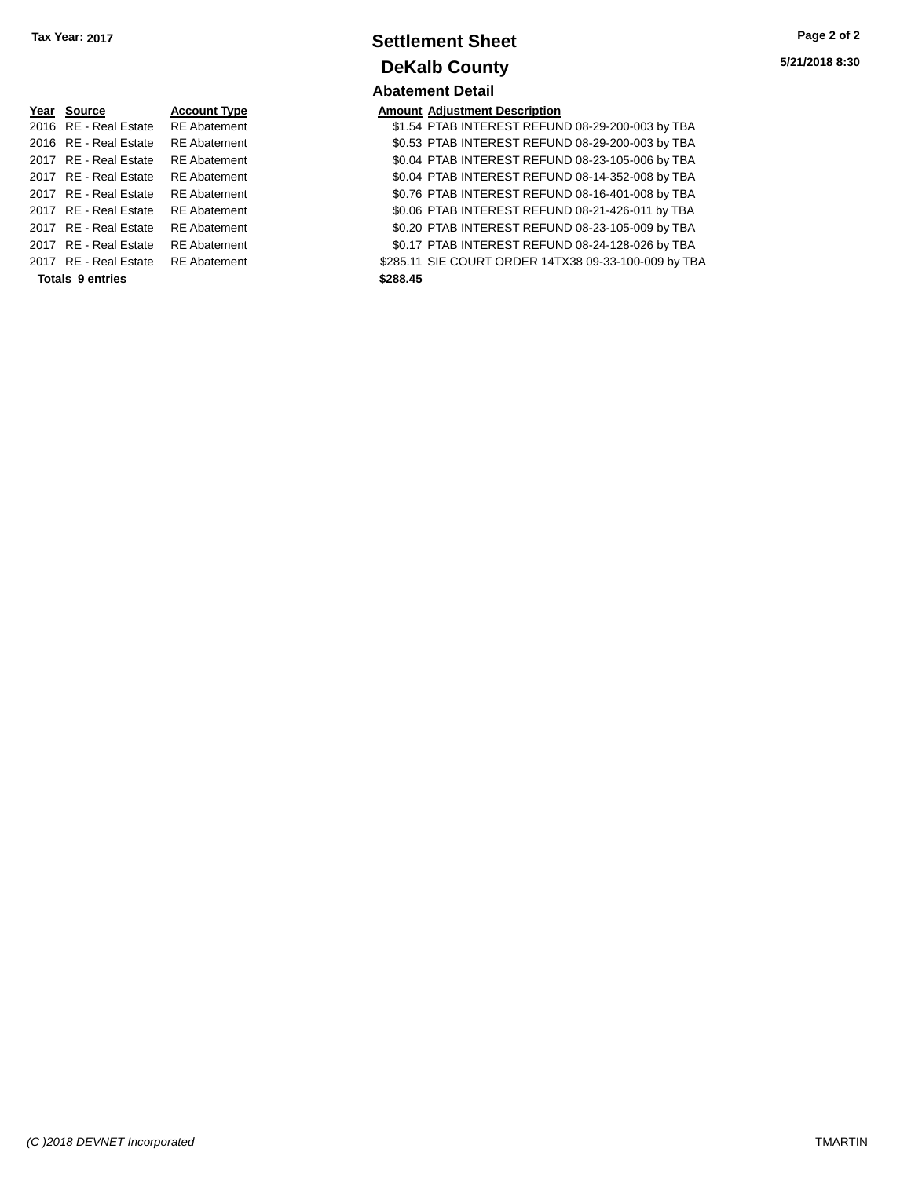**Tax Year: 2017**

# Settlement Sheet

## DeKalb County

5/21/2018 8:30

### Abatement Detail

| Year | Source | Account Type | Amount | Adjustment Description |
|---|---|---|---|---|
| 2016 | RE - Real Estate | RE Abatement | $1.54 | PTAB INTEREST REFUND 08-29-200-003 by TBA |
| 2016 | RE - Real Estate | RE Abatement | $0.53 | PTAB INTEREST REFUND 08-29-200-003 by TBA |
| 2017 | RE - Real Estate | RE Abatement | $0.04 | PTAB INTEREST REFUND 08-23-105-006 by TBA |
| 2017 | RE - Real Estate | RE Abatement | $0.04 | PTAB INTEREST REFUND 08-14-352-008 by TBA |
| 2017 | RE - Real Estate | RE Abatement | $0.76 | PTAB INTEREST REFUND 08-16-401-008 by TBA |
| 2017 | RE - Real Estate | RE Abatement | $0.06 | PTAB INTEREST REFUND 08-21-426-011 by TBA |
| 2017 | RE - Real Estate | RE Abatement | $0.20 | PTAB INTEREST REFUND 08-23-105-009 by TBA |
| 2017 | RE - Real Estate | RE Abatement | $0.17 | PTAB INTEREST REFUND 08-24-128-026 by TBA |
| 2017 | RE - Real Estate | RE Abatement | $285.11 | SIE COURT ORDER 14TX38 09-33-100-009 by TBA |
| **Totals 9 entries** | | | **$288.45** | |

*(C )2018 DEVNET Incorporated* TMARTIN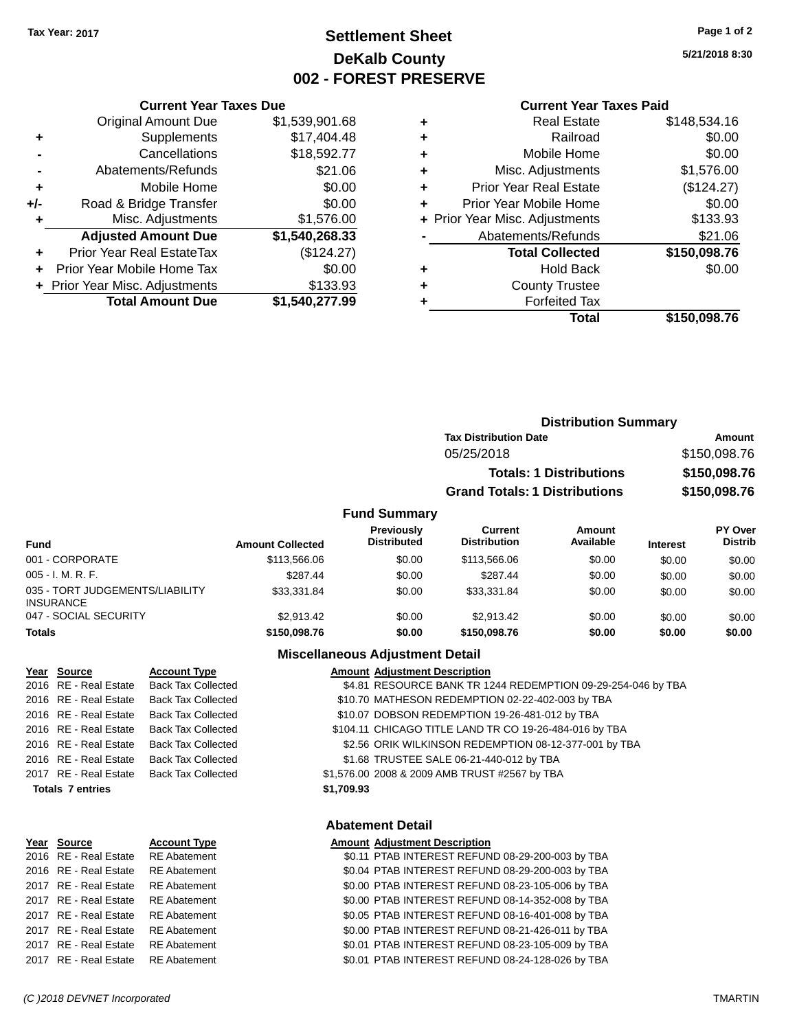**Tax Year: 2017**

# Settlement Sheet
## DeKalb County
## 002 - FOREST PRESERVE

5/21/2018 8:30

### Current Year Taxes Due

| | | |
|---|---|---|
| | Original Amount Due | $1,539,901.68 |
| + | Supplements | $17,404.48 |
| - | Cancellations | $18,592.77 |
| - | Abatements/Refunds | $21.06 |
| + | Mobile Home | $0.00 |
| +/- | Road & Bridge Transfer | $0.00 |
| + | Misc. Adjustments | $1,576.00 |
| | **Adjusted Amount Due** | **$1,540,268.33** |
| + | Prior Year Real EstateTax | ($124.27) |
| + | Prior Year Mobile Home Tax | $0.00 |
| + | Prior Year Misc. Adjustments | $133.93 |
| | **Total Amount Due** | **$1,540,277.99** |

### Current Year Taxes Paid

| | | |
|---|---|---|
| + | Real Estate | $148,534.16 |
| + | Railroad | $0.00 |
| + | Mobile Home | $0.00 |
| + | Misc. Adjustments | $1,576.00 |
| + | Prior Year Real Estate | ($124.27) |
| + | Prior Year Mobile Home | $0.00 |
| + | Prior Year Misc. Adjustments | $133.93 |
| - | Abatements/Refunds | $21.06 |
| | **Total Collected** | **$150,098.76** |
| + | Hold Back | $0.00 |
| + | County Trustee | |
| + | Forfeited Tax | |
| | **Total** | **$150,098.76** |

### Distribution Summary

| Tax Distribution Date | Amount |
|---|---|
| 05/25/2018 | $150,098.76 |
| **Totals: 1 Distributions** | **$150,098.76** |
| **Grand Totals: 1 Distributions** | **$150,098.76** |

### Fund Summary

| Fund | Amount Collected | Previously Distributed | Current Distribution | Amount Available | Interest | PY Over Distrib |
|---|---|---|---|---|---|---|
| 001 - CORPORATE | $113,566.06 | $0.00 | $113,566.06 | $0.00 | $0.00 | $0.00 |
| 005 - I. M. R. F. | $287.44 | $0.00 | $287.44 | $0.00 | $0.00 | $0.00 |
| 035 - TORT JUDGEMENTS/LIABILITY INSURANCE | $33,331.84 | $0.00 | $33,331.84 | $0.00 | $0.00 | $0.00 |
| 047 - SOCIAL SECURITY | $2,913.42 | $0.00 | $2,913.42 | $0.00 | $0.00 | $0.00 |
| **Totals** | **$150,098.76** | **$0.00** | **$150,098.76** | **$0.00** | **$0.00** | **$0.00** |

### Miscellaneous Adjustment Detail

| Year | Source | Account Type | Amount | Adjustment Description |
|---|---|---|---|---|
| 2016 | RE - Real Estate | Back Tax Collected | $4.81 | RESOURCE BANK TR 1244 REDEMPTION 09-29-254-046 by TBA |
| 2016 | RE - Real Estate | Back Tax Collected | $10.70 | MATHESON REDEMPTION 02-22-402-003 by TBA |
| 2016 | RE - Real Estate | Back Tax Collected | $10.07 | DOBSON REDEMPTION 19-26-481-012 by TBA |
| 2016 | RE - Real Estate | Back Tax Collected | $104.11 | CHICAGO TITLE LAND TR CO 19-26-484-016 by TBA |
| 2016 | RE - Real Estate | Back Tax Collected | $2.56 | ORIK WILKINSON REDEMPTION 08-12-377-001 by TBA |
| 2016 | RE - Real Estate | Back Tax Collected | $1.68 | TRUSTEE SALE 06-21-440-012 by TBA |
| 2017 | RE - Real Estate | Back Tax Collected | $1,576.00 | 2008 & 2009 AMB TRUST #2567 by TBA |
| **Totals 7 entries** | | | **$1,709.93** | |

### Abatement Detail

| Year | Source | Account Type | Amount | Adjustment Description |
|---|---|---|---|---|
| 2016 | RE - Real Estate | RE Abatement | $0.11 | PTAB INTEREST REFUND 08-29-200-003 by TBA |
| 2016 | RE - Real Estate | RE Abatement | $0.04 | PTAB INTEREST REFUND 08-29-200-003 by TBA |
| 2017 | RE - Real Estate | RE Abatement | $0.00 | PTAB INTEREST REFUND 08-23-105-006 by TBA |
| 2017 | RE - Real Estate | RE Abatement | $0.00 | PTAB INTEREST REFUND 08-14-352-008 by TBA |
| 2017 | RE - Real Estate | RE Abatement | $0.05 | PTAB INTEREST REFUND 08-16-401-008 by TBA |
| 2017 | RE - Real Estate | RE Abatement | $0.00 | PTAB INTEREST REFUND 08-21-426-011 by TBA |
| 2017 | RE - Real Estate | RE Abatement | $0.01 | PTAB INTEREST REFUND 08-23-105-009 by TBA |
| 2017 | RE - Real Estate | RE Abatement | $0.01 | PTAB INTEREST REFUND 08-24-128-026 by TBA |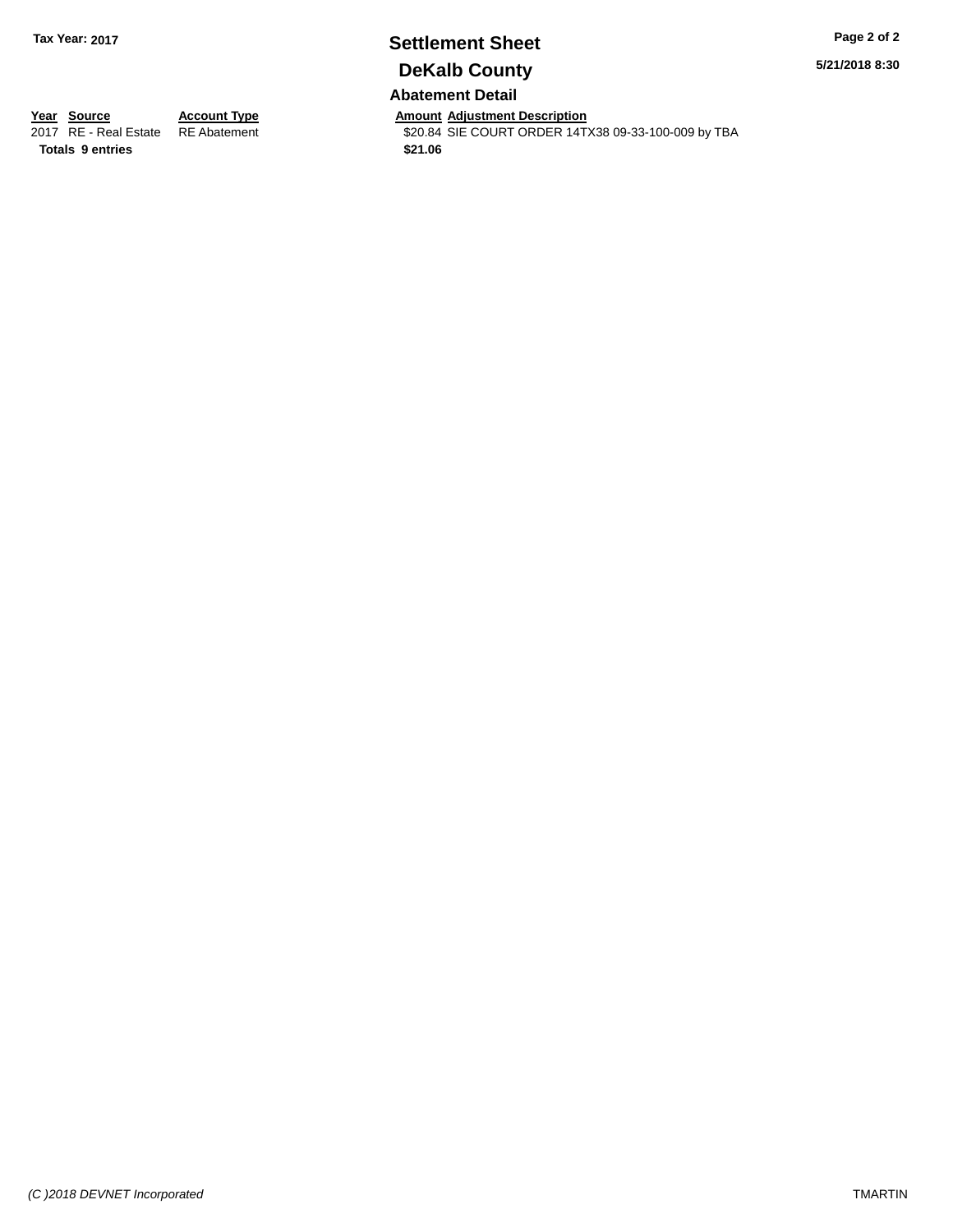**Tax Year: 2017**

# Settlement Sheet

## DeKalb County

**5/21/2018 8:30**

### Abatement Detail

| Year | Source | Account Type | Amount | Adjustment Description |
|---|---|---|---|---|
| 2017 | RE - Real Estate | RE Abatement | $20.84 | SIE COURT ORDER 14TX38 09-33-100-009 by TBA |
| **Totals** | **9 entries** | | **$21.06** | |

*(C )2018 DEVNET Incorporated*

TMARTIN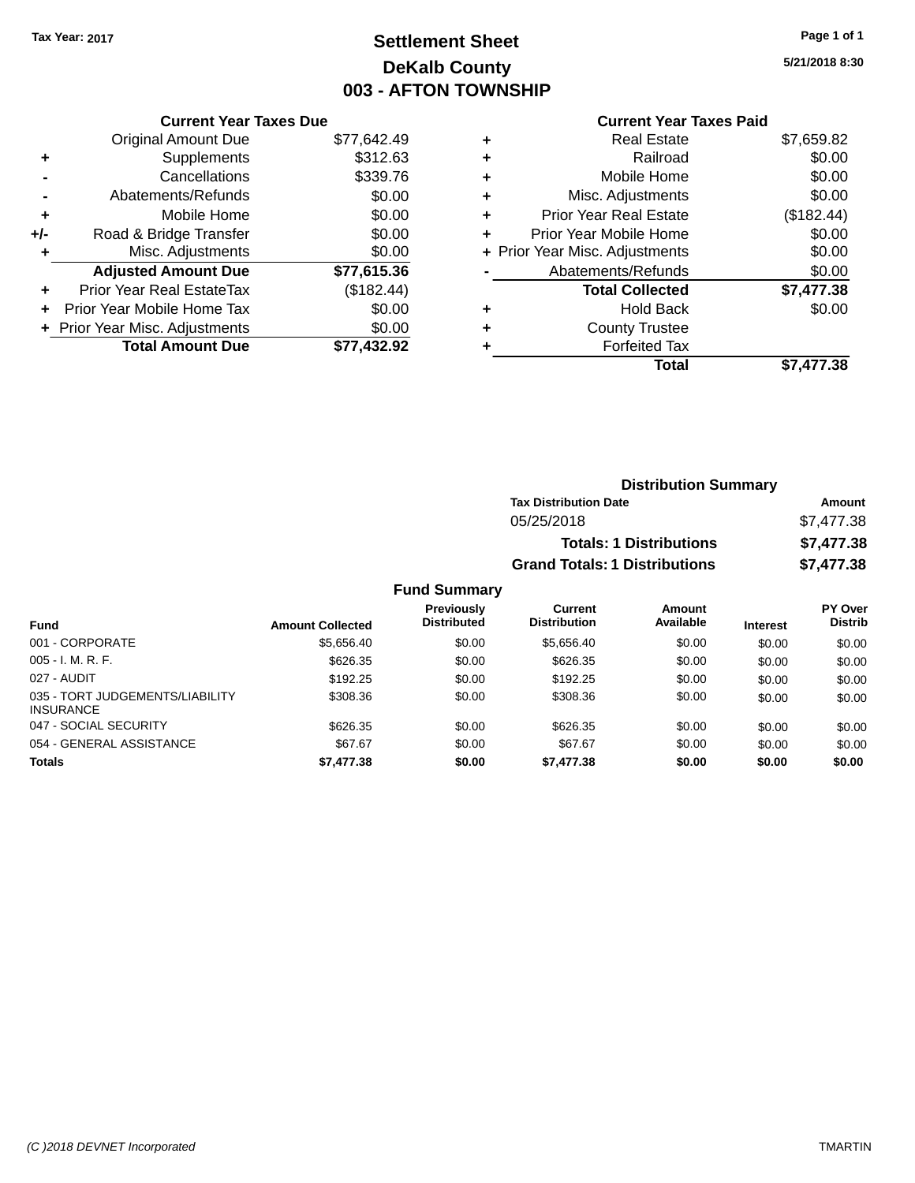Tax Year: 2017

# Settlement Sheet
## DeKalb County
## 003 - AFTON TOWNSHIP

5/21/2018 8:30

### Current Year Taxes Due

| | | |
|---|---|---|
| | Original Amount Due | $77,642.49 |
| + | Supplements | $312.63 |
| - | Cancellations | $339.76 |
| - | Abatements/Refunds | $0.00 |
| + | Mobile Home | $0.00 |
| +/- | Road & Bridge Transfer | $0.00 |
| + | Misc. Adjustments | $0.00 |
| | **Adjusted Amount Due** | **$77,615.36** |
| + | Prior Year Real EstateTax | ($182.44) |
| + | Prior Year Mobile Home Tax | $0.00 |
| + | Prior Year Misc. Adjustments | $0.00 |
| | **Total Amount Due** | **$77,432.92** |

### Current Year Taxes Paid

| | | |
|---|---|---|
| + | Real Estate | $7,659.82 |
| + | Railroad | $0.00 |
| + | Mobile Home | $0.00 |
| + | Misc. Adjustments | $0.00 |
| + | Prior Year Real Estate | ($182.44) |
| + | Prior Year Mobile Home | $0.00 |
| + | Prior Year Misc. Adjustments | $0.00 |
| - | Abatements/Refunds | $0.00 |
| | **Total Collected** | **$7,477.38** |
| + | Hold Back | $0.00 |
| + | County Trustee | |
| + | Forfeited Tax | |
| | **Total** | **$7,477.38** |

### Distribution Summary

| Tax Distribution Date | Amount |
|---|---|
| 05/25/2018 | $7,477.38 |
| **Totals: 1 Distributions** | **$7,477.38** |
| **Grand Totals: 1 Distributions** | **$7,477.38** |

### Fund Summary

| Fund | Amount Collected | Previously Distributed | Current Distribution | Amount Available | Interest | PY Over Distrib |
|---|---|---|---|---|---|---|
| 001 - CORPORATE | $5,656.40 | $0.00 | $5,656.40 | $0.00 | $0.00 | $0.00 |
| 005 - I. M. R. F. | $626.35 | $0.00 | $626.35 | $0.00 | $0.00 | $0.00 |
| 027 - AUDIT | $192.25 | $0.00 | $192.25 | $0.00 | $0.00 | $0.00 |
| 035 - TORT JUDGEMENTS/LIABILITY INSURANCE | $308.36 | $0.00 | $308.36 | $0.00 | $0.00 | $0.00 |
| 047 - SOCIAL SECURITY | $626.35 | $0.00 | $626.35 | $0.00 | $0.00 | $0.00 |
| 054 - GENERAL ASSISTANCE | $67.67 | $0.00 | $67.67 | $0.00 | $0.00 | $0.00 |
| **Totals** | **$7,477.38** | **$0.00** | **$7,477.38** | **$0.00** | **$0.00** | **$0.00** |

(C )2018 DEVNET Incorporated TMARTIN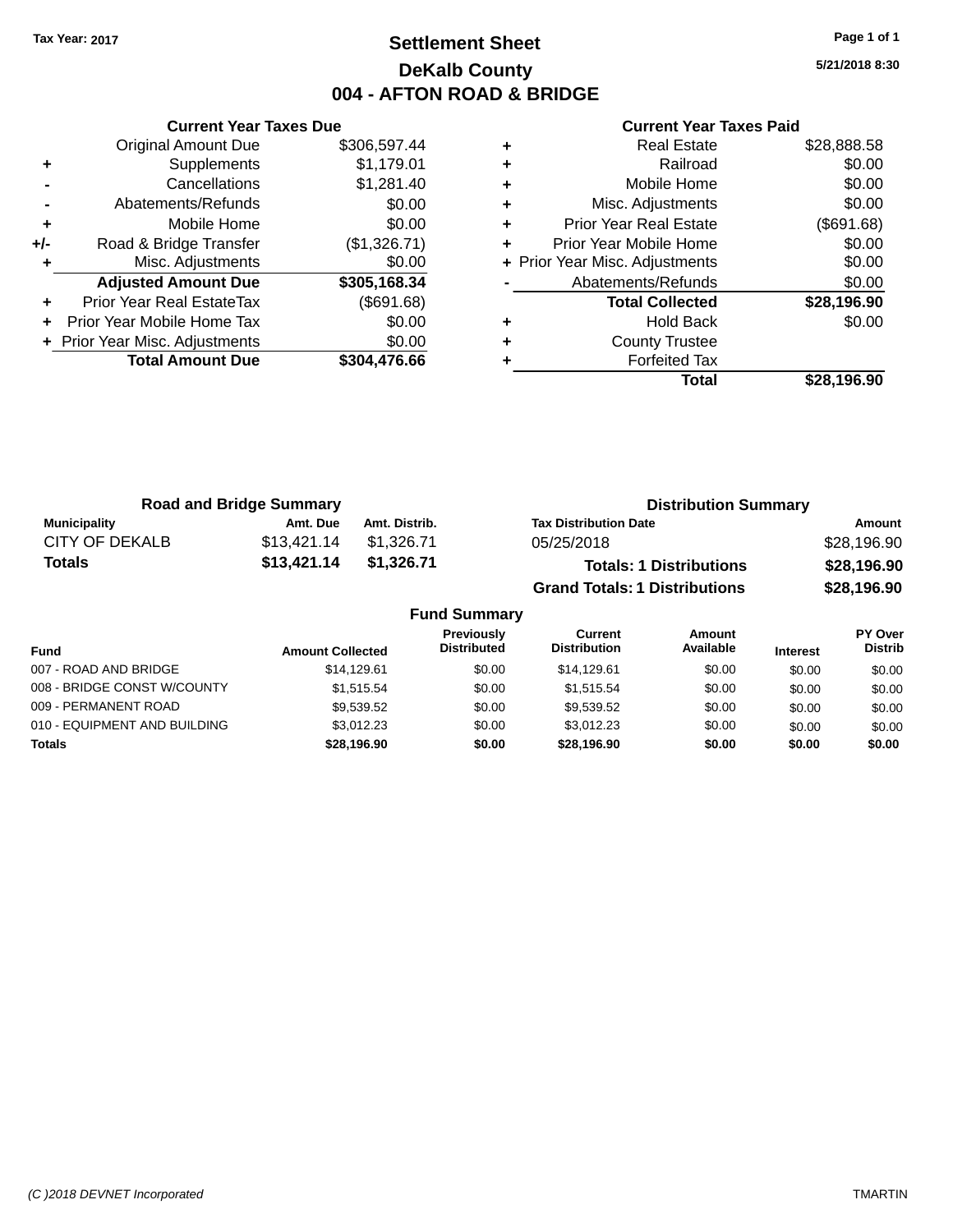Tax Year: 2017

# Settlement Sheet

## DeKalb County

## 004 - AFTON ROAD & BRIDGE

5/21/2018 8:30

### Current Year Taxes Due

| | | |
|---|---|---|
| | Original Amount Due | $306,597.44 |
| + | Supplements | $1,179.01 |
| - | Cancellations | $1,281.40 |
| - | Abatements/Refunds | $0.00 |
| + | Mobile Home | $0.00 |
| +/- | Road & Bridge Transfer | ($1,326.71) |
| + | Misc. Adjustments | $0.00 |
| | **Adjusted Amount Due** | **$305,168.34** |
| + | Prior Year Real EstateTax | ($691.68) |
| + | Prior Year Mobile Home Tax | $0.00 |
| + | Prior Year Misc. Adjustments | $0.00 |
| | **Total Amount Due** | **$304,476.66** |

### Current Year Taxes Paid

| | | |
|---|---|---|
| + | Real Estate | $28,888.58 |
| + | Railroad | $0.00 |
| + | Mobile Home | $0.00 |
| + | Misc. Adjustments | $0.00 |
| + | Prior Year Real Estate | ($691.68) |
| + | Prior Year Mobile Home | $0.00 |
| + | Prior Year Misc. Adjustments | $0.00 |
| - | Abatements/Refunds | $0.00 |
| | **Total Collected** | **$28,196.90** |
| + | Hold Back | $0.00 |
| + | County Trustee | |
| + | Forfeited Tax | |
| | **Total** | **$28,196.90** |

### Road and Bridge Summary

| Municipality | Amt. Due | Amt. Distrib. |
|---|---|---|
| CITY OF DEKALB | $13,421.14 | $1,326.71 |
| **Totals** | **$13,421.14** | **$1,326.71** |

### Distribution Summary

| Tax Distribution Date | Amount |
|---|---|
| 05/25/2018 | $28,196.90 |
| **Totals: 1 Distributions** | **$28,196.90** |
| **Grand Totals: 1 Distributions** | **$28,196.90** |

### Fund Summary

| Fund | Amount Collected | Previously Distributed | Current Distribution | Amount Available | Interest | PY Over Distrib |
|---|---|---|---|---|---|---|
| 007 - ROAD AND BRIDGE | $14,129.61 | $0.00 | $14,129.61 | $0.00 | $0.00 | $0.00 |
| 008 - BRIDGE CONST W/COUNTY | $1,515.54 | $0.00 | $1,515.54 | $0.00 | $0.00 | $0.00 |
| 009 - PERMANENT ROAD | $9,539.52 | $0.00 | $9,539.52 | $0.00 | $0.00 | $0.00 |
| 010 - EQUIPMENT AND BUILDING | $3,012.23 | $0.00 | $3,012.23 | $0.00 | $0.00 | $0.00 |
| **Totals** | **$28,196.90** | **$0.00** | **$28,196.90** | **$0.00** | **$0.00** | **$0.00** |

(C )2018 DEVNET Incorporated — TMARTIN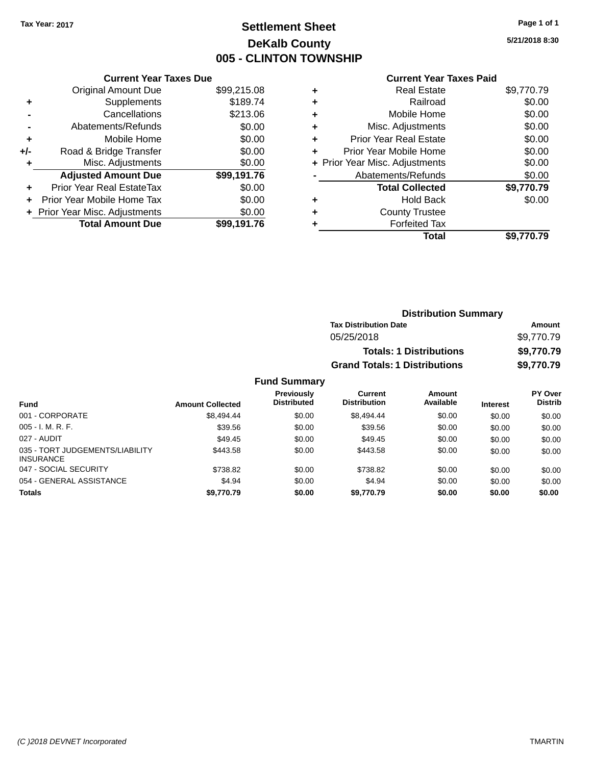Tax Year: 2017

# Settlement Sheet
## DeKalb County
## 005 - CLINTON TOWNSHIP

5/21/2018 8:30

### Current Year Taxes Due

| | | |
|---|---|---|
| | Original Amount Due | $99,215.08 |
| + | Supplements | $189.74 |
| - | Cancellations | $213.06 |
| - | Abatements/Refunds | $0.00 |
| + | Mobile Home | $0.00 |
| +/- | Road & Bridge Transfer | $0.00 |
| + | Misc. Adjustments | $0.00 |
| | **Adjusted Amount Due** | **$99,191.76** |
| + | Prior Year Real EstateTax | $0.00 |
| + | Prior Year Mobile Home Tax | $0.00 |
| + | Prior Year Misc. Adjustments | $0.00 |
| | **Total Amount Due** | **$99,191.76** |

### Current Year Taxes Paid

| | | |
|---|---|---|
| + | Real Estate | $9,770.79 |
| + | Railroad | $0.00 |
| + | Mobile Home | $0.00 |
| + | Misc. Adjustments | $0.00 |
| + | Prior Year Real Estate | $0.00 |
| + | Prior Year Mobile Home | $0.00 |
| + | Prior Year Misc. Adjustments | $0.00 |
| - | Abatements/Refunds | $0.00 |
| | **Total Collected** | **$9,770.79** |
| + | Hold Back | $0.00 |
| + | County Trustee | |
| + | Forfeited Tax | |
| | **Total** | **$9,770.79** |

### Distribution Summary

| Tax Distribution Date | Amount |
|---|---|
| 05/25/2018 | $9,770.79 |
| **Totals: 1 Distributions** | **$9,770.79** |
| **Grand Totals: 1 Distributions** | **$9,770.79** |

### Fund Summary

| Fund | Amount Collected | Previously Distributed | Current Distribution | Amount Available | Interest | PY Over Distrib |
|---|---|---|---|---|---|---|
| 001 - CORPORATE | $8,494.44 | $0.00 | $8,494.44 | $0.00 | $0.00 | $0.00 |
| 005 - I. M. R. F. | $39.56 | $0.00 | $39.56 | $0.00 | $0.00 | $0.00 |
| 027 - AUDIT | $49.45 | $0.00 | $49.45 | $0.00 | $0.00 | $0.00 |
| 035 - TORT JUDGEMENTS/LIABILITY INSURANCE | $443.58 | $0.00 | $443.58 | $0.00 | $0.00 | $0.00 |
| 047 - SOCIAL SECURITY | $738.82 | $0.00 | $738.82 | $0.00 | $0.00 | $0.00 |
| 054 - GENERAL ASSISTANCE | $4.94 | $0.00 | $4.94 | $0.00 | $0.00 | $0.00 |
| **Totals** | **$9,770.79** | **$0.00** | **$9,770.79** | **$0.00** | **$0.00** | **$0.00** |

(C )2018 DEVNET Incorporated

TMARTIN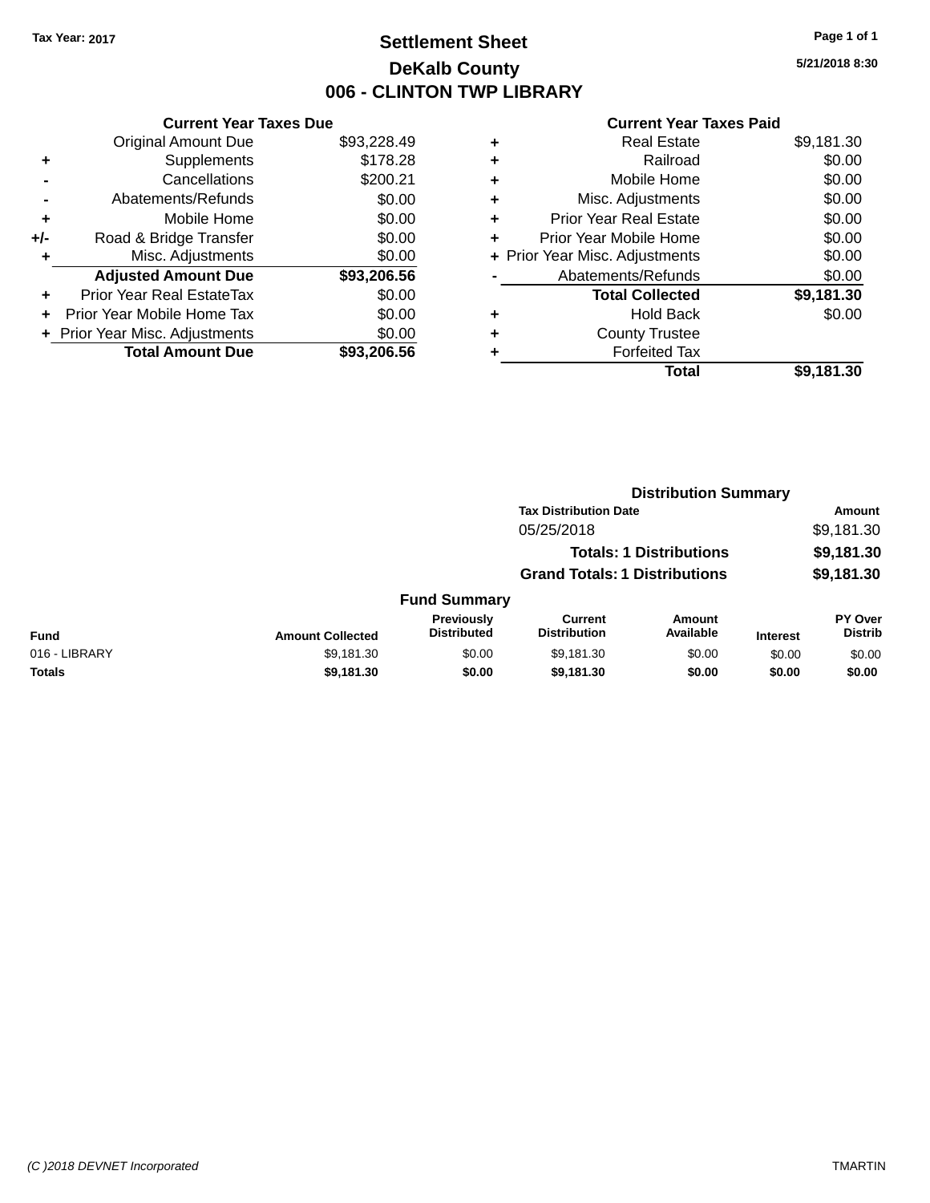Tax Year: 2017

# Settlement Sheet

## DeKalb County

## 006 - CLINTON TWP LIBRARY

5/21/2018 8:30

### Current Year Taxes Due

| | | |
|---|---|---|
| | Original Amount Due | $93,228.49 |
| + | Supplements | $178.28 |
| - | Cancellations | $200.21 |
| - | Abatements/Refunds | $0.00 |
| + | Mobile Home | $0.00 |
| +/- | Road & Bridge Transfer | $0.00 |
| + | Misc. Adjustments | $0.00 |
| | **Adjusted Amount Due** | **$93,206.56** |
| + | Prior Year Real EstateTax | $0.00 |
| + | Prior Year Mobile Home Tax | $0.00 |
| + | Prior Year Misc. Adjustments | $0.00 |
| | **Total Amount Due** | **$93,206.56** |

### Current Year Taxes Paid

| | | |
|---|---|---|
| + | Real Estate | $9,181.30 |
| + | Railroad | $0.00 |
| + | Mobile Home | $0.00 |
| + | Misc. Adjustments | $0.00 |
| + | Prior Year Real Estate | $0.00 |
| + | Prior Year Mobile Home | $0.00 |
| + | Prior Year Misc. Adjustments | $0.00 |
| - | Abatements/Refunds | $0.00 |
| | **Total Collected** | **$9,181.30** |
| + | Hold Back | $0.00 |
| + | County Trustee | |
| + | Forfeited Tax | |
| | **Total** | **$9,181.30** |

### Distribution Summary

| Tax Distribution Date | Amount |
|---|---|
| 05/25/2018 | $9,181.30 |
| **Totals: 1 Distributions** | **$9,181.30** |
| **Grand Totals: 1 Distributions** | **$9,181.30** |

### Fund Summary

| Fund | Amount Collected | Previously Distributed | Current Distribution | Amount Available | Interest | PY Over Distrib |
|---|---|---|---|---|---|---|
| 016 - LIBRARY | $9,181.30 | $0.00 | $9,181.30 | $0.00 | $0.00 | $0.00 |
| **Totals** | **$9,181.30** | **$0.00** | **$9,181.30** | **$0.00** | **$0.00** | **$0.00** |

(C )2018 DEVNET Incorporated

TMARTIN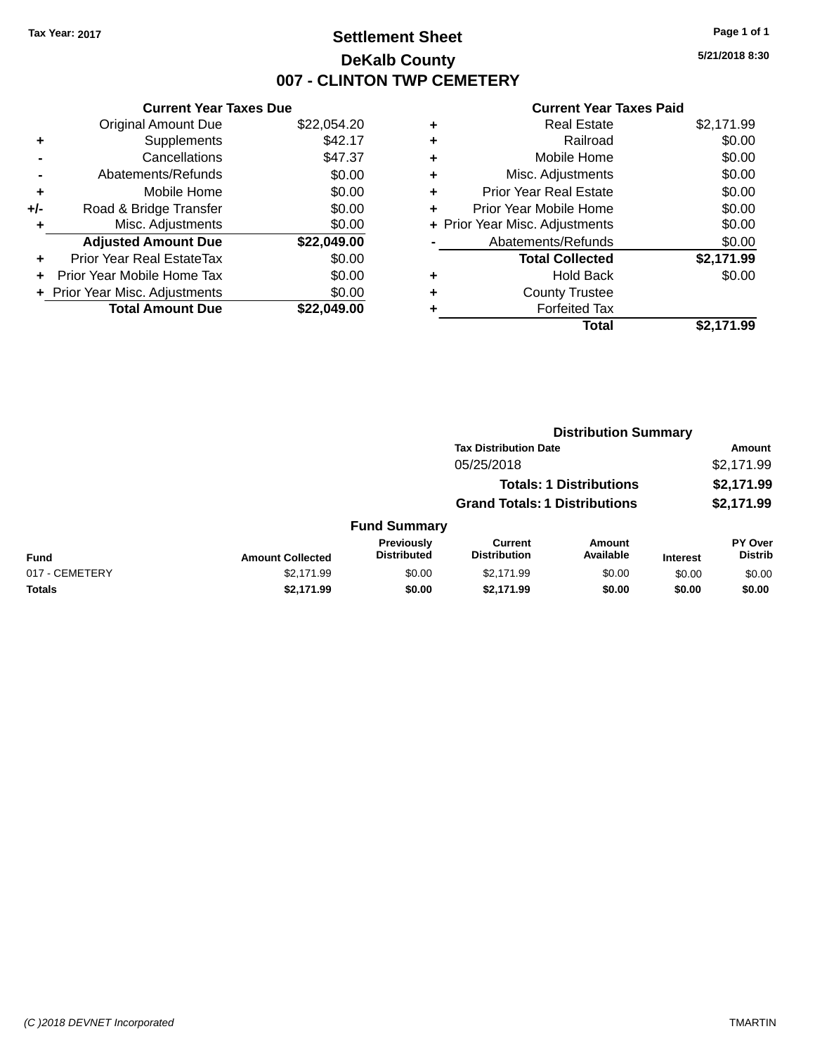Tax Year: 2017

# Settlement Sheet

## DeKalb County

## 007 - CLINTON TWP CEMETERY

5/21/2018 8:30

### Current Year Taxes Due

| | | |
|---|---|---|
| | Original Amount Due | $22,054.20 |
| + | Supplements | $42.17 |
| - | Cancellations | $47.37 |
| - | Abatements/Refunds | $0.00 |
| + | Mobile Home | $0.00 |
| +/- | Road & Bridge Transfer | $0.00 |
| + | Misc. Adjustments | $0.00 |
| | **Adjusted Amount Due** | **$22,049.00** |
| + | Prior Year Real EstateTax | $0.00 |
| + | Prior Year Mobile Home Tax | $0.00 |
| + | Prior Year Misc. Adjustments | $0.00 |
| | **Total Amount Due** | **$22,049.00** |

### Current Year Taxes Paid

| | | |
|---|---|---|
| + | Real Estate | $2,171.99 |
| + | Railroad | $0.00 |
| + | Mobile Home | $0.00 |
| + | Misc. Adjustments | $0.00 |
| + | Prior Year Real Estate | $0.00 |
| + | Prior Year Mobile Home | $0.00 |
| + | Prior Year Misc. Adjustments | $0.00 |
| - | Abatements/Refunds | $0.00 |
| | **Total Collected** | **$2,171.99** |
| + | Hold Back | $0.00 |
| + | County Trustee | |
| + | Forfeited Tax | |
| | **Total** | **$2,171.99** |

### Distribution Summary

| Tax Distribution Date | Amount |
|---|---|
| 05/25/2018 | $2,171.99 |
| **Totals: 1 Distributions** | **$2,171.99** |
| **Grand Totals: 1 Distributions** | **$2,171.99** |

### Fund Summary

| Fund | Amount Collected | Previously Distributed | Current Distribution | Amount Available | Interest | PY Over Distrib |
|---|---|---|---|---|---|---|
| 017 - CEMETERY | $2,171.99 | $0.00 | $2,171.99 | $0.00 | $0.00 | $0.00 |
| **Totals** | **$2,171.99** | **$0.00** | **$2,171.99** | **$0.00** | **$0.00** | **$0.00** |

(C )2018 DEVNET Incorporated    TMARTIN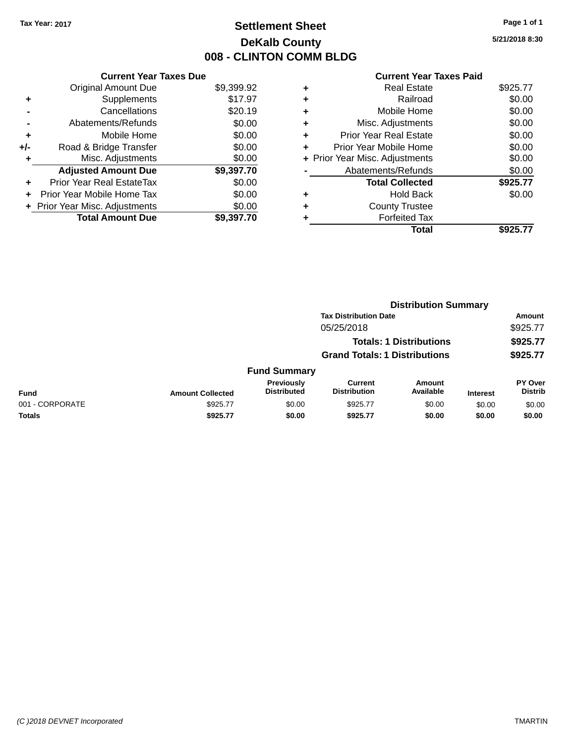Tax Year: 2017

# Settlement Sheet
## DeKalb County
## 008 - CLINTON COMM BLDG

5/21/2018 8:30

### Current Year Taxes Due

| | | |
|---|---|---|
| | Original Amount Due | $9,399.92 |
| + | Supplements | $17.97 |
| - | Cancellations | $20.19 |
| - | Abatements/Refunds | $0.00 |
| + | Mobile Home | $0.00 |
| +/- | Road & Bridge Transfer | $0.00 |
| + | Misc. Adjustments | $0.00 |
| | **Adjusted Amount Due** | **$9,397.70** |
| + | Prior Year Real EstateTax | $0.00 |
| + | Prior Year Mobile Home Tax | $0.00 |
| + | Prior Year Misc. Adjustments | $0.00 |
| | **Total Amount Due** | **$9,397.70** |

### Current Year Taxes Paid

| | | |
|---|---|---|
| + | Real Estate | $925.77 |
| + | Railroad | $0.00 |
| + | Mobile Home | $0.00 |
| + | Misc. Adjustments | $0.00 |
| + | Prior Year Real Estate | $0.00 |
| + | Prior Year Mobile Home | $0.00 |
| + | Prior Year Misc. Adjustments | $0.00 |
| - | Abatements/Refunds | $0.00 |
| | **Total Collected** | **$925.77** |
| + | Hold Back | $0.00 |
| + | County Trustee | |
| + | Forfeited Tax | |
| | **Total** | **$925.77** |

### Distribution Summary

| Tax Distribution Date | Amount |
|---|---|
| 05/25/2018 | $925.77 |
| **Totals: 1 Distributions** | **$925.77** |
| **Grand Totals: 1 Distributions** | **$925.77** |

### Fund Summary

| Fund | Amount Collected | Previously Distributed | Current Distribution | Amount Available | Interest | PY Over Distrib |
|---|---|---|---|---|---|---|
| 001 - CORPORATE | $925.77 | $0.00 | $925.77 | $0.00 | $0.00 | $0.00 |
| **Totals** | **$925.77** | **$0.00** | **$925.77** | **$0.00** | **$0.00** | **$0.00** |

(C )2018 DEVNET Incorporated TMARTIN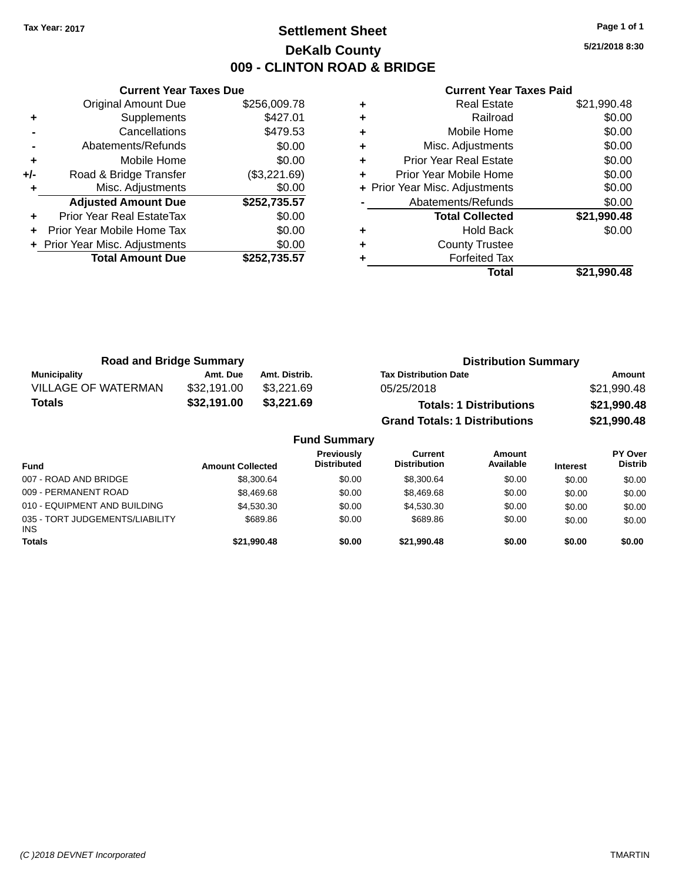Tax Year: 2017

# Settlement Sheet

## DeKalb County

## 009 - CLINTON ROAD & BRIDGE

5/21/2018 8:30

### Current Year Taxes Due

| | | |
|---|---|---|
| | Original Amount Due | $256,009.78 |
| + | Supplements | $427.01 |
| - | Cancellations | $479.53 |
| - | Abatements/Refunds | $0.00 |
| + | Mobile Home | $0.00 |
| +/- | Road & Bridge Transfer | ($3,221.69) |
| + | Misc. Adjustments | $0.00 |
| | **Adjusted Amount Due** | **$252,735.57** |
| + | Prior Year Real EstateTax | $0.00 |
| + | Prior Year Mobile Home Tax | $0.00 |
| + | Prior Year Misc. Adjustments | $0.00 |
| | **Total Amount Due** | **$252,735.57** |

### Current Year Taxes Paid

| | | |
|---|---|---|
| + | Real Estate | $21,990.48 |
| + | Railroad | $0.00 |
| + | Mobile Home | $0.00 |
| + | Misc. Adjustments | $0.00 |
| + | Prior Year Real Estate | $0.00 |
| + | Prior Year Mobile Home | $0.00 |
| + | Prior Year Misc. Adjustments | $0.00 |
| - | Abatements/Refunds | $0.00 |
| | **Total Collected** | **$21,990.48** |
| + | Hold Back | $0.00 |
| + | County Trustee | |
| + | Forfeited Tax | |
| | **Total** | **$21,990.48** |

### Road and Bridge Summary

| Municipality | Amt. Due | Amt. Distrib. |
|---|---|---|
| VILLAGE OF WATERMAN | $32,191.00 | $3,221.69 |
| **Totals** | **$32,191.00** | **$3,221.69** |

### Distribution Summary

| Tax Distribution Date | Amount |
|---|---|
| 05/25/2018 | $21,990.48 |
| **Totals: 1 Distributions** | **$21,990.48** |
| **Grand Totals: 1 Distributions** | **$21,990.48** |

### Fund Summary

| Fund | Amount Collected | Previously Distributed | Current Distribution | Amount Available | Interest | PY Over Distrib |
|---|---|---|---|---|---|---|
| 007 - ROAD AND BRIDGE | $8,300.64 | $0.00 | $8,300.64 | $0.00 | $0.00 | $0.00 |
| 009 - PERMANENT ROAD | $8,469.68 | $0.00 | $8,469.68 | $0.00 | $0.00 | $0.00 |
| 010 - EQUIPMENT AND BUILDING | $4,530.30 | $0.00 | $4,530.30 | $0.00 | $0.00 | $0.00 |
| 035 - TORT JUDGEMENTS/LIABILITY INS | $689.86 | $0.00 | $689.86 | $0.00 | $0.00 | $0.00 |
| **Totals** | **$21,990.48** | **$0.00** | **$21,990.48** | **$0.00** | **$0.00** | **$0.00** |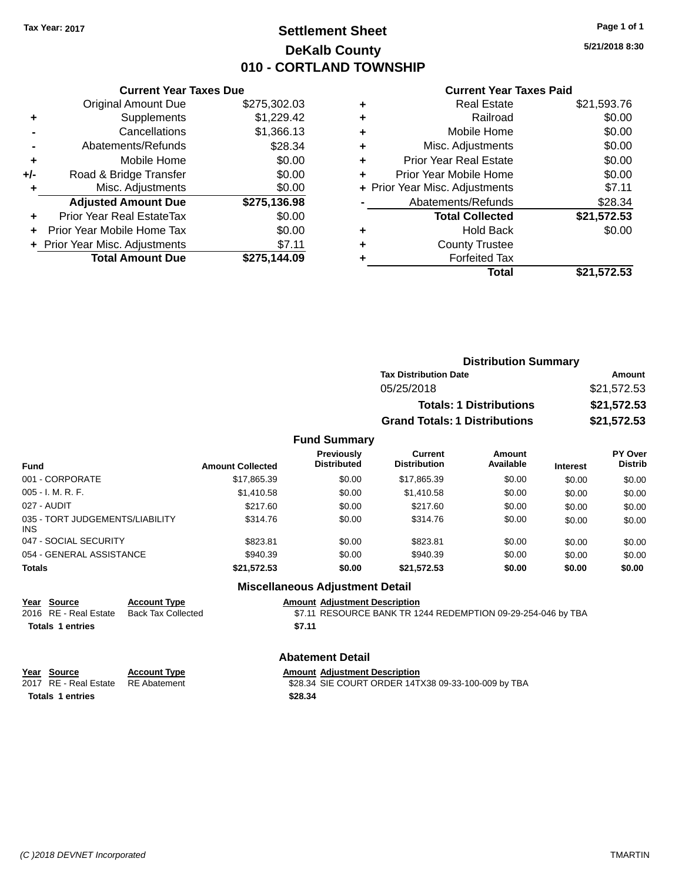Tax Year: 2017

# Settlement Sheet
## DeKalb County
## 010 - CORTLAND TOWNSHIP

5/21/2018 8:30

### Current Year Taxes Due

| | | |
|---|---|---|
| | Original Amount Due | $275,302.03 |
| + | Supplements | $1,229.42 |
| - | Cancellations | $1,366.13 |
| - | Abatements/Refunds | $28.34 |
| + | Mobile Home | $0.00 |
| +/- | Road & Bridge Transfer | $0.00 |
| + | Misc. Adjustments | $0.00 |
| | **Adjusted Amount Due** | **$275,136.98** |
| + | Prior Year Real EstateTax | $0.00 |
| + | Prior Year Mobile Home Tax | $0.00 |
| + | Prior Year Misc. Adjustments | $7.11 |
| | **Total Amount Due** | **$275,144.09** |

### Current Year Taxes Paid

| | | |
|---|---|---|
| + | Real Estate | $21,593.76 |
| + | Railroad | $0.00 |
| + | Mobile Home | $0.00 |
| + | Misc. Adjustments | $0.00 |
| + | Prior Year Real Estate | $0.00 |
| + | Prior Year Mobile Home | $0.00 |
| + | Prior Year Misc. Adjustments | $7.11 |
| - | Abatements/Refunds | $28.34 |
| | **Total Collected** | **$21,572.53** |
| + | Hold Back | $0.00 |
| + | County Trustee | |
| + | Forfeited Tax | |
| | **Total** | **$21,572.53** |

### Distribution Summary

| Tax Distribution Date | Amount |
|---|---|
| 05/25/2018 | $21,572.53 |
| **Totals: 1 Distributions** | **$21,572.53** |
| **Grand Totals: 1 Distributions** | **$21,572.53** |

### Fund Summary

| Fund | Amount Collected | Previously Distributed | Current Distribution | Amount Available | Interest | PY Over Distrib |
|---|---|---|---|---|---|---|
| 001 - CORPORATE | $17,865.39 | $0.00 | $17,865.39 | $0.00 | $0.00 | $0.00 |
| 005 - I. M. R. F. | $1,410.58 | $0.00 | $1,410.58 | $0.00 | $0.00 | $0.00 |
| 027 - AUDIT | $217.60 | $0.00 | $217.60 | $0.00 | $0.00 | $0.00 |
| 035 - TORT JUDGEMENTS/LIABILITY INS | $314.76 | $0.00 | $314.76 | $0.00 | $0.00 | $0.00 |
| 047 - SOCIAL SECURITY | $823.81 | $0.00 | $823.81 | $0.00 | $0.00 | $0.00 |
| 054 - GENERAL ASSISTANCE | $940.39 | $0.00 | $940.39 | $0.00 | $0.00 | $0.00 |
| **Totals** | **$21,572.53** | **$0.00** | **$21,572.53** | **$0.00** | **$0.00** | **$0.00** |

### Miscellaneous Adjustment Detail

| Year | Source | Account Type | Amount | Adjustment Description |
|---|---|---|---|---|
| 2016 | RE - Real Estate | Back Tax Collected | $7.11 | RESOURCE BANK TR 1244 REDEMPTION 09-29-254-046 by TBA |
| **Totals** | **1 entries** | | **$7.11** | |

### Abatement Detail

| Year | Source | Account Type | Amount | Adjustment Description |
|---|---|---|---|---|
| 2017 | RE - Real Estate | RE Abatement | $28.34 | SIE COURT ORDER 14TX38 09-33-100-009 by TBA |
| **Totals** | **1 entries** | | **$28.34** | |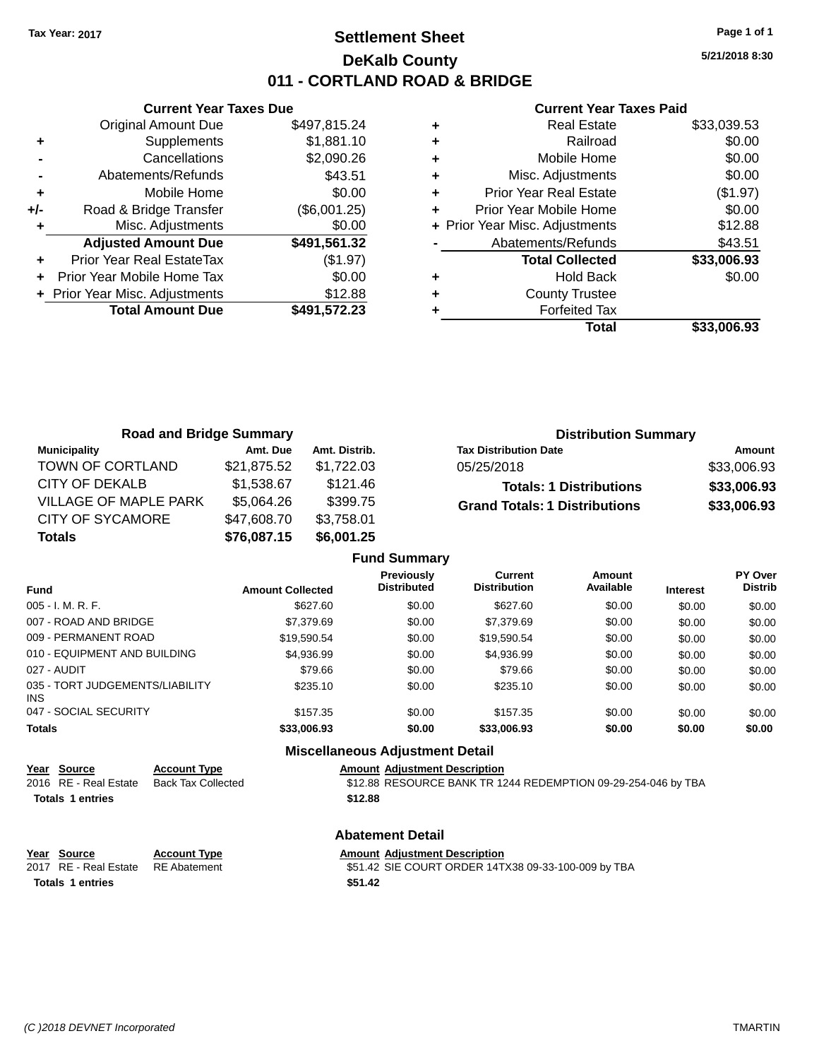Tax Year: 2017

# Settlement Sheet

## DeKalb County

## 011 - CORTLAND ROAD & BRIDGE

5/21/2018 8:30

### Current Year Taxes Due

| | | |
|---|---|---|
| | Original Amount Due | $497,815.24 |
| + | Supplements | $1,881.10 |
| - | Cancellations | $2,090.26 |
| - | Abatements/Refunds | $43.51 |
| + | Mobile Home | $0.00 |
| +/- | Road & Bridge Transfer | ($6,001.25) |
| + | Misc. Adjustments | $0.00 |
| | **Adjusted Amount Due** | **$491,561.32** |
| + | Prior Year Real EstateTax | ($1.97) |
| + | Prior Year Mobile Home Tax | $0.00 |
| + | Prior Year Misc. Adjustments | $12.88 |
| | **Total Amount Due** | **$491,572.23** |

### Current Year Taxes Paid

| | | |
|---|---|---|
| + | Real Estate | $33,039.53 |
| + | Railroad | $0.00 |
| + | Mobile Home | $0.00 |
| + | Misc. Adjustments | $0.00 |
| + | Prior Year Real Estate | ($1.97) |
| + | Prior Year Mobile Home | $0.00 |
| + | Prior Year Misc. Adjustments | $12.88 |
| - | Abatements/Refunds | $43.51 |
| | **Total Collected** | **$33,006.93** |
| + | Hold Back | $0.00 |
| + | County Trustee | |
| + | Forfeited Tax | |
| | **Total** | **$33,006.93** |

### Road and Bridge Summary

| Municipality | Amt. Due | Amt. Distrib. |
|---|---|---|
| TOWN OF CORTLAND | $21,875.52 | $1,722.03 |
| CITY OF DEKALB | $1,538.67 | $121.46 |
| VILLAGE OF MAPLE PARK | $5,064.26 | $399.75 |
| CITY OF SYCAMORE | $47,608.70 | $3,758.01 |
| **Totals** | **$76,087.15** | **$6,001.25** |

### Distribution Summary

| Tax Distribution Date | Amount |
|---|---|
| 05/25/2018 | $33,006.93 |
| **Totals: 1 Distributions** | **$33,006.93** |
| **Grand Totals: 1 Distributions** | **$33,006.93** |

### Fund Summary

| Fund | Amount Collected | Previously Distributed | Current Distribution | Amount Available | Interest | PY Over Distrib |
|---|---|---|---|---|---|---|
| 005 - I. M. R. F. | $627.60 | $0.00 | $627.60 | $0.00 | $0.00 | $0.00 |
| 007 - ROAD AND BRIDGE | $7,379.69 | $0.00 | $7,379.69 | $0.00 | $0.00 | $0.00 |
| 009 - PERMANENT ROAD | $19,590.54 | $0.00 | $19,590.54 | $0.00 | $0.00 | $0.00 |
| 010 - EQUIPMENT AND BUILDING | $4,936.99 | $0.00 | $4,936.99 | $0.00 | $0.00 | $0.00 |
| 027 - AUDIT | $79.66 | $0.00 | $79.66 | $0.00 | $0.00 | $0.00 |
| 035 - TORT JUDGEMENTS/LIABILITY INS | $235.10 | $0.00 | $235.10 | $0.00 | $0.00 | $0.00 |
| 047 - SOCIAL SECURITY | $157.35 | $0.00 | $157.35 | $0.00 | $0.00 | $0.00 |
| **Totals** | **$33,006.93** | **$0.00** | **$33,006.93** | **$0.00** | **$0.00** | **$0.00** |

### Miscellaneous Adjustment Detail

| Year | Source | Account Type | Amount | Adjustment Description |
|---|---|---|---|---|
| 2016 | RE - Real Estate | Back Tax Collected | $12.88 | RESOURCE BANK TR 1244 REDEMPTION 09-29-254-046 by TBA |
| **Totals** | **1 entries** | | **$12.88** | |

### Abatement Detail

| Year | Source | Account Type | Amount | Adjustment Description |
|---|---|---|---|---|
| 2017 | RE - Real Estate | RE Abatement | $51.42 | SIE COURT ORDER 14TX38 09-33-100-009 by TBA |
| **Totals** | **1 entries** | | **$51.42** | |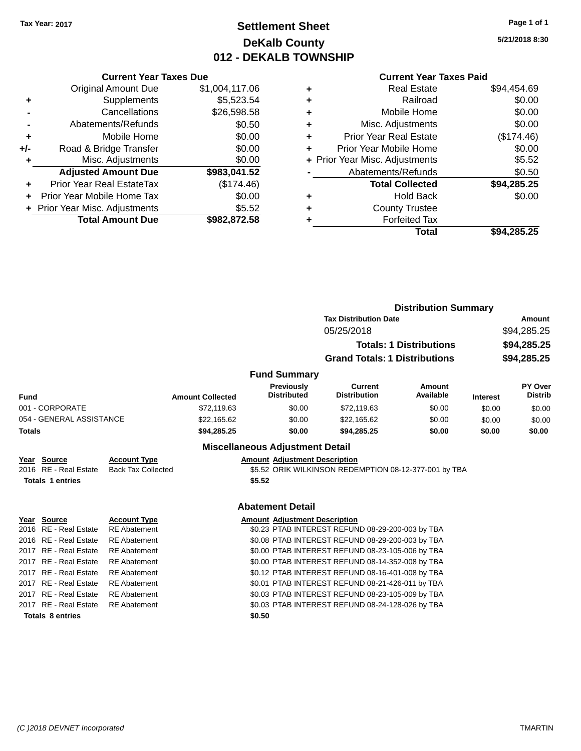Tax Year: 2017

# Settlement Sheet
## DeKalb County
## 012 - DEKALB TOWNSHIP

5/21/2018 8:30

**Current Year Taxes Due**

| | | |
|---|---|---|
| | Original Amount Due | $1,004,117.06 |
| + | Supplements | $5,523.54 |
| - | Cancellations | $26,598.58 |
| - | Abatements/Refunds | $0.50 |
| + | Mobile Home | $0.00 |
| +/- | Road & Bridge Transfer | $0.00 |
| + | Misc. Adjustments | $0.00 |
| | **Adjusted Amount Due** | **$983,041.52** |
| + | Prior Year Real EstateTax | ($174.46) |
| + | Prior Year Mobile Home Tax | $0.00 |
| + | Prior Year Misc. Adjustments | $5.52 |
| | **Total Amount Due** | **$982,872.58** |

**Current Year Taxes Paid**

| | | |
|---|---|---|
| + | Real Estate | $94,454.69 |
| + | Railroad | $0.00 |
| + | Mobile Home | $0.00 |
| + | Misc. Adjustments | $0.00 |
| + | Prior Year Real Estate | ($174.46) |
| + | Prior Year Mobile Home | $0.00 |
| + | Prior Year Misc. Adjustments | $5.52 |
| - | Abatements/Refunds | $0.50 |
| | **Total Collected** | **$94,285.25** |
| + | Hold Back | $0.00 |
| + | County Trustee | |
| + | Forfeited Tax | |
| | **Total** | **$94,285.25** |

**Distribution Summary**

| Tax Distribution Date | Amount |
|---|---|
| 05/25/2018 | $94,285.25 |
| **Totals: 1 Distributions** | **$94,285.25** |
| **Grand Totals: 1 Distributions** | **$94,285.25** |

**Fund Summary**

| Fund | Amount Collected | Previously Distributed | Current Distribution | Amount Available | Interest | PY Over Distrib |
|---|---|---|---|---|---|---|
| 001 - CORPORATE | $72,119.63 | $0.00 | $72,119.63 | $0.00 | $0.00 | $0.00 |
| 054 - GENERAL ASSISTANCE | $22,165.62 | $0.00 | $22,165.62 | $0.00 | $0.00 | $0.00 |
| **Totals** | **$94,285.25** | **$0.00** | **$94,285.25** | **$0.00** | **$0.00** | **$0.00** |

**Miscellaneous Adjustment Detail**

| Year | Source | Account Type | Amount | Adjustment Description |
|---|---|---|---|---|
| 2016 | RE - Real Estate | Back Tax Collected | $5.52 | ORIK WILKINSON REDEMPTION 08-12-377-001 by TBA |
| **Totals 1 entries** | | | **$5.52** | |

**Abatement Detail**

| Year | Source | Account Type | Amount | Adjustment Description |
|---|---|---|---|---|
| 2016 | RE - Real Estate | RE Abatement | $0.23 | PTAB INTEREST REFUND 08-29-200-003 by TBA |
| 2016 | RE - Real Estate | RE Abatement | $0.08 | PTAB INTEREST REFUND 08-29-200-003 by TBA |
| 2017 | RE - Real Estate | RE Abatement | $0.00 | PTAB INTEREST REFUND 08-23-105-006 by TBA |
| 2017 | RE - Real Estate | RE Abatement | $0.00 | PTAB INTEREST REFUND 08-14-352-008 by TBA |
| 2017 | RE - Real Estate | RE Abatement | $0.12 | PTAB INTEREST REFUND 08-16-401-008 by TBA |
| 2017 | RE - Real Estate | RE Abatement | $0.01 | PTAB INTEREST REFUND 08-21-426-011 by TBA |
| 2017 | RE - Real Estate | RE Abatement | $0.03 | PTAB INTEREST REFUND 08-23-105-009 by TBA |
| 2017 | RE - Real Estate | RE Abatement | $0.03 | PTAB INTEREST REFUND 08-24-128-026 by TBA |
| **Totals 8 entries** | | | **$0.50** | |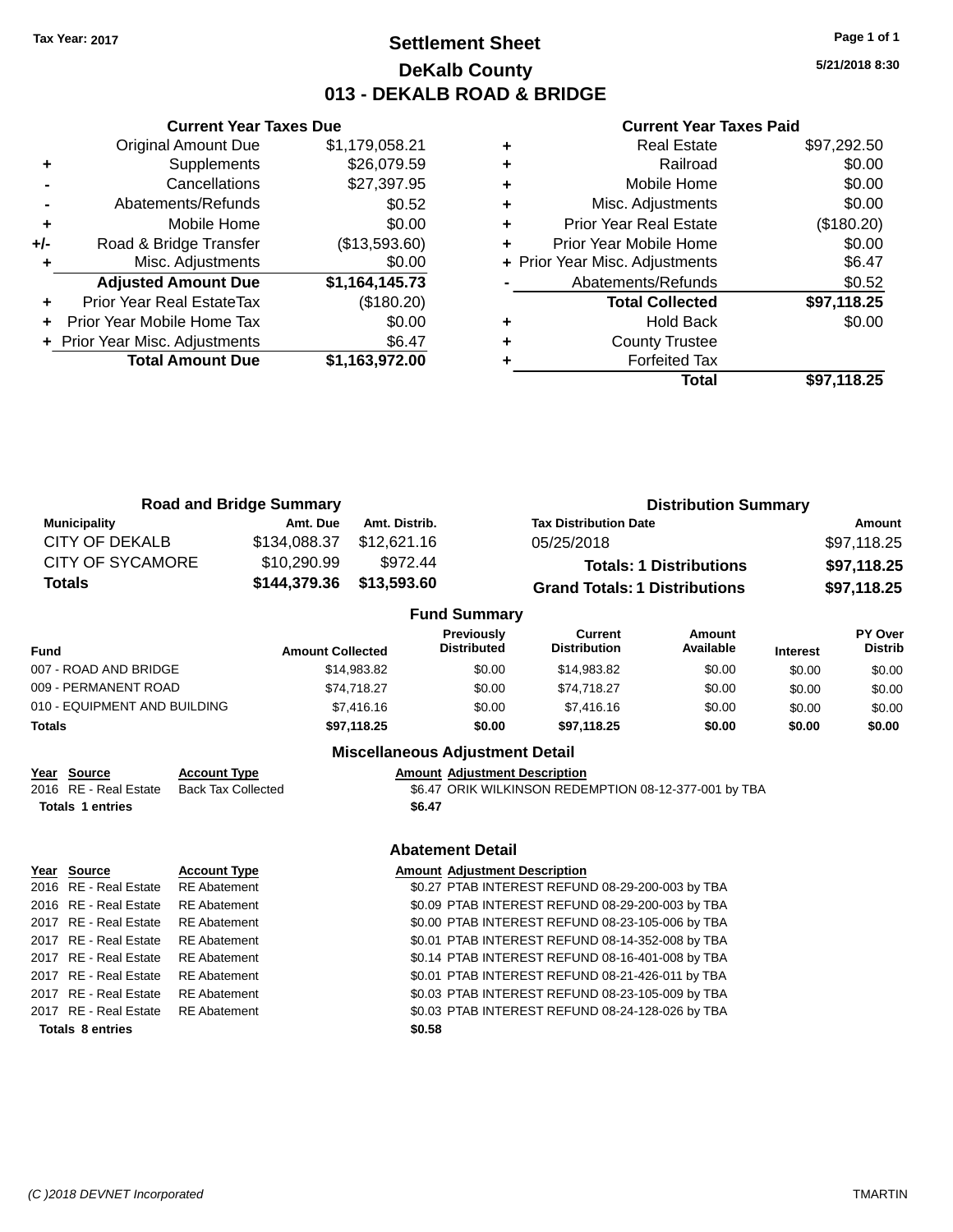Tax Year: 2017

# Settlement Sheet
# DeKalb County
# 013 - DEKALB ROAD & BRIDGE

5/21/2018 8:30

## Current Year Taxes Due

| | | |
|---|---|---|
| | Original Amount Due | $1,179,058.21 |
| + | Supplements | $26,079.59 |
| - | Cancellations | $27,397.95 |
| - | Abatements/Refunds | $0.52 |
| + | Mobile Home | $0.00 |
| +/- | Road & Bridge Transfer | ($13,593.60) |
| + | Misc. Adjustments | $0.00 |
| | **Adjusted Amount Due** | **$1,164,145.73** |
| + | Prior Year Real EstateTax | ($180.20) |
| + | Prior Year Mobile Home Tax | $0.00 |
| + | Prior Year Misc. Adjustments | $6.47 |
| | **Total Amount Due** | **$1,163,972.00** |

## Current Year Taxes Paid

| | | |
|---|---|---|
| + | Real Estate | $97,292.50 |
| + | Railroad | $0.00 |
| + | Mobile Home | $0.00 |
| + | Misc. Adjustments | $0.00 |
| + | Prior Year Real Estate | ($180.20) |
| + | Prior Year Mobile Home | $0.00 |
| + | Prior Year Misc. Adjustments | $6.47 |
| - | Abatements/Refunds | $0.52 |
| | **Total Collected** | **$97,118.25** |
| + | Hold Back | $0.00 |
| + | County Trustee | |
| + | Forfeited Tax | |
| | **Total** | **$97,118.25** |

## Road and Bridge Summary

| Municipality | Amt. Due | Amt. Distrib. |
|---|---|---|
| CITY OF DEKALB | $134,088.37 | $12,621.16 |
| CITY OF SYCAMORE | $10,290.99 | $972.44 |
| **Totals** | **$144,379.36** | **$13,593.60** |

## Distribution Summary

| Tax Distribution Date | Amount |
|---|---|
| 05/25/2018 | $97,118.25 |
| **Totals: 1 Distributions** | **$97,118.25** |
| **Grand Totals: 1 Distributions** | **$97,118.25** |

## Fund Summary

| Fund | Amount Collected | Previously Distributed | Current Distribution | Amount Available | Interest | PY Over Distrib |
|---|---|---|---|---|---|---|
| 007 - ROAD AND BRIDGE | $14,983.82 | $0.00 | $14,983.82 | $0.00 | $0.00 | $0.00 |
| 009 - PERMANENT ROAD | $74,718.27 | $0.00 | $74,718.27 | $0.00 | $0.00 | $0.00 |
| 010 - EQUIPMENT AND BUILDING | $7,416.16 | $0.00 | $7,416.16 | $0.00 | $0.00 | $0.00 |
| **Totals** | **$97,118.25** | **$0.00** | **$97,118.25** | **$0.00** | **$0.00** | **$0.00** |

## Miscellaneous Adjustment Detail

| Year | Source | Account Type | Amount | Adjustment Description |
|---|---|---|---|---|
| 2016 | RE - Real Estate | Back Tax Collected | $6.47 | ORIK WILKINSON REDEMPTION 08-12-377-001 by TBA |
| **Totals 1 entries** | | | **$6.47** | |

## Abatement Detail

| Year | Source | Account Type | Amount | Adjustment Description |
|---|---|---|---|---|
| 2016 | RE - Real Estate | RE Abatement | $0.27 | PTAB INTEREST REFUND 08-29-200-003 by TBA |
| 2016 | RE - Real Estate | RE Abatement | $0.09 | PTAB INTEREST REFUND 08-29-200-003 by TBA |
| 2017 | RE - Real Estate | RE Abatement | $0.00 | PTAB INTEREST REFUND 08-23-105-006 by TBA |
| 2017 | RE - Real Estate | RE Abatement | $0.01 | PTAB INTEREST REFUND 08-14-352-008 by TBA |
| 2017 | RE - Real Estate | RE Abatement | $0.14 | PTAB INTEREST REFUND 08-16-401-008 by TBA |
| 2017 | RE - Real Estate | RE Abatement | $0.01 | PTAB INTEREST REFUND 08-21-426-011 by TBA |
| 2017 | RE - Real Estate | RE Abatement | $0.03 | PTAB INTEREST REFUND 08-23-105-009 by TBA |
| 2017 | RE - Real Estate | RE Abatement | $0.03 | PTAB INTEREST REFUND 08-24-128-026 by TBA |
| **Totals 8 entries** | | | **$0.58** | |

(C )2018 DEVNET Incorporated TMARTIN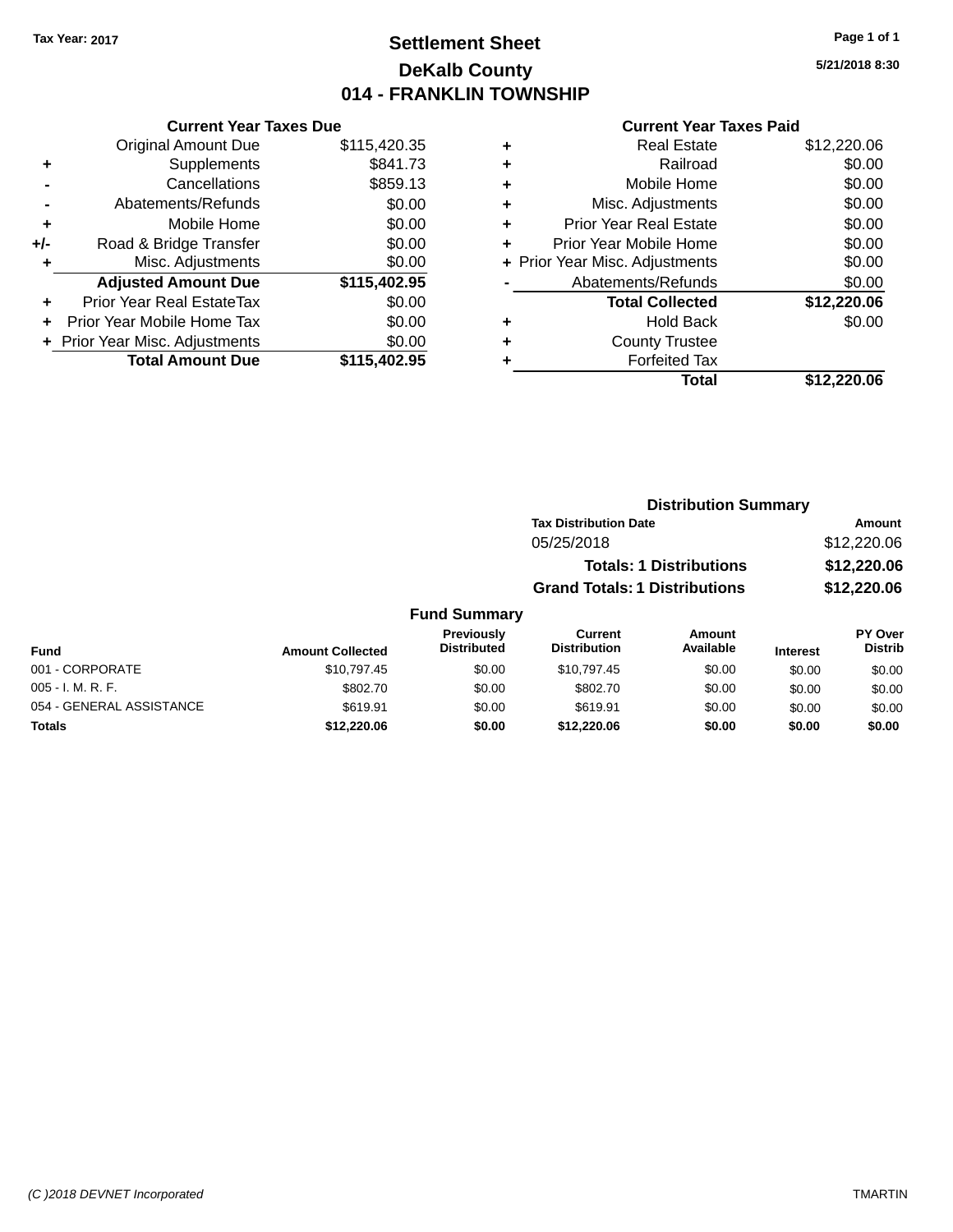Tax Year: 2017

# Settlement Sheet

## DeKalb County

## 014 - FRANKLIN TOWNSHIP

5/21/2018 8:30

### Current Year Taxes Due

| | | |
|---|---|---|
| | Original Amount Due | $115,420.35 |
| + | Supplements | $841.73 |
| - | Cancellations | $859.13 |
| - | Abatements/Refunds | $0.00 |
| + | Mobile Home | $0.00 |
| +/- | Road & Bridge Transfer | $0.00 |
| + | Misc. Adjustments | $0.00 |
| | **Adjusted Amount Due** | **$115,402.95** |
| + | Prior Year Real EstateTax | $0.00 |
| + | Prior Year Mobile Home Tax | $0.00 |
| + | Prior Year Misc. Adjustments | $0.00 |
| | **Total Amount Due** | **$115,402.95** |

### Current Year Taxes Paid

| | | |
|---|---|---|
| + | Real Estate | $12,220.06 |
| + | Railroad | $0.00 |
| + | Mobile Home | $0.00 |
| + | Misc. Adjustments | $0.00 |
| + | Prior Year Real Estate | $0.00 |
| + | Prior Year Mobile Home | $0.00 |
| + | Prior Year Misc. Adjustments | $0.00 |
| - | Abatements/Refunds | $0.00 |
| | **Total Collected** | **$12,220.06** |
| + | Hold Back | $0.00 |
| + | County Trustee | |
| + | Forfeited Tax | |
| | **Total** | **$12,220.06** |

### Distribution Summary

| Tax Distribution Date | Amount |
|---|---|
| 05/25/2018 | $12,220.06 |
| **Totals: 1 Distributions** | **$12,220.06** |
| **Grand Totals: 1 Distributions** | **$12,220.06** |

### Fund Summary

| Fund | Amount Collected | Previously Distributed | Current Distribution | Amount Available | Interest | PY Over Distrib |
|---|---|---|---|---|---|---|
| 001 - CORPORATE | $10,797.45 | $0.00 | $10,797.45 | $0.00 | $0.00 | $0.00 |
| 005 - I. M. R. F. | $802.70 | $0.00 | $802.70 | $0.00 | $0.00 | $0.00 |
| 054 - GENERAL ASSISTANCE | $619.91 | $0.00 | $619.91 | $0.00 | $0.00 | $0.00 |
| **Totals** | **$12,220.06** | **$0.00** | **$12,220.06** | **$0.00** | **$0.00** | **$0.00** |

(C )2018 DEVNET Incorporated TMARTIN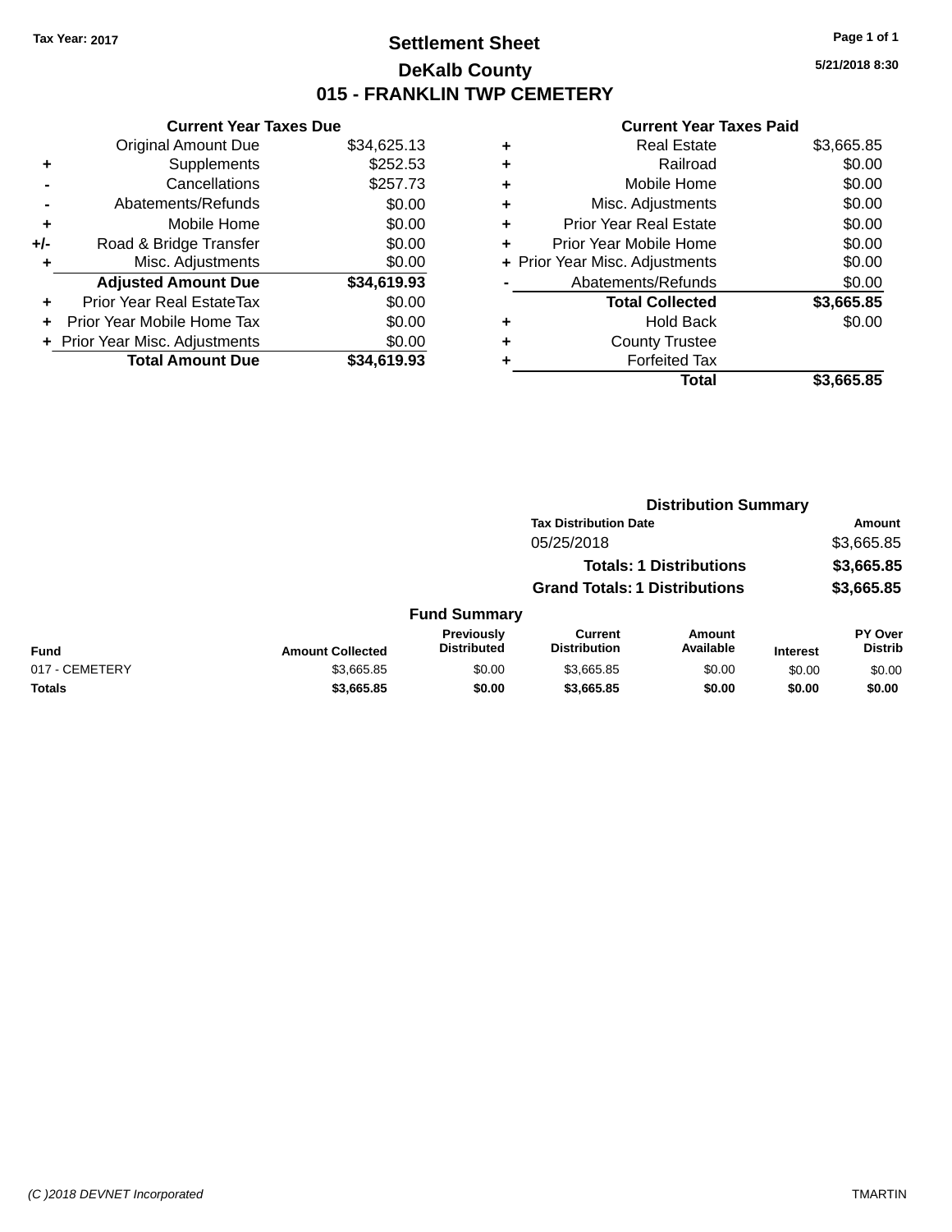Tax Year: 2017

# Settlement Sheet

## DeKalb County

## 015 - FRANKLIN TWP CEMETERY

5/21/2018 8:30

### Current Year Taxes Due

| | | |
|---|---|---|
| | Original Amount Due | $34,625.13 |
| + | Supplements | $252.53 |
| - | Cancellations | $257.73 |
| - | Abatements/Refunds | $0.00 |
| + | Mobile Home | $0.00 |
| +/- | Road & Bridge Transfer | $0.00 |
| + | Misc. Adjustments | $0.00 |
| | **Adjusted Amount Due** | **$34,619.93** |
| + | Prior Year Real EstateTax | $0.00 |
| + | Prior Year Mobile Home Tax | $0.00 |
| + | Prior Year Misc. Adjustments | $0.00 |
| | **Total Amount Due** | **$34,619.93** |

### Current Year Taxes Paid

| | | |
|---|---|---|
| + | Real Estate | $3,665.85 |
| + | Railroad | $0.00 |
| + | Mobile Home | $0.00 |
| + | Misc. Adjustments | $0.00 |
| + | Prior Year Real Estate | $0.00 |
| + | Prior Year Mobile Home | $0.00 |
| + | Prior Year Misc. Adjustments | $0.00 |
| - | Abatements/Refunds | $0.00 |
| | **Total Collected** | **$3,665.85** |
| + | Hold Back | $0.00 |
| + | County Trustee | |
| + | Forfeited Tax | |
| | **Total** | **$3,665.85** |

### Distribution Summary

| Tax Distribution Date | Amount |
|---|---|
| 05/25/2018 | $3,665.85 |
| **Totals: 1 Distributions** | **$3,665.85** |
| **Grand Totals: 1 Distributions** | **$3,665.85** |

### Fund Summary

| Fund | Amount Collected | Previously Distributed | Current Distribution | Amount Available | Interest | PY Over Distrib |
|---|---|---|---|---|---|---|
| 017 - CEMETERY | $3,665.85 | $0.00 | $3,665.85 | $0.00 | $0.00 | $0.00 |
| **Totals** | **$3,665.85** | **$0.00** | **$3,665.85** | **$0.00** | **$0.00** | **$0.00** |

(C )2018 DEVNET Incorporated TMARTIN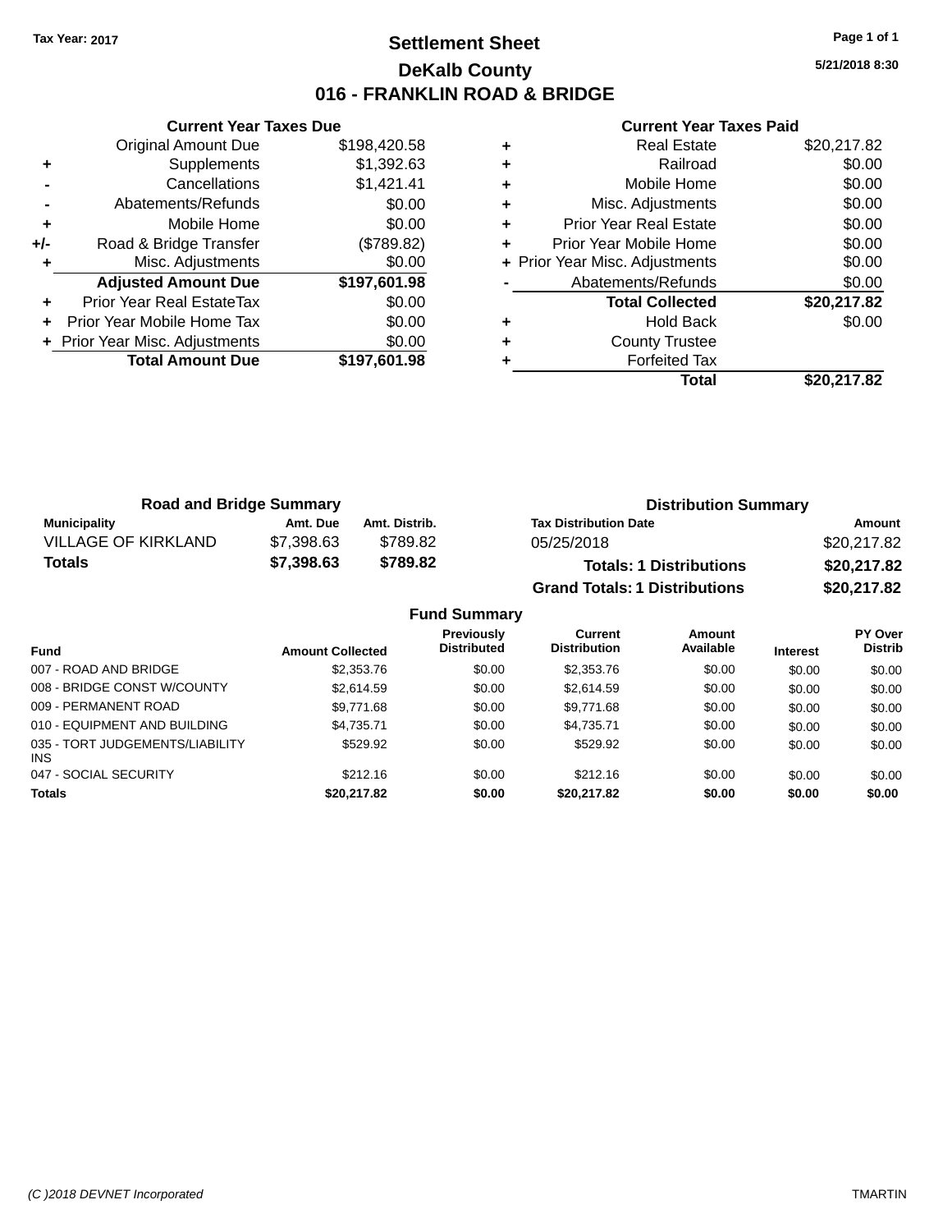Tax Year: 2017

# Settlement Sheet

## DeKalb County

## 016 - FRANKLIN ROAD & BRIDGE

5/21/2018 8:30

### Current Year Taxes Due

| | | |
|---|---|---|
| | Original Amount Due | $198,420.58 |
| + | Supplements | $1,392.63 |
| - | Cancellations | $1,421.41 |
| - | Abatements/Refunds | $0.00 |
| + | Mobile Home | $0.00 |
| +/- | Road & Bridge Transfer | ($789.82) |
| + | Misc. Adjustments | $0.00 |
| | **Adjusted Amount Due** | **$197,601.98** |
| + | Prior Year Real EstateTax | $0.00 |
| + | Prior Year Mobile Home Tax | $0.00 |
| + | Prior Year Misc. Adjustments | $0.00 |
| | **Total Amount Due** | **$197,601.98** |

### Current Year Taxes Paid

| | | |
|---|---|---|
| + | Real Estate | $20,217.82 |
| + | Railroad | $0.00 |
| + | Mobile Home | $0.00 |
| + | Misc. Adjustments | $0.00 |
| + | Prior Year Real Estate | $0.00 |
| + | Prior Year Mobile Home | $0.00 |
| + | Prior Year Misc. Adjustments | $0.00 |
| - | Abatements/Refunds | $0.00 |
| | **Total Collected** | **$20,217.82** |
| + | Hold Back | $0.00 |
| + | County Trustee | |
| + | Forfeited Tax | |
| | **Total** | **$20,217.82** |

### Road and Bridge Summary

| Municipality | Amt. Due | Amt. Distrib. |
|---|---|---|
| VILLAGE OF KIRKLAND | $7,398.63 | $789.82 |
| **Totals** | **$7,398.63** | **$789.82** |

### Distribution Summary

| Tax Distribution Date | Amount |
|---|---|
| 05/25/2018 | $20,217.82 |
| **Totals: 1 Distributions** | **$20,217.82** |
| **Grand Totals: 1 Distributions** | **$20,217.82** |

### Fund Summary

| Fund | Amount Collected | Previously Distributed | Current Distribution | Amount Available | Interest | PY Over Distrib |
|---|---|---|---|---|---|---|
| 007 - ROAD AND BRIDGE | $2,353.76 | $0.00 | $2,353.76 | $0.00 | $0.00 | $0.00 |
| 008 - BRIDGE CONST W/COUNTY | $2,614.59 | $0.00 | $2,614.59 | $0.00 | $0.00 | $0.00 |
| 009 - PERMANENT ROAD | $9,771.68 | $0.00 | $9,771.68 | $0.00 | $0.00 | $0.00 |
| 010 - EQUIPMENT AND BUILDING | $4,735.71 | $0.00 | $4,735.71 | $0.00 | $0.00 | $0.00 |
| 035 - TORT JUDGEMENTS/LIABILITY INS | $529.92 | $0.00 | $529.92 | $0.00 | $0.00 | $0.00 |
| 047 - SOCIAL SECURITY | $212.16 | $0.00 | $212.16 | $0.00 | $0.00 | $0.00 |
| **Totals** | **$20,217.82** | **$0.00** | **$20,217.82** | **$0.00** | **$0.00** | **$0.00** |

(C )2018 DEVNET Incorporated — TMARTIN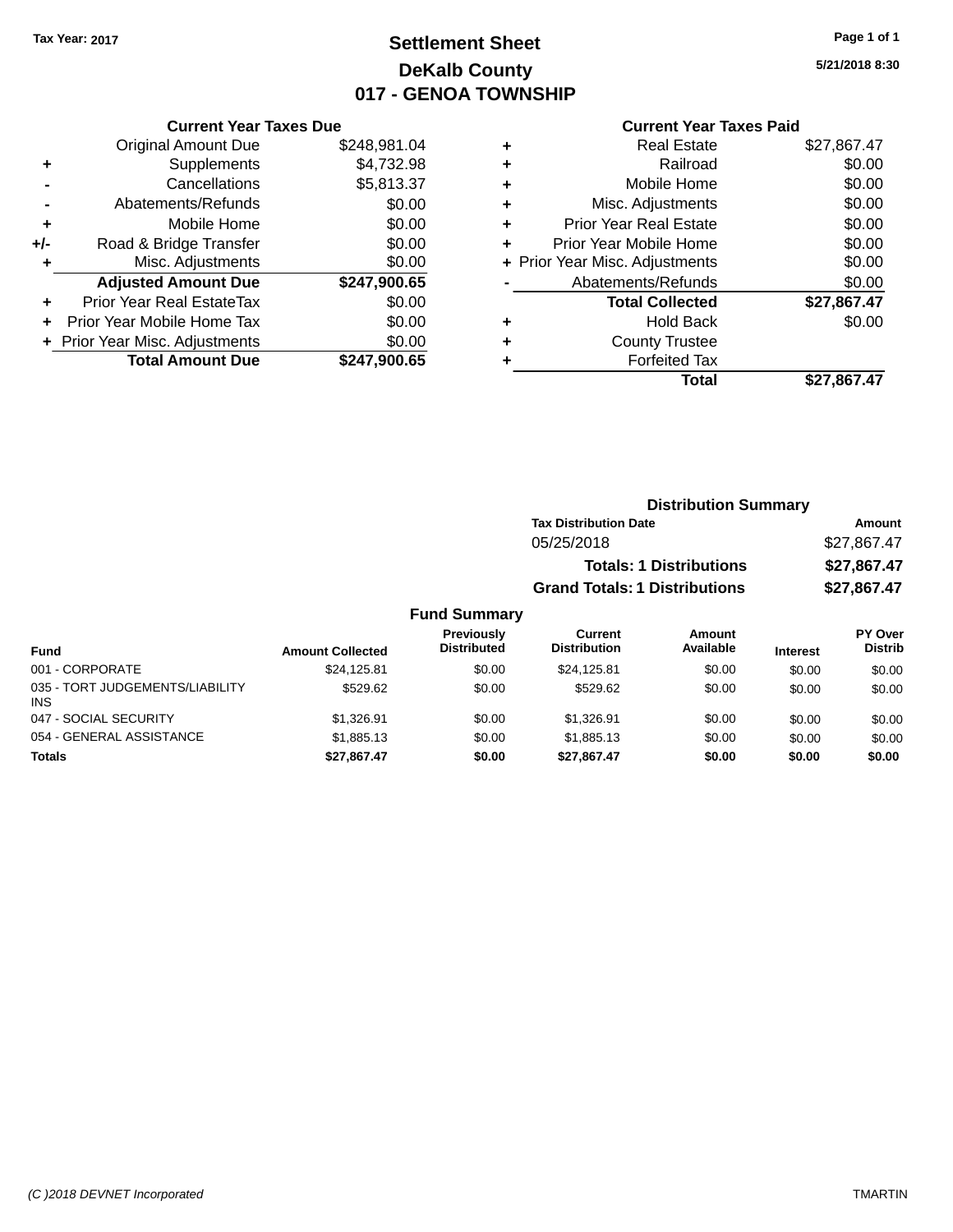Tax Year: 2017

# Settlement Sheet
## DeKalb County
## 017 - GENOA TOWNSHIP

5/21/2018 8:30

### Current Year Taxes Due

| | | |
|---|---|---|
| | Original Amount Due | $248,981.04 |
| + | Supplements | $4,732.98 |
| - | Cancellations | $5,813.37 |
| - | Abatements/Refunds | $0.00 |
| + | Mobile Home | $0.00 |
| +/- | Road & Bridge Transfer | $0.00 |
| + | Misc. Adjustments | $0.00 |
| | **Adjusted Amount Due** | **$247,900.65** |
| + | Prior Year Real EstateTax | $0.00 |
| + | Prior Year Mobile Home Tax | $0.00 |
| + | Prior Year Misc. Adjustments | $0.00 |
| | **Total Amount Due** | **$247,900.65** |

### Current Year Taxes Paid

| | | |
|---|---|---|
| + | Real Estate | $27,867.47 |
| + | Railroad | $0.00 |
| + | Mobile Home | $0.00 |
| + | Misc. Adjustments | $0.00 |
| + | Prior Year Real Estate | $0.00 |
| + | Prior Year Mobile Home | $0.00 |
| + | Prior Year Misc. Adjustments | $0.00 |
| - | Abatements/Refunds | $0.00 |
| | **Total Collected** | **$27,867.47** |
| + | Hold Back | $0.00 |
| + | County Trustee | |
| + | Forfeited Tax | |
| | **Total** | **$27,867.47** |

### Distribution Summary

| Tax Distribution Date | Amount |
|---|---|
| 05/25/2018 | $27,867.47 |
| **Totals: 1 Distributions** | **$27,867.47** |
| **Grand Totals: 1 Distributions** | **$27,867.47** |

### Fund Summary

| Fund | Amount Collected | Previously Distributed | Current Distribution | Amount Available | Interest | PY Over Distrib |
|---|---|---|---|---|---|---|
| 001 - CORPORATE | $24,125.81 | $0.00 | $24,125.81 | $0.00 | $0.00 | $0.00 |
| 035 - TORT JUDGEMENTS/LIABILITY INS | $529.62 | $0.00 | $529.62 | $0.00 | $0.00 | $0.00 |
| 047 - SOCIAL SECURITY | $1,326.91 | $0.00 | $1,326.91 | $0.00 | $0.00 | $0.00 |
| 054 - GENERAL ASSISTANCE | $1,885.13 | $0.00 | $1,885.13 | $0.00 | $0.00 | $0.00 |
| **Totals** | **$27,867.47** | **$0.00** | **$27,867.47** | **$0.00** | **$0.00** | **$0.00** |

(C )2018 DEVNET Incorporated TMARTIN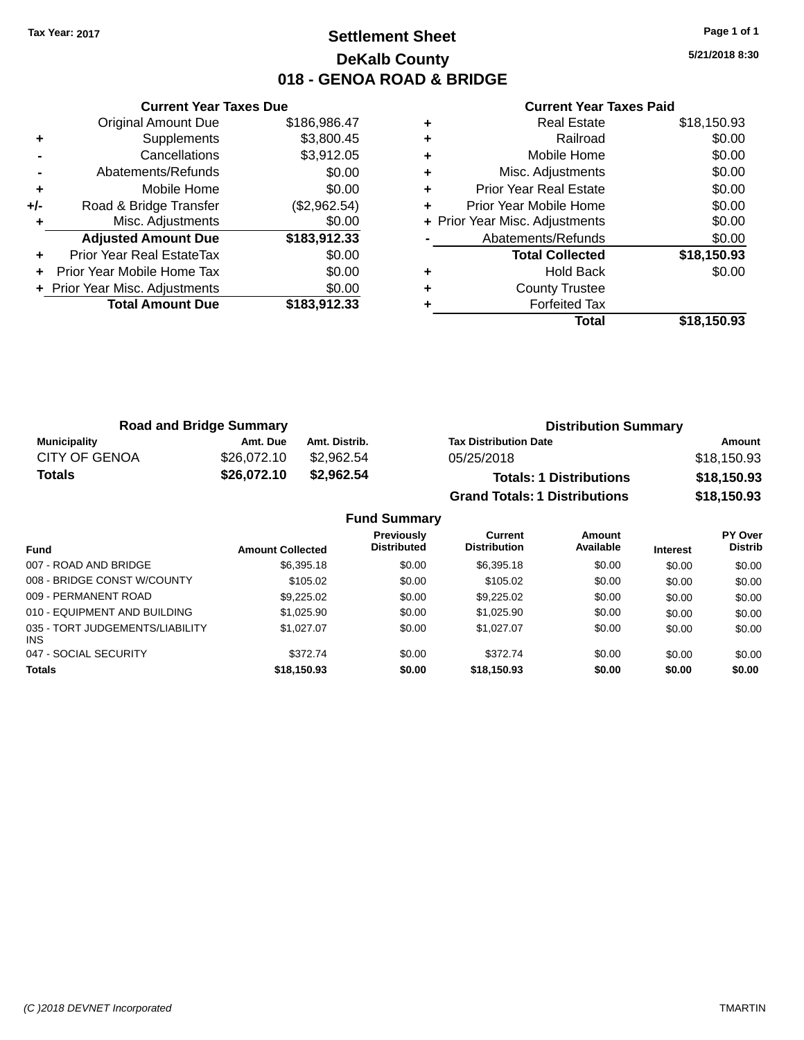Tax Year: 2017

# Settlement Sheet
## DeKalb County
## 018 - GENOA ROAD & BRIDGE

5/21/2018 8:30

### Current Year Taxes Due

| | | |
|---|---|---|
| | Original Amount Due | $186,986.47 |
| + | Supplements | $3,800.45 |
| - | Cancellations | $3,912.05 |
| - | Abatements/Refunds | $0.00 |
| + | Mobile Home | $0.00 |
| +/- | Road & Bridge Transfer | ($2,962.54) |
| + | Misc. Adjustments | $0.00 |
| | **Adjusted Amount Due** | **$183,912.33** |
| + | Prior Year Real EstateTax | $0.00 |
| + | Prior Year Mobile Home Tax | $0.00 |
| + | Prior Year Misc. Adjustments | $0.00 |
| | **Total Amount Due** | **$183,912.33** |

### Current Year Taxes Paid

| | | |
|---|---|---|
| + | Real Estate | $18,150.93 |
| + | Railroad | $0.00 |
| + | Mobile Home | $0.00 |
| + | Misc. Adjustments | $0.00 |
| + | Prior Year Real Estate | $0.00 |
| + | Prior Year Mobile Home | $0.00 |
| + | Prior Year Misc. Adjustments | $0.00 |
| - | Abatements/Refunds | $0.00 |
| | **Total Collected** | **$18,150.93** |
| + | Hold Back | $0.00 |
| + | County Trustee | |
| + | Forfeited Tax | |
| | **Total** | **$18,150.93** |

### Road and Bridge Summary

| Municipality | Amt. Due | Amt. Distrib. |
|---|---|---|
| CITY OF GENOA | $26,072.10 | $2,962.54 |
| **Totals** | **$26,072.10** | **$2,962.54** |

### Distribution Summary

| Tax Distribution Date | Amount |
|---|---|
| 05/25/2018 | $18,150.93 |
| **Totals: 1 Distributions** | **$18,150.93** |
| **Grand Totals: 1 Distributions** | **$18,150.93** |

### Fund Summary

| Fund | Amount Collected | Previously Distributed | Current Distribution | Amount Available | Interest | PY Over Distrib |
|---|---|---|---|---|---|---|
| 007 - ROAD AND BRIDGE | $6,395.18 | $0.00 | $6,395.18 | $0.00 | $0.00 | $0.00 |
| 008 - BRIDGE CONST W/COUNTY | $105.02 | $0.00 | $105.02 | $0.00 | $0.00 | $0.00 |
| 009 - PERMANENT ROAD | $9,225.02 | $0.00 | $9,225.02 | $0.00 | $0.00 | $0.00 |
| 010 - EQUIPMENT AND BUILDING | $1,025.90 | $0.00 | $1,025.90 | $0.00 | $0.00 | $0.00 |
| 035 - TORT JUDGEMENTS/LIABILITY INS | $1,027.07 | $0.00 | $1,027.07 | $0.00 | $0.00 | $0.00 |
| 047 - SOCIAL SECURITY | $372.74 | $0.00 | $372.74 | $0.00 | $0.00 | $0.00 |
| **Totals** | **$18,150.93** | **$0.00** | **$18,150.93** | **$0.00** | **$0.00** | **$0.00** |

(C )2018 DEVNET Incorporated — TMARTIN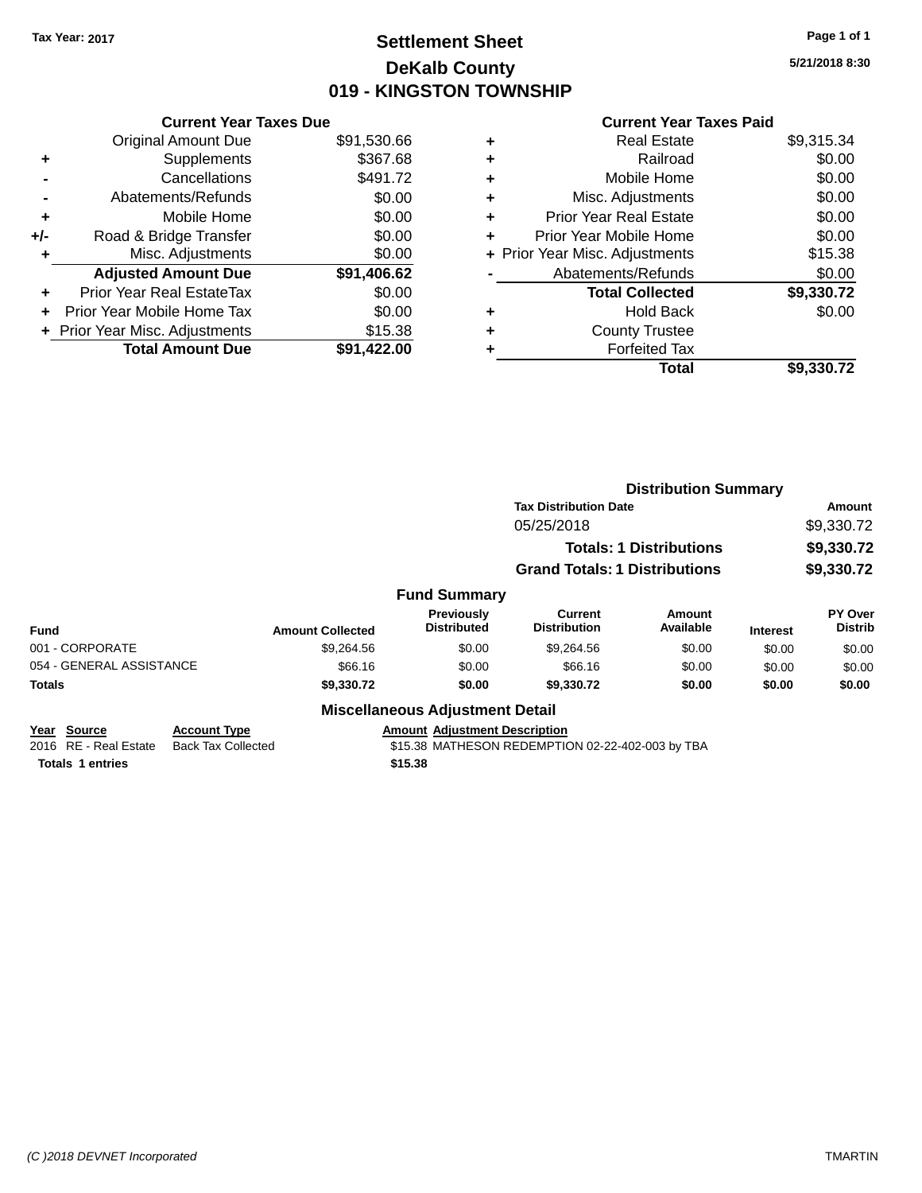Tax Year: 2017

# Settlement Sheet

## DeKalb County

## 019 - KINGSTON TOWNSHIP

5/21/2018 8:30

### Current Year Taxes Due

| | | |
|---|---|---|
| | Original Amount Due | $91,530.66 |
| + | Supplements | $367.68 |
| - | Cancellations | $491.72 |
| - | Abatements/Refunds | $0.00 |
| + | Mobile Home | $0.00 |
| +/- | Road & Bridge Transfer | $0.00 |
| + | Misc. Adjustments | $0.00 |
| | **Adjusted Amount Due** | **$91,406.62** |
| + | Prior Year Real EstateTax | $0.00 |
| + | Prior Year Mobile Home Tax | $0.00 |
| + | Prior Year Misc. Adjustments | $15.38 |
| | **Total Amount Due** | **$91,422.00** |

### Current Year Taxes Paid

| | | |
|---|---|---|
| + | Real Estate | $9,315.34 |
| + | Railroad | $0.00 |
| + | Mobile Home | $0.00 |
| + | Misc. Adjustments | $0.00 |
| + | Prior Year Real Estate | $0.00 |
| + | Prior Year Mobile Home | $0.00 |
| + | Prior Year Misc. Adjustments | $15.38 |
| - | Abatements/Refunds | $0.00 |
| | **Total Collected** | **$9,330.72** |
| + | Hold Back | $0.00 |
| + | County Trustee | |
| + | Forfeited Tax | |
| | **Total** | **$9,330.72** |

### Distribution Summary

| Tax Distribution Date | Amount |
|---|---|
| 05/25/2018 | $9,330.72 |
| **Totals: 1 Distributions** | **$9,330.72** |
| **Grand Totals: 1 Distributions** | **$9,330.72** |

### Fund Summary

| Fund | Amount Collected | Previously Distributed | Current Distribution | Amount Available | Interest | PY Over Distrib |
|---|---|---|---|---|---|---|
| 001 - CORPORATE | $9,264.56 | $0.00 | $9,264.56 | $0.00 | $0.00 | $0.00 |
| 054 - GENERAL ASSISTANCE | $66.16 | $0.00 | $66.16 | $0.00 | $0.00 | $0.00 |
| **Totals** | **$9,330.72** | **$0.00** | **$9,330.72** | **$0.00** | **$0.00** | **$0.00** |

### Miscellaneous Adjustment Detail

| Year | Source | Account Type | Amount | Adjustment Description |
|---|---|---|---|---|
| 2016 | RE - Real Estate | Back Tax Collected | $15.38 | MATHESON REDEMPTION 02-22-402-003 by TBA |
| **Totals** | **1 entries** | | **$15.38** | |

(C )2018 DEVNET Incorporated TMARTIN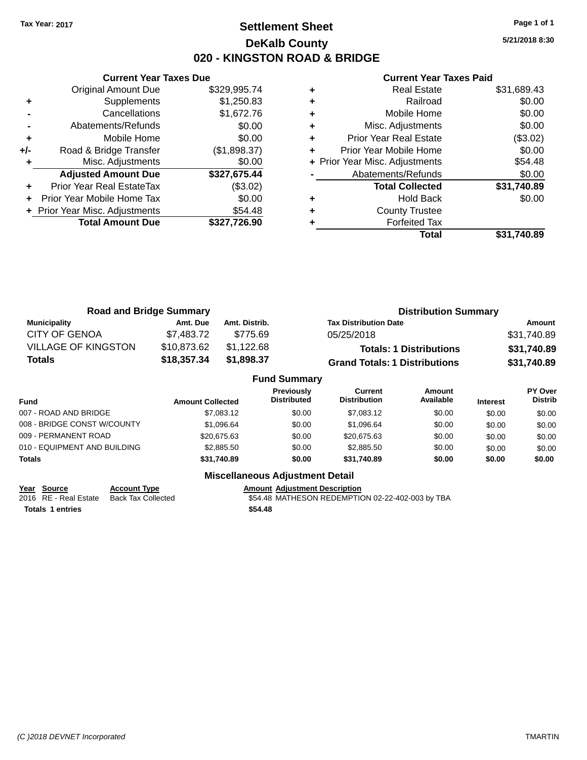**Tax Year: 2017**

# Settlement Sheet
## DeKalb County
## 020 - KINGSTON ROAD & BRIDGE

5/21/2018 8:30

### Current Year Taxes Due

| | | |
|---|---|---|
| | Original Amount Due | $329,995.74 |
| + | Supplements | $1,250.83 |
| - | Cancellations | $1,672.76 |
| - | Abatements/Refunds | $0.00 |
| + | Mobile Home | $0.00 |
| +/- | Road & Bridge Transfer | ($1,898.37) |
| + | Misc. Adjustments | $0.00 |
| | **Adjusted Amount Due** | **$327,675.44** |
| + | Prior Year Real EstateTax | ($3.02) |
| + | Prior Year Mobile Home Tax | $0.00 |
| + | Prior Year Misc. Adjustments | $54.48 |
| | **Total Amount Due** | **$327,726.90** |

### Current Year Taxes Paid

| | | |
|---|---|---|
| + | Real Estate | $31,689.43 |
| + | Railroad | $0.00 |
| + | Mobile Home | $0.00 |
| + | Misc. Adjustments | $0.00 |
| + | Prior Year Real Estate | ($3.02) |
| + | Prior Year Mobile Home | $0.00 |
| + | Prior Year Misc. Adjustments | $54.48 |
| - | Abatements/Refunds | $0.00 |
| | **Total Collected** | **$31,740.89** |
| + | Hold Back | $0.00 |
| + | County Trustee | |
| + | Forfeited Tax | |
| | **Total** | **$31,740.89** |

### Road and Bridge Summary

| Municipality | Amt. Due | Amt. Distrib. |
|---|---|---|
| CITY OF GENOA | $7,483.72 | $775.69 |
| VILLAGE OF KINGSTON | $10,873.62 | $1,122.68 |
| **Totals** | **$18,357.34** | **$1,898.37** |

### Distribution Summary

| Tax Distribution Date | Amount |
|---|---|
| 05/25/2018 | $31,740.89 |
| **Totals: 1 Distributions** | **$31,740.89** |
| **Grand Totals: 1 Distributions** | **$31,740.89** |

### Fund Summary

| Fund | Amount Collected | Previously Distributed | Current Distribution | Amount Available | Interest | PY Over Distrib |
|---|---|---|---|---|---|---|
| 007 - ROAD AND BRIDGE | $7,083.12 | $0.00 | $7,083.12 | $0.00 | $0.00 | $0.00 |
| 008 - BRIDGE CONST W/COUNTY | $1,096.64 | $0.00 | $1,096.64 | $0.00 | $0.00 | $0.00 |
| 009 - PERMANENT ROAD | $20,675.63 | $0.00 | $20,675.63 | $0.00 | $0.00 | $0.00 |
| 010 - EQUIPMENT AND BUILDING | $2,885.50 | $0.00 | $2,885.50 | $0.00 | $0.00 | $0.00 |
| **Totals** | **$31,740.89** | **$0.00** | **$31,740.89** | **$0.00** | **$0.00** | **$0.00** |

### Miscellaneous Adjustment Detail

| Year | Source | Account Type | Amount | Adjustment Description |
|---|---|---|---|---|
| 2016 | RE - Real Estate | Back Tax Collected | $54.48 | MATHESON REDEMPTION 02-22-402-003 by TBA |
| **Totals 1 entries** | | | **$54.48** | |

(C )2018 DEVNET Incorporated TMARTIN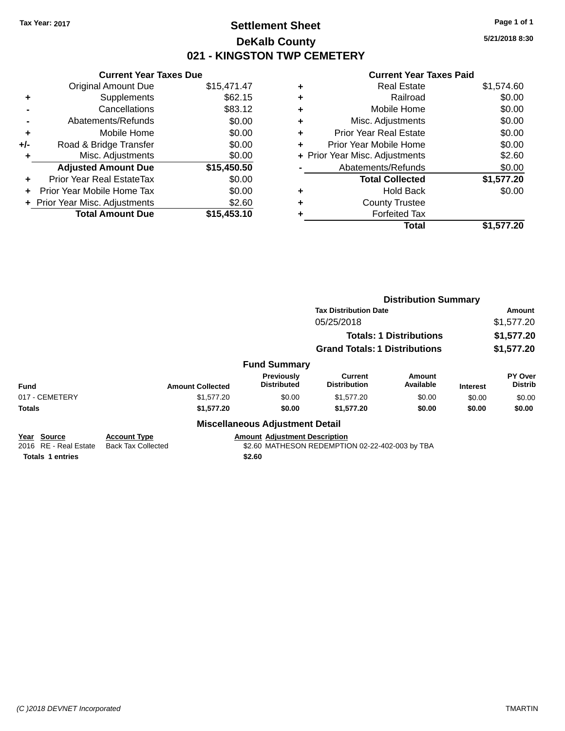Tax Year: 2017

# Settlement Sheet
## DeKalb County
## 021 - KINGSTON TWP CEMETERY

5/21/2018 8:30

### Current Year Taxes Due

| | | |
|---|---|---|
| | Original Amount Due | $15,471.47 |
| + | Supplements | $62.15 |
| - | Cancellations | $83.12 |
| - | Abatements/Refunds | $0.00 |
| + | Mobile Home | $0.00 |
| +/- | Road & Bridge Transfer | $0.00 |
| + | Misc. Adjustments | $0.00 |
| | **Adjusted Amount Due** | **$15,450.50** |
| + | Prior Year Real EstateTax | $0.00 |
| + | Prior Year Mobile Home Tax | $0.00 |
| + | Prior Year Misc. Adjustments | $2.60 |
| | **Total Amount Due** | **$15,453.10** |

### Current Year Taxes Paid

| | | |
|---|---|---|
| + | Real Estate | $1,574.60 |
| + | Railroad | $0.00 |
| + | Mobile Home | $0.00 |
| + | Misc. Adjustments | $0.00 |
| + | Prior Year Real Estate | $0.00 |
| + | Prior Year Mobile Home | $0.00 |
| + | Prior Year Misc. Adjustments | $2.60 |
| - | Abatements/Refunds | $0.00 |
| | **Total Collected** | **$1,577.20** |
| + | Hold Back | $0.00 |
| + | County Trustee | |
| + | Forfeited Tax | |
| | **Total** | **$1,577.20** |

### Distribution Summary

| Tax Distribution Date | Amount |
|---|---|
| 05/25/2018 | $1,577.20 |
| **Totals: 1 Distributions** | **$1,577.20** |
| **Grand Totals: 1 Distributions** | **$1,577.20** |

### Fund Summary

| Fund | Amount Collected | Previously Distributed | Current Distribution | Amount Available | Interest | PY Over Distrib |
|---|---|---|---|---|---|---|
| 017 - CEMETERY | $1,577.20 | $0.00 | $1,577.20 | $0.00 | $0.00 | $0.00 |
| **Totals** | **$1,577.20** | **$0.00** | **$1,577.20** | **$0.00** | **$0.00** | **$0.00** |

### Miscellaneous Adjustment Detail

| Year | Source | Account Type | Amount | Adjustment Description |
|---|---|---|---|---|
| 2016 | RE - Real Estate | Back Tax Collected | $2.60 | MATHESON REDEMPTION 02-22-402-003 by TBA |
| **Totals** | **1 entries** | | **$2.60** | |

(C )2018 DEVNET Incorporated

TMARTIN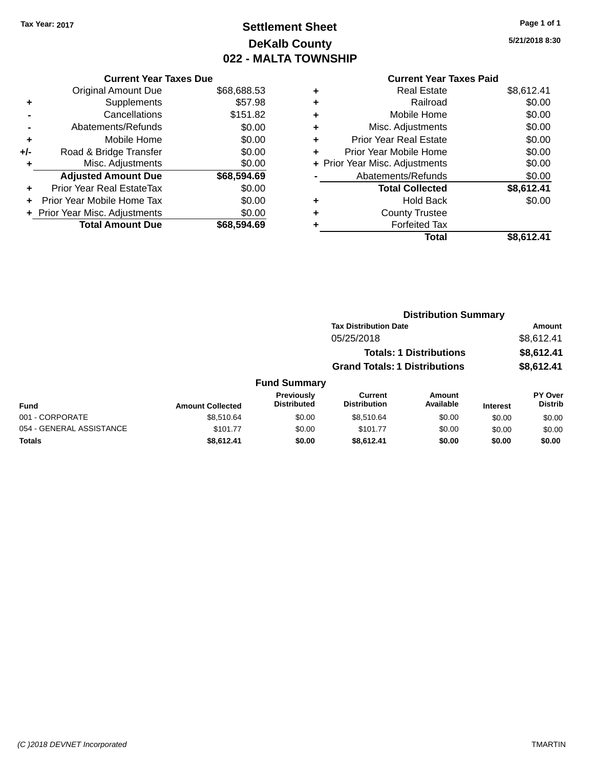Tax Year: 2017

# Settlement Sheet
## DeKalb County
## 022 - MALTA TOWNSHIP

5/21/2018 8:30

### Current Year Taxes Due

| | | |
|---|---|---|
| | Original Amount Due | $68,688.53 |
| + | Supplements | $57.98 |
| - | Cancellations | $151.82 |
| - | Abatements/Refunds | $0.00 |
| + | Mobile Home | $0.00 |
| +/- | Road & Bridge Transfer | $0.00 |
| + | Misc. Adjustments | $0.00 |
| | **Adjusted Amount Due** | **$68,594.69** |
| + | Prior Year Real EstateTax | $0.00 |
| + | Prior Year Mobile Home Tax | $0.00 |
| + | Prior Year Misc. Adjustments | $0.00 |
| | **Total Amount Due** | **$68,594.69** |

### Current Year Taxes Paid

| | | |
|---|---|---|
| + | Real Estate | $8,612.41 |
| + | Railroad | $0.00 |
| + | Mobile Home | $0.00 |
| + | Misc. Adjustments | $0.00 |
| + | Prior Year Real Estate | $0.00 |
| + | Prior Year Mobile Home | $0.00 |
| + | Prior Year Misc. Adjustments | $0.00 |
| - | Abatements/Refunds | $0.00 |
| | **Total Collected** | **$8,612.41** |
| + | Hold Back | $0.00 |
| + | County Trustee | |
| + | Forfeited Tax | |
| | **Total** | **$8,612.41** |

### Distribution Summary

| Tax Distribution Date | Amount |
|---|---|
| 05/25/2018 | $8,612.41 |
| **Totals: 1 Distributions** | **$8,612.41** |
| **Grand Totals: 1 Distributions** | **$8,612.41** |

### Fund Summary

| Fund | Amount Collected | Previously Distributed | Current Distribution | Amount Available | Interest | PY Over Distrib |
|---|---|---|---|---|---|---|
| 001 - CORPORATE | $8,510.64 | $0.00 | $8,510.64 | $0.00 | $0.00 | $0.00 |
| 054 - GENERAL ASSISTANCE | $101.77 | $0.00 | $101.77 | $0.00 | $0.00 | $0.00 |
| **Totals** | **$8,612.41** | **$0.00** | **$8,612.41** | **$0.00** | **$0.00** | **$0.00** |

(C )2018 DEVNET Incorporated TMARTIN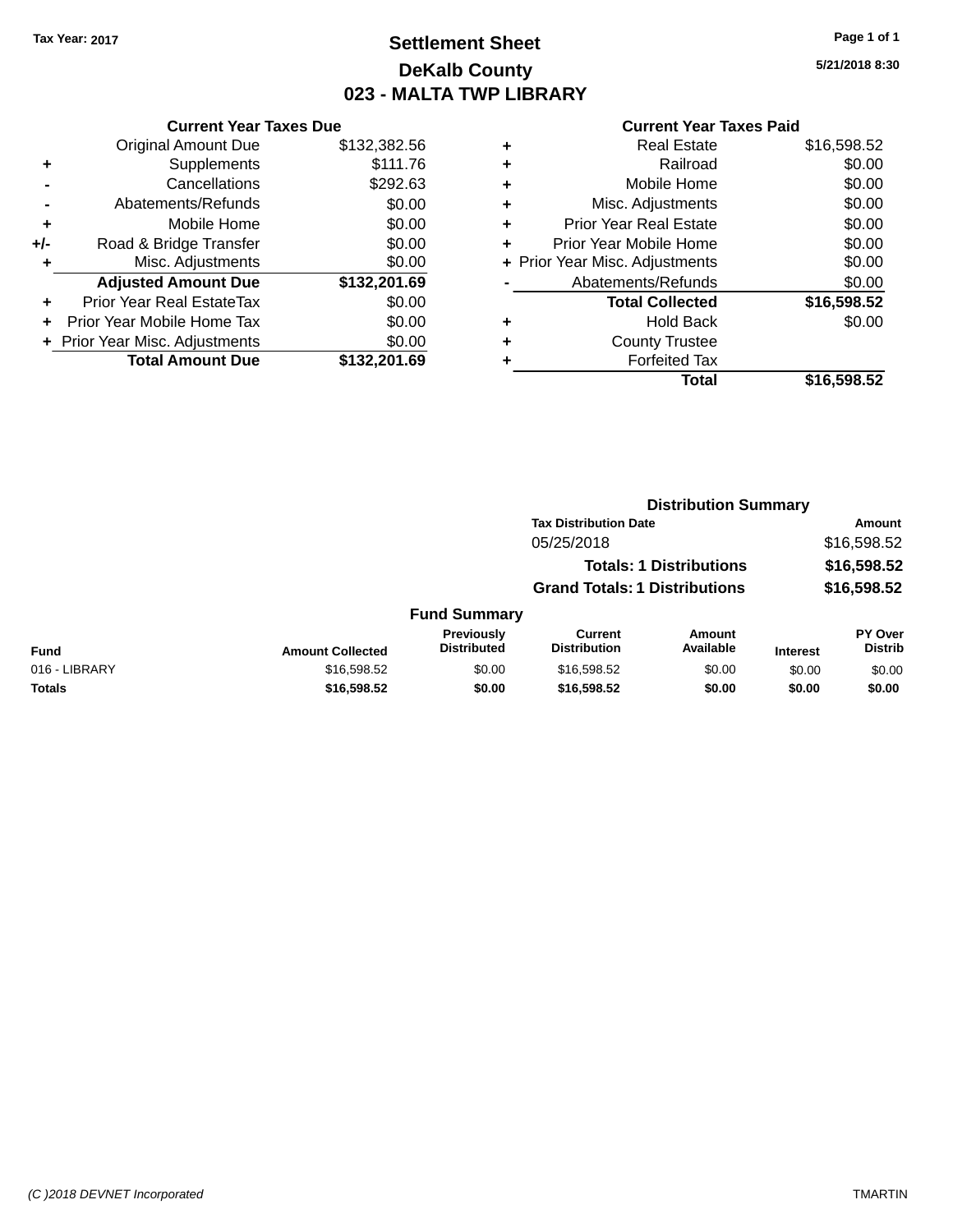Tax Year: 2017

# Settlement Sheet
## DeKalb County
## 023 - MALTA TWP LIBRARY

5/21/2018 8:30

### Current Year Taxes Due

| | | |
|---|---|---|
| | Original Amount Due | $132,382.56 |
| + | Supplements | $111.76 |
| - | Cancellations | $292.63 |
| - | Abatements/Refunds | $0.00 |
| + | Mobile Home | $0.00 |
| +/- | Road & Bridge Transfer | $0.00 |
| + | Misc. Adjustments | $0.00 |
| | **Adjusted Amount Due** | **$132,201.69** |
| + | Prior Year Real EstateTax | $0.00 |
| + | Prior Year Mobile Home Tax | $0.00 |
| + | Prior Year Misc. Adjustments | $0.00 |
| | **Total Amount Due** | **$132,201.69** |

### Current Year Taxes Paid

| | | |
|---|---|---|
| + | Real Estate | $16,598.52 |
| + | Railroad | $0.00 |
| + | Mobile Home | $0.00 |
| + | Misc. Adjustments | $0.00 |
| + | Prior Year Real Estate | $0.00 |
| + | Prior Year Mobile Home | $0.00 |
| + | Prior Year Misc. Adjustments | $0.00 |
| - | Abatements/Refunds | $0.00 |
| | **Total Collected** | **$16,598.52** |
| + | Hold Back | $0.00 |
| + | County Trustee | |
| + | Forfeited Tax | |
| | **Total** | **$16,598.52** |

### Distribution Summary

| Tax Distribution Date | Amount |
|---|---|
| 05/25/2018 | $16,598.52 |
| **Totals: 1 Distributions** | **$16,598.52** |
| **Grand Totals: 1 Distributions** | **$16,598.52** |

### Fund Summary

| Fund | Amount Collected | Previously Distributed | Current Distribution | Amount Available | Interest | PY Over Distrib |
|---|---|---|---|---|---|---|
| 016 - LIBRARY | $16,598.52 | $0.00 | $16,598.52 | $0.00 | $0.00 | $0.00 |
| **Totals** | **$16,598.52** | **$0.00** | **$16,598.52** | **$0.00** | **$0.00** | **$0.00** |

(C )2018 DEVNET Incorporated TMARTIN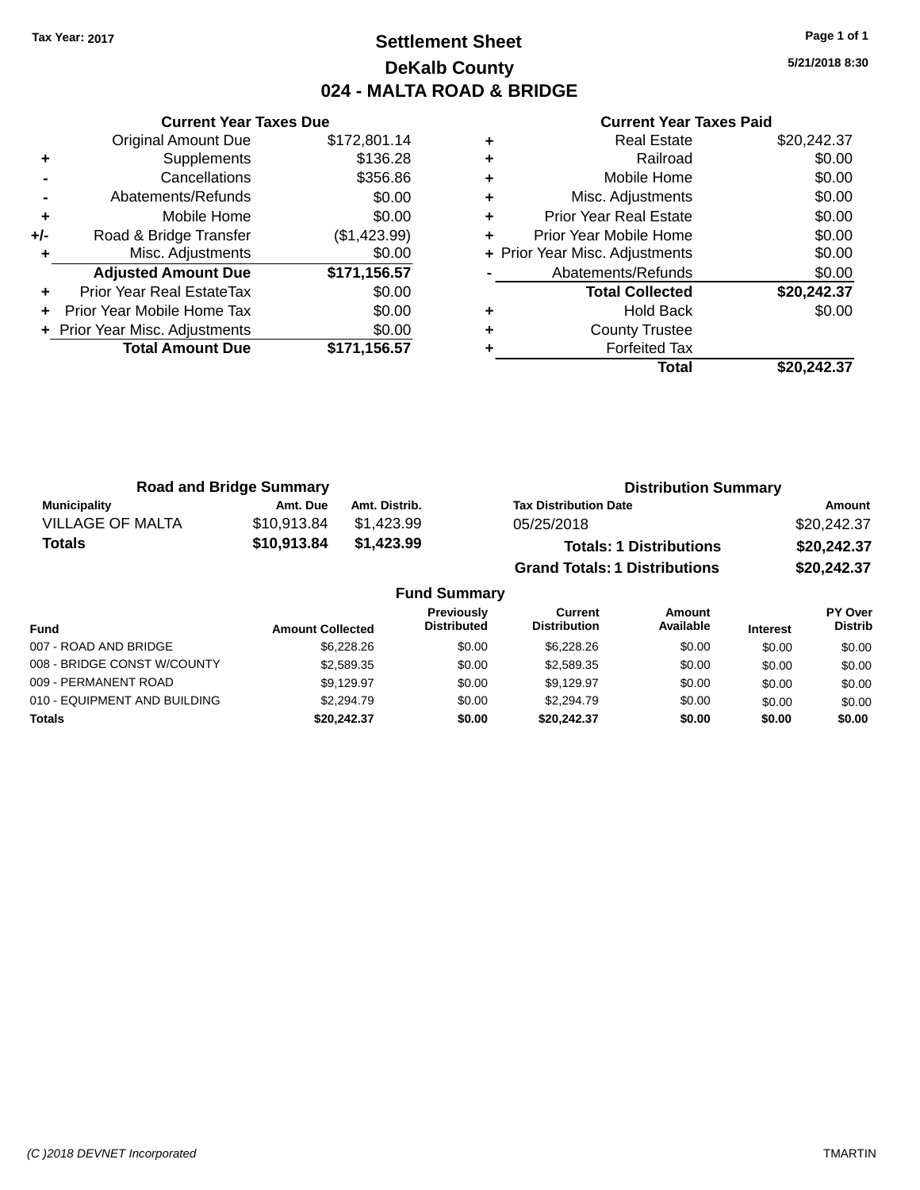Tax Year: 2017

# Settlement Sheet
## DeKalb County
## 024 - MALTA ROAD & BRIDGE

5/21/2018 8:30

**Current Year Taxes Due**

| | | |
|---|---|---|
| | Original Amount Due | $172,801.14 |
| + | Supplements | $136.28 |
| - | Cancellations | $356.86 |
| - | Abatements/Refunds | $0.00 |
| + | Mobile Home | $0.00 |
| +/- | Road & Bridge Transfer | ($1,423.99) |
| + | Misc. Adjustments | $0.00 |
| | **Adjusted Amount Due** | **$171,156.57** |
| + | Prior Year Real EstateTax | $0.00 |
| + | Prior Year Mobile Home Tax | $0.00 |
| + | Prior Year Misc. Adjustments | $0.00 |
| | **Total Amount Due** | **$171,156.57** |

**Current Year Taxes Paid**

| | | |
|---|---|---|
| + | Real Estate | $20,242.37 |
| + | Railroad | $0.00 |
| + | Mobile Home | $0.00 |
| + | Misc. Adjustments | $0.00 |
| + | Prior Year Real Estate | $0.00 |
| + | Prior Year Mobile Home | $0.00 |
| + | Prior Year Misc. Adjustments | $0.00 |
| - | Abatements/Refunds | $0.00 |
| | **Total Collected** | **$20,242.37** |
| + | Hold Back | $0.00 |
| + | County Trustee | |
| + | Forfeited Tax | |
| | **Total** | **$20,242.37** |

**Road and Bridge Summary**

| Municipality | Amt. Due | Amt. Distrib. |
|---|---|---|
| VILLAGE OF MALTA | $10,913.84 | $1,423.99 |
| **Totals** | **$10,913.84** | **$1,423.99** |

**Distribution Summary**

| Tax Distribution Date | Amount |
|---|---|
| 05/25/2018 | $20,242.37 |
| **Totals: 1 Distributions** | **$20,242.37** |
| **Grand Totals: 1 Distributions** | **$20,242.37** |

**Fund Summary**

| Fund | Amount Collected | Previously Distributed | Current Distribution | Amount Available | Interest | PY Over Distrib |
|---|---|---|---|---|---|---|
| 007 - ROAD AND BRIDGE | $6,228.26 | $0.00 | $6,228.26 | $0.00 | $0.00 | $0.00 |
| 008 - BRIDGE CONST W/COUNTY | $2,589.35 | $0.00 | $2,589.35 | $0.00 | $0.00 | $0.00 |
| 009 - PERMANENT ROAD | $9,129.97 | $0.00 | $9,129.97 | $0.00 | $0.00 | $0.00 |
| 010 - EQUIPMENT AND BUILDING | $2,294.79 | $0.00 | $2,294.79 | $0.00 | $0.00 | $0.00 |
| **Totals** | **$20,242.37** | **$0.00** | **$20,242.37** | **$0.00** | **$0.00** | **$0.00** |

(C )2018 DEVNET Incorporated — TMARTIN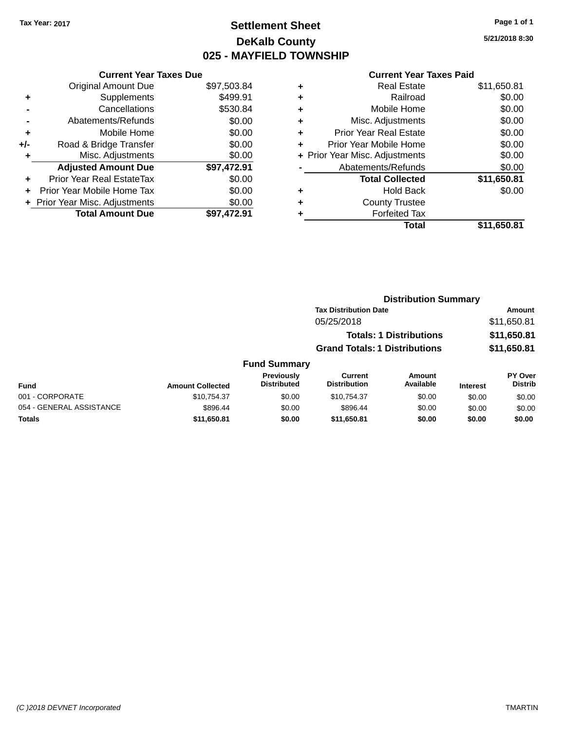**Tax Year: 2017**

# Settlement Sheet

## DeKalb County

## 025 - MAYFIELD TOWNSHIP

5/21/2018 8:30

### Current Year Taxes Due

| | | |
|---|---|---|
| | Original Amount Due | $97,503.84 |
| + | Supplements | $499.91 |
| - | Cancellations | $530.84 |
| - | Abatements/Refunds | $0.00 |
| + | Mobile Home | $0.00 |
| +/- | Road & Bridge Transfer | $0.00 |
| + | Misc. Adjustments | $0.00 |
| | **Adjusted Amount Due** | **$97,472.91** |
| + | Prior Year Real EstateTax | $0.00 |
| + | Prior Year Mobile Home Tax | $0.00 |
| + | Prior Year Misc. Adjustments | $0.00 |
| | **Total Amount Due** | **$97,472.91** |

### Current Year Taxes Paid

| | | |
|---|---|---|
| + | Real Estate | $11,650.81 |
| + | Railroad | $0.00 |
| + | Mobile Home | $0.00 |
| + | Misc. Adjustments | $0.00 |
| + | Prior Year Real Estate | $0.00 |
| + | Prior Year Mobile Home | $0.00 |
| + | Prior Year Misc. Adjustments | $0.00 |
| - | Abatements/Refunds | $0.00 |
| | **Total Collected** | **$11,650.81** |
| + | Hold Back | $0.00 |
| + | County Trustee | |
| + | Forfeited Tax | |
| | **Total** | **$11,650.81** |

### Distribution Summary

| Tax Distribution Date | Amount |
|---|---|
| 05/25/2018 | $11,650.81 |
| **Totals: 1 Distributions** | **$11,650.81** |
| **Grand Totals: 1 Distributions** | **$11,650.81** |

### Fund Summary

| Fund | Amount Collected | Previously Distributed | Current Distribution | Amount Available | Interest | PY Over Distrib |
|---|---|---|---|---|---|---|
| 001 - CORPORATE | $10,754.37 | $0.00 | $10,754.37 | $0.00 | $0.00 | $0.00 |
| 054 - GENERAL ASSISTANCE | $896.44 | $0.00 | $896.44 | $0.00 | $0.00 | $0.00 |
| **Totals** | **$11,650.81** | **$0.00** | **$11,650.81** | **$0.00** | **$0.00** | **$0.00** |

(C )2018 DEVNET Incorporated TMARTIN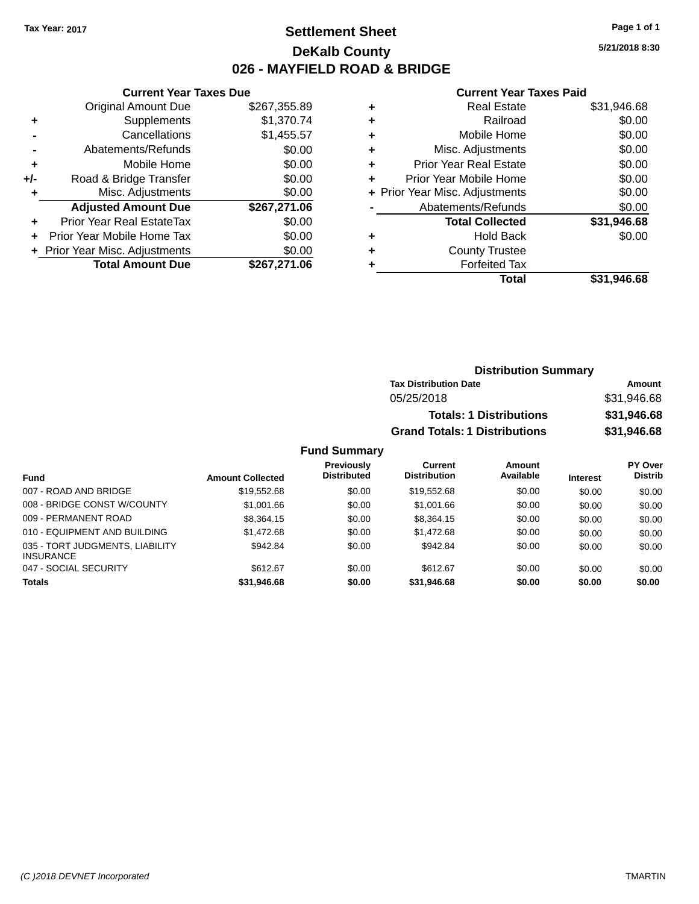Tax Year: 2017

# Settlement Sheet

## DeKalb County

## 026 - MAYFIELD ROAD & BRIDGE

5/21/2018 8:30

### Current Year Taxes Due

| | | Amount |
|---|---|---|
| | Original Amount Due | $267,355.89 |
| + | Supplements | $1,370.74 |
| - | Cancellations | $1,455.57 |
| - | Abatements/Refunds | $0.00 |
| + | Mobile Home | $0.00 |
| +/- | Road & Bridge Transfer | $0.00 |
| + | Misc. Adjustments | $0.00 |
| | **Adjusted Amount Due** | **$267,271.06** |
| + | Prior Year Real EstateTax | $0.00 |
| + | Prior Year Mobile Home Tax | $0.00 |
| + | Prior Year Misc. Adjustments | $0.00 |
| | **Total Amount Due** | **$267,271.06** |

### Current Year Taxes Paid

| | | Amount |
|---|---|---|
| + | Real Estate | $31,946.68 |
| + | Railroad | $0.00 |
| + | Mobile Home | $0.00 |
| + | Misc. Adjustments | $0.00 |
| + | Prior Year Real Estate | $0.00 |
| + | Prior Year Mobile Home | $0.00 |
| + | Prior Year Misc. Adjustments | $0.00 |
| - | Abatements/Refunds | $0.00 |
| | **Total Collected** | **$31,946.68** |
| + | Hold Back | $0.00 |
| + | County Trustee | |
| + | Forfeited Tax | |
| | **Total** | **$31,946.68** |

### Distribution Summary

| Tax Distribution Date | Amount |
|---|---|
| 05/25/2018 | $31,946.68 |
| **Totals: 1 Distributions** | **$31,946.68** |
| **Grand Totals: 1 Distributions** | **$31,946.68** |

### Fund Summary

| Fund | Amount Collected | Previously Distributed | Current Distribution | Amount Available | Interest | PY Over Distrib |
|---|---|---|---|---|---|---|
| 007 - ROAD AND BRIDGE | $19,552.68 | $0.00 | $19,552.68 | $0.00 | $0.00 | $0.00 |
| 008 - BRIDGE CONST W/COUNTY | $1,001.66 | $0.00 | $1,001.66 | $0.00 | $0.00 | $0.00 |
| 009 - PERMANENT ROAD | $8,364.15 | $0.00 | $8,364.15 | $0.00 | $0.00 | $0.00 |
| 010 - EQUIPMENT AND BUILDING | $1,472.68 | $0.00 | $1,472.68 | $0.00 | $0.00 | $0.00 |
| 035 - TORT JUDGMENTS, LIABILITY INSURANCE | $942.84 | $0.00 | $942.84 | $0.00 | $0.00 | $0.00 |
| 047 - SOCIAL SECURITY | $612.67 | $0.00 | $612.67 | $0.00 | $0.00 | $0.00 |
| **Totals** | **$31,946.68** | **$0.00** | **$31,946.68** | **$0.00** | **$0.00** | **$0.00** |

(C )2018 DEVNET Incorporated TMARTIN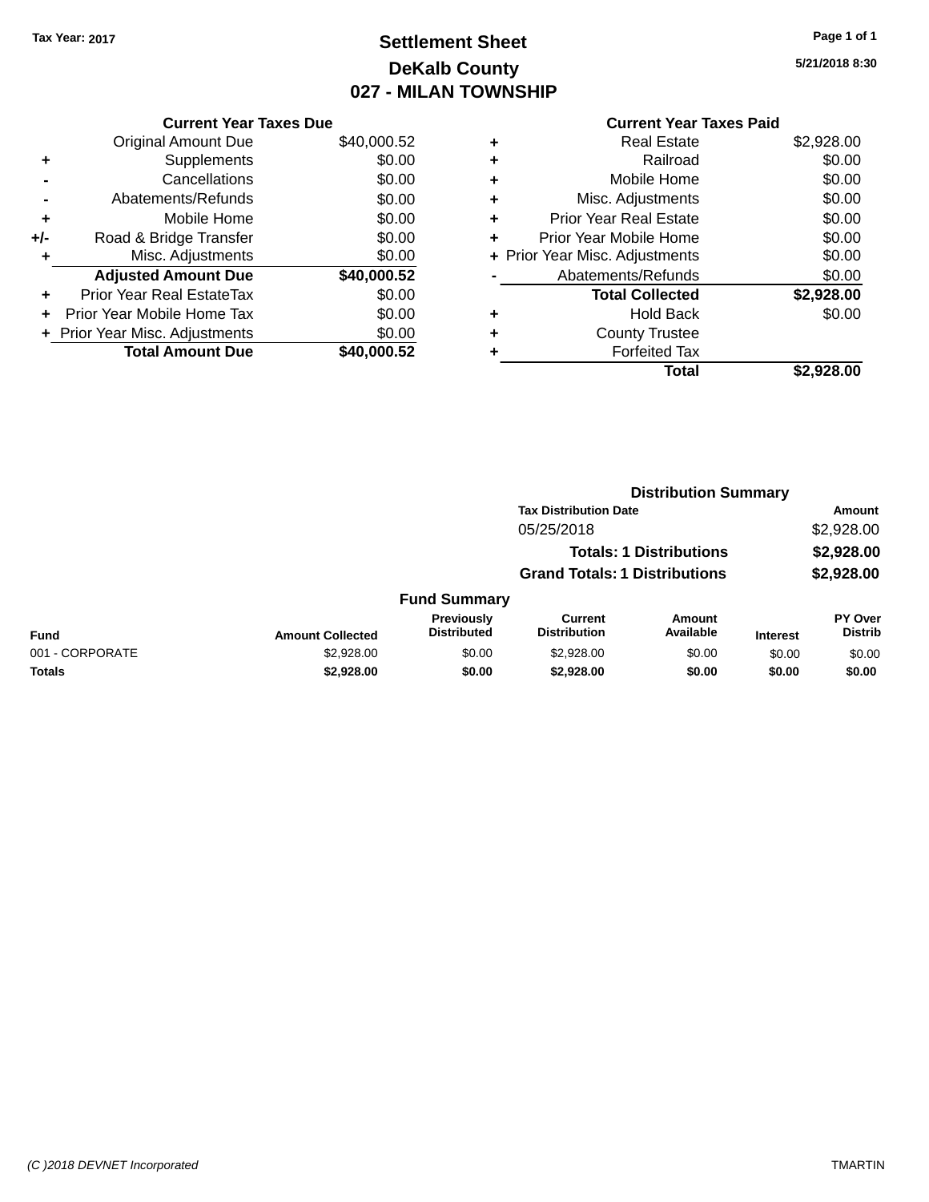Tax Year: 2017

# Settlement Sheet

## DeKalb County

## 027 - MILAN TOWNSHIP

5/21/2018 8:30

### Current Year Taxes Due

| | | |
|---|---|---|
| | Original Amount Due | $40,000.52 |
| + | Supplements | $0.00 |
| - | Cancellations | $0.00 |
| - | Abatements/Refunds | $0.00 |
| + | Mobile Home | $0.00 |
| +/- | Road & Bridge Transfer | $0.00 |
| + | Misc. Adjustments | $0.00 |
| | **Adjusted Amount Due** | **$40,000.52** |
| + | Prior Year Real EstateTax | $0.00 |
| + | Prior Year Mobile Home Tax | $0.00 |
| + | Prior Year Misc. Adjustments | $0.00 |
| | **Total Amount Due** | **$40,000.52** |

### Current Year Taxes Paid

| | | |
|---|---|---|
| + | Real Estate | $2,928.00 |
| + | Railroad | $0.00 |
| + | Mobile Home | $0.00 |
| + | Misc. Adjustments | $0.00 |
| + | Prior Year Real Estate | $0.00 |
| + | Prior Year Mobile Home | $0.00 |
| + | Prior Year Misc. Adjustments | $0.00 |
| - | Abatements/Refunds | $0.00 |
| | **Total Collected** | **$2,928.00** |
| + | Hold Back | $0.00 |
| + | County Trustee | |
| + | Forfeited Tax | |
| | **Total** | **$2,928.00** |

### Distribution Summary

| Tax Distribution Date | Amount |
|---|---|
| 05/25/2018 | $2,928.00 |
| **Totals: 1 Distributions** | **$2,928.00** |
| **Grand Totals: 1 Distributions** | **$2,928.00** |

### Fund Summary

| Fund | Amount Collected | Previously Distributed | Current Distribution | Amount Available | Interest | PY Over Distrib |
|---|---|---|---|---|---|---|
| 001 - CORPORATE | $2,928.00 | $0.00 | $2,928.00 | $0.00 | $0.00 | $0.00 |
| **Totals** | **$2,928.00** | **$0.00** | **$2,928.00** | **$0.00** | **$0.00** | **$0.00** |

(C )2018 DEVNET Incorporated TMARTIN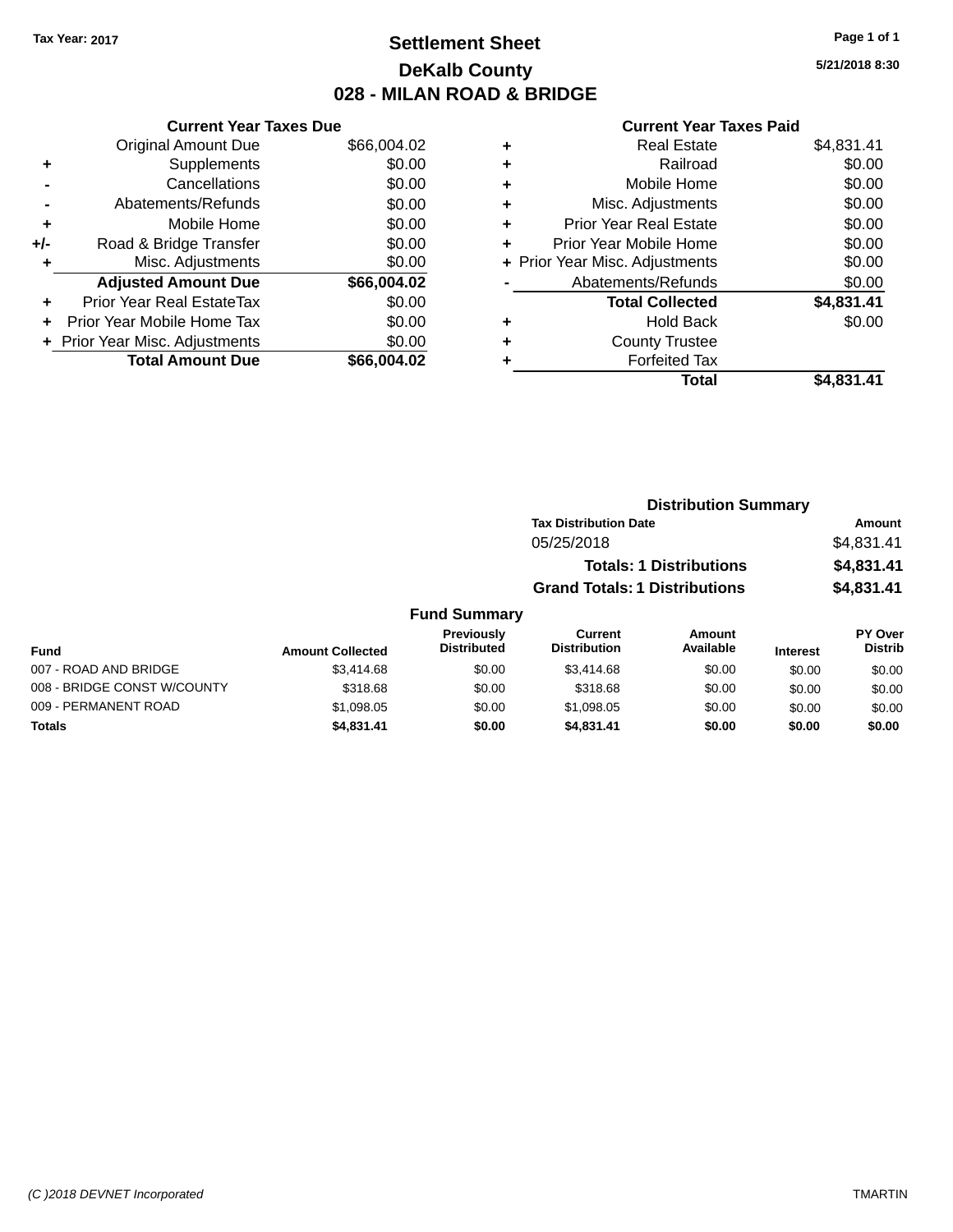Tax Year: 2017

# Settlement Sheet

## DeKalb County

## 028 - MILAN ROAD & BRIDGE

5/21/2018 8:30

| | Current Year Taxes Due | |
|---|---|---|
| | Original Amount Due | $66,004.02 |
| + | Supplements | $0.00 |
| - | Cancellations | $0.00 |
| - | Abatements/Refunds | $0.00 |
| + | Mobile Home | $0.00 |
| +/- | Road & Bridge Transfer | $0.00 |
| + | Misc. Adjustments | $0.00 |
| | **Adjusted Amount Due** | **$66,004.02** |
| + | Prior Year Real EstateTax | $0.00 |
| + | Prior Year Mobile Home Tax | $0.00 |
| + | Prior Year Misc. Adjustments | $0.00 |
| | **Total Amount Due** | **$66,004.02** |

| | Current Year Taxes Paid | |
|---|---|---|
| + | Real Estate | $4,831.41 |
| + | Railroad | $0.00 |
| + | Mobile Home | $0.00 |
| + | Misc. Adjustments | $0.00 |
| + | Prior Year Real Estate | $0.00 |
| + | Prior Year Mobile Home | $0.00 |
| + | Prior Year Misc. Adjustments | $0.00 |
| - | Abatements/Refunds | $0.00 |
| | **Total Collected** | **$4,831.41** |
| + | Hold Back | $0.00 |
| + | County Trustee | |
| + | Forfeited Tax | |
| | **Total** | **$4,831.41** |

### Distribution Summary

| Tax Distribution Date | Amount |
|---|---|
| 05/25/2018 | $4,831.41 |
| **Totals: 1 Distributions** | **$4,831.41** |
| **Grand Totals: 1 Distributions** | **$4,831.41** |

### Fund Summary

| Fund | Amount Collected | Previously Distributed | Current Distribution | Amount Available | Interest | PY Over Distrib |
|---|---|---|---|---|---|---|
| 007 - ROAD AND BRIDGE | $3,414.68 | $0.00 | $3,414.68 | $0.00 | $0.00 | $0.00 |
| 008 - BRIDGE CONST W/COUNTY | $318.68 | $0.00 | $318.68 | $0.00 | $0.00 | $0.00 |
| 009 - PERMANENT ROAD | $1,098.05 | $0.00 | $1,098.05 | $0.00 | $0.00 | $0.00 |
| **Totals** | **$4,831.41** | **$0.00** | **$4,831.41** | **$0.00** | **$0.00** | **$0.00** |

(C )2018 DEVNET Incorporated TMARTIN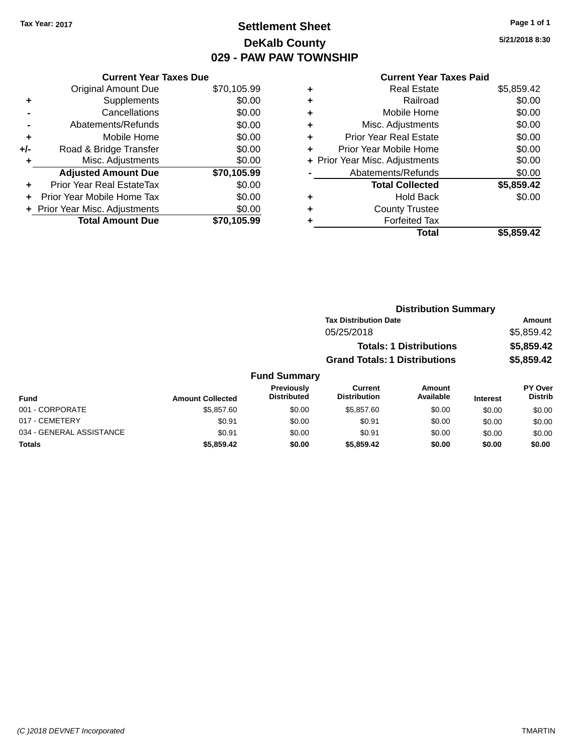Tax Year: 2017

# Settlement Sheet

## DeKalb County

## 029 - PAW PAW TOWNSHIP

5/21/2018 8:30

### Current Year Taxes Due

| | | |
|---|---|---|
| | Original Amount Due | $70,105.99 |
| + | Supplements | $0.00 |
| - | Cancellations | $0.00 |
| - | Abatements/Refunds | $0.00 |
| + | Mobile Home | $0.00 |
| +/- | Road & Bridge Transfer | $0.00 |
| + | Misc. Adjustments | $0.00 |
| | **Adjusted Amount Due** | **$70,105.99** |
| + | Prior Year Real EstateTax | $0.00 |
| + | Prior Year Mobile Home Tax | $0.00 |
| + | Prior Year Misc. Adjustments | $0.00 |
| | **Total Amount Due** | **$70,105.99** |

### Current Year Taxes Paid

| | | |
|---|---|---|
| + | Real Estate | $5,859.42 |
| + | Railroad | $0.00 |
| + | Mobile Home | $0.00 |
| + | Misc. Adjustments | $0.00 |
| + | Prior Year Real Estate | $0.00 |
| + | Prior Year Mobile Home | $0.00 |
| + | Prior Year Misc. Adjustments | $0.00 |
| - | Abatements/Refunds | $0.00 |
| | **Total Collected** | **$5,859.42** |
| + | Hold Back | $0.00 |
| + | County Trustee | |
| + | Forfeited Tax | |
| | **Total** | **$5,859.42** |

### Distribution Summary

| Tax Distribution Date | Amount |
|---|---|
| 05/25/2018 | $5,859.42 |
| **Totals: 1 Distributions** | **$5,859.42** |
| **Grand Totals: 1 Distributions** | **$5,859.42** |

### Fund Summary

| Fund | Amount Collected | Previously Distributed | Current Distribution | Amount Available | Interest | PY Over Distrib |
|---|---|---|---|---|---|---|
| 001 - CORPORATE | $5,857.60 | $0.00 | $5,857.60 | $0.00 | $0.00 | $0.00 |
| 017 - CEMETERY | $0.91 | $0.00 | $0.91 | $0.00 | $0.00 | $0.00 |
| 034 - GENERAL ASSISTANCE | $0.91 | $0.00 | $0.91 | $0.00 | $0.00 | $0.00 |
| **Totals** | **$5,859.42** | **$0.00** | **$5,859.42** | **$0.00** | **$0.00** | **$0.00** |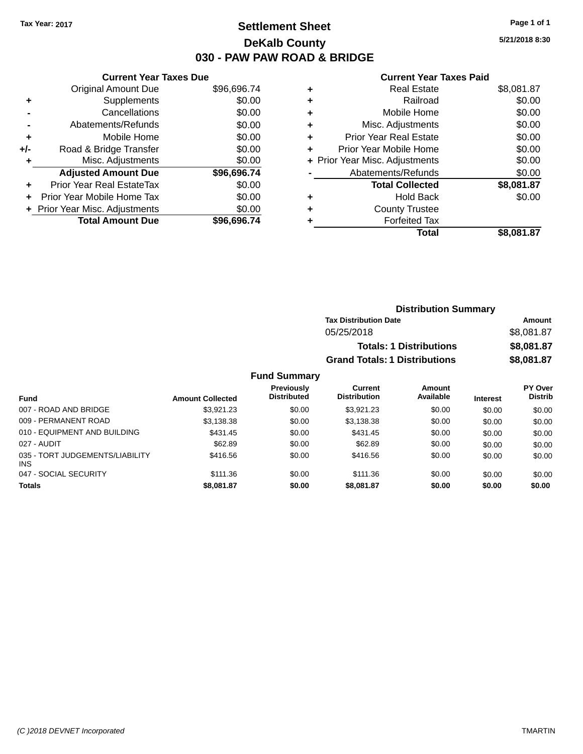Tax Year: 2017

# Settlement Sheet

## DeKalb County

## 030 - PAW PAW ROAD & BRIDGE

5/21/2018 8:30

### Current Year Taxes Due

| | | |
|---|---|---|
| | Original Amount Due | $96,696.74 |
| + | Supplements | $0.00 |
| - | Cancellations | $0.00 |
| - | Abatements/Refunds | $0.00 |
| + | Mobile Home | $0.00 |
| +/- | Road & Bridge Transfer | $0.00 |
| + | Misc. Adjustments | $0.00 |
| | **Adjusted Amount Due** | **$96,696.74** |
| + | Prior Year Real EstateTax | $0.00 |
| + | Prior Year Mobile Home Tax | $0.00 |
| + | Prior Year Misc. Adjustments | $0.00 |
| | **Total Amount Due** | **$96,696.74** |

### Current Year Taxes Paid

| | | |
|---|---|---|
| + | Real Estate | $8,081.87 |
| + | Railroad | $0.00 |
| + | Mobile Home | $0.00 |
| + | Misc. Adjustments | $0.00 |
| + | Prior Year Real Estate | $0.00 |
| + | Prior Year Mobile Home | $0.00 |
| + | Prior Year Misc. Adjustments | $0.00 |
| - | Abatements/Refunds | $0.00 |
| | **Total Collected** | **$8,081.87** |
| + | Hold Back | $0.00 |
| + | County Trustee | |
| + | Forfeited Tax | |
| | **Total** | **$8,081.87** |

### Distribution Summary

| Tax Distribution Date | Amount |
|---|---|
| 05/25/2018 | $8,081.87 |
| **Totals: 1 Distributions** | **$8,081.87** |
| **Grand Totals: 1 Distributions** | **$8,081.87** |

### Fund Summary

| Fund | Amount Collected | Previously Distributed | Current Distribution | Amount Available | Interest | PY Over Distrib |
|---|---|---|---|---|---|---|
| 007 - ROAD AND BRIDGE | $3,921.23 | $0.00 | $3,921.23 | $0.00 | $0.00 | $0.00 |
| 009 - PERMANENT ROAD | $3,138.38 | $0.00 | $3,138.38 | $0.00 | $0.00 | $0.00 |
| 010 - EQUIPMENT AND BUILDING | $431.45 | $0.00 | $431.45 | $0.00 | $0.00 | $0.00 |
| 027 - AUDIT | $62.89 | $0.00 | $62.89 | $0.00 | $0.00 | $0.00 |
| 035 - TORT JUDGEMENTS/LIABILITY INS | $416.56 | $0.00 | $416.56 | $0.00 | $0.00 | $0.00 |
| 047 - SOCIAL SECURITY | $111.36 | $0.00 | $111.36 | $0.00 | $0.00 | $0.00 |
| **Totals** | **$8,081.87** | **$0.00** | **$8,081.87** | **$0.00** | **$0.00** | **$0.00** |

(C )2018 DEVNET Incorporated — TMARTIN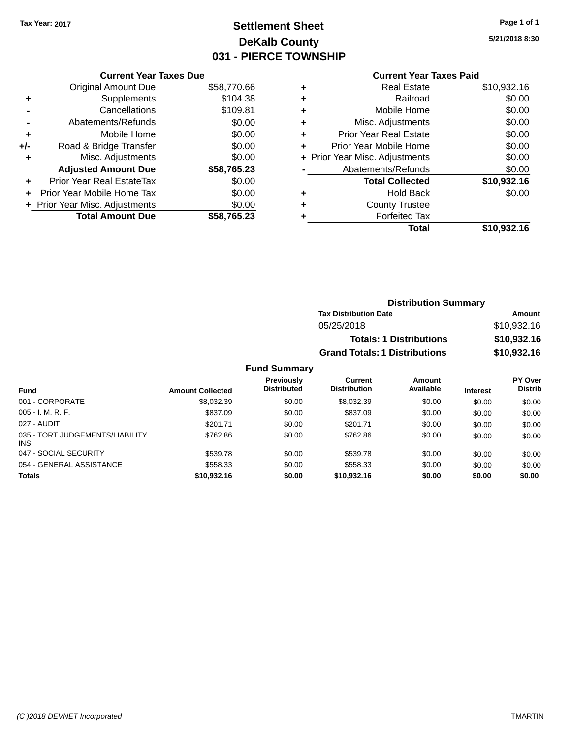Tax Year: 2017

# Settlement Sheet
## DeKalb County
## 031 - PIERCE TOWNSHIP

5/21/2018 8:30

### Current Year Taxes Due

| | | |
|---|---|---|
| | Original Amount Due | $58,770.66 |
| + | Supplements | $104.38 |
| - | Cancellations | $109.81 |
| - | Abatements/Refunds | $0.00 |
| + | Mobile Home | $0.00 |
| +/- | Road & Bridge Transfer | $0.00 |
| + | Misc. Adjustments | $0.00 |
| | **Adjusted Amount Due** | **$58,765.23** |
| + | Prior Year Real EstateTax | $0.00 |
| + | Prior Year Mobile Home Tax | $0.00 |
| + | Prior Year Misc. Adjustments | $0.00 |
| | **Total Amount Due** | **$58,765.23** |

### Current Year Taxes Paid

| | | |
|---|---|---|
| + | Real Estate | $10,932.16 |
| + | Railroad | $0.00 |
| + | Mobile Home | $0.00 |
| + | Misc. Adjustments | $0.00 |
| + | Prior Year Real Estate | $0.00 |
| + | Prior Year Mobile Home | $0.00 |
| + | Prior Year Misc. Adjustments | $0.00 |
| - | Abatements/Refunds | $0.00 |
| | **Total Collected** | **$10,932.16** |
| + | Hold Back | $0.00 |
| + | County Trustee | |
| + | Forfeited Tax | |
| | **Total** | **$10,932.16** |

### Distribution Summary

| Tax Distribution Date | Amount |
|---|---|
| 05/25/2018 | $10,932.16 |
| **Totals: 1 Distributions** | **$10,932.16** |
| **Grand Totals: 1 Distributions** | **$10,932.16** |

### Fund Summary

| Fund | Amount Collected | Previously Distributed | Current Distribution | Amount Available | Interest | PY Over Distrib |
|---|---|---|---|---|---|---|
| 001 - CORPORATE | $8,032.39 | $0.00 | $8,032.39 | $0.00 | $0.00 | $0.00 |
| 005 - I. M. R. F. | $837.09 | $0.00 | $837.09 | $0.00 | $0.00 | $0.00 |
| 027 - AUDIT | $201.71 | $0.00 | $201.71 | $0.00 | $0.00 | $0.00 |
| 035 - TORT JUDGEMENTS/LIABILITY INS | $762.86 | $0.00 | $762.86 | $0.00 | $0.00 | $0.00 |
| 047 - SOCIAL SECURITY | $539.78 | $0.00 | $539.78 | $0.00 | $0.00 | $0.00 |
| 054 - GENERAL ASSISTANCE | $558.33 | $0.00 | $558.33 | $0.00 | $0.00 | $0.00 |
| **Totals** | **$10,932.16** | **$0.00** | **$10,932.16** | **$0.00** | **$0.00** | **$0.00** |

(C )2018 DEVNET Incorporated — TMARTIN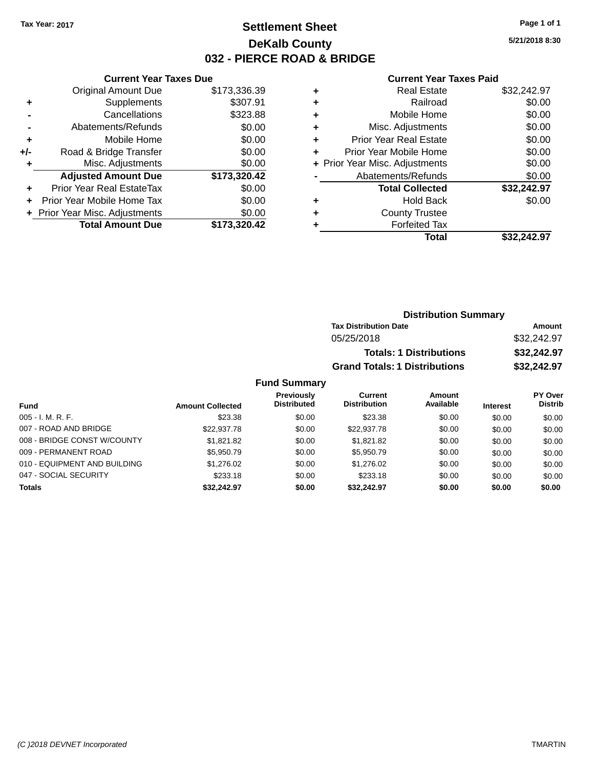**Tax Year: 2017**

# Settlement Sheet
## DeKalb County
## 032 - PIERCE ROAD & BRIDGE

5/21/2018 8:30

### Current Year Taxes Due

| | | |
|---|---|---|
| | Original Amount Due | $173,336.39 |
| + | Supplements | $307.91 |
| - | Cancellations | $323.88 |
| - | Abatements/Refunds | $0.00 |
| + | Mobile Home | $0.00 |
| +/- | Road & Bridge Transfer | $0.00 |
| + | Misc. Adjustments | $0.00 |
| | **Adjusted Amount Due** | **$173,320.42** |
| + | Prior Year Real EstateTax | $0.00 |
| + | Prior Year Mobile Home Tax | $0.00 |
| + | Prior Year Misc. Adjustments | $0.00 |
| | **Total Amount Due** | **$173,320.42** |

### Current Year Taxes Paid

| | | |
|---|---|---|
| + | Real Estate | $32,242.97 |
| + | Railroad | $0.00 |
| + | Mobile Home | $0.00 |
| + | Misc. Adjustments | $0.00 |
| + | Prior Year Real Estate | $0.00 |
| + | Prior Year Mobile Home | $0.00 |
| + | Prior Year Misc. Adjustments | $0.00 |
| - | Abatements/Refunds | $0.00 |
| | **Total Collected** | **$32,242.97** |
| + | Hold Back | $0.00 |
| + | County Trustee | |
| + | Forfeited Tax | |
| | **Total** | **$32,242.97** |

### Distribution Summary

| Tax Distribution Date | Amount |
|---|---|
| 05/25/2018 | $32,242.97 |
| **Totals: 1 Distributions** | **$32,242.97** |
| **Grand Totals: 1 Distributions** | **$32,242.97** |

### Fund Summary

| Fund | Amount Collected | Previously Distributed | Current Distribution | Amount Available | Interest | PY Over Distrib |
|---|---|---|---|---|---|---|
| 005 - I. M. R. F. | $23.38 | $0.00 | $23.38 | $0.00 | $0.00 | $0.00 |
| 007 - ROAD AND BRIDGE | $22,937.78 | $0.00 | $22,937.78 | $0.00 | $0.00 | $0.00 |
| 008 - BRIDGE CONST W/COUNTY | $1,821.82 | $0.00 | $1,821.82 | $0.00 | $0.00 | $0.00 |
| 009 - PERMANENT ROAD | $5,950.79 | $0.00 | $5,950.79 | $0.00 | $0.00 | $0.00 |
| 010 - EQUIPMENT AND BUILDING | $1,276.02 | $0.00 | $1,276.02 | $0.00 | $0.00 | $0.00 |
| 047 - SOCIAL SECURITY | $233.18 | $0.00 | $233.18 | $0.00 | $0.00 | $0.00 |
| **Totals** | **$32,242.97** | **$0.00** | **$32,242.97** | **$0.00** | **$0.00** | **$0.00** |

(C )2018 DEVNET Incorporated TMARTIN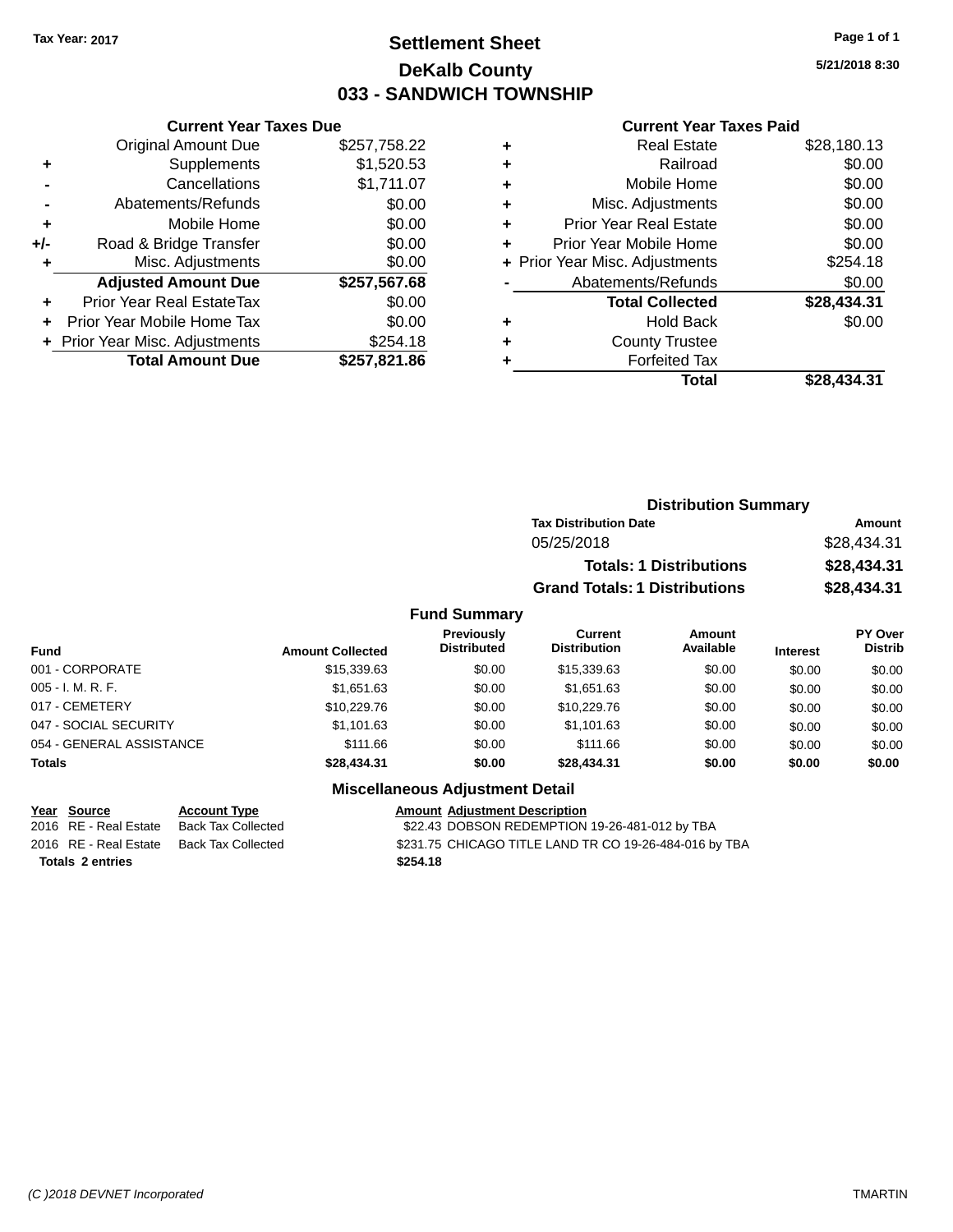Tax Year: 2017

# Settlement Sheet
## DeKalb County
## 033 - SANDWICH TOWNSHIP

5/21/2018 8:30

### Current Year Taxes Due

| | | |
|---|---|---|
| | Original Amount Due | $257,758.22 |
| + | Supplements | $1,520.53 |
| - | Cancellations | $1,711.07 |
| - | Abatements/Refunds | $0.00 |
| + | Mobile Home | $0.00 |
| +/- | Road & Bridge Transfer | $0.00 |
| + | Misc. Adjustments | $0.00 |
| | **Adjusted Amount Due** | **$257,567.68** |
| + | Prior Year Real EstateTax | $0.00 |
| + | Prior Year Mobile Home Tax | $0.00 |
| + | Prior Year Misc. Adjustments | $254.18 |
| | **Total Amount Due** | **$257,821.86** |

### Current Year Taxes Paid

| | | |
|---|---|---|
| + | Real Estate | $28,180.13 |
| + | Railroad | $0.00 |
| + | Mobile Home | $0.00 |
| + | Misc. Adjustments | $0.00 |
| + | Prior Year Real Estate | $0.00 |
| + | Prior Year Mobile Home | $0.00 |
| + | Prior Year Misc. Adjustments | $254.18 |
| - | Abatements/Refunds | $0.00 |
| | **Total Collected** | **$28,434.31** |
| + | Hold Back | $0.00 |
| + | County Trustee | |
| + | Forfeited Tax | |
| | **Total** | **$28,434.31** |

### Distribution Summary

| Tax Distribution Date | Amount |
|---|---|
| 05/25/2018 | $28,434.31 |
| **Totals: 1 Distributions** | **$28,434.31** |
| **Grand Totals: 1 Distributions** | **$28,434.31** |

### Fund Summary

| Fund | Amount Collected | Previously Distributed | Current Distribution | Amount Available | Interest | PY Over Distrib |
|---|---|---|---|---|---|---|
| 001 - CORPORATE | $15,339.63 | $0.00 | $15,339.63 | $0.00 | $0.00 | $0.00 |
| 005 - I. M. R. F. | $1,651.63 | $0.00 | $1,651.63 | $0.00 | $0.00 | $0.00 |
| 017 - CEMETERY | $10,229.76 | $0.00 | $10,229.76 | $0.00 | $0.00 | $0.00 |
| 047 - SOCIAL SECURITY | $1,101.63 | $0.00 | $1,101.63 | $0.00 | $0.00 | $0.00 |
| 054 - GENERAL ASSISTANCE | $111.66 | $0.00 | $111.66 | $0.00 | $0.00 | $0.00 |
| **Totals** | **$28,434.31** | **$0.00** | **$28,434.31** | **$0.00** | **$0.00** | **$0.00** |

### Miscellaneous Adjustment Detail

| Year | Source | Account Type | Amount | Adjustment Description |
|---|---|---|---|---|
| 2016 | RE - Real Estate | Back Tax Collected | $22.43 | DOBSON REDEMPTION 19-26-481-012 by TBA |
| 2016 | RE - Real Estate | Back Tax Collected | $231.75 | CHICAGO TITLE LAND TR CO 19-26-484-016 by TBA |
| **Totals 2 entries** | | | **$254.18** | |

(C )2018 DEVNET Incorporated TMARTIN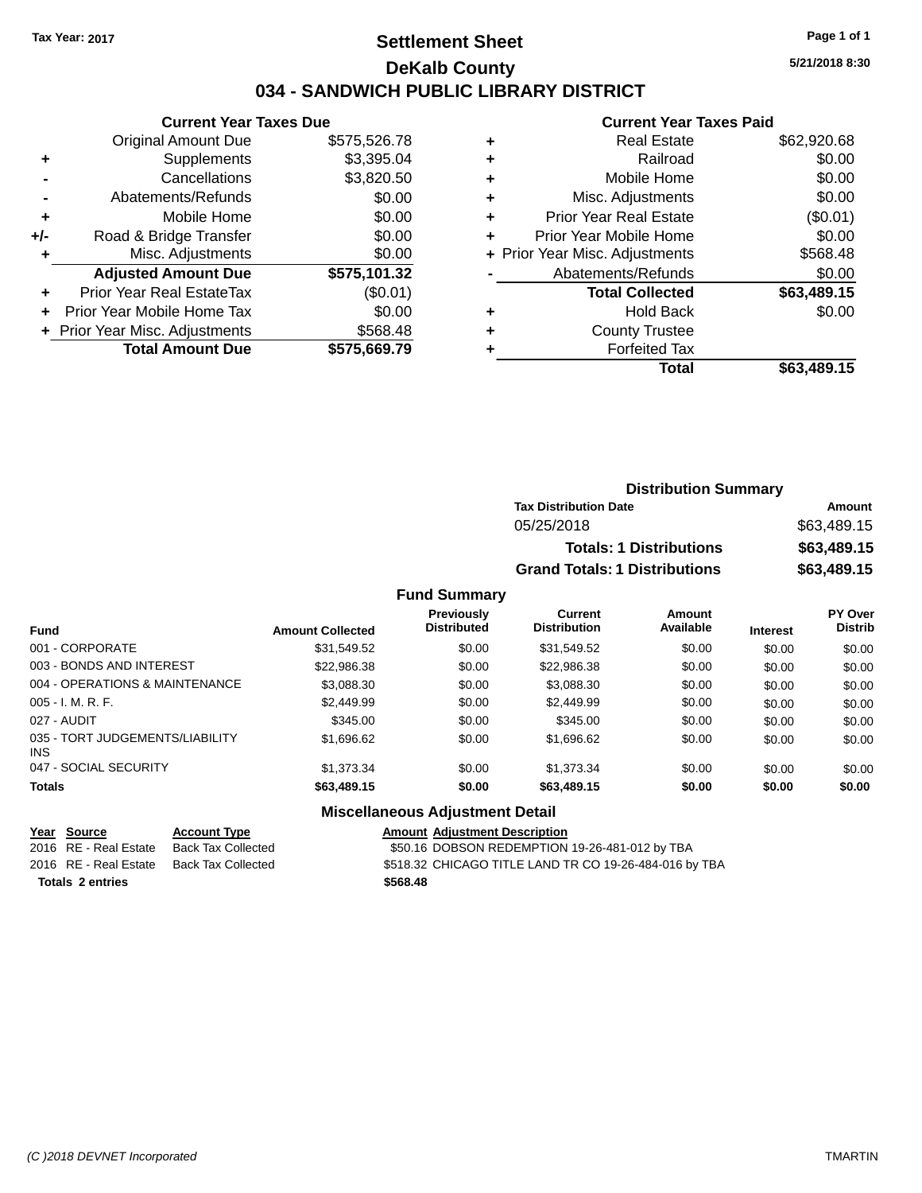Tax Year: 2017

# Settlement Sheet

## DeKalb County

## 034 - SANDWICH PUBLIC LIBRARY DISTRICT

5/21/2018 8:30

### Current Year Taxes Due

| | | |
|---|---|---|
| | Original Amount Due | $575,526.78 |
| + | Supplements | $3,395.04 |
| - | Cancellations | $3,820.50 |
| - | Abatements/Refunds | $0.00 |
| + | Mobile Home | $0.00 |
| +/- | Road & Bridge Transfer | $0.00 |
| + | Misc. Adjustments | $0.00 |
| | **Adjusted Amount Due** | **$575,101.32** |
| + | Prior Year Real EstateTax | ($0.01) |
| + | Prior Year Mobile Home Tax | $0.00 |
| + | Prior Year Misc. Adjustments | $568.48 |
| | **Total Amount Due** | **$575,669.79** |

### Current Year Taxes Paid

| | | |
|---|---|---|
| + | Real Estate | $62,920.68 |
| + | Railroad | $0.00 |
| + | Mobile Home | $0.00 |
| + | Misc. Adjustments | $0.00 |
| + | Prior Year Real Estate | ($0.01) |
| + | Prior Year Mobile Home | $0.00 |
| + | Prior Year Misc. Adjustments | $568.48 |
| - | Abatements/Refunds | $0.00 |
| | **Total Collected** | **$63,489.15** |
| + | Hold Back | $0.00 |
| + | County Trustee | |
| + | Forfeited Tax | |
| | **Total** | **$63,489.15** |

### Distribution Summary

| Tax Distribution Date | Amount |
|---|---|
| 05/25/2018 | $63,489.15 |
| **Totals: 1 Distributions** | **$63,489.15** |
| **Grand Totals: 1 Distributions** | **$63,489.15** |

### Fund Summary

| Fund | Amount Collected | Previously Distributed | Current Distribution | Amount Available | Interest | PY Over Distrib |
|---|---|---|---|---|---|---|
| 001 - CORPORATE | $31,549.52 | $0.00 | $31,549.52 | $0.00 | $0.00 | $0.00 |
| 003 - BONDS AND INTEREST | $22,986.38 | $0.00 | $22,986.38 | $0.00 | $0.00 | $0.00 |
| 004 - OPERATIONS & MAINTENANCE | $3,088.30 | $0.00 | $3,088.30 | $0.00 | $0.00 | $0.00 |
| 005 - I. M. R. F. | $2,449.99 | $0.00 | $2,449.99 | $0.00 | $0.00 | $0.00 |
| 027 - AUDIT | $345.00 | $0.00 | $345.00 | $0.00 | $0.00 | $0.00 |
| 035 - TORT JUDGEMENTS/LIABILITY INS | $1,696.62 | $0.00 | $1,696.62 | $0.00 | $0.00 | $0.00 |
| 047 - SOCIAL SECURITY | $1,373.34 | $0.00 | $1,373.34 | $0.00 | $0.00 | $0.00 |
| **Totals** | **$63,489.15** | **$0.00** | **$63,489.15** | **$0.00** | **$0.00** | **$0.00** |

### Miscellaneous Adjustment Detail

| Year | Source | Account Type | Amount | Adjustment Description |
|---|---|---|---|---|
| 2016 | RE - Real Estate | Back Tax Collected | $50.16 | DOBSON REDEMPTION 19-26-481-012 by TBA |
| 2016 | RE - Real Estate | Back Tax Collected | $518.32 | CHICAGO TITLE LAND TR CO 19-26-484-016 by TBA |
| **Totals** | **2 entries** | | **$568.48** | |

(C )2018 DEVNET Incorporated TMARTIN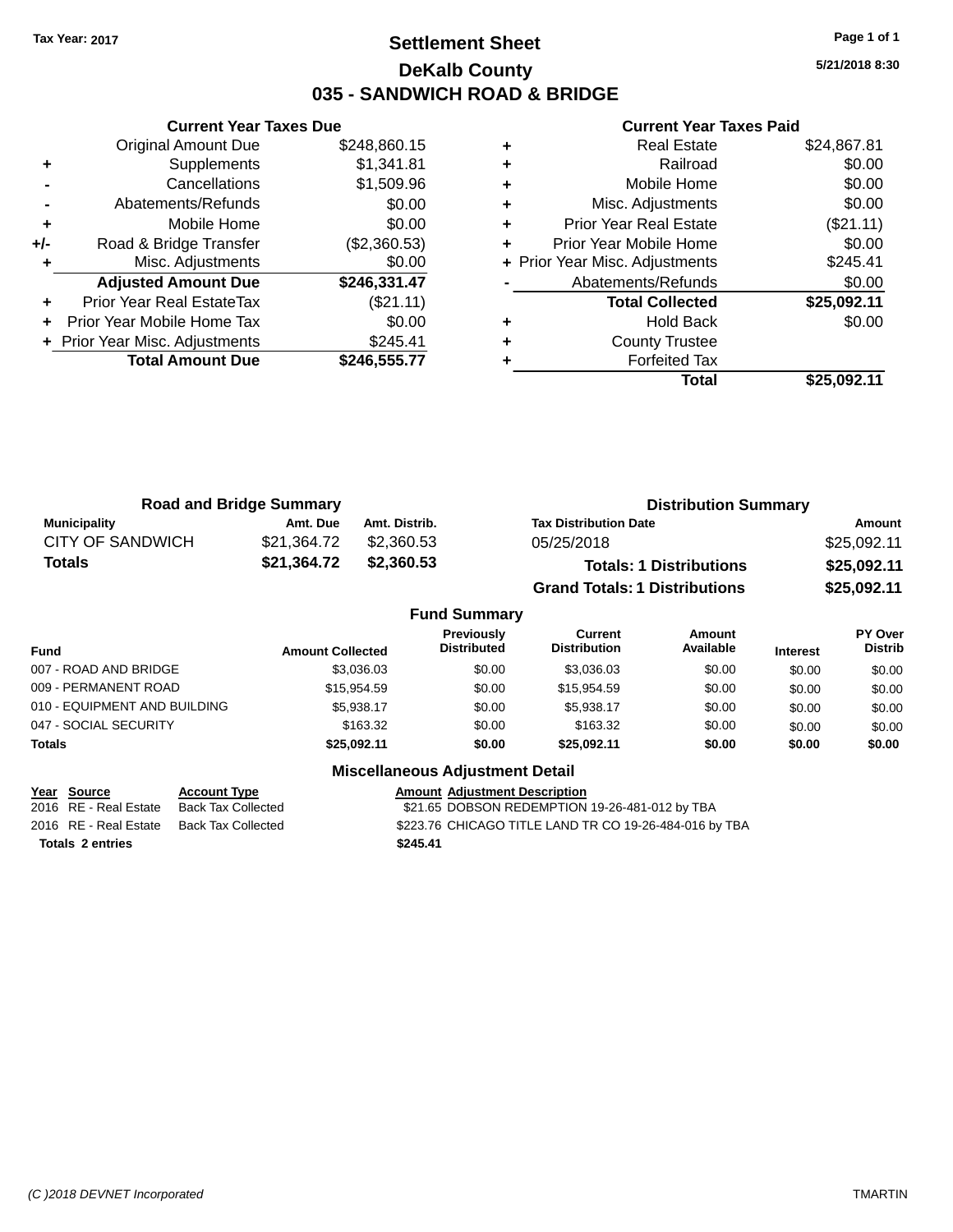Tax Year: 2017

# Settlement Sheet

## DeKalb County

## 035 - SANDWICH ROAD & BRIDGE

5/21/2018 8:30

### Current Year Taxes Due

| | | |
|---|---|---|
| | Original Amount Due | $248,860.15 |
| + | Supplements | $1,341.81 |
| - | Cancellations | $1,509.96 |
| - | Abatements/Refunds | $0.00 |
| + | Mobile Home | $0.00 |
| +/- | Road & Bridge Transfer | ($2,360.53) |
| + | Misc. Adjustments | $0.00 |
| | **Adjusted Amount Due** | **$246,331.47** |
| + | Prior Year Real EstateTax | ($21.11) |
| + | Prior Year Mobile Home Tax | $0.00 |
| + | Prior Year Misc. Adjustments | $245.41 |
| | **Total Amount Due** | **$246,555.77** |

### Current Year Taxes Paid

| | | |
|---|---|---|
| + | Real Estate | $24,867.81 |
| + | Railroad | $0.00 |
| + | Mobile Home | $0.00 |
| + | Misc. Adjustments | $0.00 |
| + | Prior Year Real Estate | ($21.11) |
| + | Prior Year Mobile Home | $0.00 |
| + | Prior Year Misc. Adjustments | $245.41 |
| - | Abatements/Refunds | $0.00 |
| | **Total Collected** | **$25,092.11** |
| + | Hold Back | $0.00 |
| + | County Trustee | |
| + | Forfeited Tax | |
| | **Total** | **$25,092.11** |

### Road and Bridge Summary

| Municipality | Amt. Due | Amt. Distrib. |
|---|---|---|
| CITY OF SANDWICH | $21,364.72 | $2,360.53 |
| **Totals** | **$21,364.72** | **$2,360.53** |

### Distribution Summary

| Tax Distribution Date | Amount |
|---|---|
| 05/25/2018 | $25,092.11 |
| **Totals: 1 Distributions** | **$25,092.11** |
| **Grand Totals: 1 Distributions** | **$25,092.11** |

### Fund Summary

| Fund | Amount Collected | Previously Distributed | Current Distribution | Amount Available | Interest | PY Over Distrib |
|---|---|---|---|---|---|---|
| 007 - ROAD AND BRIDGE | $3,036.03 | $0.00 | $3,036.03 | $0.00 | $0.00 | $0.00 |
| 009 - PERMANENT ROAD | $15,954.59 | $0.00 | $15,954.59 | $0.00 | $0.00 | $0.00 |
| 010 - EQUIPMENT AND BUILDING | $5,938.17 | $0.00 | $5,938.17 | $0.00 | $0.00 | $0.00 |
| 047 - SOCIAL SECURITY | $163.32 | $0.00 | $163.32 | $0.00 | $0.00 | $0.00 |
| **Totals** | **$25,092.11** | **$0.00** | **$25,092.11** | **$0.00** | **$0.00** | **$0.00** |

### Miscellaneous Adjustment Detail

| Year | Source | Account Type | Amount | Adjustment Description |
|---|---|---|---|---|
| 2016 | RE - Real Estate | Back Tax Collected | $21.65 | DOBSON REDEMPTION 19-26-481-012 by TBA |
| 2016 | RE - Real Estate | Back Tax Collected | $223.76 | CHICAGO TITLE LAND TR CO 19-26-484-016 by TBA |
| **Totals 2 entries** | | | **$245.41** | |

(C )2018 DEVNET Incorporated — TMARTIN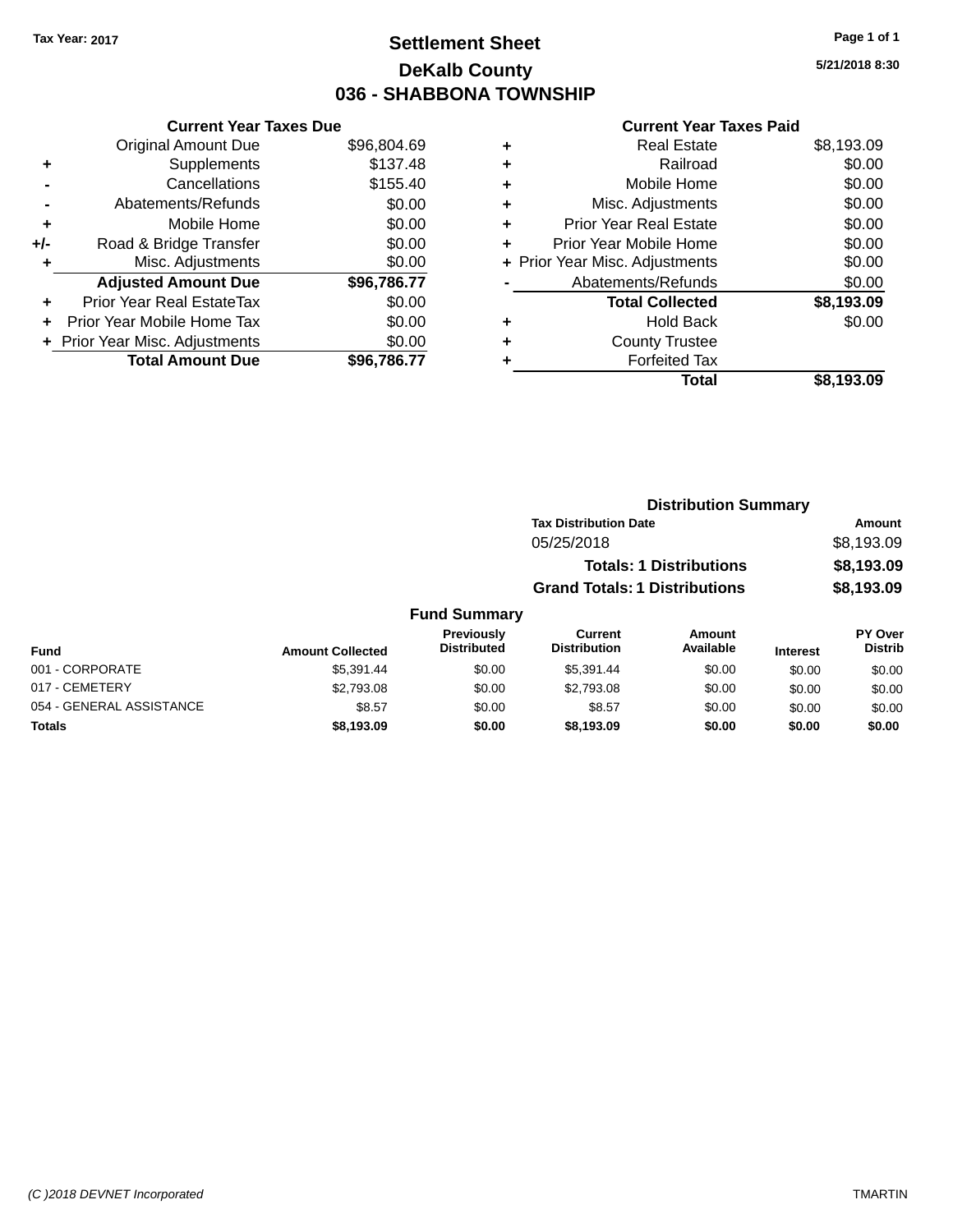Tax Year: 2017

# Settlement Sheet

## DeKalb County

## 036 - SHABBONA TOWNSHIP

5/21/2018 8:30

### Current Year Taxes Due

| | | |
|---|---|---|
| | Original Amount Due | $96,804.69 |
| + | Supplements | $137.48 |
| - | Cancellations | $155.40 |
| - | Abatements/Refunds | $0.00 |
| + | Mobile Home | $0.00 |
| +/- | Road & Bridge Transfer | $0.00 |
| + | Misc. Adjustments | $0.00 |
| | **Adjusted Amount Due** | **$96,786.77** |
| + | Prior Year Real EstateTax | $0.00 |
| + | Prior Year Mobile Home Tax | $0.00 |
| + | Prior Year Misc. Adjustments | $0.00 |
| | **Total Amount Due** | **$96,786.77** |

### Current Year Taxes Paid

| | | |
|---|---|---|
| + | Real Estate | $8,193.09 |
| + | Railroad | $0.00 |
| + | Mobile Home | $0.00 |
| + | Misc. Adjustments | $0.00 |
| + | Prior Year Real Estate | $0.00 |
| + | Prior Year Mobile Home | $0.00 |
| + | Prior Year Misc. Adjustments | $0.00 |
| - | Abatements/Refunds | $0.00 |
| | **Total Collected** | **$8,193.09** |
| + | Hold Back | $0.00 |
| + | County Trustee | |
| + | Forfeited Tax | |
| | **Total** | **$8,193.09** |

### Distribution Summary

| Tax Distribution Date | Amount |
|---|---|
| 05/25/2018 | $8,193.09 |
| **Totals: 1 Distributions** | **$8,193.09** |
| **Grand Totals: 1 Distributions** | **$8,193.09** |

### Fund Summary

| Fund | Amount Collected | Previously Distributed | Current Distribution | Amount Available | Interest | PY Over Distrib |
|---|---|---|---|---|---|---|
| 001 - CORPORATE | $5,391.44 | $0.00 | $5,391.44 | $0.00 | $0.00 | $0.00 |
| 017 - CEMETERY | $2,793.08 | $0.00 | $2,793.08 | $0.00 | $0.00 | $0.00 |
| 054 - GENERAL ASSISTANCE | $8.57 | $0.00 | $8.57 | $0.00 | $0.00 | $0.00 |
| **Totals** | **$8,193.09** | **$0.00** | **$8,193.09** | **$0.00** | **$0.00** | **$0.00** |

(C )2018 DEVNET Incorporated    TMARTIN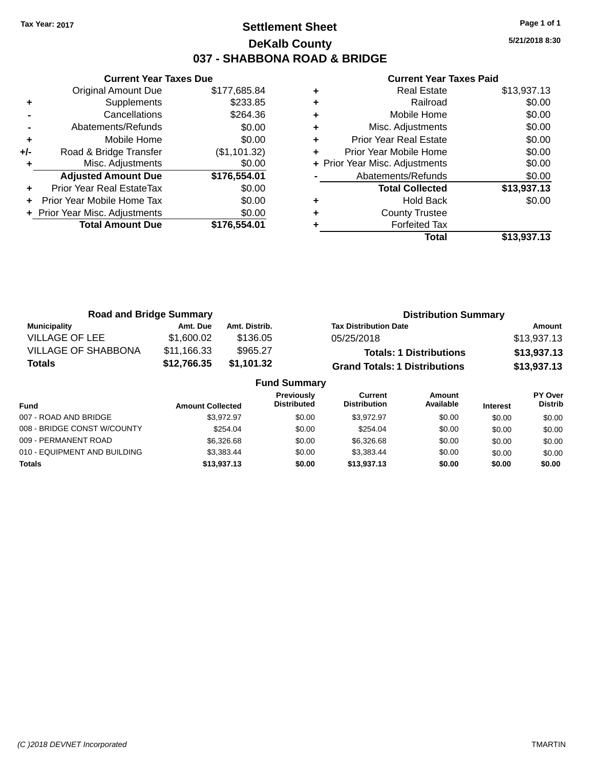Tax Year: 2017

# Settlement Sheet

## DeKalb County

## 037 - SHABBONA ROAD & BRIDGE

5/21/2018 8:30

### Current Year Taxes Due

| | | |
|---|---|---|
| | Original Amount Due | $177,685.84 |
| + | Supplements | $233.85 |
| - | Cancellations | $264.36 |
| - | Abatements/Refunds | $0.00 |
| + | Mobile Home | $0.00 |
| +/- | Road & Bridge Transfer | ($1,101.32) |
| + | Misc. Adjustments | $0.00 |
| | **Adjusted Amount Due** | **$176,554.01** |
| + | Prior Year Real EstateTax | $0.00 |
| + | Prior Year Mobile Home Tax | $0.00 |
| + | Prior Year Misc. Adjustments | $0.00 |
| | **Total Amount Due** | **$176,554.01** |

### Current Year Taxes Paid

| | | |
|---|---|---|
| + | Real Estate | $13,937.13 |
| + | Railroad | $0.00 |
| + | Mobile Home | $0.00 |
| + | Misc. Adjustments | $0.00 |
| + | Prior Year Real Estate | $0.00 |
| + | Prior Year Mobile Home | $0.00 |
| + | Prior Year Misc. Adjustments | $0.00 |
| - | Abatements/Refunds | $0.00 |
| | **Total Collected** | **$13,937.13** |
| + | Hold Back | $0.00 |
| + | County Trustee | |
| + | Forfeited Tax | |
| | **Total** | **$13,937.13** |

### Road and Bridge Summary

| Municipality | Amt. Due | Amt. Distrib. |
|---|---|---|
| VILLAGE OF LEE | $1,600.02 | $136.05 |
| VILLAGE OF SHABBONA | $11,166.33 | $965.27 |
| **Totals** | **$12,766.35** | **$1,101.32** |

### Distribution Summary

| Tax Distribution Date | Amount |
|---|---|
| 05/25/2018 | $13,937.13 |
| **Totals: 1 Distributions** | **$13,937.13** |
| **Grand Totals: 1 Distributions** | **$13,937.13** |

### Fund Summary

| Fund | Amount Collected | Previously Distributed | Current Distribution | Amount Available | Interest | PY Over Distrib |
|---|---|---|---|---|---|---|
| 007 - ROAD AND BRIDGE | $3,972.97 | $0.00 | $3,972.97 | $0.00 | $0.00 | $0.00 |
| 008 - BRIDGE CONST W/COUNTY | $254.04 | $0.00 | $254.04 | $0.00 | $0.00 | $0.00 |
| 009 - PERMANENT ROAD | $6,326.68 | $0.00 | $6,326.68 | $0.00 | $0.00 | $0.00 |
| 010 - EQUIPMENT AND BUILDING | $3,383.44 | $0.00 | $3,383.44 | $0.00 | $0.00 | $0.00 |
| **Totals** | **$13,937.13** | **$0.00** | **$13,937.13** | **$0.00** | **$0.00** | **$0.00** |

(C )2018 DEVNET Incorporated TMARTIN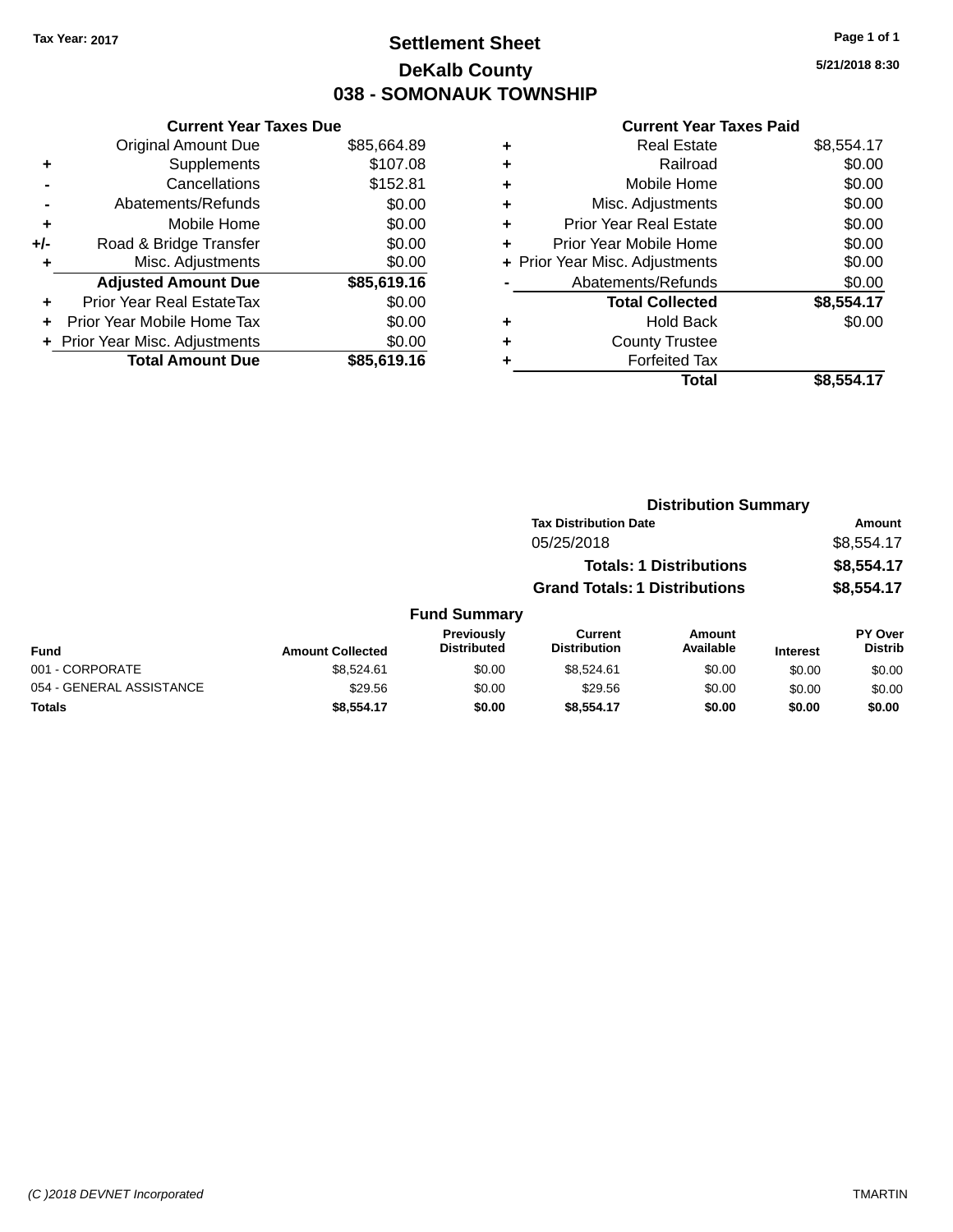Tax Year: 2017

# Settlement Sheet

## DeKalb County

## 038 - SOMONAUK TOWNSHIP

5/21/2018 8:30

| | Current Year Taxes Due | |
|---|---|---|
| | Original Amount Due | $85,664.89 |
| + | Supplements | $107.08 |
| - | Cancellations | $152.81 |
| - | Abatements/Refunds | $0.00 |
| + | Mobile Home | $0.00 |
| +/- | Road & Bridge Transfer | $0.00 |
| + | Misc. Adjustments | $0.00 |
| | **Adjusted Amount Due** | **$85,619.16** |
| + | Prior Year Real EstateTax | $0.00 |
| + | Prior Year Mobile Home Tax | $0.00 |
| + | Prior Year Misc. Adjustments | $0.00 |
| | **Total Amount Due** | **$85,619.16** |

| | Current Year Taxes Paid | |
|---|---|---|
| + | Real Estate | $8,554.17 |
| + | Railroad | $0.00 |
| + | Mobile Home | $0.00 |
| + | Misc. Adjustments | $0.00 |
| + | Prior Year Real Estate | $0.00 |
| + | Prior Year Mobile Home | $0.00 |
| + | Prior Year Misc. Adjustments | $0.00 |
| - | Abatements/Refunds | $0.00 |
| | **Total Collected** | **$8,554.17** |
| + | Hold Back | $0.00 |
| + | County Trustee | |
| + | Forfeited Tax | |
| | **Total** | **$8,554.17** |

### Distribution Summary

| Tax Distribution Date | Amount |
|---|---|
| 05/25/2018 | $8,554.17 |
| **Totals: 1 Distributions** | **$8,554.17** |
| **Grand Totals: 1 Distributions** | **$8,554.17** |

### Fund Summary

| Fund | Amount Collected | Previously Distributed | Current Distribution | Amount Available | Interest | PY Over Distrib |
|---|---|---|---|---|---|---|
| 001 - CORPORATE | $8,524.61 | $0.00 | $8,524.61 | $0.00 | $0.00 | $0.00 |
| 054 - GENERAL ASSISTANCE | $29.56 | $0.00 | $29.56 | $0.00 | $0.00 | $0.00 |
| **Totals** | **$8,554.17** | **$0.00** | **$8,554.17** | **$0.00** | **$0.00** | **$0.00** |

(C )2018 DEVNET Incorporated

TMARTIN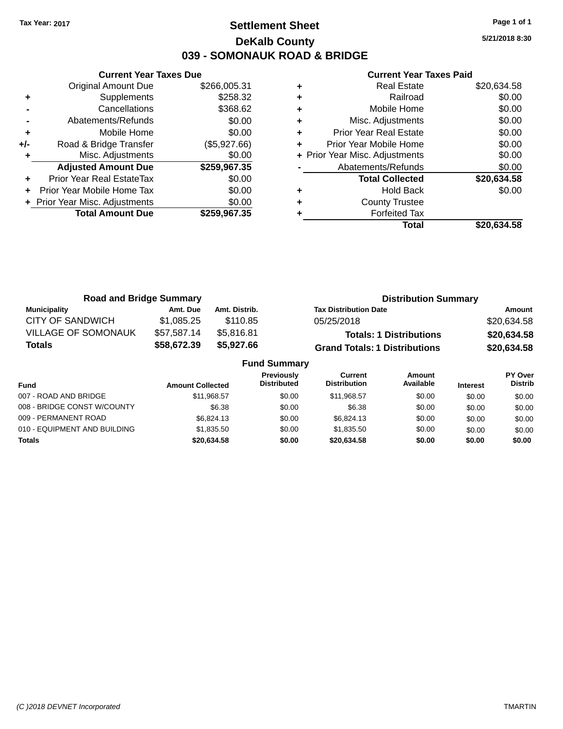Tax Year: 2017

# Settlement Sheet

## DeKalb County

## 039 - SOMONAUK ROAD & BRIDGE

5/21/2018 8:30

### Current Year Taxes Due

| | | |
|---|---|---|
| | Original Amount Due | $266,005.31 |
| + | Supplements | $258.32 |
| - | Cancellations | $368.62 |
| - | Abatements/Refunds | $0.00 |
| + | Mobile Home | $0.00 |
| +/- | Road & Bridge Transfer | ($5,927.66) |
| + | Misc. Adjustments | $0.00 |
| | **Adjusted Amount Due** | **$259,967.35** |
| + | Prior Year Real EstateTax | $0.00 |
| + | Prior Year Mobile Home Tax | $0.00 |
| + | Prior Year Misc. Adjustments | $0.00 |
| | **Total Amount Due** | **$259,967.35** |

### Current Year Taxes Paid

| | | |
|---|---|---|
| + | Real Estate | $20,634.58 |
| + | Railroad | $0.00 |
| + | Mobile Home | $0.00 |
| + | Misc. Adjustments | $0.00 |
| + | Prior Year Real Estate | $0.00 |
| + | Prior Year Mobile Home | $0.00 |
| + | Prior Year Misc. Adjustments | $0.00 |
| - | Abatements/Refunds | $0.00 |
| | **Total Collected** | **$20,634.58** |
| + | Hold Back | $0.00 |
| + | County Trustee | |
| + | Forfeited Tax | |
| | **Total** | **$20,634.58** |

### Road and Bridge Summary

| Municipality | Amt. Due | Amt. Distrib. |
|---|---|---|
| CITY OF SANDWICH | $1,085.25 | $110.85 |
| VILLAGE OF SOMONAUK | $57,587.14 | $5,816.81 |
| **Totals** | **$58,672.39** | **$5,927.66** |

### Distribution Summary

| Tax Distribution Date | Amount |
|---|---|
| 05/25/2018 | $20,634.58 |
| **Totals: 1 Distributions** | **$20,634.58** |
| **Grand Totals: 1 Distributions** | **$20,634.58** |

### Fund Summary

| Fund | Amount Collected | Previously Distributed | Current Distribution | Amount Available | Interest | PY Over Distrib |
|---|---|---|---|---|---|---|
| 007 - ROAD AND BRIDGE | $11,968.57 | $0.00 | $11,968.57 | $0.00 | $0.00 | $0.00 |
| 008 - BRIDGE CONST W/COUNTY | $6.38 | $0.00 | $6.38 | $0.00 | $0.00 | $0.00 |
| 009 - PERMANENT ROAD | $6,824.13 | $0.00 | $6,824.13 | $0.00 | $0.00 | $0.00 |
| 010 - EQUIPMENT AND BUILDING | $1,835.50 | $0.00 | $1,835.50 | $0.00 | $0.00 | $0.00 |
| **Totals** | **$20,634.58** | **$0.00** | **$20,634.58** | **$0.00** | **$0.00** | **$0.00** |

(C )2018 DEVNET Incorporated TMARTIN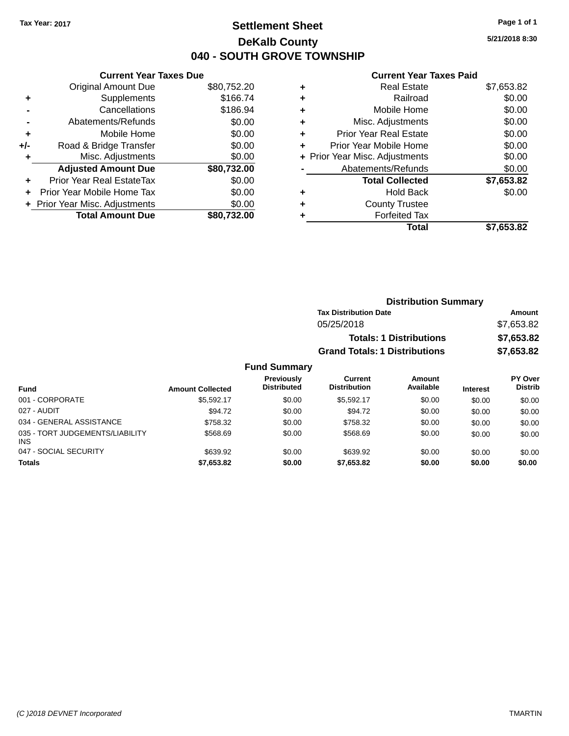Tax Year: 2017

# Settlement Sheet
## DeKalb County
## 040 - SOUTH GROVE TOWNSHIP

5/21/2018 8:30

### Current Year Taxes Due

| | | |
|---|---|---|
| | Original Amount Due | $80,752.20 |
| + | Supplements | $166.74 |
| - | Cancellations | $186.94 |
| - | Abatements/Refunds | $0.00 |
| + | Mobile Home | $0.00 |
| +/- | Road & Bridge Transfer | $0.00 |
| + | Misc. Adjustments | $0.00 |
| | **Adjusted Amount Due** | **$80,732.00** |
| + | Prior Year Real EstateTax | $0.00 |
| + | Prior Year Mobile Home Tax | $0.00 |
| + | Prior Year Misc. Adjustments | $0.00 |
| | **Total Amount Due** | **$80,732.00** |

### Current Year Taxes Paid

| | | |
|---|---|---|
| + | Real Estate | $7,653.82 |
| + | Railroad | $0.00 |
| + | Mobile Home | $0.00 |
| + | Misc. Adjustments | $0.00 |
| + | Prior Year Real Estate | $0.00 |
| + | Prior Year Mobile Home | $0.00 |
| + | Prior Year Misc. Adjustments | $0.00 |
| - | Abatements/Refunds | $0.00 |
| | **Total Collected** | **$7,653.82** |
| + | Hold Back | $0.00 |
| + | County Trustee | |
| + | Forfeited Tax | |
| | **Total** | **$7,653.82** |

### Distribution Summary

| Tax Distribution Date | Amount |
|---|---|
| 05/25/2018 | $7,653.82 |
| **Totals: 1 Distributions** | **$7,653.82** |
| **Grand Totals: 1 Distributions** | **$7,653.82** |

### Fund Summary

| Fund | Amount Collected | Previously Distributed | Current Distribution | Amount Available | Interest | PY Over Distrib |
|---|---|---|---|---|---|---|
| 001 - CORPORATE | $5,592.17 | $0.00 | $5,592.17 | $0.00 | $0.00 | $0.00 |
| 027 - AUDIT | $94.72 | $0.00 | $94.72 | $0.00 | $0.00 | $0.00 |
| 034 - GENERAL ASSISTANCE | $758.32 | $0.00 | $758.32 | $0.00 | $0.00 | $0.00 |
| 035 - TORT JUDGEMENTS/LIABILITY INS | $568.69 | $0.00 | $568.69 | $0.00 | $0.00 | $0.00 |
| 047 - SOCIAL SECURITY | $639.92 | $0.00 | $639.92 | $0.00 | $0.00 | $0.00 |
| **Totals** | **$7,653.82** | **$0.00** | **$7,653.82** | **$0.00** | **$0.00** | **$0.00** |

(C )2018 DEVNET Incorporated TMARTIN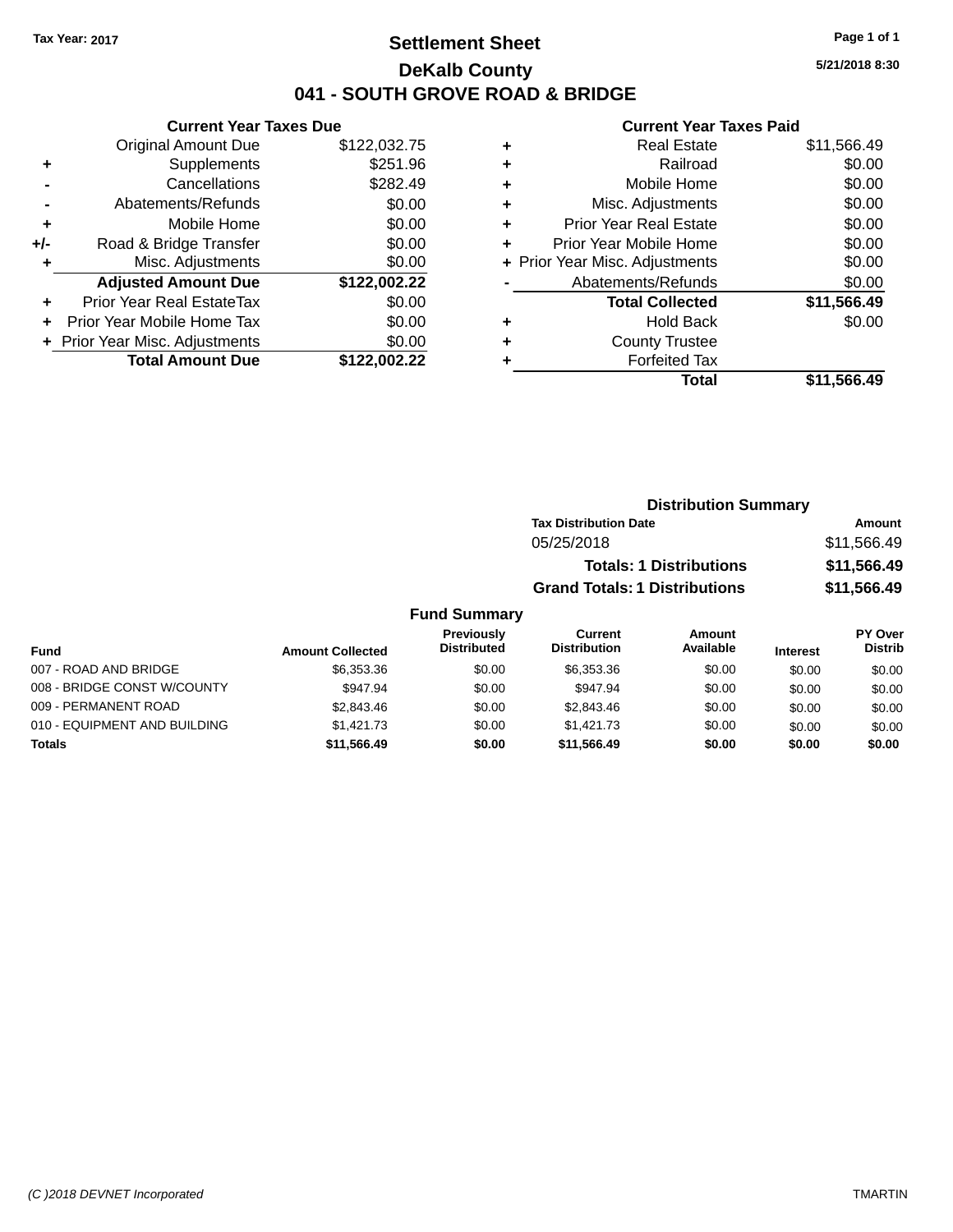Tax Year: 2017

# Settlement Sheet

## DeKalb County

## 041 - SOUTH GROVE ROAD & BRIDGE

5/21/2018 8:30

### Current Year Taxes Due

| | | |
|---|---|---|
| | Original Amount Due | $122,032.75 |
| + | Supplements | $251.96 |
| - | Cancellations | $282.49 |
| - | Abatements/Refunds | $0.00 |
| + | Mobile Home | $0.00 |
| +/- | Road & Bridge Transfer | $0.00 |
| + | Misc. Adjustments | $0.00 |
| | **Adjusted Amount Due** | **$122,002.22** |
| + | Prior Year Real EstateTax | $0.00 |
| + | Prior Year Mobile Home Tax | $0.00 |
| + | Prior Year Misc. Adjustments | $0.00 |
| | **Total Amount Due** | **$122,002.22** |

### Current Year Taxes Paid

| | | |
|---|---|---|
| + | Real Estate | $11,566.49 |
| + | Railroad | $0.00 |
| + | Mobile Home | $0.00 |
| + | Misc. Adjustments | $0.00 |
| + | Prior Year Real Estate | $0.00 |
| + | Prior Year Mobile Home | $0.00 |
| + | Prior Year Misc. Adjustments | $0.00 |
| - | Abatements/Refunds | $0.00 |
| | **Total Collected** | **$11,566.49** |
| + | Hold Back | $0.00 |
| + | County Trustee | |
| + | Forfeited Tax | |
| | **Total** | **$11,566.49** |

### Distribution Summary

| Tax Distribution Date | Amount |
|---|---|
| 05/25/2018 | $11,566.49 |
| **Totals: 1 Distributions** | **$11,566.49** |
| **Grand Totals: 1 Distributions** | **$11,566.49** |

### Fund Summary

| Fund | Amount Collected | Previously Distributed | Current Distribution | Amount Available | Interest | PY Over Distrib |
|---|---|---|---|---|---|---|
| 007 - ROAD AND BRIDGE | $6,353.36 | $0.00 | $6,353.36 | $0.00 | $0.00 | $0.00 |
| 008 - BRIDGE CONST W/COUNTY | $947.94 | $0.00 | $947.94 | $0.00 | $0.00 | $0.00 |
| 009 - PERMANENT ROAD | $2,843.46 | $0.00 | $2,843.46 | $0.00 | $0.00 | $0.00 |
| 010 - EQUIPMENT AND BUILDING | $1,421.73 | $0.00 | $1,421.73 | $0.00 | $0.00 | $0.00 |
| **Totals** | **$11,566.49** | **$0.00** | **$11,566.49** | **$0.00** | **$0.00** | **$0.00** |

(C )2018 DEVNET Incorporated — TMARTIN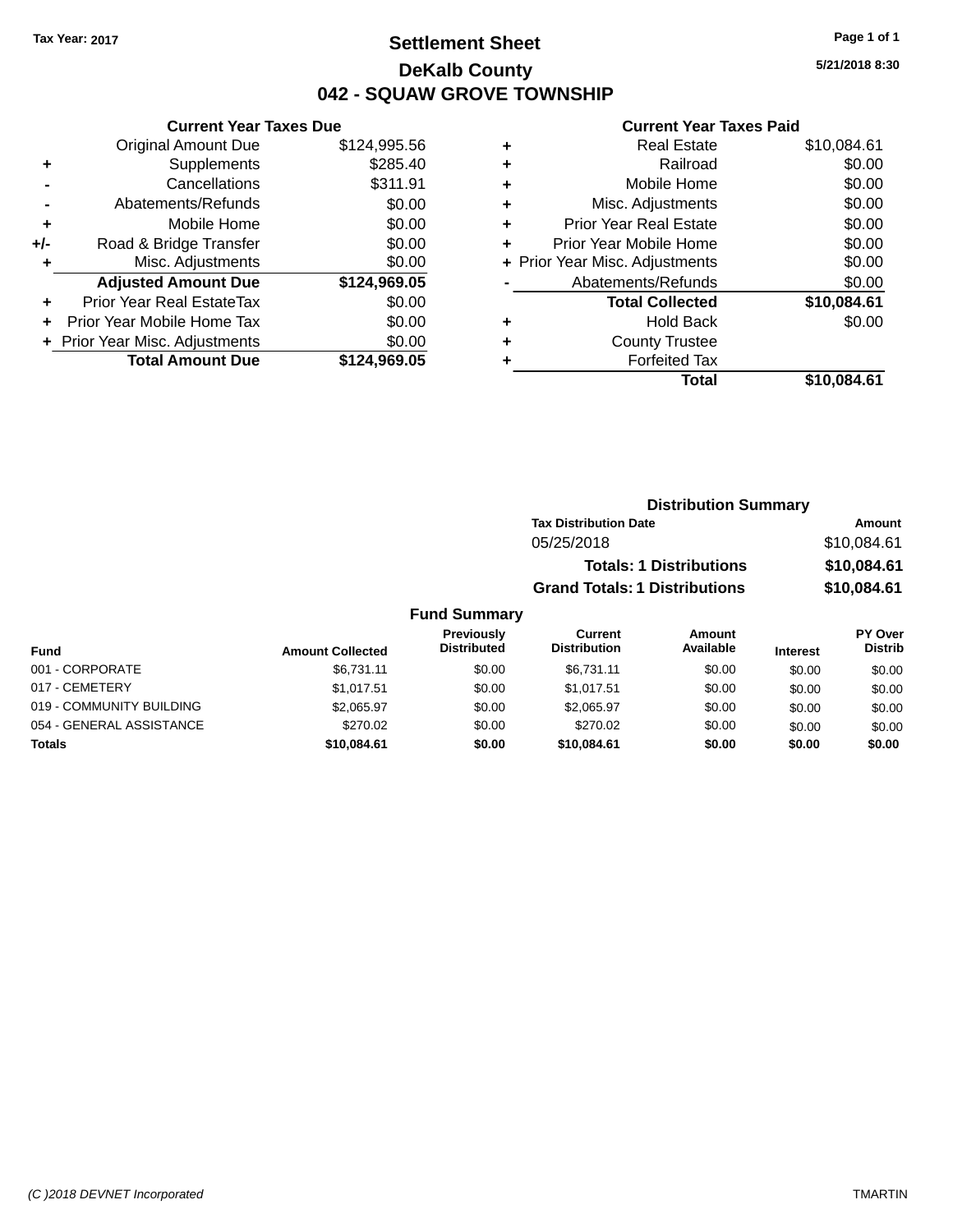Tax Year: 2017

# Settlement Sheet

## DeKalb County

## 042 - SQUAW GROVE TOWNSHIP

5/21/2018 8:30

### Current Year Taxes Due

| | | |
|---|---|---|
| | Original Amount Due | $124,995.56 |
| + | Supplements | $285.40 |
| - | Cancellations | $311.91 |
| - | Abatements/Refunds | $0.00 |
| + | Mobile Home | $0.00 |
| +/- | Road & Bridge Transfer | $0.00 |
| + | Misc. Adjustments | $0.00 |
| | **Adjusted Amount Due** | **$124,969.05** |
| + | Prior Year Real EstateTax | $0.00 |
| + | Prior Year Mobile Home Tax | $0.00 |
| + | Prior Year Misc. Adjustments | $0.00 |
| | **Total Amount Due** | **$124,969.05** |

### Current Year Taxes Paid

| | | |
|---|---|---|
| + | Real Estate | $10,084.61 |
| + | Railroad | $0.00 |
| + | Mobile Home | $0.00 |
| + | Misc. Adjustments | $0.00 |
| + | Prior Year Real Estate | $0.00 |
| + | Prior Year Mobile Home | $0.00 |
| + | Prior Year Misc. Adjustments | $0.00 |
| - | Abatements/Refunds | $0.00 |
| | **Total Collected** | **$10,084.61** |
| + | Hold Back | $0.00 |
| + | County Trustee | |
| + | Forfeited Tax | |
| | **Total** | **$10,084.61** |

### Distribution Summary

| Tax Distribution Date | Amount |
|---|---|
| 05/25/2018 | $10,084.61 |
| **Totals: 1 Distributions** | **$10,084.61** |
| **Grand Totals: 1 Distributions** | **$10,084.61** |

### Fund Summary

| Fund | Amount Collected | Previously Distributed | Current Distribution | Amount Available | Interest | PY Over Distrib |
|---|---|---|---|---|---|---|
| 001 - CORPORATE | $6,731.11 | $0.00 | $6,731.11 | $0.00 | $0.00 | $0.00 |
| 017 - CEMETERY | $1,017.51 | $0.00 | $1,017.51 | $0.00 | $0.00 | $0.00 |
| 019 - COMMUNITY BUILDING | $2,065.97 | $0.00 | $2,065.97 | $0.00 | $0.00 | $0.00 |
| 054 - GENERAL ASSISTANCE | $270.02 | $0.00 | $270.02 | $0.00 | $0.00 | $0.00 |
| **Totals** | **$10,084.61** | **$0.00** | **$10,084.61** | **$0.00** | **$0.00** | **$0.00** |

(C )2018 DEVNET Incorporated TMARTIN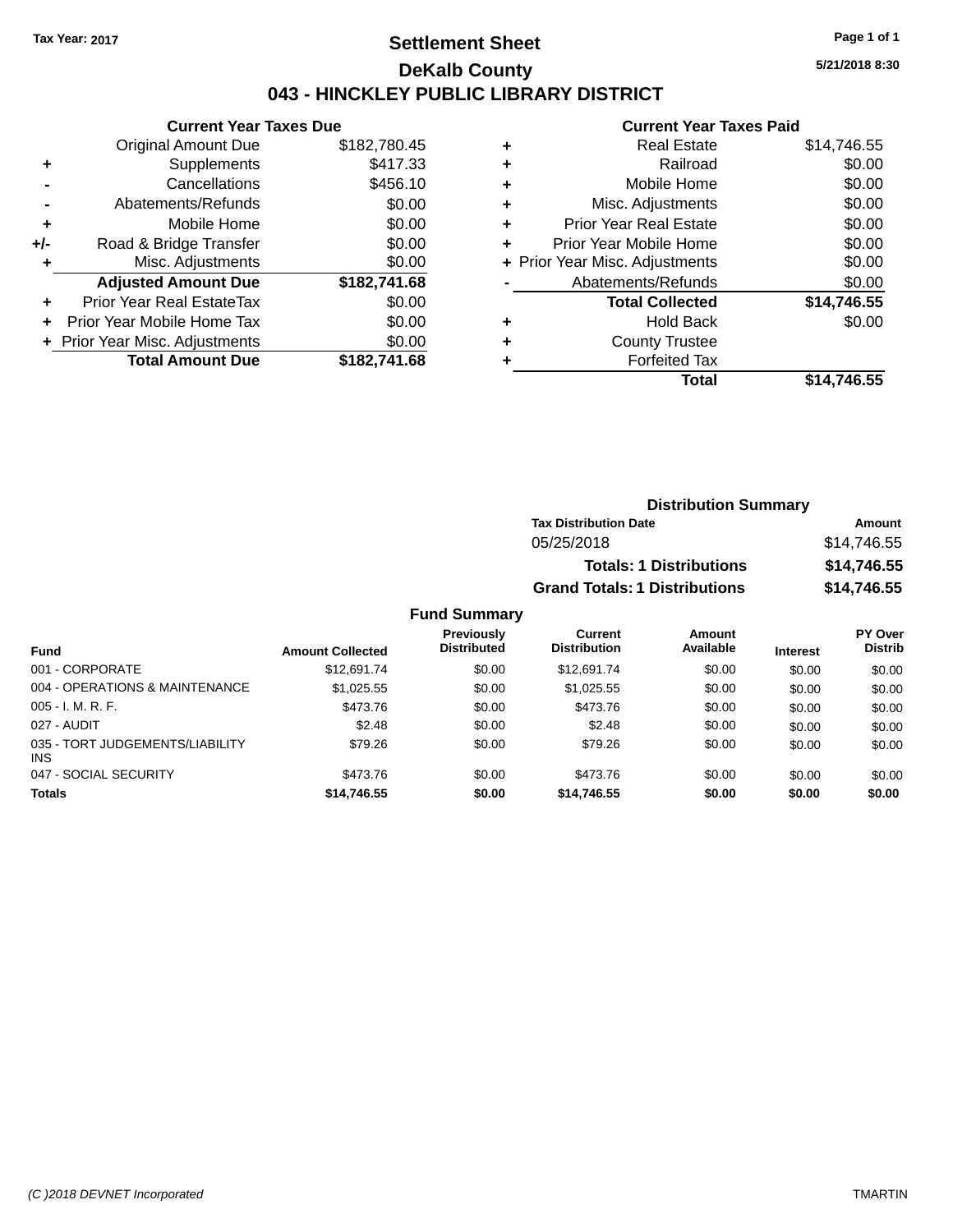Tax Year: 2017

# Settlement Sheet

## DeKalb County

## 043 - HINCKLEY PUBLIC LIBRARY DISTRICT

5/21/2018 8:30

### Current Year Taxes Due

| | | |
|---|---|---|
| | Original Amount Due | $182,780.45 |
| + | Supplements | $417.33 |
| - | Cancellations | $456.10 |
| - | Abatements/Refunds | $0.00 |
| + | Mobile Home | $0.00 |
| +/- | Road & Bridge Transfer | $0.00 |
| + | Misc. Adjustments | $0.00 |
| | **Adjusted Amount Due** | **$182,741.68** |
| + | Prior Year Real EstateTax | $0.00 |
| + | Prior Year Mobile Home Tax | $0.00 |
| + | Prior Year Misc. Adjustments | $0.00 |
| | **Total Amount Due** | **$182,741.68** |

### Current Year Taxes Paid

| | | |
|---|---|---|
| + | Real Estate | $14,746.55 |
| + | Railroad | $0.00 |
| + | Mobile Home | $0.00 |
| + | Misc. Adjustments | $0.00 |
| + | Prior Year Real Estate | $0.00 |
| + | Prior Year Mobile Home | $0.00 |
| + | Prior Year Misc. Adjustments | $0.00 |
| - | Abatements/Refunds | $0.00 |
| | **Total Collected** | **$14,746.55** |
| + | Hold Back | $0.00 |
| + | County Trustee | |
| + | Forfeited Tax | |
| | **Total** | **$14,746.55** |

### Distribution Summary

| Tax Distribution Date | Amount |
|---|---|
| 05/25/2018 | $14,746.55 |
| **Totals: 1 Distributions** | **$14,746.55** |
| **Grand Totals: 1 Distributions** | **$14,746.55** |

### Fund Summary

| Fund | Amount Collected | Previously Distributed | Current Distribution | Amount Available | Interest | PY Over Distrib |
|---|---|---|---|---|---|---|
| 001 - CORPORATE | $12,691.74 | $0.00 | $12,691.74 | $0.00 | $0.00 | $0.00 |
| 004 - OPERATIONS & MAINTENANCE | $1,025.55 | $0.00 | $1,025.55 | $0.00 | $0.00 | $0.00 |
| 005 - I. M. R. F. | $473.76 | $0.00 | $473.76 | $0.00 | $0.00 | $0.00 |
| 027 - AUDIT | $2.48 | $0.00 | $2.48 | $0.00 | $0.00 | $0.00 |
| 035 - TORT JUDGEMENTS/LIABILITY INS | $79.26 | $0.00 | $79.26 | $0.00 | $0.00 | $0.00 |
| 047 - SOCIAL SECURITY | $473.76 | $0.00 | $473.76 | $0.00 | $0.00 | $0.00 |
| **Totals** | **$14,746.55** | **$0.00** | **$14,746.55** | **$0.00** | **$0.00** | **$0.00** |

(C )2018 DEVNET Incorporated

TMARTIN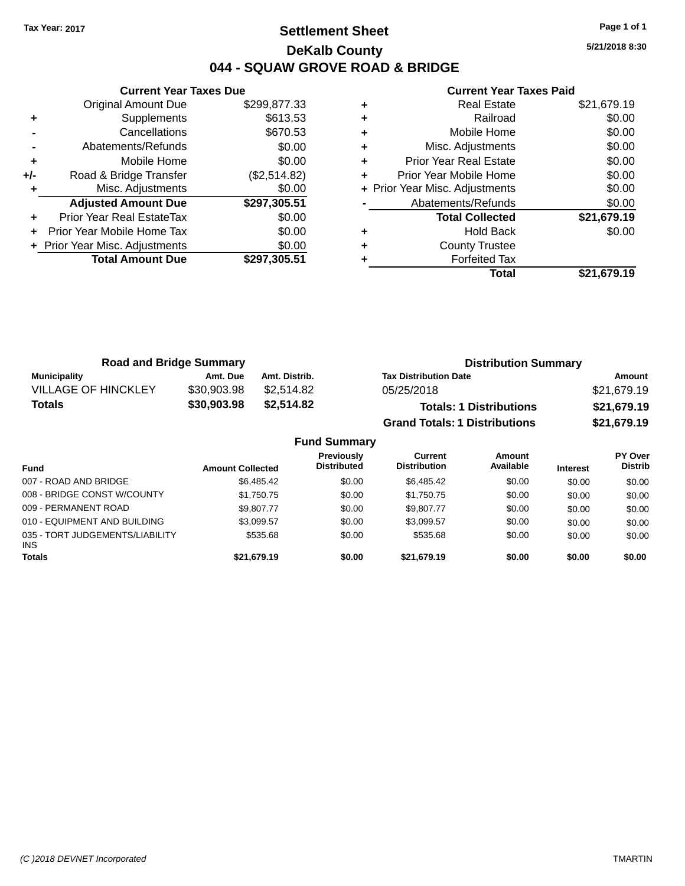Tax Year: 2017

# Settlement Sheet

## DeKalb County

## 044 - SQUAW GROVE ROAD & BRIDGE

5/21/2018 8:30

### Current Year Taxes Due

| | | |
|---|---|---|
| | Original Amount Due | $299,877.33 |
| + | Supplements | $613.53 |
| - | Cancellations | $670.53 |
| - | Abatements/Refunds | $0.00 |
| + | Mobile Home | $0.00 |
| +/- | Road & Bridge Transfer | ($2,514.82) |
| + | Misc. Adjustments | $0.00 |
| | **Adjusted Amount Due** | **$297,305.51** |
| + | Prior Year Real EstateTax | $0.00 |
| + | Prior Year Mobile Home Tax | $0.00 |
| + | Prior Year Misc. Adjustments | $0.00 |
| | **Total Amount Due** | **$297,305.51** |

### Current Year Taxes Paid

| | | |
|---|---|---|
| + | Real Estate | $21,679.19 |
| + | Railroad | $0.00 |
| + | Mobile Home | $0.00 |
| + | Misc. Adjustments | $0.00 |
| + | Prior Year Real Estate | $0.00 |
| + | Prior Year Mobile Home | $0.00 |
| + | Prior Year Misc. Adjustments | $0.00 |
| - | Abatements/Refunds | $0.00 |
| | **Total Collected** | **$21,679.19** |
| + | Hold Back | $0.00 |
| + | County Trustee | |
| + | Forfeited Tax | |
| | **Total** | **$21,679.19** |

### Road and Bridge Summary

| Municipality | Amt. Due | Amt. Distrib. |
|---|---|---|
| VILLAGE OF HINCKLEY | $30,903.98 | $2,514.82 |
| **Totals** | **$30,903.98** | **$2,514.82** |

### Distribution Summary

| Tax Distribution Date | Amount |
|---|---|
| 05/25/2018 | $21,679.19 |
| **Totals: 1 Distributions** | **$21,679.19** |
| **Grand Totals: 1 Distributions** | **$21,679.19** |

### Fund Summary

| Fund | Amount Collected | Previously Distributed | Current Distribution | Amount Available | Interest | PY Over Distrib |
|---|---|---|---|---|---|---|
| 007 - ROAD AND BRIDGE | $6,485.42 | $0.00 | $6,485.42 | $0.00 | $0.00 | $0.00 |
| 008 - BRIDGE CONST W/COUNTY | $1,750.75 | $0.00 | $1,750.75 | $0.00 | $0.00 | $0.00 |
| 009 - PERMANENT ROAD | $9,807.77 | $0.00 | $9,807.77 | $0.00 | $0.00 | $0.00 |
| 010 - EQUIPMENT AND BUILDING | $3,099.57 | $0.00 | $3,099.57 | $0.00 | $0.00 | $0.00 |
| 035 - TORT JUDGEMENTS/LIABILITY INS | $535.68 | $0.00 | $535.68 | $0.00 | $0.00 | $0.00 |
| **Totals** | **$21,679.19** | **$0.00** | **$21,679.19** | **$0.00** | **$0.00** | **$0.00** |

(C )2018 DEVNET Incorporated — TMARTIN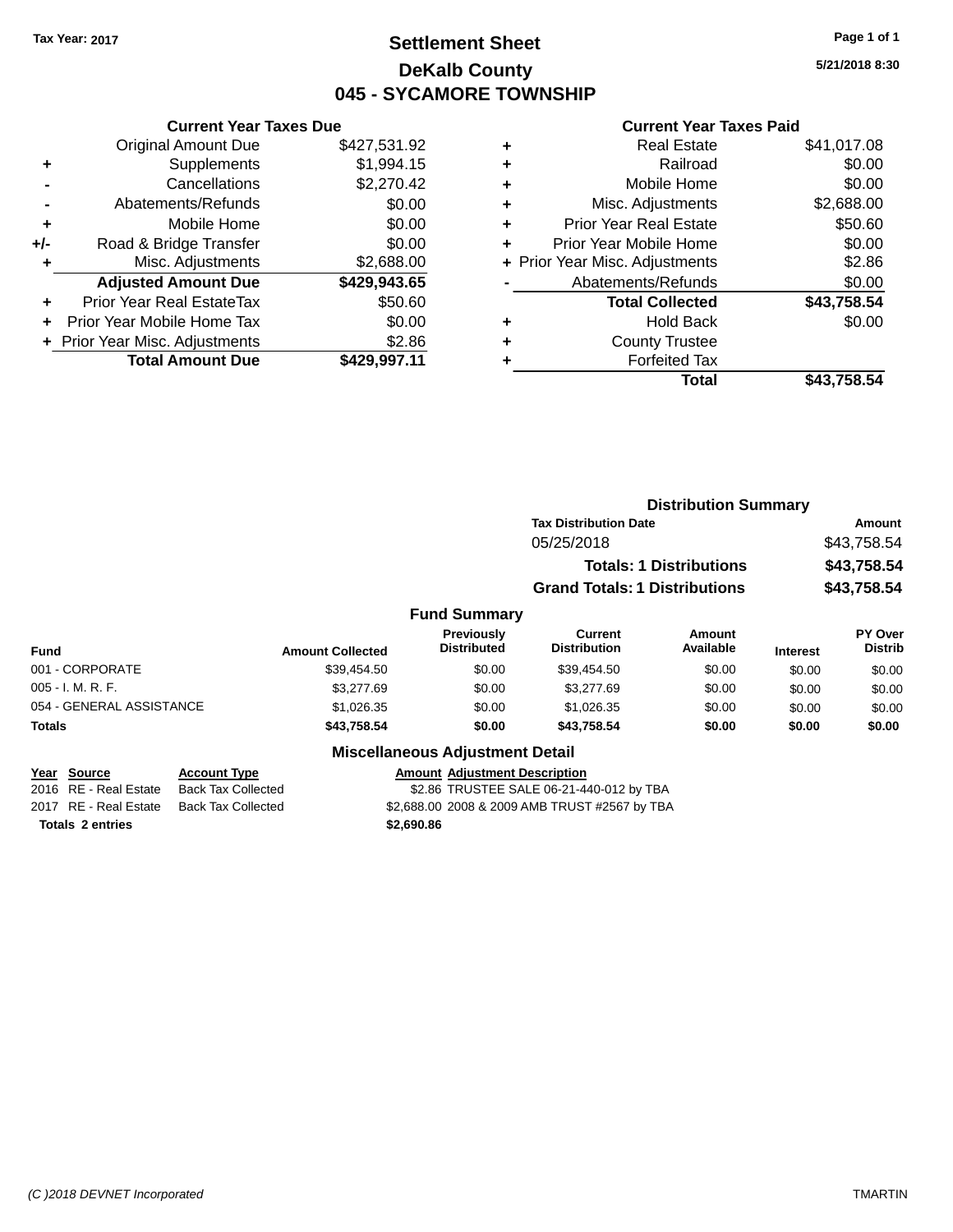Tax Year: 2017

# Settlement Sheet

## DeKalb County

## 045 - SYCAMORE TOWNSHIP

5/21/2018 8:30

### Current Year Taxes Due

| | | |
|---|---|---|
| | Original Amount Due | $427,531.92 |
| + | Supplements | $1,994.15 |
| - | Cancellations | $2,270.42 |
| - | Abatements/Refunds | $0.00 |
| + | Mobile Home | $0.00 |
| +/- | Road & Bridge Transfer | $0.00 |
| + | Misc. Adjustments | $2,688.00 |
| | **Adjusted Amount Due** | **$429,943.65** |
| + | Prior Year Real EstateTax | $50.60 |
| + | Prior Year Mobile Home Tax | $0.00 |
| + | Prior Year Misc. Adjustments | $2.86 |
| | **Total Amount Due** | **$429,997.11** |

### Current Year Taxes Paid

| | | |
|---|---|---|
| + | Real Estate | $41,017.08 |
| + | Railroad | $0.00 |
| + | Mobile Home | $0.00 |
| + | Misc. Adjustments | $2,688.00 |
| + | Prior Year Real Estate | $50.60 |
| + | Prior Year Mobile Home | $0.00 |
| + | Prior Year Misc. Adjustments | $2.86 |
| - | Abatements/Refunds | $0.00 |
| | **Total Collected** | **$43,758.54** |
| + | Hold Back | $0.00 |
| + | County Trustee | |
| + | Forfeited Tax | |
| | **Total** | **$43,758.54** |

### Distribution Summary

| Tax Distribution Date | Amount |
|---|---|
| 05/25/2018 | $43,758.54 |
| **Totals: 1 Distributions** | **$43,758.54** |
| **Grand Totals: 1 Distributions** | **$43,758.54** |

### Fund Summary

| Fund | Amount Collected | Previously Distributed | Current Distribution | Amount Available | Interest | PY Over Distrib |
|---|---|---|---|---|---|---|
| 001 - CORPORATE | $39,454.50 | $0.00 | $39,454.50 | $0.00 | $0.00 | $0.00 |
| 005 - I. M. R. F. | $3,277.69 | $0.00 | $3,277.69 | $0.00 | $0.00 | $0.00 |
| 054 - GENERAL ASSISTANCE | $1,026.35 | $0.00 | $1,026.35 | $0.00 | $0.00 | $0.00 |
| **Totals** | **$43,758.54** | **$0.00** | **$43,758.54** | **$0.00** | **$0.00** | **$0.00** |

### Miscellaneous Adjustment Detail

| Year | Source | Account Type | Amount | Adjustment Description |
|---|---|---|---|---|
| 2016 | RE - Real Estate | Back Tax Collected | $2.86 | TRUSTEE SALE 06-21-440-012 by TBA |
| 2017 | RE - Real Estate | Back Tax Collected | $2,688.00 | 2008 & 2009 AMB TRUST #2567 by TBA |
| **Totals 2 entries** | | | **$2,690.86** | |

(C )2018 DEVNET Incorporated TMARTIN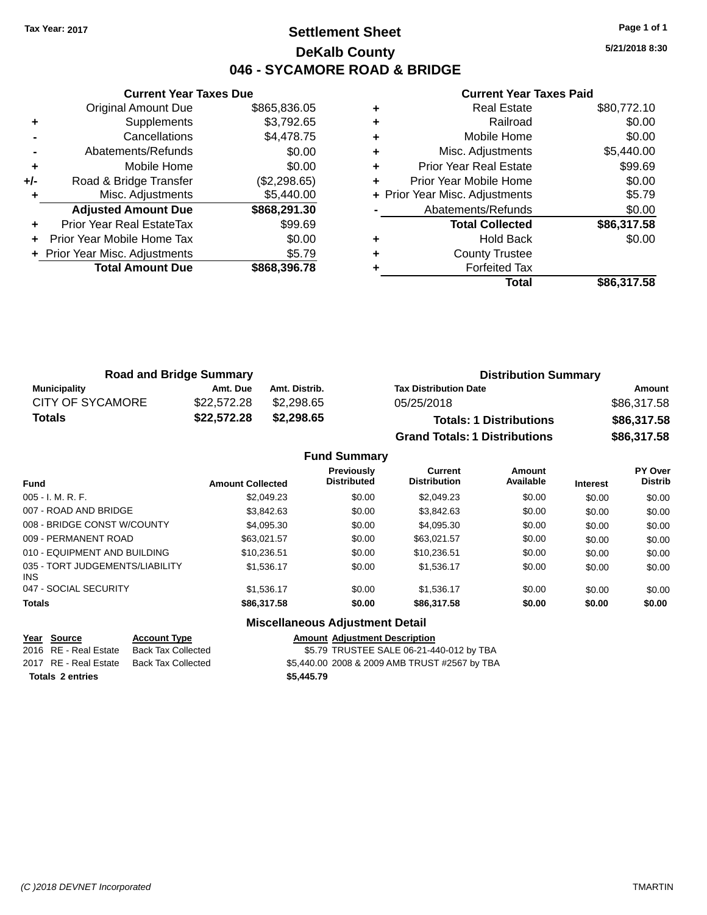Tax Year: 2017

# Settlement Sheet

## DeKalb County

## 046 - SYCAMORE ROAD & BRIDGE

5/21/2018 8:30

### Current Year Taxes Due

| | | |
|---|---|---|
| | Original Amount Due | $865,836.05 |
| + | Supplements | $3,792.65 |
| - | Cancellations | $4,478.75 |
| - | Abatements/Refunds | $0.00 |
| + | Mobile Home | $0.00 |
| +/- | Road & Bridge Transfer | ($2,298.65) |
| + | Misc. Adjustments | $5,440.00 |
| | **Adjusted Amount Due** | **$868,291.30** |
| + | Prior Year Real EstateTax | $99.69 |
| + | Prior Year Mobile Home Tax | $0.00 |
| + | Prior Year Misc. Adjustments | $5.79 |
| | **Total Amount Due** | **$868,396.78** |

### Current Year Taxes Paid

| | | |
|---|---|---|
| + | Real Estate | $80,772.10 |
| + | Railroad | $0.00 |
| + | Mobile Home | $0.00 |
| + | Misc. Adjustments | $5,440.00 |
| + | Prior Year Real Estate | $99.69 |
| + | Prior Year Mobile Home | $0.00 |
| + | Prior Year Misc. Adjustments | $5.79 |
| - | Abatements/Refunds | $0.00 |
| | **Total Collected** | **$86,317.58** |
| + | Hold Back | $0.00 |
| + | County Trustee | |
| + | Forfeited Tax | |
| | **Total** | **$86,317.58** |

### Road and Bridge Summary

| Municipality | Amt. Due | Amt. Distrib. |
|---|---|---|
| CITY OF SYCAMORE | $22,572.28 | $2,298.65 |
| **Totals** | **$22,572.28** | **$2,298.65** |

### Distribution Summary

| Tax Distribution Date | Amount |
|---|---|
| 05/25/2018 | $86,317.58 |
| **Totals: 1 Distributions** | **$86,317.58** |
| **Grand Totals: 1 Distributions** | **$86,317.58** |

### Fund Summary

| Fund | Amount Collected | Previously Distributed | Current Distribution | Amount Available | Interest | PY Over Distrib |
|---|---|---|---|---|---|---|
| 005 - I. M. R. F. | $2,049.23 | $0.00 | $2,049.23 | $0.00 | $0.00 | $0.00 |
| 007 - ROAD AND BRIDGE | $3,842.63 | $0.00 | $3,842.63 | $0.00 | $0.00 | $0.00 |
| 008 - BRIDGE CONST W/COUNTY | $4,095.30 | $0.00 | $4,095.30 | $0.00 | $0.00 | $0.00 |
| 009 - PERMANENT ROAD | $63,021.57 | $0.00 | $63,021.57 | $0.00 | $0.00 | $0.00 |
| 010 - EQUIPMENT AND BUILDING | $10,236.51 | $0.00 | $10,236.51 | $0.00 | $0.00 | $0.00 |
| 035 - TORT JUDGEMENTS/LIABILITY INS | $1,536.17 | $0.00 | $1,536.17 | $0.00 | $0.00 | $0.00 |
| 047 - SOCIAL SECURITY | $1,536.17 | $0.00 | $1,536.17 | $0.00 | $0.00 | $0.00 |
| **Totals** | **$86,317.58** | **$0.00** | **$86,317.58** | **$0.00** | **$0.00** | **$0.00** |

### Miscellaneous Adjustment Detail

| Year | Source | Account Type | Amount | Adjustment Description |
|---|---|---|---|---|
| 2016 | RE - Real Estate | Back Tax Collected | $5.79 | TRUSTEE SALE 06-21-440-012 by TBA |
| 2017 | RE - Real Estate | Back Tax Collected | $5,440.00 | 2008 & 2009 AMB TRUST #2567 by TBA |
| **Totals 2 entries** | | | **$5,445.79** | |

(C )2018 DEVNET Incorporated TMARTIN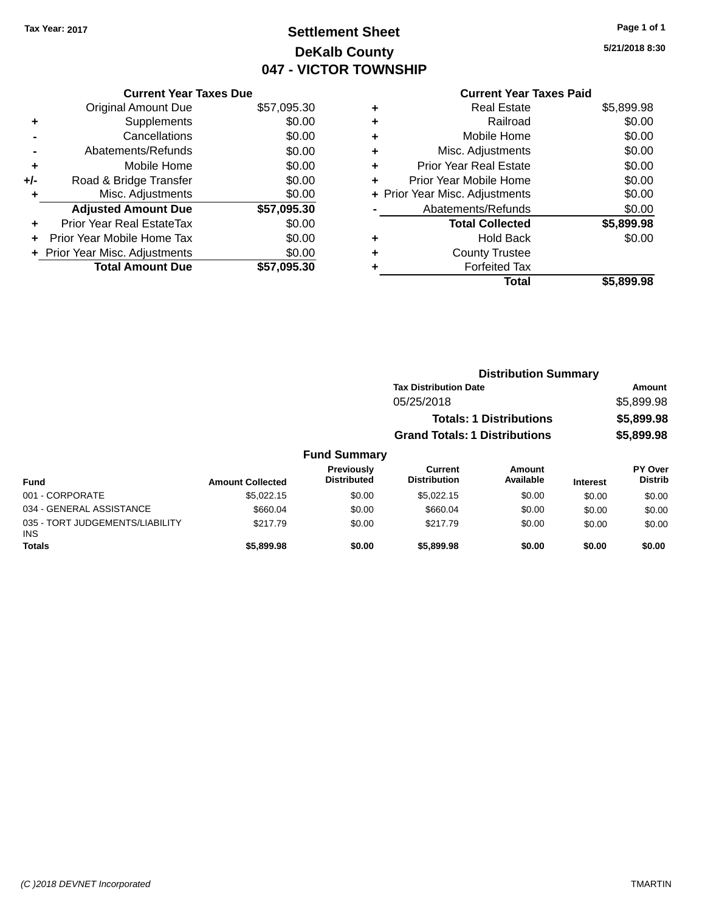Tax Year: 2017

# Settlement Sheet

## DeKalb County

## 047 - VICTOR TOWNSHIP

5/21/2018 8:30

### Current Year Taxes Due

| | | |
|---|---|---|
| | Original Amount Due | $57,095.30 |
| + | Supplements | $0.00 |
| - | Cancellations | $0.00 |
| - | Abatements/Refunds | $0.00 |
| + | Mobile Home | $0.00 |
| +/- | Road & Bridge Transfer | $0.00 |
| + | Misc. Adjustments | $0.00 |
| | **Adjusted Amount Due** | **$57,095.30** |
| + | Prior Year Real EstateTax | $0.00 |
| + | Prior Year Mobile Home Tax | $0.00 |
| + | Prior Year Misc. Adjustments | $0.00 |
| | **Total Amount Due** | **$57,095.30** |

### Current Year Taxes Paid

| | | |
|---|---|---|
| + | Real Estate | $5,899.98 |
| + | Railroad | $0.00 |
| + | Mobile Home | $0.00 |
| + | Misc. Adjustments | $0.00 |
| + | Prior Year Real Estate | $0.00 |
| + | Prior Year Mobile Home | $0.00 |
| + | Prior Year Misc. Adjustments | $0.00 |
| - | Abatements/Refunds | $0.00 |
| | **Total Collected** | **$5,899.98** |
| + | Hold Back | $0.00 |
| + | County Trustee | |
| + | Forfeited Tax | |
| | **Total** | **$5,899.98** |

### Distribution Summary

| Tax Distribution Date | Amount |
|---|---|
| 05/25/2018 | $5,899.98 |
| **Totals: 1 Distributions** | **$5,899.98** |
| **Grand Totals: 1 Distributions** | **$5,899.98** |

### Fund Summary

| Fund | Amount Collected | Previously Distributed | Current Distribution | Amount Available | Interest | PY Over Distrib |
|---|---|---|---|---|---|---|
| 001 - CORPORATE | $5,022.15 | $0.00 | $5,022.15 | $0.00 | $0.00 | $0.00 |
| 034 - GENERAL ASSISTANCE | $660.04 | $0.00 | $660.04 | $0.00 | $0.00 | $0.00 |
| 035 - TORT JUDGEMENTS/LIABILITY INS | $217.79 | $0.00 | $217.79 | $0.00 | $0.00 | $0.00 |
| **Totals** | **$5,899.98** | **$0.00** | **$5,899.98** | **$0.00** | **$0.00** | **$0.00** |

(C )2018 DEVNET Incorporated TMARTIN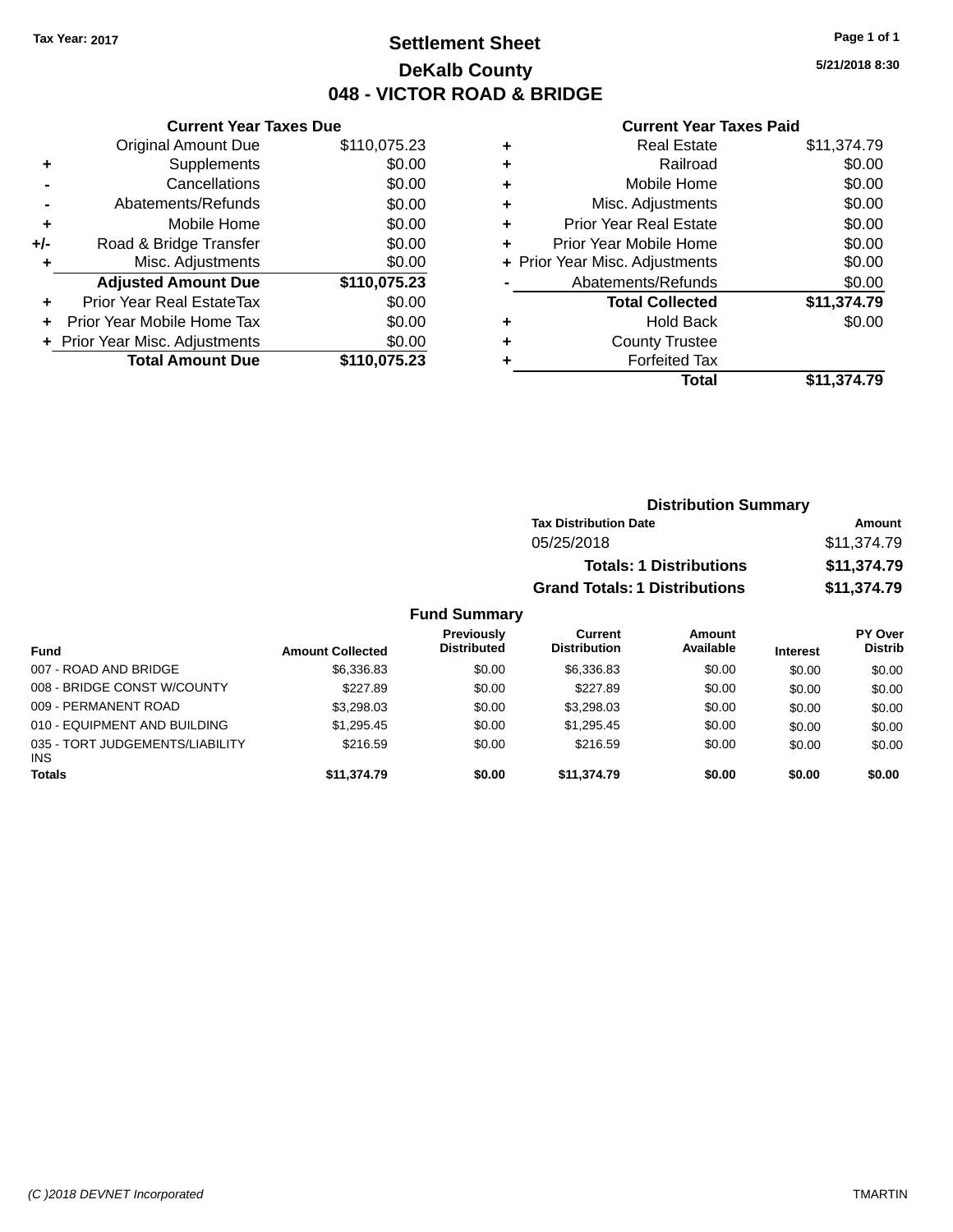Tax Year: 2017

# Settlement Sheet

## DeKalb County

## 048 - VICTOR ROAD & BRIDGE

5/21/2018 8:30

### Current Year Taxes Due

| | | |
|---|---|---|
| | Original Amount Due | $110,075.23 |
| + | Supplements | $0.00 |
| - | Cancellations | $0.00 |
| - | Abatements/Refunds | $0.00 |
| + | Mobile Home | $0.00 |
| +/- | Road & Bridge Transfer | $0.00 |
| + | Misc. Adjustments | $0.00 |
| | **Adjusted Amount Due** | **$110,075.23** |
| + | Prior Year Real EstateTax | $0.00 |
| + | Prior Year Mobile Home Tax | $0.00 |
| + | Prior Year Misc. Adjustments | $0.00 |
| | **Total Amount Due** | **$110,075.23** |

### Current Year Taxes Paid

| | | |
|---|---|---|
| + | Real Estate | $11,374.79 |
| + | Railroad | $0.00 |
| + | Mobile Home | $0.00 |
| + | Misc. Adjustments | $0.00 |
| + | Prior Year Real Estate | $0.00 |
| + | Prior Year Mobile Home | $0.00 |
| + | Prior Year Misc. Adjustments | $0.00 |
| - | Abatements/Refunds | $0.00 |
| | **Total Collected** | **$11,374.79** |
| + | Hold Back | $0.00 |
| + | County Trustee | |
| + | Forfeited Tax | |
| | **Total** | **$11,374.79** |

### Distribution Summary

| Tax Distribution Date | Amount |
|---|---|
| 05/25/2018 | $11,374.79 |
| **Totals: 1 Distributions** | **$11,374.79** |
| **Grand Totals: 1 Distributions** | **$11,374.79** |

### Fund Summary

| Fund | Amount Collected | Previously Distributed | Current Distribution | Amount Available | Interest | PY Over Distrib |
|---|---|---|---|---|---|---|
| 007 - ROAD AND BRIDGE | $6,336.83 | $0.00 | $6,336.83 | $0.00 | $0.00 | $0.00 |
| 008 - BRIDGE CONST W/COUNTY | $227.89 | $0.00 | $227.89 | $0.00 | $0.00 | $0.00 |
| 009 - PERMANENT ROAD | $3,298.03 | $0.00 | $3,298.03 | $0.00 | $0.00 | $0.00 |
| 010 - EQUIPMENT AND BUILDING | $1,295.45 | $0.00 | $1,295.45 | $0.00 | $0.00 | $0.00 |
| 035 - TORT JUDGEMENTS/LIABILITY INS | $216.59 | $0.00 | $216.59 | $0.00 | $0.00 | $0.00 |
| **Totals** | **$11,374.79** | **$0.00** | **$11,374.79** | **$0.00** | **$0.00** | **$0.00** |

(C )2018 DEVNET Incorporated — TMARTIN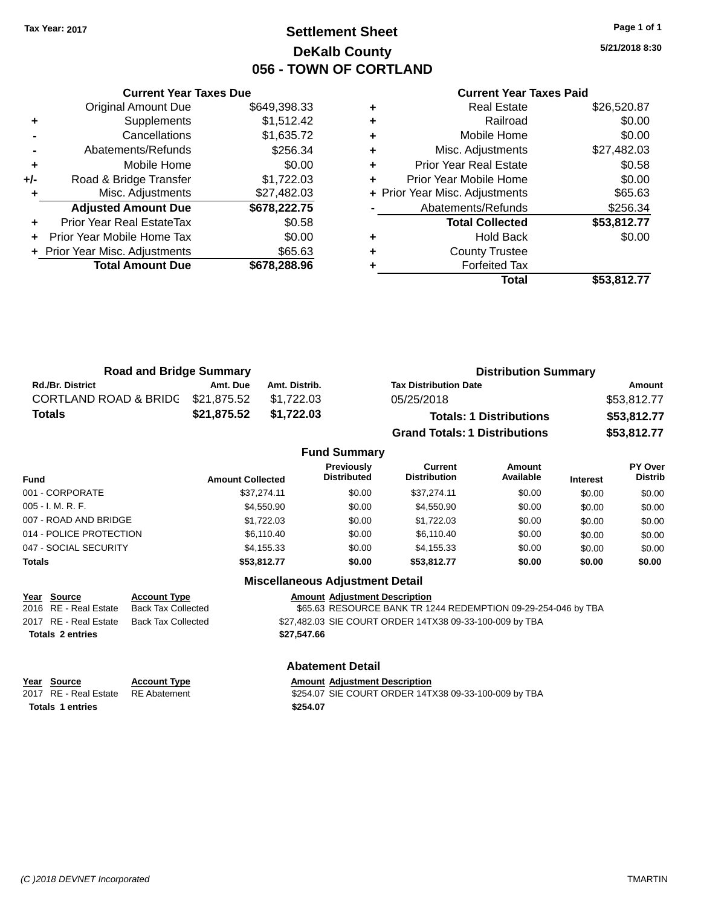Tax Year: 2017

# Settlement Sheet
## DeKalb County
## 056 - TOWN OF CORTLAND

5/21/2018 8:30

### Current Year Taxes Due

| | | |
|---|---|---|
| | Original Amount Due | $649,398.33 |
| + | Supplements | $1,512.42 |
| - | Cancellations | $1,635.72 |
| - | Abatements/Refunds | $256.34 |
| + | Mobile Home | $0.00 |
| +/- | Road & Bridge Transfer | $1,722.03 |
| + | Misc. Adjustments | $27,482.03 |
| | **Adjusted Amount Due** | **$678,222.75** |
| + | Prior Year Real EstateTax | $0.58 |
| + | Prior Year Mobile Home Tax | $0.00 |
| + | Prior Year Misc. Adjustments | $65.63 |
| | **Total Amount Due** | **$678,288.96** |

### Current Year Taxes Paid

| | | |
|---|---|---|
| + | Real Estate | $26,520.87 |
| + | Railroad | $0.00 |
| + | Mobile Home | $0.00 |
| + | Misc. Adjustments | $27,482.03 |
| + | Prior Year Real Estate | $0.58 |
| + | Prior Year Mobile Home | $0.00 |
| + | Prior Year Misc. Adjustments | $65.63 |
| - | Abatements/Refunds | $256.34 |
| | **Total Collected** | **$53,812.77** |
| + | Hold Back | $0.00 |
| + | County Trustee | |
| + | Forfeited Tax | |
| | **Total** | **$53,812.77** |

### Road and Bridge Summary

| Rd./Br. District | Amt. Due | Amt. Distrib. |
|---|---|---|
| CORTLAND ROAD & BRIDG | $21,875.52 | $1,722.03 |
| **Totals** | **$21,875.52** | **$1,722.03** |

### Distribution Summary

| Tax Distribution Date | Amount |
|---|---|
| 05/25/2018 | $53,812.77 |
| **Totals: 1 Distributions** | **$53,812.77** |
| **Grand Totals: 1 Distributions** | **$53,812.77** |

### Fund Summary

| Fund | Amount Collected | Previously Distributed | Current Distribution | Amount Available | Interest | PY Over Distrib |
|---|---|---|---|---|---|---|
| 001 - CORPORATE | $37,274.11 | $0.00 | $37,274.11 | $0.00 | $0.00 | $0.00 |
| 005 - I. M. R. F. | $4,550.90 | $0.00 | $4,550.90 | $0.00 | $0.00 | $0.00 |
| 007 - ROAD AND BRIDGE | $1,722.03 | $0.00 | $1,722.03 | $0.00 | $0.00 | $0.00 |
| 014 - POLICE PROTECTION | $6,110.40 | $0.00 | $6,110.40 | $0.00 | $0.00 | $0.00 |
| 047 - SOCIAL SECURITY | $4,155.33 | $0.00 | $4,155.33 | $0.00 | $0.00 | $0.00 |
| **Totals** | **$53,812.77** | **$0.00** | **$53,812.77** | **$0.00** | **$0.00** | **$0.00** |

### Miscellaneous Adjustment Detail

| Year | Source | Account Type | Amount | Adjustment Description |
|---|---|---|---|---|
| 2016 | RE - Real Estate | Back Tax Collected | $65.63 | RESOURCE BANK TR 1244 REDEMPTION 09-29-254-046 by TBA |
| 2017 | RE - Real Estate | Back Tax Collected | $27,482.03 | SIE COURT ORDER 14TX38 09-33-100-009 by TBA |
| **Totals 2 entries** | | | **$27,547.66** | |

### Abatement Detail

| Year | Source | Account Type | Amount | Adjustment Description |
|---|---|---|---|---|
| 2017 | RE - Real Estate | RE Abatement | $254.07 | SIE COURT ORDER 14TX38 09-33-100-009 by TBA |
| **Totals 1 entries** | | | **$254.07** | |

(C )2018 DEVNET Incorporated TMARTIN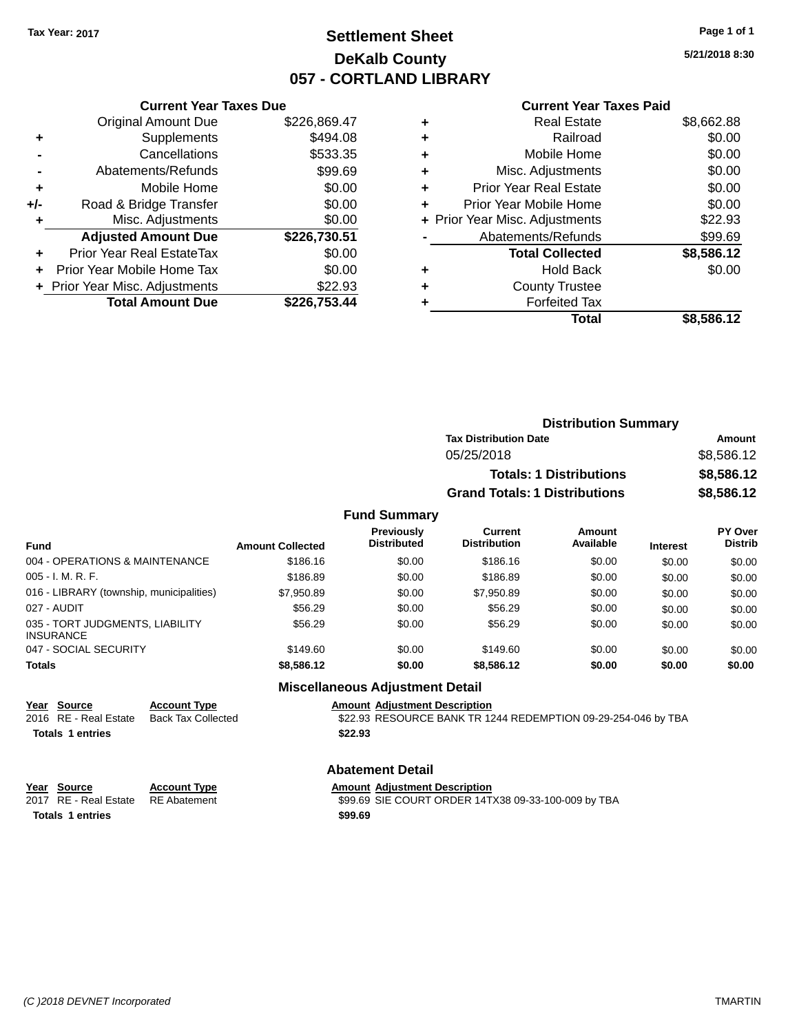**Tax Year: 2017**

# Settlement Sheet
## DeKalb County
## 057 - CORTLAND LIBRARY

5/21/2018 8:30

### Current Year Taxes Due

| | | |
|---|---|---|
| | Original Amount Due | $226,869.47 |
| + | Supplements | $494.08 |
| - | Cancellations | $533.35 |
| - | Abatements/Refunds | $99.69 |
| + | Mobile Home | $0.00 |
| +/- | Road & Bridge Transfer | $0.00 |
| + | Misc. Adjustments | $0.00 |
| | **Adjusted Amount Due** | **$226,730.51** |
| + | Prior Year Real EstateTax | $0.00 |
| + | Prior Year Mobile Home Tax | $0.00 |
| + | Prior Year Misc. Adjustments | $22.93 |
| | **Total Amount Due** | **$226,753.44** |

### Current Year Taxes Paid

| | | |
|---|---|---|
| + | Real Estate | $8,662.88 |
| + | Railroad | $0.00 |
| + | Mobile Home | $0.00 |
| + | Misc. Adjustments | $0.00 |
| + | Prior Year Real Estate | $0.00 |
| + | Prior Year Mobile Home | $0.00 |
| + | Prior Year Misc. Adjustments | $22.93 |
| - | Abatements/Refunds | $99.69 |
| | **Total Collected** | **$8,586.12** |
| + | Hold Back | $0.00 |
| + | County Trustee | |
| + | Forfeited Tax | |
| | **Total** | **$8,586.12** |

### Distribution Summary

| Tax Distribution Date | Amount |
|---|---|
| 05/25/2018 | $8,586.12 |
| **Totals: 1 Distributions** | **$8,586.12** |
| **Grand Totals: 1 Distributions** | **$8,586.12** |

### Fund Summary

| Fund | Amount Collected | Previously Distributed | Current Distribution | Amount Available | Interest | PY Over Distrib |
|---|---|---|---|---|---|---|
| 004 - OPERATIONS & MAINTENANCE | $186.16 | $0.00 | $186.16 | $0.00 | $0.00 | $0.00 |
| 005 - I. M. R. F. | $186.89 | $0.00 | $186.89 | $0.00 | $0.00 | $0.00 |
| 016 - LIBRARY (township, municipalities) | $7,950.89 | $0.00 | $7,950.89 | $0.00 | $0.00 | $0.00 |
| 027 - AUDIT | $56.29 | $0.00 | $56.29 | $0.00 | $0.00 | $0.00 |
| 035 - TORT JUDGMENTS, LIABILITY INSURANCE | $56.29 | $0.00 | $56.29 | $0.00 | $0.00 | $0.00 |
| 047 - SOCIAL SECURITY | $149.60 | $0.00 | $149.60 | $0.00 | $0.00 | $0.00 |
| **Totals** | **$8,586.12** | **$0.00** | **$8,586.12** | **$0.00** | **$0.00** | **$0.00** |

### Miscellaneous Adjustment Detail

| Year | Source | Account Type | Amount | Adjustment Description |
|---|---|---|---|---|
| 2016 | RE - Real Estate | Back Tax Collected | $22.93 | RESOURCE BANK TR 1244 REDEMPTION 09-29-254-046 by TBA |
| **Totals** | **1 entries** | | **$22.93** | |

### Abatement Detail

| Year | Source | Account Type | Amount | Adjustment Description |
|---|---|---|---|---|
| 2017 | RE - Real Estate | RE Abatement | $99.69 | SIE COURT ORDER 14TX38 09-33-100-009 by TBA |
| **Totals** | **1 entries** | | **$99.69** | |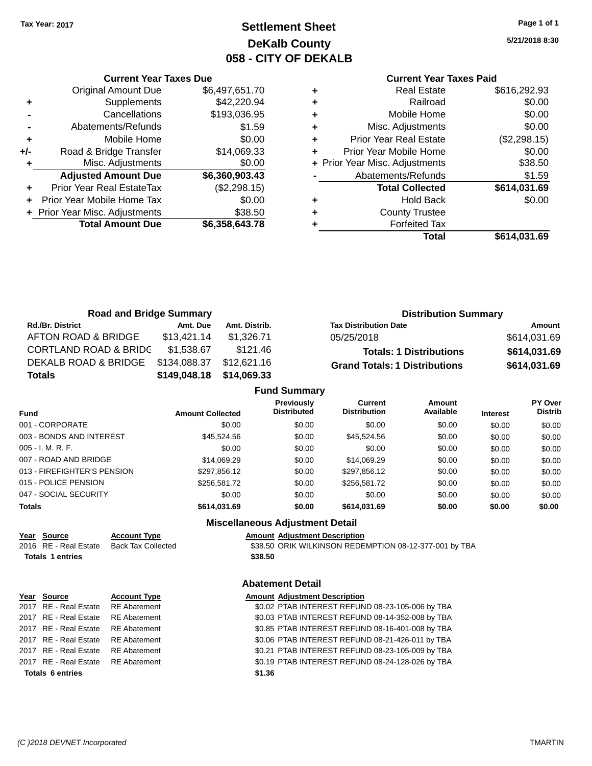Tax Year: 2017

# Settlement Sheet
## DeKalb County
## 058 - CITY OF DEKALB

5/21/2018 8:30

### Current Year Taxes Due

| | | |
|---|---|---|
| | Original Amount Due | $6,497,651.70 |
| + | Supplements | $42,220.94 |
| - | Cancellations | $193,036.95 |
| - | Abatements/Refunds | $1.59 |
| + | Mobile Home | $0.00 |
| +/- | Road & Bridge Transfer | $14,069.33 |
| + | Misc. Adjustments | $0.00 |
| | **Adjusted Amount Due** | **$6,360,903.43** |
| + | Prior Year Real EstateTax | ($2,298.15) |
| + | Prior Year Mobile Home Tax | $0.00 |
| + | Prior Year Misc. Adjustments | $38.50 |
| | **Total Amount Due** | **$6,358,643.78** |

### Current Year Taxes Paid

| | | |
|---|---|---|
| + | Real Estate | $616,292.93 |
| + | Railroad | $0.00 |
| + | Mobile Home | $0.00 |
| + | Misc. Adjustments | $0.00 |
| + | Prior Year Real Estate | ($2,298.15) |
| + | Prior Year Mobile Home | $0.00 |
| + | Prior Year Misc. Adjustments | $38.50 |
| - | Abatements/Refunds | $1.59 |
| | **Total Collected** | **$614,031.69** |
| + | Hold Back | $0.00 |
| + | County Trustee | |
| + | Forfeited Tax | |
| | **Total** | **$614,031.69** |

### Road and Bridge Summary

| Rd./Br. District | Amt. Due | Amt. Distrib. |
|---|---|---|
| AFTON ROAD & BRIDGE | $13,421.14 | $1,326.71 |
| CORTLAND ROAD & BRIDG | $1,538.67 | $121.46 |
| DEKALB ROAD & BRIDGE | $134,088.37 | $12,621.16 |
| **Totals** | **$149,048.18** | **$14,069.33** |

### Distribution Summary

| Tax Distribution Date | Amount |
|---|---|
| 05/25/2018 | $614,031.69 |
| **Totals: 1 Distributions** | **$614,031.69** |
| **Grand Totals: 1 Distributions** | **$614,031.69** |

### Fund Summary

| Fund | Amount Collected | Previously Distributed | Current Distribution | Amount Available | Interest | PY Over Distrib |
|---|---|---|---|---|---|---|
| 001 - CORPORATE | $0.00 | $0.00 | $0.00 | $0.00 | $0.00 | $0.00 |
| 003 - BONDS AND INTEREST | $45,524.56 | $0.00 | $45,524.56 | $0.00 | $0.00 | $0.00 |
| 005 - I. M. R. F. | $0.00 | $0.00 | $0.00 | $0.00 | $0.00 | $0.00 |
| 007 - ROAD AND BRIDGE | $14,069.29 | $0.00 | $14,069.29 | $0.00 | $0.00 | $0.00 |
| 013 - FIREFIGHTER'S PENSION | $297,856.12 | $0.00 | $297,856.12 | $0.00 | $0.00 | $0.00 |
| 015 - POLICE PENSION | $256,581.72 | $0.00 | $256,581.72 | $0.00 | $0.00 | $0.00 |
| 047 - SOCIAL SECURITY | $0.00 | $0.00 | $0.00 | $0.00 | $0.00 | $0.00 |
| **Totals** | **$614,031.69** | **$0.00** | **$614,031.69** | **$0.00** | **$0.00** | **$0.00** |

### Miscellaneous Adjustment Detail

| Year | Source | Account Type | Amount | Adjustment Description |
|---|---|---|---|---|
| 2016 | RE - Real Estate | Back Tax Collected | $38.50 | ORIK WILKINSON REDEMPTION 08-12-377-001 by TBA |
| **Totals 1 entries** | | | **$38.50** | |

### Abatement Detail

| Year | Source | Account Type | Amount | Adjustment Description |
|---|---|---|---|---|
| 2017 | RE - Real Estate | RE Abatement | $0.02 | PTAB INTEREST REFUND 08-23-105-006 by TBA |
| 2017 | RE - Real Estate | RE Abatement | $0.03 | PTAB INTEREST REFUND 08-14-352-008 by TBA |
| 2017 | RE - Real Estate | RE Abatement | $0.85 | PTAB INTEREST REFUND 08-16-401-008 by TBA |
| 2017 | RE - Real Estate | RE Abatement | $0.06 | PTAB INTEREST REFUND 08-21-426-011 by TBA |
| 2017 | RE - Real Estate | RE Abatement | $0.21 | PTAB INTEREST REFUND 08-23-105-009 by TBA |
| 2017 | RE - Real Estate | RE Abatement | $0.19 | PTAB INTEREST REFUND 08-24-128-026 by TBA |
| **Totals 6 entries** | | | **$1.36** | |

(C )2018 DEVNET Incorporated — TMARTIN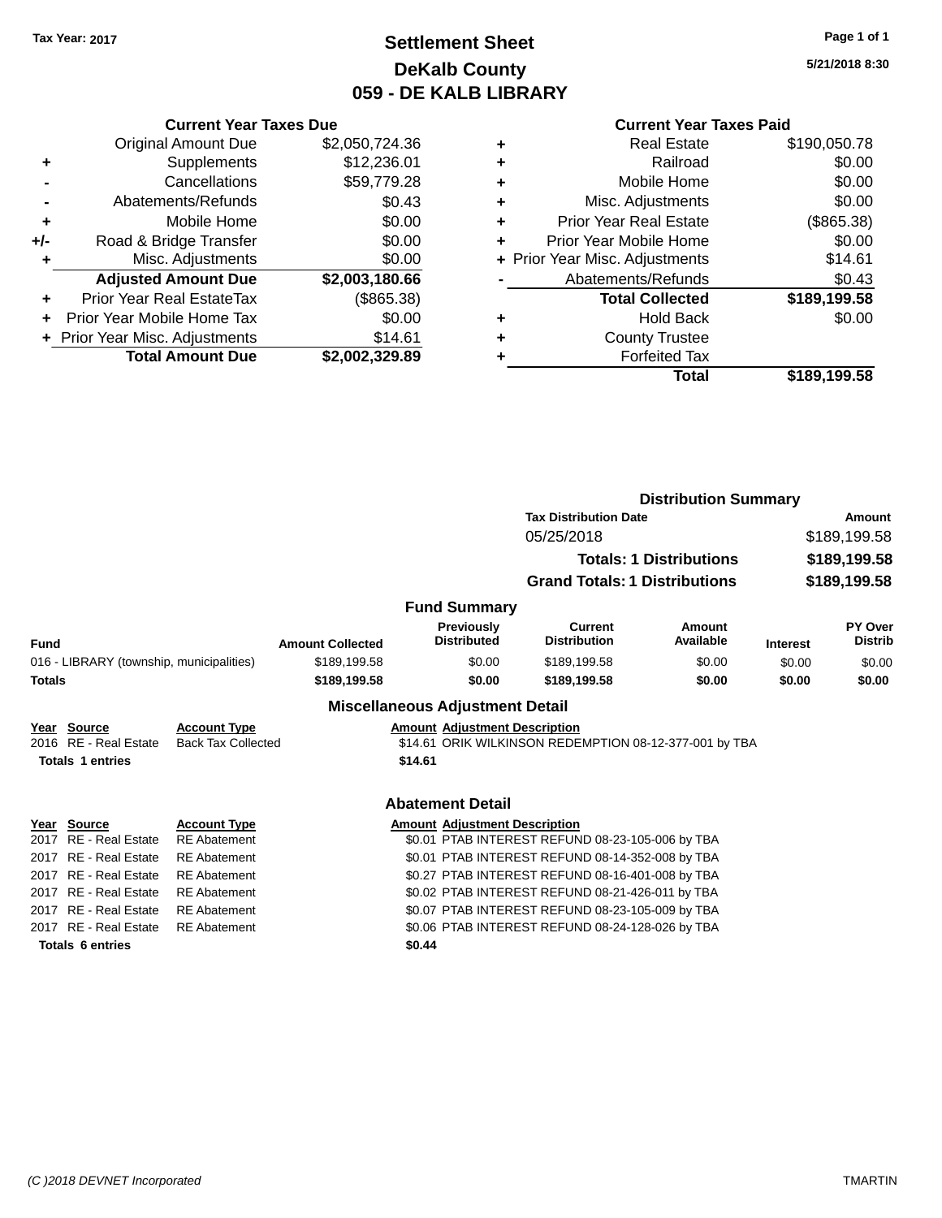Tax Year: 2017

# Settlement Sheet
## DeKalb County
## 059 - DE KALB LIBRARY

5/21/2018 8:30

### Current Year Taxes Due

| | | |
|---|---|---|
| | Original Amount Due | $2,050,724.36 |
| + | Supplements | $12,236.01 |
| - | Cancellations | $59,779.28 |
| - | Abatements/Refunds | $0.43 |
| + | Mobile Home | $0.00 |
| +/- | Road & Bridge Transfer | $0.00 |
| + | Misc. Adjustments | $0.00 |
| | **Adjusted Amount Due** | **$2,003,180.66** |
| + | Prior Year Real EstateTax | ($865.38) |
| + | Prior Year Mobile Home Tax | $0.00 |
| + | Prior Year Misc. Adjustments | $14.61 |
| | **Total Amount Due** | **$2,002,329.89** |

### Current Year Taxes Paid

| | | |
|---|---|---|
| + | Real Estate | $190,050.78 |
| + | Railroad | $0.00 |
| + | Mobile Home | $0.00 |
| + | Misc. Adjustments | $0.00 |
| + | Prior Year Real Estate | ($865.38) |
| + | Prior Year Mobile Home | $0.00 |
| + | Prior Year Misc. Adjustments | $14.61 |
| - | Abatements/Refunds | $0.43 |
| | **Total Collected** | **$189,199.58** |
| + | Hold Back | $0.00 |
| + | County Trustee | |
| + | Forfeited Tax | |
| | **Total** | **$189,199.58** |

### Distribution Summary

| Tax Distribution Date | Amount |
|---|---|
| 05/25/2018 | $189,199.58 |
| **Totals: 1 Distributions** | **$189,199.58** |
| **Grand Totals: 1 Distributions** | **$189,199.58** |

### Fund Summary

| Fund | Amount Collected | Previously Distributed | Current Distribution | Amount Available | Interest | PY Over Distrib |
|---|---|---|---|---|---|---|
| 016 - LIBRARY (township, municipalities) | $189,199.58 | $0.00 | $189,199.58 | $0.00 | $0.00 | $0.00 |
| **Totals** | **$189,199.58** | **$0.00** | **$189,199.58** | **$0.00** | **$0.00** | **$0.00** |

### Miscellaneous Adjustment Detail

| Year | Source | Account Type | Amount | Adjustment Description |
|---|---|---|---|---|
| 2016 | RE - Real Estate | Back Tax Collected | $14.61 | ORIK WILKINSON REDEMPTION 08-12-377-001 by TBA |
| **Totals 1 entries** | | | **$14.61** | |

### Abatement Detail

| Year | Source | Account Type | Amount | Adjustment Description |
|---|---|---|---|---|
| 2017 | RE - Real Estate | RE Abatement | $0.01 | PTAB INTEREST REFUND 08-23-105-006 by TBA |
| 2017 | RE - Real Estate | RE Abatement | $0.01 | PTAB INTEREST REFUND 08-14-352-008 by TBA |
| 2017 | RE - Real Estate | RE Abatement | $0.27 | PTAB INTEREST REFUND 08-16-401-008 by TBA |
| 2017 | RE - Real Estate | RE Abatement | $0.02 | PTAB INTEREST REFUND 08-21-426-011 by TBA |
| 2017 | RE - Real Estate | RE Abatement | $0.07 | PTAB INTEREST REFUND 08-23-105-009 by TBA |
| 2017 | RE - Real Estate | RE Abatement | $0.06 | PTAB INTEREST REFUND 08-24-128-026 by TBA |
| **Totals 6 entries** | | | **$0.44** | |

(C )2018 DEVNET Incorporated — TMARTIN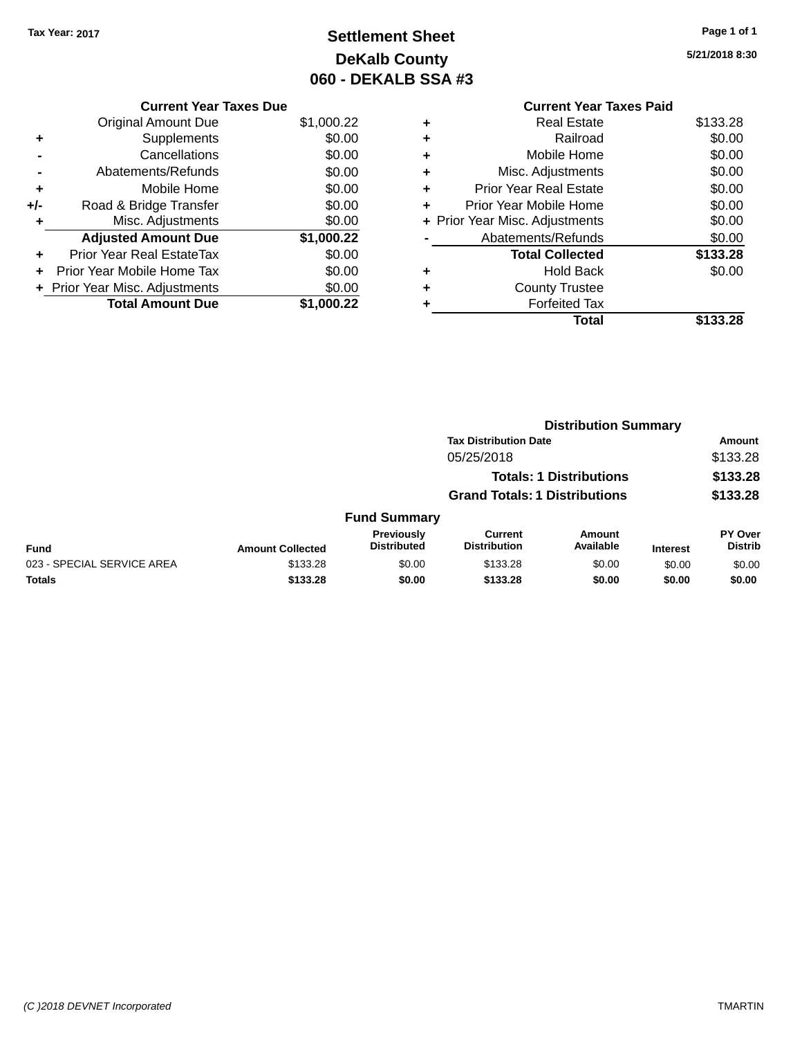Tax Year: 2017

# Settlement Sheet
## DeKalb County
## 060 - DEKALB SSA #3

5/21/2018 8:30

### Current Year Taxes Due

| | | |
|---|---|---|
| | Original Amount Due | $1,000.22 |
| + | Supplements | $0.00 |
| - | Cancellations | $0.00 |
| - | Abatements/Refunds | $0.00 |
| + | Mobile Home | $0.00 |
| +/- | Road & Bridge Transfer | $0.00 |
| + | Misc. Adjustments | $0.00 |
| | **Adjusted Amount Due** | **$1,000.22** |
| + | Prior Year Real EstateTax | $0.00 |
| + | Prior Year Mobile Home Tax | $0.00 |
| + | Prior Year Misc. Adjustments | $0.00 |
| | **Total Amount Due** | **$1,000.22** |

### Current Year Taxes Paid

| | | |
|---|---|---|
| + | Real Estate | $133.28 |
| + | Railroad | $0.00 |
| + | Mobile Home | $0.00 |
| + | Misc. Adjustments | $0.00 |
| + | Prior Year Real Estate | $0.00 |
| + | Prior Year Mobile Home | $0.00 |
| + | Prior Year Misc. Adjustments | $0.00 |
| - | Abatements/Refunds | $0.00 |
| | **Total Collected** | **$133.28** |
| + | Hold Back | $0.00 |
| + | County Trustee | |
| + | Forfeited Tax | |
| | **Total** | **$133.28** |

### Distribution Summary

| Tax Distribution Date | Amount |
|---|---|
| 05/25/2018 | $133.28 |
| **Totals: 1 Distributions** | **$133.28** |
| **Grand Totals: 1 Distributions** | **$133.28** |

### Fund Summary

| Fund | Amount Collected | Previously Distributed | Current Distribution | Amount Available | Interest | PY Over Distrib |
|---|---|---|---|---|---|---|
| 023 - SPECIAL SERVICE AREA | $133.28 | $0.00 | $133.28 | $0.00 | $0.00 | $0.00 |
| **Totals** | **$133.28** | **$0.00** | **$133.28** | **$0.00** | **$0.00** | **$0.00** |

(C )2018 DEVNET Incorporated

TMARTIN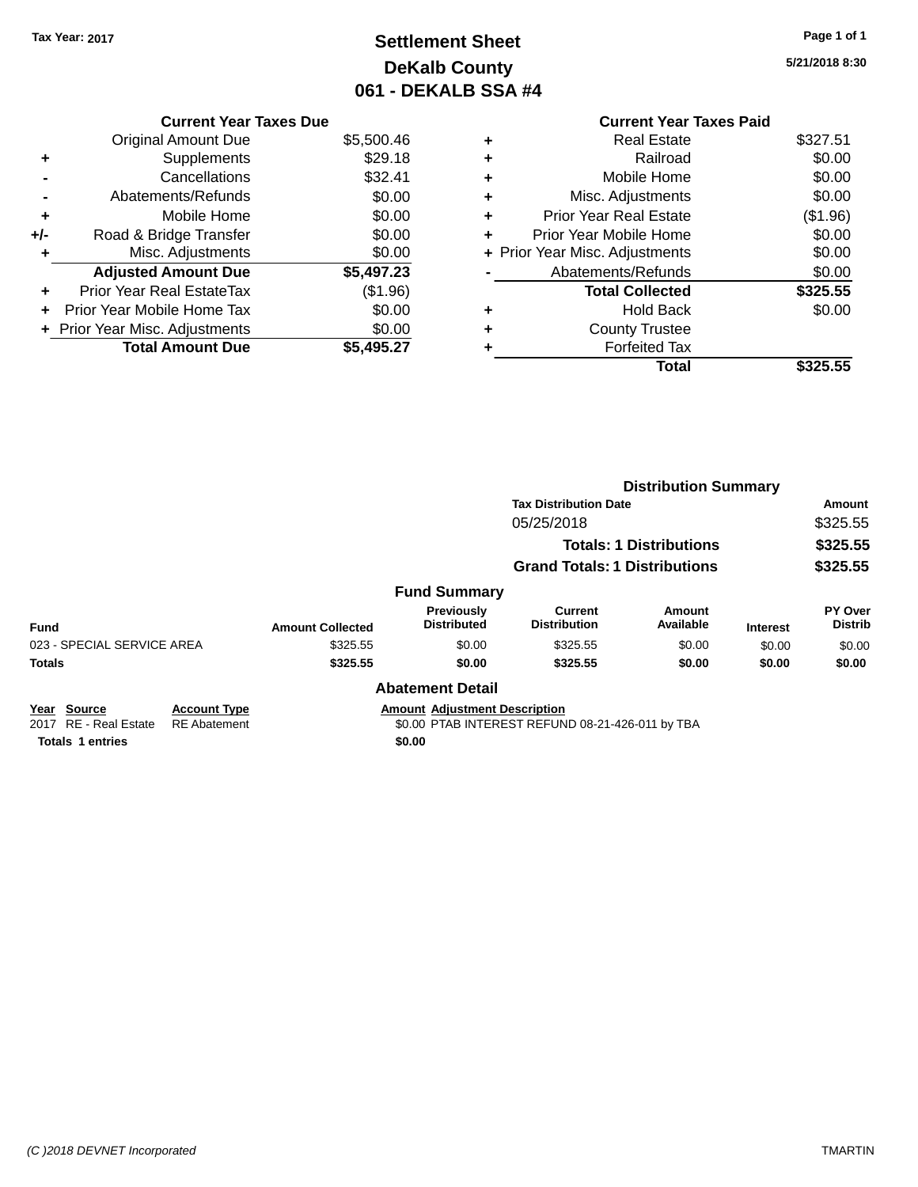Tax Year: 2017

# Settlement Sheet
## DeKalb County
## 061 - DEKALB SSA #4

5/21/2018 8:30

### Current Year Taxes Due

| | | |
|---|---|---|
| | Original Amount Due | $5,500.46 |
| + | Supplements | $29.18 |
| - | Cancellations | $32.41 |
| - | Abatements/Refunds | $0.00 |
| + | Mobile Home | $0.00 |
| +/- | Road & Bridge Transfer | $0.00 |
| + | Misc. Adjustments | $0.00 |
| | **Adjusted Amount Due** | **$5,497.23** |
| + | Prior Year Real EstateTax | ($1.96) |
| + | Prior Year Mobile Home Tax | $0.00 |
| + | Prior Year Misc. Adjustments | $0.00 |
| | **Total Amount Due** | **$5,495.27** |

### Current Year Taxes Paid

| | | |
|---|---|---|
| + | Real Estate | $327.51 |
| + | Railroad | $0.00 |
| + | Mobile Home | $0.00 |
| + | Misc. Adjustments | $0.00 |
| + | Prior Year Real Estate | ($1.96) |
| + | Prior Year Mobile Home | $0.00 |
| + | Prior Year Misc. Adjustments | $0.00 |
| - | Abatements/Refunds | $0.00 |
| | **Total Collected** | **$325.55** |
| + | Hold Back | $0.00 |
| + | County Trustee | |
| + | Forfeited Tax | |
| | **Total** | **$325.55** |

### Distribution Summary

| Tax Distribution Date | Amount |
|---|---|
| 05/25/2018 | $325.55 |
| **Totals: 1 Distributions** | **$325.55** |
| **Grand Totals: 1 Distributions** | **$325.55** |

### Fund Summary

| Fund | Amount Collected | Previously Distributed | Current Distribution | Amount Available | Interest | PY Over Distrib |
|---|---|---|---|---|---|---|
| 023 - SPECIAL SERVICE AREA | $325.55 | $0.00 | $325.55 | $0.00 | $0.00 | $0.00 |
| **Totals** | **$325.55** | **$0.00** | **$325.55** | **$0.00** | **$0.00** | **$0.00** |

### Abatement Detail

| Year | Source | Account Type | Amount | Adjustment Description |
|---|---|---|---|---|
| 2017 | RE - Real Estate | RE Abatement | $0.00 | PTAB INTEREST REFUND 08-21-426-011 by TBA |
| **Totals 1 entries** | | | **$0.00** | |

(C )2018 DEVNET Incorporated

TMARTIN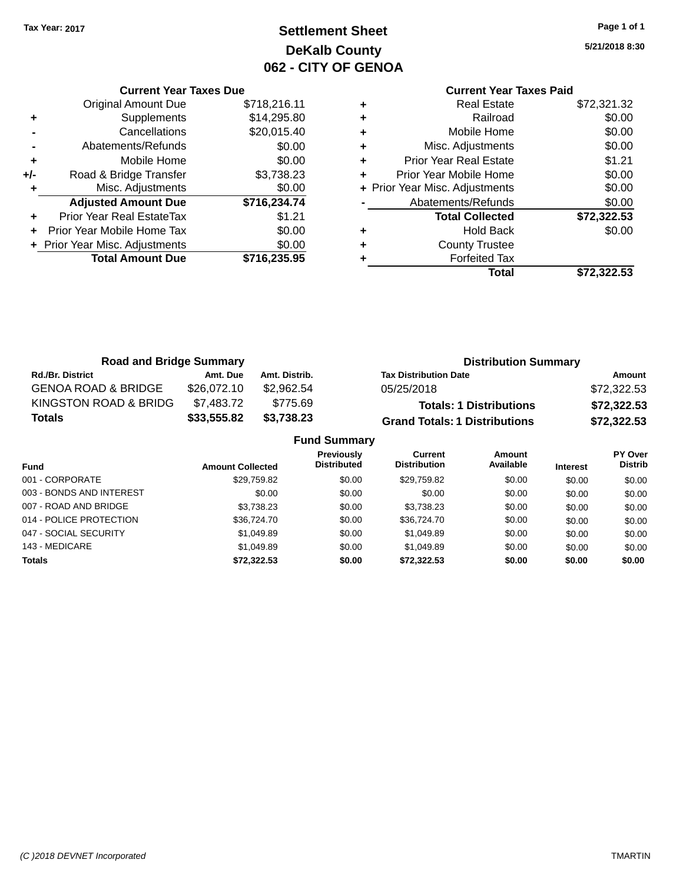Tax Year: 2017

# Settlement Sheet
## DeKalb County
## 062 - CITY OF GENOA

5/21/2018 8:30

### Current Year Taxes Due

| | | |
|---|---|---|
| | Original Amount Due | $718,216.11 |
| + | Supplements | $14,295.80 |
| - | Cancellations | $20,015.40 |
| - | Abatements/Refunds | $0.00 |
| + | Mobile Home | $0.00 |
| +/- | Road & Bridge Transfer | $3,738.23 |
| + | Misc. Adjustments | $0.00 |
| | **Adjusted Amount Due** | **$716,234.74** |
| + | Prior Year Real EstateTax | $1.21 |
| + | Prior Year Mobile Home Tax | $0.00 |
| + | Prior Year Misc. Adjustments | $0.00 |
| | **Total Amount Due** | **$716,235.95** |

### Current Year Taxes Paid

| | | |
|---|---|---|
| + | Real Estate | $72,321.32 |
| + | Railroad | $0.00 |
| + | Mobile Home | $0.00 |
| + | Misc. Adjustments | $0.00 |
| + | Prior Year Real Estate | $1.21 |
| + | Prior Year Mobile Home | $0.00 |
| + | Prior Year Misc. Adjustments | $0.00 |
| - | Abatements/Refunds | $0.00 |
| | **Total Collected** | **$72,322.53** |
| + | Hold Back | $0.00 |
| + | County Trustee | |
| + | Forfeited Tax | |
| | **Total** | **$72,322.53** |

### Road and Bridge Summary

| Rd./Br. District | Amt. Due | Amt. Distrib. |
|---|---|---|
| GENOA ROAD & BRIDGE | $26,072.10 | $2,962.54 |
| KINGSTON ROAD & BRIDG | $7,483.72 | $775.69 |
| **Totals** | **$33,555.82** | **$3,738.23** |

### Distribution Summary

| Tax Distribution Date | Amount |
|---|---|
| 05/25/2018 | $72,322.53 |
| **Totals: 1 Distributions** | **$72,322.53** |
| **Grand Totals: 1 Distributions** | **$72,322.53** |

### Fund Summary

| Fund | Amount Collected | Previously Distributed | Current Distribution | Amount Available | Interest | PY Over Distrib |
|---|---|---|---|---|---|---|
| 001 - CORPORATE | $29,759.82 | $0.00 | $29,759.82 | $0.00 | $0.00 | $0.00 |
| 003 - BONDS AND INTEREST | $0.00 | $0.00 | $0.00 | $0.00 | $0.00 | $0.00 |
| 007 - ROAD AND BRIDGE | $3,738.23 | $0.00 | $3,738.23 | $0.00 | $0.00 | $0.00 |
| 014 - POLICE PROTECTION | $36,724.70 | $0.00 | $36,724.70 | $0.00 | $0.00 | $0.00 |
| 047 - SOCIAL SECURITY | $1,049.89 | $0.00 | $1,049.89 | $0.00 | $0.00 | $0.00 |
| 143 - MEDICARE | $1,049.89 | $0.00 | $1,049.89 | $0.00 | $0.00 | $0.00 |
| **Totals** | **$72,322.53** | **$0.00** | **$72,322.53** | **$0.00** | **$0.00** | **$0.00** |

(C )2018 DEVNET Incorporated — TMARTIN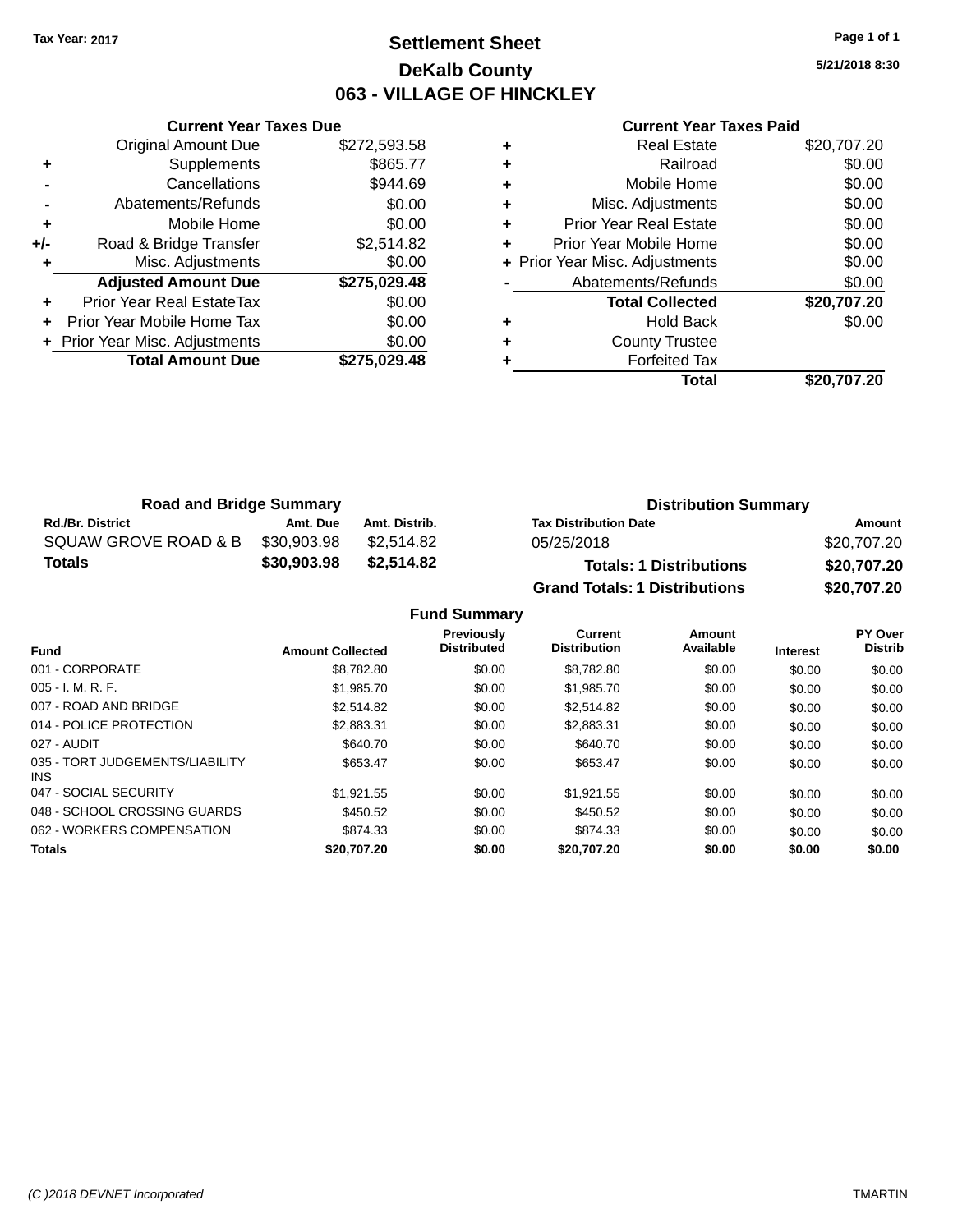Tax Year: 2017

# Settlement Sheet

## DeKalb County

## 063 - VILLAGE OF HINCKLEY

5/21/2018 8:30

### Current Year Taxes Due

| | | |
|---|---|---|
| | Original Amount Due | $272,593.58 |
| + | Supplements | $865.77 |
| - | Cancellations | $944.69 |
| - | Abatements/Refunds | $0.00 |
| + | Mobile Home | $0.00 |
| +/- | Road & Bridge Transfer | $2,514.82 |
| + | Misc. Adjustments | $0.00 |
| | **Adjusted Amount Due** | **$275,029.48** |
| + | Prior Year Real EstateTax | $0.00 |
| + | Prior Year Mobile Home Tax | $0.00 |
| + | Prior Year Misc. Adjustments | $0.00 |
| | **Total Amount Due** | **$275,029.48** |

### Current Year Taxes Paid

| | | |
|---|---|---|
| + | Real Estate | $20,707.20 |
| + | Railroad | $0.00 |
| + | Mobile Home | $0.00 |
| + | Misc. Adjustments | $0.00 |
| + | Prior Year Real Estate | $0.00 |
| + | Prior Year Mobile Home | $0.00 |
| + | Prior Year Misc. Adjustments | $0.00 |
| - | Abatements/Refunds | $0.00 |
| | **Total Collected** | **$20,707.20** |
| + | Hold Back | $0.00 |
| + | County Trustee | |
| + | Forfeited Tax | |
| | **Total** | **$20,707.20** |

### Road and Bridge Summary

| Rd./Br. District | Amt. Due | Amt. Distrib. |
|---|---|---|
| SQUAW GROVE ROAD & B | $30,903.98 | $2,514.82 |
| **Totals** | **$30,903.98** | **$2,514.82** |

### Distribution Summary

| Tax Distribution Date | Amount |
|---|---|
| 05/25/2018 | $20,707.20 |
| **Totals: 1 Distributions** | **$20,707.20** |
| **Grand Totals: 1 Distributions** | **$20,707.20** |

### Fund Summary

| Fund | Amount Collected | Previously Distributed | Current Distribution | Amount Available | Interest | PY Over Distrib |
|---|---|---|---|---|---|---|
| 001 - CORPORATE | $8,782.80 | $0.00 | $8,782.80 | $0.00 | $0.00 | $0.00 |
| 005 - I. M. R. F. | $1,985.70 | $0.00 | $1,985.70 | $0.00 | $0.00 | $0.00 |
| 007 - ROAD AND BRIDGE | $2,514.82 | $0.00 | $2,514.82 | $0.00 | $0.00 | $0.00 |
| 014 - POLICE PROTECTION | $2,883.31 | $0.00 | $2,883.31 | $0.00 | $0.00 | $0.00 |
| 027 - AUDIT | $640.70 | $0.00 | $640.70 | $0.00 | $0.00 | $0.00 |
| 035 - TORT JUDGEMENTS/LIABILITY INS | $653.47 | $0.00 | $653.47 | $0.00 | $0.00 | $0.00 |
| 047 - SOCIAL SECURITY | $1,921.55 | $0.00 | $1,921.55 | $0.00 | $0.00 | $0.00 |
| 048 - SCHOOL CROSSING GUARDS | $450.52 | $0.00 | $450.52 | $0.00 | $0.00 | $0.00 |
| 062 - WORKERS COMPENSATION | $874.33 | $0.00 | $874.33 | $0.00 | $0.00 | $0.00 |
| **Totals** | **$20,707.20** | **$0.00** | **$20,707.20** | **$0.00** | **$0.00** | **$0.00** |

(C )2018 DEVNET Incorporated — TMARTIN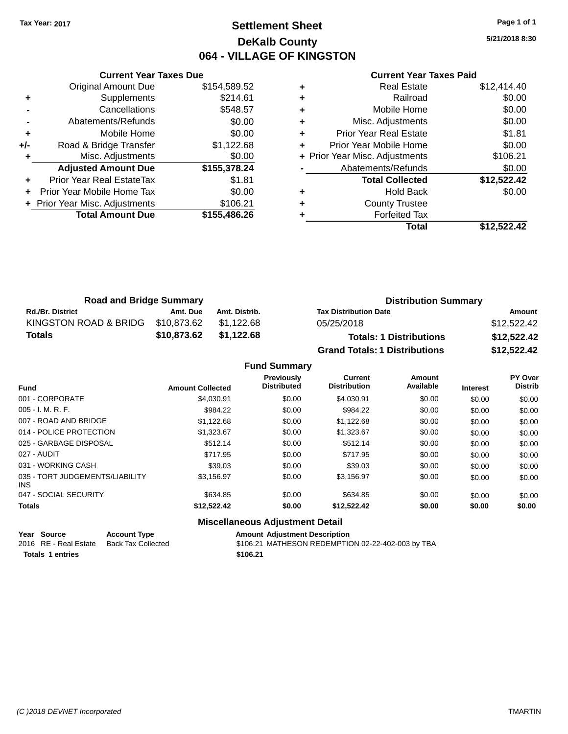Tax Year: 2017

# Settlement Sheet
## DeKalb County
## 064 - VILLAGE OF KINGSTON

5/21/2018 8:30

### Current Year Taxes Due

| | | |
|---|---|---|
| | Original Amount Due | $154,589.52 |
| + | Supplements | $214.61 |
| - | Cancellations | $548.57 |
| - | Abatements/Refunds | $0.00 |
| + | Mobile Home | $0.00 |
| +/- | Road & Bridge Transfer | $1,122.68 |
| + | Misc. Adjustments | $0.00 |
| | **Adjusted Amount Due** | **$155,378.24** |
| + | Prior Year Real EstateTax | $1.81 |
| + | Prior Year Mobile Home Tax | $0.00 |
| + | Prior Year Misc. Adjustments | $106.21 |
| | **Total Amount Due** | **$155,486.26** |

### Current Year Taxes Paid

| | | |
|---|---|---|
| + | Real Estate | $12,414.40 |
| + | Railroad | $0.00 |
| + | Mobile Home | $0.00 |
| + | Misc. Adjustments | $0.00 |
| + | Prior Year Real Estate | $1.81 |
| + | Prior Year Mobile Home | $0.00 |
| + | Prior Year Misc. Adjustments | $106.21 |
| - | Abatements/Refunds | $0.00 |
| | **Total Collected** | **$12,522.42** |
| + | Hold Back | $0.00 |
| + | County Trustee | |
| + | Forfeited Tax | |
| | **Total** | **$12,522.42** |

### Road and Bridge Summary

| Rd./Br. District | Amt. Due | Amt. Distrib. |
|---|---|---|
| KINGSTON ROAD & BRIDG | $10,873.62 | $1,122.68 |
| **Totals** | **$10,873.62** | **$1,122.68** |

### Distribution Summary

| Tax Distribution Date | Amount |
|---|---|
| 05/25/2018 | $12,522.42 |
| **Totals: 1 Distributions** | **$12,522.42** |
| **Grand Totals: 1 Distributions** | **$12,522.42** |

### Fund Summary

| Fund | Amount Collected | Previously Distributed | Current Distribution | Amount Available | Interest | PY Over Distrib |
|---|---|---|---|---|---|---|
| 001 - CORPORATE | $4,030.91 | $0.00 | $4,030.91 | $0.00 | $0.00 | $0.00 |
| 005 - I. M. R. F. | $984.22 | $0.00 | $984.22 | $0.00 | $0.00 | $0.00 |
| 007 - ROAD AND BRIDGE | $1,122.68 | $0.00 | $1,122.68 | $0.00 | $0.00 | $0.00 |
| 014 - POLICE PROTECTION | $1,323.67 | $0.00 | $1,323.67 | $0.00 | $0.00 | $0.00 |
| 025 - GARBAGE DISPOSAL | $512.14 | $0.00 | $512.14 | $0.00 | $0.00 | $0.00 |
| 027 - AUDIT | $717.95 | $0.00 | $717.95 | $0.00 | $0.00 | $0.00 |
| 031 - WORKING CASH | $39.03 | $0.00 | $39.03 | $0.00 | $0.00 | $0.00 |
| 035 - TORT JUDGEMENTS/LIABILITY INS | $3,156.97 | $0.00 | $3,156.97 | $0.00 | $0.00 | $0.00 |
| 047 - SOCIAL SECURITY | $634.85 | $0.00 | $634.85 | $0.00 | $0.00 | $0.00 |
| **Totals** | **$12,522.42** | **$0.00** | **$12,522.42** | **$0.00** | **$0.00** | **$0.00** |

### Miscellaneous Adjustment Detail

| Year | Source | Account Type | Amount | Adjustment Description |
|---|---|---|---|---|
| 2016 | RE - Real Estate | Back Tax Collected | $106.21 | MATHESON REDEMPTION 02-22-402-003 by TBA |
| **Totals** | **1 entries** | | **$106.21** | |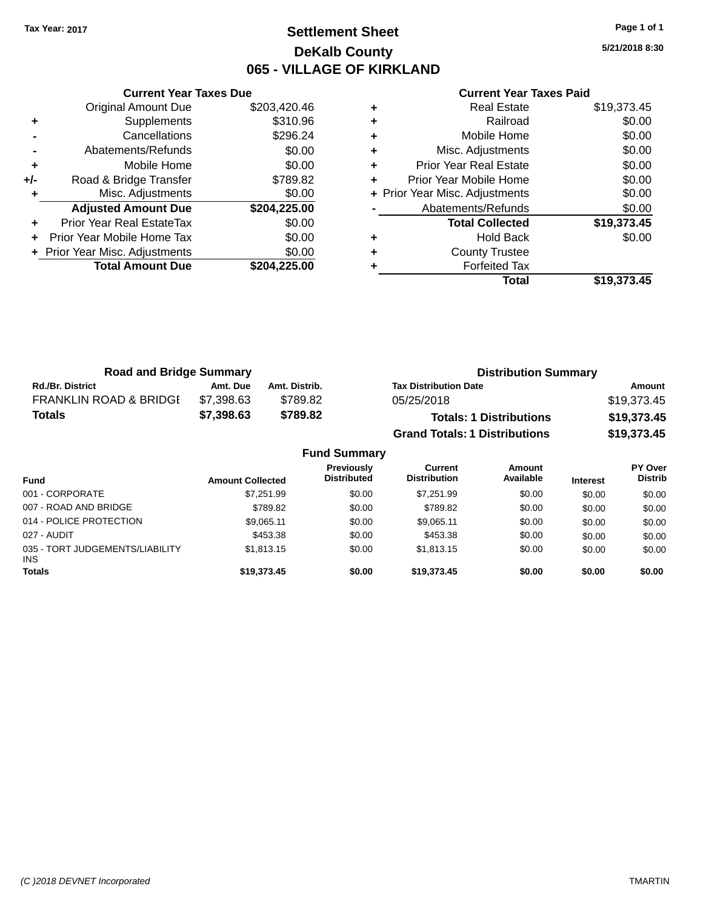Tax Year: 2017

# Settlement Sheet

## DeKalb County

## 065 - VILLAGE OF KIRKLAND

5/21/2018 8:30

### Current Year Taxes Due

| | | |
|---|---|---|
| | Original Amount Due | $203,420.46 |
| + | Supplements | $310.96 |
| - | Cancellations | $296.24 |
| - | Abatements/Refunds | $0.00 |
| + | Mobile Home | $0.00 |
| +/- | Road & Bridge Transfer | $789.82 |
| + | Misc. Adjustments | $0.00 |
| | **Adjusted Amount Due** | **$204,225.00** |
| + | Prior Year Real EstateTax | $0.00 |
| + | Prior Year Mobile Home Tax | $0.00 |
| + | Prior Year Misc. Adjustments | $0.00 |
| | **Total Amount Due** | **$204,225.00** |

### Current Year Taxes Paid

| | | |
|---|---|---|
| + | Real Estate | $19,373.45 |
| + | Railroad | $0.00 |
| + | Mobile Home | $0.00 |
| + | Misc. Adjustments | $0.00 |
| + | Prior Year Real Estate | $0.00 |
| + | Prior Year Mobile Home | $0.00 |
| + | Prior Year Misc. Adjustments | $0.00 |
| - | Abatements/Refunds | $0.00 |
| | **Total Collected** | **$19,373.45** |
| + | Hold Back | $0.00 |
| + | County Trustee | |
| + | Forfeited Tax | |
| | **Total** | **$19,373.45** |

### Road and Bridge Summary

| Rd./Br. District | Amt. Due | Amt. Distrib. |
|---|---|---|
| FRANKLIN ROAD & BRIDGE | $7,398.63 | $789.82 |
| **Totals** | **$7,398.63** | **$789.82** |

### Distribution Summary

| Tax Distribution Date | Amount |
|---|---|
| 05/25/2018 | $19,373.45 |
| **Totals: 1 Distributions** | **$19,373.45** |
| **Grand Totals: 1 Distributions** | **$19,373.45** |

### Fund Summary

| Fund | Amount Collected | Previously Distributed | Current Distribution | Amount Available | Interest | PY Over Distrib |
|---|---|---|---|---|---|---|
| 001 - CORPORATE | $7,251.99 | $0.00 | $7,251.99 | $0.00 | $0.00 | $0.00 |
| 007 - ROAD AND BRIDGE | $789.82 | $0.00 | $789.82 | $0.00 | $0.00 | $0.00 |
| 014 - POLICE PROTECTION | $9,065.11 | $0.00 | $9,065.11 | $0.00 | $0.00 | $0.00 |
| 027 - AUDIT | $453.38 | $0.00 | $453.38 | $0.00 | $0.00 | $0.00 |
| 035 - TORT JUDGEMENTS/LIABILITY INS | $1,813.15 | $0.00 | $1,813.15 | $0.00 | $0.00 | $0.00 |
| **Totals** | **$19,373.45** | **$0.00** | **$19,373.45** | **$0.00** | **$0.00** | **$0.00** |

(C )2018 DEVNET Incorporated — TMARTIN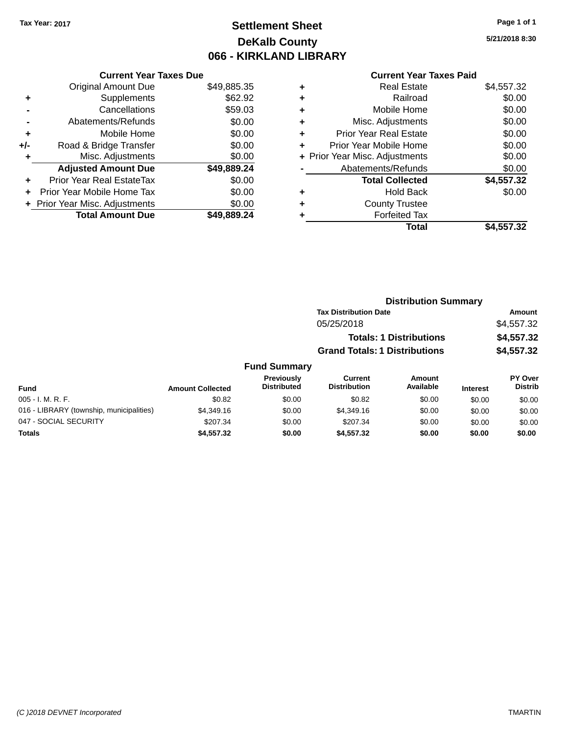Tax Year: 2017

# Settlement Sheet
## DeKalb County
## 066 - KIRKLAND LIBRARY

5/21/2018 8:30

### Current Year Taxes Due

| | | |
|---|---|---|
| | Original Amount Due | $49,885.35 |
| + | Supplements | $62.92 |
| - | Cancellations | $59.03 |
| - | Abatements/Refunds | $0.00 |
| + | Mobile Home | $0.00 |
| +/- | Road & Bridge Transfer | $0.00 |
| + | Misc. Adjustments | $0.00 |
| | **Adjusted Amount Due** | **$49,889.24** |
| + | Prior Year Real EstateTax | $0.00 |
| + | Prior Year Mobile Home Tax | $0.00 |
| + | Prior Year Misc. Adjustments | $0.00 |
| | **Total Amount Due** | **$49,889.24** |

### Current Year Taxes Paid

| | | |
|---|---|---|
| + | Real Estate | $4,557.32 |
| + | Railroad | $0.00 |
| + | Mobile Home | $0.00 |
| + | Misc. Adjustments | $0.00 |
| + | Prior Year Real Estate | $0.00 |
| + | Prior Year Mobile Home | $0.00 |
| + | Prior Year Misc. Adjustments | $0.00 |
| - | Abatements/Refunds | $0.00 |
| | **Total Collected** | **$4,557.32** |
| + | Hold Back | $0.00 |
| + | County Trustee | |
| + | Forfeited Tax | |
| | **Total** | **$4,557.32** |

### Distribution Summary

| Tax Distribution Date | Amount |
|---|---|
| 05/25/2018 | $4,557.32 |
| **Totals: 1 Distributions** | **$4,557.32** |
| **Grand Totals: 1 Distributions** | **$4,557.32** |

### Fund Summary

| Fund | Amount Collected | Previously Distributed | Current Distribution | Amount Available | Interest | PY Over Distrib |
|---|---|---|---|---|---|---|
| 005 - I. M. R. F. | $0.82 | $0.00 | $0.82 | $0.00 | $0.00 | $0.00 |
| 016 - LIBRARY (township, municipalities) | $4,349.16 | $0.00 | $4,349.16 | $0.00 | $0.00 | $0.00 |
| 047 - SOCIAL SECURITY | $207.34 | $0.00 | $207.34 | $0.00 | $0.00 | $0.00 |
| **Totals** | **$4,557.32** | **$0.00** | **$4,557.32** | **$0.00** | **$0.00** | **$0.00** |

(C )2018 DEVNET Incorporated

TMARTIN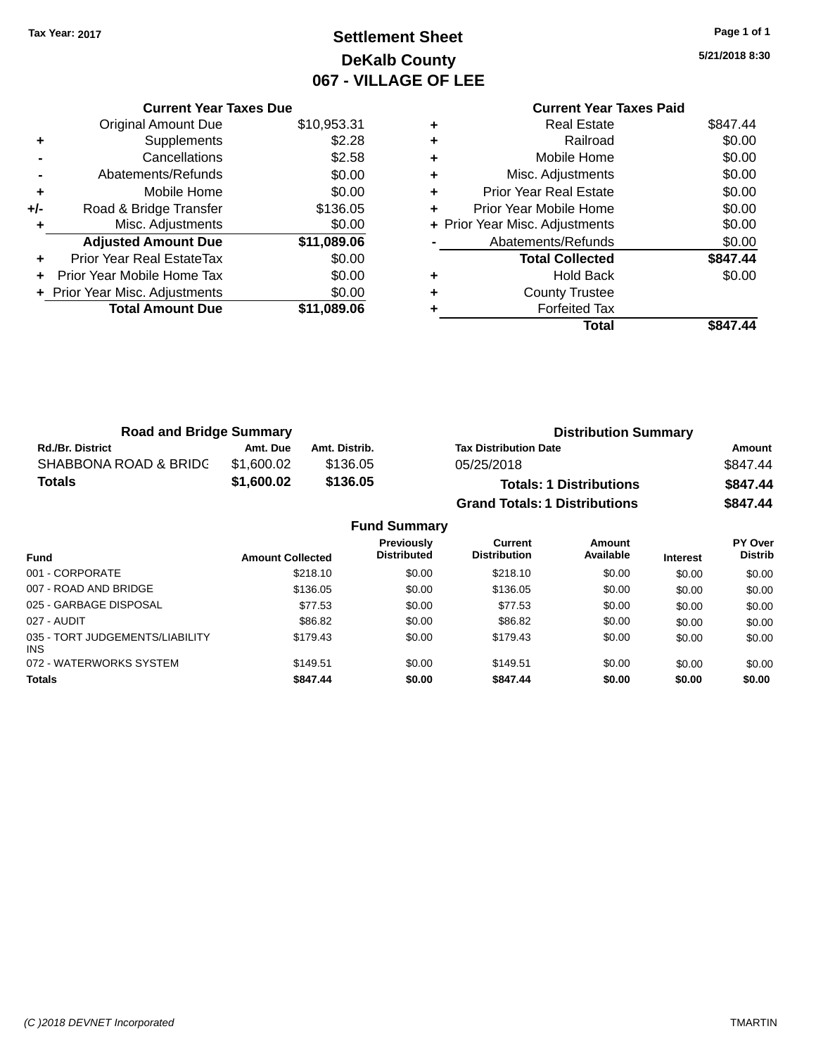Tax Year: 2017

# Settlement Sheet

## DeKalb County

## 067 - VILLAGE OF LEE

5/21/2018 8:30

### Current Year Taxes Due

| | | |
|---|---|---|
| | Original Amount Due | $10,953.31 |
| + | Supplements | $2.28 |
| - | Cancellations | $2.58 |
| - | Abatements/Refunds | $0.00 |
| + | Mobile Home | $0.00 |
| +/- | Road & Bridge Transfer | $136.05 |
| + | Misc. Adjustments | $0.00 |
| | **Adjusted Amount Due** | **$11,089.06** |
| + | Prior Year Real EstateTax | $0.00 |
| + | Prior Year Mobile Home Tax | $0.00 |
| + | Prior Year Misc. Adjustments | $0.00 |
| | **Total Amount Due** | **$11,089.06** |

### Current Year Taxes Paid

| | | |
|---|---|---|
| + | Real Estate | $847.44 |
| + | Railroad | $0.00 |
| + | Mobile Home | $0.00 |
| + | Misc. Adjustments | $0.00 |
| + | Prior Year Real Estate | $0.00 |
| + | Prior Year Mobile Home | $0.00 |
| + | Prior Year Misc. Adjustments | $0.00 |
| - | Abatements/Refunds | $0.00 |
| | **Total Collected** | **$847.44** |
| + | Hold Back | $0.00 |
| + | County Trustee | |
| + | Forfeited Tax | |
| | **Total** | **$847.44** |

### Road and Bridge Summary

| Rd./Br. District | Amt. Due | Amt. Distrib. |
|---|---|---|
| SHABBONA ROAD & BRIDG | $1,600.02 | $136.05 |
| **Totals** | **$1,600.02** | **$136.05** |

### Distribution Summary

| Tax Distribution Date | Amount |
|---|---|
| 05/25/2018 | $847.44 |
| **Totals: 1 Distributions** | **$847.44** |
| **Grand Totals: 1 Distributions** | **$847.44** |

### Fund Summary

| Fund | Amount Collected | Previously Distributed | Current Distribution | Amount Available | Interest | PY Over Distrib |
|---|---|---|---|---|---|---|
| 001 - CORPORATE | $218.10 | $0.00 | $218.10 | $0.00 | $0.00 | $0.00 |
| 007 - ROAD AND BRIDGE | $136.05 | $0.00 | $136.05 | $0.00 | $0.00 | $0.00 |
| 025 - GARBAGE DISPOSAL | $77.53 | $0.00 | $77.53 | $0.00 | $0.00 | $0.00 |
| 027 - AUDIT | $86.82 | $0.00 | $86.82 | $0.00 | $0.00 | $0.00 |
| 035 - TORT JUDGEMENTS/LIABILITY INS | $179.43 | $0.00 | $179.43 | $0.00 | $0.00 | $0.00 |
| 072 - WATERWORKS SYSTEM | $149.51 | $0.00 | $149.51 | $0.00 | $0.00 | $0.00 |
| **Totals** | **$847.44** | **$0.00** | **$847.44** | **$0.00** | **$0.00** | **$0.00** |

(C )2018 DEVNET Incorporated — TMARTIN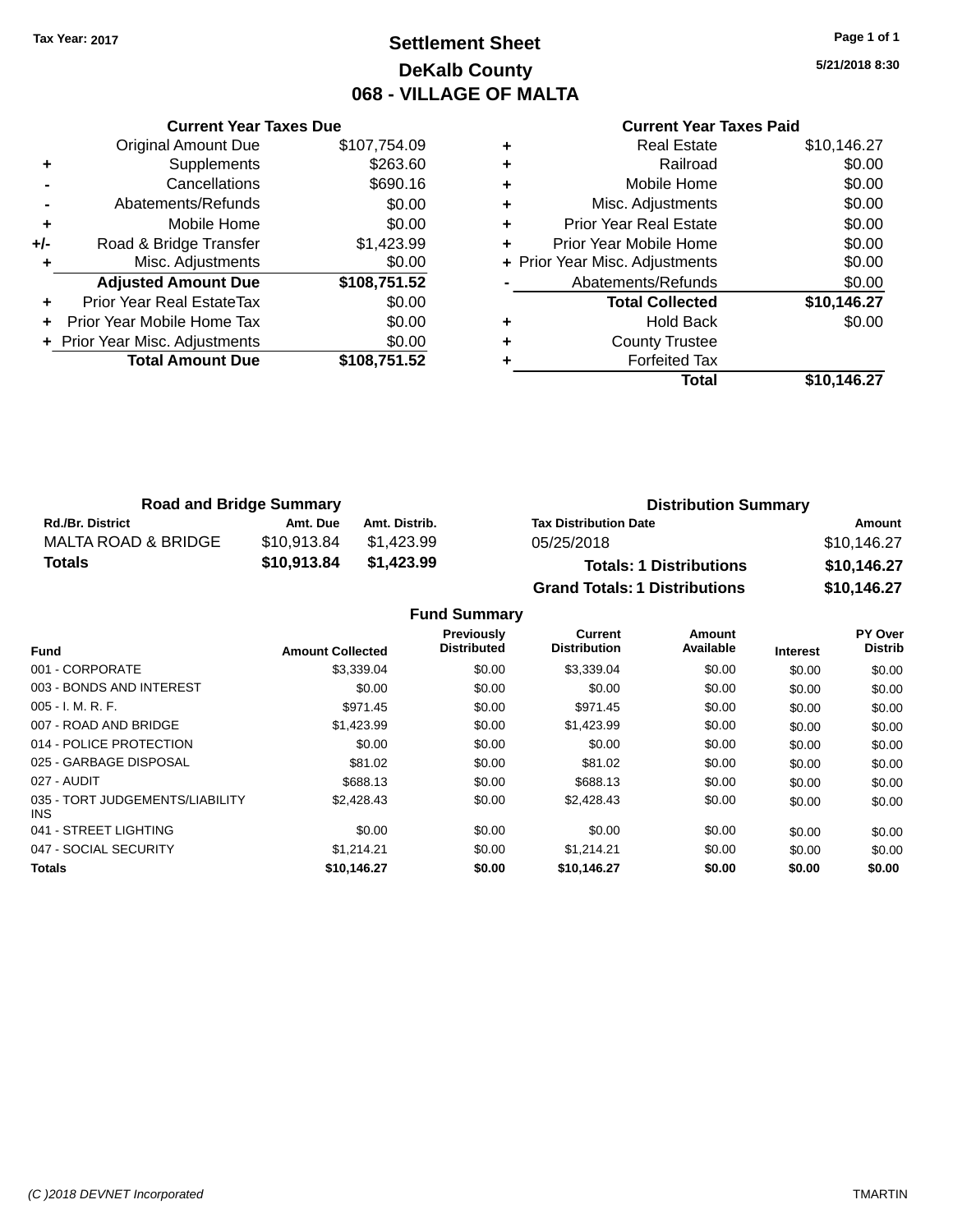Tax Year: 2017

# Settlement Sheet

## DeKalb County

## 068 - VILLAGE OF MALTA

5/21/2018 8:30

### Current Year Taxes Due

| | | |
|---|---|---|
| | Original Amount Due | $107,754.09 |
| + | Supplements | $263.60 |
| - | Cancellations | $690.16 |
| - | Abatements/Refunds | $0.00 |
| + | Mobile Home | $0.00 |
| +/- | Road & Bridge Transfer | $1,423.99 |
| + | Misc. Adjustments | $0.00 |
| | **Adjusted Amount Due** | **$108,751.52** |
| + | Prior Year Real EstateTax | $0.00 |
| + | Prior Year Mobile Home Tax | $0.00 |
| + | Prior Year Misc. Adjustments | $0.00 |
| | **Total Amount Due** | **$108,751.52** |

### Current Year Taxes Paid

| | | |
|---|---|---|
| + | Real Estate | $10,146.27 |
| + | Railroad | $0.00 |
| + | Mobile Home | $0.00 |
| + | Misc. Adjustments | $0.00 |
| + | Prior Year Real Estate | $0.00 |
| + | Prior Year Mobile Home | $0.00 |
| + | Prior Year Misc. Adjustments | $0.00 |
| - | Abatements/Refunds | $0.00 |
| | **Total Collected** | **$10,146.27** |
| + | Hold Back | $0.00 |
| + | County Trustee | |
| + | Forfeited Tax | |
| | **Total** | **$10,146.27** |

### Road and Bridge Summary

| Rd./Br. District | Amt. Due | Amt. Distrib. |
|---|---|---|
| MALTA ROAD & BRIDGE | $10,913.84 | $1,423.99 |
| **Totals** | **$10,913.84** | **$1,423.99** |

### Distribution Summary

| Tax Distribution Date | Amount |
|---|---|
| 05/25/2018 | $10,146.27 |
| **Totals: 1 Distributions** | **$10,146.27** |
| **Grand Totals: 1 Distributions** | **$10,146.27** |

### Fund Summary

| Fund | Amount Collected | Previously Distributed | Current Distribution | Amount Available | Interest | PY Over Distrib |
|---|---|---|---|---|---|---|
| 001 - CORPORATE | $3,339.04 | $0.00 | $3,339.04 | $0.00 | $0.00 | $0.00 |
| 003 - BONDS AND INTEREST | $0.00 | $0.00 | $0.00 | $0.00 | $0.00 | $0.00 |
| 005 - I. M. R. F. | $971.45 | $0.00 | $971.45 | $0.00 | $0.00 | $0.00 |
| 007 - ROAD AND BRIDGE | $1,423.99 | $0.00 | $1,423.99 | $0.00 | $0.00 | $0.00 |
| 014 - POLICE PROTECTION | $0.00 | $0.00 | $0.00 | $0.00 | $0.00 | $0.00 |
| 025 - GARBAGE DISPOSAL | $81.02 | $0.00 | $81.02 | $0.00 | $0.00 | $0.00 |
| 027 - AUDIT | $688.13 | $0.00 | $688.13 | $0.00 | $0.00 | $0.00 |
| 035 - TORT JUDGEMENTS/LIABILITY INS | $2,428.43 | $0.00 | $2,428.43 | $0.00 | $0.00 | $0.00 |
| 041 - STREET LIGHTING | $0.00 | $0.00 | $0.00 | $0.00 | $0.00 | $0.00 |
| 047 - SOCIAL SECURITY | $1,214.21 | $0.00 | $1,214.21 | $0.00 | $0.00 | $0.00 |
| **Totals** | **$10,146.27** | **$0.00** | **$10,146.27** | **$0.00** | **$0.00** | **$0.00** |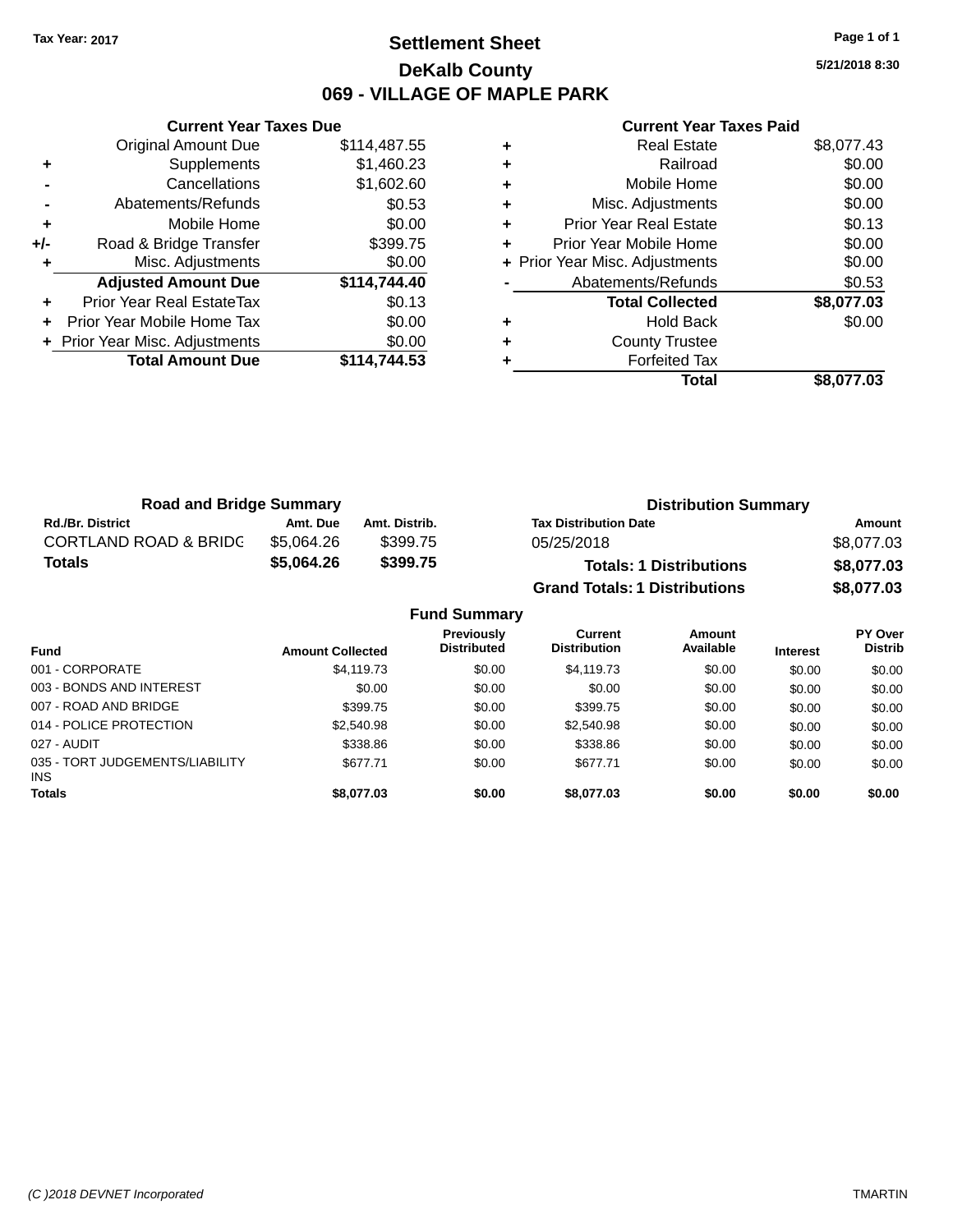Tax Year: 2017

# Settlement Sheet

## DeKalb County

## 069 - VILLAGE OF MAPLE PARK

5/21/2018 8:30

### Current Year Taxes Due

| | | |
|---|---|---|
| | Original Amount Due | $114,487.55 |
| + | Supplements | $1,460.23 |
| - | Cancellations | $1,602.60 |
| - | Abatements/Refunds | $0.53 |
| + | Mobile Home | $0.00 |
| +/- | Road & Bridge Transfer | $399.75 |
| + | Misc. Adjustments | $0.00 |
| | **Adjusted Amount Due** | **$114,744.40** |
| + | Prior Year Real EstateTax | $0.13 |
| + | Prior Year Mobile Home Tax | $0.00 |
| + | Prior Year Misc. Adjustments | $0.00 |
| | **Total Amount Due** | **$114,744.53** |

### Current Year Taxes Paid

| | | |
|---|---|---|
| + | Real Estate | $8,077.43 |
| + | Railroad | $0.00 |
| + | Mobile Home | $0.00 |
| + | Misc. Adjustments | $0.00 |
| + | Prior Year Real Estate | $0.13 |
| + | Prior Year Mobile Home | $0.00 |
| + | Prior Year Misc. Adjustments | $0.00 |
| - | Abatements/Refunds | $0.53 |
| | **Total Collected** | **$8,077.03** |
| + | Hold Back | $0.00 |
| + | County Trustee | |
| + | Forfeited Tax | |
| | **Total** | **$8,077.03** |

### Road and Bridge Summary

| Rd./Br. District | Amt. Due | Amt. Distrib. |
|---|---|---|
| CORTLAND ROAD & BRIDG | $5,064.26 | $399.75 |
| **Totals** | **$5,064.26** | **$399.75** |

### Distribution Summary

| Tax Distribution Date | Amount |
|---|---|
| 05/25/2018 | $8,077.03 |
| **Totals: 1 Distributions** | **$8,077.03** |
| **Grand Totals: 1 Distributions** | **$8,077.03** |

### Fund Summary

| Fund | Amount Collected | Previously Distributed | Current Distribution | Amount Available | Interest | PY Over Distrib |
|---|---|---|---|---|---|---|
| 001 - CORPORATE | $4,119.73 | $0.00 | $4,119.73 | $0.00 | $0.00 | $0.00 |
| 003 - BONDS AND INTEREST | $0.00 | $0.00 | $0.00 | $0.00 | $0.00 | $0.00 |
| 007 - ROAD AND BRIDGE | $399.75 | $0.00 | $399.75 | $0.00 | $0.00 | $0.00 |
| 014 - POLICE PROTECTION | $2,540.98 | $0.00 | $2,540.98 | $0.00 | $0.00 | $0.00 |
| 027 - AUDIT | $338.86 | $0.00 | $338.86 | $0.00 | $0.00 | $0.00 |
| 035 - TORT JUDGEMENTS/LIABILITY INS | $677.71 | $0.00 | $677.71 | $0.00 | $0.00 | $0.00 |
| **Totals** | **$8,077.03** | **$0.00** | **$8,077.03** | **$0.00** | **$0.00** | **$0.00** |

(C )2018 DEVNET Incorporated — TMARTIN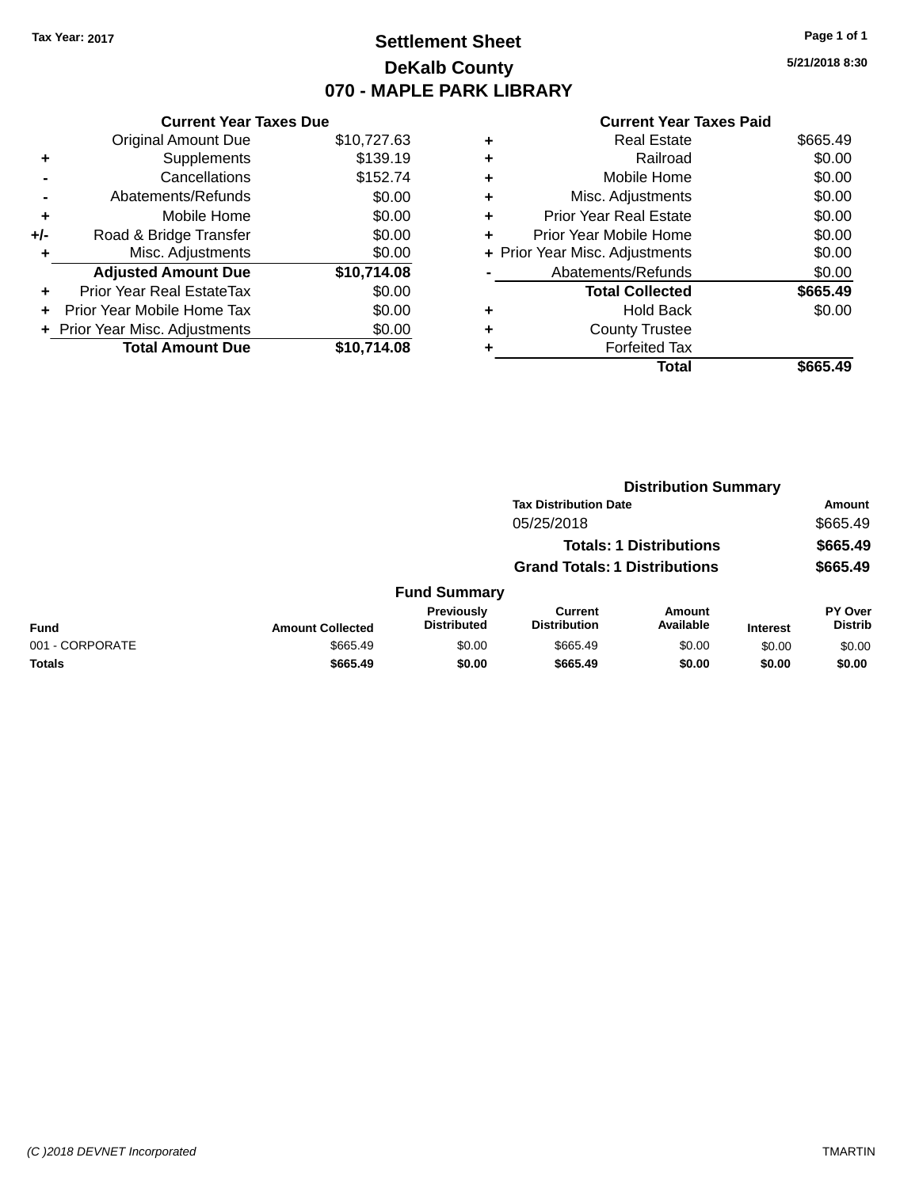Tax Year: 2017

# Settlement Sheet
## DeKalb County
## 070 - MAPLE PARK LIBRARY

5/21/2018 8:30

### Current Year Taxes Due

| | | |
|---|---|---|
| | Original Amount Due | $10,727.63 |
| + | Supplements | $139.19 |
| - | Cancellations | $152.74 |
| - | Abatements/Refunds | $0.00 |
| + | Mobile Home | $0.00 |
| +/- | Road & Bridge Transfer | $0.00 |
| + | Misc. Adjustments | $0.00 |
| | **Adjusted Amount Due** | **$10,714.08** |
| + | Prior Year Real EstateTax | $0.00 |
| + | Prior Year Mobile Home Tax | $0.00 |
| + | Prior Year Misc. Adjustments | $0.00 |
| | **Total Amount Due** | **$10,714.08** |

### Current Year Taxes Paid

| | | |
|---|---|---|
| + | Real Estate | $665.49 |
| + | Railroad | $0.00 |
| + | Mobile Home | $0.00 |
| + | Misc. Adjustments | $0.00 |
| + | Prior Year Real Estate | $0.00 |
| + | Prior Year Mobile Home | $0.00 |
| + | Prior Year Misc. Adjustments | $0.00 |
| - | Abatements/Refunds | $0.00 |
| | **Total Collected** | **$665.49** |
| + | Hold Back | $0.00 |
| + | County Trustee | |
| + | Forfeited Tax | |
| | **Total** | **$665.49** |

### Distribution Summary

| Tax Distribution Date | Amount |
|---|---|
| 05/25/2018 | $665.49 |
| **Totals: 1 Distributions** | **$665.49** |
| **Grand Totals: 1 Distributions** | **$665.49** |

### Fund Summary

| Fund | Amount Collected | Previously Distributed | Current Distribution | Amount Available | Interest | PY Over Distrib |
|---|---|---|---|---|---|---|
| 001 - CORPORATE | $665.49 | $0.00 | $665.49 | $0.00 | $0.00 | $0.00 |
| **Totals** | **$665.49** | **$0.00** | **$665.49** | **$0.00** | **$0.00** | **$0.00** |

(C )2018 DEVNET Incorporated

TMARTIN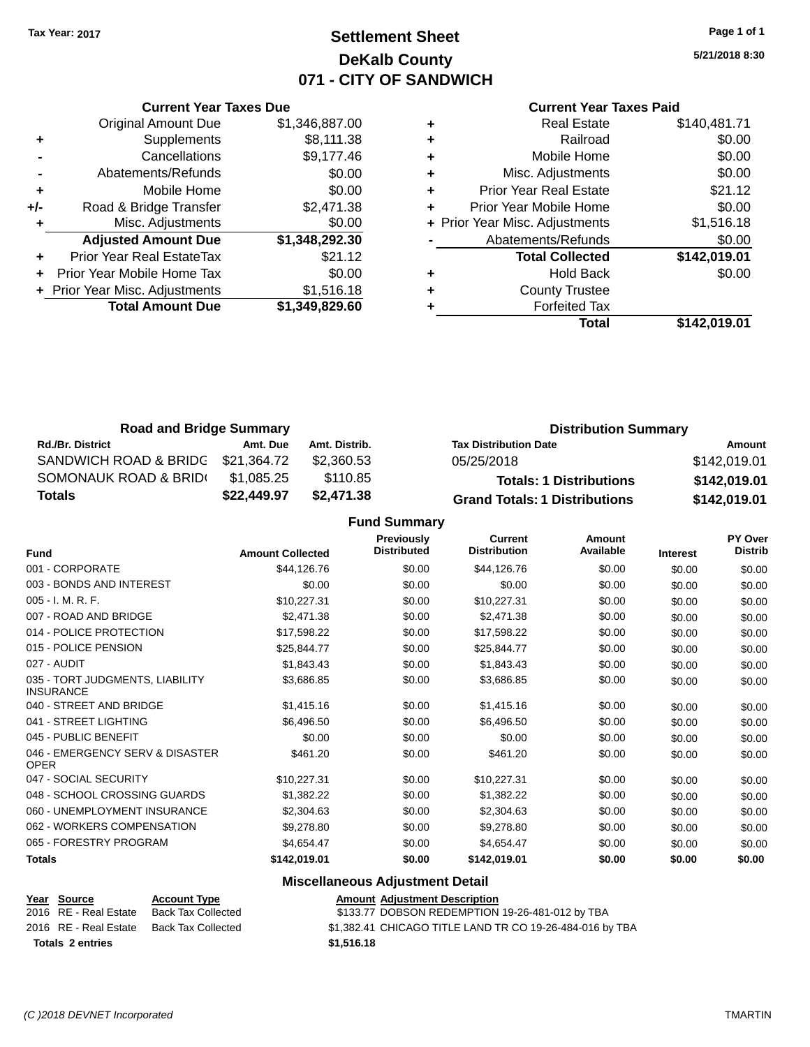Tax Year: 2017

# Settlement Sheet
## DeKalb County
## 071 - CITY OF SANDWICH

5/21/2018 8:30

### Current Year Taxes Due

| | | |
|---|---|---|
| | Original Amount Due | $1,346,887.00 |
| + | Supplements | $8,111.38 |
| - | Cancellations | $9,177.46 |
| - | Abatements/Refunds | $0.00 |
| + | Mobile Home | $0.00 |
| +/- | Road & Bridge Transfer | $2,471.38 |
| + | Misc. Adjustments | $0.00 |
| | **Adjusted Amount Due** | **$1,348,292.30** |
| + | Prior Year Real EstateTax | $21.12 |
| + | Prior Year Mobile Home Tax | $0.00 |
| + | Prior Year Misc. Adjustments | $1,516.18 |
| | **Total Amount Due** | **$1,349,829.60** |

### Current Year Taxes Paid

| | | |
|---|---|---|
| + | Real Estate | $140,481.71 |
| + | Railroad | $0.00 |
| + | Mobile Home | $0.00 |
| + | Misc. Adjustments | $0.00 |
| + | Prior Year Real Estate | $21.12 |
| + | Prior Year Mobile Home | $0.00 |
| + | Prior Year Misc. Adjustments | $1,516.18 |
| - | Abatements/Refunds | $0.00 |
| | **Total Collected** | **$142,019.01** |
| + | Hold Back | $0.00 |
| + | County Trustee | |
| + | Forfeited Tax | |
| | **Total** | **$142,019.01** |

### Road and Bridge Summary

| Rd./Br. District | Amt. Due | Amt. Distrib. |
|---|---|---|
| SANDWICH ROAD & BRIDG | $21,364.72 | $2,360.53 |
| SOMONAUK ROAD & BRID( | $1,085.25 | $110.85 |
| **Totals** | **$22,449.97** | **$2,471.38** |

### Distribution Summary

| Tax Distribution Date | Amount |
|---|---|
| 05/25/2018 | $142,019.01 |
| **Totals: 1 Distributions** | **$142,019.01** |
| **Grand Totals: 1 Distributions** | **$142,019.01** |

### Fund Summary

| Fund | Amount Collected | Previously Distributed | Current Distribution | Amount Available | Interest | PY Over Distrib |
|---|---|---|---|---|---|---|
| 001 - CORPORATE | $44,126.76 | $0.00 | $44,126.76 | $0.00 | $0.00 | $0.00 |
| 003 - BONDS AND INTEREST | $0.00 | $0.00 | $0.00 | $0.00 | $0.00 | $0.00 |
| 005 - I. M. R. F. | $10,227.31 | $0.00 | $10,227.31 | $0.00 | $0.00 | $0.00 |
| 007 - ROAD AND BRIDGE | $2,471.38 | $0.00 | $2,471.38 | $0.00 | $0.00 | $0.00 |
| 014 - POLICE PROTECTION | $17,598.22 | $0.00 | $17,598.22 | $0.00 | $0.00 | $0.00 |
| 015 - POLICE PENSION | $25,844.77 | $0.00 | $25,844.77 | $0.00 | $0.00 | $0.00 |
| 027 - AUDIT | $1,843.43 | $0.00 | $1,843.43 | $0.00 | $0.00 | $0.00 |
| 035 - TORT JUDGMENTS, LIABILITY INSURANCE | $3,686.85 | $0.00 | $3,686.85 | $0.00 | $0.00 | $0.00 |
| 040 - STREET AND BRIDGE | $1,415.16 | $0.00 | $1,415.16 | $0.00 | $0.00 | $0.00 |
| 041 - STREET LIGHTING | $6,496.50 | $0.00 | $6,496.50 | $0.00 | $0.00 | $0.00 |
| 045 - PUBLIC BENEFIT | $0.00 | $0.00 | $0.00 | $0.00 | $0.00 | $0.00 |
| 046 - EMERGENCY SERV & DISASTER OPER | $461.20 | $0.00 | $461.20 | $0.00 | $0.00 | $0.00 |
| 047 - SOCIAL SECURITY | $10,227.31 | $0.00 | $10,227.31 | $0.00 | $0.00 | $0.00 |
| 048 - SCHOOL CROSSING GUARDS | $1,382.22 | $0.00 | $1,382.22 | $0.00 | $0.00 | $0.00 |
| 060 - UNEMPLOYMENT INSURANCE | $2,304.63 | $0.00 | $2,304.63 | $0.00 | $0.00 | $0.00 |
| 062 - WORKERS COMPENSATION | $9,278.80 | $0.00 | $9,278.80 | $0.00 | $0.00 | $0.00 |
| 065 - FORESTRY PROGRAM | $4,654.47 | $0.00 | $4,654.47 | $0.00 | $0.00 | $0.00 |
| **Totals** | **$142,019.01** | **$0.00** | **$142,019.01** | **$0.00** | **$0.00** | **$0.00** |

### Miscellaneous Adjustment Detail

| Year | Source | Account Type | Amount | Adjustment Description |
|---|---|---|---|---|
| 2016 | RE - Real Estate | Back Tax Collected | $133.77 | DOBSON REDEMPTION 19-26-481-012 by TBA |
| 2016 | RE - Real Estate | Back Tax Collected | $1,382.41 | CHICAGO TITLE LAND TR CO 19-26-484-016 by TBA |
| **Totals 2 entries** | | | **$1,516.18** | |

(C )2018 DEVNET Incorporated TMARTIN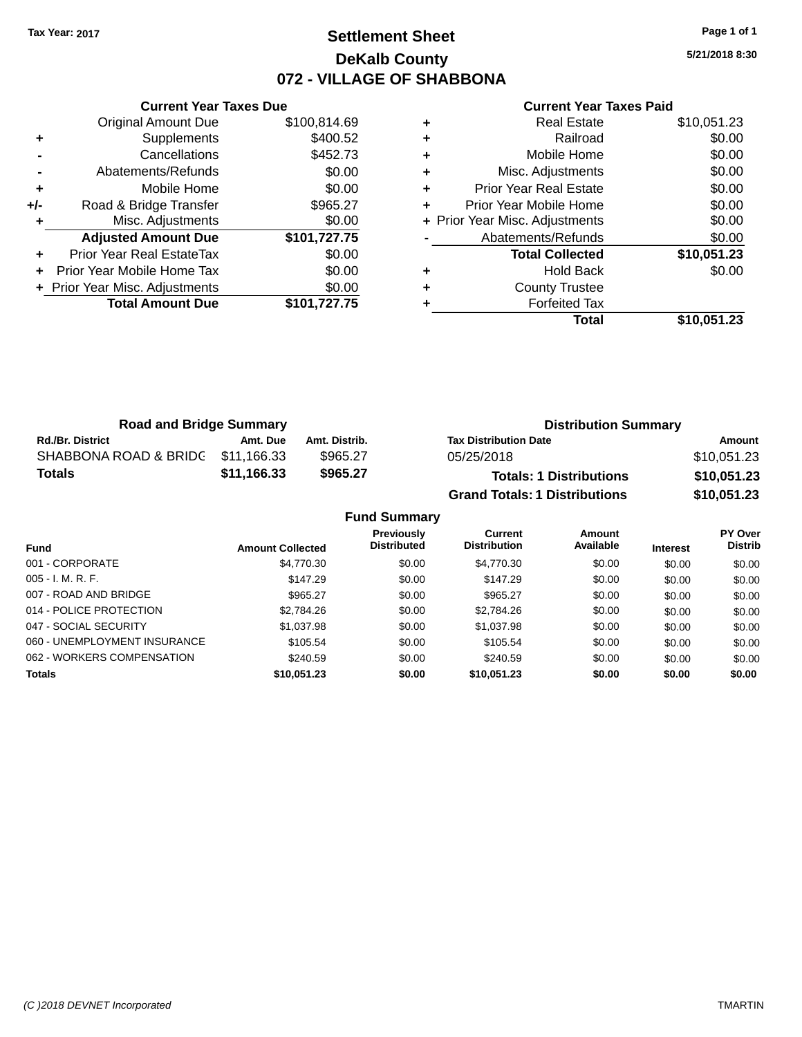Tax Year: 2017

# Settlement Sheet

## DeKalb County

## 072 - VILLAGE OF SHABBONA

5/21/2018 8:30

### Current Year Taxes Due

| | | |
|---|---|---|
| | Original Amount Due | $100,814.69 |
| + | Supplements | $400.52 |
| - | Cancellations | $452.73 |
| - | Abatements/Refunds | $0.00 |
| + | Mobile Home | $0.00 |
| +/- | Road & Bridge Transfer | $965.27 |
| + | Misc. Adjustments | $0.00 |
| | **Adjusted Amount Due** | **$101,727.75** |
| + | Prior Year Real EstateTax | $0.00 |
| + | Prior Year Mobile Home Tax | $0.00 |
| + | Prior Year Misc. Adjustments | $0.00 |
| | **Total Amount Due** | **$101,727.75** |

### Current Year Taxes Paid

| | | |
|---|---|---|
| + | Real Estate | $10,051.23 |
| + | Railroad | $0.00 |
| + | Mobile Home | $0.00 |
| + | Misc. Adjustments | $0.00 |
| + | Prior Year Real Estate | $0.00 |
| + | Prior Year Mobile Home | $0.00 |
| + | Prior Year Misc. Adjustments | $0.00 |
| - | Abatements/Refunds | $0.00 |
| | **Total Collected** | **$10,051.23** |
| + | Hold Back | $0.00 |
| + | County Trustee | |
| + | Forfeited Tax | |
| | **Total** | **$10,051.23** |

### Road and Bridge Summary

| Rd./Br. District | Amt. Due | Amt. Distrib. |
|---|---|---|
| SHABBONA ROAD & BRIDG | $11,166.33 | $965.27 |
| **Totals** | **$11,166.33** | **$965.27** |

### Distribution Summary

| Tax Distribution Date | Amount |
|---|---|
| 05/25/2018 | $10,051.23 |
| **Totals: 1 Distributions** | **$10,051.23** |
| **Grand Totals: 1 Distributions** | **$10,051.23** |

### Fund Summary

| Fund | Amount Collected | Previously Distributed | Current Distribution | Amount Available | Interest | PY Over Distrib |
|---|---|---|---|---|---|---|
| 001 - CORPORATE | $4,770.30 | $0.00 | $4,770.30 | $0.00 | $0.00 | $0.00 |
| 005 - I. M. R. F. | $147.29 | $0.00 | $147.29 | $0.00 | $0.00 | $0.00 |
| 007 - ROAD AND BRIDGE | $965.27 | $0.00 | $965.27 | $0.00 | $0.00 | $0.00 |
| 014 - POLICE PROTECTION | $2,784.26 | $0.00 | $2,784.26 | $0.00 | $0.00 | $0.00 |
| 047 - SOCIAL SECURITY | $1,037.98 | $0.00 | $1,037.98 | $0.00 | $0.00 | $0.00 |
| 060 - UNEMPLOYMENT INSURANCE | $105.54 | $0.00 | $105.54 | $0.00 | $0.00 | $0.00 |
| 062 - WORKERS COMPENSATION | $240.59 | $0.00 | $240.59 | $0.00 | $0.00 | $0.00 |
| **Totals** | **$10,051.23** | **$0.00** | **$10,051.23** | **$0.00** | **$0.00** | **$0.00** |

(C )2018 DEVNET Incorporated — TMARTIN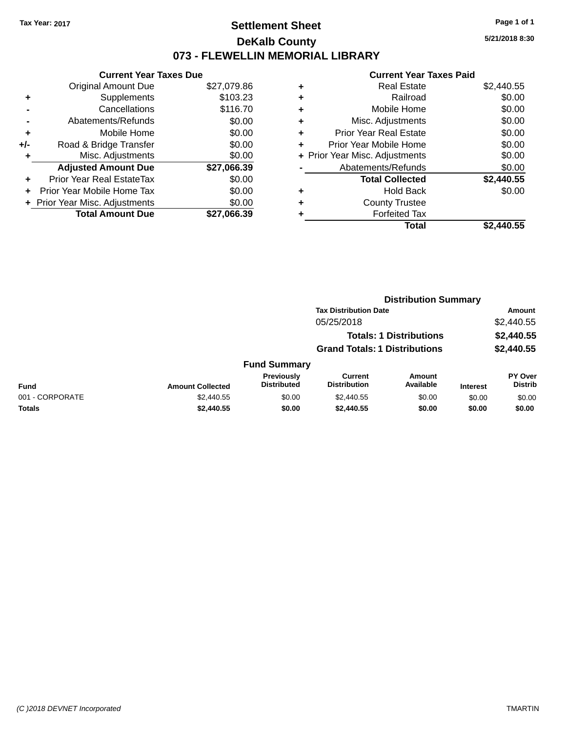Tax Year: 2017

# Settlement Sheet

## DeKalb County

## 073 - FLEWELLIN MEMORIAL LIBRARY

5/21/2018 8:30

### Current Year Taxes Due

| | | |
|---|---|---|
| | Original Amount Due | $27,079.86 |
| + | Supplements | $103.23 |
| - | Cancellations | $116.70 |
| - | Abatements/Refunds | $0.00 |
| + | Mobile Home | $0.00 |
| +/- | Road & Bridge Transfer | $0.00 |
| + | Misc. Adjustments | $0.00 |
| | **Adjusted Amount Due** | **$27,066.39** |
| + | Prior Year Real EstateTax | $0.00 |
| + | Prior Year Mobile Home Tax | $0.00 |
| + | Prior Year Misc. Adjustments | $0.00 |
| | **Total Amount Due** | **$27,066.39** |

### Current Year Taxes Paid

| | | |
|---|---|---|
| + | Real Estate | $2,440.55 |
| + | Railroad | $0.00 |
| + | Mobile Home | $0.00 |
| + | Misc. Adjustments | $0.00 |
| + | Prior Year Real Estate | $0.00 |
| + | Prior Year Mobile Home | $0.00 |
| + | Prior Year Misc. Adjustments | $0.00 |
| - | Abatements/Refunds | $0.00 |
| | **Total Collected** | **$2,440.55** |
| + | Hold Back | $0.00 |
| + | County Trustee | |
| + | Forfeited Tax | |
| | **Total** | **$2,440.55** |

### Distribution Summary

| Tax Distribution Date | Amount |
|---|---|
| 05/25/2018 | $2,440.55 |
| **Totals: 1 Distributions** | **$2,440.55** |
| **Grand Totals: 1 Distributions** | **$2,440.55** |

### Fund Summary

| Fund | Amount Collected | Previously Distributed | Current Distribution | Amount Available | Interest | PY Over Distrib |
|---|---|---|---|---|---|---|
| 001 - CORPORATE | $2,440.55 | $0.00 | $2,440.55 | $0.00 | $0.00 | $0.00 |
| **Totals** | **$2,440.55** | **$0.00** | **$2,440.55** | **$0.00** | **$0.00** | **$0.00** |

(C )2018 DEVNET Incorporated — TMARTIN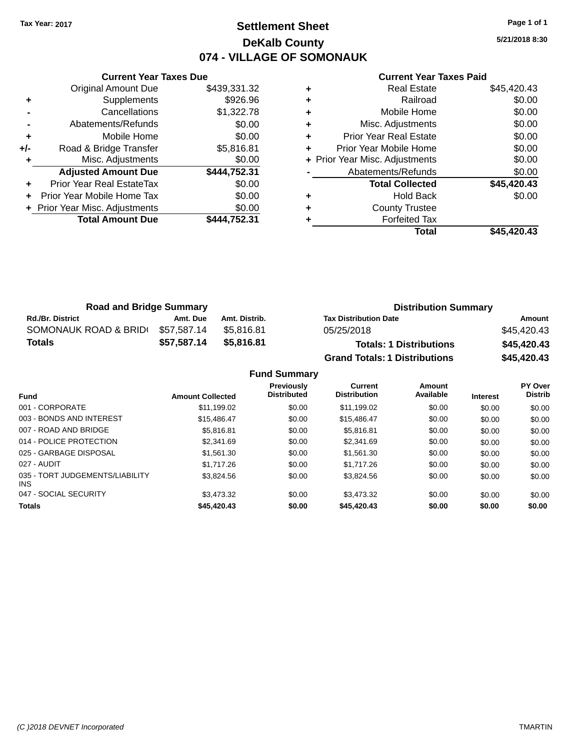Tax Year: 2017

# Settlement Sheet

## DeKalb County

## 074 - VILLAGE OF SOMONAUK

5/21/2018 8:30

### Current Year Taxes Due

| | | |
|---|---|---|
| | Original Amount Due | $439,331.32 |
| + | Supplements | $926.96 |
| - | Cancellations | $1,322.78 |
| - | Abatements/Refunds | $0.00 |
| + | Mobile Home | $0.00 |
| +/- | Road & Bridge Transfer | $5,816.81 |
| + | Misc. Adjustments | $0.00 |
| | **Adjusted Amount Due** | **$444,752.31** |
| + | Prior Year Real EstateTax | $0.00 |
| + | Prior Year Mobile Home Tax | $0.00 |
| + | Prior Year Misc. Adjustments | $0.00 |
| | **Total Amount Due** | **$444,752.31** |

### Current Year Taxes Paid

| | | |
|---|---|---|
| + | Real Estate | $45,420.43 |
| + | Railroad | $0.00 |
| + | Mobile Home | $0.00 |
| + | Misc. Adjustments | $0.00 |
| + | Prior Year Real Estate | $0.00 |
| + | Prior Year Mobile Home | $0.00 |
| + | Prior Year Misc. Adjustments | $0.00 |
| - | Abatements/Refunds | $0.00 |
| | **Total Collected** | **$45,420.43** |
| + | Hold Back | $0.00 |
| + | County Trustee | |
| + | Forfeited Tax | |
| | **Total** | **$45,420.43** |

### Road and Bridge Summary

| Rd./Br. District | Amt. Due | Amt. Distrib. |
|---|---|---|
| SOMONAUK ROAD & BRID( | $57,587.14 | $5,816.81 |
| **Totals** | **$57,587.14** | **$5,816.81** |

### Distribution Summary

| Tax Distribution Date | Amount |
|---|---|
| 05/25/2018 | $45,420.43 |
| **Totals: 1 Distributions** | **$45,420.43** |
| **Grand Totals: 1 Distributions** | **$45,420.43** |

### Fund Summary

| Fund | Amount Collected | Previously Distributed | Current Distribution | Amount Available | Interest | PY Over Distrib |
|---|---|---|---|---|---|---|
| 001 - CORPORATE | $11,199.02 | $0.00 | $11,199.02 | $0.00 | $0.00 | $0.00 |
| 003 - BONDS AND INTEREST | $15,486.47 | $0.00 | $15,486.47 | $0.00 | $0.00 | $0.00 |
| 007 - ROAD AND BRIDGE | $5,816.81 | $0.00 | $5,816.81 | $0.00 | $0.00 | $0.00 |
| 014 - POLICE PROTECTION | $2,341.69 | $0.00 | $2,341.69 | $0.00 | $0.00 | $0.00 |
| 025 - GARBAGE DISPOSAL | $1,561.30 | $0.00 | $1,561.30 | $0.00 | $0.00 | $0.00 |
| 027 - AUDIT | $1,717.26 | $0.00 | $1,717.26 | $0.00 | $0.00 | $0.00 |
| 035 - TORT JUDGEMENTS/LIABILITY INS | $3,824.56 | $0.00 | $3,824.56 | $0.00 | $0.00 | $0.00 |
| 047 - SOCIAL SECURITY | $3,473.32 | $0.00 | $3,473.32 | $0.00 | $0.00 | $0.00 |
| **Totals** | **$45,420.43** | **$0.00** | **$45,420.43** | **$0.00** | **$0.00** | **$0.00** |

(C )2018 DEVNET Incorporated TMARTIN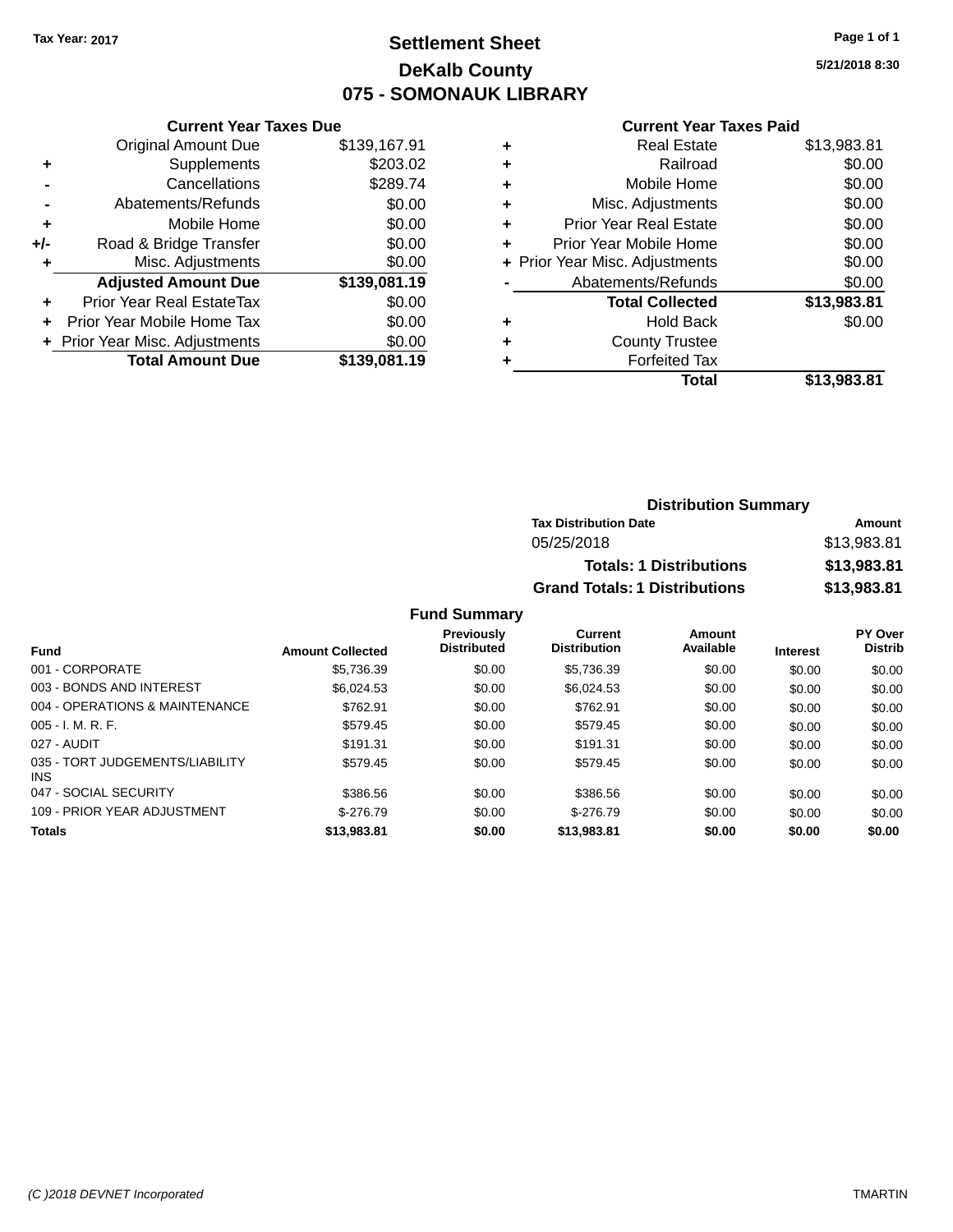Tax Year: 2017

# Settlement Sheet

## DeKalb County

## 075 - SOMONAUK LIBRARY

5/21/2018 8:30

### Current Year Taxes Due

| | | |
|---|---|---|
| | Original Amount Due | $139,167.91 |
| + | Supplements | $203.02 |
| - | Cancellations | $289.74 |
| - | Abatements/Refunds | $0.00 |
| + | Mobile Home | $0.00 |
| +/- | Road & Bridge Transfer | $0.00 |
| + | Misc. Adjustments | $0.00 |
| | **Adjusted Amount Due** | **$139,081.19** |
| + | Prior Year Real EstateTax | $0.00 |
| + | Prior Year Mobile Home Tax | $0.00 |
| + | Prior Year Misc. Adjustments | $0.00 |
| | **Total Amount Due** | **$139,081.19** |

### Current Year Taxes Paid

| | | |
|---|---|---|
| + | Real Estate | $13,983.81 |
| + | Railroad | $0.00 |
| + | Mobile Home | $0.00 |
| + | Misc. Adjustments | $0.00 |
| + | Prior Year Real Estate | $0.00 |
| + | Prior Year Mobile Home | $0.00 |
| + | Prior Year Misc. Adjustments | $0.00 |
| - | Abatements/Refunds | $0.00 |
| | **Total Collected** | **$13,983.81** |
| + | Hold Back | $0.00 |
| + | County Trustee | |
| + | Forfeited Tax | |
| | **Total** | **$13,983.81** |

### Distribution Summary

| Tax Distribution Date | Amount |
|---|---|
| 05/25/2018 | $13,983.81 |
| **Totals: 1 Distributions** | **$13,983.81** |
| **Grand Totals: 1 Distributions** | **$13,983.81** |

### Fund Summary

| Fund | Amount Collected | Previously Distributed | Current Distribution | Amount Available | Interest | PY Over Distrib |
|---|---|---|---|---|---|---|
| 001 - CORPORATE | $5,736.39 | $0.00 | $5,736.39 | $0.00 | $0.00 | $0.00 |
| 003 - BONDS AND INTEREST | $6,024.53 | $0.00 | $6,024.53 | $0.00 | $0.00 | $0.00 |
| 004 - OPERATIONS & MAINTENANCE | $762.91 | $0.00 | $762.91 | $0.00 | $0.00 | $0.00 |
| 005 - I. M. R. F. | $579.45 | $0.00 | $579.45 | $0.00 | $0.00 | $0.00 |
| 027 - AUDIT | $191.31 | $0.00 | $191.31 | $0.00 | $0.00 | $0.00 |
| 035 - TORT JUDGEMENTS/LIABILITY INS | $579.45 | $0.00 | $579.45 | $0.00 | $0.00 | $0.00 |
| 047 - SOCIAL SECURITY | $386.56 | $0.00 | $386.56 | $0.00 | $0.00 | $0.00 |
| 109 - PRIOR YEAR ADJUSTMENT | $-276.79 | $0.00 | $-276.79 | $0.00 | $0.00 | $0.00 |
| **Totals** | **$13,983.81** | **$0.00** | **$13,983.81** | **$0.00** | **$0.00** | **$0.00** |

(C )2018 DEVNET Incorporated TMARTIN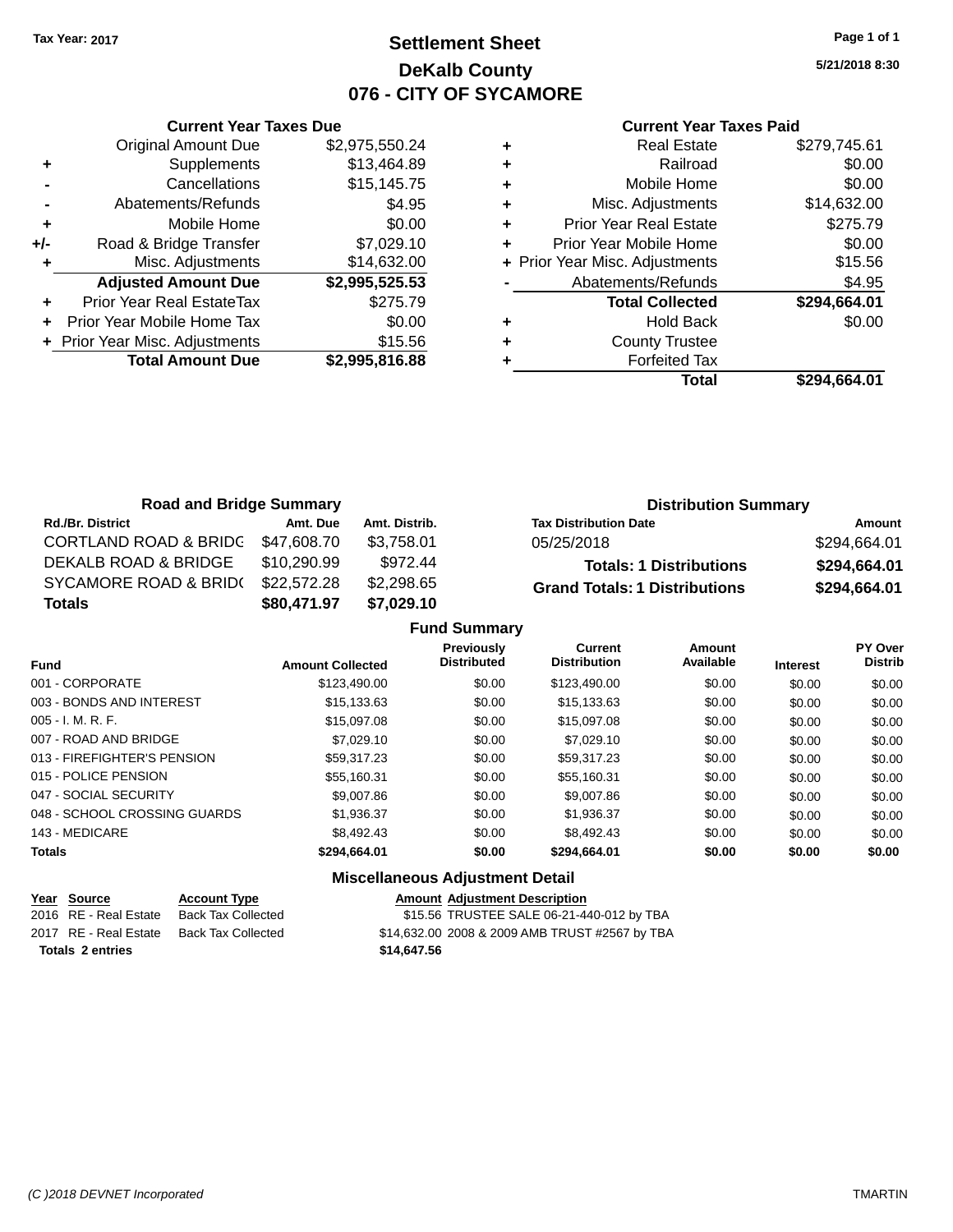Tax Year: 2017

# Settlement Sheet

## DeKalb County

## 076 - CITY OF SYCAMORE

5/21/2018 8:30

### Current Year Taxes Due

| | Item | Amount |
|---|---|---|
| | Original Amount Due | $2,975,550.24 |
| + | Supplements | $13,464.89 |
| - | Cancellations | $15,145.75 |
| - | Abatements/Refunds | $4.95 |
| + | Mobile Home | $0.00 |
| +/- | Road & Bridge Transfer | $7,029.10 |
| + | Misc. Adjustments | $14,632.00 |
| | **Adjusted Amount Due** | **$2,995,525.53** |
| + | Prior Year Real EstateTax | $275.79 |
| + | Prior Year Mobile Home Tax | $0.00 |
| + | Prior Year Misc. Adjustments | $15.56 |
| | **Total Amount Due** | **$2,995,816.88** |

### Current Year Taxes Paid

| | Item | Amount |
|---|---|---|
| + | Real Estate | $279,745.61 |
| + | Railroad | $0.00 |
| + | Mobile Home | $0.00 |
| + | Misc. Adjustments | $14,632.00 |
| + | Prior Year Real Estate | $275.79 |
| + | Prior Year Mobile Home | $0.00 |
| + | Prior Year Misc. Adjustments | $15.56 |
| - | Abatements/Refunds | $4.95 |
| | **Total Collected** | **$294,664.01** |
| + | Hold Back | $0.00 |
| + | County Trustee | |
| + | Forfeited Tax | |
| | **Total** | **$294,664.01** |

### Road and Bridge Summary

| Rd./Br. District | Amt. Due | Amt. Distrib. |
|---|---|---|
| CORTLAND ROAD & BRIDG | $47,608.70 | $3,758.01 |
| DEKALB ROAD & BRIDGE | $10,290.99 | $972.44 |
| SYCAMORE ROAD & BRID( | $22,572.28 | $2,298.65 |
| **Totals** | **$80,471.97** | **$7,029.10** |

### Distribution Summary

| Tax Distribution Date | Amount |
|---|---|
| 05/25/2018 | $294,664.01 |
| **Totals: 1 Distributions** | **$294,664.01** |
| **Grand Totals: 1 Distributions** | **$294,664.01** |

### Fund Summary

| Fund | Amount Collected | Previously Distributed | Current Distribution | Amount Available | Interest | PY Over Distrib |
|---|---|---|---|---|---|---|
| 001 - CORPORATE | $123,490.00 | $0.00 | $123,490.00 | $0.00 | $0.00 | $0.00 |
| 003 - BONDS AND INTEREST | $15,133.63 | $0.00 | $15,133.63 | $0.00 | $0.00 | $0.00 |
| 005 - I. M. R. F. | $15,097.08 | $0.00 | $15,097.08 | $0.00 | $0.00 | $0.00 |
| 007 - ROAD AND BRIDGE | $7,029.10 | $0.00 | $7,029.10 | $0.00 | $0.00 | $0.00 |
| 013 - FIREFIGHTER'S PENSION | $59,317.23 | $0.00 | $59,317.23 | $0.00 | $0.00 | $0.00 |
| 015 - POLICE PENSION | $55,160.31 | $0.00 | $55,160.31 | $0.00 | $0.00 | $0.00 |
| 047 - SOCIAL SECURITY | $9,007.86 | $0.00 | $9,007.86 | $0.00 | $0.00 | $0.00 |
| 048 - SCHOOL CROSSING GUARDS | $1,936.37 | $0.00 | $1,936.37 | $0.00 | $0.00 | $0.00 |
| 143 - MEDICARE | $8,492.43 | $0.00 | $8,492.43 | $0.00 | $0.00 | $0.00 |
| **Totals** | **$294,664.01** | **$0.00** | **$294,664.01** | **$0.00** | **$0.00** | **$0.00** |

### Miscellaneous Adjustment Detail

| Year | Source | Account Type | Amount | Adjustment Description |
|---|---|---|---|---|
| 2016 | RE - Real Estate | Back Tax Collected | $15.56 | TRUSTEE SALE 06-21-440-012 by TBA |
| 2017 | RE - Real Estate | Back Tax Collected | $14,632.00 | 2008 & 2009 AMB TRUST #2567 by TBA |
| **Totals** | **2 entries** | | **$14,647.56** | |

(C )2018 DEVNET Incorporated    TMARTIN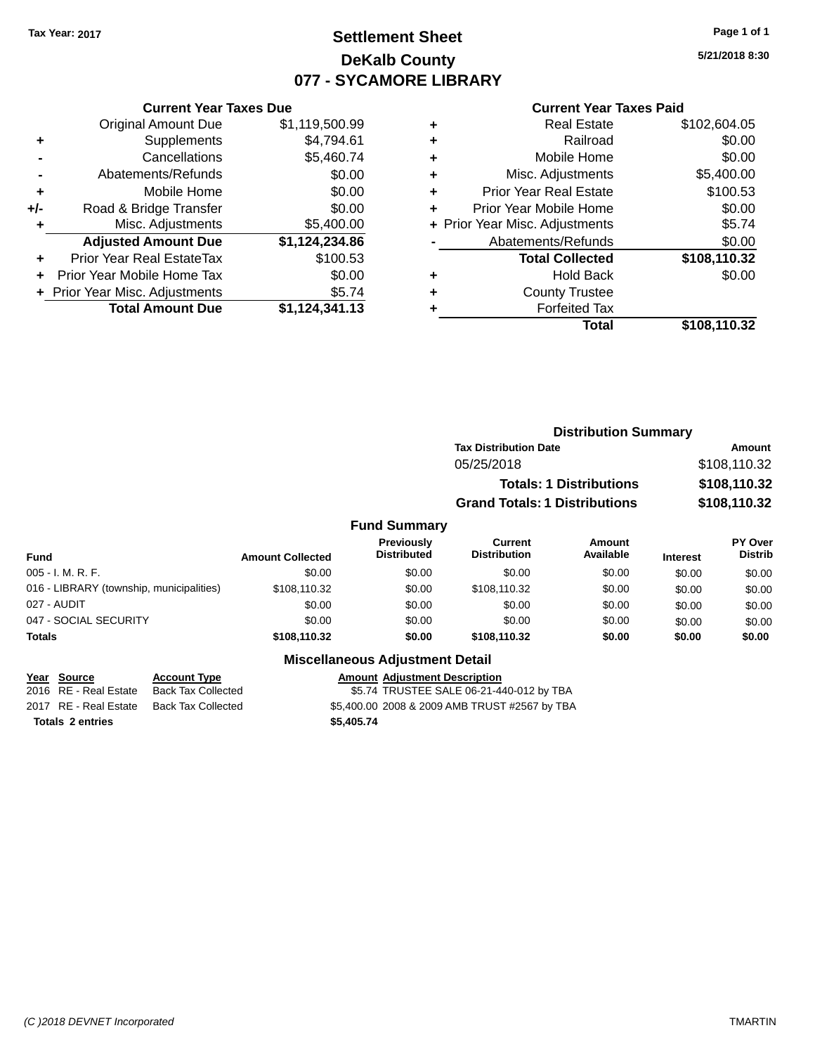Tax Year: 2017

# Settlement Sheet
## DeKalb County
## 077 - SYCAMORE LIBRARY

5/21/2018 8:30

### Current Year Taxes Due

| | | |
|---|---|---|
| | Original Amount Due | $1,119,500.99 |
| + | Supplements | $4,794.61 |
| - | Cancellations | $5,460.74 |
| - | Abatements/Refunds | $0.00 |
| + | Mobile Home | $0.00 |
| +/- | Road & Bridge Transfer | $0.00 |
| + | Misc. Adjustments | $5,400.00 |
| | **Adjusted Amount Due** | **$1,124,234.86** |
| + | Prior Year Real EstateTax | $100.53 |
| + | Prior Year Mobile Home Tax | $0.00 |
| + | Prior Year Misc. Adjustments | $5.74 |
| | **Total Amount Due** | **$1,124,341.13** |

### Current Year Taxes Paid

| | | |
|---|---|---|
| + | Real Estate | $102,604.05 |
| + | Railroad | $0.00 |
| + | Mobile Home | $0.00 |
| + | Misc. Adjustments | $5,400.00 |
| + | Prior Year Real Estate | $100.53 |
| + | Prior Year Mobile Home | $0.00 |
| + | Prior Year Misc. Adjustments | $5.74 |
| - | Abatements/Refunds | $0.00 |
| | **Total Collected** | **$108,110.32** |
| + | Hold Back | $0.00 |
| + | County Trustee | |
| + | Forfeited Tax | |
| | **Total** | **$108,110.32** |

### Distribution Summary

| Tax Distribution Date | Amount |
|---|---|
| 05/25/2018 | $108,110.32 |
| **Totals: 1 Distributions** | **$108,110.32** |
| **Grand Totals: 1 Distributions** | **$108,110.32** |

### Fund Summary

| Fund | Amount Collected | Previously Distributed | Current Distribution | Amount Available | Interest | PY Over Distrib |
|---|---|---|---|---|---|---|
| 005 - I. M. R. F. | $0.00 | $0.00 | $0.00 | $0.00 | $0.00 | $0.00 |
| 016 - LIBRARY (township, municipalities) | $108,110.32 | $0.00 | $108,110.32 | $0.00 | $0.00 | $0.00 |
| 027 - AUDIT | $0.00 | $0.00 | $0.00 | $0.00 | $0.00 | $0.00 |
| 047 - SOCIAL SECURITY | $0.00 | $0.00 | $0.00 | $0.00 | $0.00 | $0.00 |
| **Totals** | **$108,110.32** | **$0.00** | **$108,110.32** | **$0.00** | **$0.00** | **$0.00** |

### Miscellaneous Adjustment Detail

| Year | Source | Account Type | Amount | Adjustment Description |
|---|---|---|---|---|
| 2016 | RE - Real Estate | Back Tax Collected | $5.74 | TRUSTEE SALE 06-21-440-012 by TBA |
| 2017 | RE - Real Estate | Back Tax Collected | $5,400.00 | 2008 & 2009 AMB TRUST #2567 by TBA |
| **Totals** | **2 entries** | | **$5,405.74** | |

(C )2018 DEVNET Incorporated — TMARTIN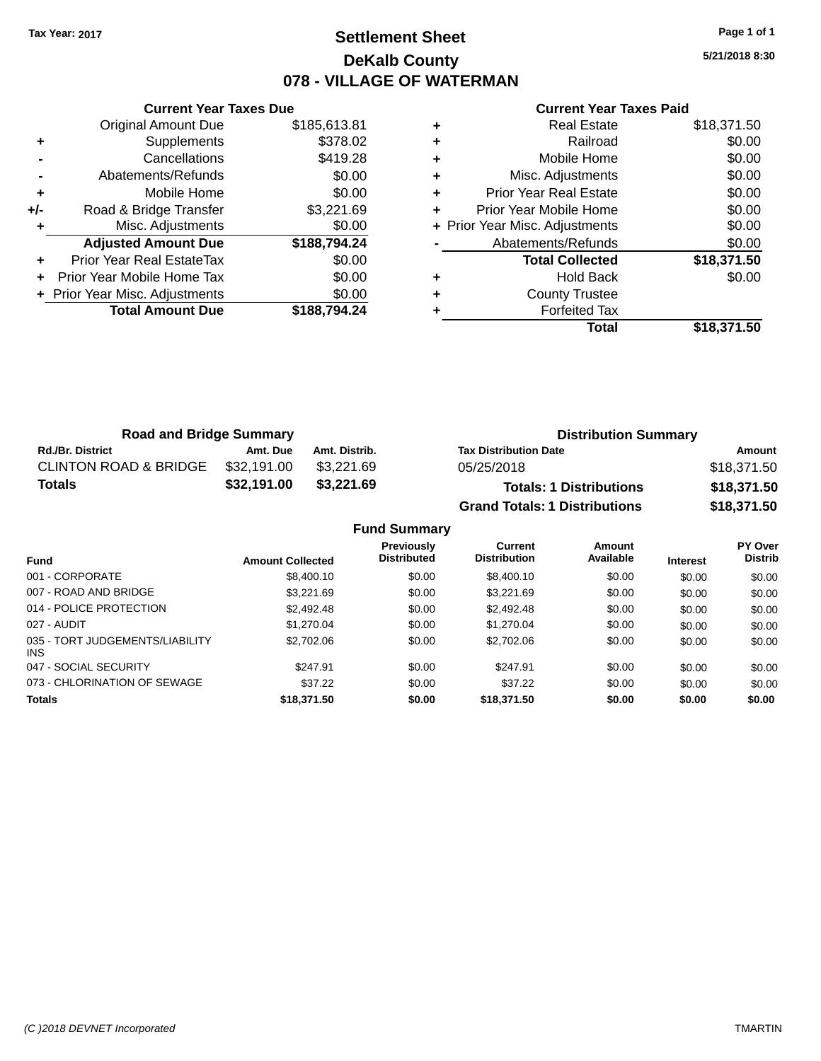**Tax Year: 2017**

# Settlement Sheet
## DeKalb County
## 078 - VILLAGE OF WATERMAN

5/21/2018 8:30

### Current Year Taxes Due

| | | |
|---|---|---|
| | Original Amount Due | $185,613.81 |
| + | Supplements | $378.02 |
| - | Cancellations | $419.28 |
| - | Abatements/Refunds | $0.00 |
| + | Mobile Home | $0.00 |
| +/- | Road & Bridge Transfer | $3,221.69 |
| + | Misc. Adjustments | $0.00 |
| | **Adjusted Amount Due** | **$188,794.24** |
| + | Prior Year Real EstateTax | $0.00 |
| + | Prior Year Mobile Home Tax | $0.00 |
| + | Prior Year Misc. Adjustments | $0.00 |
| | **Total Amount Due** | **$188,794.24** |

### Current Year Taxes Paid

| | | |
|---|---|---|
| + | Real Estate | $18,371.50 |
| + | Railroad | $0.00 |
| + | Mobile Home | $0.00 |
| + | Misc. Adjustments | $0.00 |
| + | Prior Year Real Estate | $0.00 |
| + | Prior Year Mobile Home | $0.00 |
| + | Prior Year Misc. Adjustments | $0.00 |
| - | Abatements/Refunds | $0.00 |
| | **Total Collected** | **$18,371.50** |
| + | Hold Back | $0.00 |
| + | County Trustee | |
| + | Forfeited Tax | |
| | **Total** | **$18,371.50** |

### Road and Bridge Summary

| Rd./Br. District | Amt. Due | Amt. Distrib. |
|---|---|---|
| CLINTON ROAD & BRIDGE | $32,191.00 | $3,221.69 |
| **Totals** | **$32,191.00** | **$3,221.69** |

### Distribution Summary

| Tax Distribution Date | Amount |
|---|---|
| 05/25/2018 | $18,371.50 |
| **Totals: 1 Distributions** | **$18,371.50** |
| **Grand Totals: 1 Distributions** | **$18,371.50** |

### Fund Summary

| Fund | Amount Collected | Previously Distributed | Current Distribution | Amount Available | Interest | PY Over Distrib |
|---|---|---|---|---|---|---|
| 001 - CORPORATE | $8,400.10 | $0.00 | $8,400.10 | $0.00 | $0.00 | $0.00 |
| 007 - ROAD AND BRIDGE | $3,221.69 | $0.00 | $3,221.69 | $0.00 | $0.00 | $0.00 |
| 014 - POLICE PROTECTION | $2,492.48 | $0.00 | $2,492.48 | $0.00 | $0.00 | $0.00 |
| 027 - AUDIT | $1,270.04 | $0.00 | $1,270.04 | $0.00 | $0.00 | $0.00 |
| 035 - TORT JUDGEMENTS/LIABILITY INS | $2,702.06 | $0.00 | $2,702.06 | $0.00 | $0.00 | $0.00 |
| 047 - SOCIAL SECURITY | $247.91 | $0.00 | $247.91 | $0.00 | $0.00 | $0.00 |
| 073 - CHLORINATION OF SEWAGE | $37.22 | $0.00 | $37.22 | $0.00 | $0.00 | $0.00 |
| **Totals** | **$18,371.50** | **$0.00** | **$18,371.50** | **$0.00** | **$0.00** | **$0.00** |

(C )2018 DEVNET Incorporated — TMARTIN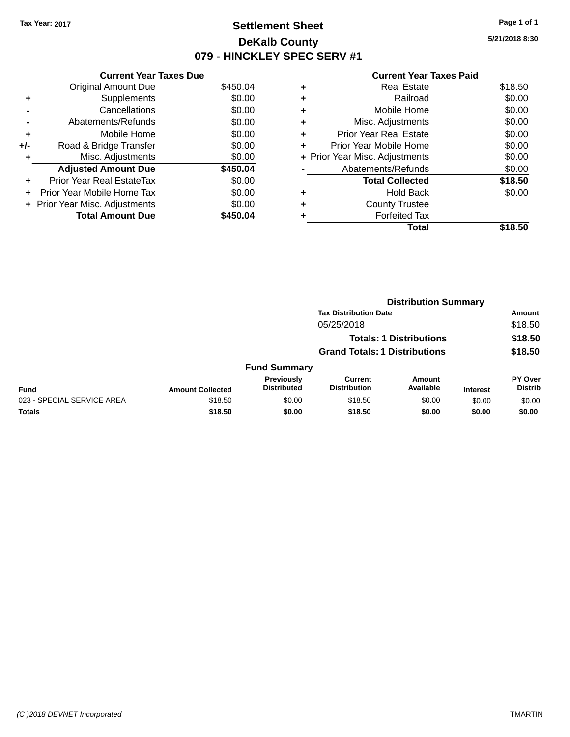Tax Year: 2017

# Settlement Sheet

## DeKalb County

## 079 - HINCKLEY SPEC SERV #1

5/21/2018 8:30

### Current Year Taxes Due

| | | |
|---|---|---|
| | Original Amount Due | $450.04 |
| + | Supplements | $0.00 |
| - | Cancellations | $0.00 |
| - | Abatements/Refunds | $0.00 |
| + | Mobile Home | $0.00 |
| +/- | Road & Bridge Transfer | $0.00 |
| + | Misc. Adjustments | $0.00 |
| | **Adjusted Amount Due** | **$450.04** |
| + | Prior Year Real EstateTax | $0.00 |
| + | Prior Year Mobile Home Tax | $0.00 |
| + | Prior Year Misc. Adjustments | $0.00 |
| | **Total Amount Due** | **$450.04** |

### Current Year Taxes Paid

| | | |
|---|---|---|
| + | Real Estate | $18.50 |
| + | Railroad | $0.00 |
| + | Mobile Home | $0.00 |
| + | Misc. Adjustments | $0.00 |
| + | Prior Year Real Estate | $0.00 |
| + | Prior Year Mobile Home | $0.00 |
| + | Prior Year Misc. Adjustments | $0.00 |
| - | Abatements/Refunds | $0.00 |
| | **Total Collected** | **$18.50** |
| + | Hold Back | $0.00 |
| + | County Trustee | |
| + | Forfeited Tax | |
| | **Total** | **$18.50** |

### Distribution Summary

| Tax Distribution Date | Amount |
|---|---|
| 05/25/2018 | $18.50 |
| **Totals: 1 Distributions** | **$18.50** |
| **Grand Totals: 1 Distributions** | **$18.50** |

### Fund Summary

| Fund | Amount Collected | Previously Distributed | Current Distribution | Amount Available | Interest | PY Over Distrib |
|---|---|---|---|---|---|---|
| 023 - SPECIAL SERVICE AREA | $18.50 | $0.00 | $18.50 | $0.00 | $0.00 | $0.00 |
| **Totals** | **$18.50** | **$0.00** | **$18.50** | **$0.00** | **$0.00** | **$0.00** |

(C )2018 DEVNET Incorporated TMARTIN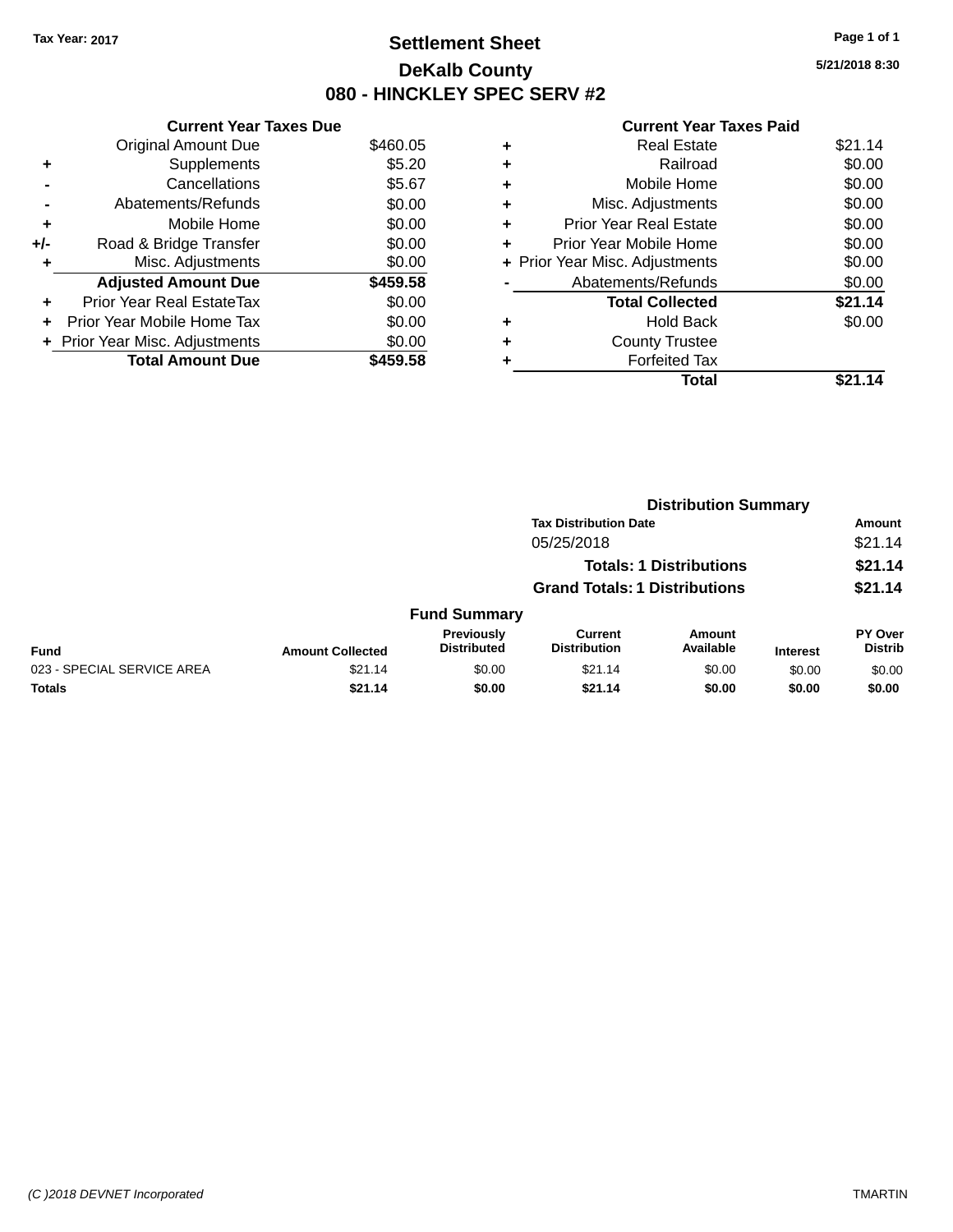Tax Year: 2017

# Settlement Sheet
## DeKalb County
## 080 - HINCKLEY SPEC SERV #2

5/21/2018 8:30

### Current Year Taxes Due

| | | |
|---|---|---|
| | Original Amount Due | $460.05 |
| + | Supplements | $5.20 |
| - | Cancellations | $5.67 |
| - | Abatements/Refunds | $0.00 |
| + | Mobile Home | $0.00 |
| +/- | Road & Bridge Transfer | $0.00 |
| + | Misc. Adjustments | $0.00 |
| | **Adjusted Amount Due** | **$459.58** |
| + | Prior Year Real EstateTax | $0.00 |
| + | Prior Year Mobile Home Tax | $0.00 |
| + | Prior Year Misc. Adjustments | $0.00 |
| | **Total Amount Due** | **$459.58** |

### Current Year Taxes Paid

| | | |
|---|---|---|
| + | Real Estate | $21.14 |
| + | Railroad | $0.00 |
| + | Mobile Home | $0.00 |
| + | Misc. Adjustments | $0.00 |
| + | Prior Year Real Estate | $0.00 |
| + | Prior Year Mobile Home | $0.00 |
| + | Prior Year Misc. Adjustments | $0.00 |
| - | Abatements/Refunds | $0.00 |
| | **Total Collected** | **$21.14** |
| + | Hold Back | $0.00 |
| + | County Trustee | |
| + | Forfeited Tax | |
| | **Total** | **$21.14** |

### Distribution Summary

| Tax Distribution Date | Amount |
|---|---|
| 05/25/2018 | $21.14 |
| **Totals: 1 Distributions** | **$21.14** |
| **Grand Totals: 1 Distributions** | **$21.14** |

### Fund Summary

| Fund | Amount Collected | Previously Distributed | Current Distribution | Amount Available | Interest | PY Over Distrib |
|---|---|---|---|---|---|---|
| 023 - SPECIAL SERVICE AREA | $21.14 | $0.00 | $21.14 | $0.00 | $0.00 | $0.00 |
| **Totals** | **$21.14** | **$0.00** | **$21.14** | **$0.00** | **$0.00** | **$0.00** |

(C )2018 DEVNET Incorporated — TMARTIN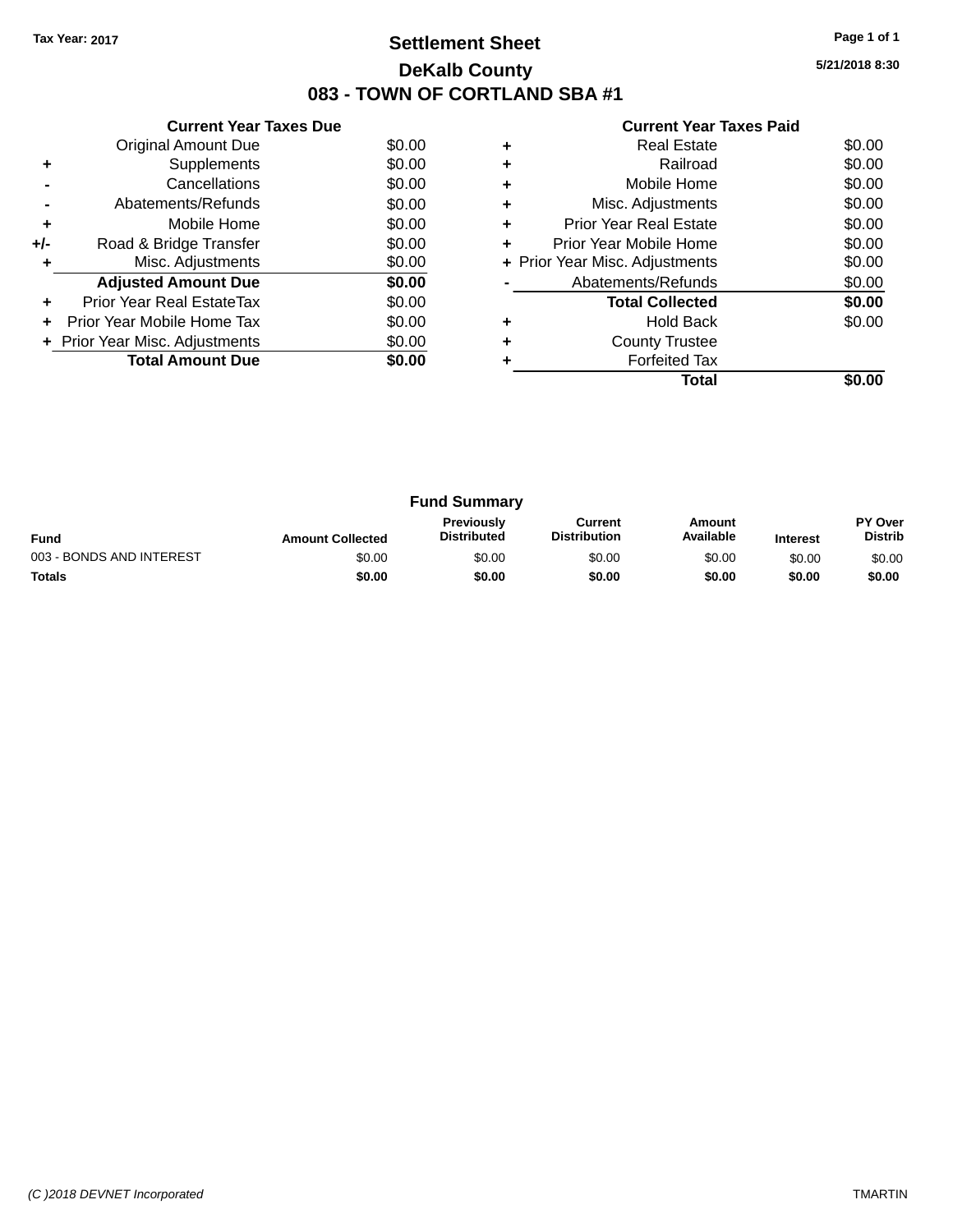Tax Year: 2017

# Settlement Sheet

## DeKalb County

## 083 - TOWN OF CORTLAND SBA #1

5/21/2018 8:30

### Current Year Taxes Due

| | | |
|---|---|---|
| | Original Amount Due | $0.00 |
| + | Supplements | $0.00 |
| - | Cancellations | $0.00 |
| - | Abatements/Refunds | $0.00 |
| + | Mobile Home | $0.00 |
| +/- | Road & Bridge Transfer | $0.00 |
| + | Misc. Adjustments | $0.00 |
| | **Adjusted Amount Due** | **$0.00** |
| + | Prior Year Real EstateTax | $0.00 |
| + | Prior Year Mobile Home Tax | $0.00 |
| + | Prior Year Misc. Adjustments | $0.00 |
| | **Total Amount Due** | **$0.00** |

### Current Year Taxes Paid

| | | |
|---|---|---|
| + | Real Estate | $0.00 |
| + | Railroad | $0.00 |
| + | Mobile Home | $0.00 |
| + | Misc. Adjustments | $0.00 |
| + | Prior Year Real Estate | $0.00 |
| + | Prior Year Mobile Home | $0.00 |
| + | Prior Year Misc. Adjustments | $0.00 |
| - | Abatements/Refunds | $0.00 |
| | **Total Collected** | **$0.00** |
| + | Hold Back | $0.00 |
| + | County Trustee | |
| + | Forfeited Tax | |
| | **Total** | **$0.00** |

### Fund Summary

| Fund | Amount Collected | Previously Distributed | Current Distribution | Amount Available | Interest | PY Over Distrib |
|---|---|---|---|---|---|---|
| 003 - BONDS AND INTEREST | $0.00 | $0.00 | $0.00 | $0.00 | $0.00 | $0.00 |
| **Totals** | **$0.00** | **$0.00** | **$0.00** | **$0.00** | **$0.00** | **$0.00** |

(C )2018 DEVNET Incorporated TMARTIN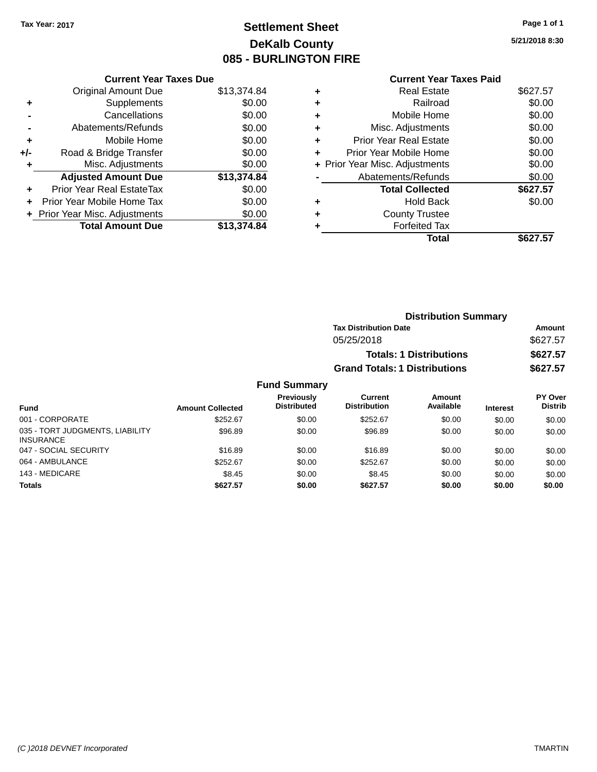Tax Year: 2017

# Settlement Sheet
## DeKalb County
## 085 - BURLINGTON FIRE

5/21/2018 8:30

### Current Year Taxes Due

| | | |
|---|---|---|
| | Original Amount Due | $13,374.84 |
| + | Supplements | $0.00 |
| - | Cancellations | $0.00 |
| - | Abatements/Refunds | $0.00 |
| + | Mobile Home | $0.00 |
| +/- | Road & Bridge Transfer | $0.00 |
| + | Misc. Adjustments | $0.00 |
| | **Adjusted Amount Due** | **$13,374.84** |
| + | Prior Year Real EstateTax | $0.00 |
| + | Prior Year Mobile Home Tax | $0.00 |
| + | Prior Year Misc. Adjustments | $0.00 |
| | **Total Amount Due** | **$13,374.84** |

### Current Year Taxes Paid

| | | |
|---|---|---|
| + | Real Estate | $627.57 |
| + | Railroad | $0.00 |
| + | Mobile Home | $0.00 |
| + | Misc. Adjustments | $0.00 |
| + | Prior Year Real Estate | $0.00 |
| + | Prior Year Mobile Home | $0.00 |
| + | Prior Year Misc. Adjustments | $0.00 |
| - | Abatements/Refunds | $0.00 |
| | **Total Collected** | **$627.57** |
| + | Hold Back | $0.00 |
| + | County Trustee | |
| + | Forfeited Tax | |
| | **Total** | **$627.57** |

### Distribution Summary

| Tax Distribution Date | Amount |
|---|---|
| 05/25/2018 | $627.57 |
| **Totals: 1 Distributions** | **$627.57** |
| **Grand Totals: 1 Distributions** | **$627.57** |

### Fund Summary

| Fund | Amount Collected | Previously Distributed | Current Distribution | Amount Available | Interest | PY Over Distrib |
|---|---|---|---|---|---|---|
| 001 - CORPORATE | $252.67 | $0.00 | $252.67 | $0.00 | $0.00 | $0.00 |
| 035 - TORT JUDGMENTS, LIABILITY INSURANCE | $96.89 | $0.00 | $96.89 | $0.00 | $0.00 | $0.00 |
| 047 - SOCIAL SECURITY | $16.89 | $0.00 | $16.89 | $0.00 | $0.00 | $0.00 |
| 064 - AMBULANCE | $252.67 | $0.00 | $252.67 | $0.00 | $0.00 | $0.00 |
| 143 - MEDICARE | $8.45 | $0.00 | $8.45 | $0.00 | $0.00 | $0.00 |
| **Totals** | **$627.57** | **$0.00** | **$627.57** | **$0.00** | **$0.00** | **$0.00** |

(C )2018 DEVNET Incorporated TMARTIN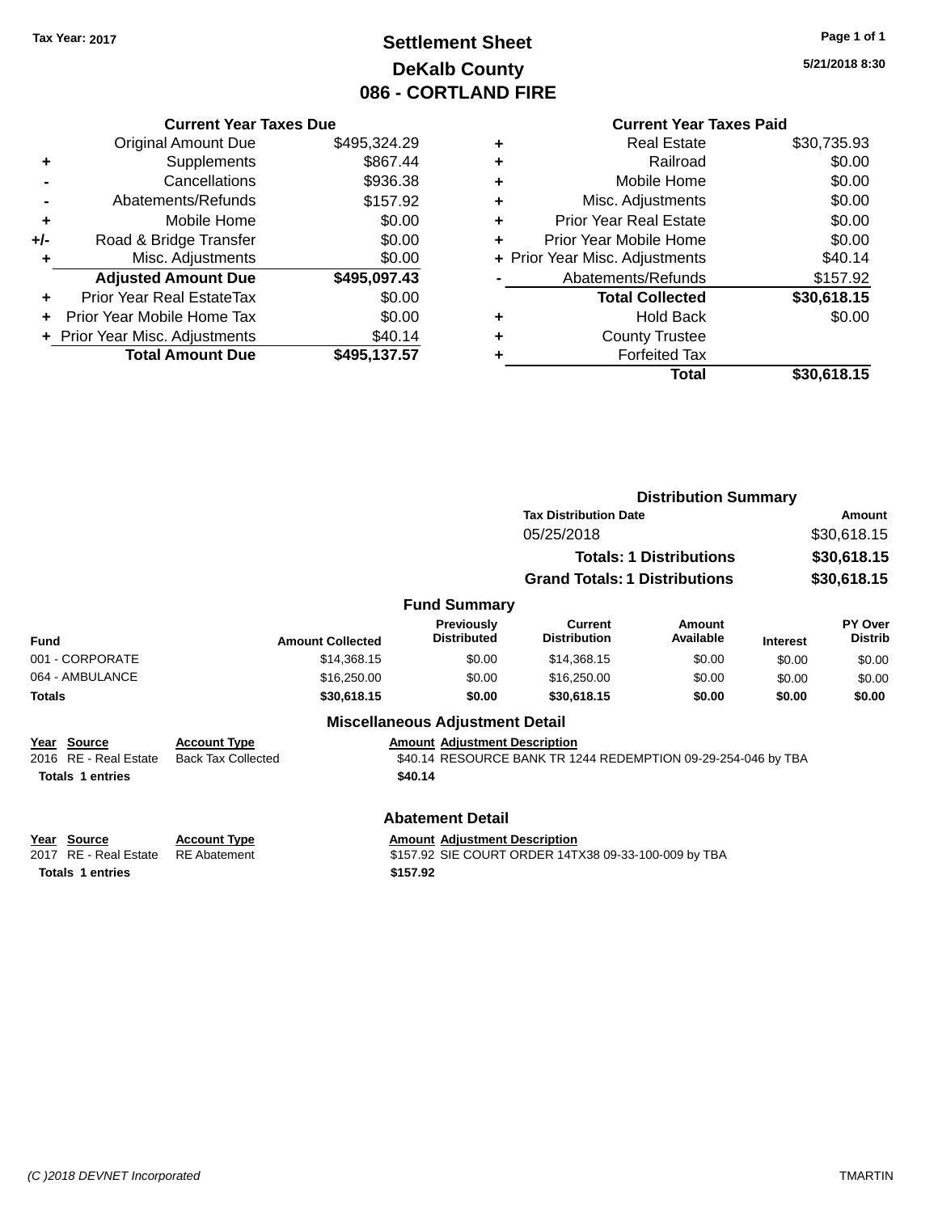Tax Year: 2017

# Settlement Sheet
## DeKalb County
## 086 - CORTLAND FIRE

5/21/2018 8:30

### Current Year Taxes Due

| | | |
|---|---|---|
| | Original Amount Due | $495,324.29 |
| + | Supplements | $867.44 |
| - | Cancellations | $936.38 |
| - | Abatements/Refunds | $157.92 |
| + | Mobile Home | $0.00 |
| +/- | Road & Bridge Transfer | $0.00 |
| + | Misc. Adjustments | $0.00 |
| | **Adjusted Amount Due** | **$495,097.43** |
| + | Prior Year Real EstateTax | $0.00 |
| + | Prior Year Mobile Home Tax | $0.00 |
| + | Prior Year Misc. Adjustments | $40.14 |
| | **Total Amount Due** | **$495,137.57** |

### Current Year Taxes Paid

| | | |
|---|---|---|
| + | Real Estate | $30,735.93 |
| + | Railroad | $0.00 |
| + | Mobile Home | $0.00 |
| + | Misc. Adjustments | $0.00 |
| + | Prior Year Real Estate | $0.00 |
| + | Prior Year Mobile Home | $0.00 |
| + | Prior Year Misc. Adjustments | $40.14 |
| - | Abatements/Refunds | $157.92 |
| | **Total Collected** | **$30,618.15** |
| + | Hold Back | $0.00 |
| + | County Trustee | |
| + | Forfeited Tax | |
| | **Total** | **$30,618.15** |

### Distribution Summary

| Tax Distribution Date | Amount |
|---|---|
| 05/25/2018 | $30,618.15 |
| **Totals: 1 Distributions** | **$30,618.15** |
| **Grand Totals: 1 Distributions** | **$30,618.15** |

### Fund Summary

| Fund | Amount Collected | Previously Distributed | Current Distribution | Amount Available | Interest | PY Over Distrib |
|---|---|---|---|---|---|---|
| 001 - CORPORATE | $14,368.15 | $0.00 | $14,368.15 | $0.00 | $0.00 | $0.00 |
| 064 - AMBULANCE | $16,250.00 | $0.00 | $16,250.00 | $0.00 | $0.00 | $0.00 |
| **Totals** | **$30,618.15** | **$0.00** | **$30,618.15** | **$0.00** | **$0.00** | **$0.00** |

### Miscellaneous Adjustment Detail

| Year | Source | Account Type | Amount | Adjustment Description |
|---|---|---|---|---|
| 2016 | RE - Real Estate | Back Tax Collected | $40.14 | RESOURCE BANK TR 1244 REDEMPTION 09-29-254-046 by TBA |
| **Totals** | **1 entries** | | **$40.14** | |

### Abatement Detail

| Year | Source | Account Type | Amount | Adjustment Description |
|---|---|---|---|---|
| 2017 | RE - Real Estate | RE Abatement | $157.92 | SIE COURT ORDER 14TX38 09-33-100-009 by TBA |
| **Totals** | **1 entries** | | **$157.92** | |

(C )2018 DEVNET Incorporated TMARTIN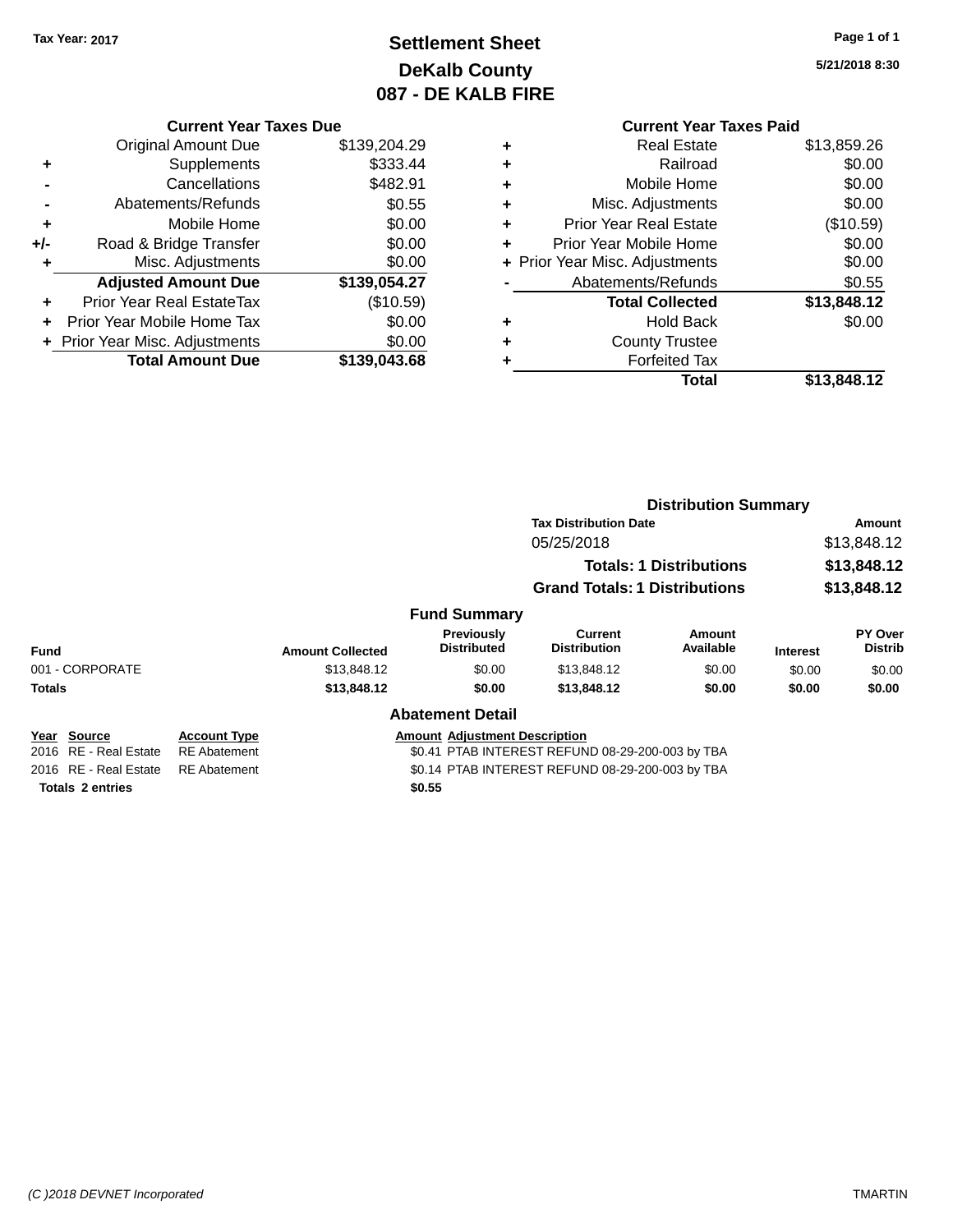Tax Year: 2017

# Settlement Sheet
## DeKalb County
## 087 - DE KALB FIRE

5/21/2018 8:30

### Current Year Taxes Due

| | | |
|---|---|---|
| | Original Amount Due | $139,204.29 |
| + | Supplements | $333.44 |
| - | Cancellations | $482.91 |
| - | Abatements/Refunds | $0.55 |
| + | Mobile Home | $0.00 |
| +/- | Road & Bridge Transfer | $0.00 |
| + | Misc. Adjustments | $0.00 |
| | **Adjusted Amount Due** | **$139,054.27** |
| + | Prior Year Real EstateTax | ($10.59) |
| + | Prior Year Mobile Home Tax | $0.00 |
| + | Prior Year Misc. Adjustments | $0.00 |
| | **Total Amount Due** | **$139,043.68** |

### Current Year Taxes Paid

| | | |
|---|---|---|
| + | Real Estate | $13,859.26 |
| + | Railroad | $0.00 |
| + | Mobile Home | $0.00 |
| + | Misc. Adjustments | $0.00 |
| + | Prior Year Real Estate | ($10.59) |
| + | Prior Year Mobile Home | $0.00 |
| + | Prior Year Misc. Adjustments | $0.00 |
| - | Abatements/Refunds | $0.55 |
| | **Total Collected** | **$13,848.12** |
| + | Hold Back | $0.00 |
| + | County Trustee | |
| + | Forfeited Tax | |
| | **Total** | **$13,848.12** |

### Distribution Summary

| Tax Distribution Date | Amount |
|---|---|
| 05/25/2018 | $13,848.12 |
| **Totals: 1 Distributions** | **$13,848.12** |
| **Grand Totals: 1 Distributions** | **$13,848.12** |

### Fund Summary

| Fund | Amount Collected | Previously Distributed | Current Distribution | Amount Available | Interest | PY Over Distrib |
|---|---|---|---|---|---|---|
| 001 - CORPORATE | $13,848.12 | $0.00 | $13,848.12 | $0.00 | $0.00 | $0.00 |
| **Totals** | **$13,848.12** | **$0.00** | **$13,848.12** | **$0.00** | **$0.00** | **$0.00** |

### Abatement Detail

| Year | Source | Account Type | Amount | Adjustment Description |
|---|---|---|---|---|
| 2016 | RE - Real Estate | RE Abatement | $0.41 | PTAB INTEREST REFUND 08-29-200-003 by TBA |
| 2016 | RE - Real Estate | RE Abatement | $0.14 | PTAB INTEREST REFUND 08-29-200-003 by TBA |
| **Totals 2 entries** | | | **$0.55** | |

(C )2018 DEVNET Incorporated — TMARTIN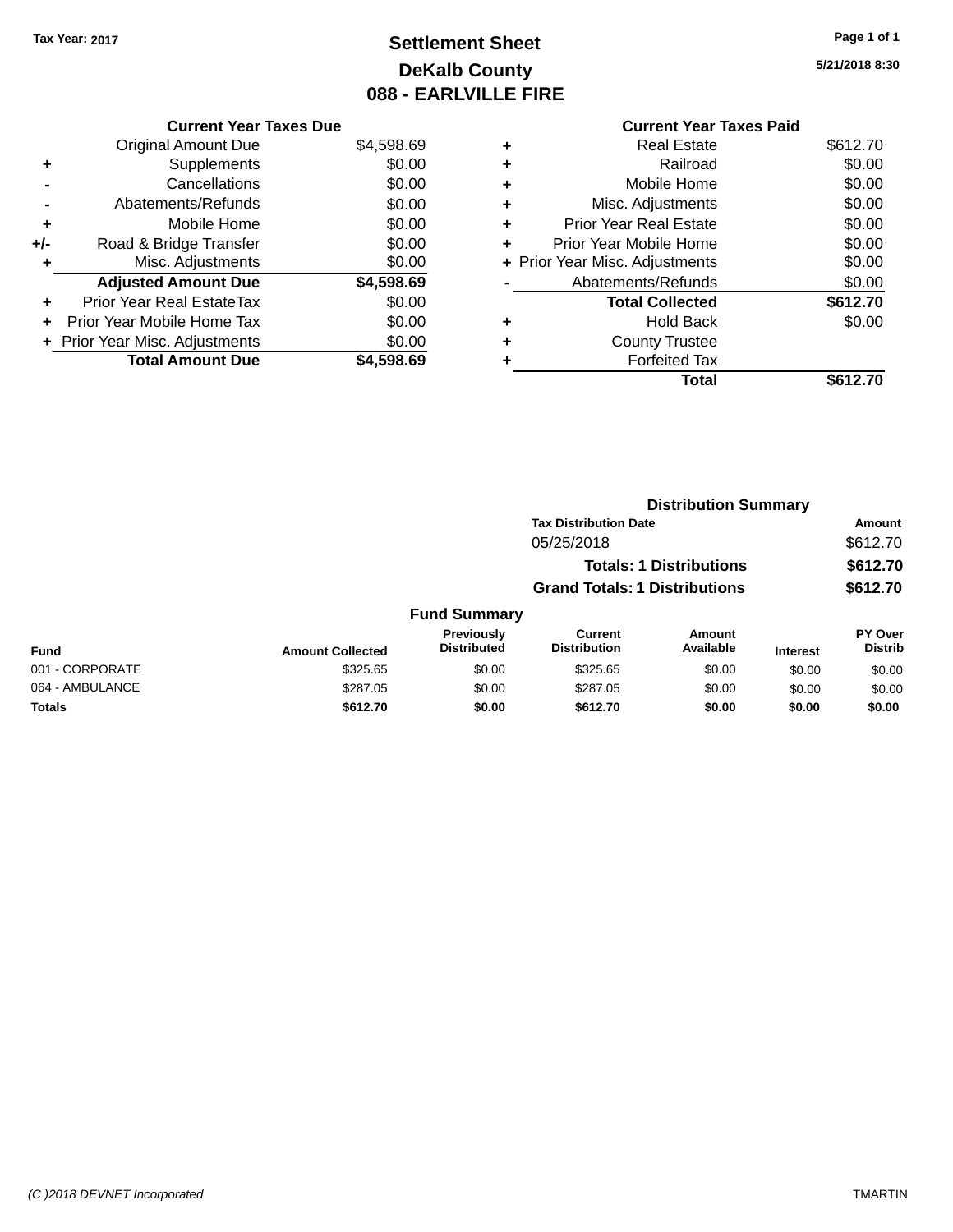Tax Year: 2017

# Settlement Sheet
## DeKalb County
## 088 - EARLVILLE FIRE

5/21/2018 8:30

### Current Year Taxes Due

| | | |
|---|---|---|
| | Original Amount Due | $4,598.69 |
| + | Supplements | $0.00 |
| - | Cancellations | $0.00 |
| - | Abatements/Refunds | $0.00 |
| + | Mobile Home | $0.00 |
| +/- | Road & Bridge Transfer | $0.00 |
| + | Misc. Adjustments | $0.00 |
| | **Adjusted Amount Due** | **$4,598.69** |
| + | Prior Year Real EstateTax | $0.00 |
| + | Prior Year Mobile Home Tax | $0.00 |
| + | Prior Year Misc. Adjustments | $0.00 |
| | **Total Amount Due** | **$4,598.69** |

### Current Year Taxes Paid

| | | |
|---|---|---|
| + | Real Estate | $612.70 |
| + | Railroad | $0.00 |
| + | Mobile Home | $0.00 |
| + | Misc. Adjustments | $0.00 |
| + | Prior Year Real Estate | $0.00 |
| + | Prior Year Mobile Home | $0.00 |
| + | Prior Year Misc. Adjustments | $0.00 |
| - | Abatements/Refunds | $0.00 |
| | **Total Collected** | **$612.70** |
| + | Hold Back | $0.00 |
| + | County Trustee | |
| + | Forfeited Tax | |
| | **Total** | **$612.70** |

### Distribution Summary

| Tax Distribution Date | Amount |
|---|---|
| 05/25/2018 | $612.70 |
| **Totals: 1 Distributions** | **$612.70** |
| **Grand Totals: 1 Distributions** | **$612.70** |

### Fund Summary

| Fund | Amount Collected | Previously Distributed | Current Distribution | Amount Available | Interest | PY Over Distrib |
|---|---|---|---|---|---|---|
| 001 - CORPORATE | $325.65 | $0.00 | $325.65 | $0.00 | $0.00 | $0.00 |
| 064 - AMBULANCE | $287.05 | $0.00 | $287.05 | $0.00 | $0.00 | $0.00 |
| **Totals** | **$612.70** | **$0.00** | **$612.70** | **$0.00** | **$0.00** | **$0.00** |

(C )2018 DEVNET Incorporated — TMARTIN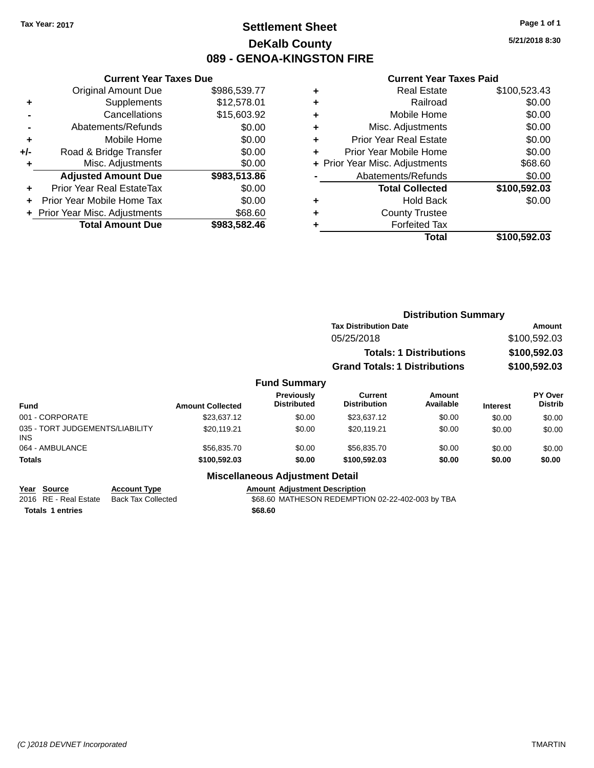Tax Year: 2017

# Settlement Sheet

## DeKalb County

## 089 - GENOA-KINGSTON FIRE

5/21/2018 8:30

### Current Year Taxes Due

| | | |
|---|---|---|
| | Original Amount Due | $986,539.77 |
| + | Supplements | $12,578.01 |
| - | Cancellations | $15,603.92 |
| - | Abatements/Refunds | $0.00 |
| + | Mobile Home | $0.00 |
| +/- | Road & Bridge Transfer | $0.00 |
| + | Misc. Adjustments | $0.00 |
| | **Adjusted Amount Due** | **$983,513.86** |
| + | Prior Year Real EstateTax | $0.00 |
| + | Prior Year Mobile Home Tax | $0.00 |
| + | Prior Year Misc. Adjustments | $68.60 |
| | **Total Amount Due** | **$983,582.46** |

### Current Year Taxes Paid

| | | |
|---|---|---|
| + | Real Estate | $100,523.43 |
| + | Railroad | $0.00 |
| + | Mobile Home | $0.00 |
| + | Misc. Adjustments | $0.00 |
| + | Prior Year Real Estate | $0.00 |
| + | Prior Year Mobile Home | $0.00 |
| + | Prior Year Misc. Adjustments | $68.60 |
| - | Abatements/Refunds | $0.00 |
| | **Total Collected** | **$100,592.03** |
| + | Hold Back | $0.00 |
| + | County Trustee | |
| + | Forfeited Tax | |
| | **Total** | **$100,592.03** |

### Distribution Summary

| Tax Distribution Date | Amount |
|---|---|
| 05/25/2018 | $100,592.03 |
| **Totals: 1 Distributions** | **$100,592.03** |
| **Grand Totals: 1 Distributions** | **$100,592.03** |

### Fund Summary

| Fund | Amount Collected | Previously Distributed | Current Distribution | Amount Available | Interest | PY Over Distrib |
|---|---|---|---|---|---|---|
| 001 - CORPORATE | $23,637.12 | $0.00 | $23,637.12 | $0.00 | $0.00 | $0.00 |
| 035 - TORT JUDGEMENTS/LIABILITY INS | $20,119.21 | $0.00 | $20,119.21 | $0.00 | $0.00 | $0.00 |
| 064 - AMBULANCE | $56,835.70 | $0.00 | $56,835.70 | $0.00 | $0.00 | $0.00 |
| **Totals** | **$100,592.03** | **$0.00** | **$100,592.03** | **$0.00** | **$0.00** | **$0.00** |

### Miscellaneous Adjustment Detail

| Year | Source | Account Type | Amount | Adjustment Description |
|---|---|---|---|---|
| 2016 | RE - Real Estate | Back Tax Collected | $68.60 | MATHESON REDEMPTION 02-22-402-003 by TBA |
| **Totals** | **1 entries** | | **$68.60** | |

(C )2018 DEVNET Incorporated

TMARTIN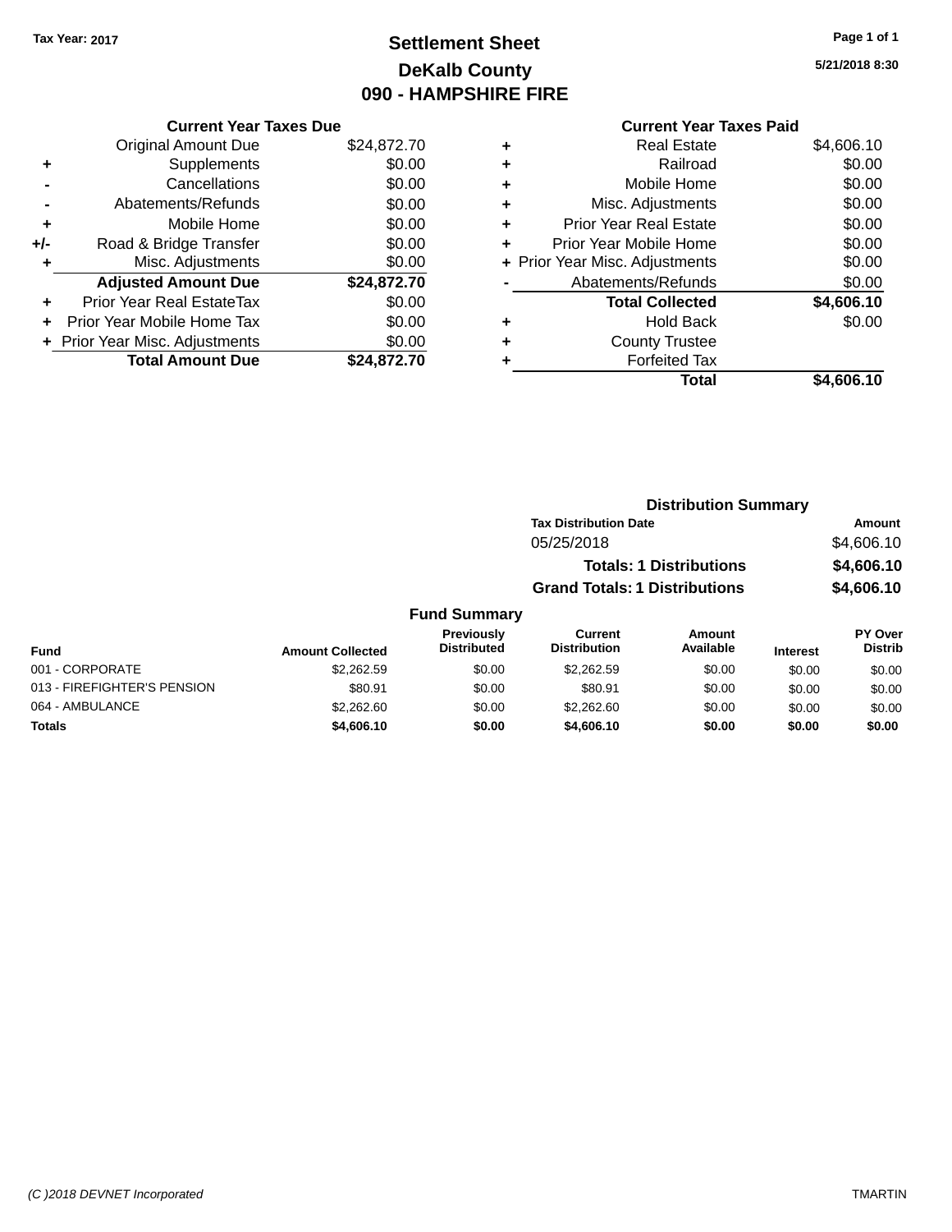Tax Year: 2017

# Settlement Sheet
## DeKalb County
## 090 - HAMPSHIRE FIRE

5/21/2018 8:30

### Current Year Taxes Due

| | | |
|---|---|---|
| | Original Amount Due | $24,872.70 |
| + | Supplements | $0.00 |
| - | Cancellations | $0.00 |
| - | Abatements/Refunds | $0.00 |
| + | Mobile Home | $0.00 |
| +/- | Road & Bridge Transfer | $0.00 |
| + | Misc. Adjustments | $0.00 |
| | **Adjusted Amount Due** | **$24,872.70** |
| + | Prior Year Real EstateTax | $0.00 |
| + | Prior Year Mobile Home Tax | $0.00 |
| + | Prior Year Misc. Adjustments | $0.00 |
| | **Total Amount Due** | **$24,872.70** |

### Current Year Taxes Paid

| | | |
|---|---|---|
| + | Real Estate | $4,606.10 |
| + | Railroad | $0.00 |
| + | Mobile Home | $0.00 |
| + | Misc. Adjustments | $0.00 |
| + | Prior Year Real Estate | $0.00 |
| + | Prior Year Mobile Home | $0.00 |
| + | Prior Year Misc. Adjustments | $0.00 |
| - | Abatements/Refunds | $0.00 |
| | **Total Collected** | **$4,606.10** |
| + | Hold Back | $0.00 |
| + | County Trustee | |
| + | Forfeited Tax | |
| | **Total** | **$4,606.10** |

### Distribution Summary

| Tax Distribution Date | Amount |
|---|---|
| 05/25/2018 | $4,606.10 |
| **Totals: 1 Distributions** | **$4,606.10** |
| **Grand Totals: 1 Distributions** | **$4,606.10** |

### Fund Summary

| Fund | Amount Collected | Previously Distributed | Current Distribution | Amount Available | Interest | PY Over Distrib |
|---|---|---|---|---|---|---|
| 001 - CORPORATE | $2,262.59 | $0.00 | $2,262.59 | $0.00 | $0.00 | $0.00 |
| 013 - FIREFIGHTER'S PENSION | $80.91 | $0.00 | $80.91 | $0.00 | $0.00 | $0.00 |
| 064 - AMBULANCE | $2,262.60 | $0.00 | $2,262.60 | $0.00 | $0.00 | $0.00 |
| **Totals** | **$4,606.10** | **$0.00** | **$4,606.10** | **$0.00** | **$0.00** | **$0.00** |

(C )2018 DEVNET Incorporated TMARTIN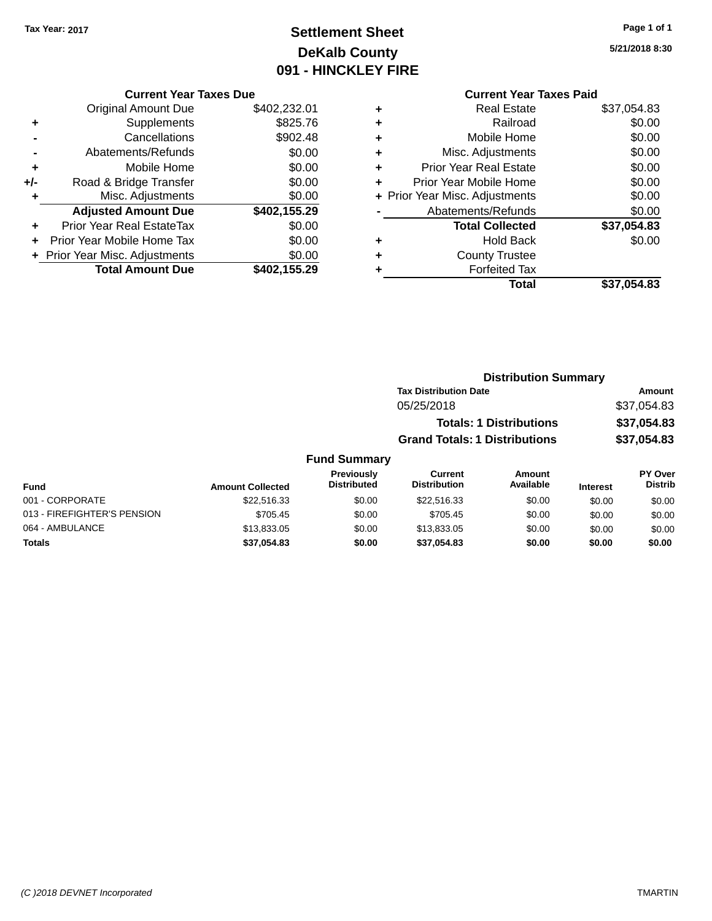Tax Year: 2017

# Settlement Sheet

## DeKalb County

## 091 - HINCKLEY FIRE

5/21/2018 8:30

### Current Year Taxes Due

| | | |
|---|---|---|
| | Original Amount Due | $402,232.01 |
| + | Supplements | $825.76 |
| - | Cancellations | $902.48 |
| - | Abatements/Refunds | $0.00 |
| + | Mobile Home | $0.00 |
| +/- | Road & Bridge Transfer | $0.00 |
| + | Misc. Adjustments | $0.00 |
| | **Adjusted Amount Due** | **$402,155.29** |
| + | Prior Year Real EstateTax | $0.00 |
| + | Prior Year Mobile Home Tax | $0.00 |
| + | Prior Year Misc. Adjustments | $0.00 |
| | **Total Amount Due** | **$402,155.29** |

### Current Year Taxes Paid

| | | |
|---|---|---|
| + | Real Estate | $37,054.83 |
| + | Railroad | $0.00 |
| + | Mobile Home | $0.00 |
| + | Misc. Adjustments | $0.00 |
| + | Prior Year Real Estate | $0.00 |
| + | Prior Year Mobile Home | $0.00 |
| + | Prior Year Misc. Adjustments | $0.00 |
| - | Abatements/Refunds | $0.00 |
| | **Total Collected** | **$37,054.83** |
| + | Hold Back | $0.00 |
| + | County Trustee | |
| + | Forfeited Tax | |
| | **Total** | **$37,054.83** |

### Distribution Summary

| Tax Distribution Date | Amount |
|---|---|
| 05/25/2018 | $37,054.83 |
| **Totals: 1 Distributions** | **$37,054.83** |
| **Grand Totals: 1 Distributions** | **$37,054.83** |

### Fund Summary

| Fund | Amount Collected | Previously Distributed | Current Distribution | Amount Available | Interest | PY Over Distrib |
|---|---|---|---|---|---|---|
| 001 - CORPORATE | $22,516.33 | $0.00 | $22,516.33 | $0.00 | $0.00 | $0.00 |
| 013 - FIREFIGHTER'S PENSION | $705.45 | $0.00 | $705.45 | $0.00 | $0.00 | $0.00 |
| 064 - AMBULANCE | $13,833.05 | $0.00 | $13,833.05 | $0.00 | $0.00 | $0.00 |
| **Totals** | **$37,054.83** | **$0.00** | **$37,054.83** | **$0.00** | **$0.00** | **$0.00** |

(C )2018 DEVNET Incorporated TMARTIN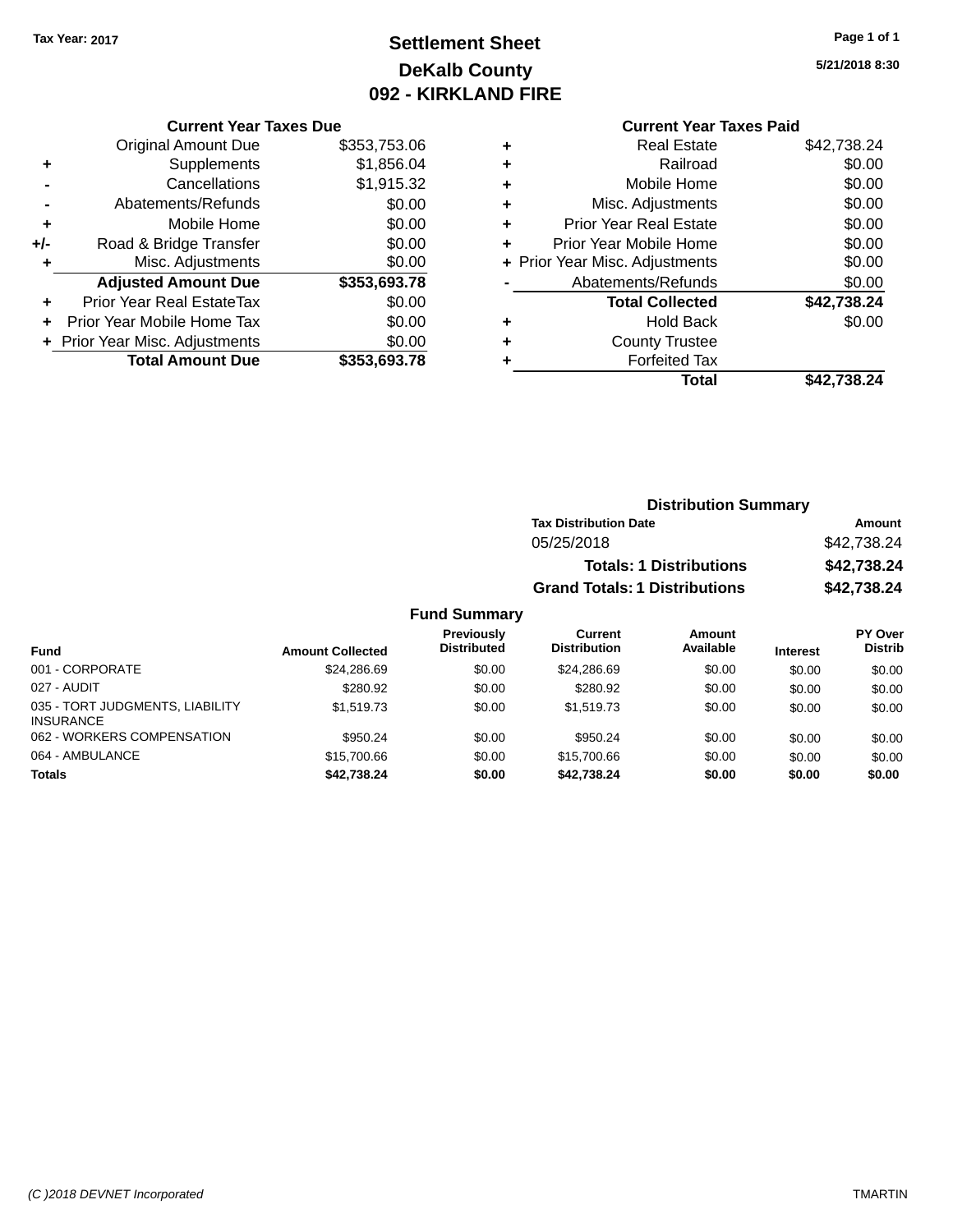Tax Year: 2017

# Settlement Sheet
## DeKalb County
## 092 - KIRKLAND FIRE

5/21/2018 8:30

### Current Year Taxes Due

| | | |
|---|---|---|
| | Original Amount Due | $353,753.06 |
| + | Supplements | $1,856.04 |
| - | Cancellations | $1,915.32 |
| - | Abatements/Refunds | $0.00 |
| + | Mobile Home | $0.00 |
| +/- | Road & Bridge Transfer | $0.00 |
| + | Misc. Adjustments | $0.00 |
| | **Adjusted Amount Due** | **$353,693.78** |
| + | Prior Year Real EstateTax | $0.00 |
| + | Prior Year Mobile Home Tax | $0.00 |
| + | Prior Year Misc. Adjustments | $0.00 |
| | **Total Amount Due** | **$353,693.78** |

### Current Year Taxes Paid

| | | |
|---|---|---|
| + | Real Estate | $42,738.24 |
| + | Railroad | $0.00 |
| + | Mobile Home | $0.00 |
| + | Misc. Adjustments | $0.00 |
| + | Prior Year Real Estate | $0.00 |
| + | Prior Year Mobile Home | $0.00 |
| + | Prior Year Misc. Adjustments | $0.00 |
| - | Abatements/Refunds | $0.00 |
| | **Total Collected** | **$42,738.24** |
| + | Hold Back | $0.00 |
| + | County Trustee | |
| + | Forfeited Tax | |
| | **Total** | **$42,738.24** |

### Distribution Summary

| Tax Distribution Date | Amount |
|---|---|
| 05/25/2018 | $42,738.24 |
| **Totals: 1 Distributions** | **$42,738.24** |
| **Grand Totals: 1 Distributions** | **$42,738.24** |

### Fund Summary

| Fund | Amount Collected | Previously Distributed | Current Distribution | Amount Available | Interest | PY Over Distrib |
|---|---|---|---|---|---|---|
| 001 - CORPORATE | $24,286.69 | $0.00 | $24,286.69 | $0.00 | $0.00 | $0.00 |
| 027 - AUDIT | $280.92 | $0.00 | $280.92 | $0.00 | $0.00 | $0.00 |
| 035 - TORT JUDGMENTS, LIABILITY INSURANCE | $1,519.73 | $0.00 | $1,519.73 | $0.00 | $0.00 | $0.00 |
| 062 - WORKERS COMPENSATION | $950.24 | $0.00 | $950.24 | $0.00 | $0.00 | $0.00 |
| 064 - AMBULANCE | $15,700.66 | $0.00 | $15,700.66 | $0.00 | $0.00 | $0.00 |
| **Totals** | **$42,738.24** | **$0.00** | **$42,738.24** | **$0.00** | **$0.00** | **$0.00** |

(C )2018 DEVNET Incorporated — TMARTIN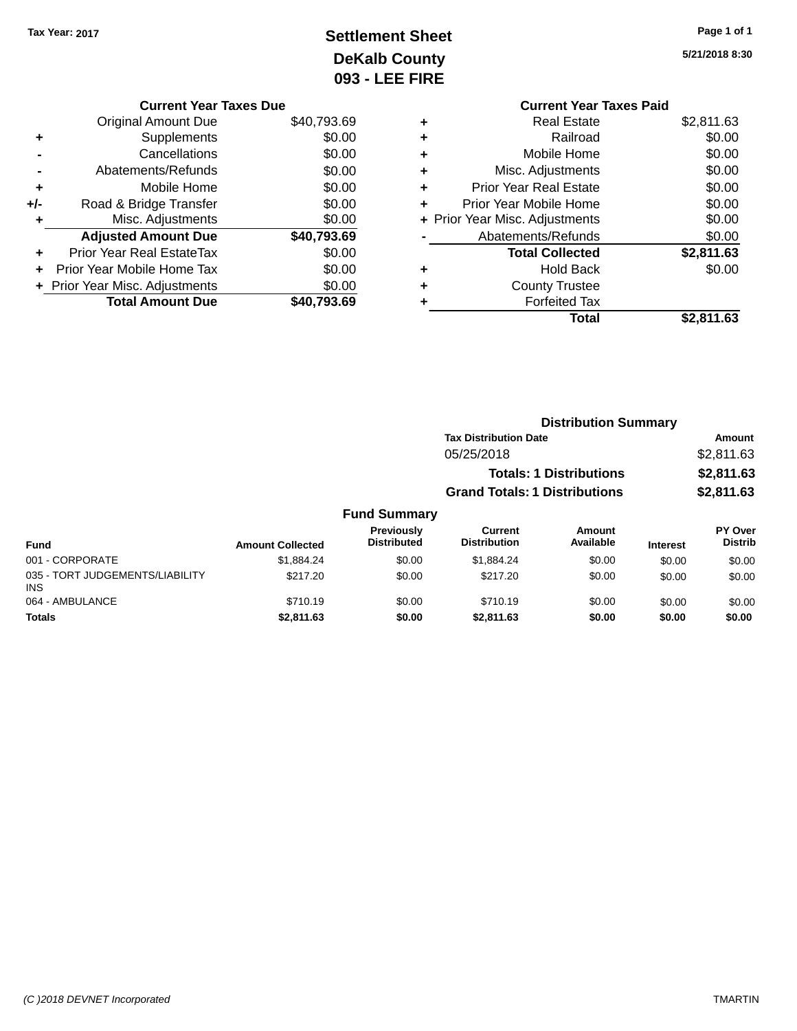Tax Year: 2017

# Settlement Sheet
## DeKalb County
## 093 - LEE FIRE

5/21/2018 8:30

### Current Year Taxes Due

| | | |
|---|---|---|
| | Original Amount Due | $40,793.69 |
| + | Supplements | $0.00 |
| - | Cancellations | $0.00 |
| - | Abatements/Refunds | $0.00 |
| + | Mobile Home | $0.00 |
| +/- | Road & Bridge Transfer | $0.00 |
| + | Misc. Adjustments | $0.00 |
| | **Adjusted Amount Due** | **$40,793.69** |
| + | Prior Year Real EstateTax | $0.00 |
| + | Prior Year Mobile Home Tax | $0.00 |
| + | Prior Year Misc. Adjustments | $0.00 |
| | **Total Amount Due** | **$40,793.69** |

### Current Year Taxes Paid

| | | |
|---|---|---|
| + | Real Estate | $2,811.63 |
| + | Railroad | $0.00 |
| + | Mobile Home | $0.00 |
| + | Misc. Adjustments | $0.00 |
| + | Prior Year Real Estate | $0.00 |
| + | Prior Year Mobile Home | $0.00 |
| + | Prior Year Misc. Adjustments | $0.00 |
| - | Abatements/Refunds | $0.00 |
| | **Total Collected** | **$2,811.63** |
| + | Hold Back | $0.00 |
| + | County Trustee | |
| + | Forfeited Tax | |
| | **Total** | **$2,811.63** |

### Distribution Summary

| Tax Distribution Date | Amount |
|---|---|
| 05/25/2018 | $2,811.63 |
| **Totals: 1 Distributions** | **$2,811.63** |
| **Grand Totals: 1 Distributions** | **$2,811.63** |

### Fund Summary

| Fund | Amount Collected | Previously Distributed | Current Distribution | Amount Available | Interest | PY Over Distrib |
|---|---|---|---|---|---|---|
| 001 - CORPORATE | $1,884.24 | $0.00 | $1,884.24 | $0.00 | $0.00 | $0.00 |
| 035 - TORT JUDGEMENTS/LIABILITY INS | $217.20 | $0.00 | $217.20 | $0.00 | $0.00 | $0.00 |
| 064 - AMBULANCE | $710.19 | $0.00 | $710.19 | $0.00 | $0.00 | $0.00 |
| **Totals** | **$2,811.63** | **$0.00** | **$2,811.63** | **$0.00** | **$0.00** | **$0.00** |

(C )2018 DEVNET Incorporated    TMARTIN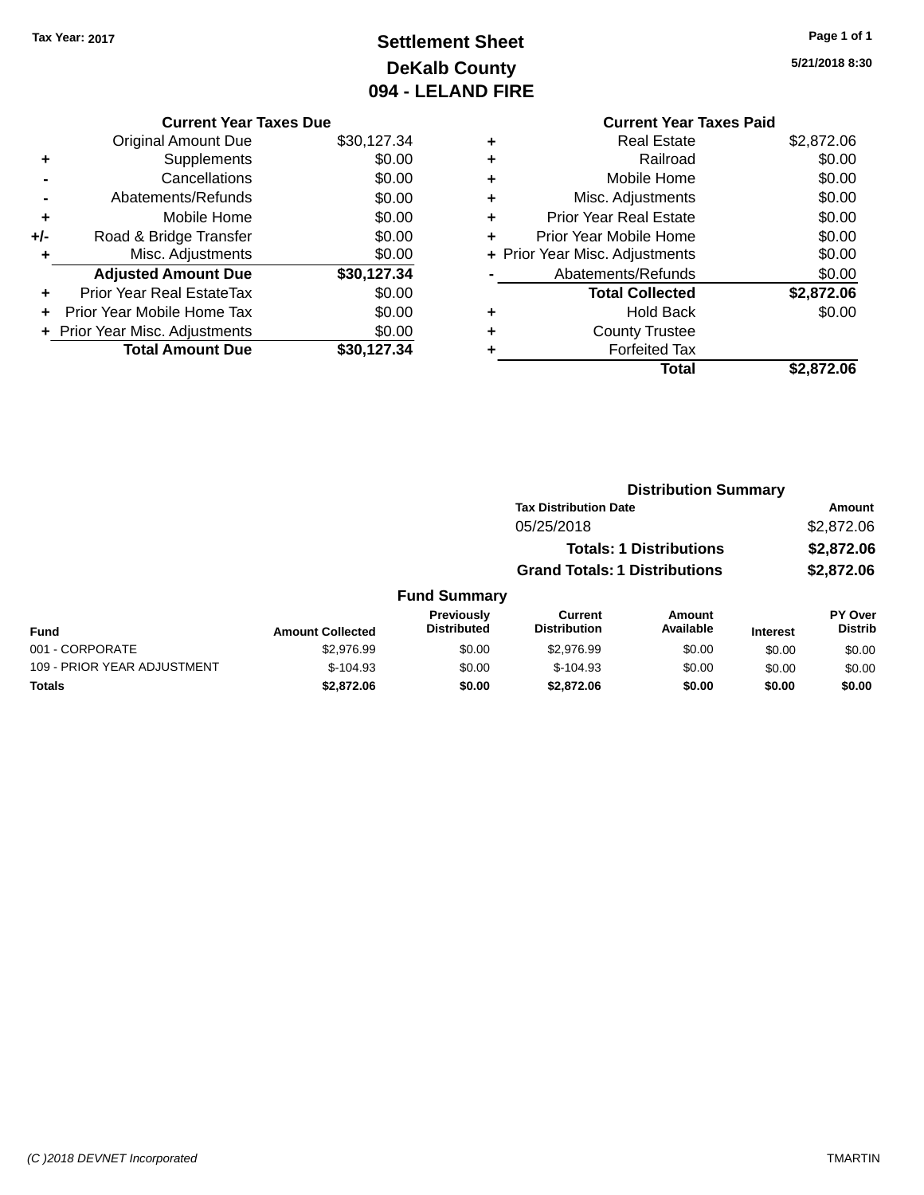Tax Year: 2017

# Settlement Sheet
## DeKalb County
## 094 - LELAND FIRE

5/21/2018 8:30

### Current Year Taxes Due

| | | |
|---|---|---|
| | Original Amount Due | $30,127.34 |
| + | Supplements | $0.00 |
| - | Cancellations | $0.00 |
| - | Abatements/Refunds | $0.00 |
| + | Mobile Home | $0.00 |
| +/- | Road & Bridge Transfer | $0.00 |
| + | Misc. Adjustments | $0.00 |
| | **Adjusted Amount Due** | **$30,127.34** |
| + | Prior Year Real EstateTax | $0.00 |
| + | Prior Year Mobile Home Tax | $0.00 |
| + | Prior Year Misc. Adjustments | $0.00 |
| | **Total Amount Due** | **$30,127.34** |

### Current Year Taxes Paid

| | | |
|---|---|---|
| + | Real Estate | $2,872.06 |
| + | Railroad | $0.00 |
| + | Mobile Home | $0.00 |
| + | Misc. Adjustments | $0.00 |
| + | Prior Year Real Estate | $0.00 |
| + | Prior Year Mobile Home | $0.00 |
| + | Prior Year Misc. Adjustments | $0.00 |
| - | Abatements/Refunds | $0.00 |
| | **Total Collected** | **$2,872.06** |
| + | Hold Back | $0.00 |
| + | County Trustee | |
| + | Forfeited Tax | |
| | **Total** | **$2,872.06** |

### Distribution Summary

| Tax Distribution Date | Amount |
|---|---|
| 05/25/2018 | $2,872.06 |
| **Totals: 1 Distributions** | **$2,872.06** |
| **Grand Totals: 1 Distributions** | **$2,872.06** |

### Fund Summary

| Fund | Amount Collected | Previously Distributed | Current Distribution | Amount Available | Interest | PY Over Distrib |
|---|---|---|---|---|---|---|
| 001 - CORPORATE | $2,976.99 | $0.00 | $2,976.99 | $0.00 | $0.00 | $0.00 |
| 109 - PRIOR YEAR ADJUSTMENT | $-104.93 | $0.00 | $-104.93 | $0.00 | $0.00 | $0.00 |
| **Totals** | **$2,872.06** | **$0.00** | **$2,872.06** | **$0.00** | **$0.00** | **$0.00** |

(C )2018 DEVNET Incorporated TMARTIN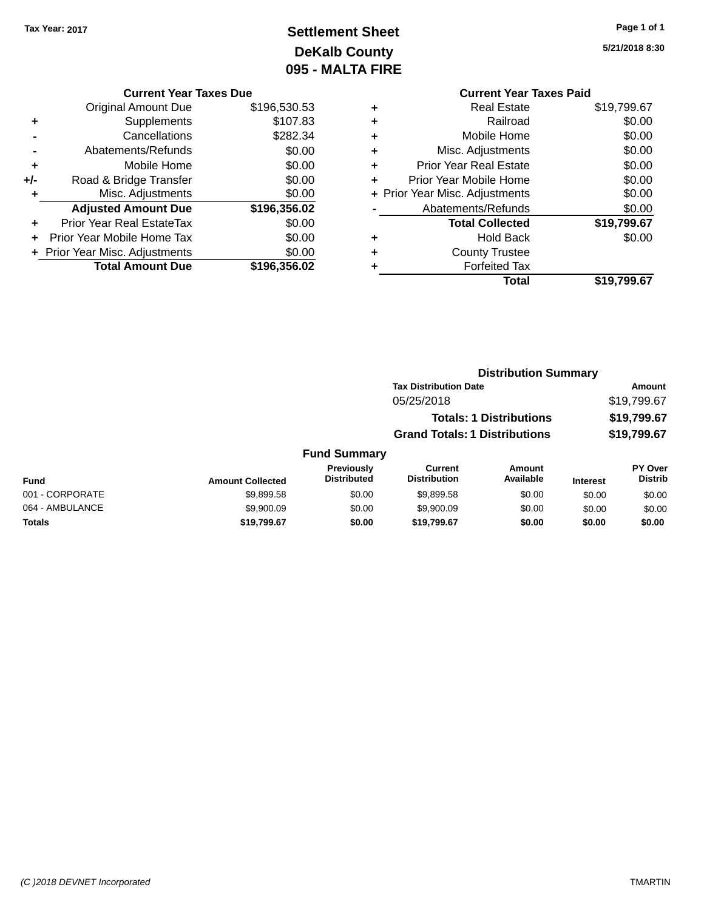Tax Year: 2017

# Settlement Sheet
## DeKalb County
## 095 - MALTA FIRE

5/21/2018 8:30

### Current Year Taxes Due

| | | |
|---|---|---|
| | Original Amount Due | $196,530.53 |
| + | Supplements | $107.83 |
| - | Cancellations | $282.34 |
| - | Abatements/Refunds | $0.00 |
| + | Mobile Home | $0.00 |
| +/- | Road & Bridge Transfer | $0.00 |
| + | Misc. Adjustments | $0.00 |
| | **Adjusted Amount Due** | **$196,356.02** |
| + | Prior Year Real EstateTax | $0.00 |
| + | Prior Year Mobile Home Tax | $0.00 |
| + | Prior Year Misc. Adjustments | $0.00 |
| | **Total Amount Due** | **$196,356.02** |

### Current Year Taxes Paid

| | | |
|---|---|---|
| + | Real Estate | $19,799.67 |
| + | Railroad | $0.00 |
| + | Mobile Home | $0.00 |
| + | Misc. Adjustments | $0.00 |
| + | Prior Year Real Estate | $0.00 |
| + | Prior Year Mobile Home | $0.00 |
| + | Prior Year Misc. Adjustments | $0.00 |
| - | Abatements/Refunds | $0.00 |
| | **Total Collected** | **$19,799.67** |
| + | Hold Back | $0.00 |
| + | County Trustee | |
| + | Forfeited Tax | |
| | **Total** | **$19,799.67** |

### Distribution Summary

| Tax Distribution Date | Amount |
|---|---|
| 05/25/2018 | $19,799.67 |
| **Totals: 1 Distributions** | **$19,799.67** |
| **Grand Totals: 1 Distributions** | **$19,799.67** |

### Fund Summary

| Fund | Amount Collected | Previously Distributed | Current Distribution | Amount Available | Interest | PY Over Distrib |
|---|---|---|---|---|---|---|
| 001 - CORPORATE | $9,899.58 | $0.00 | $9,899.58 | $0.00 | $0.00 | $0.00 |
| 064 - AMBULANCE | $9,900.09 | $0.00 | $9,900.09 | $0.00 | $0.00 | $0.00 |
| **Totals** | **$19,799.67** | **$0.00** | **$19,799.67** | **$0.00** | **$0.00** | **$0.00** |

(C )2018 DEVNET Incorporated TMARTIN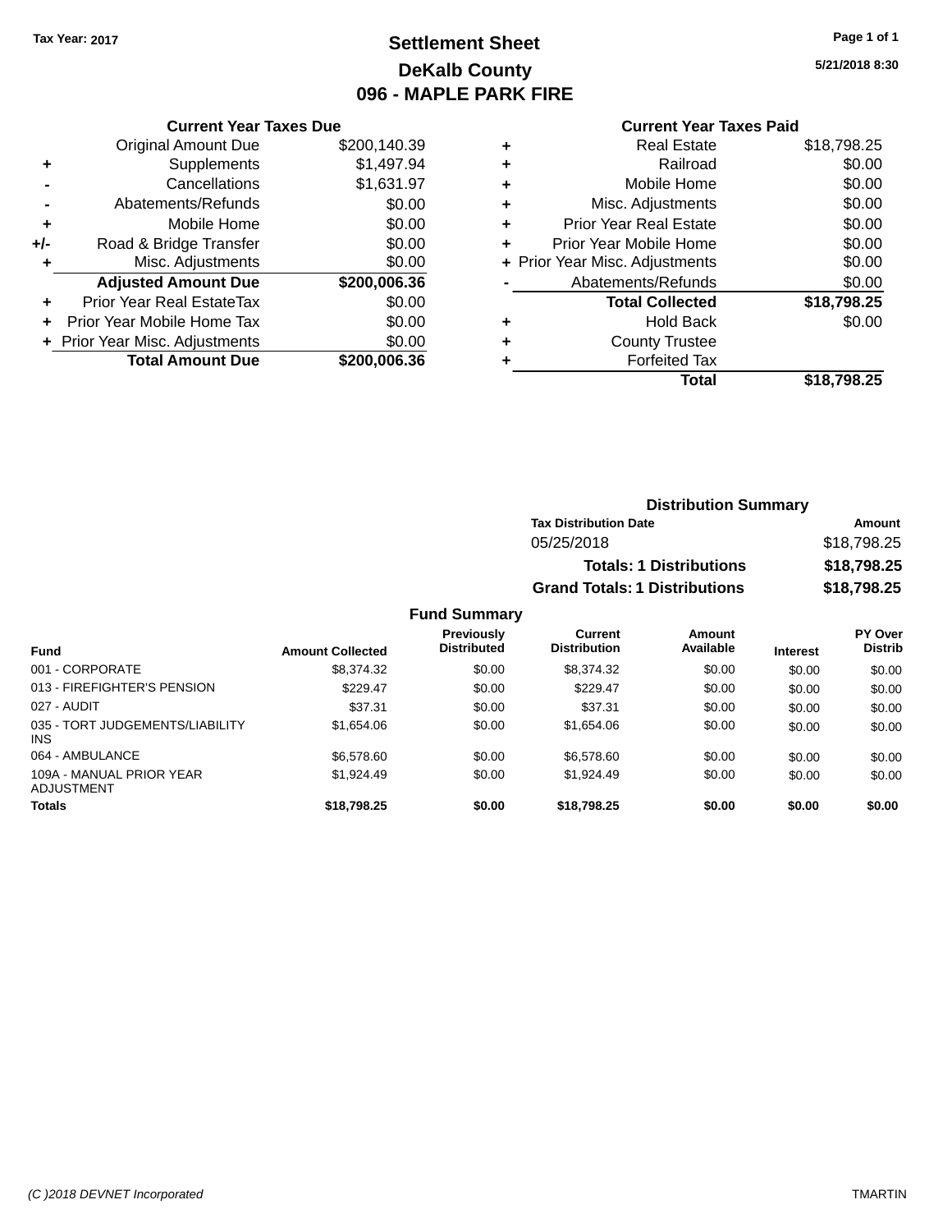Tax Year: 2017

# Settlement Sheet
## DeKalb County
## 096 - MAPLE PARK FIRE

5/21/2018 8:30

### Current Year Taxes Due

| | | |
|---|---|---|
| | Original Amount Due | $200,140.39 |
| + | Supplements | $1,497.94 |
| - | Cancellations | $1,631.97 |
| - | Abatements/Refunds | $0.00 |
| + | Mobile Home | $0.00 |
| +/- | Road & Bridge Transfer | $0.00 |
| + | Misc. Adjustments | $0.00 |
| | **Adjusted Amount Due** | **$200,006.36** |
| + | Prior Year Real EstateTax | $0.00 |
| + | Prior Year Mobile Home Tax | $0.00 |
| + | Prior Year Misc. Adjustments | $0.00 |
| | **Total Amount Due** | **$200,006.36** |

### Current Year Taxes Paid

| | | |
|---|---|---|
| + | Real Estate | $18,798.25 |
| + | Railroad | $0.00 |
| + | Mobile Home | $0.00 |
| + | Misc. Adjustments | $0.00 |
| + | Prior Year Real Estate | $0.00 |
| + | Prior Year Mobile Home | $0.00 |
| + | Prior Year Misc. Adjustments | $0.00 |
| - | Abatements/Refunds | $0.00 |
| | **Total Collected** | **$18,798.25** |
| + | Hold Back | $0.00 |
| + | County Trustee | |
| + | Forfeited Tax | |
| | **Total** | **$18,798.25** |

### Distribution Summary

| Tax Distribution Date | Amount |
|---|---|
| 05/25/2018 | $18,798.25 |
| **Totals: 1 Distributions** | **$18,798.25** |
| **Grand Totals: 1 Distributions** | **$18,798.25** |

### Fund Summary

| Fund | Amount Collected | Previously Distributed | Current Distribution | Amount Available | Interest | PY Over Distrib |
|---|---|---|---|---|---|---|
| 001 - CORPORATE | $8,374.32 | $0.00 | $8,374.32 | $0.00 | $0.00 | $0.00 |
| 013 - FIREFIGHTER'S PENSION | $229.47 | $0.00 | $229.47 | $0.00 | $0.00 | $0.00 |
| 027 - AUDIT | $37.31 | $0.00 | $37.31 | $0.00 | $0.00 | $0.00 |
| 035 - TORT JUDGEMENTS/LIABILITY INS | $1,654.06 | $0.00 | $1,654.06 | $0.00 | $0.00 | $0.00 |
| 064 - AMBULANCE | $6,578.60 | $0.00 | $6,578.60 | $0.00 | $0.00 | $0.00 |
| 109A - MANUAL PRIOR YEAR ADJUSTMENT | $1,924.49 | $0.00 | $1,924.49 | $0.00 | $0.00 | $0.00 |
| **Totals** | **$18,798.25** | **$0.00** | **$18,798.25** | **$0.00** | **$0.00** | **$0.00** |

(C )2018 DEVNET Incorporated TMARTIN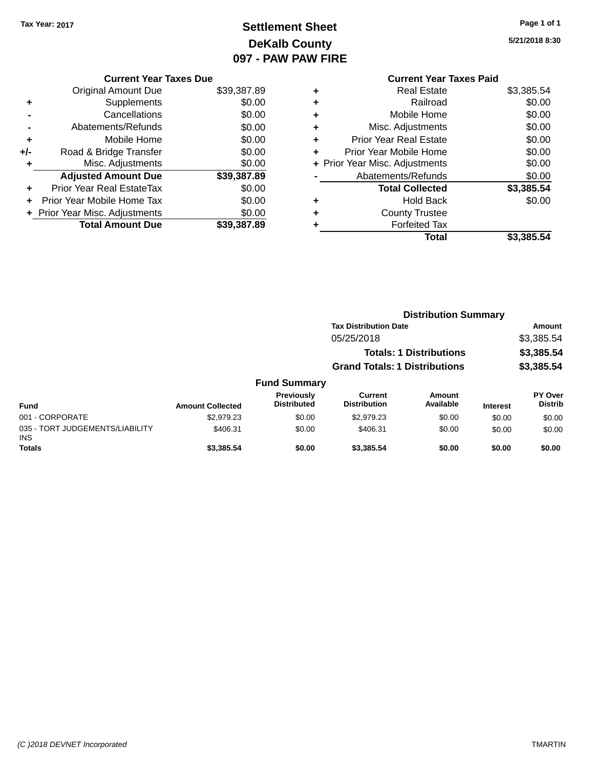Tax Year: 2017

# Settlement Sheet
## DeKalb County
## 097 - PAW PAW FIRE

5/21/2018 8:30

| | Current Year Taxes Due | |
|---|---|---|
| | Original Amount Due | $39,387.89 |
| + | Supplements | $0.00 |
| - | Cancellations | $0.00 |
| - | Abatements/Refunds | $0.00 |
| + | Mobile Home | $0.00 |
| +/- | Road & Bridge Transfer | $0.00 |
| + | Misc. Adjustments | $0.00 |
| | **Adjusted Amount Due** | **$39,387.89** |
| + | Prior Year Real EstateTax | $0.00 |
| + | Prior Year Mobile Home Tax | $0.00 |
| + | Prior Year Misc. Adjustments | $0.00 |
| | **Total Amount Due** | **$39,387.89** |

| | Current Year Taxes Paid | |
|---|---|---|
| + | Real Estate | $3,385.54 |
| + | Railroad | $0.00 |
| + | Mobile Home | $0.00 |
| + | Misc. Adjustments | $0.00 |
| + | Prior Year Real Estate | $0.00 |
| + | Prior Year Mobile Home | $0.00 |
| + | Prior Year Misc. Adjustments | $0.00 |
| - | Abatements/Refunds | $0.00 |
| | **Total Collected** | **$3,385.54** |
| + | Hold Back | $0.00 |
| + | County Trustee | |
| + | Forfeited Tax | |
| | **Total** | **$3,385.54** |

### Distribution Summary

| Tax Distribution Date | Amount |
|---|---|
| 05/25/2018 | $3,385.54 |
| **Totals: 1 Distributions** | **$3,385.54** |
| **Grand Totals: 1 Distributions** | **$3,385.54** |

### Fund Summary

| Fund | Amount Collected | Previously Distributed | Current Distribution | Amount Available | Interest | PY Over Distrib |
|---|---|---|---|---|---|---|
| 001 - CORPORATE | $2,979.23 | $0.00 | $2,979.23 | $0.00 | $0.00 | $0.00 |
| 035 - TORT JUDGEMENTS/LIABILITY INS | $406.31 | $0.00 | $406.31 | $0.00 | $0.00 | $0.00 |
| **Totals** | **$3,385.54** | **$0.00** | **$3,385.54** | **$0.00** | **$0.00** | **$0.00** |

(C )2018 DEVNET Incorporated TMARTIN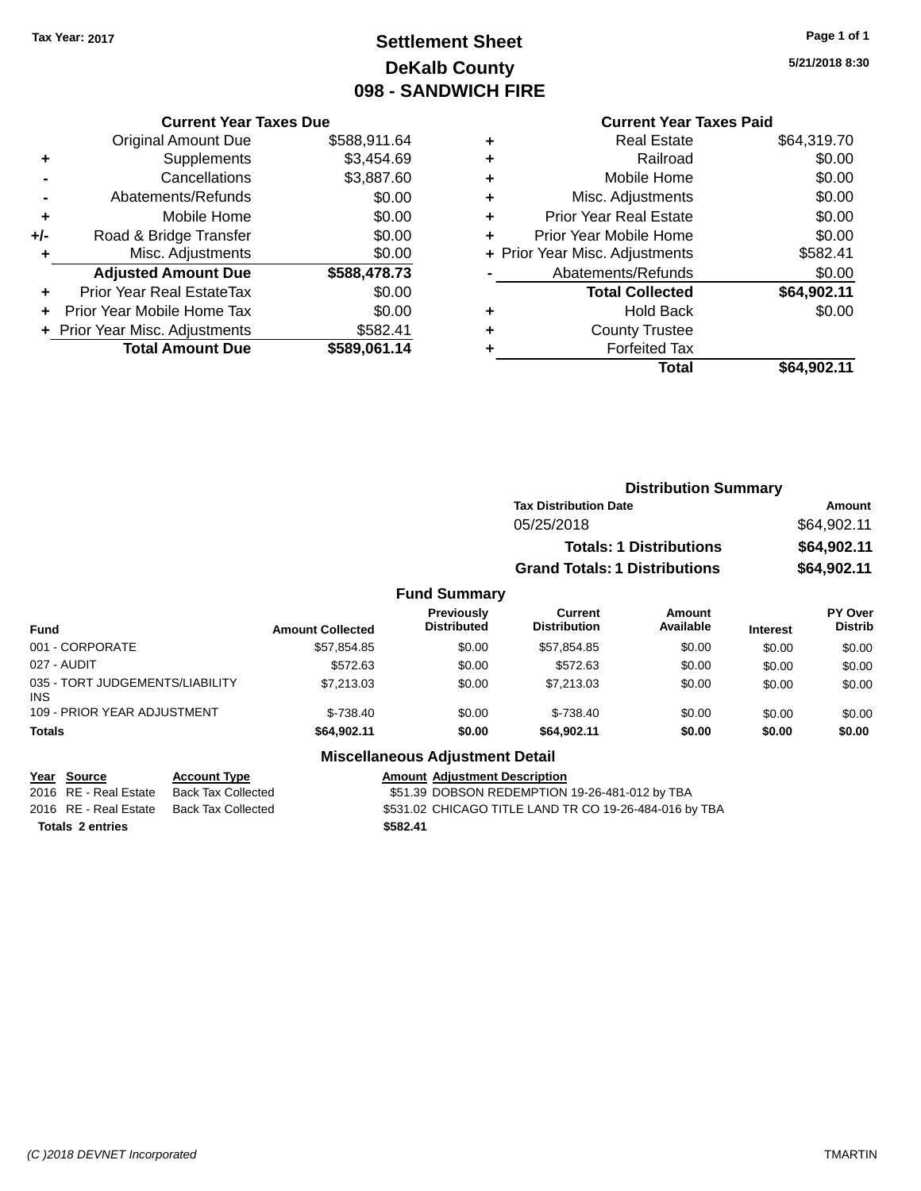Tax Year: 2017

# Settlement Sheet
## DeKalb County
## 098 - SANDWICH FIRE

5/21/2018 8:30

### Current Year Taxes Due

| | | |
|---|---|---|
| | Original Amount Due | $588,911.64 |
| + | Supplements | $3,454.69 |
| - | Cancellations | $3,887.60 |
| - | Abatements/Refunds | $0.00 |
| + | Mobile Home | $0.00 |
| +/- | Road & Bridge Transfer | $0.00 |
| + | Misc. Adjustments | $0.00 |
| | **Adjusted Amount Due** | **$588,478.73** |
| + | Prior Year Real EstateTax | $0.00 |
| + | Prior Year Mobile Home Tax | $0.00 |
| + | Prior Year Misc. Adjustments | $582.41 |
| | **Total Amount Due** | **$589,061.14** |

### Current Year Taxes Paid

| | | |
|---|---|---|
| + | Real Estate | $64,319.70 |
| + | Railroad | $0.00 |
| + | Mobile Home | $0.00 |
| + | Misc. Adjustments | $0.00 |
| + | Prior Year Real Estate | $0.00 |
| + | Prior Year Mobile Home | $0.00 |
| + | Prior Year Misc. Adjustments | $582.41 |
| - | Abatements/Refunds | $0.00 |
| | **Total Collected** | **$64,902.11** |
| + | Hold Back | $0.00 |
| + | County Trustee | |
| + | Forfeited Tax | |
| | **Total** | **$64,902.11** |

### Distribution Summary

| Tax Distribution Date | Amount |
|---|---|
| 05/25/2018 | $64,902.11 |
| **Totals: 1 Distributions** | **$64,902.11** |
| **Grand Totals: 1 Distributions** | **$64,902.11** |

### Fund Summary

| Fund | Amount Collected | Previously Distributed | Current Distribution | Amount Available | Interest | PY Over Distrib |
|---|---|---|---|---|---|---|
| 001 - CORPORATE | $57,854.85 | $0.00 | $57,854.85 | $0.00 | $0.00 | $0.00 |
| 027 - AUDIT | $572.63 | $0.00 | $572.63 | $0.00 | $0.00 | $0.00 |
| 035 - TORT JUDGEMENTS/LIABILITY INS | $7,213.03 | $0.00 | $7,213.03 | $0.00 | $0.00 | $0.00 |
| 109 - PRIOR YEAR ADJUSTMENT | $-738.40 | $0.00 | $-738.40 | $0.00 | $0.00 | $0.00 |
| **Totals** | **$64,902.11** | **$0.00** | **$64,902.11** | **$0.00** | **$0.00** | **$0.00** |

### Miscellaneous Adjustment Detail

| Year | Source | Account Type | Amount | Adjustment Description |
|---|---|---|---|---|
| 2016 | RE - Real Estate | Back Tax Collected | $51.39 | DOBSON REDEMPTION 19-26-481-012 by TBA |
| 2016 | RE - Real Estate | Back Tax Collected | $531.02 | CHICAGO TITLE LAND TR CO 19-26-484-016 by TBA |
| **Totals** | **2 entries** | | **$582.41** | |

(C )2018 DEVNET Incorporated — TMARTIN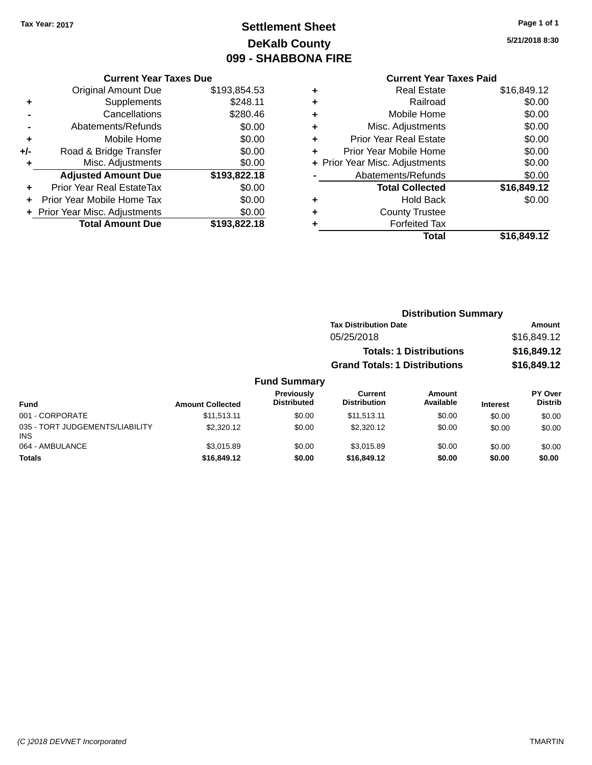Tax Year: 2017

# Settlement Sheet
## DeKalb County
## 099 - SHABBONA FIRE

Page 1 of 1

5/21/2018 8:30

**Current Year Taxes Due**

| | | |
|---|---|---|
| | Original Amount Due | $193,854.53 |
| + | Supplements | $248.11 |
| - | Cancellations | $280.46 |
| - | Abatements/Refunds | $0.00 |
| + | Mobile Home | $0.00 |
| +/- | Road & Bridge Transfer | $0.00 |
| + | Misc. Adjustments | $0.00 |
| | **Adjusted Amount Due** | **$193,822.18** |
| + | Prior Year Real EstateTax | $0.00 |
| + | Prior Year Mobile Home Tax | $0.00 |
| + | Prior Year Misc. Adjustments | $0.00 |
| | **Total Amount Due** | **$193,822.18** |

**Current Year Taxes Paid**

| | | |
|---|---|---|
| + | Real Estate | $16,849.12 |
| + | Railroad | $0.00 |
| + | Mobile Home | $0.00 |
| + | Misc. Adjustments | $0.00 |
| + | Prior Year Real Estate | $0.00 |
| + | Prior Year Mobile Home | $0.00 |
| + | Prior Year Misc. Adjustments | $0.00 |
| - | Abatements/Refunds | $0.00 |
| | **Total Collected** | **$16,849.12** |
| + | Hold Back | $0.00 |
| + | County Trustee | |
| + | Forfeited Tax | |
| | **Total** | **$16,849.12** |

**Distribution Summary**

| Tax Distribution Date | Amount |
|---|---|
| 05/25/2018 | $16,849.12 |
| **Totals: 1 Distributions** | **$16,849.12** |
| **Grand Totals: 1 Distributions** | **$16,849.12** |

**Fund Summary**

| Fund | Amount Collected | Previously Distributed | Current Distribution | Amount Available | Interest | PY Over Distrib |
|---|---|---|---|---|---|---|
| 001 - CORPORATE | $11,513.11 | $0.00 | $11,513.11 | $0.00 | $0.00 | $0.00 |
| 035 - TORT JUDGEMENTS/LIABILITY INS | $2,320.12 | $0.00 | $2,320.12 | $0.00 | $0.00 | $0.00 |
| 064 - AMBULANCE | $3,015.89 | $0.00 | $3,015.89 | $0.00 | $0.00 | $0.00 |
| **Totals** | **$16,849.12** | **$0.00** | **$16,849.12** | **$0.00** | **$0.00** | **$0.00** |

(C )2018 DEVNET Incorporated — TMARTIN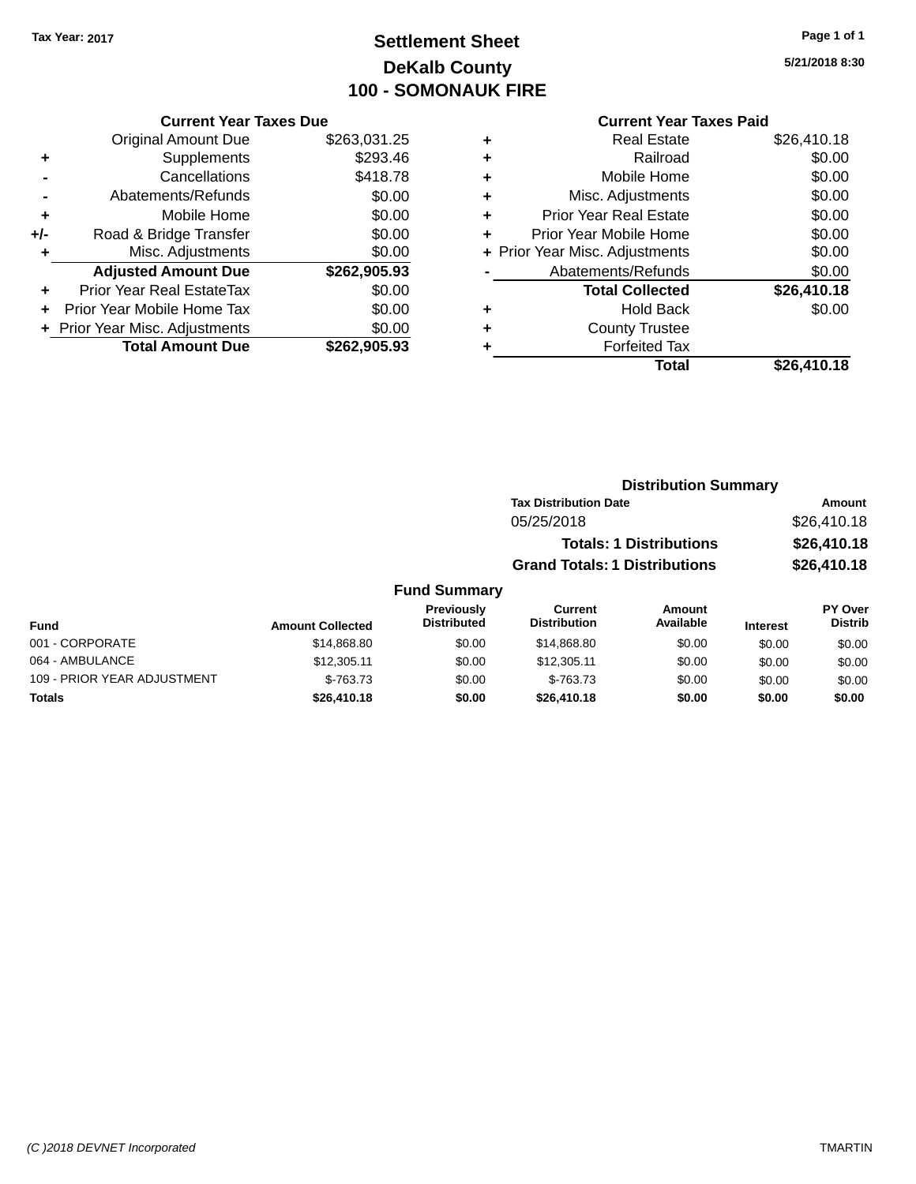Tax Year: 2017

# Settlement Sheet
## DeKalb County
## 100 - SOMONAUK FIRE

5/21/2018 8:30

### Current Year Taxes Due

| | | |
|---|---|---|
| | Original Amount Due | $263,031.25 |
| + | Supplements | $293.46 |
| - | Cancellations | $418.78 |
| - | Abatements/Refunds | $0.00 |
| + | Mobile Home | $0.00 |
| +/- | Road & Bridge Transfer | $0.00 |
| + | Misc. Adjustments | $0.00 |
| | **Adjusted Amount Due** | **$262,905.93** |
| + | Prior Year Real EstateTax | $0.00 |
| + | Prior Year Mobile Home Tax | $0.00 |
| + | Prior Year Misc. Adjustments | $0.00 |
| | **Total Amount Due** | **$262,905.93** |

### Current Year Taxes Paid

| | | |
|---|---|---|
| + | Real Estate | $26,410.18 |
| + | Railroad | $0.00 |
| + | Mobile Home | $0.00 |
| + | Misc. Adjustments | $0.00 |
| + | Prior Year Real Estate | $0.00 |
| + | Prior Year Mobile Home | $0.00 |
| + | Prior Year Misc. Adjustments | $0.00 |
| - | Abatements/Refunds | $0.00 |
| | **Total Collected** | **$26,410.18** |
| + | Hold Back | $0.00 |
| + | County Trustee | |
| + | Forfeited Tax | |
| | **Total** | **$26,410.18** |

### Distribution Summary

| Tax Distribution Date | Amount |
|---|---|
| 05/25/2018 | $26,410.18 |
| **Totals: 1 Distributions** | **$26,410.18** |
| **Grand Totals: 1 Distributions** | **$26,410.18** |

### Fund Summary

| Fund | Amount Collected | Previously Distributed | Current Distribution | Amount Available | Interest | PY Over Distrib |
|---|---|---|---|---|---|---|
| 001 - CORPORATE | $14,868.80 | $0.00 | $14,868.80 | $0.00 | $0.00 | $0.00 |
| 064 - AMBULANCE | $12,305.11 | $0.00 | $12,305.11 | $0.00 | $0.00 | $0.00 |
| 109 - PRIOR YEAR ADJUSTMENT | $-763.73 | $0.00 | $-763.73 | $0.00 | $0.00 | $0.00 |
| **Totals** | **$26,410.18** | **$0.00** | **$26,410.18** | **$0.00** | **$0.00** | **$0.00** |

(C )2018 DEVNET Incorporated — TMARTIN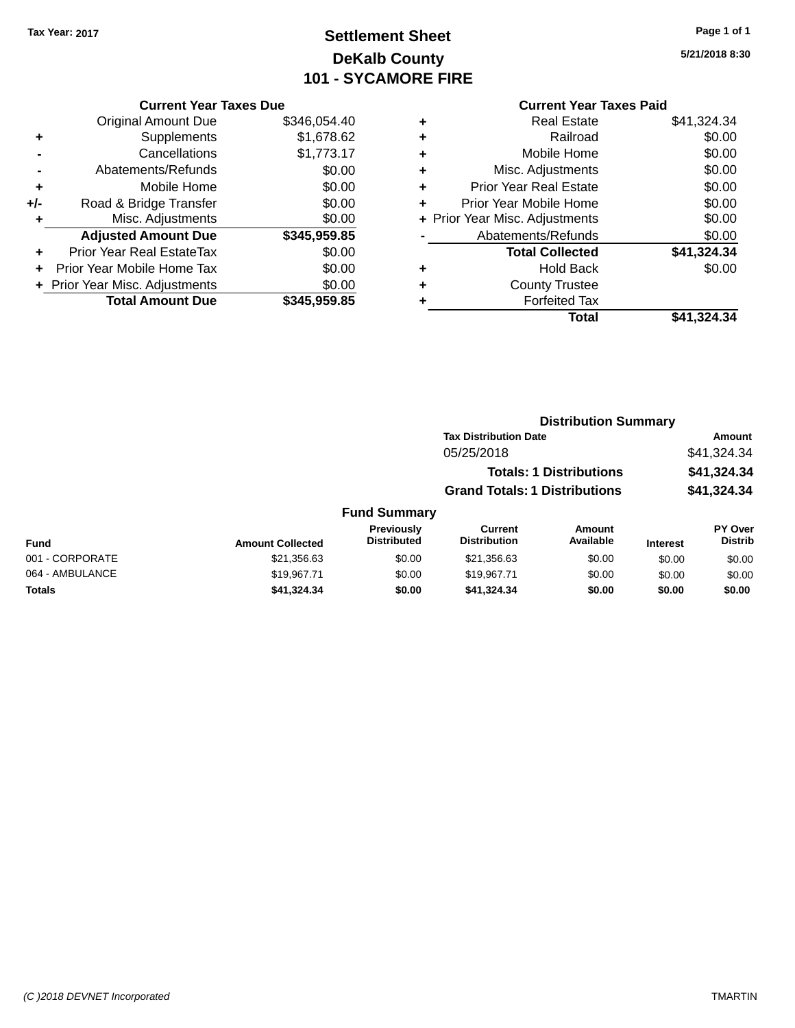Tax Year: 2017

# Settlement Sheet
## DeKalb County
## 101 - SYCAMORE FIRE

5/21/2018 8:30

### Current Year Taxes Due

| | | |
|---|---|---|
| | Original Amount Due | $346,054.40 |
| + | Supplements | $1,678.62 |
| - | Cancellations | $1,773.17 |
| - | Abatements/Refunds | $0.00 |
| + | Mobile Home | $0.00 |
| +/- | Road & Bridge Transfer | $0.00 |
| + | Misc. Adjustments | $0.00 |
| | **Adjusted Amount Due** | **$345,959.85** |
| + | Prior Year Real EstateTax | $0.00 |
| + | Prior Year Mobile Home Tax | $0.00 |
| + | Prior Year Misc. Adjustments | $0.00 |
| | **Total Amount Due** | **$345,959.85** |

### Current Year Taxes Paid

| | | |
|---|---|---|
| + | Real Estate | $41,324.34 |
| + | Railroad | $0.00 |
| + | Mobile Home | $0.00 |
| + | Misc. Adjustments | $0.00 |
| + | Prior Year Real Estate | $0.00 |
| + | Prior Year Mobile Home | $0.00 |
| + | Prior Year Misc. Adjustments | $0.00 |
| - | Abatements/Refunds | $0.00 |
| | **Total Collected** | **$41,324.34** |
| + | Hold Back | $0.00 |
| + | County Trustee | |
| + | Forfeited Tax | |
| | **Total** | **$41,324.34** |

### Distribution Summary

| Tax Distribution Date | Amount |
|---|---|
| 05/25/2018 | $41,324.34 |
| **Totals: 1 Distributions** | **$41,324.34** |
| **Grand Totals: 1 Distributions** | **$41,324.34** |

### Fund Summary

| Fund | Amount Collected | Previously Distributed | Current Distribution | Amount Available | Interest | PY Over Distrib |
|---|---|---|---|---|---|---|
| 001 - CORPORATE | $21,356.63 | $0.00 | $21,356.63 | $0.00 | $0.00 | $0.00 |
| 064 - AMBULANCE | $19,967.71 | $0.00 | $19,967.71 | $0.00 | $0.00 | $0.00 |
| **Totals** | **$41,324.34** | **$0.00** | **$41,324.34** | **$0.00** | **$0.00** | **$0.00** |

(C )2018 DEVNET Incorporated TMARTIN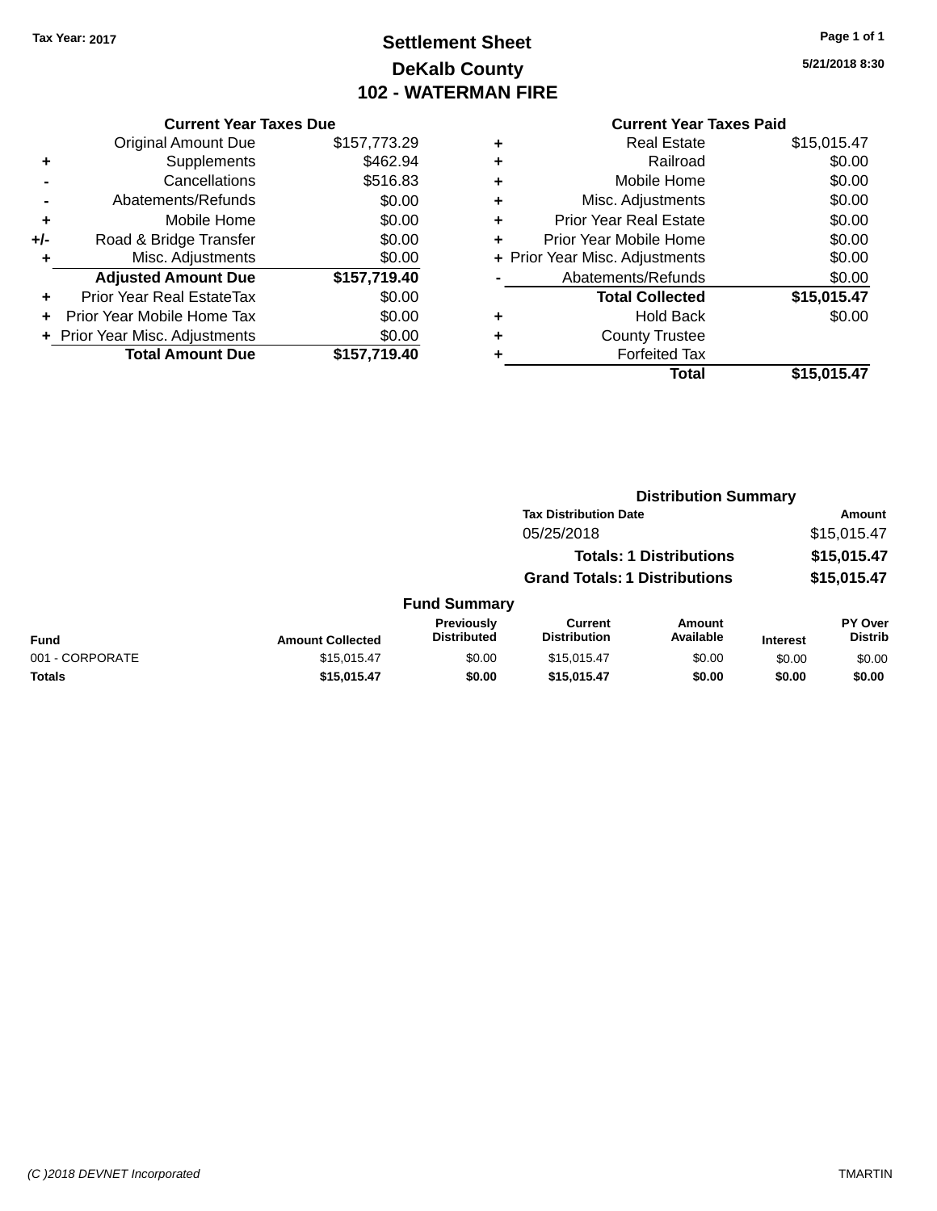Tax Year: 2017

# Settlement Sheet
## DeKalb County
## 102 - WATERMAN FIRE

5/21/2018 8:30

### Current Year Taxes Due

| | | |
|---|---|---|
| | Original Amount Due | $157,773.29 |
| + | Supplements | $462.94 |
| - | Cancellations | $516.83 |
| - | Abatements/Refunds | $0.00 |
| + | Mobile Home | $0.00 |
| +/- | Road & Bridge Transfer | $0.00 |
| + | Misc. Adjustments | $0.00 |
| | **Adjusted Amount Due** | **$157,719.40** |
| + | Prior Year Real EstateTax | $0.00 |
| + | Prior Year Mobile Home Tax | $0.00 |
| + | Prior Year Misc. Adjustments | $0.00 |
| | **Total Amount Due** | **$157,719.40** |

### Current Year Taxes Paid

| | | |
|---|---|---|
| + | Real Estate | $15,015.47 |
| + | Railroad | $0.00 |
| + | Mobile Home | $0.00 |
| + | Misc. Adjustments | $0.00 |
| + | Prior Year Real Estate | $0.00 |
| + | Prior Year Mobile Home | $0.00 |
| + | Prior Year Misc. Adjustments | $0.00 |
| - | Abatements/Refunds | $0.00 |
| | **Total Collected** | **$15,015.47** |
| + | Hold Back | $0.00 |
| + | County Trustee | |
| + | Forfeited Tax | |
| | **Total** | **$15,015.47** |

### Distribution Summary

| Tax Distribution Date | Amount |
|---|---|
| 05/25/2018 | $15,015.47 |
| **Totals: 1 Distributions** | **$15,015.47** |
| **Grand Totals: 1 Distributions** | **$15,015.47** |

### Fund Summary

| Fund | Amount Collected | Previously Distributed | Current Distribution | Amount Available | Interest | PY Over Distrib |
|---|---|---|---|---|---|---|
| 001 - CORPORATE | $15,015.47 | $0.00 | $15,015.47 | $0.00 | $0.00 | $0.00 |
| **Totals** | **$15,015.47** | **$0.00** | **$15,015.47** | **$0.00** | **$0.00** | **$0.00** |

(C )2018 DEVNET Incorporated — TMARTIN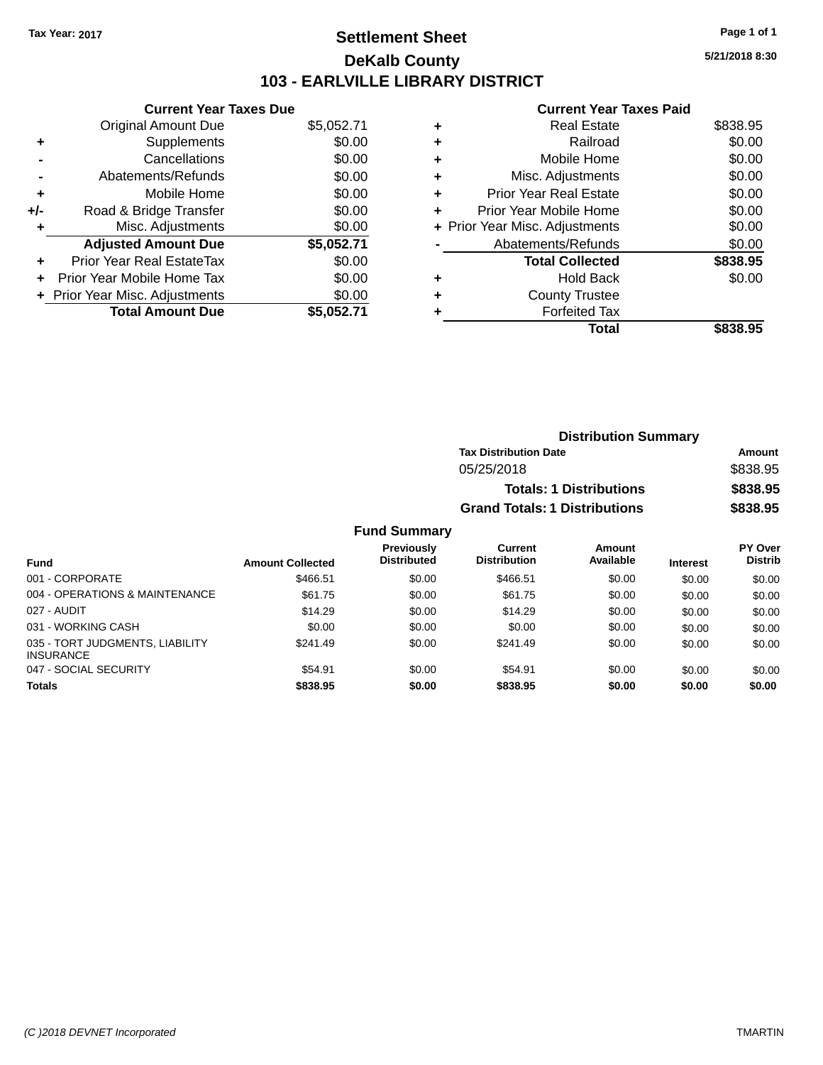Tax Year: 2017

# Settlement Sheet

## DeKalb County

## 103 - EARLVILLE LIBRARY DISTRICT

5/21/2018 8:30

### Current Year Taxes Due

| | | |
|---|---|---|
| | Original Amount Due | $5,052.71 |
| + | Supplements | $0.00 |
| - | Cancellations | $0.00 |
| - | Abatements/Refunds | $0.00 |
| + | Mobile Home | $0.00 |
| +/- | Road & Bridge Transfer | $0.00 |
| + | Misc. Adjustments | $0.00 |
| | **Adjusted Amount Due** | **$5,052.71** |
| + | Prior Year Real EstateTax | $0.00 |
| + | Prior Year Mobile Home Tax | $0.00 |
| + | Prior Year Misc. Adjustments | $0.00 |
| | **Total Amount Due** | **$5,052.71** |

### Current Year Taxes Paid

| | | |
|---|---|---|
| + | Real Estate | $838.95 |
| + | Railroad | $0.00 |
| + | Mobile Home | $0.00 |
| + | Misc. Adjustments | $0.00 |
| + | Prior Year Real Estate | $0.00 |
| + | Prior Year Mobile Home | $0.00 |
| + | Prior Year Misc. Adjustments | $0.00 |
| - | Abatements/Refunds | $0.00 |
| | **Total Collected** | **$838.95** |
| + | Hold Back | $0.00 |
| + | County Trustee | |
| + | Forfeited Tax | |
| | **Total** | **$838.95** |

### Distribution Summary

| Tax Distribution Date | Amount |
|---|---|
| 05/25/2018 | $838.95 |
| **Totals: 1 Distributions** | **$838.95** |
| **Grand Totals: 1 Distributions** | **$838.95** |

### Fund Summary

| Fund | Amount Collected | Previously Distributed | Current Distribution | Amount Available | Interest | PY Over Distrib |
|---|---|---|---|---|---|---|
| 001 - CORPORATE | $466.51 | $0.00 | $466.51 | $0.00 | $0.00 | $0.00 |
| 004 - OPERATIONS & MAINTENANCE | $61.75 | $0.00 | $61.75 | $0.00 | $0.00 | $0.00 |
| 027 - AUDIT | $14.29 | $0.00 | $14.29 | $0.00 | $0.00 | $0.00 |
| 031 - WORKING CASH | $0.00 | $0.00 | $0.00 | $0.00 | $0.00 | $0.00 |
| 035 - TORT JUDGMENTS, LIABILITY INSURANCE | $241.49 | $0.00 | $241.49 | $0.00 | $0.00 | $0.00 |
| 047 - SOCIAL SECURITY | $54.91 | $0.00 | $54.91 | $0.00 | $0.00 | $0.00 |
| **Totals** | **$838.95** | **$0.00** | **$838.95** | **$0.00** | **$0.00** | **$0.00** |

(C )2018 DEVNET Incorporated TMARTIN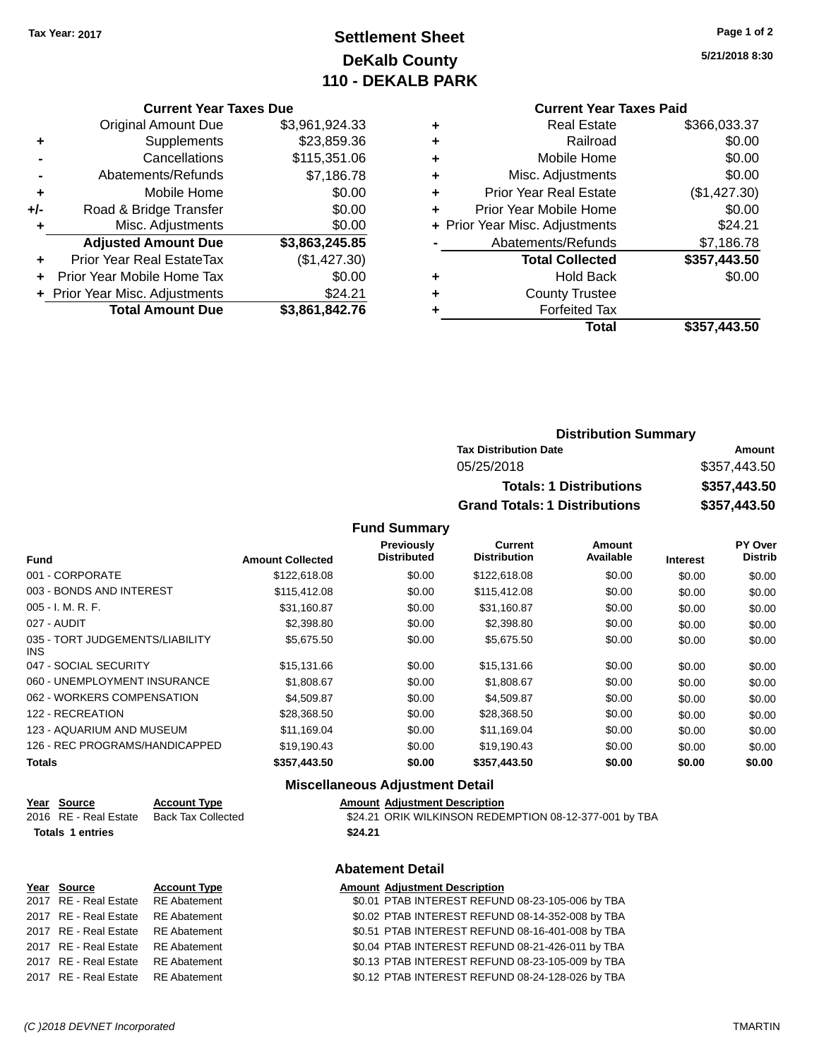Tax Year: 2017

# Settlement Sheet
## DeKalb County
## 110 - DEKALB PARK

5/21/2018 8:30

### Current Year Taxes Due

| | | |
|---|---|---|
| | Original Amount Due | $3,961,924.33 |
| + | Supplements | $23,859.36 |
| - | Cancellations | $115,351.06 |
| - | Abatements/Refunds | $7,186.78 |
| + | Mobile Home | $0.00 |
| +/- | Road & Bridge Transfer | $0.00 |
| + | Misc. Adjustments | $0.00 |
| | **Adjusted Amount Due** | **$3,863,245.85** |
| + | Prior Year Real EstateTax | ($1,427.30) |
| + | Prior Year Mobile Home Tax | $0.00 |
| + | Prior Year Misc. Adjustments | $24.21 |
| | **Total Amount Due** | **$3,861,842.76** |

### Current Year Taxes Paid

| | | |
|---|---|---|
| + | Real Estate | $366,033.37 |
| + | Railroad | $0.00 |
| + | Mobile Home | $0.00 |
| + | Misc. Adjustments | $0.00 |
| + | Prior Year Real Estate | ($1,427.30) |
| + | Prior Year Mobile Home | $0.00 |
| + | Prior Year Misc. Adjustments | $24.21 |
| - | Abatements/Refunds | $7,186.78 |
| | **Total Collected** | **$357,443.50** |
| + | Hold Back | $0.00 |
| + | County Trustee | |
| + | Forfeited Tax | |
| | **Total** | **$357,443.50** |

### Distribution Summary

| Tax Distribution Date | Amount |
|---|---|
| 05/25/2018 | $357,443.50 |
| **Totals: 1 Distributions** | **$357,443.50** |
| **Grand Totals: 1 Distributions** | **$357,443.50** |

### Fund Summary

| Fund | Amount Collected | Previously Distributed | Current Distribution | Amount Available | Interest | PY Over Distrib |
|---|---|---|---|---|---|---|
| 001 - CORPORATE | $122,618.08 | $0.00 | $122,618.08 | $0.00 | $0.00 | $0.00 |
| 003 - BONDS AND INTEREST | $115,412.08 | $0.00 | $115,412.08 | $0.00 | $0.00 | $0.00 |
| 005 - I. M. R. F. | $31,160.87 | $0.00 | $31,160.87 | $0.00 | $0.00 | $0.00 |
| 027 - AUDIT | $2,398.80 | $0.00 | $2,398.80 | $0.00 | $0.00 | $0.00 |
| 035 - TORT JUDGEMENTS/LIABILITY INS | $5,675.50 | $0.00 | $5,675.50 | $0.00 | $0.00 | $0.00 |
| 047 - SOCIAL SECURITY | $15,131.66 | $0.00 | $15,131.66 | $0.00 | $0.00 | $0.00 |
| 060 - UNEMPLOYMENT INSURANCE | $1,808.67 | $0.00 | $1,808.67 | $0.00 | $0.00 | $0.00 |
| 062 - WORKERS COMPENSATION | $4,509.87 | $0.00 | $4,509.87 | $0.00 | $0.00 | $0.00 |
| 122 - RECREATION | $28,368.50 | $0.00 | $28,368.50 | $0.00 | $0.00 | $0.00 |
| 123 - AQUARIUM AND MUSEUM | $11,169.04 | $0.00 | $11,169.04 | $0.00 | $0.00 | $0.00 |
| 126 - REC PROGRAMS/HANDICAPPED | $19,190.43 | $0.00 | $19,190.43 | $0.00 | $0.00 | $0.00 |
| **Totals** | **$357,443.50** | **$0.00** | **$357,443.50** | **$0.00** | **$0.00** | **$0.00** |

### Miscellaneous Adjustment Detail

| Year | Source | Account Type | Amount | Adjustment Description |
|---|---|---|---|---|
| 2016 | RE - Real Estate | Back Tax Collected | $24.21 | ORIK WILKINSON REDEMPTION 08-12-377-001 by TBA |
| **Totals** | **1 entries** | | **$24.21** | |

### Abatement Detail

| Year | Source | Account Type | Amount | Adjustment Description |
|---|---|---|---|---|
| 2017 | RE - Real Estate | RE Abatement | $0.01 | PTAB INTEREST REFUND 08-23-105-006 by TBA |
| 2017 | RE - Real Estate | RE Abatement | $0.02 | PTAB INTEREST REFUND 08-14-352-008 by TBA |
| 2017 | RE - Real Estate | RE Abatement | $0.51 | PTAB INTEREST REFUND 08-16-401-008 by TBA |
| 2017 | RE - Real Estate | RE Abatement | $0.04 | PTAB INTEREST REFUND 08-21-426-011 by TBA |
| 2017 | RE - Real Estate | RE Abatement | $0.13 | PTAB INTEREST REFUND 08-23-105-009 by TBA |
| 2017 | RE - Real Estate | RE Abatement | $0.12 | PTAB INTEREST REFUND 08-24-128-026 by TBA |

(C )2018 DEVNET Incorporated TMARTIN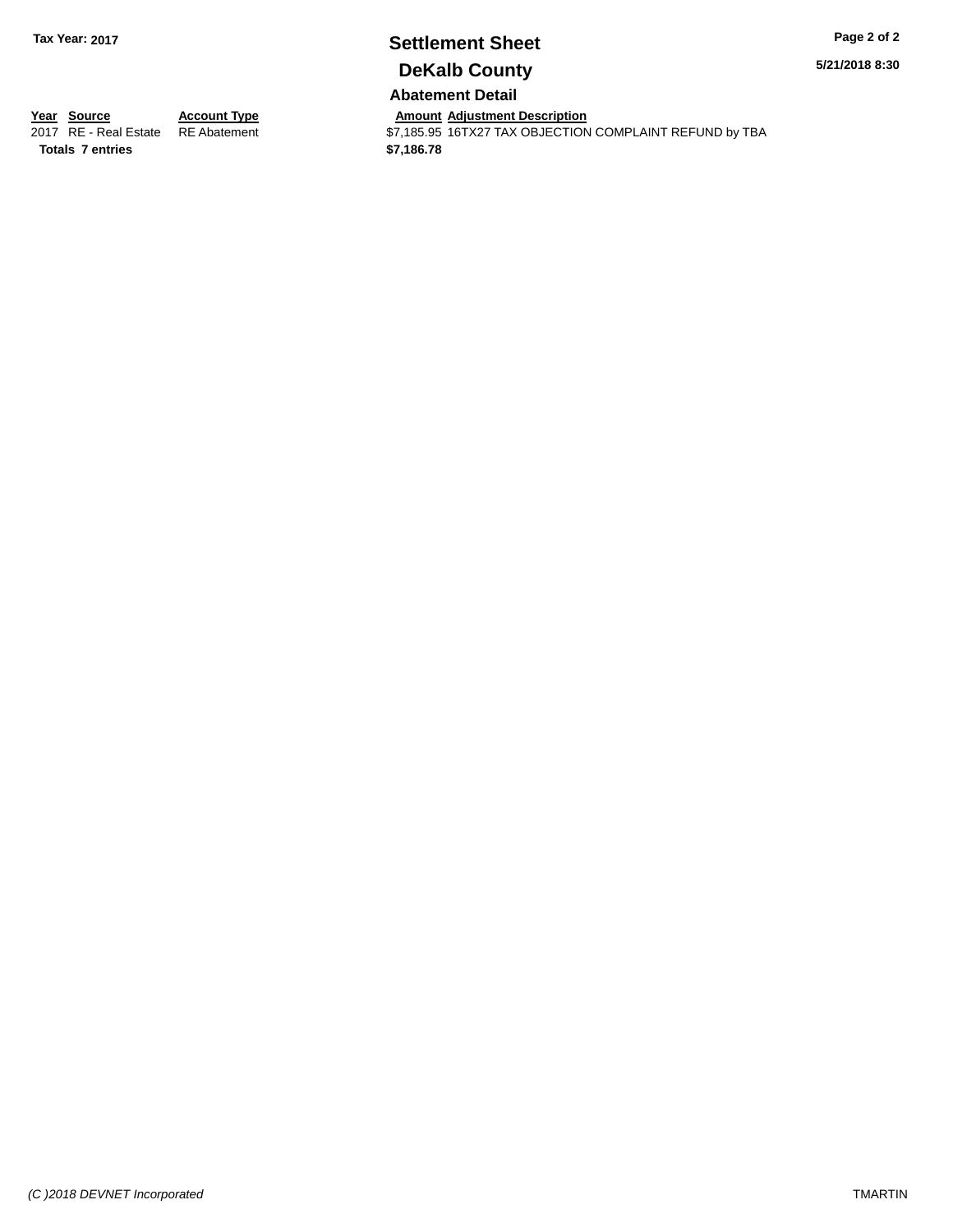**Tax Year: 2017**

# Settlement Sheet

## DeKalb County

5/21/2018 8:30

### Abatement Detail

| Year | Source | Account Type | Amount | Adjustment Description |
|---|---|---|---|---|
| 2017 | RE - Real Estate | RE Abatement | $7,185.95 | 16TX27 TAX OBJECTION COMPLAINT REFUND by TBA |
| **Totals** | **7 entries** | | **$7,186.78** | |

*(C )2018 DEVNET Incorporated*

TMARTIN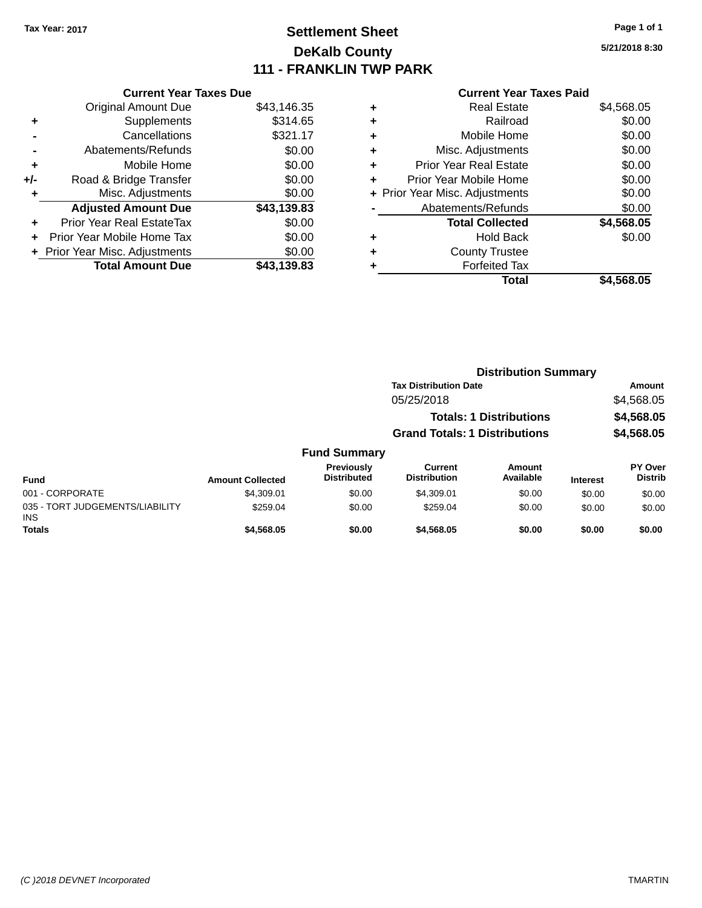Tax Year: 2017

# Settlement Sheet
## DeKalb County
## 111 - FRANKLIN TWP PARK

5/21/2018 8:30

### Current Year Taxes Due

| | | |
|---|---|---|
| | Original Amount Due | $43,146.35 |
| + | Supplements | $314.65 |
| - | Cancellations | $321.17 |
| - | Abatements/Refunds | $0.00 |
| + | Mobile Home | $0.00 |
| +/- | Road & Bridge Transfer | $0.00 |
| + | Misc. Adjustments | $0.00 |
| | **Adjusted Amount Due** | **$43,139.83** |
| + | Prior Year Real EstateTax | $0.00 |
| + | Prior Year Mobile Home Tax | $0.00 |
| + | Prior Year Misc. Adjustments | $0.00 |
| | **Total Amount Due** | **$43,139.83** |

### Current Year Taxes Paid

| | | |
|---|---|---|
| + | Real Estate | $4,568.05 |
| + | Railroad | $0.00 |
| + | Mobile Home | $0.00 |
| + | Misc. Adjustments | $0.00 |
| + | Prior Year Real Estate | $0.00 |
| + | Prior Year Mobile Home | $0.00 |
| + | Prior Year Misc. Adjustments | $0.00 |
| - | Abatements/Refunds | $0.00 |
| | **Total Collected** | **$4,568.05** |
| + | Hold Back | $0.00 |
| + | County Trustee | |
| + | Forfeited Tax | |
| | **Total** | **$4,568.05** |

### Distribution Summary

| Tax Distribution Date | Amount |
|---|---|
| 05/25/2018 | $4,568.05 |
| **Totals: 1 Distributions** | **$4,568.05** |
| **Grand Totals: 1 Distributions** | **$4,568.05** |

### Fund Summary

| Fund | Amount Collected | Previously Distributed | Current Distribution | Amount Available | Interest | PY Over Distrib |
|---|---|---|---|---|---|---|
| 001 - CORPORATE | $4,309.01 | $0.00 | $4,309.01 | $0.00 | $0.00 | $0.00 |
| 035 - TORT JUDGEMENTS/LIABILITY INS | $259.04 | $0.00 | $259.04 | $0.00 | $0.00 | $0.00 |
| **Totals** | **$4,568.05** | **$0.00** | **$4,568.05** | **$0.00** | **$0.00** | **$0.00** |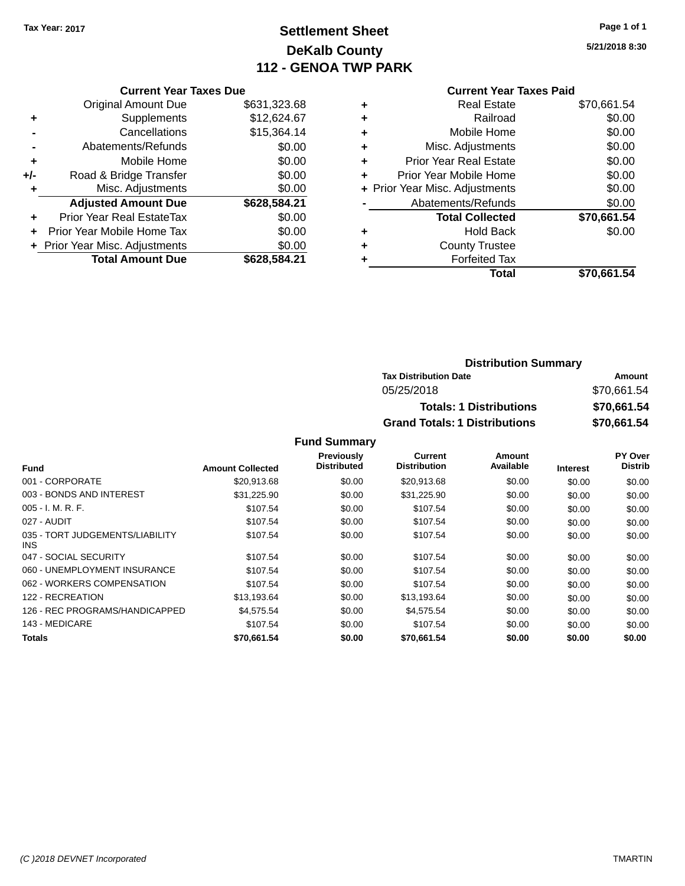Tax Year: 2017

# Settlement Sheet
## DeKalb County
## 112 - GENOA TWP PARK

5/21/2018 8:30

### Current Year Taxes Due

| | | |
|---|---|---|
| | Original Amount Due | $631,323.68 |
| + | Supplements | $12,624.67 |
| - | Cancellations | $15,364.14 |
| - | Abatements/Refunds | $0.00 |
| + | Mobile Home | $0.00 |
| +/- | Road & Bridge Transfer | $0.00 |
| + | Misc. Adjustments | $0.00 |
| | **Adjusted Amount Due** | **$628,584.21** |
| + | Prior Year Real EstateTax | $0.00 |
| + | Prior Year Mobile Home Tax | $0.00 |
| + | Prior Year Misc. Adjustments | $0.00 |
| | **Total Amount Due** | **$628,584.21** |

### Current Year Taxes Paid

| | | |
|---|---|---|
| + | Real Estate | $70,661.54 |
| + | Railroad | $0.00 |
| + | Mobile Home | $0.00 |
| + | Misc. Adjustments | $0.00 |
| + | Prior Year Real Estate | $0.00 |
| + | Prior Year Mobile Home | $0.00 |
| + | Prior Year Misc. Adjustments | $0.00 |
| - | Abatements/Refunds | $0.00 |
| | **Total Collected** | **$70,661.54** |
| + | Hold Back | $0.00 |
| + | County Trustee | |
| + | Forfeited Tax | |
| | **Total** | **$70,661.54** |

### Distribution Summary

| Tax Distribution Date | Amount |
|---|---|
| 05/25/2018 | $70,661.54 |
| **Totals: 1 Distributions** | **$70,661.54** |
| **Grand Totals: 1 Distributions** | **$70,661.54** |

### Fund Summary

| Fund | Amount Collected | Previously Distributed | Current Distribution | Amount Available | Interest | PY Over Distrib |
|---|---|---|---|---|---|---|
| 001 - CORPORATE | $20,913.68 | $0.00 | $20,913.68 | $0.00 | $0.00 | $0.00 |
| 003 - BONDS AND INTEREST | $31,225.90 | $0.00 | $31,225.90 | $0.00 | $0.00 | $0.00 |
| 005 - I. M. R. F. | $107.54 | $0.00 | $107.54 | $0.00 | $0.00 | $0.00 |
| 027 - AUDIT | $107.54 | $0.00 | $107.54 | $0.00 | $0.00 | $0.00 |
| 035 - TORT JUDGEMENTS/LIABILITY INS | $107.54 | $0.00 | $107.54 | $0.00 | $0.00 | $0.00 |
| 047 - SOCIAL SECURITY | $107.54 | $0.00 | $107.54 | $0.00 | $0.00 | $0.00 |
| 060 - UNEMPLOYMENT INSURANCE | $107.54 | $0.00 | $107.54 | $0.00 | $0.00 | $0.00 |
| 062 - WORKERS COMPENSATION | $107.54 | $0.00 | $107.54 | $0.00 | $0.00 | $0.00 |
| 122 - RECREATION | $13,193.64 | $0.00 | $13,193.64 | $0.00 | $0.00 | $0.00 |
| 126 - REC PROGRAMS/HANDICAPPED | $4,575.54 | $0.00 | $4,575.54 | $0.00 | $0.00 | $0.00 |
| 143 - MEDICARE | $107.54 | $0.00 | $107.54 | $0.00 | $0.00 | $0.00 |
| **Totals** | **$70,661.54** | **$0.00** | **$70,661.54** | **$0.00** | **$0.00** | **$0.00** |

(C )2018 DEVNET Incorporated TMARTIN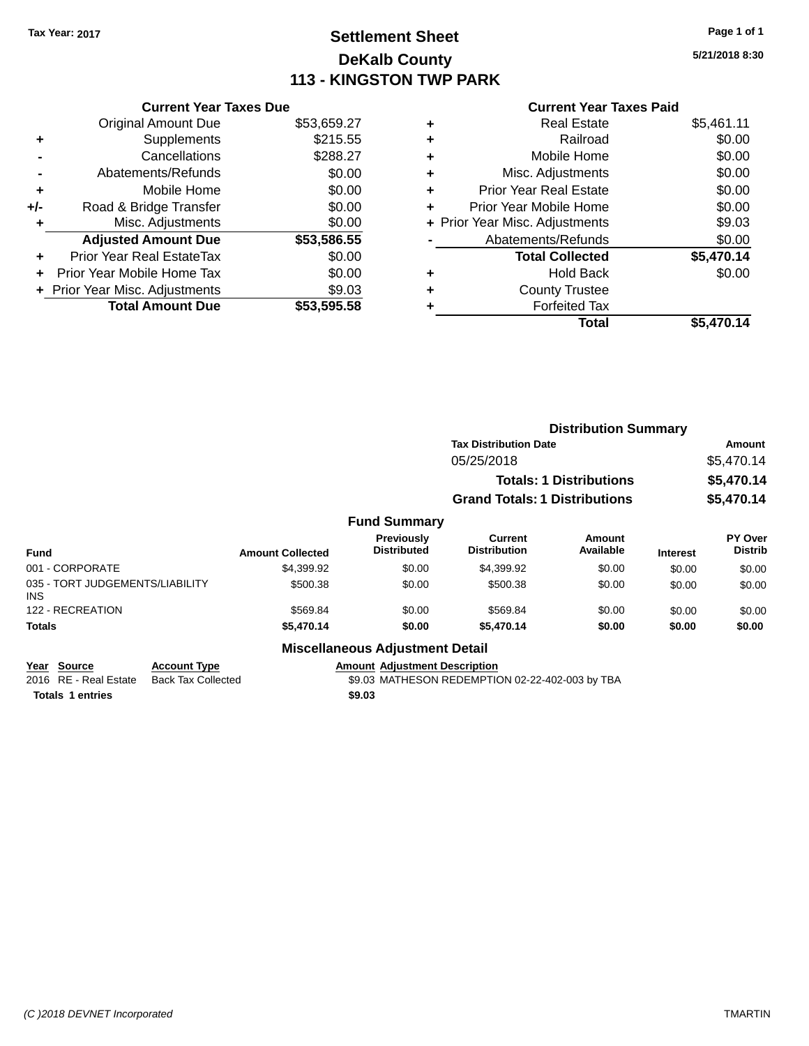Tax Year: 2017

# Settlement Sheet
## DeKalb County
## 113 - KINGSTON TWP PARK

5/21/2018 8:30

### Current Year Taxes Due

| | | |
|---|---|---|
| | Original Amount Due | $53,659.27 |
| + | Supplements | $215.55 |
| - | Cancellations | $288.27 |
| - | Abatements/Refunds | $0.00 |
| + | Mobile Home | $0.00 |
| +/- | Road & Bridge Transfer | $0.00 |
| + | Misc. Adjustments | $0.00 |
| | **Adjusted Amount Due** | **$53,586.55** |
| + | Prior Year Real EstateTax | $0.00 |
| + | Prior Year Mobile Home Tax | $0.00 |
| + | Prior Year Misc. Adjustments | $9.03 |
| | **Total Amount Due** | **$53,595.58** |

### Current Year Taxes Paid

| | | |
|---|---|---|
| + | Real Estate | $5,461.11 |
| + | Railroad | $0.00 |
| + | Mobile Home | $0.00 |
| + | Misc. Adjustments | $0.00 |
| + | Prior Year Real Estate | $0.00 |
| + | Prior Year Mobile Home | $0.00 |
| + | Prior Year Misc. Adjustments | $9.03 |
| - | Abatements/Refunds | $0.00 |
| | **Total Collected** | **$5,470.14** |
| + | Hold Back | $0.00 |
| + | County Trustee | |
| + | Forfeited Tax | |
| | **Total** | **$5,470.14** |

### Distribution Summary

| Tax Distribution Date | Amount |
|---|---|
| 05/25/2018 | $5,470.14 |
| **Totals: 1 Distributions** | **$5,470.14** |
| **Grand Totals: 1 Distributions** | **$5,470.14** |

### Fund Summary

| Fund | Amount Collected | Previously Distributed | Current Distribution | Amount Available | Interest | PY Over Distrib |
|---|---|---|---|---|---|---|
| 001 - CORPORATE | $4,399.92 | $0.00 | $4,399.92 | $0.00 | $0.00 | $0.00 |
| 035 - TORT JUDGEMENTS/LIABILITY INS | $500.38 | $0.00 | $500.38 | $0.00 | $0.00 | $0.00 |
| 122 - RECREATION | $569.84 | $0.00 | $569.84 | $0.00 | $0.00 | $0.00 |
| **Totals** | **$5,470.14** | **$0.00** | **$5,470.14** | **$0.00** | **$0.00** | **$0.00** |

### Miscellaneous Adjustment Detail

| Year | Source | Account Type | Amount | Adjustment Description |
|---|---|---|---|---|
| 2016 | RE - Real Estate | Back Tax Collected | $9.03 | MATHESON REDEMPTION 02-22-402-003 by TBA |
| **Totals** | **1 entries** | | **$9.03** | |

(C )2018 DEVNET Incorporated TMARTIN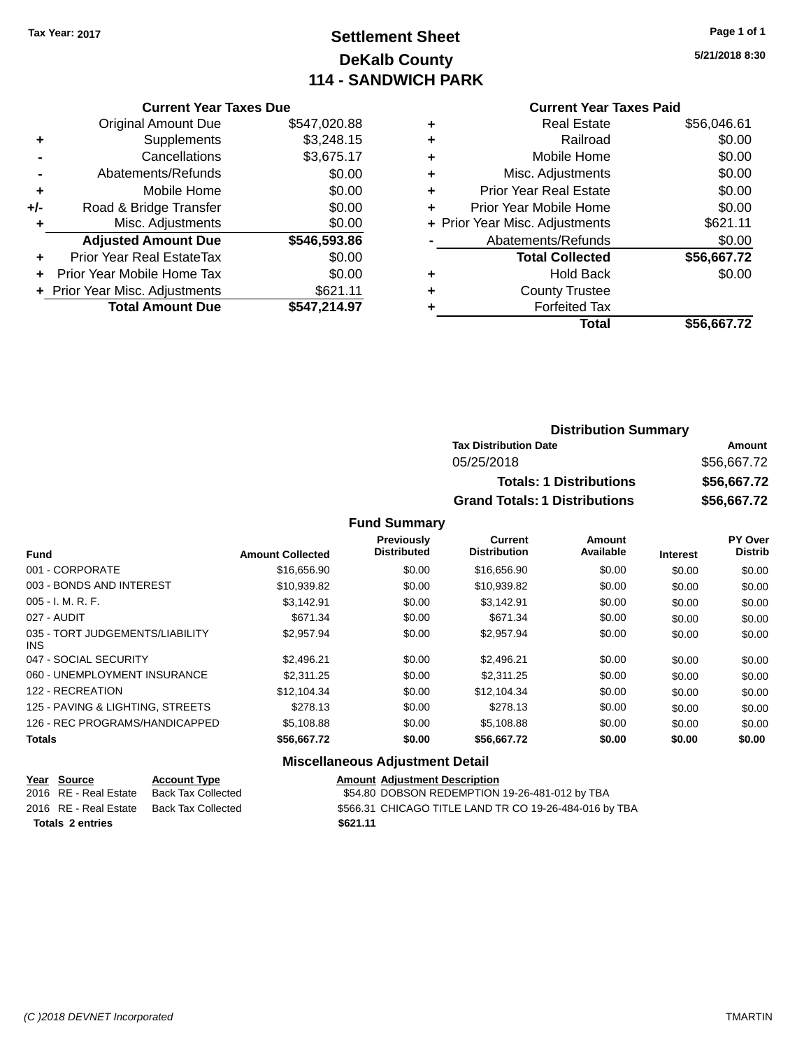Tax Year: 2017

# Settlement Sheet
## DeKalb County
## 114 - SANDWICH PARK

5/21/2018 8:30

### Current Year Taxes Due

| | | |
|---|---|---|
| | Original Amount Due | $547,020.88 |
| + | Supplements | $3,248.15 |
| - | Cancellations | $3,675.17 |
| - | Abatements/Refunds | $0.00 |
| + | Mobile Home | $0.00 |
| +/- | Road & Bridge Transfer | $0.00 |
| + | Misc. Adjustments | $0.00 |
| | **Adjusted Amount Due** | **$546,593.86** |
| + | Prior Year Real EstateTax | $0.00 |
| + | Prior Year Mobile Home Tax | $0.00 |
| + | Prior Year Misc. Adjustments | $621.11 |
| | **Total Amount Due** | **$547,214.97** |

### Current Year Taxes Paid

| | | |
|---|---|---|
| + | Real Estate | $56,046.61 |
| + | Railroad | $0.00 |
| + | Mobile Home | $0.00 |
| + | Misc. Adjustments | $0.00 |
| + | Prior Year Real Estate | $0.00 |
| + | Prior Year Mobile Home | $0.00 |
| + | Prior Year Misc. Adjustments | $621.11 |
| - | Abatements/Refunds | $0.00 |
| | **Total Collected** | **$56,667.72** |
| + | Hold Back | $0.00 |
| + | County Trustee | |
| + | Forfeited Tax | |
| | **Total** | **$56,667.72** |

### Distribution Summary

| Tax Distribution Date | Amount |
|---|---|
| 05/25/2018 | $56,667.72 |
| **Totals: 1 Distributions** | **$56,667.72** |
| **Grand Totals: 1 Distributions** | **$56,667.72** |

### Fund Summary

| Fund | Amount Collected | Previously Distributed | Current Distribution | Amount Available | Interest | PY Over Distrib |
|---|---|---|---|---|---|---|
| 001 - CORPORATE | $16,656.90 | $0.00 | $16,656.90 | $0.00 | $0.00 | $0.00 |
| 003 - BONDS AND INTEREST | $10,939.82 | $0.00 | $10,939.82 | $0.00 | $0.00 | $0.00 |
| 005 - I. M. R. F. | $3,142.91 | $0.00 | $3,142.91 | $0.00 | $0.00 | $0.00 |
| 027 - AUDIT | $671.34 | $0.00 | $671.34 | $0.00 | $0.00 | $0.00 |
| 035 - TORT JUDGEMENTS/LIABILITY INS | $2,957.94 | $0.00 | $2,957.94 | $0.00 | $0.00 | $0.00 |
| 047 - SOCIAL SECURITY | $2,496.21 | $0.00 | $2,496.21 | $0.00 | $0.00 | $0.00 |
| 060 - UNEMPLOYMENT INSURANCE | $2,311.25 | $0.00 | $2,311.25 | $0.00 | $0.00 | $0.00 |
| 122 - RECREATION | $12,104.34 | $0.00 | $12,104.34 | $0.00 | $0.00 | $0.00 |
| 125 - PAVING & LIGHTING, STREETS | $278.13 | $0.00 | $278.13 | $0.00 | $0.00 | $0.00 |
| 126 - REC PROGRAMS/HANDICAPPED | $5,108.88 | $0.00 | $5,108.88 | $0.00 | $0.00 | $0.00 |
| **Totals** | **$56,667.72** | **$0.00** | **$56,667.72** | **$0.00** | **$0.00** | **$0.00** |

### Miscellaneous Adjustment Detail

| Year | Source | Account Type | Amount | Adjustment Description |
|---|---|---|---|---|
| 2016 | RE - Real Estate | Back Tax Collected | $54.80 | DOBSON REDEMPTION 19-26-481-012 by TBA |
| 2016 | RE - Real Estate | Back Tax Collected | $566.31 | CHICAGO TITLE LAND TR CO 19-26-484-016 by TBA |
| **Totals 2 entries** | | | **$621.11** | |

(C )2018 DEVNET Incorporated TMARTIN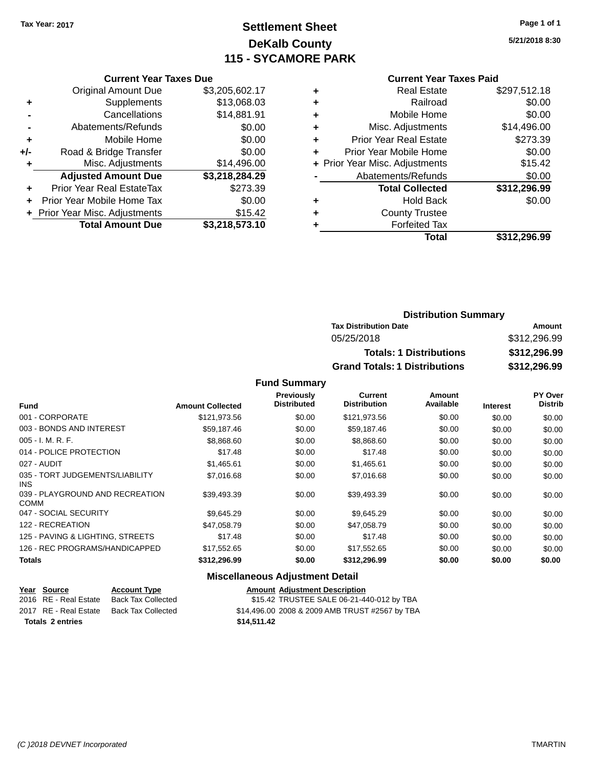**Tax Year: 2017**

# Settlement Sheet
## DeKalb County
## 115 - SYCAMORE PARK

5/21/2018 8:30

### Current Year Taxes Due

| | | |
|---|---|---|
| | Original Amount Due | $3,205,602.17 |
| + | Supplements | $13,068.03 |
| - | Cancellations | $14,881.91 |
| - | Abatements/Refunds | $0.00 |
| + | Mobile Home | $0.00 |
| +/- | Road & Bridge Transfer | $0.00 |
| + | Misc. Adjustments | $14,496.00 |
| | **Adjusted Amount Due** | **$3,218,284.29** |
| + | Prior Year Real EstateTax | $273.39 |
| + | Prior Year Mobile Home Tax | $0.00 |
| + | Prior Year Misc. Adjustments | $15.42 |
| | **Total Amount Due** | **$3,218,573.10** |

### Current Year Taxes Paid

| | | |
|---|---|---|
| + | Real Estate | $297,512.18 |
| + | Railroad | $0.00 |
| + | Mobile Home | $0.00 |
| + | Misc. Adjustments | $14,496.00 |
| + | Prior Year Real Estate | $273.39 |
| + | Prior Year Mobile Home | $0.00 |
| + | Prior Year Misc. Adjustments | $15.42 |
| - | Abatements/Refunds | $0.00 |
| | **Total Collected** | **$312,296.99** |
| + | Hold Back | $0.00 |
| + | County Trustee | |
| + | Forfeited Tax | |
| | **Total** | **$312,296.99** |

### Distribution Summary

| Tax Distribution Date | Amount |
|---|---|
| 05/25/2018 | $312,296.99 |
| **Totals: 1 Distributions** | **$312,296.99** |
| **Grand Totals: 1 Distributions** | **$312,296.99** |

### Fund Summary

| Fund | Amount Collected | Previously Distributed | Current Distribution | Amount Available | Interest | PY Over Distrib |
|---|---|---|---|---|---|---|
| 001 - CORPORATE | $121,973.56 | $0.00 | $121,973.56 | $0.00 | $0.00 | $0.00 |
| 003 - BONDS AND INTEREST | $59,187.46 | $0.00 | $59,187.46 | $0.00 | $0.00 | $0.00 |
| 005 - I. M. R. F. | $8,868.60 | $0.00 | $8,868.60 | $0.00 | $0.00 | $0.00 |
| 014 - POLICE PROTECTION | $17.48 | $0.00 | $17.48 | $0.00 | $0.00 | $0.00 |
| 027 - AUDIT | $1,465.61 | $0.00 | $1,465.61 | $0.00 | $0.00 | $0.00 |
| 035 - TORT JUDGEMENTS/LIABILITY INS | $7,016.68 | $0.00 | $7,016.68 | $0.00 | $0.00 | $0.00 |
| 039 - PLAYGROUND AND RECREATION COMM | $39,493.39 | $0.00 | $39,493.39 | $0.00 | $0.00 | $0.00 |
| 047 - SOCIAL SECURITY | $9,645.29 | $0.00 | $9,645.29 | $0.00 | $0.00 | $0.00 |
| 122 - RECREATION | $47,058.79 | $0.00 | $47,058.79 | $0.00 | $0.00 | $0.00 |
| 125 - PAVING & LIGHTING, STREETS | $17.48 | $0.00 | $17.48 | $0.00 | $0.00 | $0.00 |
| 126 - REC PROGRAMS/HANDICAPPED | $17,552.65 | $0.00 | $17,552.65 | $0.00 | $0.00 | $0.00 |
| **Totals** | **$312,296.99** | **$0.00** | **$312,296.99** | **$0.00** | **$0.00** | **$0.00** |

### Miscellaneous Adjustment Detail

| Year | Source | Account Type | Amount | Adjustment Description |
|---|---|---|---|---|
| 2016 | RE - Real Estate | Back Tax Collected | $15.42 | TRUSTEE SALE 06-21-440-012 by TBA |
| 2017 | RE - Real Estate | Back Tax Collected | $14,496.00 | 2008 & 2009 AMB TRUST #2567 by TBA |
| **Totals 2 entries** | | | **$14,511.42** | |

(C )2018 DEVNET Incorporated — TMARTIN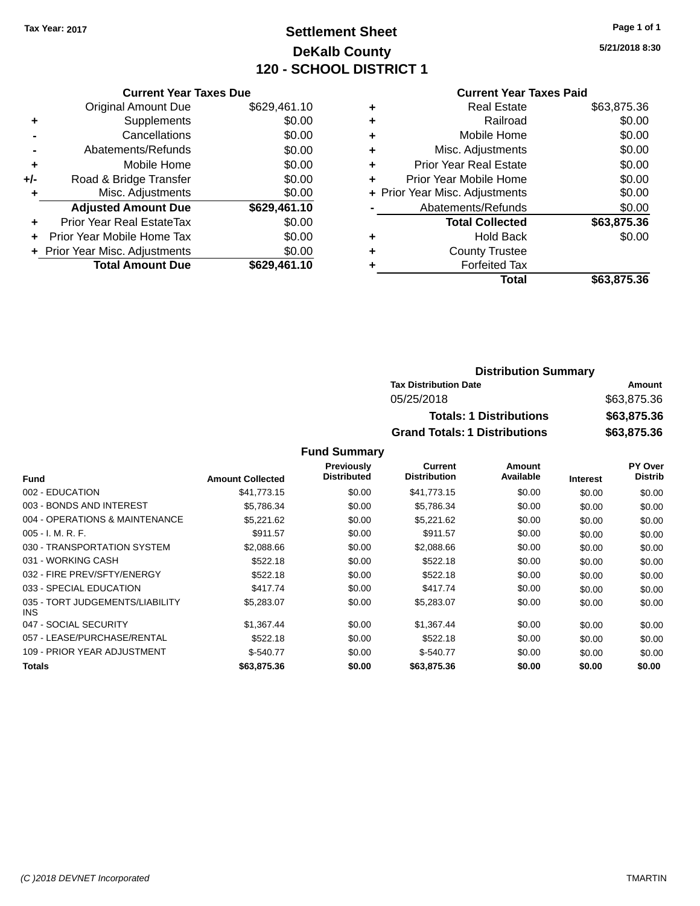Tax Year: 2017

# Settlement Sheet
## DeKalb County
## 120 - SCHOOL DISTRICT 1

5/21/2018 8:30

### Current Year Taxes Due

| | | |
|---|---|---|
| | Original Amount Due | $629,461.10 |
| + | Supplements | $0.00 |
| - | Cancellations | $0.00 |
| - | Abatements/Refunds | $0.00 |
| + | Mobile Home | $0.00 |
| +/- | Road & Bridge Transfer | $0.00 |
| + | Misc. Adjustments | $0.00 |
| | **Adjusted Amount Due** | **$629,461.10** |
| + | Prior Year Real EstateTax | $0.00 |
| + | Prior Year Mobile Home Tax | $0.00 |
| + | Prior Year Misc. Adjustments | $0.00 |
| | **Total Amount Due** | **$629,461.10** |

### Current Year Taxes Paid

| | | |
|---|---|---|
| + | Real Estate | $63,875.36 |
| + | Railroad | $0.00 |
| + | Mobile Home | $0.00 |
| + | Misc. Adjustments | $0.00 |
| + | Prior Year Real Estate | $0.00 |
| + | Prior Year Mobile Home | $0.00 |
| + | Prior Year Misc. Adjustments | $0.00 |
| - | Abatements/Refunds | $0.00 |
| | **Total Collected** | **$63,875.36** |
| + | Hold Back | $0.00 |
| + | County Trustee | |
| + | Forfeited Tax | |
| | **Total** | **$63,875.36** |

### Distribution Summary

| Tax Distribution Date | Amount |
|---|---|
| 05/25/2018 | $63,875.36 |
| **Totals: 1 Distributions** | **$63,875.36** |
| **Grand Totals: 1 Distributions** | **$63,875.36** |

### Fund Summary

| Fund | Amount Collected | Previously Distributed | Current Distribution | Amount Available | Interest | PY Over Distrib |
|---|---|---|---|---|---|---|
| 002 - EDUCATION | $41,773.15 | $0.00 | $41,773.15 | $0.00 | $0.00 | $0.00 |
| 003 - BONDS AND INTEREST | $5,786.34 | $0.00 | $5,786.34 | $0.00 | $0.00 | $0.00 |
| 004 - OPERATIONS & MAINTENANCE | $5,221.62 | $0.00 | $5,221.62 | $0.00 | $0.00 | $0.00 |
| 005 - I. M. R. F. | $911.57 | $0.00 | $911.57 | $0.00 | $0.00 | $0.00 |
| 030 - TRANSPORTATION SYSTEM | $2,088.66 | $0.00 | $2,088.66 | $0.00 | $0.00 | $0.00 |
| 031 - WORKING CASH | $522.18 | $0.00 | $522.18 | $0.00 | $0.00 | $0.00 |
| 032 - FIRE PREV/SFTY/ENERGY | $522.18 | $0.00 | $522.18 | $0.00 | $0.00 | $0.00 |
| 033 - SPECIAL EDUCATION | $417.74 | $0.00 | $417.74 | $0.00 | $0.00 | $0.00 |
| 035 - TORT JUDGEMENTS/LIABILITY INS | $5,283.07 | $0.00 | $5,283.07 | $0.00 | $0.00 | $0.00 |
| 047 - SOCIAL SECURITY | $1,367.44 | $0.00 | $1,367.44 | $0.00 | $0.00 | $0.00 |
| 057 - LEASE/PURCHASE/RENTAL | $522.18 | $0.00 | $522.18 | $0.00 | $0.00 | $0.00 |
| 109 - PRIOR YEAR ADJUSTMENT | $-540.77 | $0.00 | $-540.77 | $0.00 | $0.00 | $0.00 |
| **Totals** | **$63,875.36** | **$0.00** | **$63,875.36** | **$0.00** | **$0.00** | **$0.00** |

(C )2018 DEVNET Incorporated TMARTIN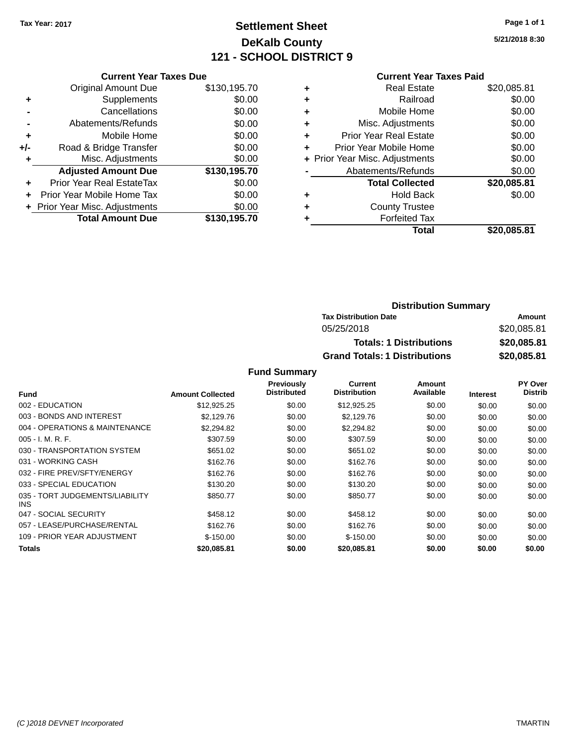**Tax Year: 2017**

# Settlement Sheet

## DeKalb County

## 121 - SCHOOL DISTRICT 9

5/21/2018 8:30

### Current Year Taxes Due

| | | |
|---|---|---|
| | Original Amount Due | $130,195.70 |
| + | Supplements | $0.00 |
| - | Cancellations | $0.00 |
| - | Abatements/Refunds | $0.00 |
| + | Mobile Home | $0.00 |
| +/- | Road & Bridge Transfer | $0.00 |
| + | Misc. Adjustments | $0.00 |
| | **Adjusted Amount Due** | **$130,195.70** |
| + | Prior Year Real EstateTax | $0.00 |
| + | Prior Year Mobile Home Tax | $0.00 |
| + | Prior Year Misc. Adjustments | $0.00 |
| | **Total Amount Due** | **$130,195.70** |

### Current Year Taxes Paid

| | | |
|---|---|---|
| + | Real Estate | $20,085.81 |
| + | Railroad | $0.00 |
| + | Mobile Home | $0.00 |
| + | Misc. Adjustments | $0.00 |
| + | Prior Year Real Estate | $0.00 |
| + | Prior Year Mobile Home | $0.00 |
| + | Prior Year Misc. Adjustments | $0.00 |
| - | Abatements/Refunds | $0.00 |
| | **Total Collected** | **$20,085.81** |
| + | Hold Back | $0.00 |
| + | County Trustee | |
| + | Forfeited Tax | |
| | **Total** | **$20,085.81** |

### Distribution Summary

| Tax Distribution Date | Amount |
|---|---|
| 05/25/2018 | $20,085.81 |
| **Totals: 1 Distributions** | **$20,085.81** |
| **Grand Totals: 1 Distributions** | **$20,085.81** |

### Fund Summary

| Fund | Amount Collected | Previously Distributed | Current Distribution | Amount Available | Interest | PY Over Distrib |
|---|---|---|---|---|---|---|
| 002 - EDUCATION | $12,925.25 | $0.00 | $12,925.25 | $0.00 | $0.00 | $0.00 |
| 003 - BONDS AND INTEREST | $2,129.76 | $0.00 | $2,129.76 | $0.00 | $0.00 | $0.00 |
| 004 - OPERATIONS & MAINTENANCE | $2,294.82 | $0.00 | $2,294.82 | $0.00 | $0.00 | $0.00 |
| 005 - I. M. R. F. | $307.59 | $0.00 | $307.59 | $0.00 | $0.00 | $0.00 |
| 030 - TRANSPORTATION SYSTEM | $651.02 | $0.00 | $651.02 | $0.00 | $0.00 | $0.00 |
| 031 - WORKING CASH | $162.76 | $0.00 | $162.76 | $0.00 | $0.00 | $0.00 |
| 032 - FIRE PREV/SFTY/ENERGY | $162.76 | $0.00 | $162.76 | $0.00 | $0.00 | $0.00 |
| 033 - SPECIAL EDUCATION | $130.20 | $0.00 | $130.20 | $0.00 | $0.00 | $0.00 |
| 035 - TORT JUDGEMENTS/LIABILITY INS | $850.77 | $0.00 | $850.77 | $0.00 | $0.00 | $0.00 |
| 047 - SOCIAL SECURITY | $458.12 | $0.00 | $458.12 | $0.00 | $0.00 | $0.00 |
| 057 - LEASE/PURCHASE/RENTAL | $162.76 | $0.00 | $162.76 | $0.00 | $0.00 | $0.00 |
| 109 - PRIOR YEAR ADJUSTMENT | $-150.00 | $0.00 | $-150.00 | $0.00 | $0.00 | $0.00 |
| **Totals** | **$20,085.81** | **$0.00** | **$20,085.81** | **$0.00** | **$0.00** | **$0.00** |

(C )2018 DEVNET Incorporated TMARTIN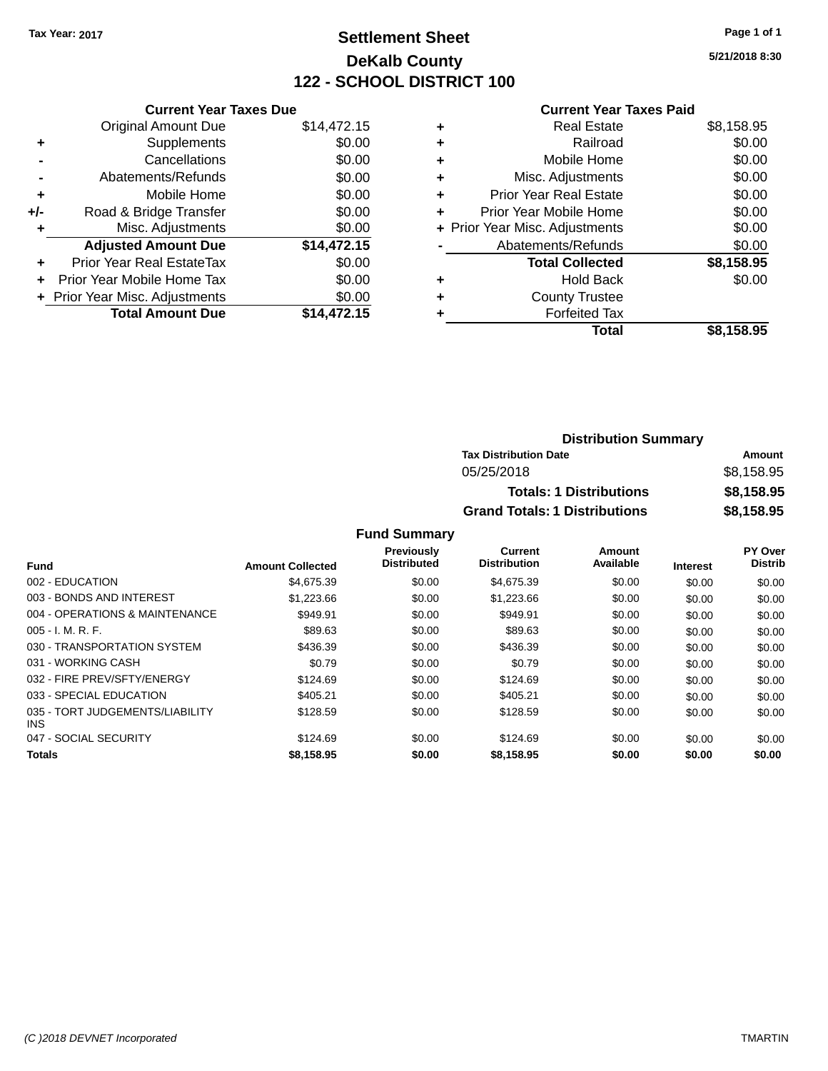Tax Year: 2017

# Settlement Sheet

## DeKalb County

## 122 - SCHOOL DISTRICT 100

5/21/2018 8:30

### Current Year Taxes Due

| | | |
|---|---|---|
| | Original Amount Due | $14,472.15 |
| + | Supplements | $0.00 |
| - | Cancellations | $0.00 |
| - | Abatements/Refunds | $0.00 |
| + | Mobile Home | $0.00 |
| +/- | Road & Bridge Transfer | $0.00 |
| + | Misc. Adjustments | $0.00 |
| | **Adjusted Amount Due** | **$14,472.15** |
| + | Prior Year Real EstateTax | $0.00 |
| + | Prior Year Mobile Home Tax | $0.00 |
| + | Prior Year Misc. Adjustments | $0.00 |
| | **Total Amount Due** | **$14,472.15** |

### Current Year Taxes Paid

| | | |
|---|---|---|
| + | Real Estate | $8,158.95 |
| + | Railroad | $0.00 |
| + | Mobile Home | $0.00 |
| + | Misc. Adjustments | $0.00 |
| + | Prior Year Real Estate | $0.00 |
| + | Prior Year Mobile Home | $0.00 |
| + | Prior Year Misc. Adjustments | $0.00 |
| - | Abatements/Refunds | $0.00 |
| | **Total Collected** | **$8,158.95** |
| + | Hold Back | $0.00 |
| + | County Trustee | |
| + | Forfeited Tax | |
| | **Total** | **$8,158.95** |

### Distribution Summary

| Tax Distribution Date | Amount |
|---|---|
| 05/25/2018 | $8,158.95 |
| **Totals: 1 Distributions** | **$8,158.95** |
| **Grand Totals: 1 Distributions** | **$8,158.95** |

### Fund Summary

| Fund | Amount Collected | Previously Distributed | Current Distribution | Amount Available | Interest | PY Over Distrib |
|---|---|---|---|---|---|---|
| 002 - EDUCATION | $4,675.39 | $0.00 | $4,675.39 | $0.00 | $0.00 | $0.00 |
| 003 - BONDS AND INTEREST | $1,223.66 | $0.00 | $1,223.66 | $0.00 | $0.00 | $0.00 |
| 004 - OPERATIONS & MAINTENANCE | $949.91 | $0.00 | $949.91 | $0.00 | $0.00 | $0.00 |
| 005 - I. M. R. F. | $89.63 | $0.00 | $89.63 | $0.00 | $0.00 | $0.00 |
| 030 - TRANSPORTATION SYSTEM | $436.39 | $0.00 | $436.39 | $0.00 | $0.00 | $0.00 |
| 031 - WORKING CASH | $0.79 | $0.00 | $0.79 | $0.00 | $0.00 | $0.00 |
| 032 - FIRE PREV/SFTY/ENERGY | $124.69 | $0.00 | $124.69 | $0.00 | $0.00 | $0.00 |
| 033 - SPECIAL EDUCATION | $405.21 | $0.00 | $405.21 | $0.00 | $0.00 | $0.00 |
| 035 - TORT JUDGEMENTS/LIABILITY INS | $128.59 | $0.00 | $128.59 | $0.00 | $0.00 | $0.00 |
| 047 - SOCIAL SECURITY | $124.69 | $0.00 | $124.69 | $0.00 | $0.00 | $0.00 |
| **Totals** | **$8,158.95** | **$0.00** | **$8,158.95** | **$0.00** | **$0.00** | **$0.00** |

(C )2018 DEVNET Incorporated TMARTIN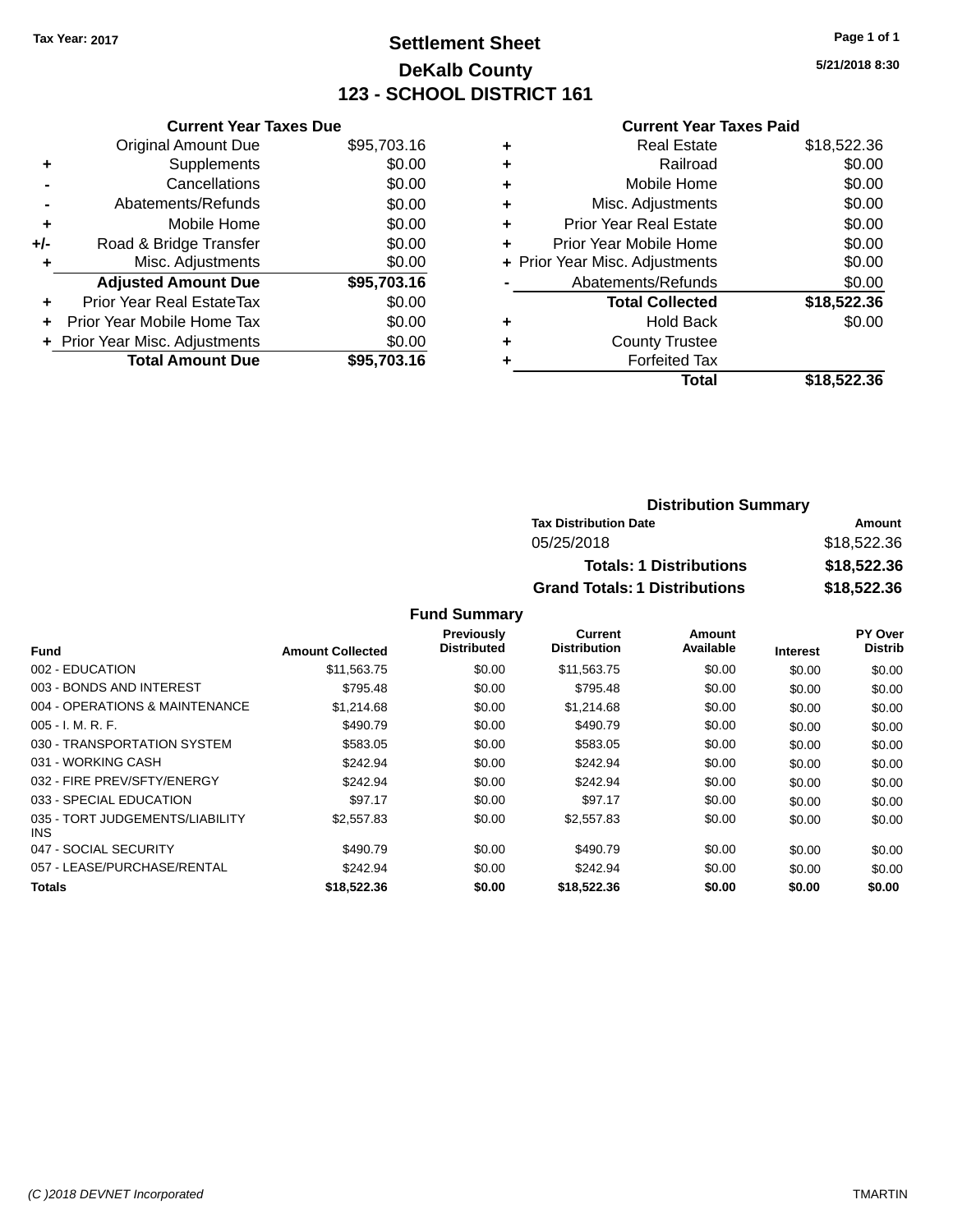Tax Year: 2017

# Settlement Sheet
## DeKalb County
## 123 - SCHOOL DISTRICT 161

5/21/2018 8:30

### Current Year Taxes Due

| | | |
|---|---|---|
| | Original Amount Due | $95,703.16 |
| + | Supplements | $0.00 |
| - | Cancellations | $0.00 |
| - | Abatements/Refunds | $0.00 |
| + | Mobile Home | $0.00 |
| +/- | Road & Bridge Transfer | $0.00 |
| + | Misc. Adjustments | $0.00 |
| | **Adjusted Amount Due** | **$95,703.16** |
| + | Prior Year Real EstateTax | $0.00 |
| + | Prior Year Mobile Home Tax | $0.00 |
| + | Prior Year Misc. Adjustments | $0.00 |
| | **Total Amount Due** | **$95,703.16** |

### Current Year Taxes Paid

| | | |
|---|---|---|
| + | Real Estate | $18,522.36 |
| + | Railroad | $0.00 |
| + | Mobile Home | $0.00 |
| + | Misc. Adjustments | $0.00 |
| + | Prior Year Real Estate | $0.00 |
| + | Prior Year Mobile Home | $0.00 |
| + | Prior Year Misc. Adjustments | $0.00 |
| - | Abatements/Refunds | $0.00 |
| | **Total Collected** | **$18,522.36** |
| + | Hold Back | $0.00 |
| + | County Trustee | |
| + | Forfeited Tax | |
| | **Total** | **$18,522.36** |

### Distribution Summary

| Tax Distribution Date | Amount |
|---|---|
| 05/25/2018 | $18,522.36 |
| **Totals: 1 Distributions** | **$18,522.36** |
| **Grand Totals: 1 Distributions** | **$18,522.36** |

### Fund Summary

| Fund | Amount Collected | Previously Distributed | Current Distribution | Amount Available | Interest | PY Over Distrib |
|---|---|---|---|---|---|---|
| 002 - EDUCATION | $11,563.75 | $0.00 | $11,563.75 | $0.00 | $0.00 | $0.00 |
| 003 - BONDS AND INTEREST | $795.48 | $0.00 | $795.48 | $0.00 | $0.00 | $0.00 |
| 004 - OPERATIONS & MAINTENANCE | $1,214.68 | $0.00 | $1,214.68 | $0.00 | $0.00 | $0.00 |
| 005 - I. M. R. F. | $490.79 | $0.00 | $490.79 | $0.00 | $0.00 | $0.00 |
| 030 - TRANSPORTATION SYSTEM | $583.05 | $0.00 | $583.05 | $0.00 | $0.00 | $0.00 |
| 031 - WORKING CASH | $242.94 | $0.00 | $242.94 | $0.00 | $0.00 | $0.00 |
| 032 - FIRE PREV/SFTY/ENERGY | $242.94 | $0.00 | $242.94 | $0.00 | $0.00 | $0.00 |
| 033 - SPECIAL EDUCATION | $97.17 | $0.00 | $97.17 | $0.00 | $0.00 | $0.00 |
| 035 - TORT JUDGEMENTS/LIABILITY INS | $2,557.83 | $0.00 | $2,557.83 | $0.00 | $0.00 | $0.00 |
| 047 - SOCIAL SECURITY | $490.79 | $0.00 | $490.79 | $0.00 | $0.00 | $0.00 |
| 057 - LEASE/PURCHASE/RENTAL | $242.94 | $0.00 | $242.94 | $0.00 | $0.00 | $0.00 |
| **Totals** | **$18,522.36** | **$0.00** | **$18,522.36** | **$0.00** | **$0.00** | **$0.00** |

(C )2018 DEVNET Incorporated TMARTIN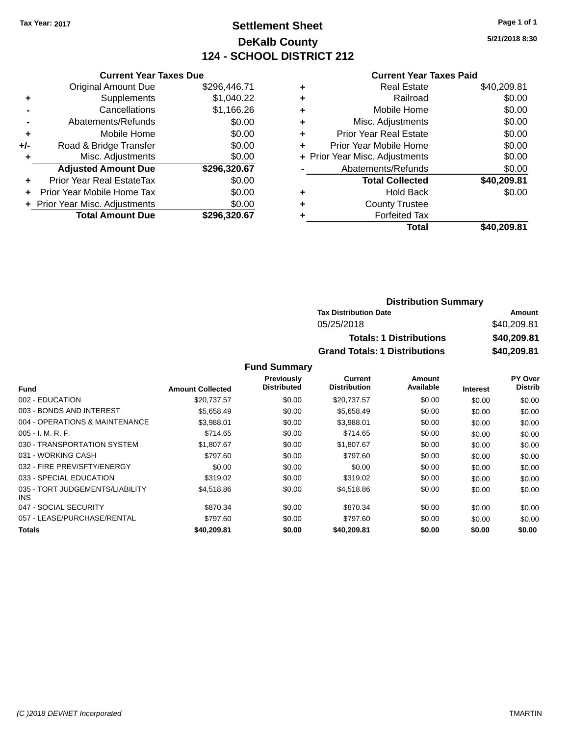Tax Year: 2017

# Settlement Sheet
## DeKalb County
## 124 - SCHOOL DISTRICT 212

5/21/2018 8:30

### Current Year Taxes Due

| | | |
|---|---|---|
| | Original Amount Due | $296,446.71 |
| + | Supplements | $1,040.22 |
| - | Cancellations | $1,166.26 |
| - | Abatements/Refunds | $0.00 |
| + | Mobile Home | $0.00 |
| +/- | Road & Bridge Transfer | $0.00 |
| + | Misc. Adjustments | $0.00 |
| | **Adjusted Amount Due** | **$296,320.67** |
| + | Prior Year Real EstateTax | $0.00 |
| + | Prior Year Mobile Home Tax | $0.00 |
| + | Prior Year Misc. Adjustments | $0.00 |
| | **Total Amount Due** | **$296,320.67** |

### Current Year Taxes Paid

| | | |
|---|---|---|
| + | Real Estate | $40,209.81 |
| + | Railroad | $0.00 |
| + | Mobile Home | $0.00 |
| + | Misc. Adjustments | $0.00 |
| + | Prior Year Real Estate | $0.00 |
| + | Prior Year Mobile Home | $0.00 |
| + | Prior Year Misc. Adjustments | $0.00 |
| - | Abatements/Refunds | $0.00 |
| | **Total Collected** | **$40,209.81** |
| + | Hold Back | $0.00 |
| + | County Trustee | |
| + | Forfeited Tax | |
| | **Total** | **$40,209.81** |

### Distribution Summary

| Tax Distribution Date | Amount |
|---|---|
| 05/25/2018 | $40,209.81 |
| **Totals: 1 Distributions** | **$40,209.81** |
| **Grand Totals: 1 Distributions** | **$40,209.81** |

### Fund Summary

| Fund | Amount Collected | Previously Distributed | Current Distribution | Amount Available | Interest | PY Over Distrib |
|---|---|---|---|---|---|---|
| 002 - EDUCATION | $20,737.57 | $0.00 | $20,737.57 | $0.00 | $0.00 | $0.00 |
| 003 - BONDS AND INTEREST | $5,658.49 | $0.00 | $5,658.49 | $0.00 | $0.00 | $0.00 |
| 004 - OPERATIONS & MAINTENANCE | $3,988.01 | $0.00 | $3,988.01 | $0.00 | $0.00 | $0.00 |
| 005 - I. M. R. F. | $714.65 | $0.00 | $714.65 | $0.00 | $0.00 | $0.00 |
| 030 - TRANSPORTATION SYSTEM | $1,807.67 | $0.00 | $1,807.67 | $0.00 | $0.00 | $0.00 |
| 031 - WORKING CASH | $797.60 | $0.00 | $797.60 | $0.00 | $0.00 | $0.00 |
| 032 - FIRE PREV/SFTY/ENERGY | $0.00 | $0.00 | $0.00 | $0.00 | $0.00 | $0.00 |
| 033 - SPECIAL EDUCATION | $319.02 | $0.00 | $319.02 | $0.00 | $0.00 | $0.00 |
| 035 - TORT JUDGEMENTS/LIABILITY INS | $4,518.86 | $0.00 | $4,518.86 | $0.00 | $0.00 | $0.00 |
| 047 - SOCIAL SECURITY | $870.34 | $0.00 | $870.34 | $0.00 | $0.00 | $0.00 |
| 057 - LEASE/PURCHASE/RENTAL | $797.60 | $0.00 | $797.60 | $0.00 | $0.00 | $0.00 |
| **Totals** | **$40,209.81** | **$0.00** | **$40,209.81** | **$0.00** | **$0.00** | **$0.00** |

(C )2018 DEVNET Incorporated TMARTIN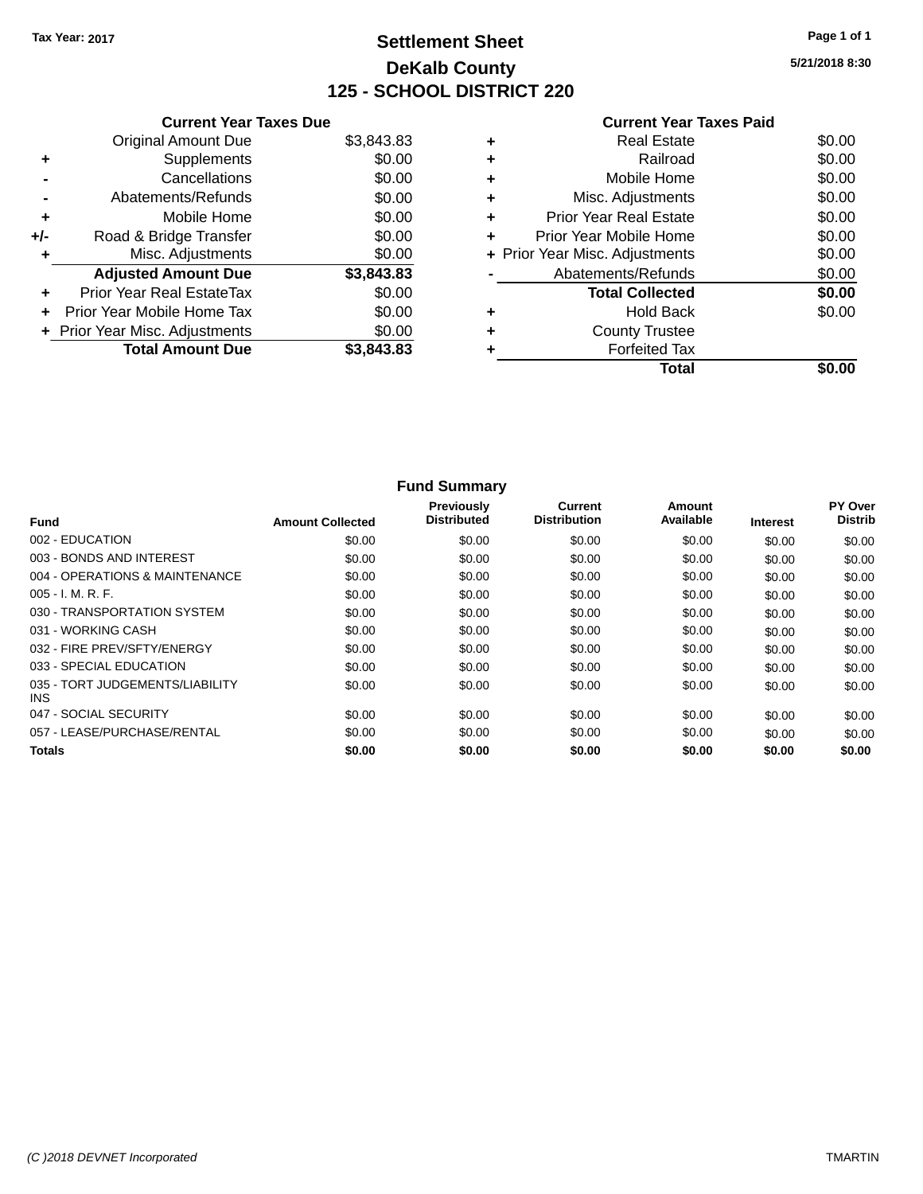Tax Year: 2017

# Settlement Sheet
## DeKalb County
## 125 - SCHOOL DISTRICT 220

5/21/2018 8:30

### Current Year Taxes Due

| | | |
|---|---|---|
| | Original Amount Due | $3,843.83 |
| + | Supplements | $0.00 |
| - | Cancellations | $0.00 |
| - | Abatements/Refunds | $0.00 |
| + | Mobile Home | $0.00 |
| +/- | Road & Bridge Transfer | $0.00 |
| + | Misc. Adjustments | $0.00 |
| | **Adjusted Amount Due** | **$3,843.83** |
| + | Prior Year Real EstateTax | $0.00 |
| + | Prior Year Mobile Home Tax | $0.00 |
| + | Prior Year Misc. Adjustments | $0.00 |
| | **Total Amount Due** | **$3,843.83** |

### Current Year Taxes Paid

| | | |
|---|---|---|
| + | Real Estate | $0.00 |
| + | Railroad | $0.00 |
| + | Mobile Home | $0.00 |
| + | Misc. Adjustments | $0.00 |
| + | Prior Year Real Estate | $0.00 |
| + | Prior Year Mobile Home | $0.00 |
| + | Prior Year Misc. Adjustments | $0.00 |
| - | Abatements/Refunds | $0.00 |
| | **Total Collected** | **$0.00** |
| + | Hold Back | $0.00 |
| + | County Trustee | |
| + | Forfeited Tax | |
| | **Total** | **$0.00** |

### Fund Summary

| Fund | Amount Collected | Previously Distributed | Current Distribution | Amount Available | Interest | PY Over Distrib |
|---|---|---|---|---|---|---|
| 002 - EDUCATION | $0.00 | $0.00 | $0.00 | $0.00 | $0.00 | $0.00 |
| 003 - BONDS AND INTEREST | $0.00 | $0.00 | $0.00 | $0.00 | $0.00 | $0.00 |
| 004 - OPERATIONS & MAINTENANCE | $0.00 | $0.00 | $0.00 | $0.00 | $0.00 | $0.00 |
| 005 - I. M. R. F. | $0.00 | $0.00 | $0.00 | $0.00 | $0.00 | $0.00 |
| 030 - TRANSPORTATION SYSTEM | $0.00 | $0.00 | $0.00 | $0.00 | $0.00 | $0.00 |
| 031 - WORKING CASH | $0.00 | $0.00 | $0.00 | $0.00 | $0.00 | $0.00 |
| 032 - FIRE PREV/SFTY/ENERGY | $0.00 | $0.00 | $0.00 | $0.00 | $0.00 | $0.00 |
| 033 - SPECIAL EDUCATION | $0.00 | $0.00 | $0.00 | $0.00 | $0.00 | $0.00 |
| 035 - TORT JUDGEMENTS/LIABILITY INS | $0.00 | $0.00 | $0.00 | $0.00 | $0.00 | $0.00 |
| 047 - SOCIAL SECURITY | $0.00 | $0.00 | $0.00 | $0.00 | $0.00 | $0.00 |
| 057 - LEASE/PURCHASE/RENTAL | $0.00 | $0.00 | $0.00 | $0.00 | $0.00 | $0.00 |
| **Totals** | **$0.00** | **$0.00** | **$0.00** | **$0.00** | **$0.00** | **$0.00** |

(C )2018 DEVNET Incorporated — TMARTIN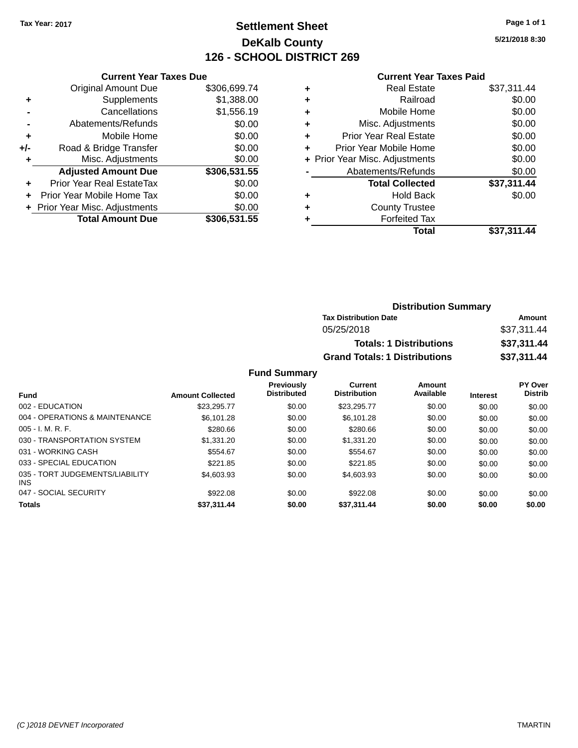Tax Year: 2017

# Settlement Sheet

## DeKalb County

## 126 - SCHOOL DISTRICT 269

5/21/2018 8:30

### Current Year Taxes Due

| | | |
|---|---|---|
| | Original Amount Due | $306,699.74 |
| + | Supplements | $1,388.00 |
| - | Cancellations | $1,556.19 |
| - | Abatements/Refunds | $0.00 |
| + | Mobile Home | $0.00 |
| +/- | Road & Bridge Transfer | $0.00 |
| + | Misc. Adjustments | $0.00 |
| | **Adjusted Amount Due** | **$306,531.55** |
| + | Prior Year Real EstateTax | $0.00 |
| + | Prior Year Mobile Home Tax | $0.00 |
| + | Prior Year Misc. Adjustments | $0.00 |
| | **Total Amount Due** | **$306,531.55** |

### Current Year Taxes Paid

| | | |
|---|---|---|
| + | Real Estate | $37,311.44 |
| + | Railroad | $0.00 |
| + | Mobile Home | $0.00 |
| + | Misc. Adjustments | $0.00 |
| + | Prior Year Real Estate | $0.00 |
| + | Prior Year Mobile Home | $0.00 |
| + | Prior Year Misc. Adjustments | $0.00 |
| - | Abatements/Refunds | $0.00 |
| | **Total Collected** | **$37,311.44** |
| + | Hold Back | $0.00 |
| + | County Trustee | |
| + | Forfeited Tax | |
| | **Total** | **$37,311.44** |

### Distribution Summary

| Tax Distribution Date | Amount |
|---|---|
| 05/25/2018 | $37,311.44 |
| **Totals: 1 Distributions** | **$37,311.44** |
| **Grand Totals: 1 Distributions** | **$37,311.44** |

### Fund Summary

| Fund | Amount Collected | Previously Distributed | Current Distribution | Amount Available | Interest | PY Over Distrib |
|---|---|---|---|---|---|---|
| 002 - EDUCATION | $23,295.77 | $0.00 | $23,295.77 | $0.00 | $0.00 | $0.00 |
| 004 - OPERATIONS & MAINTENANCE | $6,101.28 | $0.00 | $6,101.28 | $0.00 | $0.00 | $0.00 |
| 005 - I. M. R. F. | $280.66 | $0.00 | $280.66 | $0.00 | $0.00 | $0.00 |
| 030 - TRANSPORTATION SYSTEM | $1,331.20 | $0.00 | $1,331.20 | $0.00 | $0.00 | $0.00 |
| 031 - WORKING CASH | $554.67 | $0.00 | $554.67 | $0.00 | $0.00 | $0.00 |
| 033 - SPECIAL EDUCATION | $221.85 | $0.00 | $221.85 | $0.00 | $0.00 | $0.00 |
| 035 - TORT JUDGEMENTS/LIABILITY INS | $4,603.93 | $0.00 | $4,603.93 | $0.00 | $0.00 | $0.00 |
| 047 - SOCIAL SECURITY | $922.08 | $0.00 | $922.08 | $0.00 | $0.00 | $0.00 |
| **Totals** | **$37,311.44** | **$0.00** | **$37,311.44** | **$0.00** | **$0.00** | **$0.00** |

(C )2018 DEVNET Incorporated TMARTIN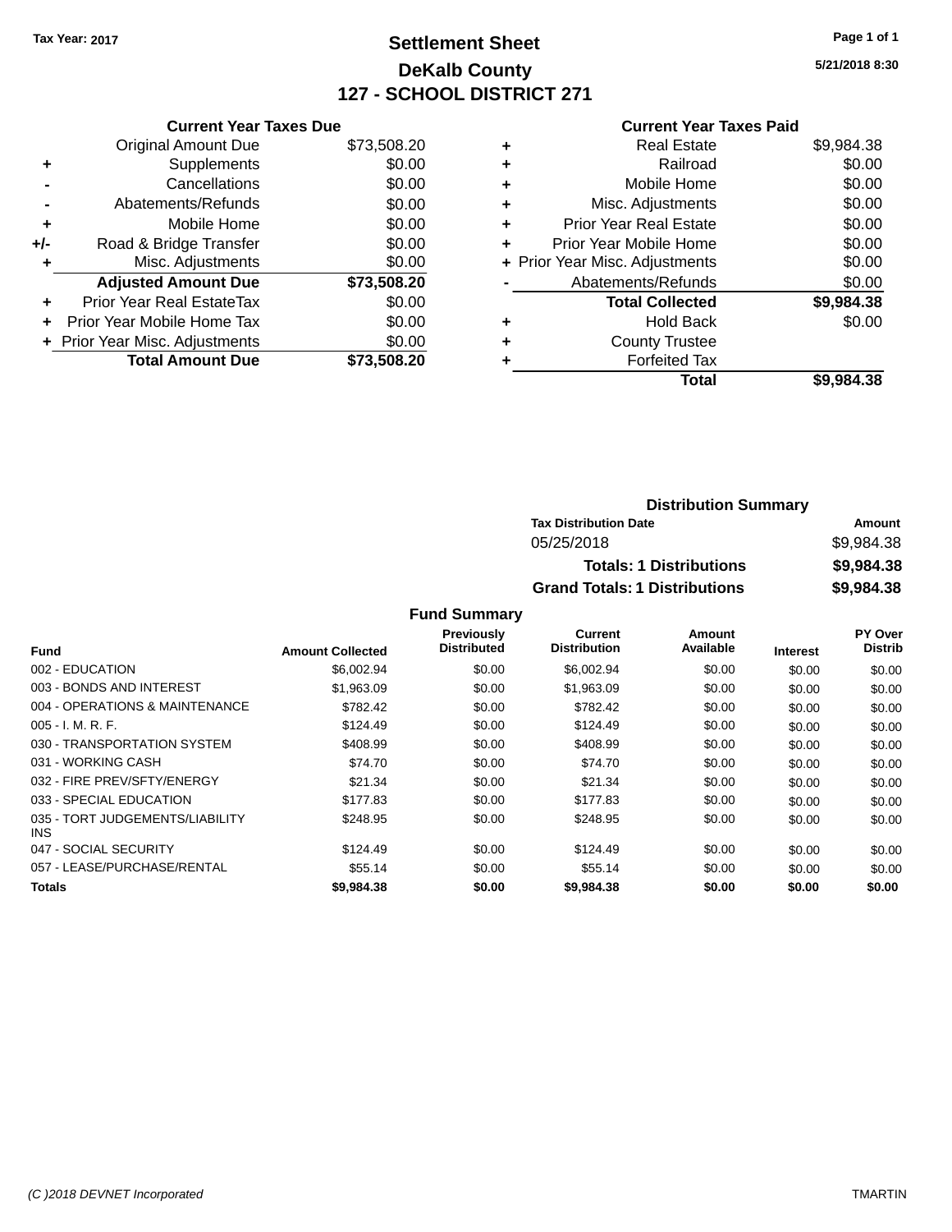Tax Year: 2017

# Settlement Sheet
## DeKalb County
## 127 - SCHOOL DISTRICT 271

5/21/2018 8:30

### Current Year Taxes Due

| | | |
|---|---|---|
| | Original Amount Due | $73,508.20 |
| + | Supplements | $0.00 |
| - | Cancellations | $0.00 |
| - | Abatements/Refunds | $0.00 |
| + | Mobile Home | $0.00 |
| +/- | Road & Bridge Transfer | $0.00 |
| + | Misc. Adjustments | $0.00 |
| | **Adjusted Amount Due** | **$73,508.20** |
| + | Prior Year Real EstateTax | $0.00 |
| + | Prior Year Mobile Home Tax | $0.00 |
| + | Prior Year Misc. Adjustments | $0.00 |
| | **Total Amount Due** | **$73,508.20** |

### Current Year Taxes Paid

| | | |
|---|---|---|
| + | Real Estate | $9,984.38 |
| + | Railroad | $0.00 |
| + | Mobile Home | $0.00 |
| + | Misc. Adjustments | $0.00 |
| + | Prior Year Real Estate | $0.00 |
| + | Prior Year Mobile Home | $0.00 |
| + | Prior Year Misc. Adjustments | $0.00 |
| - | Abatements/Refunds | $0.00 |
| | **Total Collected** | **$9,984.38** |
| + | Hold Back | $0.00 |
| + | County Trustee | |
| + | Forfeited Tax | |
| | **Total** | **$9,984.38** |

### Distribution Summary

| Tax Distribution Date | Amount |
|---|---|
| 05/25/2018 | $9,984.38 |
| **Totals: 1 Distributions** | **$9,984.38** |
| **Grand Totals: 1 Distributions** | **$9,984.38** |

### Fund Summary

| Fund | Amount Collected | Previously Distributed | Current Distribution | Amount Available | Interest | PY Over Distrib |
|---|---|---|---|---|---|---|
| 002 - EDUCATION | $6,002.94 | $0.00 | $6,002.94 | $0.00 | $0.00 | $0.00 |
| 003 - BONDS AND INTEREST | $1,963.09 | $0.00 | $1,963.09 | $0.00 | $0.00 | $0.00 |
| 004 - OPERATIONS & MAINTENANCE | $782.42 | $0.00 | $782.42 | $0.00 | $0.00 | $0.00 |
| 005 - I. M. R. F. | $124.49 | $0.00 | $124.49 | $0.00 | $0.00 | $0.00 |
| 030 - TRANSPORTATION SYSTEM | $408.99 | $0.00 | $408.99 | $0.00 | $0.00 | $0.00 |
| 031 - WORKING CASH | $74.70 | $0.00 | $74.70 | $0.00 | $0.00 | $0.00 |
| 032 - FIRE PREV/SFTY/ENERGY | $21.34 | $0.00 | $21.34 | $0.00 | $0.00 | $0.00 |
| 033 - SPECIAL EDUCATION | $177.83 | $0.00 | $177.83 | $0.00 | $0.00 | $0.00 |
| 035 - TORT JUDGEMENTS/LIABILITY INS | $248.95 | $0.00 | $248.95 | $0.00 | $0.00 | $0.00 |
| 047 - SOCIAL SECURITY | $124.49 | $0.00 | $124.49 | $0.00 | $0.00 | $0.00 |
| 057 - LEASE/PURCHASE/RENTAL | $55.14 | $0.00 | $55.14 | $0.00 | $0.00 | $0.00 |
| **Totals** | **$9,984.38** | **$0.00** | **$9,984.38** | **$0.00** | **$0.00** | **$0.00** |

(C )2018 DEVNET Incorporated TMARTIN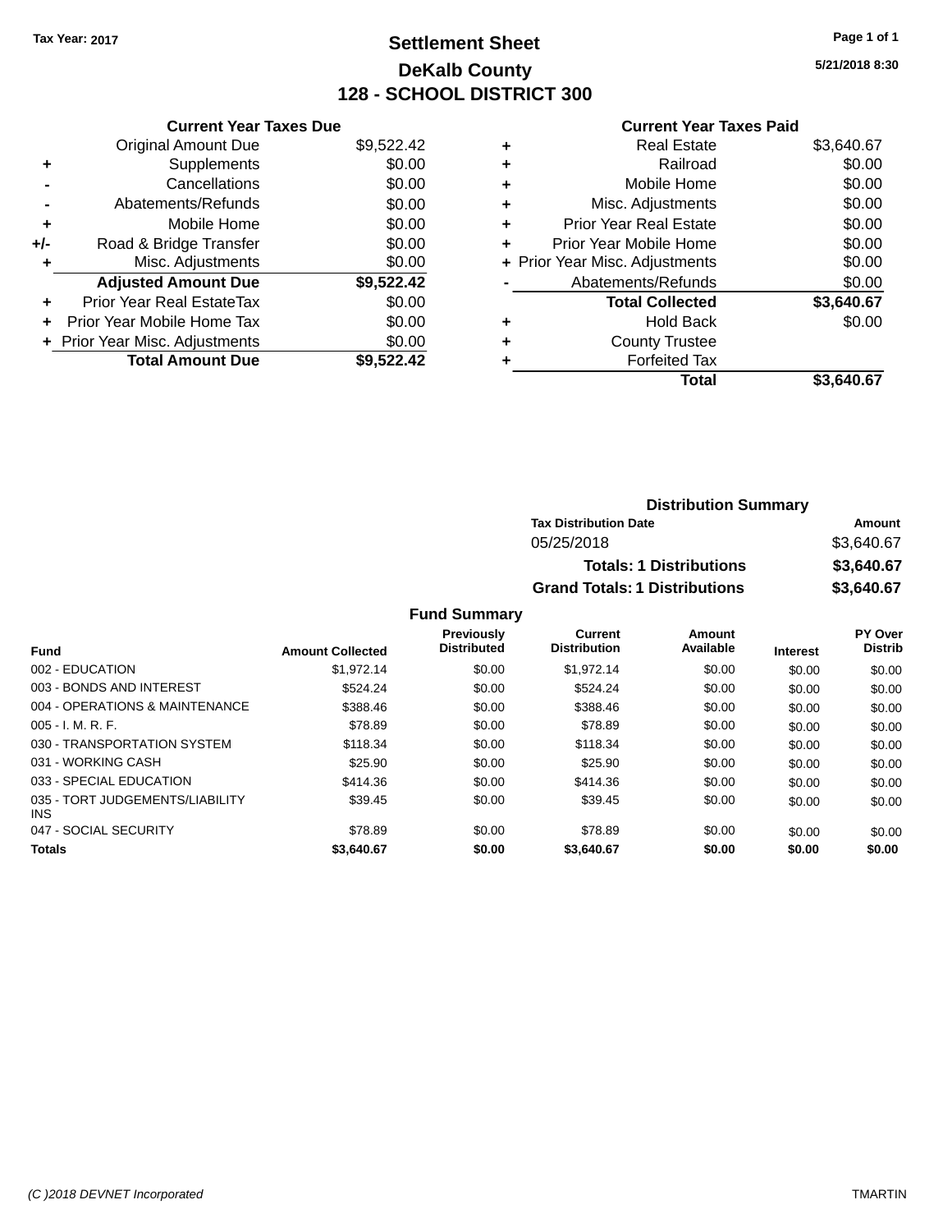Tax Year: 2017

# Settlement Sheet
## DeKalb County
## 128 - SCHOOL DISTRICT 300

5/21/2018 8:30

### Current Year Taxes Due

| | | |
|---|---|---|
| | Original Amount Due | $9,522.42 |
| + | Supplements | $0.00 |
| - | Cancellations | $0.00 |
| - | Abatements/Refunds | $0.00 |
| + | Mobile Home | $0.00 |
| +/- | Road & Bridge Transfer | $0.00 |
| + | Misc. Adjustments | $0.00 |
| | **Adjusted Amount Due** | **$9,522.42** |
| + | Prior Year Real EstateTax | $0.00 |
| + | Prior Year Mobile Home Tax | $0.00 |
| + | Prior Year Misc. Adjustments | $0.00 |
| | **Total Amount Due** | **$9,522.42** |

### Current Year Taxes Paid

| | | |
|---|---|---|
| + | Real Estate | $3,640.67 |
| + | Railroad | $0.00 |
| + | Mobile Home | $0.00 |
| + | Misc. Adjustments | $0.00 |
| + | Prior Year Real Estate | $0.00 |
| + | Prior Year Mobile Home | $0.00 |
| + | Prior Year Misc. Adjustments | $0.00 |
| - | Abatements/Refunds | $0.00 |
| | **Total Collected** | **$3,640.67** |
| + | Hold Back | $0.00 |
| + | County Trustee | |
| + | Forfeited Tax | |
| | **Total** | **$3,640.67** |

### Distribution Summary

| Tax Distribution Date | Amount |
|---|---|
| 05/25/2018 | $3,640.67 |
| **Totals: 1 Distributions** | **$3,640.67** |
| **Grand Totals: 1 Distributions** | **$3,640.67** |

### Fund Summary

| Fund | Amount Collected | Previously Distributed | Current Distribution | Amount Available | Interest | PY Over Distrib |
|---|---|---|---|---|---|---|
| 002 - EDUCATION | $1,972.14 | $0.00 | $1,972.14 | $0.00 | $0.00 | $0.00 |
| 003 - BONDS AND INTEREST | $524.24 | $0.00 | $524.24 | $0.00 | $0.00 | $0.00 |
| 004 - OPERATIONS & MAINTENANCE | $388.46 | $0.00 | $388.46 | $0.00 | $0.00 | $0.00 |
| 005 - I. M. R. F. | $78.89 | $0.00 | $78.89 | $0.00 | $0.00 | $0.00 |
| 030 - TRANSPORTATION SYSTEM | $118.34 | $0.00 | $118.34 | $0.00 | $0.00 | $0.00 |
| 031 - WORKING CASH | $25.90 | $0.00 | $25.90 | $0.00 | $0.00 | $0.00 |
| 033 - SPECIAL EDUCATION | $414.36 | $0.00 | $414.36 | $0.00 | $0.00 | $0.00 |
| 035 - TORT JUDGEMENTS/LIABILITY INS | $39.45 | $0.00 | $39.45 | $0.00 | $0.00 | $0.00 |
| 047 - SOCIAL SECURITY | $78.89 | $0.00 | $78.89 | $0.00 | $0.00 | $0.00 |
| **Totals** | **$3,640.67** | **$0.00** | **$3,640.67** | **$0.00** | **$0.00** | **$0.00** |

(C )2018 DEVNET Incorporated — TMARTIN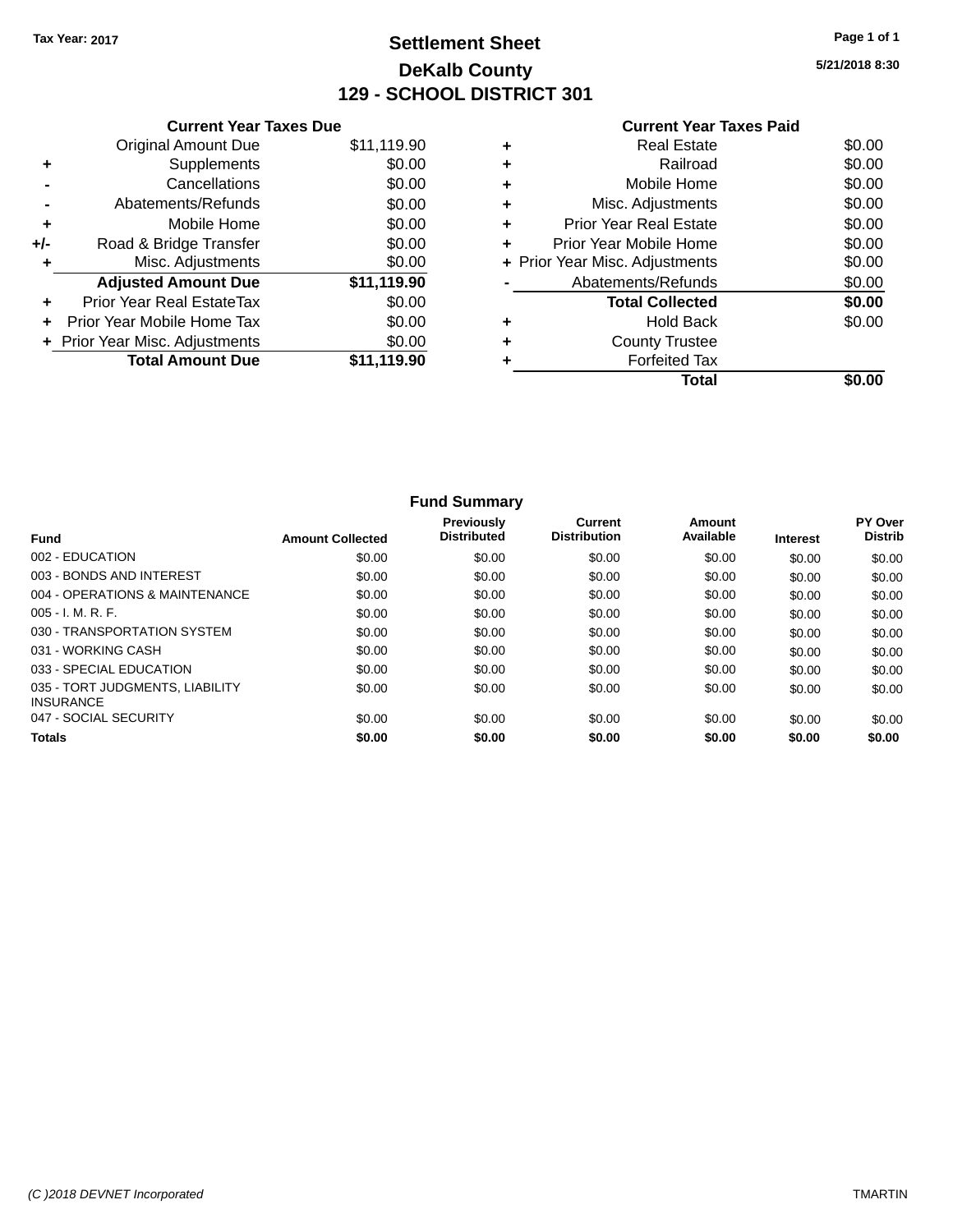Tax Year: 2017

# Settlement Sheet

## DeKalb County

## 129 - SCHOOL DISTRICT 301

5/21/2018 8:30

### Current Year Taxes Due

| | | |
|---|---|---|
| | Original Amount Due | $11,119.90 |
| + | Supplements | $0.00 |
| - | Cancellations | $0.00 |
| - | Abatements/Refunds | $0.00 |
| + | Mobile Home | $0.00 |
| +/- | Road & Bridge Transfer | $0.00 |
| + | Misc. Adjustments | $0.00 |
| | **Adjusted Amount Due** | **$11,119.90** |
| + | Prior Year Real EstateTax | $0.00 |
| + | Prior Year Mobile Home Tax | $0.00 |
| + | Prior Year Misc. Adjustments | $0.00 |
| | **Total Amount Due** | **$11,119.90** |

### Current Year Taxes Paid

| | | |
|---|---|---|
| + | Real Estate | $0.00 |
| + | Railroad | $0.00 |
| + | Mobile Home | $0.00 |
| + | Misc. Adjustments | $0.00 |
| + | Prior Year Real Estate | $0.00 |
| + | Prior Year Mobile Home | $0.00 |
| + | Prior Year Misc. Adjustments | $0.00 |
| - | Abatements/Refunds | $0.00 |
| | **Total Collected** | **$0.00** |
| + | Hold Back | $0.00 |
| + | County Trustee | |
| + | Forfeited Tax | |
| | **Total** | **$0.00** |

### Fund Summary

| Fund | Amount Collected | Previously Distributed | Current Distribution | Amount Available | Interest | PY Over Distrib |
|---|---|---|---|---|---|---|
| 002 - EDUCATION | $0.00 | $0.00 | $0.00 | $0.00 | $0.00 | $0.00 |
| 003 - BONDS AND INTEREST | $0.00 | $0.00 | $0.00 | $0.00 | $0.00 | $0.00 |
| 004 - OPERATIONS & MAINTENANCE | $0.00 | $0.00 | $0.00 | $0.00 | $0.00 | $0.00 |
| 005 - I. M. R. F. | $0.00 | $0.00 | $0.00 | $0.00 | $0.00 | $0.00 |
| 030 - TRANSPORTATION SYSTEM | $0.00 | $0.00 | $0.00 | $0.00 | $0.00 | $0.00 |
| 031 - WORKING CASH | $0.00 | $0.00 | $0.00 | $0.00 | $0.00 | $0.00 |
| 033 - SPECIAL EDUCATION | $0.00 | $0.00 | $0.00 | $0.00 | $0.00 | $0.00 |
| 035 - TORT JUDGMENTS, LIABILITY INSURANCE | $0.00 | $0.00 | $0.00 | $0.00 | $0.00 | $0.00 |
| 047 - SOCIAL SECURITY | $0.00 | $0.00 | $0.00 | $0.00 | $0.00 | $0.00 |
| **Totals** | **$0.00** | **$0.00** | **$0.00** | **$0.00** | **$0.00** | **$0.00** |

(C )2018 DEVNET Incorporated TMARTIN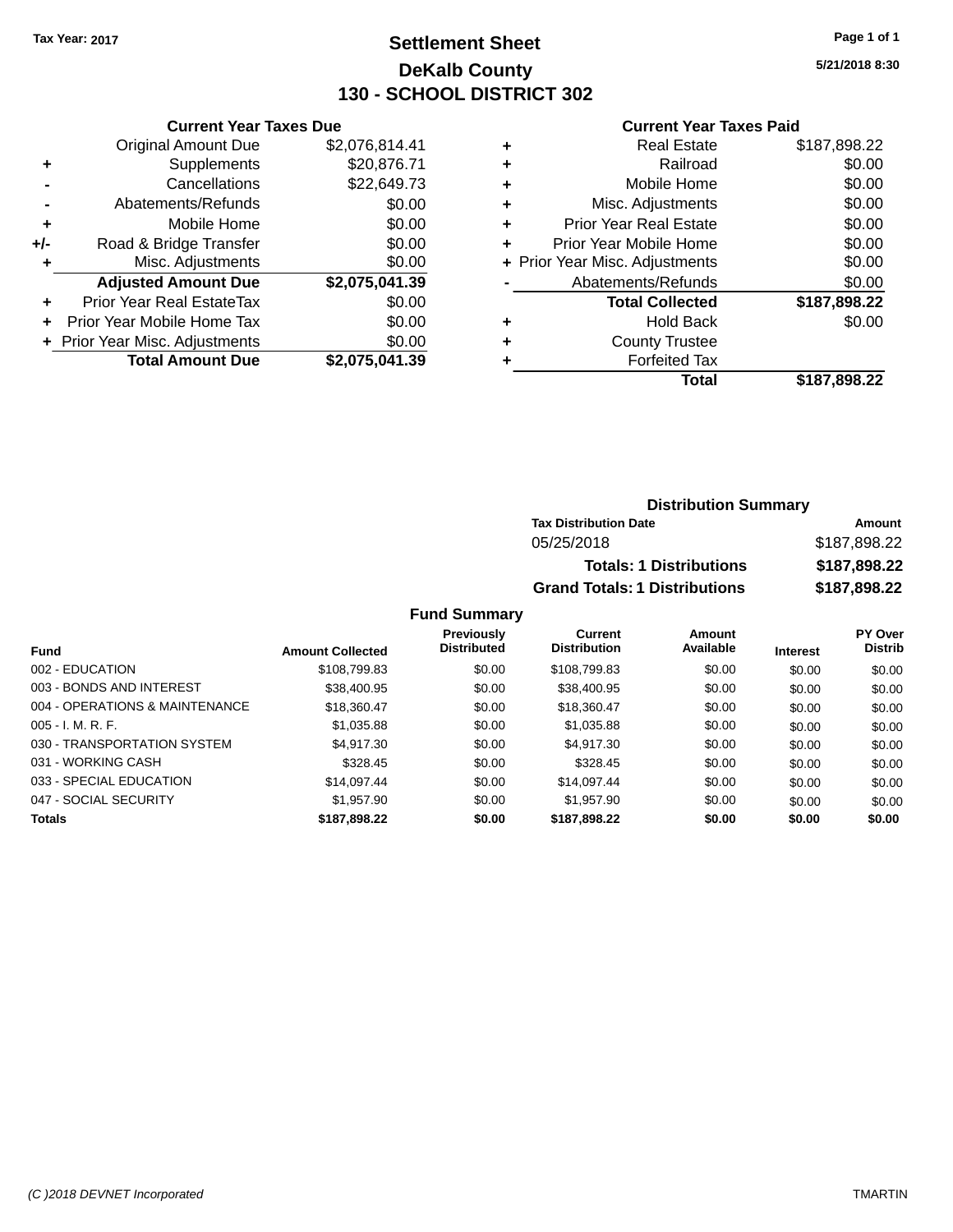Tax Year: 2017

# Settlement Sheet

## DeKalb County

## 130 - SCHOOL DISTRICT 302

5/21/2018 8:30

### Current Year Taxes Due

| | | |
|---|---|---|
| | Original Amount Due | $2,076,814.41 |
| + | Supplements | $20,876.71 |
| - | Cancellations | $22,649.73 |
| - | Abatements/Refunds | $0.00 |
| + | Mobile Home | $0.00 |
| +/- | Road & Bridge Transfer | $0.00 |
| + | Misc. Adjustments | $0.00 |
| | **Adjusted Amount Due** | **$2,075,041.39** |
| + | Prior Year Real EstateTax | $0.00 |
| + | Prior Year Mobile Home Tax | $0.00 |
| + | Prior Year Misc. Adjustments | $0.00 |
| | **Total Amount Due** | **$2,075,041.39** |

### Current Year Taxes Paid

| | | |
|---|---|---|
| + | Real Estate | $187,898.22 |
| + | Railroad | $0.00 |
| + | Mobile Home | $0.00 |
| + | Misc. Adjustments | $0.00 |
| + | Prior Year Real Estate | $0.00 |
| + | Prior Year Mobile Home | $0.00 |
| + | Prior Year Misc. Adjustments | $0.00 |
| - | Abatements/Refunds | $0.00 |
| | **Total Collected** | **$187,898.22** |
| + | Hold Back | $0.00 |
| + | County Trustee | |
| + | Forfeited Tax | |
| | **Total** | **$187,898.22** |

### Distribution Summary

| Tax Distribution Date | Amount |
|---|---|
| 05/25/2018 | $187,898.22 |
| **Totals: 1 Distributions** | **$187,898.22** |
| **Grand Totals: 1 Distributions** | **$187,898.22** |

### Fund Summary

| Fund | Amount Collected | Previously Distributed | Current Distribution | Amount Available | Interest | PY Over Distrib |
|---|---|---|---|---|---|---|
| 002 - EDUCATION | $108,799.83 | $0.00 | $108,799.83 | $0.00 | $0.00 | $0.00 |
| 003 - BONDS AND INTEREST | $38,400.95 | $0.00 | $38,400.95 | $0.00 | $0.00 | $0.00 |
| 004 - OPERATIONS & MAINTENANCE | $18,360.47 | $0.00 | $18,360.47 | $0.00 | $0.00 | $0.00 |
| 005 - I. M. R. F. | $1,035.88 | $0.00 | $1,035.88 | $0.00 | $0.00 | $0.00 |
| 030 - TRANSPORTATION SYSTEM | $4,917.30 | $0.00 | $4,917.30 | $0.00 | $0.00 | $0.00 |
| 031 - WORKING CASH | $328.45 | $0.00 | $328.45 | $0.00 | $0.00 | $0.00 |
| 033 - SPECIAL EDUCATION | $14,097.44 | $0.00 | $14,097.44 | $0.00 | $0.00 | $0.00 |
| 047 - SOCIAL SECURITY | $1,957.90 | $0.00 | $1,957.90 | $0.00 | $0.00 | $0.00 |
| **Totals** | **$187,898.22** | **$0.00** | **$187,898.22** | **$0.00** | **$0.00** | **$0.00** |

(C )2018 DEVNET Incorporated TMARTIN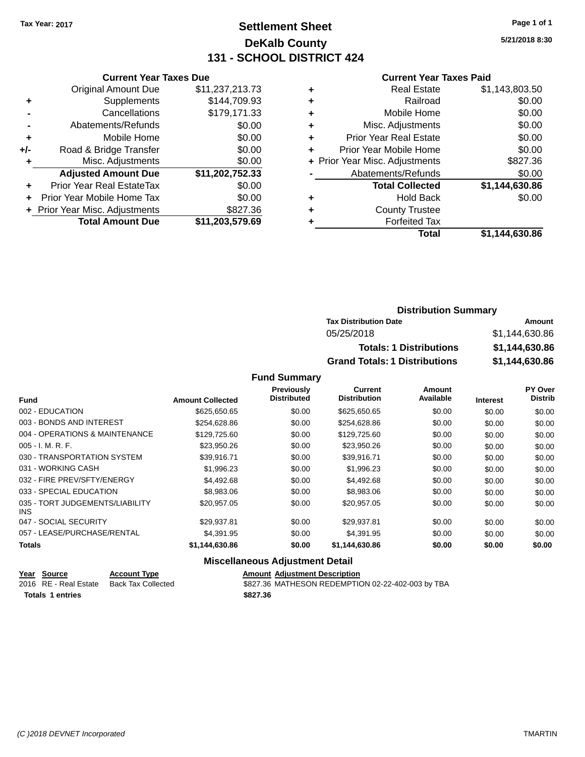Tax Year: 2017

# Settlement Sheet
## DeKalb County
## 131 - SCHOOL DISTRICT 424

5/21/2018 8:30

### Current Year Taxes Due

| | | |
|---|---|---|
| | Original Amount Due | $11,237,213.73 |
| + | Supplements | $144,709.93 |
| - | Cancellations | $179,171.33 |
| - | Abatements/Refunds | $0.00 |
| + | Mobile Home | $0.00 |
| +/- | Road & Bridge Transfer | $0.00 |
| + | Misc. Adjustments | $0.00 |
| | **Adjusted Amount Due** | **$11,202,752.33** |
| + | Prior Year Real EstateTax | $0.00 |
| + | Prior Year Mobile Home Tax | $0.00 |
| + | Prior Year Misc. Adjustments | $827.36 |
| | **Total Amount Due** | **$11,203,579.69** |

### Current Year Taxes Paid

| | | |
|---|---|---|
| + | Real Estate | $1,143,803.50 |
| + | Railroad | $0.00 |
| + | Mobile Home | $0.00 |
| + | Misc. Adjustments | $0.00 |
| + | Prior Year Real Estate | $0.00 |
| + | Prior Year Mobile Home | $0.00 |
| + | Prior Year Misc. Adjustments | $827.36 |
| - | Abatements/Refunds | $0.00 |
| | **Total Collected** | **$1,144,630.86** |
| + | Hold Back | $0.00 |
| + | County Trustee | |
| + | Forfeited Tax | |
| | **Total** | **$1,144,630.86** |

### Distribution Summary

| Tax Distribution Date | Amount |
|---|---|
| 05/25/2018 | $1,144,630.86 |
| **Totals: 1 Distributions** | **$1,144,630.86** |
| **Grand Totals: 1 Distributions** | **$1,144,630.86** |

### Fund Summary

| Fund | Amount Collected | Previously Distributed | Current Distribution | Amount Available | Interest | PY Over Distrib |
|---|---|---|---|---|---|---|
| 002 - EDUCATION | $625,650.65 | $0.00 | $625,650.65 | $0.00 | $0.00 | $0.00 |
| 003 - BONDS AND INTEREST | $254,628.86 | $0.00 | $254,628.86 | $0.00 | $0.00 | $0.00 |
| 004 - OPERATIONS & MAINTENANCE | $129,725.60 | $0.00 | $129,725.60 | $0.00 | $0.00 | $0.00 |
| 005 - I. M. R. F. | $23,950.26 | $0.00 | $23,950.26 | $0.00 | $0.00 | $0.00 |
| 030 - TRANSPORTATION SYSTEM | $39,916.71 | $0.00 | $39,916.71 | $0.00 | $0.00 | $0.00 |
| 031 - WORKING CASH | $1,996.23 | $0.00 | $1,996.23 | $0.00 | $0.00 | $0.00 |
| 032 - FIRE PREV/SFTY/ENERGY | $4,492.68 | $0.00 | $4,492.68 | $0.00 | $0.00 | $0.00 |
| 033 - SPECIAL EDUCATION | $8,983.06 | $0.00 | $8,983.06 | $0.00 | $0.00 | $0.00 |
| 035 - TORT JUDGEMENTS/LIABILITY INS | $20,957.05 | $0.00 | $20,957.05 | $0.00 | $0.00 | $0.00 |
| 047 - SOCIAL SECURITY | $29,937.81 | $0.00 | $29,937.81 | $0.00 | $0.00 | $0.00 |
| 057 - LEASE/PURCHASE/RENTAL | $4,391.95 | $0.00 | $4,391.95 | $0.00 | $0.00 | $0.00 |
| **Totals** | **$1,144,630.86** | **$0.00** | **$1,144,630.86** | **$0.00** | **$0.00** | **$0.00** |

### Miscellaneous Adjustment Detail

| Year | Source | Account Type | Amount | Adjustment Description |
|---|---|---|---|---|
| 2016 | RE - Real Estate | Back Tax Collected | $827.36 | MATHESON REDEMPTION 02-22-402-003 by TBA |
| **Totals** | **1 entries** | | **$827.36** | |

(C )2018 DEVNET Incorporated — TMARTIN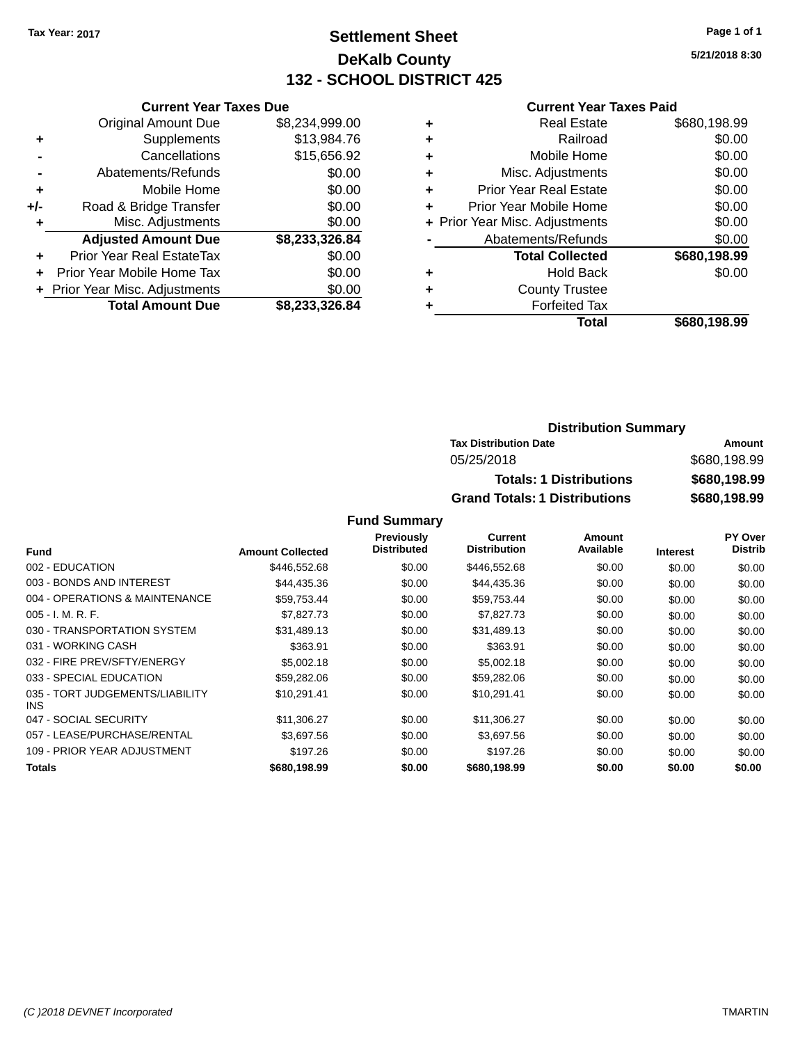Tax Year: 2017

# Settlement Sheet
## DeKalb County
## 132 - SCHOOL DISTRICT 425

5/21/2018 8:30

### Current Year Taxes Due

| | | |
|---|---|---|
| | Original Amount Due | $8,234,999.00 |
| + | Supplements | $13,984.76 |
| - | Cancellations | $15,656.92 |
| - | Abatements/Refunds | $0.00 |
| + | Mobile Home | $0.00 |
| +/- | Road & Bridge Transfer | $0.00 |
| + | Misc. Adjustments | $0.00 |
| | **Adjusted Amount Due** | **$8,233,326.84** |
| + | Prior Year Real EstateTax | $0.00 |
| + | Prior Year Mobile Home Tax | $0.00 |
| + | Prior Year Misc. Adjustments | $0.00 |
| | **Total Amount Due** | **$8,233,326.84** |

### Current Year Taxes Paid

| | | |
|---|---|---|
| + | Real Estate | $680,198.99 |
| + | Railroad | $0.00 |
| + | Mobile Home | $0.00 |
| + | Misc. Adjustments | $0.00 |
| + | Prior Year Real Estate | $0.00 |
| + | Prior Year Mobile Home | $0.00 |
| + | Prior Year Misc. Adjustments | $0.00 |
| - | Abatements/Refunds | $0.00 |
| | **Total Collected** | **$680,198.99** |
| + | Hold Back | $0.00 |
| + | County Trustee | |
| + | Forfeited Tax | |
| | **Total** | **$680,198.99** |

### Distribution Summary

| Tax Distribution Date | Amount |
|---|---|
| 05/25/2018 | $680,198.99 |
| **Totals: 1 Distributions** | **$680,198.99** |
| **Grand Totals: 1 Distributions** | **$680,198.99** |

### Fund Summary

| Fund | Amount Collected | Previously Distributed | Current Distribution | Amount Available | Interest | PY Over Distrib |
|---|---|---|---|---|---|---|
| 002 - EDUCATION | $446,552.68 | $0.00 | $446,552.68 | $0.00 | $0.00 | $0.00 |
| 003 - BONDS AND INTEREST | $44,435.36 | $0.00 | $44,435.36 | $0.00 | $0.00 | $0.00 |
| 004 - OPERATIONS & MAINTENANCE | $59,753.44 | $0.00 | $59,753.44 | $0.00 | $0.00 | $0.00 |
| 005 - I. M. R. F. | $7,827.73 | $0.00 | $7,827.73 | $0.00 | $0.00 | $0.00 |
| 030 - TRANSPORTATION SYSTEM | $31,489.13 | $0.00 | $31,489.13 | $0.00 | $0.00 | $0.00 |
| 031 - WORKING CASH | $363.91 | $0.00 | $363.91 | $0.00 | $0.00 | $0.00 |
| 032 - FIRE PREV/SFTY/ENERGY | $5,002.18 | $0.00 | $5,002.18 | $0.00 | $0.00 | $0.00 |
| 033 - SPECIAL EDUCATION | $59,282.06 | $0.00 | $59,282.06 | $0.00 | $0.00 | $0.00 |
| 035 - TORT JUDGEMENTS/LIABILITY INS | $10,291.41 | $0.00 | $10,291.41 | $0.00 | $0.00 | $0.00 |
| 047 - SOCIAL SECURITY | $11,306.27 | $0.00 | $11,306.27 | $0.00 | $0.00 | $0.00 |
| 057 - LEASE/PURCHASE/RENTAL | $3,697.56 | $0.00 | $3,697.56 | $0.00 | $0.00 | $0.00 |
| 109 - PRIOR YEAR ADJUSTMENT | $197.26 | $0.00 | $197.26 | $0.00 | $0.00 | $0.00 |
| **Totals** | **$680,198.99** | **$0.00** | **$680,198.99** | **$0.00** | **$0.00** | **$0.00** |

(C )2018 DEVNET Incorporated — TMARTIN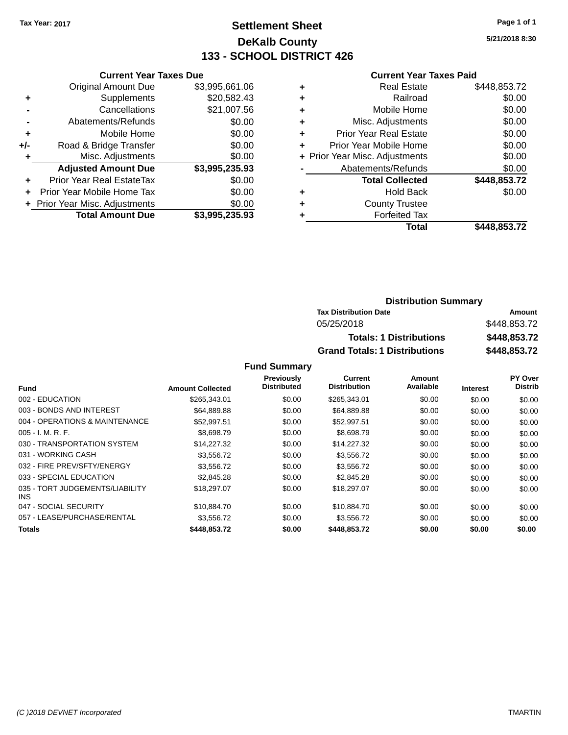Tax Year: 2017

# Settlement Sheet
## DeKalb County
## 133 - SCHOOL DISTRICT 426

5/21/2018 8:30

### Current Year Taxes Due

| | | |
|---|---|---|
| | Original Amount Due | $3,995,661.06 |
| + | Supplements | $20,582.43 |
| - | Cancellations | $21,007.56 |
| - | Abatements/Refunds | $0.00 |
| + | Mobile Home | $0.00 |
| +/- | Road & Bridge Transfer | $0.00 |
| + | Misc. Adjustments | $0.00 |
| | **Adjusted Amount Due** | **$3,995,235.93** |
| + | Prior Year Real EstateTax | $0.00 |
| + | Prior Year Mobile Home Tax | $0.00 |
| + | Prior Year Misc. Adjustments | $0.00 |
| | **Total Amount Due** | **$3,995,235.93** |

### Current Year Taxes Paid

| | | |
|---|---|---|
| + | Real Estate | $448,853.72 |
| + | Railroad | $0.00 |
| + | Mobile Home | $0.00 |
| + | Misc. Adjustments | $0.00 |
| + | Prior Year Real Estate | $0.00 |
| + | Prior Year Mobile Home | $0.00 |
| + | Prior Year Misc. Adjustments | $0.00 |
| - | Abatements/Refunds | $0.00 |
| | **Total Collected** | **$448,853.72** |
| + | Hold Back | $0.00 |
| + | County Trustee | |
| + | Forfeited Tax | |
| | **Total** | **$448,853.72** |

### Distribution Summary

| Tax Distribution Date | Amount |
|---|---|
| 05/25/2018 | $448,853.72 |
| **Totals: 1 Distributions** | **$448,853.72** |
| **Grand Totals: 1 Distributions** | **$448,853.72** |

### Fund Summary

| Fund | Amount Collected | Previously Distributed | Current Distribution | Amount Available | Interest | PY Over Distrib |
|---|---|---|---|---|---|---|
| 002 - EDUCATION | $265,343.01 | $0.00 | $265,343.01 | $0.00 | $0.00 | $0.00 |
| 003 - BONDS AND INTEREST | $64,889.88 | $0.00 | $64,889.88 | $0.00 | $0.00 | $0.00 |
| 004 - OPERATIONS & MAINTENANCE | $52,997.51 | $0.00 | $52,997.51 | $0.00 | $0.00 | $0.00 |
| 005 - I. M. R. F. | $8,698.79 | $0.00 | $8,698.79 | $0.00 | $0.00 | $0.00 |
| 030 - TRANSPORTATION SYSTEM | $14,227.32 | $0.00 | $14,227.32 | $0.00 | $0.00 | $0.00 |
| 031 - WORKING CASH | $3,556.72 | $0.00 | $3,556.72 | $0.00 | $0.00 | $0.00 |
| 032 - FIRE PREV/SFTY/ENERGY | $3,556.72 | $0.00 | $3,556.72 | $0.00 | $0.00 | $0.00 |
| 033 - SPECIAL EDUCATION | $2,845.28 | $0.00 | $2,845.28 | $0.00 | $0.00 | $0.00 |
| 035 - TORT JUDGEMENTS/LIABILITY INS | $18,297.07 | $0.00 | $18,297.07 | $0.00 | $0.00 | $0.00 |
| 047 - SOCIAL SECURITY | $10,884.70 | $0.00 | $10,884.70 | $0.00 | $0.00 | $0.00 |
| 057 - LEASE/PURCHASE/RENTAL | $3,556.72 | $0.00 | $3,556.72 | $0.00 | $0.00 | $0.00 |
| **Totals** | **$448,853.72** | **$0.00** | **$448,853.72** | **$0.00** | **$0.00** | **$0.00** |

*(C )2018 DEVNET Incorporated* TMARTIN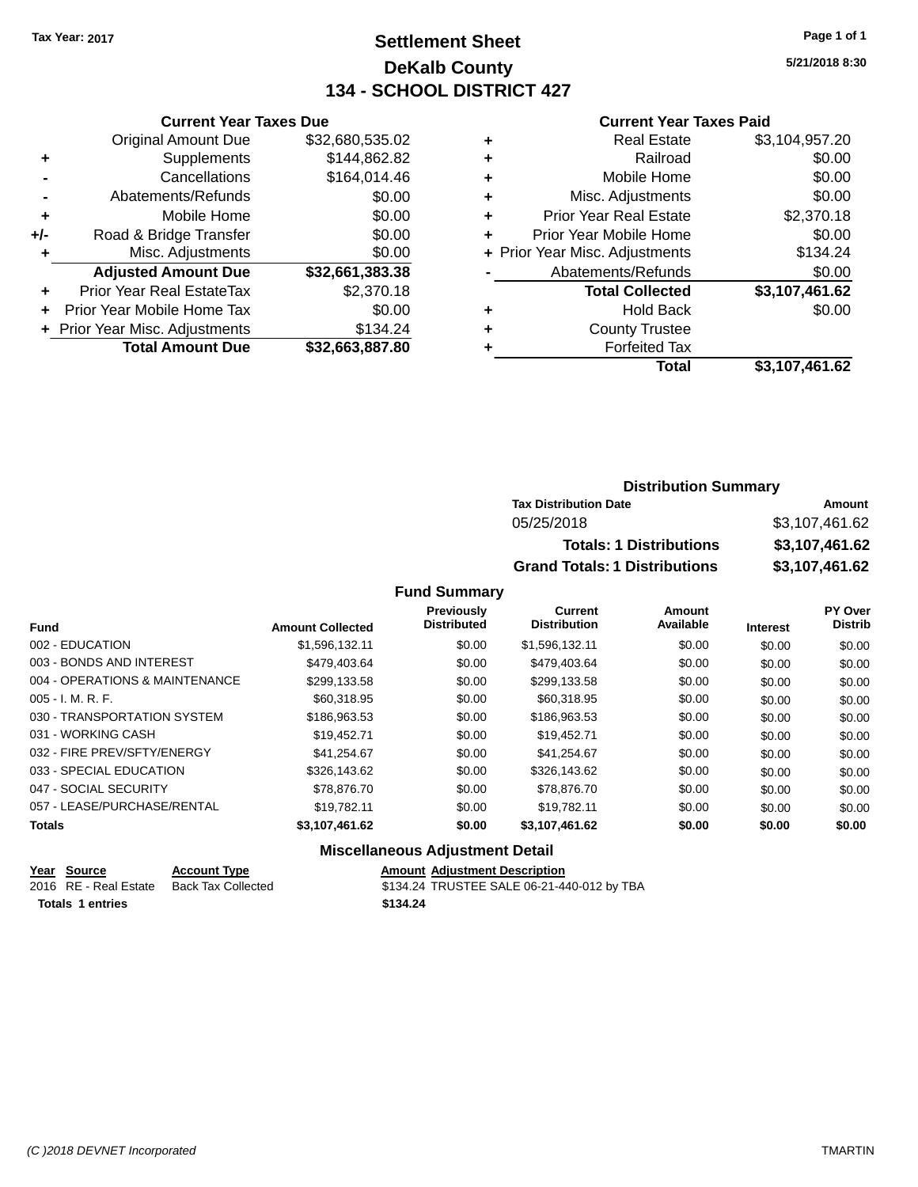Tax Year: 2017

# Settlement Sheet
## DeKalb County
## 134 - SCHOOL DISTRICT 427

5/21/2018 8:30

### Current Year Taxes Due

| | | |
|---|---|---|
| | Original Amount Due | $32,680,535.02 |
| + | Supplements | $144,862.82 |
| - | Cancellations | $164,014.46 |
| - | Abatements/Refunds | $0.00 |
| + | Mobile Home | $0.00 |
| +/- | Road & Bridge Transfer | $0.00 |
| + | Misc. Adjustments | $0.00 |
| | **Adjusted Amount Due** | **$32,661,383.38** |
| + | Prior Year Real EstateTax | $2,370.18 |
| + | Prior Year Mobile Home Tax | $0.00 |
| + | Prior Year Misc. Adjustments | $134.24 |
| | **Total Amount Due** | **$32,663,887.80** |

### Current Year Taxes Paid

| | | |
|---|---|---|
| + | Real Estate | $3,104,957.20 |
| + | Railroad | $0.00 |
| + | Mobile Home | $0.00 |
| + | Misc. Adjustments | $0.00 |
| + | Prior Year Real Estate | $2,370.18 |
| + | Prior Year Mobile Home | $0.00 |
| + | Prior Year Misc. Adjustments | $134.24 |
| - | Abatements/Refunds | $0.00 |
| | **Total Collected** | **$3,107,461.62** |
| + | Hold Back | $0.00 |
| + | County Trustee | |
| + | Forfeited Tax | |
| | **Total** | **$3,107,461.62** |

### Distribution Summary

| Tax Distribution Date | Amount |
|---|---|
| 05/25/2018 | $3,107,461.62 |
| **Totals: 1 Distributions** | **$3,107,461.62** |
| **Grand Totals: 1 Distributions** | **$3,107,461.62** |

### Fund Summary

| Fund | Amount Collected | Previously Distributed | Current Distribution | Amount Available | Interest | PY Over Distrib |
|---|---|---|---|---|---|---|
| 002 - EDUCATION | $1,596,132.11 | $0.00 | $1,596,132.11 | $0.00 | $0.00 | $0.00 |
| 003 - BONDS AND INTEREST | $479,403.64 | $0.00 | $479,403.64 | $0.00 | $0.00 | $0.00 |
| 004 - OPERATIONS & MAINTENANCE | $299,133.58 | $0.00 | $299,133.58 | $0.00 | $0.00 | $0.00 |
| 005 - I. M. R. F. | $60,318.95 | $0.00 | $60,318.95 | $0.00 | $0.00 | $0.00 |
| 030 - TRANSPORTATION SYSTEM | $186,963.53 | $0.00 | $186,963.53 | $0.00 | $0.00 | $0.00 |
| 031 - WORKING CASH | $19,452.71 | $0.00 | $19,452.71 | $0.00 | $0.00 | $0.00 |
| 032 - FIRE PREV/SFTY/ENERGY | $41,254.67 | $0.00 | $41,254.67 | $0.00 | $0.00 | $0.00 |
| 033 - SPECIAL EDUCATION | $326,143.62 | $0.00 | $326,143.62 | $0.00 | $0.00 | $0.00 |
| 047 - SOCIAL SECURITY | $78,876.70 | $0.00 | $78,876.70 | $0.00 | $0.00 | $0.00 |
| 057 - LEASE/PURCHASE/RENTAL | $19,782.11 | $0.00 | $19,782.11 | $0.00 | $0.00 | $0.00 |
| **Totals** | **$3,107,461.62** | **$0.00** | **$3,107,461.62** | **$0.00** | **$0.00** | **$0.00** |

### Miscellaneous Adjustment Detail

| Year | Source | Account Type | Amount | Adjustment Description |
|---|---|---|---|---|
| 2016 | RE - Real Estate | Back Tax Collected | $134.24 | TRUSTEE SALE 06-21-440-012 by TBA |
| **Totals** | **1 entries** | | **$134.24** | |

(C )2018 DEVNET Incorporated TMARTIN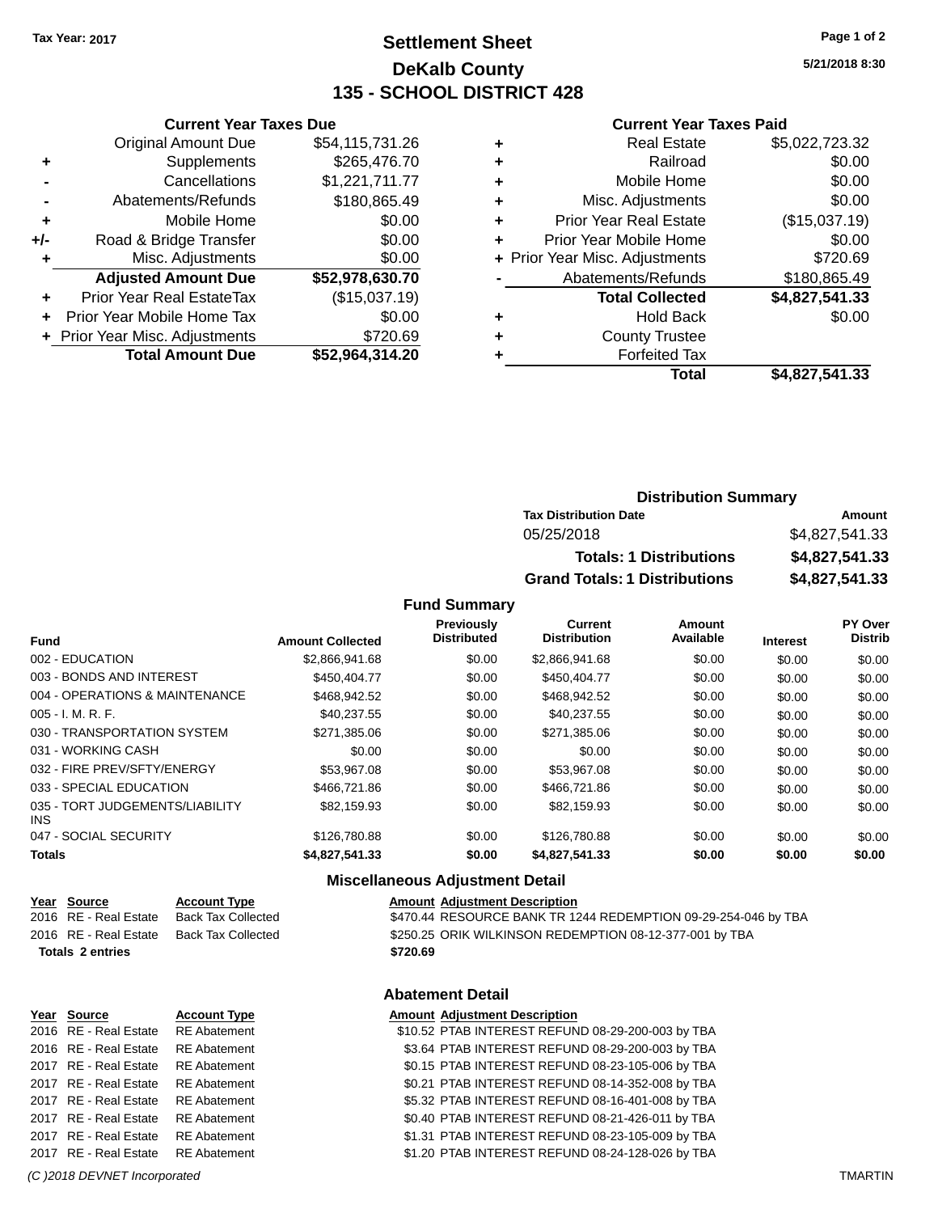**Tax Year: 2017**

# Settlement Sheet
## DeKalb County
## 135 - SCHOOL DISTRICT 428

5/21/2018 8:30

### Current Year Taxes Due

| | | |
|---|---|---|
| | Original Amount Due | $54,115,731.26 |
| + | Supplements | $265,476.70 |
| - | Cancellations | $1,221,711.77 |
| - | Abatements/Refunds | $180,865.49 |
| + | Mobile Home | $0.00 |
| +/- | Road & Bridge Transfer | $0.00 |
| + | Misc. Adjustments | $0.00 |
| | **Adjusted Amount Due** | **$52,978,630.70** |
| + | Prior Year Real EstateTax | ($15,037.19) |
| + | Prior Year Mobile Home Tax | $0.00 |
| + | Prior Year Misc. Adjustments | $720.69 |
| | **Total Amount Due** | **$52,964,314.20** |

### Current Year Taxes Paid

| | | |
|---|---|---|
| + | Real Estate | $5,022,723.32 |
| + | Railroad | $0.00 |
| + | Mobile Home | $0.00 |
| + | Misc. Adjustments | $0.00 |
| + | Prior Year Real Estate | ($15,037.19) |
| + | Prior Year Mobile Home | $0.00 |
| + | Prior Year Misc. Adjustments | $720.69 |
| - | Abatements/Refunds | $180,865.49 |
| | **Total Collected** | **$4,827,541.33** |
| + | Hold Back | $0.00 |
| + | County Trustee | |
| + | Forfeited Tax | |
| | **Total** | **$4,827,541.33** |

### Distribution Summary

| Tax Distribution Date | Amount |
|---|---|
| 05/25/2018 | $4,827,541.33 |
| **Totals: 1 Distributions** | **$4,827,541.33** |
| **Grand Totals: 1 Distributions** | **$4,827,541.33** |

### Fund Summary

| Fund | Amount Collected | Previously Distributed | Current Distribution | Amount Available | Interest | PY Over Distrib |
|---|---|---|---|---|---|---|
| 002 - EDUCATION | $2,866,941.68 | $0.00 | $2,866,941.68 | $0.00 | $0.00 | $0.00 |
| 003 - BONDS AND INTEREST | $450,404.77 | $0.00 | $450,404.77 | $0.00 | $0.00 | $0.00 |
| 004 - OPERATIONS & MAINTENANCE | $468,942.52 | $0.00 | $468,942.52 | $0.00 | $0.00 | $0.00 |
| 005 - I. M. R. F. | $40,237.55 | $0.00 | $40,237.55 | $0.00 | $0.00 | $0.00 |
| 030 - TRANSPORTATION SYSTEM | $271,385.06 | $0.00 | $271,385.06 | $0.00 | $0.00 | $0.00 |
| 031 - WORKING CASH | $0.00 | $0.00 | $0.00 | $0.00 | $0.00 | $0.00 |
| 032 - FIRE PREV/SFTY/ENERGY | $53,967.08 | $0.00 | $53,967.08 | $0.00 | $0.00 | $0.00 |
| 033 - SPECIAL EDUCATION | $466,721.86 | $0.00 | $466,721.86 | $0.00 | $0.00 | $0.00 |
| 035 - TORT JUDGEMENTS/LIABILITY INS | $82,159.93 | $0.00 | $82,159.93 | $0.00 | $0.00 | $0.00 |
| 047 - SOCIAL SECURITY | $126,780.88 | $0.00 | $126,780.88 | $0.00 | $0.00 | $0.00 |
| **Totals** | **$4,827,541.33** | **$0.00** | **$4,827,541.33** | **$0.00** | **$0.00** | **$0.00** |

### Miscellaneous Adjustment Detail

| Year | Source | Account Type | Amount | Adjustment Description |
|---|---|---|---|---|
| 2016 | RE - Real Estate | Back Tax Collected | $470.44 | RESOURCE BANK TR 1244 REDEMPTION 09-29-254-046 by TBA |
| 2016 | RE - Real Estate | Back Tax Collected | $250.25 | ORIK WILKINSON REDEMPTION 08-12-377-001 by TBA |
| **Totals 2 entries** | | | **$720.69** | |

### Abatement Detail

| Year | Source | Account Type | Amount | Adjustment Description |
|---|---|---|---|---|
| 2016 | RE - Real Estate | RE Abatement | $10.52 | PTAB INTEREST REFUND 08-29-200-003 by TBA |
| 2016 | RE - Real Estate | RE Abatement | $3.64 | PTAB INTEREST REFUND 08-29-200-003 by TBA |
| 2017 | RE - Real Estate | RE Abatement | $0.15 | PTAB INTEREST REFUND 08-23-105-006 by TBA |
| 2017 | RE - Real Estate | RE Abatement | $0.21 | PTAB INTEREST REFUND 08-14-352-008 by TBA |
| 2017 | RE - Real Estate | RE Abatement | $5.32 | PTAB INTEREST REFUND 08-16-401-008 by TBA |
| 2017 | RE - Real Estate | RE Abatement | $0.40 | PTAB INTEREST REFUND 08-21-426-011 by TBA |
| 2017 | RE - Real Estate | RE Abatement | $1.31 | PTAB INTEREST REFUND 08-23-105-009 by TBA |
| 2017 | RE - Real Estate | RE Abatement | $1.20 | PTAB INTEREST REFUND 08-24-128-026 by TBA |

*(C )2018 DEVNET Incorporated* TMARTIN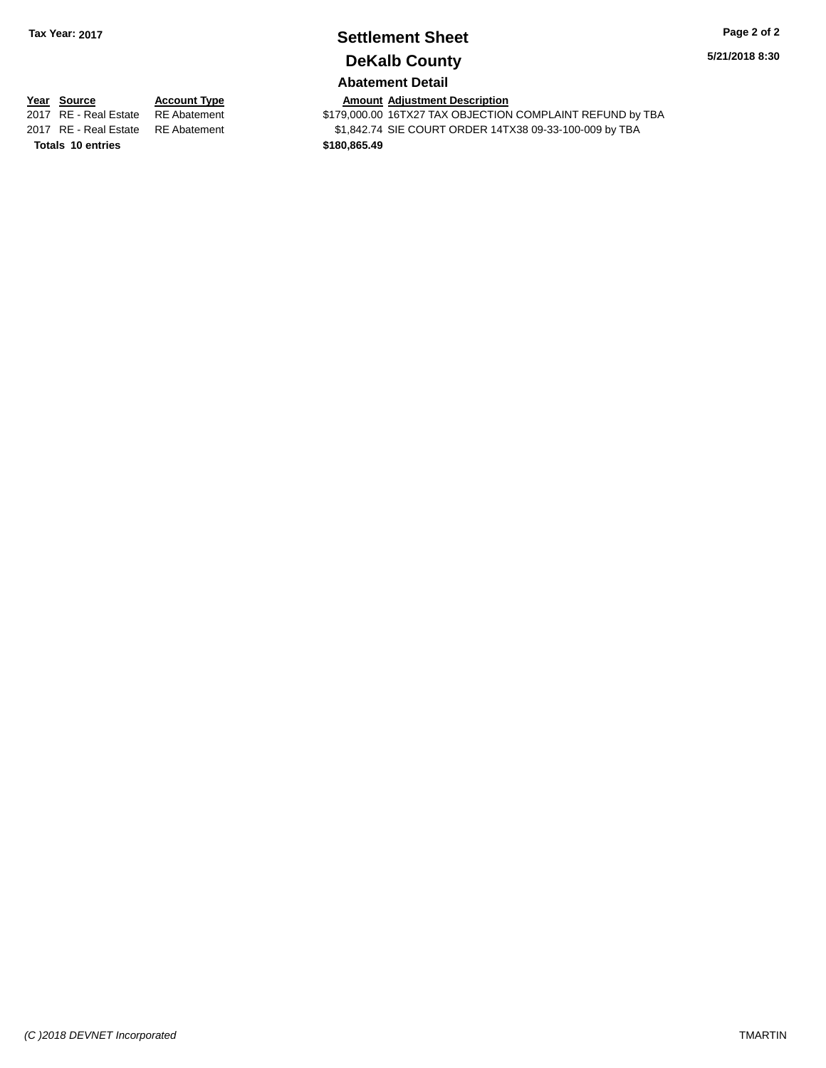**Tax Year: 2017**

# Settlement Sheet

## DeKalb County

**5/21/2018 8:30**

### Abatement Detail

| Year | Source | Account Type | Amount | Adjustment Description |
|---|---|---|---|---|
| 2017 | RE - Real Estate | RE Abatement | $179,000.00 | 16TX27 TAX OBJECTION COMPLAINT REFUND by TBA |
| 2017 | RE - Real Estate | RE Abatement | $1,842.74 | SIE COURT ORDER 14TX38 09-33-100-009 by TBA |
| **Totals 10 entries** | | | **$180,865.49** | |

*(C )2018 DEVNET Incorporated*

TMARTIN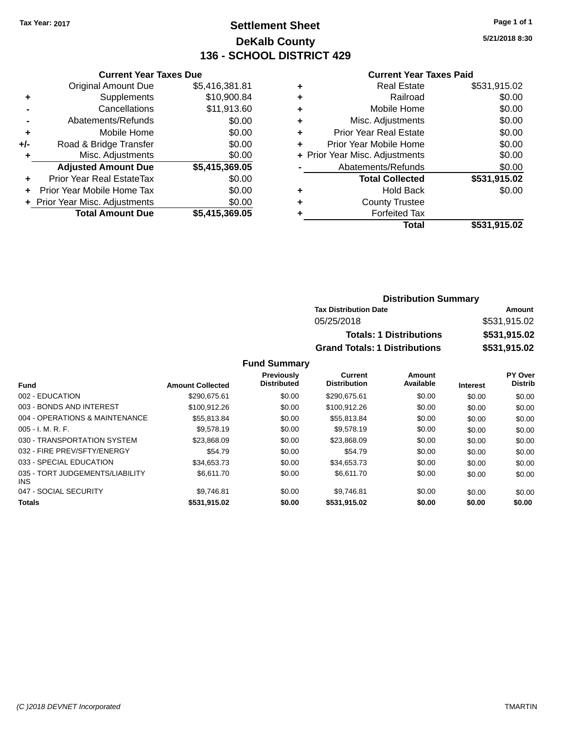Tax Year: 2017

# Settlement Sheet

## DeKalb County

## 136 - SCHOOL DISTRICT 429

5/21/2018 8:30

### Current Year Taxes Due

| | | |
|---|---|---|
| | Original Amount Due | $5,416,381.81 |
| + | Supplements | $10,900.84 |
| - | Cancellations | $11,913.60 |
| - | Abatements/Refunds | $0.00 |
| + | Mobile Home | $0.00 |
| +/- | Road & Bridge Transfer | $0.00 |
| + | Misc. Adjustments | $0.00 |
| | **Adjusted Amount Due** | **$5,415,369.05** |
| + | Prior Year Real EstateTax | $0.00 |
| + | Prior Year Mobile Home Tax | $0.00 |
| + | Prior Year Misc. Adjustments | $0.00 |
| | **Total Amount Due** | **$5,415,369.05** |

### Current Year Taxes Paid

| | | |
|---|---|---|
| + | Real Estate | $531,915.02 |
| + | Railroad | $0.00 |
| + | Mobile Home | $0.00 |
| + | Misc. Adjustments | $0.00 |
| + | Prior Year Real Estate | $0.00 |
| + | Prior Year Mobile Home | $0.00 |
| + | Prior Year Misc. Adjustments | $0.00 |
| - | Abatements/Refunds | $0.00 |
| | **Total Collected** | **$531,915.02** |
| + | Hold Back | $0.00 |
| + | County Trustee | |
| + | Forfeited Tax | |
| | **Total** | **$531,915.02** |

### Distribution Summary

| Tax Distribution Date | Amount |
|---|---|
| 05/25/2018 | $531,915.02 |
| **Totals: 1 Distributions** | **$531,915.02** |
| **Grand Totals: 1 Distributions** | **$531,915.02** |

### Fund Summary

| Fund | Amount Collected | Previously Distributed | Current Distribution | Amount Available | Interest | PY Over Distrib |
|---|---|---|---|---|---|---|
| 002 - EDUCATION | $290,675.61 | $0.00 | $290,675.61 | $0.00 | $0.00 | $0.00 |
| 003 - BONDS AND INTEREST | $100,912.26 | $0.00 | $100,912.26 | $0.00 | $0.00 | $0.00 |
| 004 - OPERATIONS & MAINTENANCE | $55,813.84 | $0.00 | $55,813.84 | $0.00 | $0.00 | $0.00 |
| 005 - I. M. R. F. | $9,578.19 | $0.00 | $9,578.19 | $0.00 | $0.00 | $0.00 |
| 030 - TRANSPORTATION SYSTEM | $23,868.09 | $0.00 | $23,868.09 | $0.00 | $0.00 | $0.00 |
| 032 - FIRE PREV/SFTY/ENERGY | $54.79 | $0.00 | $54.79 | $0.00 | $0.00 | $0.00 |
| 033 - SPECIAL EDUCATION | $34,653.73 | $0.00 | $34,653.73 | $0.00 | $0.00 | $0.00 |
| 035 - TORT JUDGEMENTS/LIABILITY INS | $6,611.70 | $0.00 | $6,611.70 | $0.00 | $0.00 | $0.00 |
| 047 - SOCIAL SECURITY | $9,746.81 | $0.00 | $9,746.81 | $0.00 | $0.00 | $0.00 |
| **Totals** | **$531,915.02** | **$0.00** | **$531,915.02** | **$0.00** | **$0.00** | **$0.00** |

(C )2018 DEVNET Incorporated — TMARTIN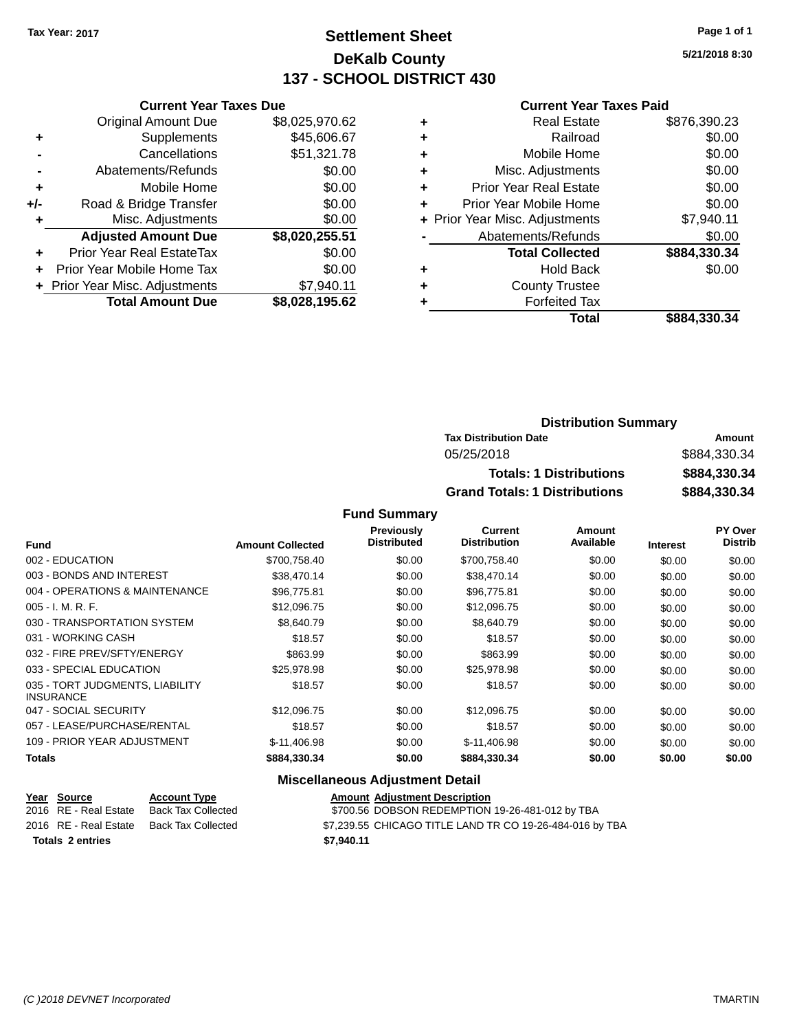Tax Year: 2017

# Settlement Sheet
## DeKalb County
## 137 - SCHOOL DISTRICT 430

5/21/2018 8:30

### Current Year Taxes Due

| | | |
|---|---|---|
| | Original Amount Due | $8,025,970.62 |
| + | Supplements | $45,606.67 |
| - | Cancellations | $51,321.78 |
| - | Abatements/Refunds | $0.00 |
| + | Mobile Home | $0.00 |
| +/- | Road & Bridge Transfer | $0.00 |
| + | Misc. Adjustments | $0.00 |
| | **Adjusted Amount Due** | **$8,020,255.51** |
| + | Prior Year Real EstateTax | $0.00 |
| + | Prior Year Mobile Home Tax | $0.00 |
| + | Prior Year Misc. Adjustments | $7,940.11 |
| | **Total Amount Due** | **$8,028,195.62** |

### Current Year Taxes Paid

| | | |
|---|---|---|
| + | Real Estate | $876,390.23 |
| + | Railroad | $0.00 |
| + | Mobile Home | $0.00 |
| + | Misc. Adjustments | $0.00 |
| + | Prior Year Real Estate | $0.00 |
| + | Prior Year Mobile Home | $0.00 |
| + | Prior Year Misc. Adjustments | $7,940.11 |
| - | Abatements/Refunds | $0.00 |
| | **Total Collected** | **$884,330.34** |
| + | Hold Back | $0.00 |
| + | County Trustee | |
| + | Forfeited Tax | |
| | **Total** | **$884,330.34** |

### Distribution Summary

| Tax Distribution Date | Amount |
|---|---|
| 05/25/2018 | $884,330.34 |
| **Totals: 1 Distributions** | **$884,330.34** |
| **Grand Totals: 1 Distributions** | **$884,330.34** |

### Fund Summary

| Fund | Amount Collected | Previously Distributed | Current Distribution | Amount Available | Interest | PY Over Distrib |
|---|---|---|---|---|---|---|
| 002 - EDUCATION | $700,758.40 | $0.00 | $700,758.40 | $0.00 | $0.00 | $0.00 |
| 003 - BONDS AND INTEREST | $38,470.14 | $0.00 | $38,470.14 | $0.00 | $0.00 | $0.00 |
| 004 - OPERATIONS & MAINTENANCE | $96,775.81 | $0.00 | $96,775.81 | $0.00 | $0.00 | $0.00 |
| 005 - I. M. R. F. | $12,096.75 | $0.00 | $12,096.75 | $0.00 | $0.00 | $0.00 |
| 030 - TRANSPORTATION SYSTEM | $8,640.79 | $0.00 | $8,640.79 | $0.00 | $0.00 | $0.00 |
| 031 - WORKING CASH | $18.57 | $0.00 | $18.57 | $0.00 | $0.00 | $0.00 |
| 032 - FIRE PREV/SFTY/ENERGY | $863.99 | $0.00 | $863.99 | $0.00 | $0.00 | $0.00 |
| 033 - SPECIAL EDUCATION | $25,978.98 | $0.00 | $25,978.98 | $0.00 | $0.00 | $0.00 |
| 035 - TORT JUDGMENTS, LIABILITY INSURANCE | $18.57 | $0.00 | $18.57 | $0.00 | $0.00 | $0.00 |
| 047 - SOCIAL SECURITY | $12,096.75 | $0.00 | $12,096.75 | $0.00 | $0.00 | $0.00 |
| 057 - LEASE/PURCHASE/RENTAL | $18.57 | $0.00 | $18.57 | $0.00 | $0.00 | $0.00 |
| 109 - PRIOR YEAR ADJUSTMENT | $-11,406.98 | $0.00 | $-11,406.98 | $0.00 | $0.00 | $0.00 |
| **Totals** | **$884,330.34** | **$0.00** | **$884,330.34** | **$0.00** | **$0.00** | **$0.00** |

### Miscellaneous Adjustment Detail

| Year | Source | Account Type | Amount | Adjustment Description |
|---|---|---|---|---|
| 2016 | RE - Real Estate | Back Tax Collected | $700.56 | DOBSON REDEMPTION 19-26-481-012 by TBA |
| 2016 | RE - Real Estate | Back Tax Collected | $7,239.55 | CHICAGO TITLE LAND TR CO 19-26-484-016 by TBA |
| **Totals 2 entries** | | | **$7,940.11** | |

(C )2018 DEVNET Incorporated — TMARTIN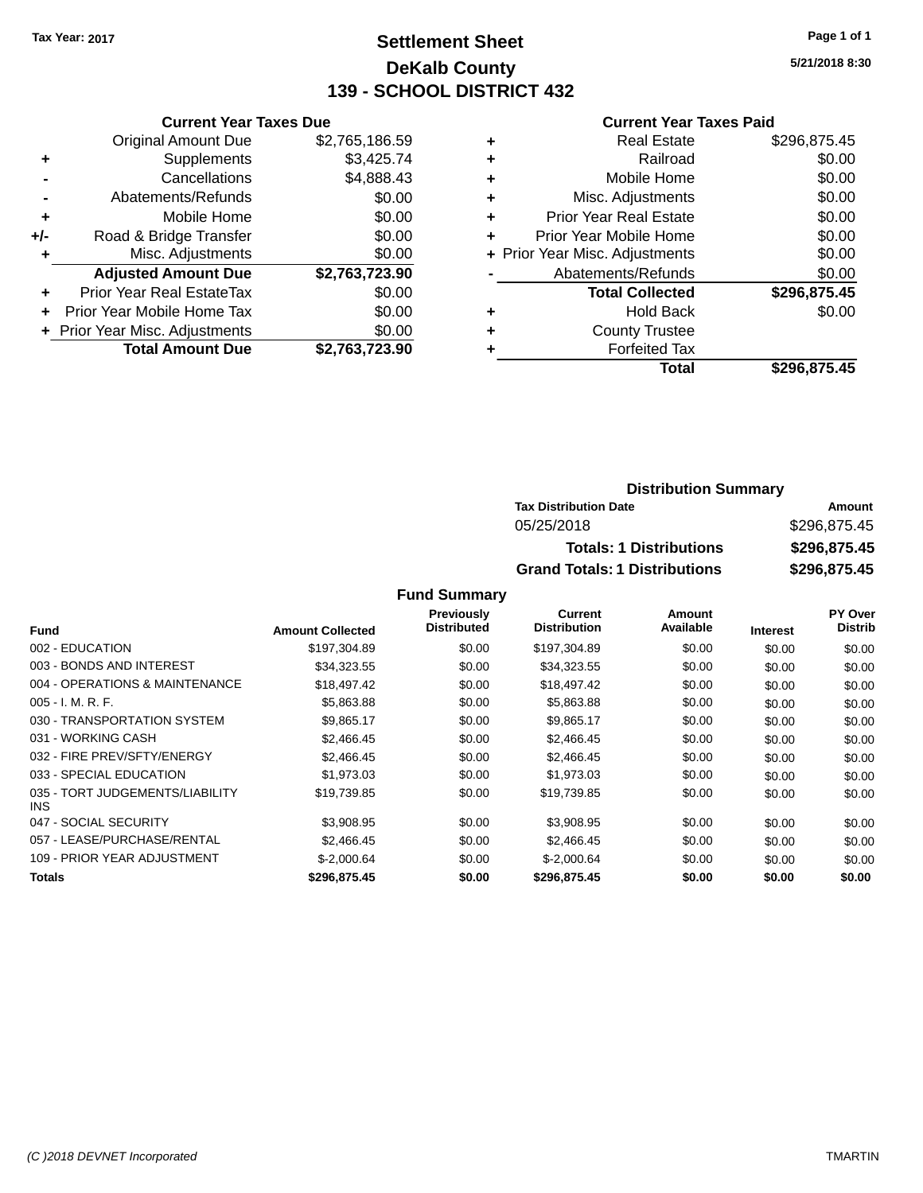Tax Year: 2017

# Settlement Sheet

## DeKalb County

## 139 - SCHOOL DISTRICT 432

5/21/2018 8:30

### Current Year Taxes Due

| | | |
|---|---|---|
| | Original Amount Due | $2,765,186.59 |
| + | Supplements | $3,425.74 |
| - | Cancellations | $4,888.43 |
| - | Abatements/Refunds | $0.00 |
| + | Mobile Home | $0.00 |
| +/- | Road & Bridge Transfer | $0.00 |
| + | Misc. Adjustments | $0.00 |
| | **Adjusted Amount Due** | **$2,763,723.90** |
| + | Prior Year Real EstateTax | $0.00 |
| + | Prior Year Mobile Home Tax | $0.00 |
| + | Prior Year Misc. Adjustments | $0.00 |
| | **Total Amount Due** | **$2,763,723.90** |

### Current Year Taxes Paid

| | | |
|---|---|---|
| + | Real Estate | $296,875.45 |
| + | Railroad | $0.00 |
| + | Mobile Home | $0.00 |
| + | Misc. Adjustments | $0.00 |
| + | Prior Year Real Estate | $0.00 |
| + | Prior Year Mobile Home | $0.00 |
| + | Prior Year Misc. Adjustments | $0.00 |
| - | Abatements/Refunds | $0.00 |
| | **Total Collected** | **$296,875.45** |
| + | Hold Back | $0.00 |
| + | County Trustee | |
| + | Forfeited Tax | |
| | **Total** | **$296,875.45** |

### Distribution Summary

| Tax Distribution Date | Amount |
|---|---|
| 05/25/2018 | $296,875.45 |
| **Totals: 1 Distributions** | **$296,875.45** |
| **Grand Totals: 1 Distributions** | **$296,875.45** |

### Fund Summary

| Fund | Amount Collected | Previously Distributed | Current Distribution | Amount Available | Interest | PY Over Distrib |
|---|---|---|---|---|---|---|
| 002 - EDUCATION | $197,304.89 | $0.00 | $197,304.89 | $0.00 | $0.00 | $0.00 |
| 003 - BONDS AND INTEREST | $34,323.55 | $0.00 | $34,323.55 | $0.00 | $0.00 | $0.00 |
| 004 - OPERATIONS & MAINTENANCE | $18,497.42 | $0.00 | $18,497.42 | $0.00 | $0.00 | $0.00 |
| 005 - I. M. R. F. | $5,863.88 | $0.00 | $5,863.88 | $0.00 | $0.00 | $0.00 |
| 030 - TRANSPORTATION SYSTEM | $9,865.17 | $0.00 | $9,865.17 | $0.00 | $0.00 | $0.00 |
| 031 - WORKING CASH | $2,466.45 | $0.00 | $2,466.45 | $0.00 | $0.00 | $0.00 |
| 032 - FIRE PREV/SFTY/ENERGY | $2,466.45 | $0.00 | $2,466.45 | $0.00 | $0.00 | $0.00 |
| 033 - SPECIAL EDUCATION | $1,973.03 | $0.00 | $1,973.03 | $0.00 | $0.00 | $0.00 |
| 035 - TORT JUDGEMENTS/LIABILITY INS | $19,739.85 | $0.00 | $19,739.85 | $0.00 | $0.00 | $0.00 |
| 047 - SOCIAL SECURITY | $3,908.95 | $0.00 | $3,908.95 | $0.00 | $0.00 | $0.00 |
| 057 - LEASE/PURCHASE/RENTAL | $2,466.45 | $0.00 | $2,466.45 | $0.00 | $0.00 | $0.00 |
| 109 - PRIOR YEAR ADJUSTMENT | $-2,000.64 | $0.00 | $-2,000.64 | $0.00 | $0.00 | $0.00 |
| **Totals** | **$296,875.45** | **$0.00** | **$296,875.45** | **$0.00** | **$0.00** | **$0.00** |

(C )2018 DEVNET Incorporated TMARTIN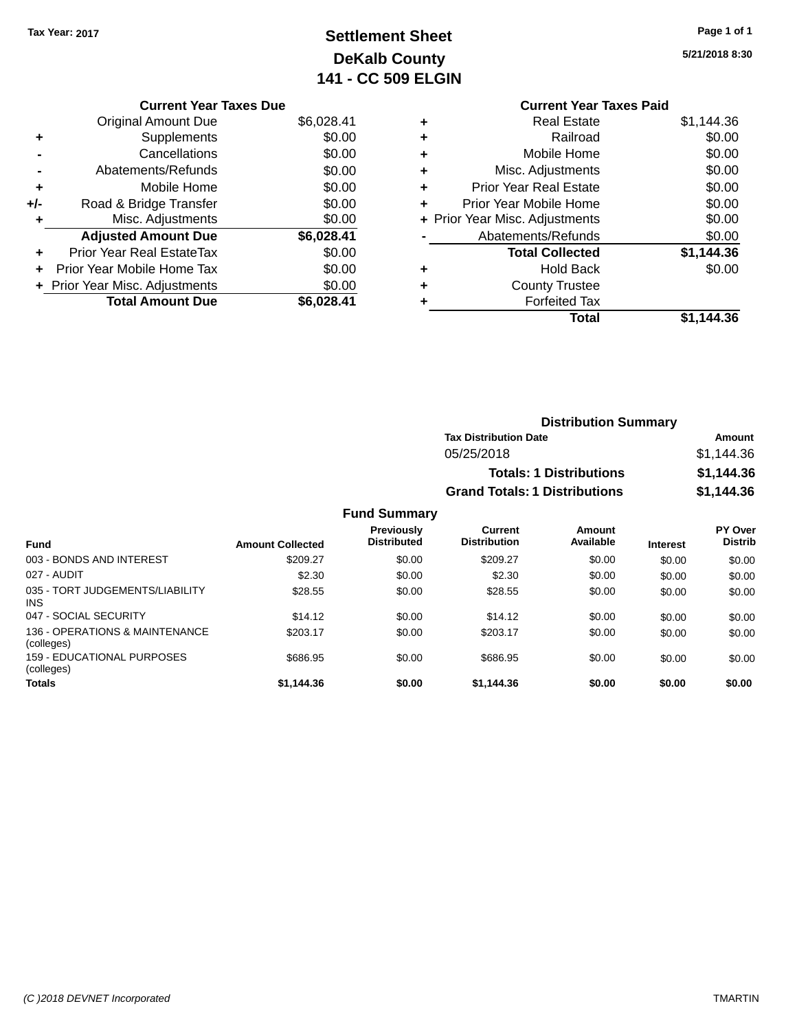Tax Year: 2017

# Settlement Sheet
## DeKalb County
## 141 - CC 509 ELGIN

5/21/2018 8:30

### Current Year Taxes Due

| | | |
|---|---|---|
| | Original Amount Due | $6,028.41 |
| + | Supplements | $0.00 |
| - | Cancellations | $0.00 |
| - | Abatements/Refunds | $0.00 |
| + | Mobile Home | $0.00 |
| +/- | Road & Bridge Transfer | $0.00 |
| + | Misc. Adjustments | $0.00 |
| | **Adjusted Amount Due** | **$6,028.41** |
| + | Prior Year Real EstateTax | $0.00 |
| + | Prior Year Mobile Home Tax | $0.00 |
| + | Prior Year Misc. Adjustments | $0.00 |
| | **Total Amount Due** | **$6,028.41** |

### Current Year Taxes Paid

| | | |
|---|---|---|
| + | Real Estate | $1,144.36 |
| + | Railroad | $0.00 |
| + | Mobile Home | $0.00 |
| + | Misc. Adjustments | $0.00 |
| + | Prior Year Real Estate | $0.00 |
| + | Prior Year Mobile Home | $0.00 |
| + | Prior Year Misc. Adjustments | $0.00 |
| - | Abatements/Refunds | $0.00 |
| | **Total Collected** | **$1,144.36** |
| + | Hold Back | $0.00 |
| + | County Trustee | |
| + | Forfeited Tax | |
| | **Total** | **$1,144.36** |

### Distribution Summary

| Tax Distribution Date | Amount |
|---|---|
| 05/25/2018 | $1,144.36 |
| **Totals: 1 Distributions** | **$1,144.36** |
| **Grand Totals: 1 Distributions** | **$1,144.36** |

### Fund Summary

| Fund | Amount Collected | Previously Distributed | Current Distribution | Amount Available | Interest | PY Over Distrib |
|---|---|---|---|---|---|---|
| 003 - BONDS AND INTEREST | $209.27 | $0.00 | $209.27 | $0.00 | $0.00 | $0.00 |
| 027 - AUDIT | $2.30 | $0.00 | $2.30 | $0.00 | $0.00 | $0.00 |
| 035 - TORT JUDGEMENTS/LIABILITY INS | $28.55 | $0.00 | $28.55 | $0.00 | $0.00 | $0.00 |
| 047 - SOCIAL SECURITY | $14.12 | $0.00 | $14.12 | $0.00 | $0.00 | $0.00 |
| 136 - OPERATIONS & MAINTENANCE (colleges) | $203.17 | $0.00 | $203.17 | $0.00 | $0.00 | $0.00 |
| 159 - EDUCATIONAL PURPOSES (colleges) | $686.95 | $0.00 | $686.95 | $0.00 | $0.00 | $0.00 |
| **Totals** | **$1,144.36** | **$0.00** | **$1,144.36** | **$0.00** | **$0.00** | **$0.00** |

(C )2018 DEVNET Incorporated TMARTIN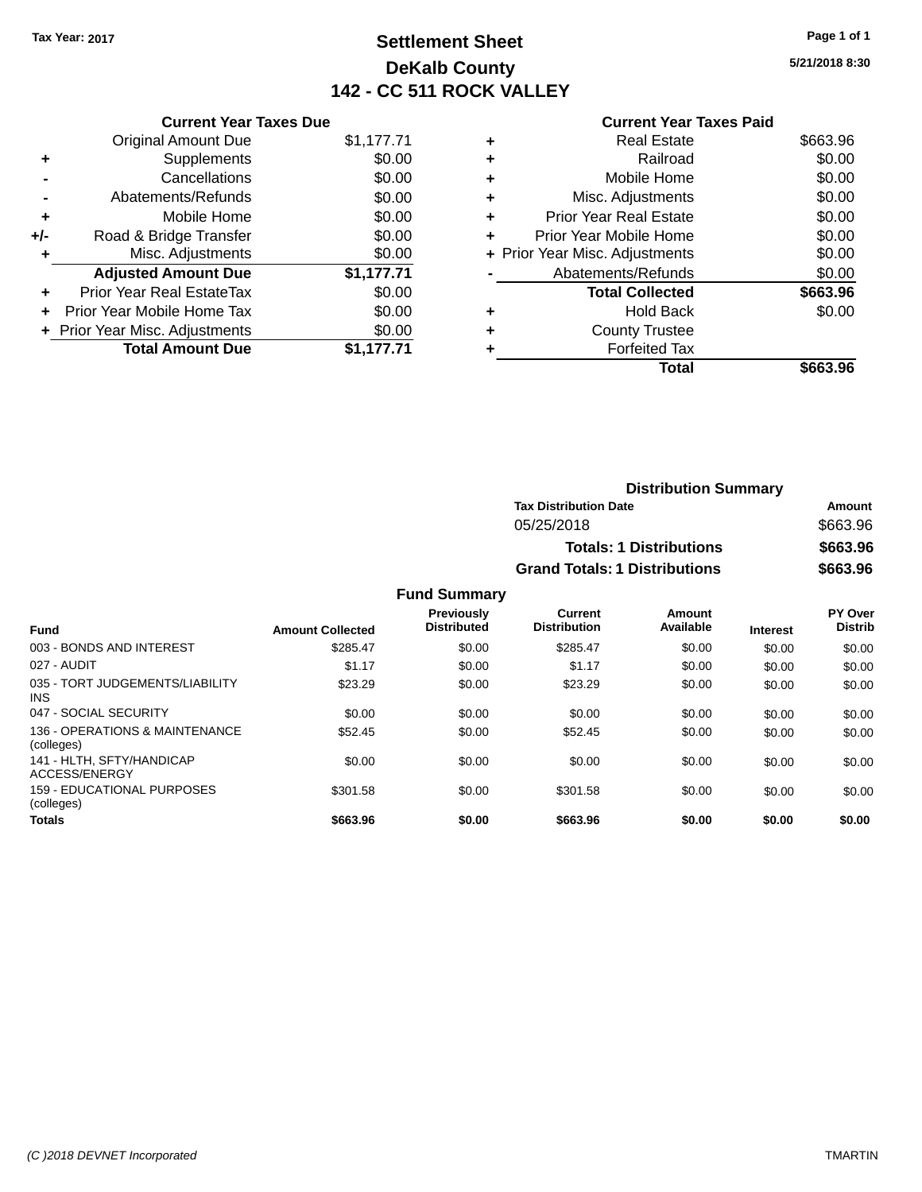Tax Year: 2017

# Settlement Sheet

## DeKalb County

## 142 - CC 511 ROCK VALLEY

| | Current Year Taxes Due | |
|---|---|---|
| | Original Amount Due | $1,177.71 |
| + | Supplements | $0.00 |
| - | Cancellations | $0.00 |
| - | Abatements/Refunds | $0.00 |
| + | Mobile Home | $0.00 |
| +/- | Road & Bridge Transfer | $0.00 |
| + | Misc. Adjustments | $0.00 |
| | **Adjusted Amount Due** | **$1,177.71** |
| + | Prior Year Real EstateTax | $0.00 |
| + | Prior Year Mobile Home Tax | $0.00 |
| + | Prior Year Misc. Adjustments | $0.00 |
| | **Total Amount Due** | **$1,177.71** |

| | Current Year Taxes Paid | |
|---|---|---|
| + | Real Estate | $663.96 |
| + | Railroad | $0.00 |
| + | Mobile Home | $0.00 |
| + | Misc. Adjustments | $0.00 |
| + | Prior Year Real Estate | $0.00 |
| + | Prior Year Mobile Home | $0.00 |
| + | Prior Year Misc. Adjustments | $0.00 |
| - | Abatements/Refunds | $0.00 |
| | **Total Collected** | **$663.96** |
| + | Hold Back | $0.00 |
| + | County Trustee | |
| + | Forfeited Tax | |
| | **Total** | **$663.96** |

### Distribution Summary

| Tax Distribution Date | Amount |
|---|---|
| 05/25/2018 | $663.96 |
| **Totals: 1 Distributions** | **$663.96** |
| **Grand Totals: 1 Distributions** | **$663.96** |

### Fund Summary

| Fund | Amount Collected | Previously Distributed | Current Distribution | Amount Available | Interest | PY Over Distrib |
|---|---|---|---|---|---|---|
| 003 - BONDS AND INTEREST | $285.47 | $0.00 | $285.47 | $0.00 | $0.00 | $0.00 |
| 027 - AUDIT | $1.17 | $0.00 | $1.17 | $0.00 | $0.00 | $0.00 |
| 035 - TORT JUDGEMENTS/LIABILITY INS | $23.29 | $0.00 | $23.29 | $0.00 | $0.00 | $0.00 |
| 047 - SOCIAL SECURITY | $0.00 | $0.00 | $0.00 | $0.00 | $0.00 | $0.00 |
| 136 - OPERATIONS & MAINTENANCE (colleges) | $52.45 | $0.00 | $52.45 | $0.00 | $0.00 | $0.00 |
| 141 - HLTH, SFTY/HANDICAP ACCESS/ENERGY | $0.00 | $0.00 | $0.00 | $0.00 | $0.00 | $0.00 |
| 159 - EDUCATIONAL PURPOSES (colleges) | $301.58 | $0.00 | $301.58 | $0.00 | $0.00 | $0.00 |
| **Totals** | **$663.96** | **$0.00** | **$663.96** | **$0.00** | **$0.00** | **$0.00** |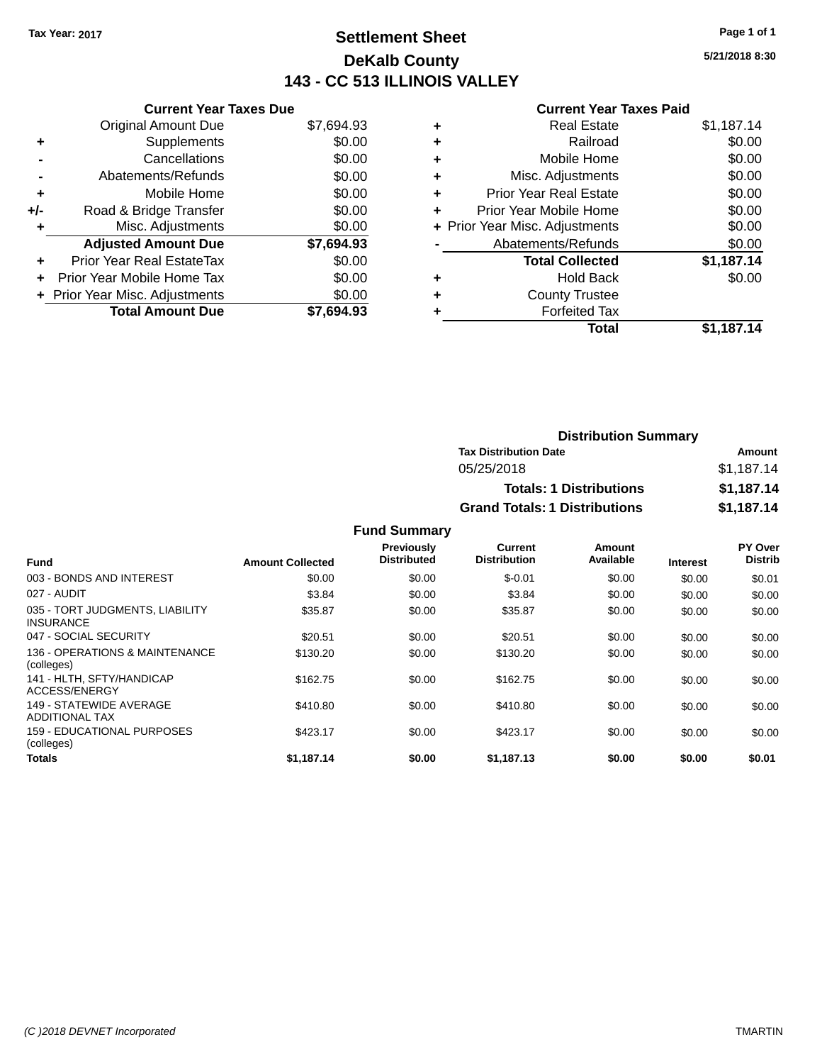Tax Year: 2017

# Settlement Sheet

## DeKalb County

## 143 - CC 513 ILLINOIS VALLEY

5/21/2018 8:30

### Current Year Taxes Due

| | | |
|---|---|---|
| | Original Amount Due | $7,694.93 |
| + | Supplements | $0.00 |
| - | Cancellations | $0.00 |
| - | Abatements/Refunds | $0.00 |
| + | Mobile Home | $0.00 |
| +/- | Road & Bridge Transfer | $0.00 |
| + | Misc. Adjustments | $0.00 |
| | **Adjusted Amount Due** | **$7,694.93** |
| + | Prior Year Real EstateTax | $0.00 |
| + | Prior Year Mobile Home Tax | $0.00 |
| + | Prior Year Misc. Adjustments | $0.00 |
| | **Total Amount Due** | **$7,694.93** |

### Current Year Taxes Paid

| | | |
|---|---|---|
| + | Real Estate | $1,187.14 |
| + | Railroad | $0.00 |
| + | Mobile Home | $0.00 |
| + | Misc. Adjustments | $0.00 |
| + | Prior Year Real Estate | $0.00 |
| + | Prior Year Mobile Home | $0.00 |
| + | Prior Year Misc. Adjustments | $0.00 |
| - | Abatements/Refunds | $0.00 |
| | **Total Collected** | **$1,187.14** |
| + | Hold Back | $0.00 |
| + | County Trustee | |
| + | Forfeited Tax | |
| | **Total** | **$1,187.14** |

### Distribution Summary

| Tax Distribution Date | Amount |
|---|---|
| 05/25/2018 | $1,187.14 |
| **Totals: 1 Distributions** | **$1,187.14** |
| **Grand Totals: 1 Distributions** | **$1,187.14** |

### Fund Summary

| Fund | Amount Collected | Previously Distributed | Current Distribution | Amount Available | Interest | PY Over Distrib |
|---|---|---|---|---|---|---|
| 003 - BONDS AND INTEREST | $0.00 | $0.00 | $-0.01 | $0.00 | $0.00 | $0.01 |
| 027 - AUDIT | $3.84 | $0.00 | $3.84 | $0.00 | $0.00 | $0.00 |
| 035 - TORT JUDGMENTS, LIABILITY INSURANCE | $35.87 | $0.00 | $35.87 | $0.00 | $0.00 | $0.00 |
| 047 - SOCIAL SECURITY | $20.51 | $0.00 | $20.51 | $0.00 | $0.00 | $0.00 |
| 136 - OPERATIONS & MAINTENANCE (colleges) | $130.20 | $0.00 | $130.20 | $0.00 | $0.00 | $0.00 |
| 141 - HLTH, SFTY/HANDICAP ACCESS/ENERGY | $162.75 | $0.00 | $162.75 | $0.00 | $0.00 | $0.00 |
| 149 - STATEWIDE AVERAGE ADDITIONAL TAX | $410.80 | $0.00 | $410.80 | $0.00 | $0.00 | $0.00 |
| 159 - EDUCATIONAL PURPOSES (colleges) | $423.17 | $0.00 | $423.17 | $0.00 | $0.00 | $0.00 |
| **Totals** | **$1,187.14** | **$0.00** | **$1,187.13** | **$0.00** | **$0.00** | **$0.01** |

(C )2018 DEVNET Incorporated TMARTIN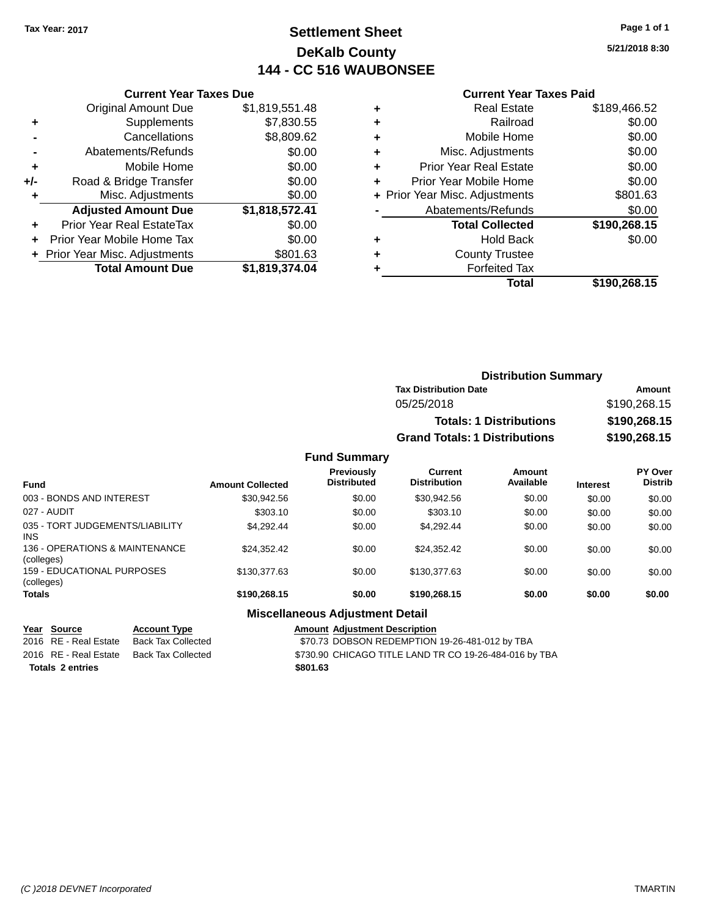Tax Year: 2017

# Settlement Sheet
## DeKalb County
## 144 - CC 516 WAUBONSEE

5/21/2018 8:30

### Current Year Taxes Due

| | | |
|---|---|---|
| | Original Amount Due | $1,819,551.48 |
| + | Supplements | $7,830.55 |
| - | Cancellations | $8,809.62 |
| - | Abatements/Refunds | $0.00 |
| + | Mobile Home | $0.00 |
| +/- | Road & Bridge Transfer | $0.00 |
| + | Misc. Adjustments | $0.00 |
| | **Adjusted Amount Due** | **$1,818,572.41** |
| + | Prior Year Real EstateTax | $0.00 |
| + | Prior Year Mobile Home Tax | $0.00 |
| + | Prior Year Misc. Adjustments | $801.63 |
| | **Total Amount Due** | **$1,819,374.04** |

### Current Year Taxes Paid

| | | |
|---|---|---|
| + | Real Estate | $189,466.52 |
| + | Railroad | $0.00 |
| + | Mobile Home | $0.00 |
| + | Misc. Adjustments | $0.00 |
| + | Prior Year Real Estate | $0.00 |
| + | Prior Year Mobile Home | $0.00 |
| + | Prior Year Misc. Adjustments | $801.63 |
| - | Abatements/Refunds | $0.00 |
| | **Total Collected** | **$190,268.15** |
| + | Hold Back | $0.00 |
| + | County Trustee | |
| + | Forfeited Tax | |
| | **Total** | **$190,268.15** |

### Distribution Summary

| Tax Distribution Date | Amount |
|---|---|
| 05/25/2018 | $190,268.15 |
| **Totals: 1 Distributions** | **$190,268.15** |
| **Grand Totals: 1 Distributions** | **$190,268.15** |

### Fund Summary

| Fund | Amount Collected | Previously Distributed | Current Distribution | Amount Available | Interest | PY Over Distrib |
|---|---|---|---|---|---|---|
| 003 - BONDS AND INTEREST | $30,942.56 | $0.00 | $30,942.56 | $0.00 | $0.00 | $0.00 |
| 027 - AUDIT | $303.10 | $0.00 | $303.10 | $0.00 | $0.00 | $0.00 |
| 035 - TORT JUDGEMENTS/LIABILITY INS | $4,292.44 | $0.00 | $4,292.44 | $0.00 | $0.00 | $0.00 |
| 136 - OPERATIONS & MAINTENANCE (colleges) | $24,352.42 | $0.00 | $24,352.42 | $0.00 | $0.00 | $0.00 |
| 159 - EDUCATIONAL PURPOSES (colleges) | $130,377.63 | $0.00 | $130,377.63 | $0.00 | $0.00 | $0.00 |
| **Totals** | **$190,268.15** | **$0.00** | **$190,268.15** | **$0.00** | **$0.00** | **$0.00** |

### Miscellaneous Adjustment Detail

| Year | Source | Account Type | Amount | Adjustment Description |
|---|---|---|---|---|
| 2016 | RE - Real Estate | Back Tax Collected | $70.73 | DOBSON REDEMPTION 19-26-481-012 by TBA |
| 2016 | RE - Real Estate | Back Tax Collected | $730.90 | CHICAGO TITLE LAND TR CO 19-26-484-016 by TBA |
| **Totals 2 entries** | | | **$801.63** | |

(C )2018 DEVNET Incorporated — TMARTIN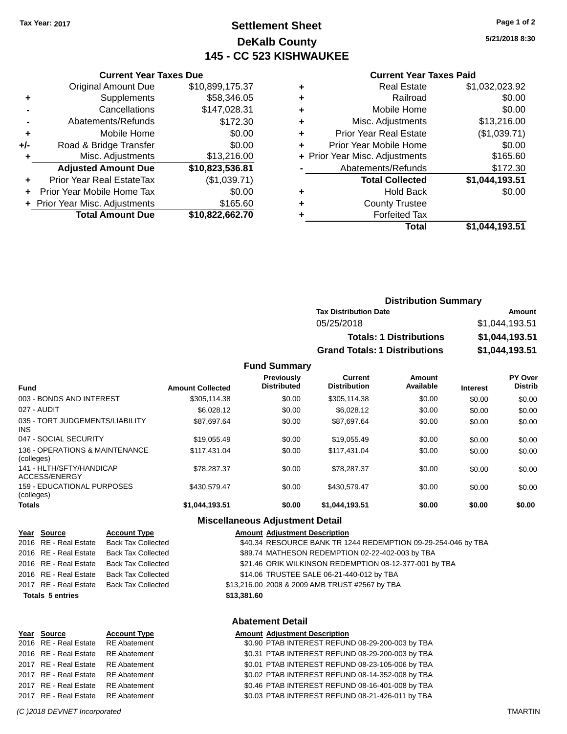Tax Year: 2017

# Settlement Sheet
## DeKalb County
## 145 - CC 523 KISHWAUKEE

5/21/2018 8:30

### Current Year Taxes Due

| | | |
|---|---|---|
| | Original Amount Due | $10,899,175.37 |
| + | Supplements | $58,346.05 |
| - | Cancellations | $147,028.31 |
| - | Abatements/Refunds | $172.30 |
| + | Mobile Home | $0.00 |
| +/- | Road & Bridge Transfer | $0.00 |
| + | Misc. Adjustments | $13,216.00 |
| | **Adjusted Amount Due** | **$10,823,536.81** |
| + | Prior Year Real EstateTax | ($1,039.71) |
| + | Prior Year Mobile Home Tax | $0.00 |
| + | Prior Year Misc. Adjustments | $165.60 |
| | **Total Amount Due** | **$10,822,662.70** |

### Current Year Taxes Paid

| | | |
|---|---|---|
| + | Real Estate | $1,032,023.92 |
| + | Railroad | $0.00 |
| + | Mobile Home | $0.00 |
| + | Misc. Adjustments | $13,216.00 |
| + | Prior Year Real Estate | ($1,039.71) |
| + | Prior Year Mobile Home | $0.00 |
| + | Prior Year Misc. Adjustments | $165.60 |
| - | Abatements/Refunds | $172.30 |
| | **Total Collected** | **$1,044,193.51** |
| + | Hold Back | $0.00 |
| + | County Trustee | |
| + | Forfeited Tax | |
| | **Total** | **$1,044,193.51** |

### Distribution Summary

| Tax Distribution Date | Amount |
|---|---|
| 05/25/2018 | $1,044,193.51 |
| **Totals: 1 Distributions** | **$1,044,193.51** |
| **Grand Totals: 1 Distributions** | **$1,044,193.51** |

### Fund Summary

| Fund | Amount Collected | Previously Distributed | Current Distribution | Amount Available | Interest | PY Over Distrib |
|---|---|---|---|---|---|---|
| 003 - BONDS AND INTEREST | $305,114.38 | $0.00 | $305,114.38 | $0.00 | $0.00 | $0.00 |
| 027 - AUDIT | $6,028.12 | $0.00 | $6,028.12 | $0.00 | $0.00 | $0.00 |
| 035 - TORT JUDGEMENTS/LIABILITY INS | $87,697.64 | $0.00 | $87,697.64 | $0.00 | $0.00 | $0.00 |
| 047 - SOCIAL SECURITY | $19,055.49 | $0.00 | $19,055.49 | $0.00 | $0.00 | $0.00 |
| 136 - OPERATIONS & MAINTENANCE (colleges) | $117,431.04 | $0.00 | $117,431.04 | $0.00 | $0.00 | $0.00 |
| 141 - HLTH/SFTY/HANDICAP ACCESS/ENERGY | $78,287.37 | $0.00 | $78,287.37 | $0.00 | $0.00 | $0.00 |
| 159 - EDUCATIONAL PURPOSES (colleges) | $430,579.47 | $0.00 | $430,579.47 | $0.00 | $0.00 | $0.00 |
| **Totals** | **$1,044,193.51** | **$0.00** | **$1,044,193.51** | **$0.00** | **$0.00** | **$0.00** |

### Miscellaneous Adjustment Detail

| Year | Source | Account Type | Amount | Adjustment Description |
|---|---|---|---|---|
| 2016 | RE - Real Estate | Back Tax Collected | $40.34 | RESOURCE BANK TR 1244 REDEMPTION 09-29-254-046 by TBA |
| 2016 | RE - Real Estate | Back Tax Collected | $89.74 | MATHESON REDEMPTION 02-22-402-003 by TBA |
| 2016 | RE - Real Estate | Back Tax Collected | $21.46 | ORIK WILKINSON REDEMPTION 08-12-377-001 by TBA |
| 2016 | RE - Real Estate | Back Tax Collected | $14.06 | TRUSTEE SALE 06-21-440-012 by TBA |
| 2017 | RE - Real Estate | Back Tax Collected | $13,216.00 | 2008 & 2009 AMB TRUST #2567 by TBA |
| **Totals 5 entries** | | | **$13,381.60** | |

### Abatement Detail

| Year | Source | Account Type | Amount | Adjustment Description |
|---|---|---|---|---|
| 2016 | RE - Real Estate | RE Abatement | $0.90 | PTAB INTEREST REFUND 08-29-200-003 by TBA |
| 2016 | RE - Real Estate | RE Abatement | $0.31 | PTAB INTEREST REFUND 08-29-200-003 by TBA |
| 2017 | RE - Real Estate | RE Abatement | $0.01 | PTAB INTEREST REFUND 08-23-105-006 by TBA |
| 2017 | RE - Real Estate | RE Abatement | $0.02 | PTAB INTEREST REFUND 08-14-352-008 by TBA |
| 2017 | RE - Real Estate | RE Abatement | $0.46 | PTAB INTEREST REFUND 08-16-401-008 by TBA |
| 2017 | RE - Real Estate | RE Abatement | $0.03 | PTAB INTEREST REFUND 08-21-426-011 by TBA |

(C )2018 DEVNET Incorporated TMARTIN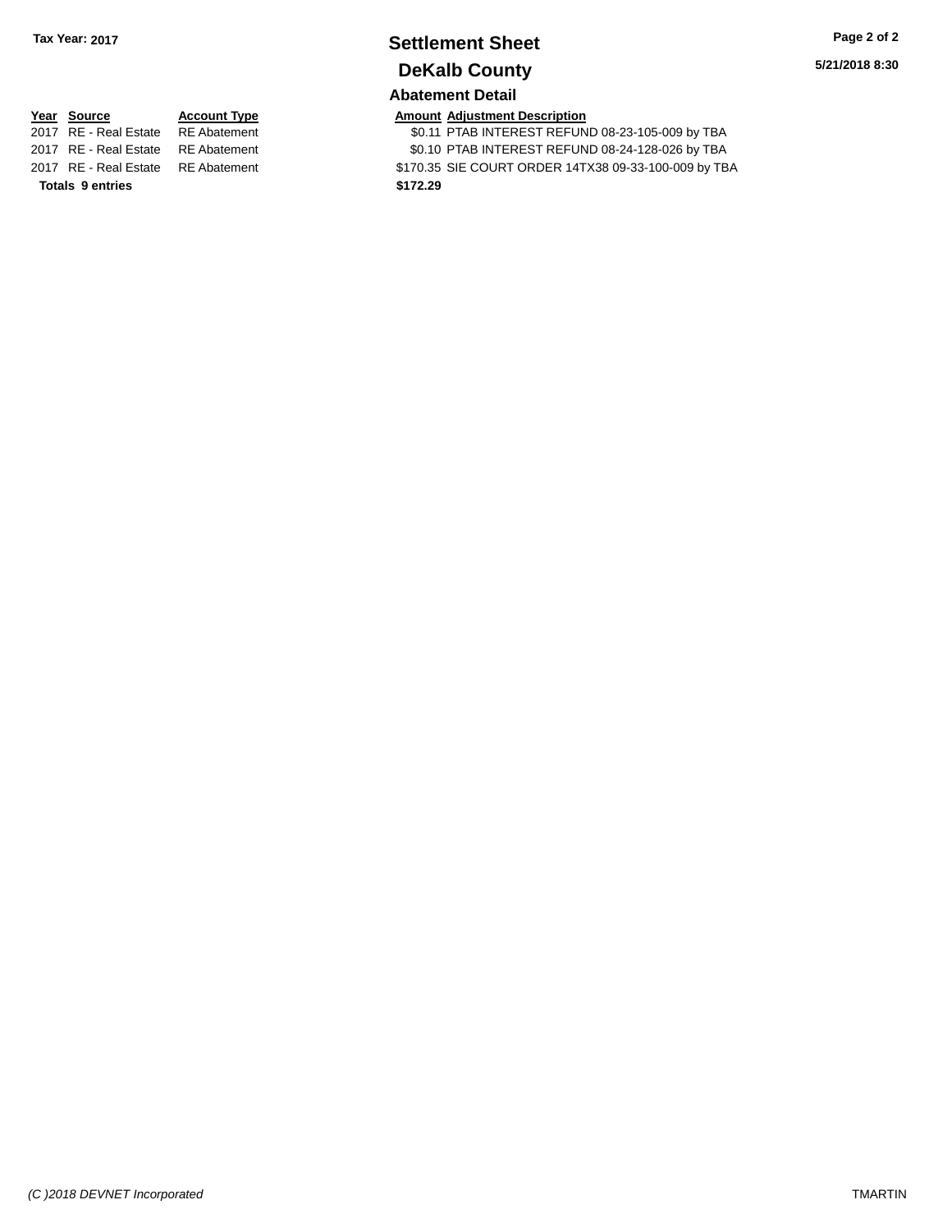**Tax Year: 2017**

# Settlement Sheet

## DeKalb County

### Abatement Detail

| Year | Source | Account Type | Amount | Adjustment Description |
|---|---|---|---|---|
| 2017 | RE - Real Estate | RE Abatement | $0.11 | PTAB INTEREST REFUND 08-23-105-009 by TBA |
| 2017 | RE - Real Estate | RE Abatement | $0.10 | PTAB INTEREST REFUND 08-24-128-026 by TBA |
| 2017 | RE - Real Estate | RE Abatement | $170.35 | SIE COURT ORDER 14TX38 09-33-100-009 by TBA |
| **Totals 9 entries** | | | **$172.29** | |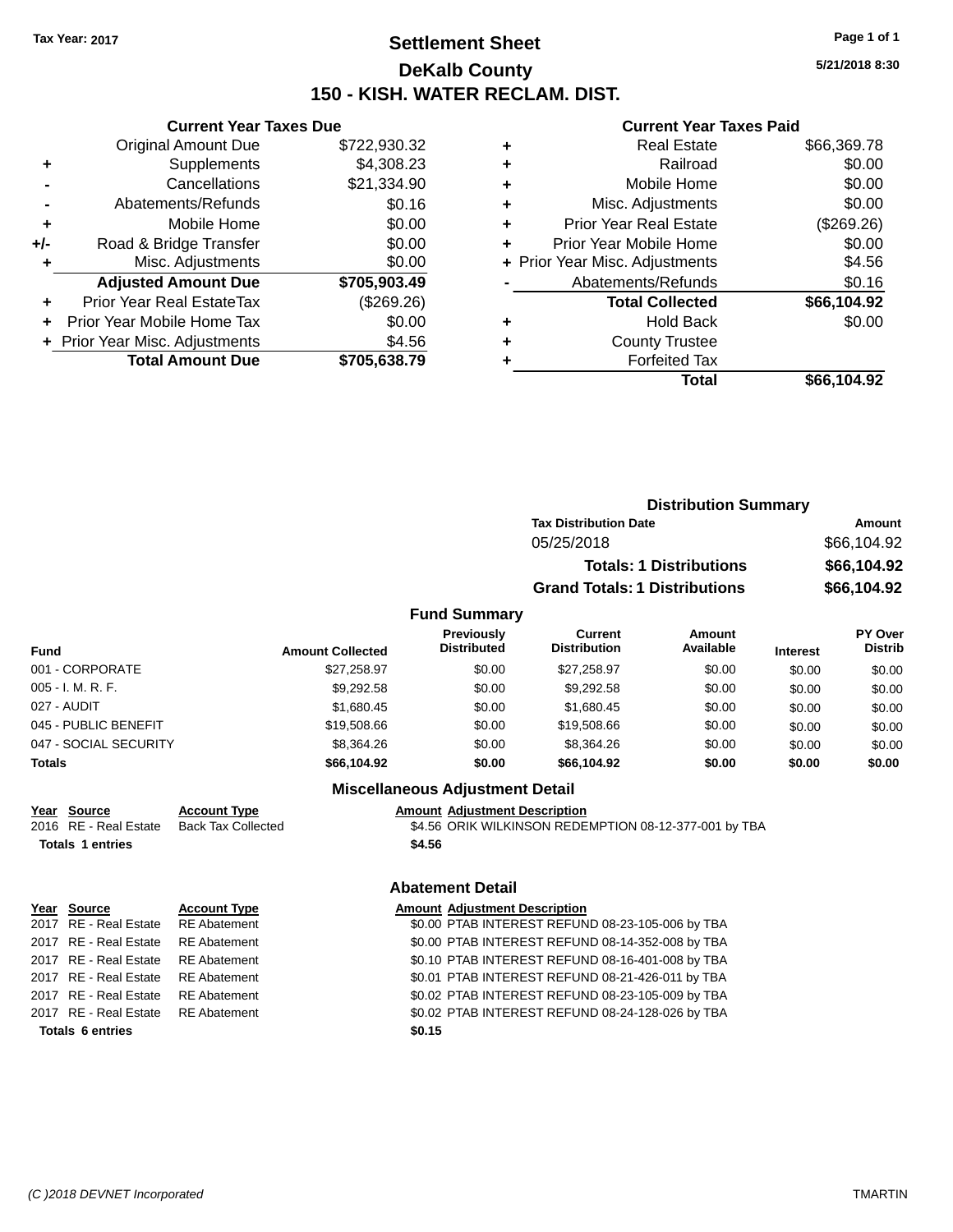Tax Year: 2017

# Settlement Sheet

## DeKalb County

## 150 - KISH. WATER RECLAM. DIST.

5/21/2018 8:30

### Current Year Taxes Due

| | | |
|---|---|---|
| | Original Amount Due | $722,930.32 |
| + | Supplements | $4,308.23 |
| - | Cancellations | $21,334.90 |
| - | Abatements/Refunds | $0.16 |
| + | Mobile Home | $0.00 |
| +/- | Road & Bridge Transfer | $0.00 |
| + | Misc. Adjustments | $0.00 |
| | **Adjusted Amount Due** | **$705,903.49** |
| + | Prior Year Real EstateTax | ($269.26) |
| + | Prior Year Mobile Home Tax | $0.00 |
| + | Prior Year Misc. Adjustments | $4.56 |
| | **Total Amount Due** | **$705,638.79** |

### Current Year Taxes Paid

| | | |
|---|---|---|
| + | Real Estate | $66,369.78 |
| + | Railroad | $0.00 |
| + | Mobile Home | $0.00 |
| + | Misc. Adjustments | $0.00 |
| + | Prior Year Real Estate | ($269.26) |
| + | Prior Year Mobile Home | $0.00 |
| + | Prior Year Misc. Adjustments | $4.56 |
| - | Abatements/Refunds | $0.16 |
| | **Total Collected** | **$66,104.92** |
| + | Hold Back | $0.00 |
| + | County Trustee | |
| + | Forfeited Tax | |
| | **Total** | **$66,104.92** |

### Distribution Summary

| Tax Distribution Date | Amount |
|---|---|
| 05/25/2018 | $66,104.92 |
| **Totals: 1 Distributions** | **$66,104.92** |
| **Grand Totals: 1 Distributions** | **$66,104.92** |

### Fund Summary

| Fund | Amount Collected | Previously Distributed | Current Distribution | Amount Available | Interest | PY Over Distrib |
|---|---|---|---|---|---|---|
| 001 - CORPORATE | $27,258.97 | $0.00 | $27,258.97 | $0.00 | $0.00 | $0.00 |
| 005 - I. M. R. F. | $9,292.58 | $0.00 | $9,292.58 | $0.00 | $0.00 | $0.00 |
| 027 - AUDIT | $1,680.45 | $0.00 | $1,680.45 | $0.00 | $0.00 | $0.00 |
| 045 - PUBLIC BENEFIT | $19,508.66 | $0.00 | $19,508.66 | $0.00 | $0.00 | $0.00 |
| 047 - SOCIAL SECURITY | $8,364.26 | $0.00 | $8,364.26 | $0.00 | $0.00 | $0.00 |
| **Totals** | **$66,104.92** | **$0.00** | **$66,104.92** | **$0.00** | **$0.00** | **$0.00** |

### Miscellaneous Adjustment Detail

| Year | Source | Account Type | Amount | Adjustment Description |
|---|---|---|---|---|
| 2016 | RE - Real Estate | Back Tax Collected | $4.56 | ORIK WILKINSON REDEMPTION 08-12-377-001 by TBA |
| **Totals 1 entries** | | | **$4.56** | |

### Abatement Detail

| Year | Source | Account Type | Amount | Adjustment Description |
|---|---|---|---|---|
| 2017 | RE - Real Estate | RE Abatement | $0.00 | PTAB INTEREST REFUND 08-23-105-006 by TBA |
| 2017 | RE - Real Estate | RE Abatement | $0.00 | PTAB INTEREST REFUND 08-14-352-008 by TBA |
| 2017 | RE - Real Estate | RE Abatement | $0.10 | PTAB INTEREST REFUND 08-16-401-008 by TBA |
| 2017 | RE - Real Estate | RE Abatement | $0.01 | PTAB INTEREST REFUND 08-21-426-011 by TBA |
| 2017 | RE - Real Estate | RE Abatement | $0.02 | PTAB INTEREST REFUND 08-23-105-009 by TBA |
| 2017 | RE - Real Estate | RE Abatement | $0.02 | PTAB INTEREST REFUND 08-24-128-026 by TBA |
| **Totals 6 entries** | | | **$0.15** | |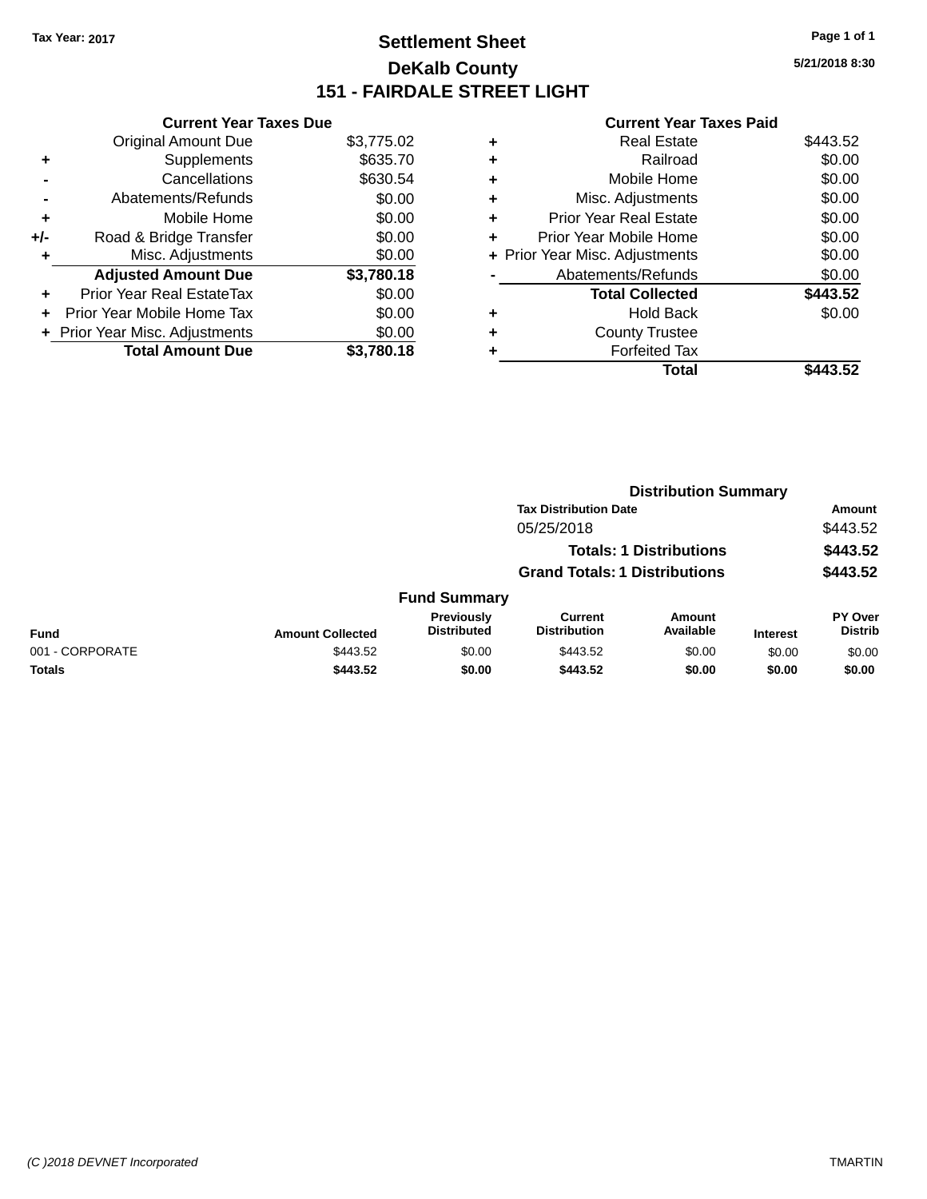Tax Year: 2017

# Settlement Sheet

## DeKalb County

## 151 - FAIRDALE STREET LIGHT

5/21/2018 8:30

### Current Year Taxes Due

| | | |
|---|---|---|
| | Original Amount Due | $3,775.02 |
| + | Supplements | $635.70 |
| - | Cancellations | $630.54 |
| - | Abatements/Refunds | $0.00 |
| + | Mobile Home | $0.00 |
| +/- | Road & Bridge Transfer | $0.00 |
| + | Misc. Adjustments | $0.00 |
| | **Adjusted Amount Due** | **$3,780.18** |
| + | Prior Year Real EstateTax | $0.00 |
| + | Prior Year Mobile Home Tax | $0.00 |
| + | Prior Year Misc. Adjustments | $0.00 |
| | **Total Amount Due** | **$3,780.18** |

### Current Year Taxes Paid

| | | |
|---|---|---|
| + | Real Estate | $443.52 |
| + | Railroad | $0.00 |
| + | Mobile Home | $0.00 |
| + | Misc. Adjustments | $0.00 |
| + | Prior Year Real Estate | $0.00 |
| + | Prior Year Mobile Home | $0.00 |
| + | Prior Year Misc. Adjustments | $0.00 |
| - | Abatements/Refunds | $0.00 |
| | **Total Collected** | **$443.52** |
| + | Hold Back | $0.00 |
| + | County Trustee | |
| + | Forfeited Tax | |
| | **Total** | **$443.52** |

### Distribution Summary

| Tax Distribution Date | Amount |
|---|---|
| 05/25/2018 | $443.52 |
| **Totals: 1 Distributions** | **$443.52** |
| **Grand Totals: 1 Distributions** | **$443.52** |

### Fund Summary

| Fund | Amount Collected | Previously Distributed | Current Distribution | Amount Available | Interest | PY Over Distrib |
|---|---|---|---|---|---|---|
| 001 - CORPORATE | $443.52 | $0.00 | $443.52 | $0.00 | $0.00 | $0.00 |
| **Totals** | **$443.52** | **$0.00** | **$443.52** | **$0.00** | **$0.00** | **$0.00** |

(C )2018 DEVNET Incorporated — TMARTIN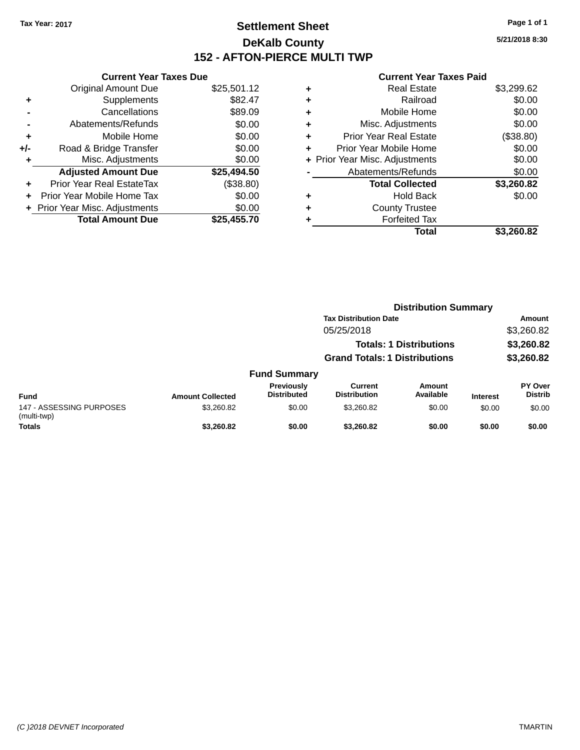Tax Year: 2017

# Settlement Sheet

## DeKalb County

## 152 - AFTON-PIERCE MULTI TWP

5/21/2018 8:30

### Current Year Taxes Due

| | | |
|---|---|---|
| | Original Amount Due | $25,501.12 |
| + | Supplements | $82.47 |
| - | Cancellations | $89.09 |
| - | Abatements/Refunds | $0.00 |
| + | Mobile Home | $0.00 |
| +/- | Road & Bridge Transfer | $0.00 |
| + | Misc. Adjustments | $0.00 |
| | **Adjusted Amount Due** | **$25,494.50** |
| + | Prior Year Real EstateTax | ($38.80) |
| + | Prior Year Mobile Home Tax | $0.00 |
| + | Prior Year Misc. Adjustments | $0.00 |
| | **Total Amount Due** | **$25,455.70** |

### Current Year Taxes Paid

| | | |
|---|---|---|
| + | Real Estate | $3,299.62 |
| + | Railroad | $0.00 |
| + | Mobile Home | $0.00 |
| + | Misc. Adjustments | $0.00 |
| + | Prior Year Real Estate | ($38.80) |
| + | Prior Year Mobile Home | $0.00 |
| + | Prior Year Misc. Adjustments | $0.00 |
| - | Abatements/Refunds | $0.00 |
| | **Total Collected** | **$3,260.82** |
| + | Hold Back | $0.00 |
| + | County Trustee | |
| + | Forfeited Tax | |
| | **Total** | **$3,260.82** |

### Distribution Summary

| Tax Distribution Date | Amount |
|---|---|
| 05/25/2018 | $3,260.82 |
| **Totals: 1 Distributions** | **$3,260.82** |
| **Grand Totals: 1 Distributions** | **$3,260.82** |

### Fund Summary

| Fund | Amount Collected | Previously Distributed | Current Distribution | Amount Available | Interest | PY Over Distrib |
|---|---|---|---|---|---|---|
| 147 - ASSESSING PURPOSES (multi-twp) | $3,260.82 | $0.00 | $3,260.82 | $0.00 | $0.00 | $0.00 |
| **Totals** | **$3,260.82** | **$0.00** | **$3,260.82** | **$0.00** | **$0.00** | **$0.00** |

(C )2018 DEVNET Incorporated TMARTIN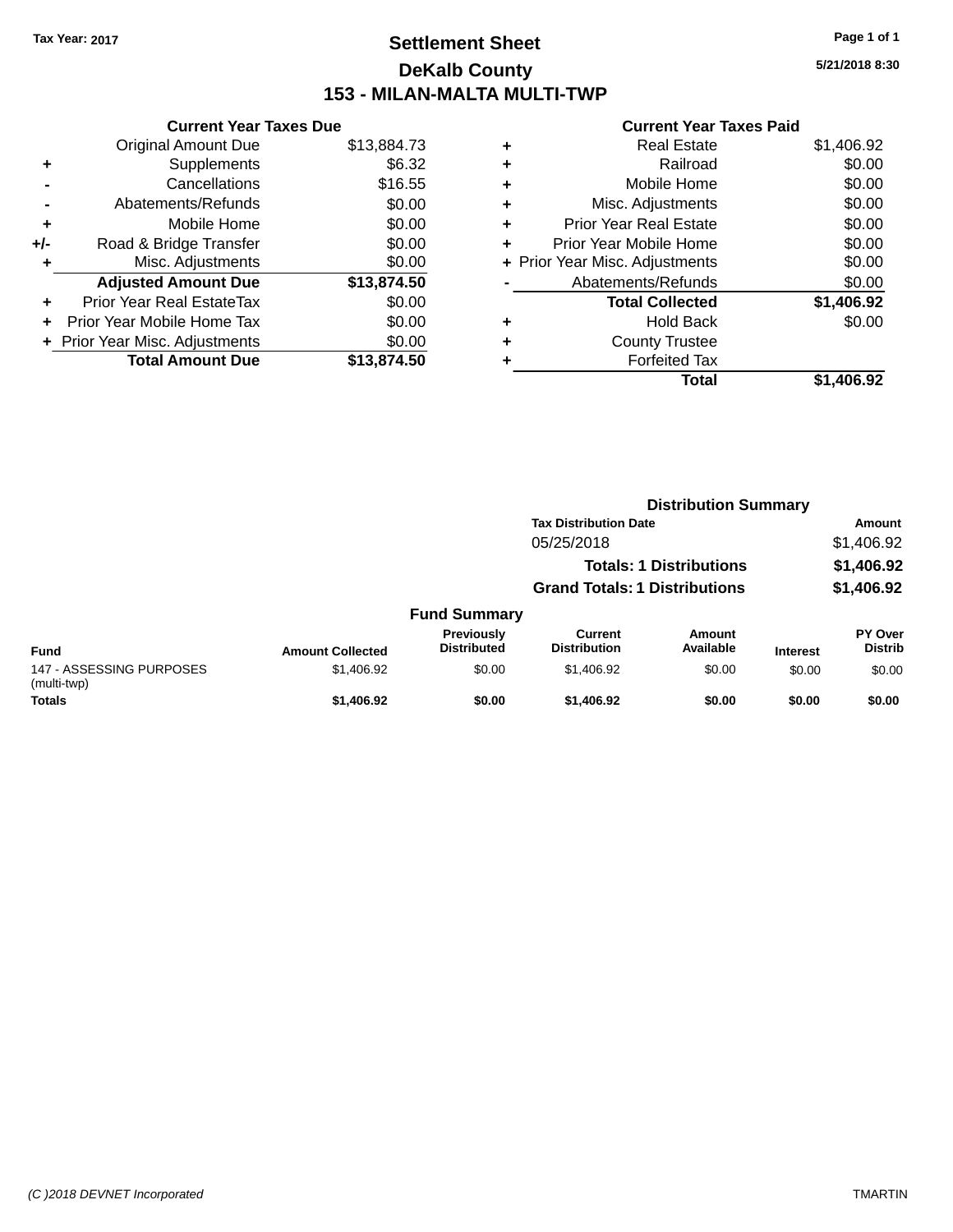Tax Year: 2017

# Settlement Sheet
## DeKalb County
## 153 - MILAN-MALTA MULTI-TWP

5/21/2018 8:30

### Current Year Taxes Due

| | | |
|---|---|---|
| | Original Amount Due | $13,884.73 |
| + | Supplements | $6.32 |
| - | Cancellations | $16.55 |
| - | Abatements/Refunds | $0.00 |
| + | Mobile Home | $0.00 |
| +/- | Road & Bridge Transfer | $0.00 |
| + | Misc. Adjustments | $0.00 |
| | **Adjusted Amount Due** | **$13,874.50** |
| + | Prior Year Real EstateTax | $0.00 |
| + | Prior Year Mobile Home Tax | $0.00 |
| + | Prior Year Misc. Adjustments | $0.00 |
| | **Total Amount Due** | **$13,874.50** |

### Current Year Taxes Paid

| | | |
|---|---|---|
| + | Real Estate | $1,406.92 |
| + | Railroad | $0.00 |
| + | Mobile Home | $0.00 |
| + | Misc. Adjustments | $0.00 |
| + | Prior Year Real Estate | $0.00 |
| + | Prior Year Mobile Home | $0.00 |
| + | Prior Year Misc. Adjustments | $0.00 |
| - | Abatements/Refunds | $0.00 |
| | **Total Collected** | **$1,406.92** |
| + | Hold Back | $0.00 |
| + | County Trustee | |
| + | Forfeited Tax | |
| | **Total** | **$1,406.92** |

### Distribution Summary

| Tax Distribution Date | Amount |
|---|---|
| 05/25/2018 | $1,406.92 |
| **Totals: 1 Distributions** | **$1,406.92** |
| **Grand Totals: 1 Distributions** | **$1,406.92** |

### Fund Summary

| Fund | Amount Collected | Previously Distributed | Current Distribution | Amount Available | Interest | PY Over Distrib |
|---|---|---|---|---|---|---|
| 147 - ASSESSING PURPOSES (multi-twp) | $1,406.92 | $0.00 | $1,406.92 | $0.00 | $0.00 | $0.00 |
| **Totals** | **$1,406.92** | **$0.00** | **$1,406.92** | **$0.00** | **$0.00** | **$0.00** |

(C )2018 DEVNET Incorporated TMARTIN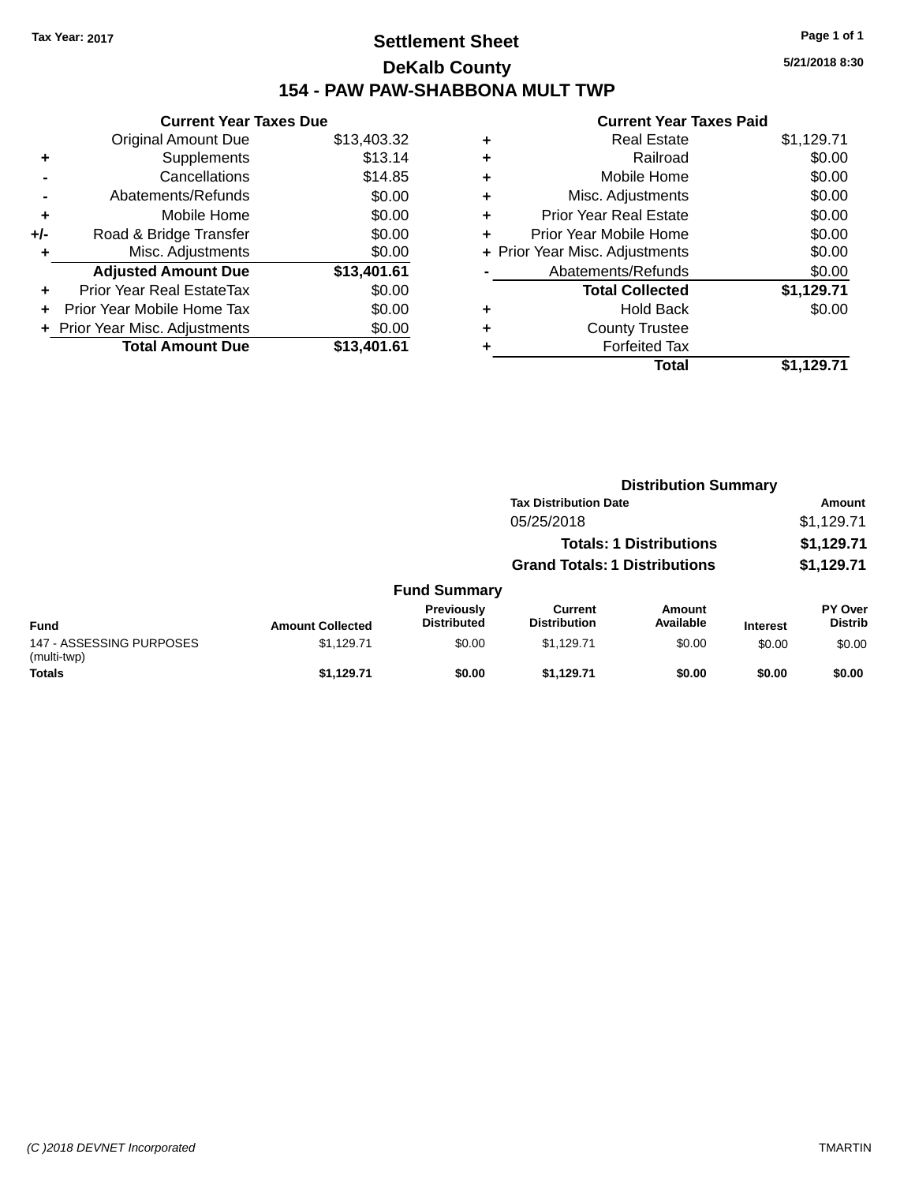Tax Year: 2017

# Settlement Sheet

## DeKalb County

## 154 - PAW PAW-SHABBONA MULT TWP

5/21/2018 8:30

### Current Year Taxes Due

| | | |
|---|---|---|
| | Original Amount Due | $13,403.32 |
| + | Supplements | $13.14 |
| - | Cancellations | $14.85 |
| - | Abatements/Refunds | $0.00 |
| + | Mobile Home | $0.00 |
| +/- | Road & Bridge Transfer | $0.00 |
| + | Misc. Adjustments | $0.00 |
| | **Adjusted Amount Due** | **$13,401.61** |
| + | Prior Year Real EstateTax | $0.00 |
| + | Prior Year Mobile Home Tax | $0.00 |
| + | Prior Year Misc. Adjustments | $0.00 |
| | **Total Amount Due** | **$13,401.61** |

### Current Year Taxes Paid

| | | |
|---|---|---|
| + | Real Estate | $1,129.71 |
| + | Railroad | $0.00 |
| + | Mobile Home | $0.00 |
| + | Misc. Adjustments | $0.00 |
| + | Prior Year Real Estate | $0.00 |
| + | Prior Year Mobile Home | $0.00 |
| + | Prior Year Misc. Adjustments | $0.00 |
| - | Abatements/Refunds | $0.00 |
| | **Total Collected** | **$1,129.71** |
| + | Hold Back | $0.00 |
| + | County Trustee | |
| + | Forfeited Tax | |
| | **Total** | **$1,129.71** |

### Distribution Summary

| Tax Distribution Date | Amount |
|---|---|
| 05/25/2018 | $1,129.71 |
| **Totals: 1 Distributions** | **$1,129.71** |
| **Grand Totals: 1 Distributions** | **$1,129.71** |

### Fund Summary

| Fund | Amount Collected | Previously Distributed | Current Distribution | Amount Available | Interest | PY Over Distrib |
|---|---|---|---|---|---|---|
| 147 - ASSESSING PURPOSES (multi-twp) | $1,129.71 | $0.00 | $1,129.71 | $0.00 | $0.00 | $0.00 |
| **Totals** | **$1,129.71** | **$0.00** | **$1,129.71** | **$0.00** | **$0.00** | **$0.00** |

(C )2018 DEVNET Incorporated TMARTIN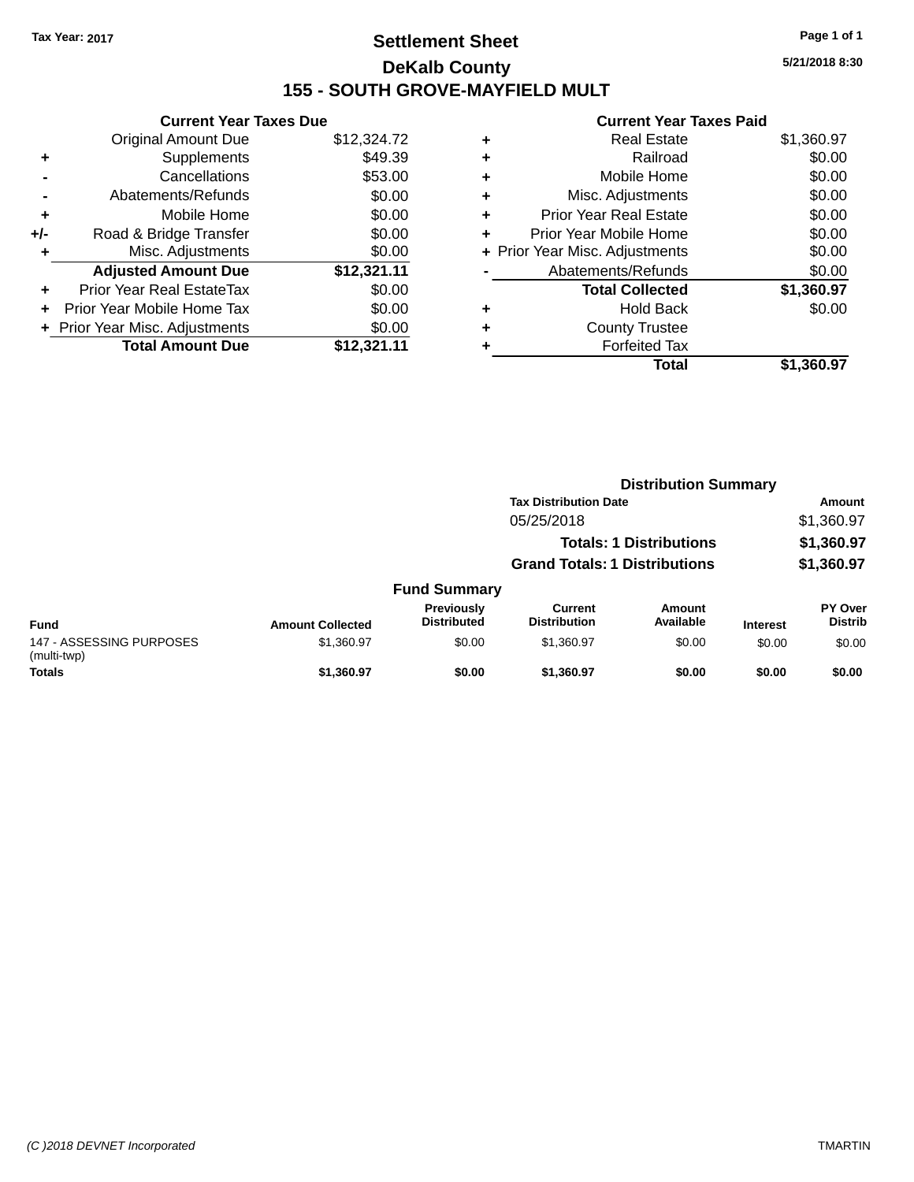Tax Year: 2017

# Settlement Sheet

## DeKalb County

## 155 - SOUTH GROVE-MAYFIELD MULT

5/21/2018 8:30

**Current Year Taxes Due**

| | | |
|---|---|---|
| | Original Amount Due | $12,324.72 |
| + | Supplements | $49.39 |
| - | Cancellations | $53.00 |
| - | Abatements/Refunds | $0.00 |
| + | Mobile Home | $0.00 |
| +/- | Road & Bridge Transfer | $0.00 |
| + | Misc. Adjustments | $0.00 |
| | **Adjusted Amount Due** | **$12,321.11** |
| + | Prior Year Real EstateTax | $0.00 |
| + | Prior Year Mobile Home Tax | $0.00 |
| + | Prior Year Misc. Adjustments | $0.00 |
| | **Total Amount Due** | **$12,321.11** |

**Current Year Taxes Paid**

| | | |
|---|---|---|
| + | Real Estate | $1,360.97 |
| + | Railroad | $0.00 |
| + | Mobile Home | $0.00 |
| + | Misc. Adjustments | $0.00 |
| + | Prior Year Real Estate | $0.00 |
| + | Prior Year Mobile Home | $0.00 |
| + | Prior Year Misc. Adjustments | $0.00 |
| - | Abatements/Refunds | $0.00 |
| | **Total Collected** | **$1,360.97** |
| + | Hold Back | $0.00 |
| + | County Trustee | |
| + | Forfeited Tax | |
| | **Total** | **$1,360.97** |

**Distribution Summary**

| Tax Distribution Date | Amount |
|---|---|
| 05/25/2018 | $1,360.97 |
| **Totals: 1 Distributions** | **$1,360.97** |
| **Grand Totals: 1 Distributions** | **$1,360.97** |

**Fund Summary**

| Fund | Amount Collected | Previously Distributed | Current Distribution | Amount Available | Interest | PY Over Distrib |
|---|---|---|---|---|---|---|
| 147 - ASSESSING PURPOSES (multi-twp) | $1,360.97 | $0.00 | $1,360.97 | $0.00 | $0.00 | $0.00 |
| **Totals** | **$1,360.97** | **$0.00** | **$1,360.97** | **$0.00** | **$0.00** | **$0.00** |

(C )2018 DEVNET Incorporated TMARTIN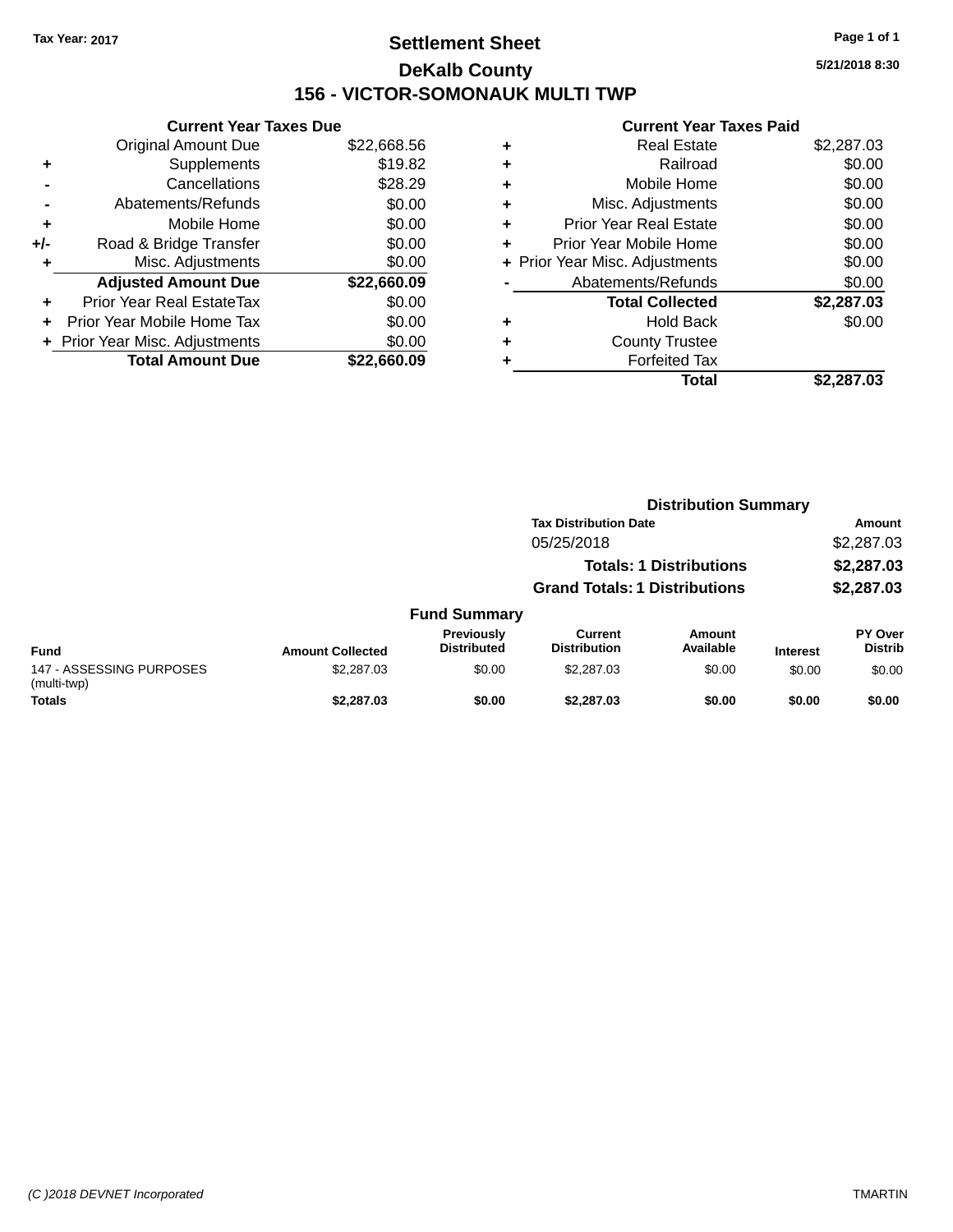Tax Year: 2017

# Settlement Sheet

## DeKalb County

## 156 - VICTOR-SOMONAUK MULTI TWP

5/21/2018 8:30

### Current Year Taxes Due

| | | |
|---|---|---|
| | Original Amount Due | $22,668.56 |
| + | Supplements | $19.82 |
| - | Cancellations | $28.29 |
| - | Abatements/Refunds | $0.00 |
| + | Mobile Home | $0.00 |
| +/- | Road & Bridge Transfer | $0.00 |
| + | Misc. Adjustments | $0.00 |
| | **Adjusted Amount Due** | **$22,660.09** |
| + | Prior Year Real EstateTax | $0.00 |
| + | Prior Year Mobile Home Tax | $0.00 |
| + | Prior Year Misc. Adjustments | $0.00 |
| | **Total Amount Due** | **$22,660.09** |

### Current Year Taxes Paid

| | | |
|---|---|---|
| + | Real Estate | $2,287.03 |
| + | Railroad | $0.00 |
| + | Mobile Home | $0.00 |
| + | Misc. Adjustments | $0.00 |
| + | Prior Year Real Estate | $0.00 |
| + | Prior Year Mobile Home | $0.00 |
| + | Prior Year Misc. Adjustments | $0.00 |
| - | Abatements/Refunds | $0.00 |
| | **Total Collected** | **$2,287.03** |
| + | Hold Back | $0.00 |
| + | County Trustee | |
| + | Forfeited Tax | |
| | **Total** | **$2,287.03** |

### Distribution Summary

| Tax Distribution Date | Amount |
|---|---|
| 05/25/2018 | $2,287.03 |
| **Totals: 1 Distributions** | **$2,287.03** |
| **Grand Totals: 1 Distributions** | **$2,287.03** |

### Fund Summary

| Fund | Amount Collected | Previously Distributed | Current Distribution | Amount Available | Interest | PY Over Distrib |
|---|---|---|---|---|---|---|
| 147 - ASSESSING PURPOSES (multi-twp) | $2,287.03 | $0.00 | $2,287.03 | $0.00 | $0.00 | $0.00 |
| **Totals** | **$2,287.03** | **$0.00** | **$2,287.03** | **$0.00** | **$0.00** | **$0.00** |

(C )2018 DEVNET Incorporated TMARTIN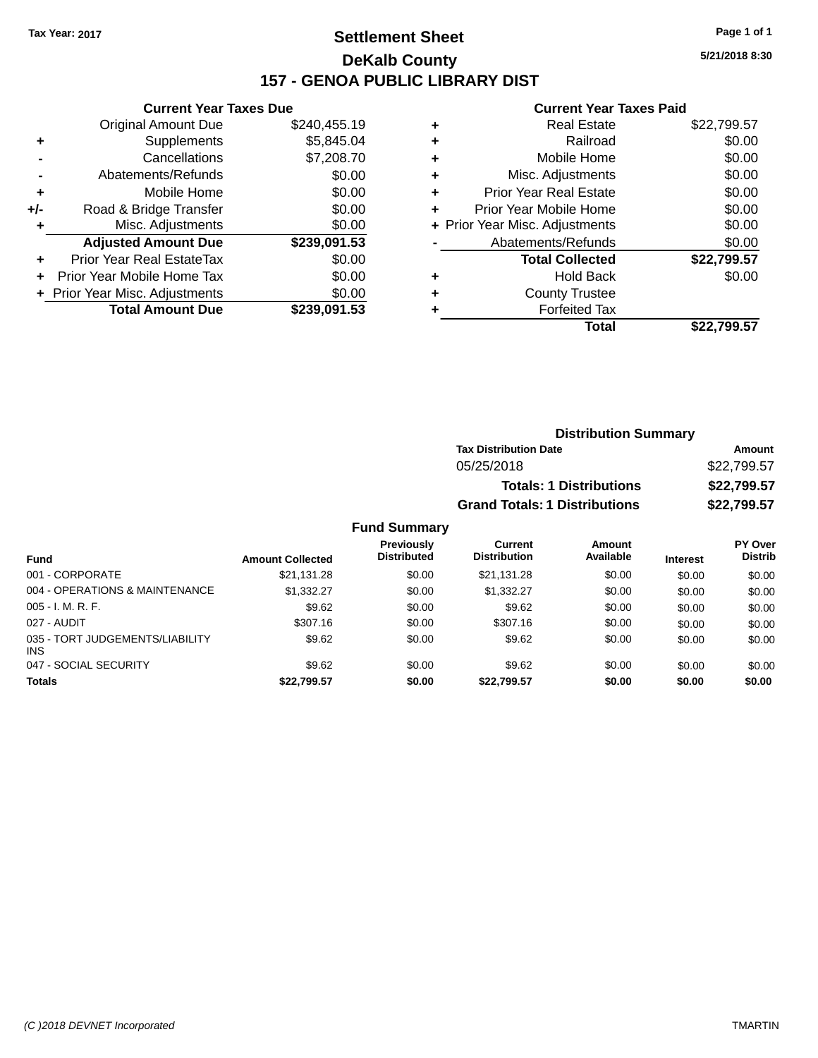Tax Year: 2017

# Settlement Sheet

## DeKalb County

## 157 - GENOA PUBLIC LIBRARY DIST

5/21/2018 8:30

### Current Year Taxes Due

| | | |
|---|---|---|
| | Original Amount Due | $240,455.19 |
| + | Supplements | $5,845.04 |
| - | Cancellations | $7,208.70 |
| - | Abatements/Refunds | $0.00 |
| + | Mobile Home | $0.00 |
| +/- | Road & Bridge Transfer | $0.00 |
| + | Misc. Adjustments | $0.00 |
| | **Adjusted Amount Due** | **$239,091.53** |
| + | Prior Year Real EstateTax | $0.00 |
| + | Prior Year Mobile Home Tax | $0.00 |
| + | Prior Year Misc. Adjustments | $0.00 |
| | **Total Amount Due** | **$239,091.53** |

### Current Year Taxes Paid

| | | |
|---|---|---|
| + | Real Estate | $22,799.57 |
| + | Railroad | $0.00 |
| + | Mobile Home | $0.00 |
| + | Misc. Adjustments | $0.00 |
| + | Prior Year Real Estate | $0.00 |
| + | Prior Year Mobile Home | $0.00 |
| + | Prior Year Misc. Adjustments | $0.00 |
| - | Abatements/Refunds | $0.00 |
| | **Total Collected** | **$22,799.57** |
| + | Hold Back | $0.00 |
| + | County Trustee | |
| + | Forfeited Tax | |
| | **Total** | **$22,799.57** |

### Distribution Summary

| Tax Distribution Date | Amount |
|---|---|
| 05/25/2018 | $22,799.57 |
| **Totals: 1 Distributions** | **$22,799.57** |
| **Grand Totals: 1 Distributions** | **$22,799.57** |

### Fund Summary

| Fund | Amount Collected | Previously Distributed | Current Distribution | Amount Available | Interest | PY Over Distrib |
|---|---|---|---|---|---|---|
| 001 - CORPORATE | $21,131.28 | $0.00 | $21,131.28 | $0.00 | $0.00 | $0.00 |
| 004 - OPERATIONS & MAINTENANCE | $1,332.27 | $0.00 | $1,332.27 | $0.00 | $0.00 | $0.00 |
| 005 - I. M. R. F. | $9.62 | $0.00 | $9.62 | $0.00 | $0.00 | $0.00 |
| 027 - AUDIT | $307.16 | $0.00 | $307.16 | $0.00 | $0.00 | $0.00 |
| 035 - TORT JUDGEMENTS/LIABILITY INS | $9.62 | $0.00 | $9.62 | $0.00 | $0.00 | $0.00 |
| 047 - SOCIAL SECURITY | $9.62 | $0.00 | $9.62 | $0.00 | $0.00 | $0.00 |
| **Totals** | **$22,799.57** | **$0.00** | **$22,799.57** | **$0.00** | **$0.00** | **$0.00** |

(C )2018 DEVNET Incorporated TMARTIN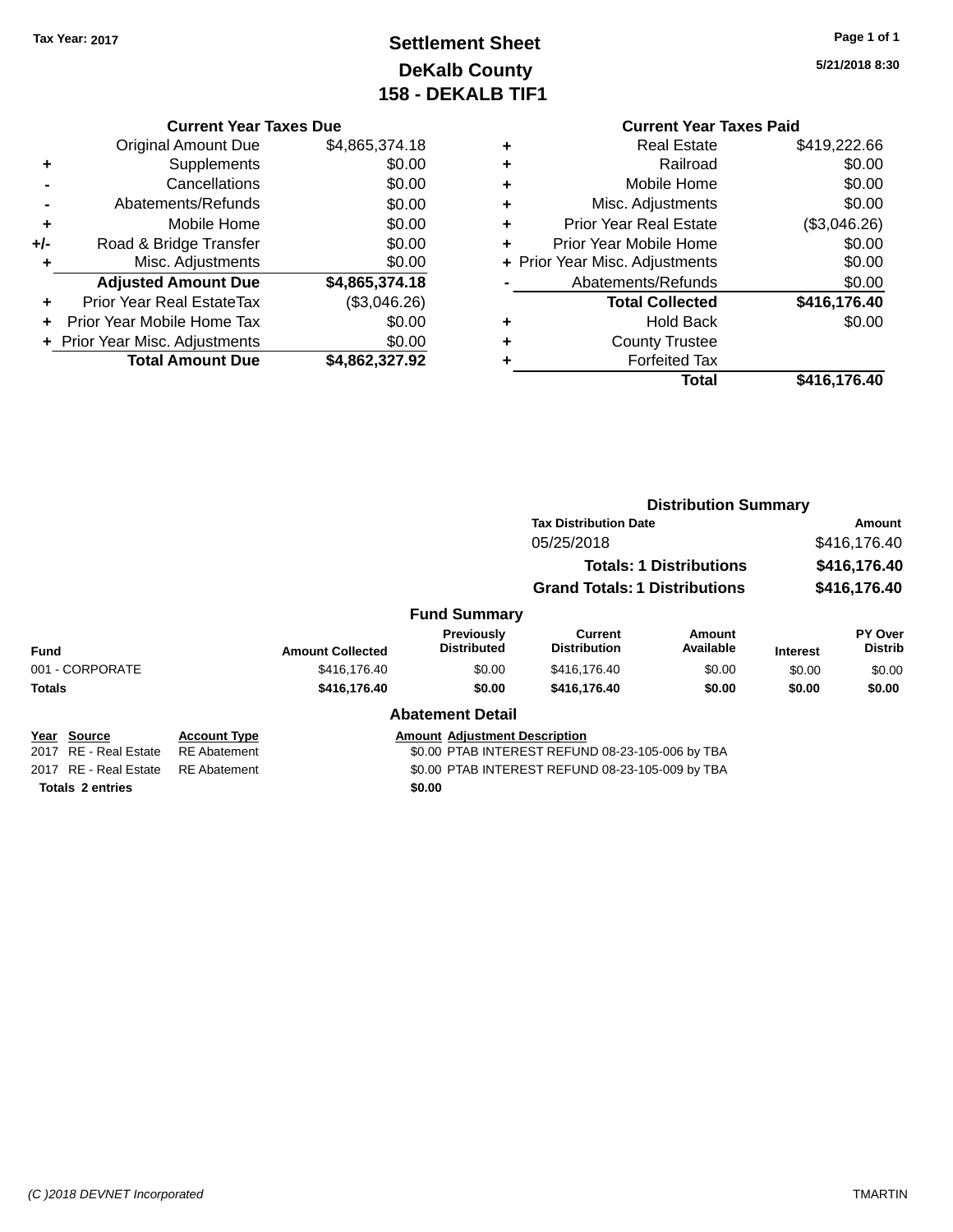Tax Year: 2017

# Settlement Sheet
## DeKalb County
## 158 - DEKALB TIF1

5/21/2018 8:30

### Current Year Taxes Due

| | | |
|---|---|---|
| | Original Amount Due | $4,865,374.18 |
| + | Supplements | $0.00 |
| - | Cancellations | $0.00 |
| - | Abatements/Refunds | $0.00 |
| + | Mobile Home | $0.00 |
| +/- | Road & Bridge Transfer | $0.00 |
| + | Misc. Adjustments | $0.00 |
| | **Adjusted Amount Due** | **$4,865,374.18** |
| + | Prior Year Real EstateTax | ($3,046.26) |
| + | Prior Year Mobile Home Tax | $0.00 |
| + | Prior Year Misc. Adjustments | $0.00 |
| | **Total Amount Due** | **$4,862,327.92** |

### Current Year Taxes Paid

| | | |
|---|---|---|
| + | Real Estate | $419,222.66 |
| + | Railroad | $0.00 |
| + | Mobile Home | $0.00 |
| + | Misc. Adjustments | $0.00 |
| + | Prior Year Real Estate | ($3,046.26) |
| + | Prior Year Mobile Home | $0.00 |
| + | Prior Year Misc. Adjustments | $0.00 |
| - | Abatements/Refunds | $0.00 |
| | **Total Collected** | **$416,176.40** |
| + | Hold Back | $0.00 |
| + | County Trustee | |
| + | Forfeited Tax | |
| | **Total** | **$416,176.40** |

### Distribution Summary

| Tax Distribution Date | Amount |
|---|---|
| 05/25/2018 | $416,176.40 |
| **Totals: 1 Distributions** | **$416,176.40** |
| **Grand Totals: 1 Distributions** | **$416,176.40** |

### Fund Summary

| Fund | Amount Collected | Previously Distributed | Current Distribution | Amount Available | Interest | PY Over Distrib |
|---|---|---|---|---|---|---|
| 001 - CORPORATE | $416,176.40 | $0.00 | $416,176.40 | $0.00 | $0.00 | $0.00 |
| **Totals** | **$416,176.40** | **$0.00** | **$416,176.40** | **$0.00** | **$0.00** | **$0.00** |

### Abatement Detail

| Year | Source | Account Type | Amount | Adjustment Description |
|---|---|---|---|---|
| 2017 | RE - Real Estate | RE Abatement | $0.00 | PTAB INTEREST REFUND 08-23-105-006 by TBA |
| 2017 | RE - Real Estate | RE Abatement | $0.00 | PTAB INTEREST REFUND 08-23-105-009 by TBA |
| **Totals 2 entries** | | | **$0.00** | |

(C )2018 DEVNET Incorporated TMARTIN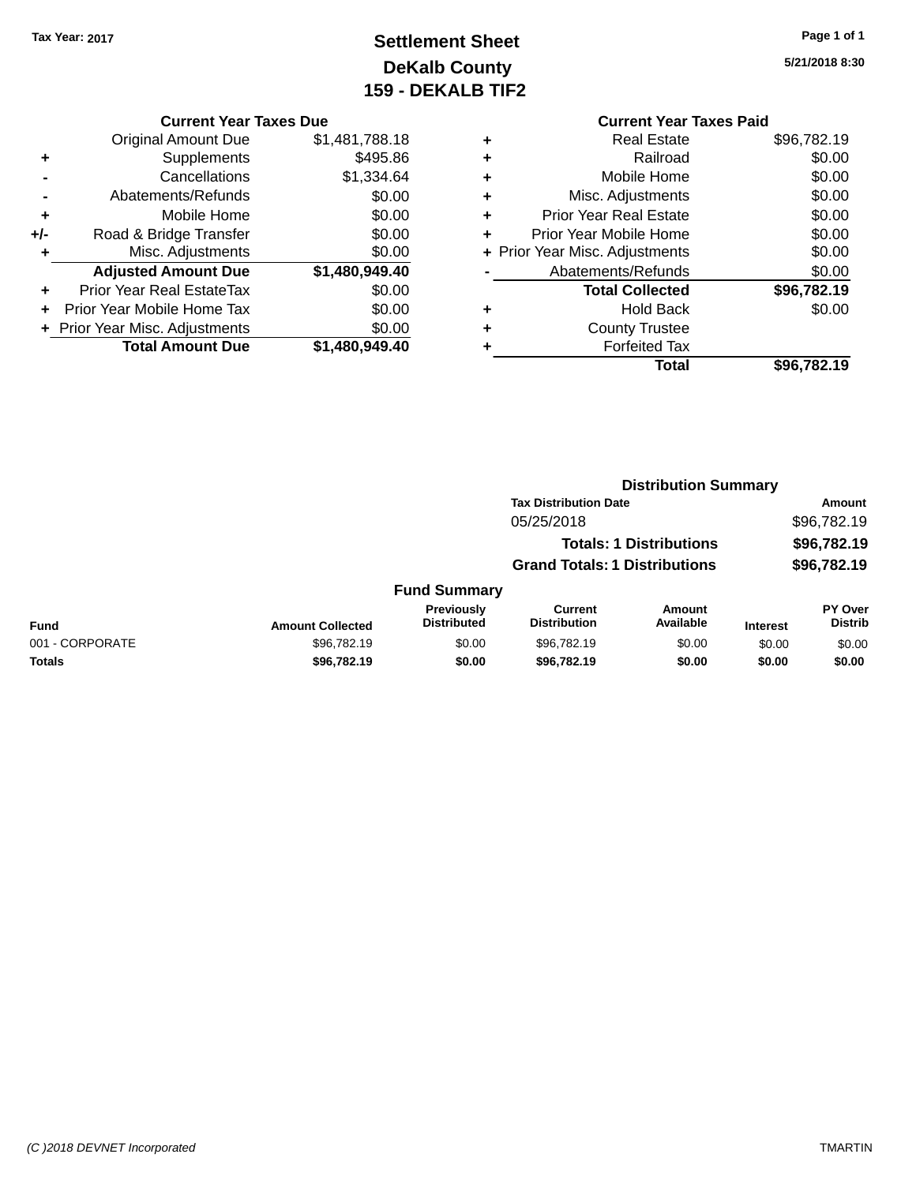Tax Year: 2017

# Settlement Sheet
## DeKalb County
## 159 - DEKALB TIF2

5/21/2018 8:30

### Current Year Taxes Due

| | | |
|---|---|---|
| | Original Amount Due | $1,481,788.18 |
| + | Supplements | $495.86 |
| - | Cancellations | $1,334.64 |
| - | Abatements/Refunds | $0.00 |
| + | Mobile Home | $0.00 |
| +/- | Road & Bridge Transfer | $0.00 |
| + | Misc. Adjustments | $0.00 |
| | **Adjusted Amount Due** | **$1,480,949.40** |
| + | Prior Year Real EstateTax | $0.00 |
| + | Prior Year Mobile Home Tax | $0.00 |
| + | Prior Year Misc. Adjustments | $0.00 |
| | **Total Amount Due** | **$1,480,949.40** |

### Current Year Taxes Paid

| | | |
|---|---|---|
| + | Real Estate | $96,782.19 |
| + | Railroad | $0.00 |
| + | Mobile Home | $0.00 |
| + | Misc. Adjustments | $0.00 |
| + | Prior Year Real Estate | $0.00 |
| + | Prior Year Mobile Home | $0.00 |
| + | Prior Year Misc. Adjustments | $0.00 |
| - | Abatements/Refunds | $0.00 |
| | **Total Collected** | **$96,782.19** |
| + | Hold Back | $0.00 |
| + | County Trustee | |
| + | Forfeited Tax | |
| | **Total** | **$96,782.19** |

### Distribution Summary

| Tax Distribution Date | Amount |
|---|---|
| 05/25/2018 | $96,782.19 |
| **Totals: 1 Distributions** | **$96,782.19** |
| **Grand Totals: 1 Distributions** | **$96,782.19** |

### Fund Summary

| Fund | Amount Collected | Previously Distributed | Current Distribution | Amount Available | Interest | PY Over Distrib |
|---|---|---|---|---|---|---|
| 001 - CORPORATE | $96,782.19 | $0.00 | $96,782.19 | $0.00 | $0.00 | $0.00 |
| **Totals** | **$96,782.19** | **$0.00** | **$96,782.19** | **$0.00** | **$0.00** | **$0.00** |

(C )2018 DEVNET Incorporated TMARTIN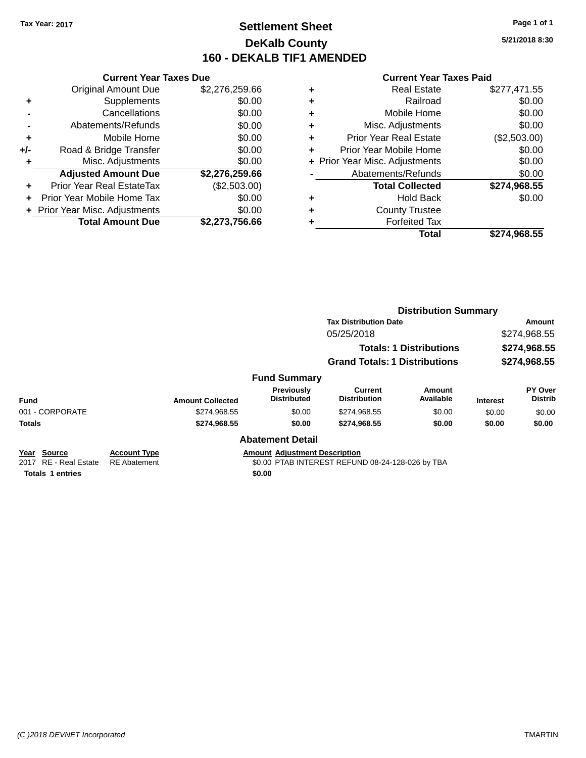Tax Year: 2017

# Settlement Sheet

## DeKalb County

## 160 - DEKALB TIF1 AMENDED

5/21/2018 8:30

### Current Year Taxes Due

| | | |
|---|---|---|
| | Original Amount Due | $2,276,259.66 |
| + | Supplements | $0.00 |
| - | Cancellations | $0.00 |
| - | Abatements/Refunds | $0.00 |
| + | Mobile Home | $0.00 |
| +/- | Road & Bridge Transfer | $0.00 |
| + | Misc. Adjustments | $0.00 |
| | **Adjusted Amount Due** | **$2,276,259.66** |
| + | Prior Year Real EstateTax | ($2,503.00) |
| + | Prior Year Mobile Home Tax | $0.00 |
| + | Prior Year Misc. Adjustments | $0.00 |
| | **Total Amount Due** | **$2,273,756.66** |

### Current Year Taxes Paid

| | | |
|---|---|---|
| + | Real Estate | $277,471.55 |
| + | Railroad | $0.00 |
| + | Mobile Home | $0.00 |
| + | Misc. Adjustments | $0.00 |
| + | Prior Year Real Estate | ($2,503.00) |
| + | Prior Year Mobile Home | $0.00 |
| + | Prior Year Misc. Adjustments | $0.00 |
| - | Abatements/Refunds | $0.00 |
| | **Total Collected** | **$274,968.55** |
| + | Hold Back | $0.00 |
| + | County Trustee | |
| + | Forfeited Tax | |
| | **Total** | **$274,968.55** |

### Distribution Summary

| Tax Distribution Date | Amount |
|---|---|
| 05/25/2018 | $274,968.55 |
| **Totals: 1 Distributions** | **$274,968.55** |
| **Grand Totals: 1 Distributions** | **$274,968.55** |

### Fund Summary

| Fund | Amount Collected | Previously Distributed | Current Distribution | Amount Available | Interest | PY Over Distrib |
|---|---|---|---|---|---|---|
| 001 - CORPORATE | $274,968.55 | $0.00 | $274,968.55 | $0.00 | $0.00 | $0.00 |
| **Totals** | **$274,968.55** | **$0.00** | **$274,968.55** | **$0.00** | **$0.00** | **$0.00** |

### Abatement Detail

| Year | Source | Account Type | Amount | Adjustment Description |
|---|---|---|---|---|
| 2017 | RE - Real Estate | RE Abatement | $0.00 | PTAB INTEREST REFUND 08-24-128-026 by TBA |
| **Totals** | **1 entries** | | **$0.00** | |

(C )2018 DEVNET Incorporated TMARTIN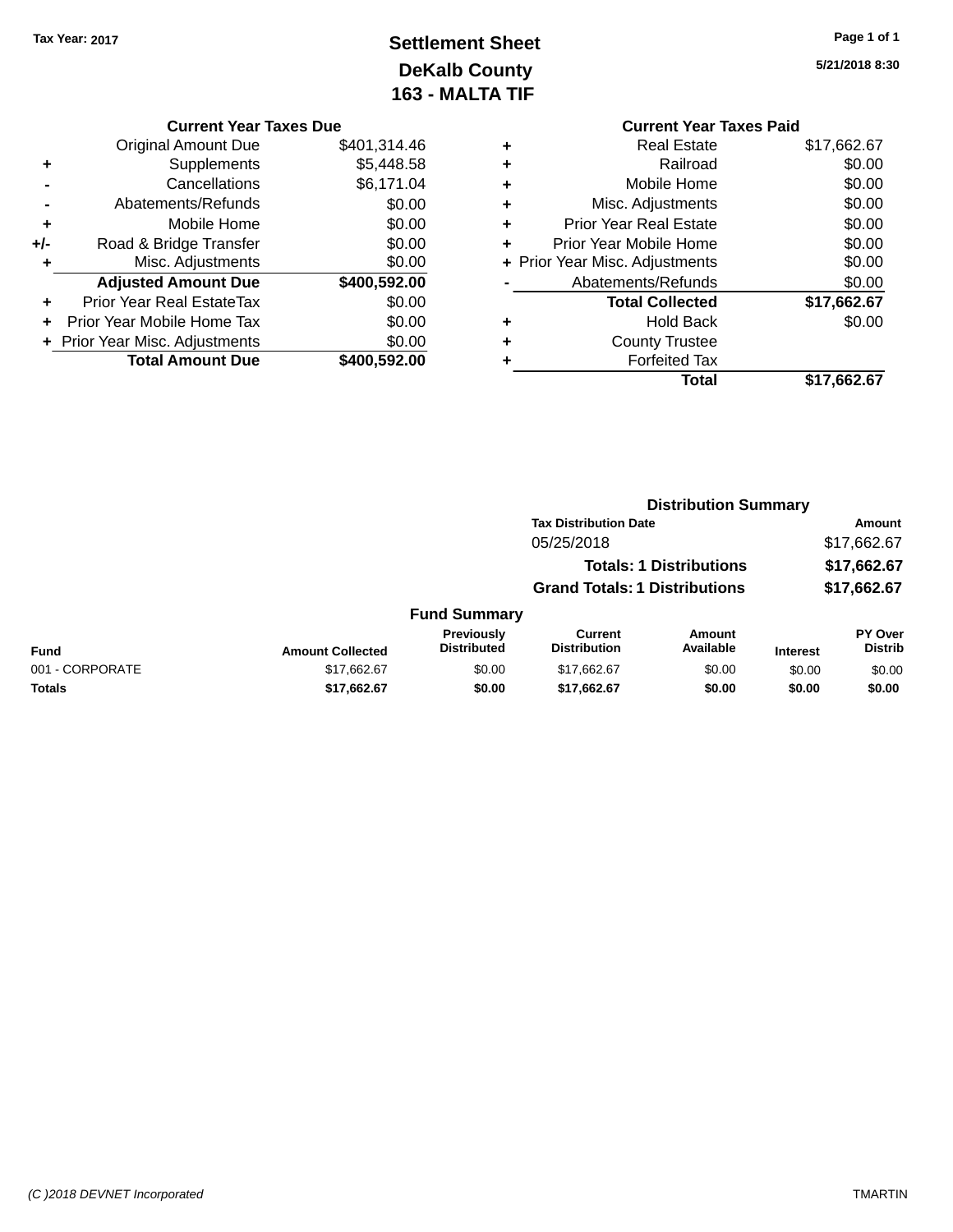Tax Year: 2017

# Settlement Sheet
## DeKalb County
## 163 - MALTA TIF

5/21/2018 8:30

### Current Year Taxes Due

| | | |
|---|---|---|
| | Original Amount Due | $401,314.46 |
| + | Supplements | $5,448.58 |
| - | Cancellations | $6,171.04 |
| - | Abatements/Refunds | $0.00 |
| + | Mobile Home | $0.00 |
| +/- | Road & Bridge Transfer | $0.00 |
| + | Misc. Adjustments | $0.00 |
| | **Adjusted Amount Due** | **$400,592.00** |
| + | Prior Year Real EstateTax | $0.00 |
| + | Prior Year Mobile Home Tax | $0.00 |
| + | Prior Year Misc. Adjustments | $0.00 |
| | **Total Amount Due** | **$400,592.00** |

### Current Year Taxes Paid

| | | |
|---|---|---|
| + | Real Estate | $17,662.67 |
| + | Railroad | $0.00 |
| + | Mobile Home | $0.00 |
| + | Misc. Adjustments | $0.00 |
| + | Prior Year Real Estate | $0.00 |
| + | Prior Year Mobile Home | $0.00 |
| + | Prior Year Misc. Adjustments | $0.00 |
| - | Abatements/Refunds | $0.00 |
| | **Total Collected** | **$17,662.67** |
| + | Hold Back | $0.00 |
| + | County Trustee | |
| + | Forfeited Tax | |
| | **Total** | **$17,662.67** |

### Distribution Summary

| Tax Distribution Date | Amount |
|---|---|
| 05/25/2018 | $17,662.67 |
| **Totals: 1 Distributions** | **$17,662.67** |
| **Grand Totals: 1 Distributions** | **$17,662.67** |

### Fund Summary

| Fund | Amount Collected | Previously Distributed | Current Distribution | Amount Available | Interest | PY Over Distrib |
|---|---|---|---|---|---|---|
| 001 - CORPORATE | $17,662.67 | $0.00 | $17,662.67 | $0.00 | $0.00 | $0.00 |
| **Totals** | **$17,662.67** | **$0.00** | **$17,662.67** | **$0.00** | **$0.00** | **$0.00** |

(C )2018 DEVNET Incorporated TMARTIN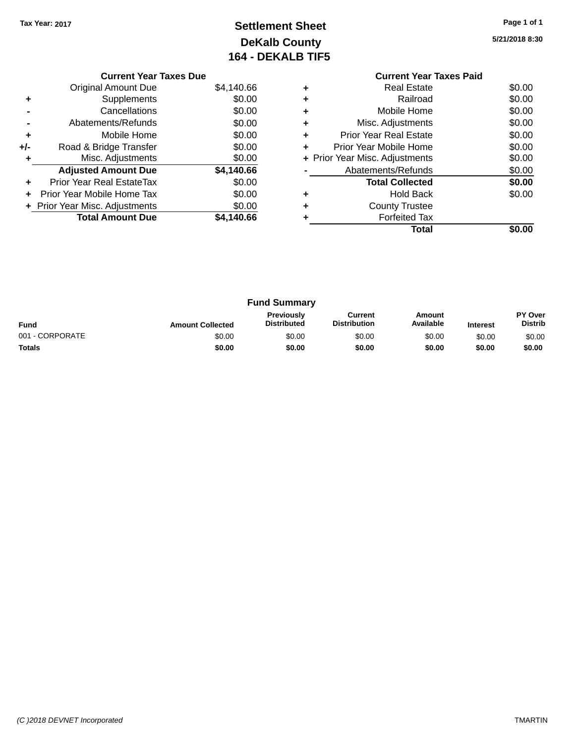Tax Year: 2017

# Settlement Sheet
## DeKalb County
## 164 - DEKALB TIF5

5/21/2018 8:30

| | Current Year Taxes Due | |
|---|---|---|
| | Original Amount Due | $4,140.66 |
| + | Supplements | $0.00 |
| - | Cancellations | $0.00 |
| - | Abatements/Refunds | $0.00 |
| + | Mobile Home | $0.00 |
| +/- | Road & Bridge Transfer | $0.00 |
| + | Misc. Adjustments | $0.00 |
| | **Adjusted Amount Due** | **$4,140.66** |
| + | Prior Year Real EstateTax | $0.00 |
| + | Prior Year Mobile Home Tax | $0.00 |
| + | Prior Year Misc. Adjustments | $0.00 |
| | **Total Amount Due** | **$4,140.66** |

| | Current Year Taxes Paid | |
|---|---|---|
| + | Real Estate | $0.00 |
| + | Railroad | $0.00 |
| + | Mobile Home | $0.00 |
| + | Misc. Adjustments | $0.00 |
| + | Prior Year Real Estate | $0.00 |
| + | Prior Year Mobile Home | $0.00 |
| + | Prior Year Misc. Adjustments | $0.00 |
| - | Abatements/Refunds | $0.00 |
| | **Total Collected** | **$0.00** |
| + | Hold Back | $0.00 |
| + | County Trustee | |
| + | Forfeited Tax | |
| | **Total** | **$0.00** |

## Fund Summary

| Fund | Amount Collected | Previously Distributed | Current Distribution | Amount Available | Interest | PY Over Distrib |
|---|---|---|---|---|---|---|
| 001 - CORPORATE | $0.00 | $0.00 | $0.00 | $0.00 | $0.00 | $0.00 |
| **Totals** | **$0.00** | **$0.00** | **$0.00** | **$0.00** | **$0.00** | **$0.00** |

(C )2018 DEVNET Incorporated TMARTIN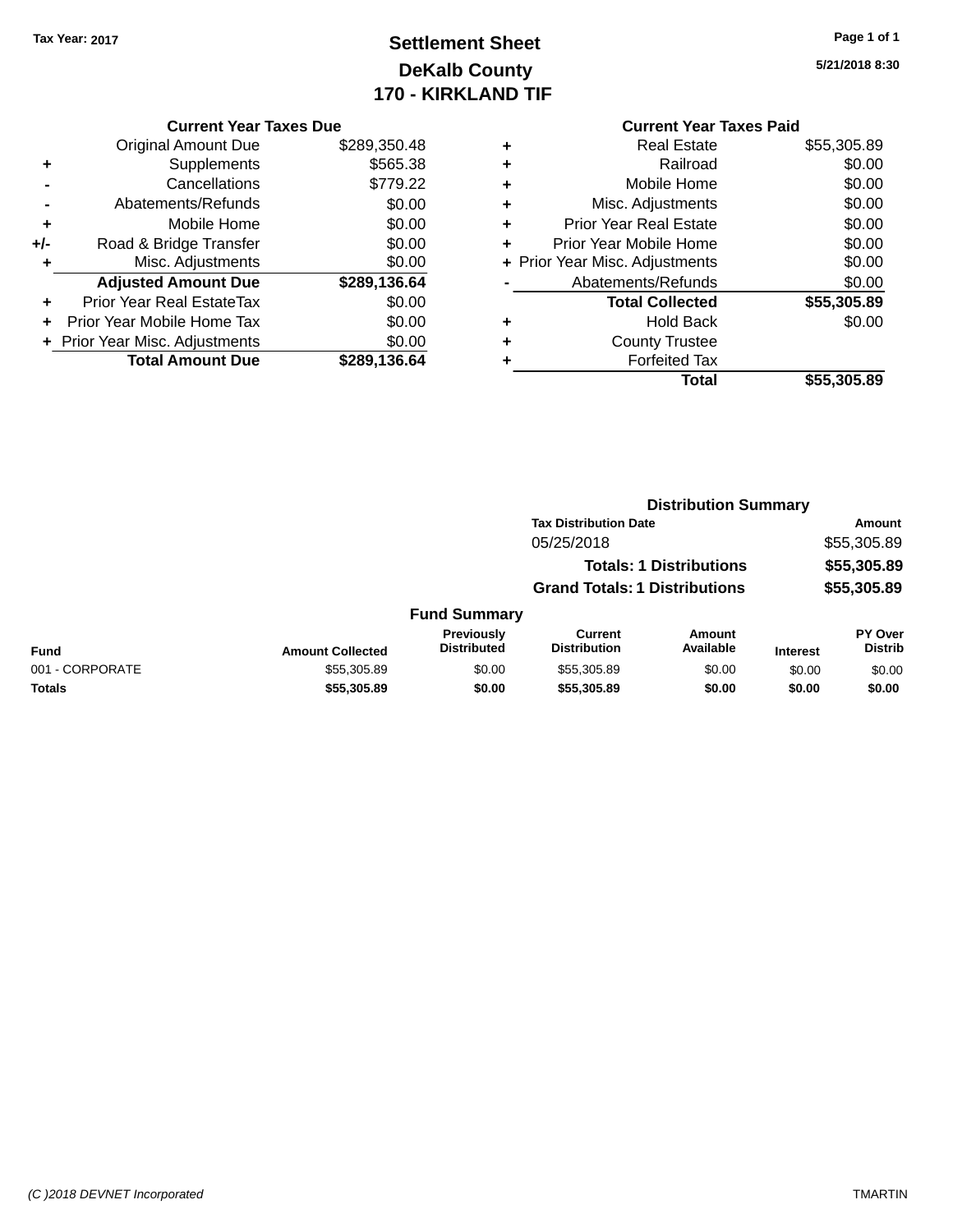Tax Year: 2017

# Settlement Sheet
## DeKalb County
## 170 - KIRKLAND TIF

5/21/2018 8:30

### Current Year Taxes Due

| | | |
|---|---|---|
| | Original Amount Due | $289,350.48 |
| + | Supplements | $565.38 |
| - | Cancellations | $779.22 |
| - | Abatements/Refunds | $0.00 |
| + | Mobile Home | $0.00 |
| +/- | Road & Bridge Transfer | $0.00 |
| + | Misc. Adjustments | $0.00 |
| | **Adjusted Amount Due** | **$289,136.64** |
| + | Prior Year Real EstateTax | $0.00 |
| + | Prior Year Mobile Home Tax | $0.00 |
| + | Prior Year Misc. Adjustments | $0.00 |
| | **Total Amount Due** | **$289,136.64** |

### Current Year Taxes Paid

| | | |
|---|---|---|
| + | Real Estate | $55,305.89 |
| + | Railroad | $0.00 |
| + | Mobile Home | $0.00 |
| + | Misc. Adjustments | $0.00 |
| + | Prior Year Real Estate | $0.00 |
| + | Prior Year Mobile Home | $0.00 |
| + | Prior Year Misc. Adjustments | $0.00 |
| - | Abatements/Refunds | $0.00 |
| | **Total Collected** | **$55,305.89** |
| + | Hold Back | $0.00 |
| + | County Trustee | |
| + | Forfeited Tax | |
| | **Total** | **$55,305.89** |

### Distribution Summary

| Tax Distribution Date | Amount |
|---|---|
| 05/25/2018 | $55,305.89 |
| **Totals: 1 Distributions** | **$55,305.89** |
| **Grand Totals: 1 Distributions** | **$55,305.89** |

### Fund Summary

| Fund | Amount Collected | Previously Distributed | Current Distribution | Amount Available | Interest | PY Over Distrib |
|---|---|---|---|---|---|---|
| 001 - CORPORATE | $55,305.89 | $0.00 | $55,305.89 | $0.00 | $0.00 | $0.00 |
| **Totals** | **$55,305.89** | **$0.00** | **$55,305.89** | **$0.00** | **$0.00** | **$0.00** |

(C )2018 DEVNET Incorporated TMARTIN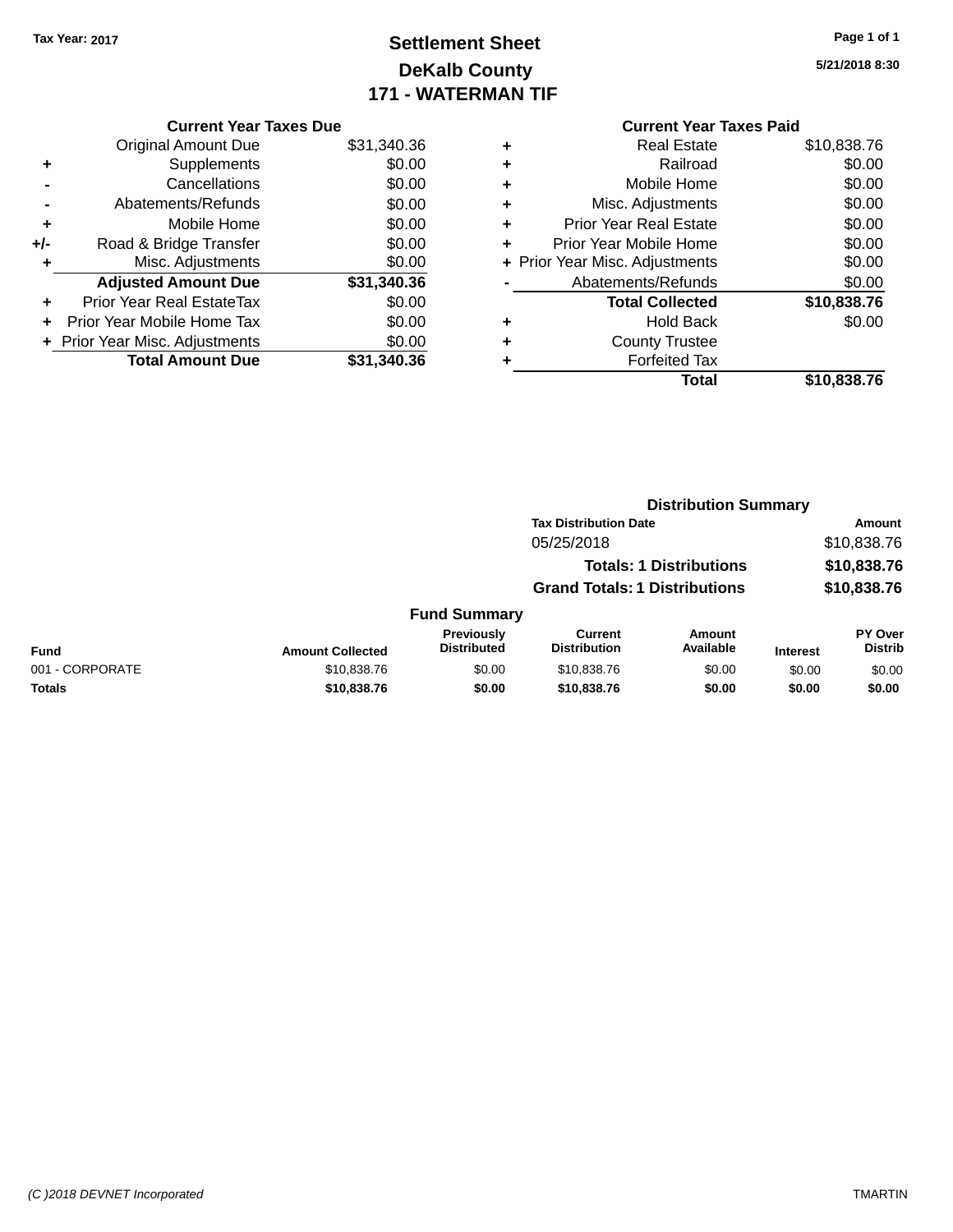Tax Year: 2017

# Settlement Sheet
## DeKalb County
## 171 - WATERMAN TIF

5/21/2018 8:30

**Current Year Taxes Due**

| | | |
|---|---|---|
| | Original Amount Due | $31,340.36 |
| + | Supplements | $0.00 |
| - | Cancellations | $0.00 |
| - | Abatements/Refunds | $0.00 |
| + | Mobile Home | $0.00 |
| +/- | Road & Bridge Transfer | $0.00 |
| + | Misc. Adjustments | $0.00 |
| | **Adjusted Amount Due** | **$31,340.36** |
| + | Prior Year Real EstateTax | $0.00 |
| + | Prior Year Mobile Home Tax | $0.00 |
| + | Prior Year Misc. Adjustments | $0.00 |
| | **Total Amount Due** | **$31,340.36** |

**Current Year Taxes Paid**

| | | |
|---|---|---|
| + | Real Estate | $10,838.76 |
| + | Railroad | $0.00 |
| + | Mobile Home | $0.00 |
| + | Misc. Adjustments | $0.00 |
| + | Prior Year Real Estate | $0.00 |
| + | Prior Year Mobile Home | $0.00 |
| + | Prior Year Misc. Adjustments | $0.00 |
| - | Abatements/Refunds | $0.00 |
| | **Total Collected** | **$10,838.76** |
| + | Hold Back | $0.00 |
| + | County Trustee | |
| + | Forfeited Tax | |
| | **Total** | **$10,838.76** |

**Distribution Summary**

| Tax Distribution Date | Amount |
|---|---|
| 05/25/2018 | $10,838.76 |
| **Totals: 1 Distributions** | **$10,838.76** |
| **Grand Totals: 1 Distributions** | **$10,838.76** |

**Fund Summary**

| Fund | Amount Collected | Previously Distributed | Current Distribution | Amount Available | Interest | PY Over Distrib |
|---|---|---|---|---|---|---|
| 001 - CORPORATE | $10,838.76 | $0.00 | $10,838.76 | $0.00 | $0.00 | $0.00 |
| **Totals** | **$10,838.76** | **$0.00** | **$10,838.76** | **$0.00** | **$0.00** | **$0.00** |

(C )2018 DEVNET Incorporated TMARTIN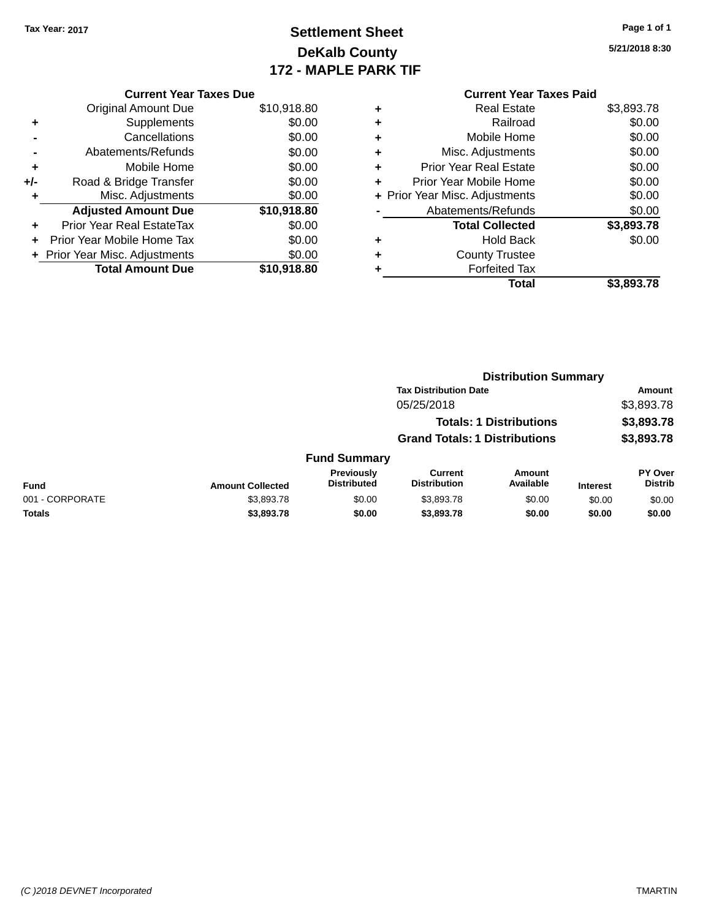Tax Year: 2017

# Settlement Sheet
## DeKalb County
## 172 - MAPLE PARK TIF

5/21/2018 8:30

### Current Year Taxes Due

| | | |
|---|---|---|
| | Original Amount Due | $10,918.80 |
| + | Supplements | $0.00 |
| - | Cancellations | $0.00 |
| - | Abatements/Refunds | $0.00 |
| + | Mobile Home | $0.00 |
| +/- | Road & Bridge Transfer | $0.00 |
| + | Misc. Adjustments | $0.00 |
| | **Adjusted Amount Due** | **$10,918.80** |
| + | Prior Year Real EstateTax | $0.00 |
| + | Prior Year Mobile Home Tax | $0.00 |
| + | Prior Year Misc. Adjustments | $0.00 |
| | **Total Amount Due** | **$10,918.80** |

### Current Year Taxes Paid

| | | |
|---|---|---|
| + | Real Estate | $3,893.78 |
| + | Railroad | $0.00 |
| + | Mobile Home | $0.00 |
| + | Misc. Adjustments | $0.00 |
| + | Prior Year Real Estate | $0.00 |
| + | Prior Year Mobile Home | $0.00 |
| + | Prior Year Misc. Adjustments | $0.00 |
| - | Abatements/Refunds | $0.00 |
| | **Total Collected** | **$3,893.78** |
| + | Hold Back | $0.00 |
| + | County Trustee | |
| + | Forfeited Tax | |
| | **Total** | **$3,893.78** |

### Distribution Summary

| Tax Distribution Date | Amount |
|---|---|
| 05/25/2018 | $3,893.78 |
| **Totals: 1 Distributions** | **$3,893.78** |
| **Grand Totals: 1 Distributions** | **$3,893.78** |

### Fund Summary

| Fund | Amount Collected | Previously Distributed | Current Distribution | Amount Available | Interest | PY Over Distrib |
|---|---|---|---|---|---|---|
| 001 - CORPORATE | $3,893.78 | $0.00 | $3,893.78 | $0.00 | $0.00 | $0.00 |
| **Totals** | **$3,893.78** | **$0.00** | **$3,893.78** | **$0.00** | **$0.00** | **$0.00** |

(C )2018 DEVNET Incorporated

TMARTIN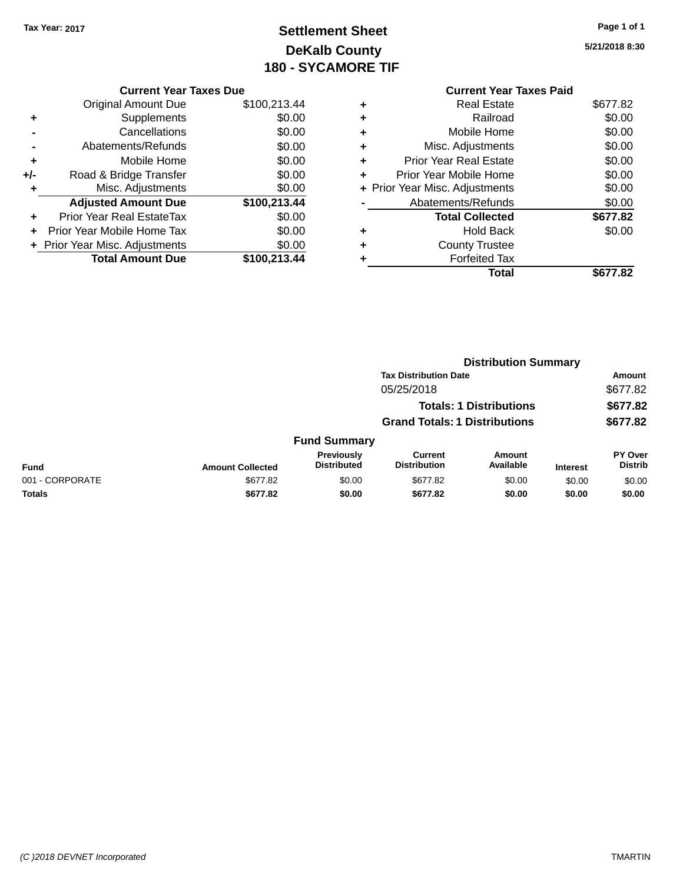Tax Year: 2017

# Settlement Sheet

## DeKalb County

## 180 - SYCAMORE TIF

5/21/2018 8:30

### Current Year Taxes Due

| | | |
|---|---|---|
| | Original Amount Due | $100,213.44 |
| + | Supplements | $0.00 |
| - | Cancellations | $0.00 |
| - | Abatements/Refunds | $0.00 |
| + | Mobile Home | $0.00 |
| +/- | Road & Bridge Transfer | $0.00 |
| + | Misc. Adjustments | $0.00 |
| | **Adjusted Amount Due** | **$100,213.44** |
| + | Prior Year Real EstateTax | $0.00 |
| + | Prior Year Mobile Home Tax | $0.00 |
| + | Prior Year Misc. Adjustments | $0.00 |
| | **Total Amount Due** | **$100,213.44** |

### Current Year Taxes Paid

| | | |
|---|---|---|
| + | Real Estate | $677.82 |
| + | Railroad | $0.00 |
| + | Mobile Home | $0.00 |
| + | Misc. Adjustments | $0.00 |
| + | Prior Year Real Estate | $0.00 |
| + | Prior Year Mobile Home | $0.00 |
| + | Prior Year Misc. Adjustments | $0.00 |
| - | Abatements/Refunds | $0.00 |
| | **Total Collected** | **$677.82** |
| + | Hold Back | $0.00 |
| + | County Trustee | |
| + | Forfeited Tax | |
| | **Total** | **$677.82** |

### Distribution Summary

| Tax Distribution Date | Amount |
|---|---|
| 05/25/2018 | $677.82 |
| **Totals: 1 Distributions** | **$677.82** |
| **Grand Totals: 1 Distributions** | **$677.82** |

### Fund Summary

| Fund | Amount Collected | Previously Distributed | Current Distribution | Amount Available | Interest | PY Over Distrib |
|---|---|---|---|---|---|---|
| 001 - CORPORATE | $677.82 | $0.00 | $677.82 | $0.00 | $0.00 | $0.00 |
| **Totals** | **$677.82** | **$0.00** | **$677.82** | **$0.00** | **$0.00** | **$0.00** |

(C )2018 DEVNET Incorporated TMARTIN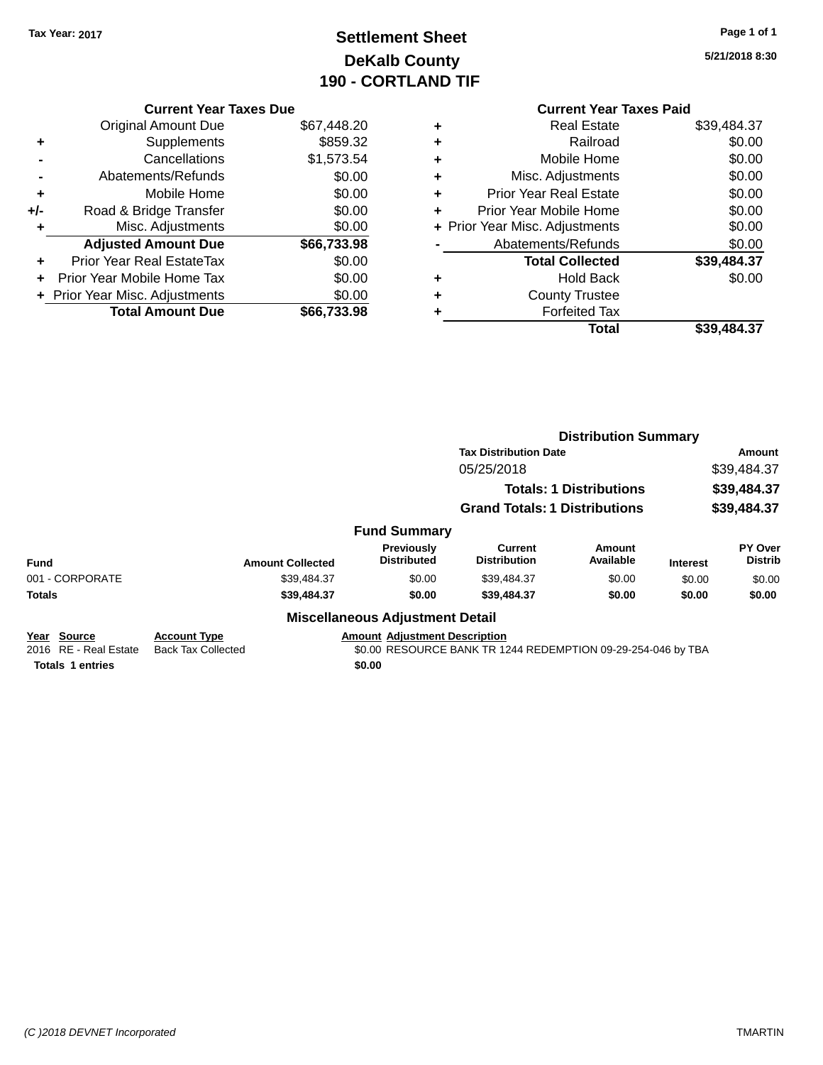**Tax Year: 2017**

# Settlement Sheet
## DeKalb County
## 190 - CORTLAND TIF

5/21/2018 8:30

### Current Year Taxes Due

| | | |
|---|---|---|
| | Original Amount Due | $67,448.20 |
| + | Supplements | $859.32 |
| - | Cancellations | $1,573.54 |
| - | Abatements/Refunds | $0.00 |
| + | Mobile Home | $0.00 |
| +/- | Road & Bridge Transfer | $0.00 |
| + | Misc. Adjustments | $0.00 |
| | **Adjusted Amount Due** | **$66,733.98** |
| + | Prior Year Real EstateTax | $0.00 |
| + | Prior Year Mobile Home Tax | $0.00 |
| + | Prior Year Misc. Adjustments | $0.00 |
| | **Total Amount Due** | **$66,733.98** |

### Current Year Taxes Paid

| | | |
|---|---|---|
| + | Real Estate | $39,484.37 |
| + | Railroad | $0.00 |
| + | Mobile Home | $0.00 |
| + | Misc. Adjustments | $0.00 |
| + | Prior Year Real Estate | $0.00 |
| + | Prior Year Mobile Home | $0.00 |
| + | Prior Year Misc. Adjustments | $0.00 |
| - | Abatements/Refunds | $0.00 |
| | **Total Collected** | **$39,484.37** |
| + | Hold Back | $0.00 |
| + | County Trustee | |
| + | Forfeited Tax | |
| | **Total** | **$39,484.37** |

### Distribution Summary

| Tax Distribution Date | Amount |
|---|---|
| 05/25/2018 | $39,484.37 |
| **Totals: 1 Distributions** | **$39,484.37** |
| **Grand Totals: 1 Distributions** | **$39,484.37** |

### Fund Summary

| Fund | Amount Collected | Previously Distributed | Current Distribution | Amount Available | Interest | PY Over Distrib |
|---|---|---|---|---|---|---|
| 001 - CORPORATE | $39,484.37 | $0.00 | $39,484.37 | $0.00 | $0.00 | $0.00 |
| **Totals** | **$39,484.37** | **$0.00** | **$39,484.37** | **$0.00** | **$0.00** | **$0.00** |

### Miscellaneous Adjustment Detail

| Year | Source | Account Type | Amount | Adjustment Description |
|---|---|---|---|---|
| 2016 | RE - Real Estate | Back Tax Collected | $0.00 | RESOURCE BANK TR 1244 REDEMPTION 09-29-254-046 by TBA |
| **Totals** | **1 entries** | | **$0.00** | |

(C )2018 DEVNET Incorporated TMARTIN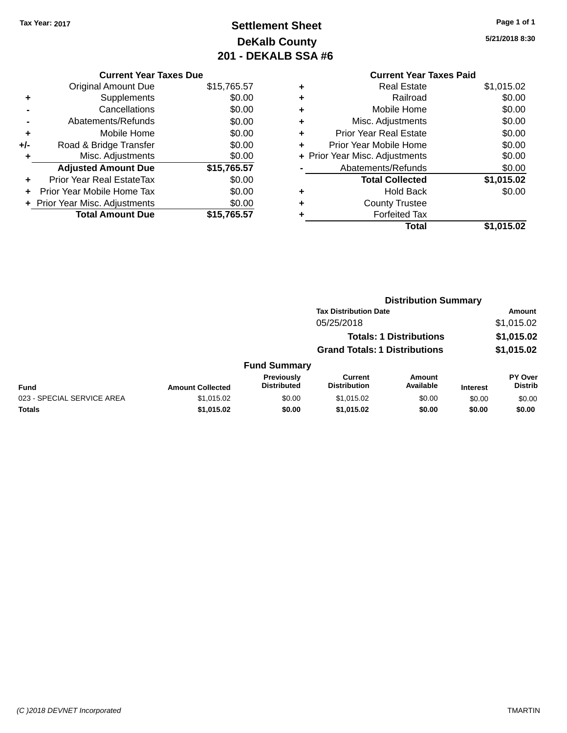Tax Year: 2017

# Settlement Sheet
## DeKalb County
## 201 - DEKALB SSA #6

5/21/2018 8:30

### Current Year Taxes Due

| | | |
|---|---|---|
| | Original Amount Due | $15,765.57 |
| + | Supplements | $0.00 |
| - | Cancellations | $0.00 |
| - | Abatements/Refunds | $0.00 |
| + | Mobile Home | $0.00 |
| +/- | Road & Bridge Transfer | $0.00 |
| + | Misc. Adjustments | $0.00 |
| | **Adjusted Amount Due** | **$15,765.57** |
| + | Prior Year Real EstateTax | $0.00 |
| + | Prior Year Mobile Home Tax | $0.00 |
| + | Prior Year Misc. Adjustments | $0.00 |
| | **Total Amount Due** | **$15,765.57** |

### Current Year Taxes Paid

| | | |
|---|---|---|
| + | Real Estate | $1,015.02 |
| + | Railroad | $0.00 |
| + | Mobile Home | $0.00 |
| + | Misc. Adjustments | $0.00 |
| + | Prior Year Real Estate | $0.00 |
| + | Prior Year Mobile Home | $0.00 |
| + | Prior Year Misc. Adjustments | $0.00 |
| - | Abatements/Refunds | $0.00 |
| | **Total Collected** | **$1,015.02** |
| + | Hold Back | $0.00 |
| + | County Trustee | |
| + | Forfeited Tax | |
| | **Total** | **$1,015.02** |

### Distribution Summary

| Tax Distribution Date | | Amount |
|---|---|---|
| 05/25/2018 | | $1,015.02 |
| | **Totals: 1 Distributions** | **$1,015.02** |
| | **Grand Totals: 1 Distributions** | **$1,015.02** |

### Fund Summary

| Fund | Amount Collected | Previously Distributed | Current Distribution | Amount Available | Interest | PY Over Distrib |
|---|---|---|---|---|---|---|
| 023 - SPECIAL SERVICE AREA | $1,015.02 | $0.00 | $1,015.02 | $0.00 | $0.00 | $0.00 |
| **Totals** | **$1,015.02** | **$0.00** | **$1,015.02** | **$0.00** | **$0.00** | **$0.00** |

(C )2018 DEVNET Incorporated TMARTIN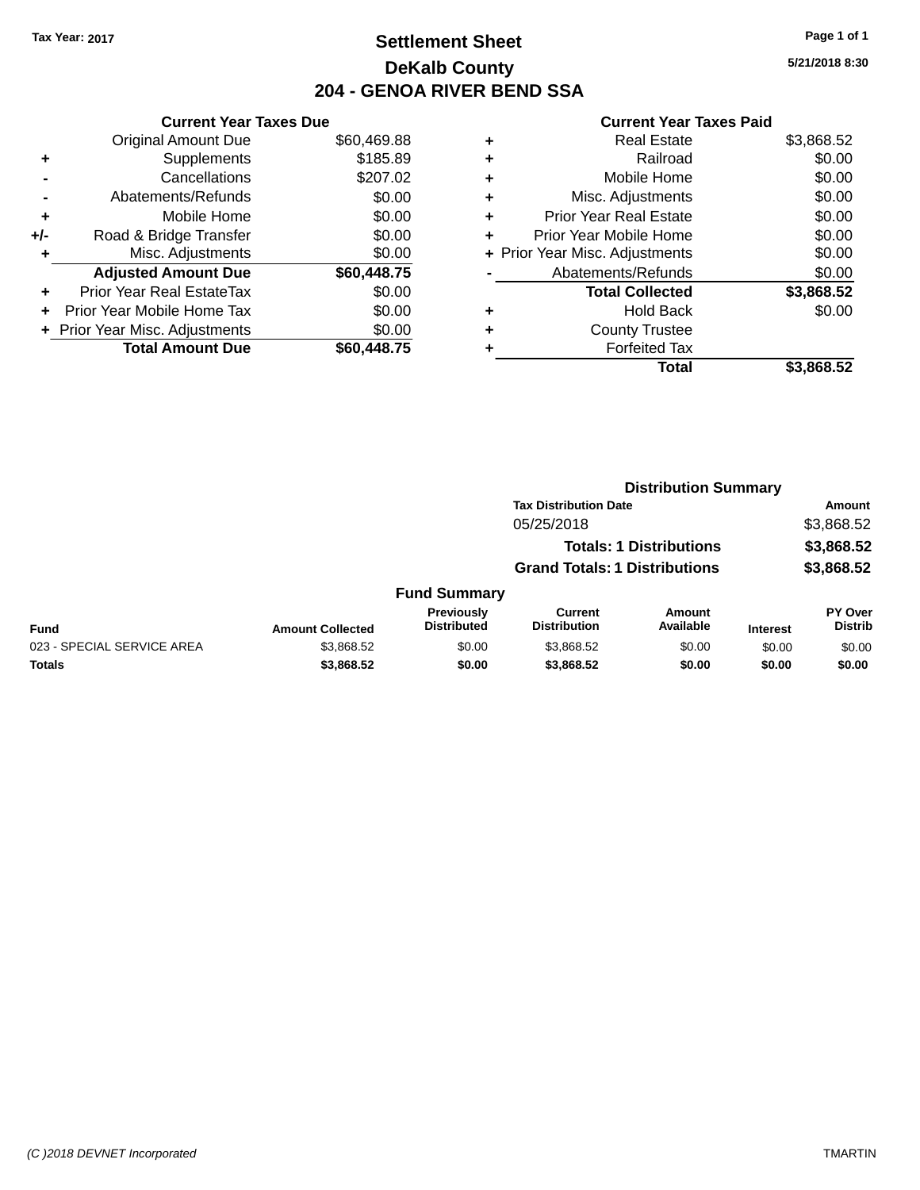Tax Year: 2017

# Settlement Sheet

## DeKalb County

## 204 - GENOA RIVER BEND SSA

5/21/2018 8:30

### Current Year Taxes Due

| | | |
|---|---|---|
| | Original Amount Due | $60,469.88 |
| + | Supplements | $185.89 |
| - | Cancellations | $207.02 |
| - | Abatements/Refunds | $0.00 |
| + | Mobile Home | $0.00 |
| +/- | Road & Bridge Transfer | $0.00 |
| + | Misc. Adjustments | $0.00 |
| | **Adjusted Amount Due** | **$60,448.75** |
| + | Prior Year Real EstateTax | $0.00 |
| + | Prior Year Mobile Home Tax | $0.00 |
| + | Prior Year Misc. Adjustments | $0.00 |
| | **Total Amount Due** | **$60,448.75** |

### Current Year Taxes Paid

| | | |
|---|---|---|
| + | Real Estate | $3,868.52 |
| + | Railroad | $0.00 |
| + | Mobile Home | $0.00 |
| + | Misc. Adjustments | $0.00 |
| + | Prior Year Real Estate | $0.00 |
| + | Prior Year Mobile Home | $0.00 |
| + | Prior Year Misc. Adjustments | $0.00 |
| - | Abatements/Refunds | $0.00 |
| | **Total Collected** | **$3,868.52** |
| + | Hold Back | $0.00 |
| + | County Trustee | |
| + | Forfeited Tax | |
| | **Total** | **$3,868.52** |

### Distribution Summary

| Tax Distribution Date | Amount |
|---|---|
| 05/25/2018 | $3,868.52 |
| **Totals: 1 Distributions** | **$3,868.52** |
| **Grand Totals: 1 Distributions** | **$3,868.52** |

### Fund Summary

| Fund | Amount Collected | Previously Distributed | Current Distribution | Amount Available | Interest | PY Over Distrib |
|---|---|---|---|---|---|---|
| 023 - SPECIAL SERVICE AREA | $3,868.52 | $0.00 | $3,868.52 | $0.00 | $0.00 | $0.00 |
| **Totals** | **$3,868.52** | **$0.00** | **$3,868.52** | **$0.00** | **$0.00** | **$0.00** |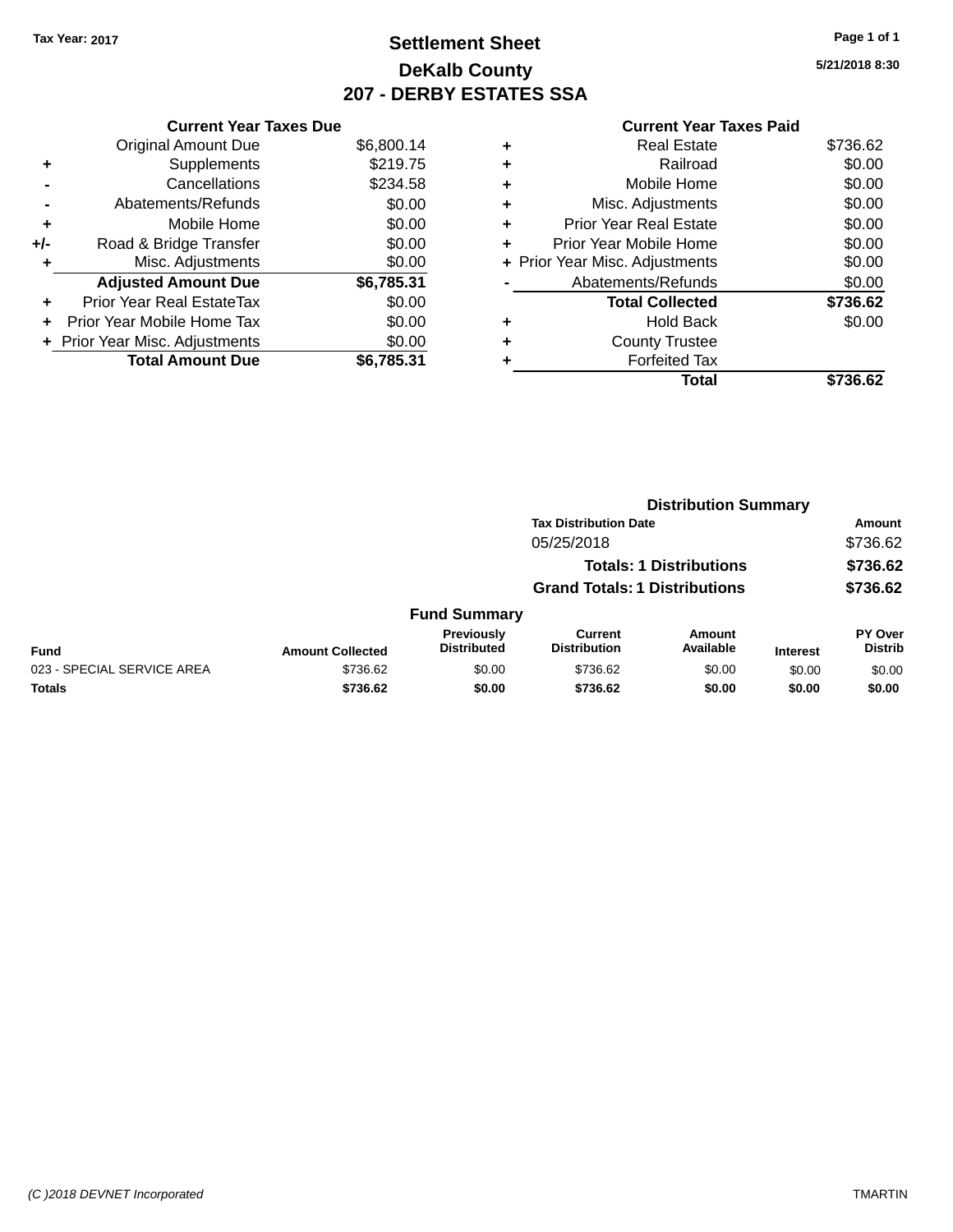Tax Year: 2017

# Settlement Sheet
## DeKalb County
## 207 - DERBY ESTATES SSA

5/21/2018 8:30

### Current Year Taxes Due

| | | |
|---|---|---|
| | Original Amount Due | $6,800.14 |
| + | Supplements | $219.75 |
| - | Cancellations | $234.58 |
| - | Abatements/Refunds | $0.00 |
| + | Mobile Home | $0.00 |
| +/- | Road & Bridge Transfer | $0.00 |
| + | Misc. Adjustments | $0.00 |
| | **Adjusted Amount Due** | **$6,785.31** |
| + | Prior Year Real EstateTax | $0.00 |
| + | Prior Year Mobile Home Tax | $0.00 |
| + | Prior Year Misc. Adjustments | $0.00 |
| | **Total Amount Due** | **$6,785.31** |

### Current Year Taxes Paid

| | | |
|---|---|---|
| + | Real Estate | $736.62 |
| + | Railroad | $0.00 |
| + | Mobile Home | $0.00 |
| + | Misc. Adjustments | $0.00 |
| + | Prior Year Real Estate | $0.00 |
| + | Prior Year Mobile Home | $0.00 |
| + | Prior Year Misc. Adjustments | $0.00 |
| - | Abatements/Refunds | $0.00 |
| | **Total Collected** | **$736.62** |
| + | Hold Back | $0.00 |
| + | County Trustee | |
| + | Forfeited Tax | |
| | **Total** | **$736.62** |

### Distribution Summary

| Tax Distribution Date | Amount |
|---|---|
| 05/25/2018 | $736.62 |
| **Totals: 1 Distributions** | **$736.62** |
| **Grand Totals: 1 Distributions** | **$736.62** |

### Fund Summary

| Fund | Amount Collected | Previously Distributed | Current Distribution | Amount Available | Interest | PY Over Distrib |
|---|---|---|---|---|---|---|
| 023 - SPECIAL SERVICE AREA | $736.62 | $0.00 | $736.62 | $0.00 | $0.00 | $0.00 |
| **Totals** | **$736.62** | **$0.00** | **$736.62** | **$0.00** | **$0.00** | **$0.00** |

(C )2018 DEVNET Incorporated — TMARTIN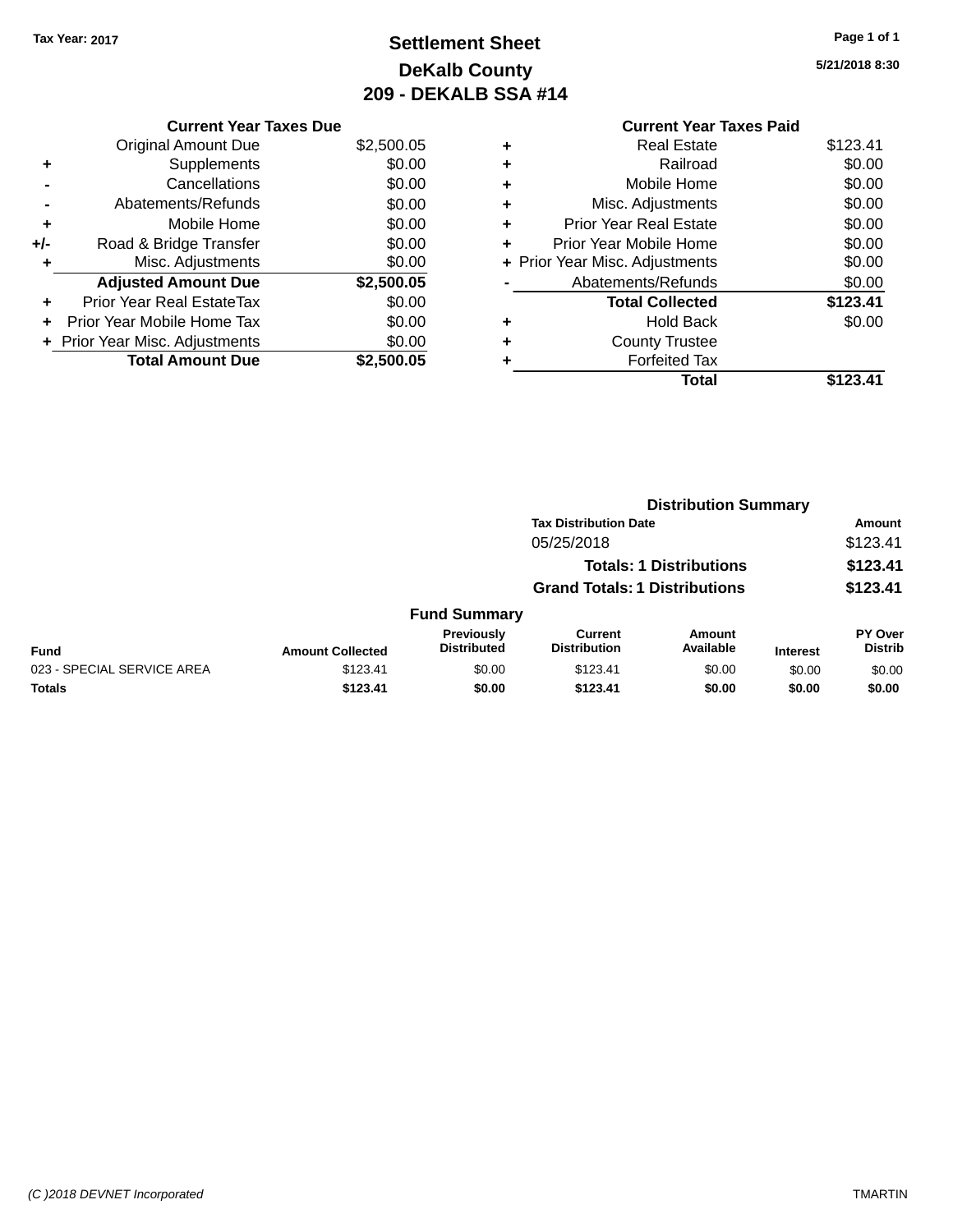Tax Year: 2017

# Settlement Sheet
## DeKalb County
## 209 - DEKALB SSA #14

5/21/2018 8:30

| | Current Year Taxes Due | |
|---|---|---|
| | Original Amount Due | $2,500.05 |
| + | Supplements | $0.00 |
| - | Cancellations | $0.00 |
| - | Abatements/Refunds | $0.00 |
| + | Mobile Home | $0.00 |
| +/- | Road & Bridge Transfer | $0.00 |
| + | Misc. Adjustments | $0.00 |
| | **Adjusted Amount Due** | **$2,500.05** |
| + | Prior Year Real EstateTax | $0.00 |
| + | Prior Year Mobile Home Tax | $0.00 |
| + | Prior Year Misc. Adjustments | $0.00 |
| | **Total Amount Due** | **$2,500.05** |

| | Current Year Taxes Paid | |
|---|---|---|
| + | Real Estate | $123.41 |
| + | Railroad | $0.00 |
| + | Mobile Home | $0.00 |
| + | Misc. Adjustments | $0.00 |
| + | Prior Year Real Estate | $0.00 |
| + | Prior Year Mobile Home | $0.00 |
| + | Prior Year Misc. Adjustments | $0.00 |
| - | Abatements/Refunds | $0.00 |
| | **Total Collected** | **$123.41** |
| + | Hold Back | $0.00 |
| + | County Trustee | |
| + | Forfeited Tax | |
| | **Total** | **$123.41** |

### Distribution Summary

| Tax Distribution Date | Amount |
|---|---|
| 05/25/2018 | $123.41 |
| **Totals: 1 Distributions** | **$123.41** |
| **Grand Totals: 1 Distributions** | **$123.41** |

### Fund Summary

| Fund | Amount Collected | Previously Distributed | Current Distribution | Amount Available | Interest | PY Over Distrib |
|---|---|---|---|---|---|---|
| 023 - SPECIAL SERVICE AREA | $123.41 | $0.00 | $123.41 | $0.00 | $0.00 | $0.00 |
| **Totals** | **$123.41** | **$0.00** | **$123.41** | **$0.00** | **$0.00** | **$0.00** |

(C )2018 DEVNET Incorporated TMARTIN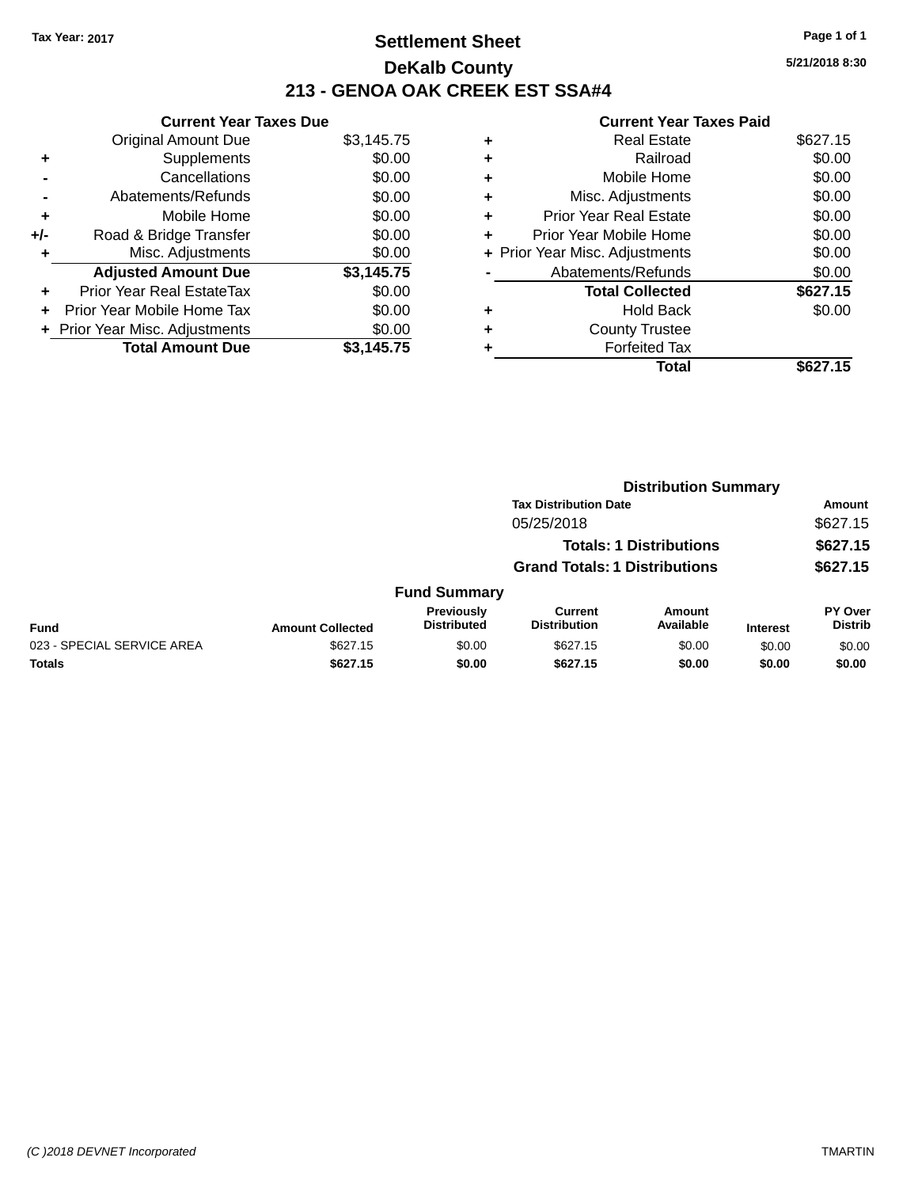Tax Year: 2017

# Settlement Sheet

## DeKalb County

## 213 - GENOA OAK CREEK EST SSA#4

5/21/2018 8:30

### Current Year Taxes Due

| | | |
|---|---|---|
| | Original Amount Due | $3,145.75 |
| + | Supplements | $0.00 |
| - | Cancellations | $0.00 |
| - | Abatements/Refunds | $0.00 |
| + | Mobile Home | $0.00 |
| +/- | Road & Bridge Transfer | $0.00 |
| + | Misc. Adjustments | $0.00 |
| | **Adjusted Amount Due** | **$3,145.75** |
| + | Prior Year Real EstateTax | $0.00 |
| + | Prior Year Mobile Home Tax | $0.00 |
| + | Prior Year Misc. Adjustments | $0.00 |
| | **Total Amount Due** | **$3,145.75** |

### Current Year Taxes Paid

| | | |
|---|---|---|
| + | Real Estate | $627.15 |
| + | Railroad | $0.00 |
| + | Mobile Home | $0.00 |
| + | Misc. Adjustments | $0.00 |
| + | Prior Year Real Estate | $0.00 |
| + | Prior Year Mobile Home | $0.00 |
| + | Prior Year Misc. Adjustments | $0.00 |
| - | Abatements/Refunds | $0.00 |
| | **Total Collected** | **$627.15** |
| + | Hold Back | $0.00 |
| + | County Trustee | |
| + | Forfeited Tax | |
| | **Total** | **$627.15** |

### Distribution Summary

| Tax Distribution Date | Amount |
|---|---|
| 05/25/2018 | $627.15 |
| **Totals: 1 Distributions** | **$627.15** |
| **Grand Totals: 1 Distributions** | **$627.15** |

### Fund Summary

| Fund | Amount Collected | Previously Distributed | Current Distribution | Amount Available | Interest | PY Over Distrib |
|---|---|---|---|---|---|---|
| 023 - SPECIAL SERVICE AREA | $627.15 | $0.00 | $627.15 | $0.00 | $0.00 | $0.00 |
| **Totals** | **$627.15** | **$0.00** | **$627.15** | **$0.00** | **$0.00** | **$0.00** |

(C )2018 DEVNET Incorporated TMARTIN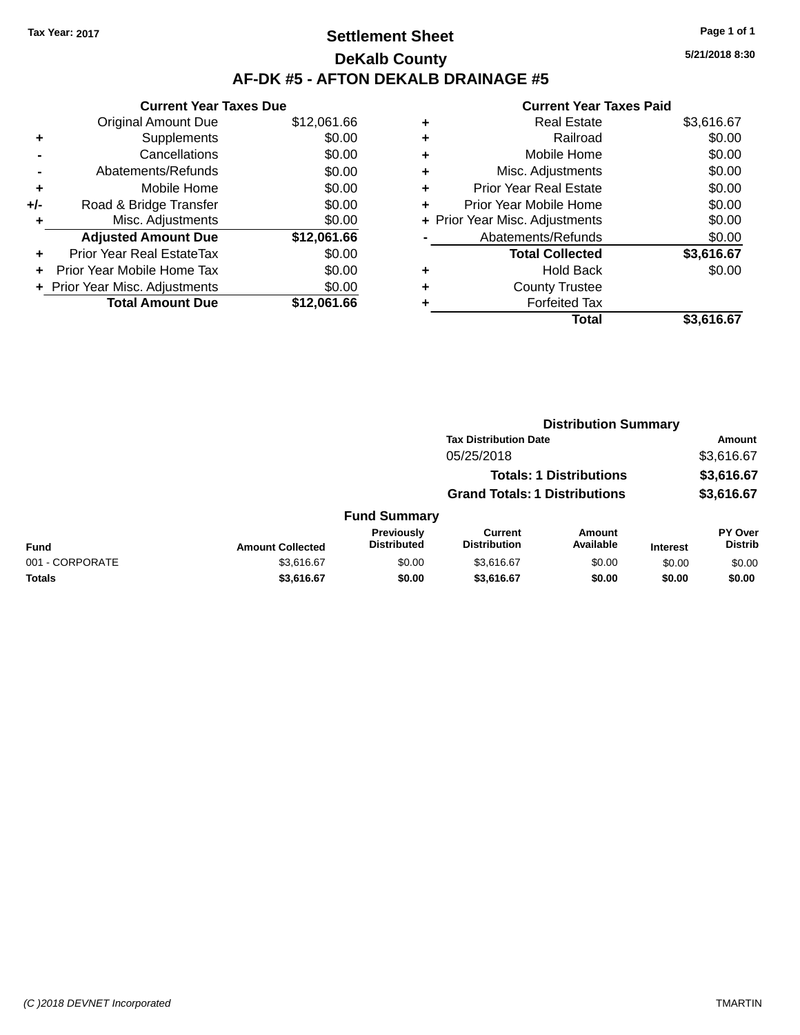Tax Year: 2017

# Settlement Sheet

## DeKalb County

## AF-DK #5 - AFTON DEKALB DRAINAGE #5

5/21/2018 8:30

### Current Year Taxes Due

| | | |
|---|---|---|
| | Original Amount Due | $12,061.66 |
| + | Supplements | $0.00 |
| - | Cancellations | $0.00 |
| - | Abatements/Refunds | $0.00 |
| + | Mobile Home | $0.00 |
| +/- | Road & Bridge Transfer | $0.00 |
| + | Misc. Adjustments | $0.00 |
| | **Adjusted Amount Due** | **$12,061.66** |
| + | Prior Year Real EstateTax | $0.00 |
| + | Prior Year Mobile Home Tax | $0.00 |
| + | Prior Year Misc. Adjustments | $0.00 |
| | **Total Amount Due** | **$12,061.66** |

### Current Year Taxes Paid

| | | |
|---|---|---|
| + | Real Estate | $3,616.67 |
| + | Railroad | $0.00 |
| + | Mobile Home | $0.00 |
| + | Misc. Adjustments | $0.00 |
| + | Prior Year Real Estate | $0.00 |
| + | Prior Year Mobile Home | $0.00 |
| + | Prior Year Misc. Adjustments | $0.00 |
| - | Abatements/Refunds | $0.00 |
| | **Total Collected** | **$3,616.67** |
| + | Hold Back | $0.00 |
| + | County Trustee | |
| + | Forfeited Tax | |
| | **Total** | **$3,616.67** |

### Distribution Summary

| Tax Distribution Date | Amount |
|---|---|
| 05/25/2018 | $3,616.67 |
| **Totals: 1 Distributions** | **$3,616.67** |
| **Grand Totals: 1 Distributions** | **$3,616.67** |

### Fund Summary

| Fund | Amount Collected | Previously Distributed | Current Distribution | Amount Available | Interest | PY Over Distrib |
|---|---|---|---|---|---|---|
| 001 - CORPORATE | $3,616.67 | $0.00 | $3,616.67 | $0.00 | $0.00 | $0.00 |
| **Totals** | **$3,616.67** | **$0.00** | **$3,616.67** | **$0.00** | **$0.00** | **$0.00** |

(C )2018 DEVNET Incorporated TMARTIN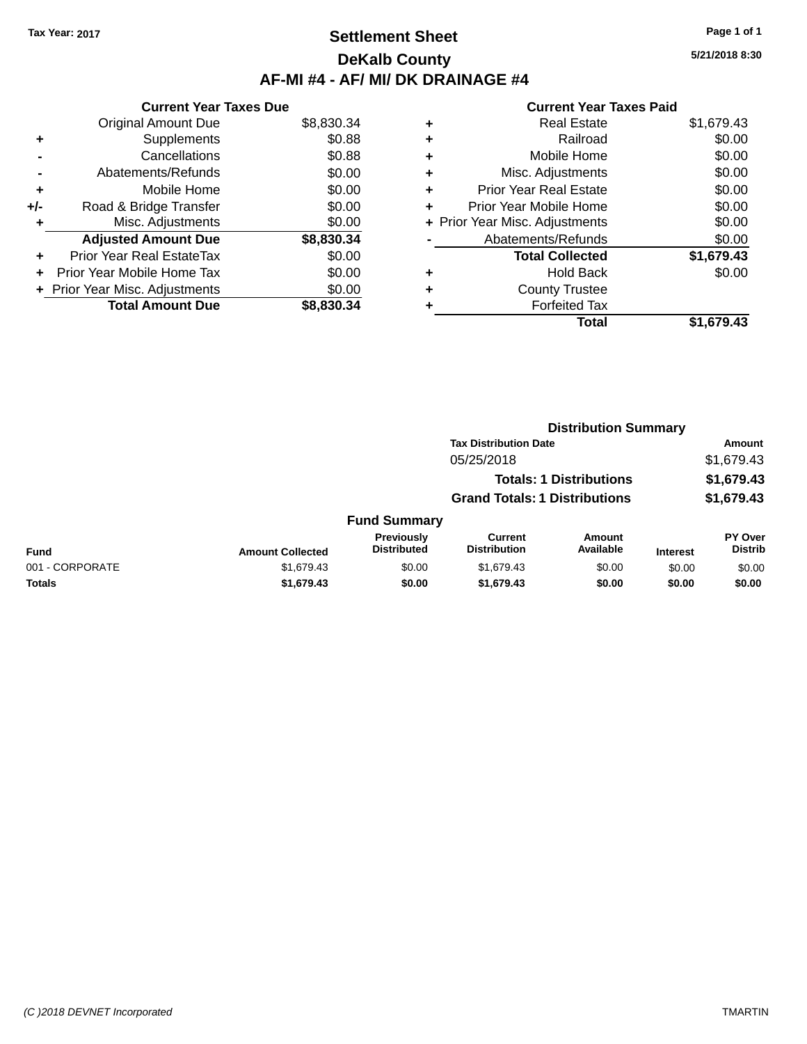Tax Year: 2017

# Settlement Sheet

## DeKalb County

## AF-MI #4 - AF/ MI/ DK DRAINAGE #4

5/21/2018 8:30

### Current Year Taxes Due

| | | |
|---|---|---|
| | Original Amount Due | $8,830.34 |
| + | Supplements | $0.88 |
| - | Cancellations | $0.88 |
| - | Abatements/Refunds | $0.00 |
| + | Mobile Home | $0.00 |
| +/- | Road & Bridge Transfer | $0.00 |
| + | Misc. Adjustments | $0.00 |
| | **Adjusted Amount Due** | **$8,830.34** |
| + | Prior Year Real EstateTax | $0.00 |
| + | Prior Year Mobile Home Tax | $0.00 |
| + | Prior Year Misc. Adjustments | $0.00 |
| | **Total Amount Due** | **$8,830.34** |

### Current Year Taxes Paid

| | | |
|---|---|---|
| + | Real Estate | $1,679.43 |
| + | Railroad | $0.00 |
| + | Mobile Home | $0.00 |
| + | Misc. Adjustments | $0.00 |
| + | Prior Year Real Estate | $0.00 |
| + | Prior Year Mobile Home | $0.00 |
| + | Prior Year Misc. Adjustments | $0.00 |
| - | Abatements/Refunds | $0.00 |
| | **Total Collected** | **$1,679.43** |
| + | Hold Back | $0.00 |
| + | County Trustee | |
| + | Forfeited Tax | |
| | **Total** | **$1,679.43** |

### Distribution Summary

| Tax Distribution Date | Amount |
|---|---|
| 05/25/2018 | $1,679.43 |
| **Totals: 1 Distributions** | **$1,679.43** |
| **Grand Totals: 1 Distributions** | **$1,679.43** |

### Fund Summary

| Fund | Amount Collected | Previously Distributed | Current Distribution | Amount Available | Interest | PY Over Distrib |
|---|---|---|---|---|---|---|
| 001 - CORPORATE | $1,679.43 | $0.00 | $1,679.43 | $0.00 | $0.00 | $0.00 |
| **Totals** | **$1,679.43** | **$0.00** | **$1,679.43** | **$0.00** | **$0.00** | **$0.00** |

(C )2018 DEVNET Incorporated

TMARTIN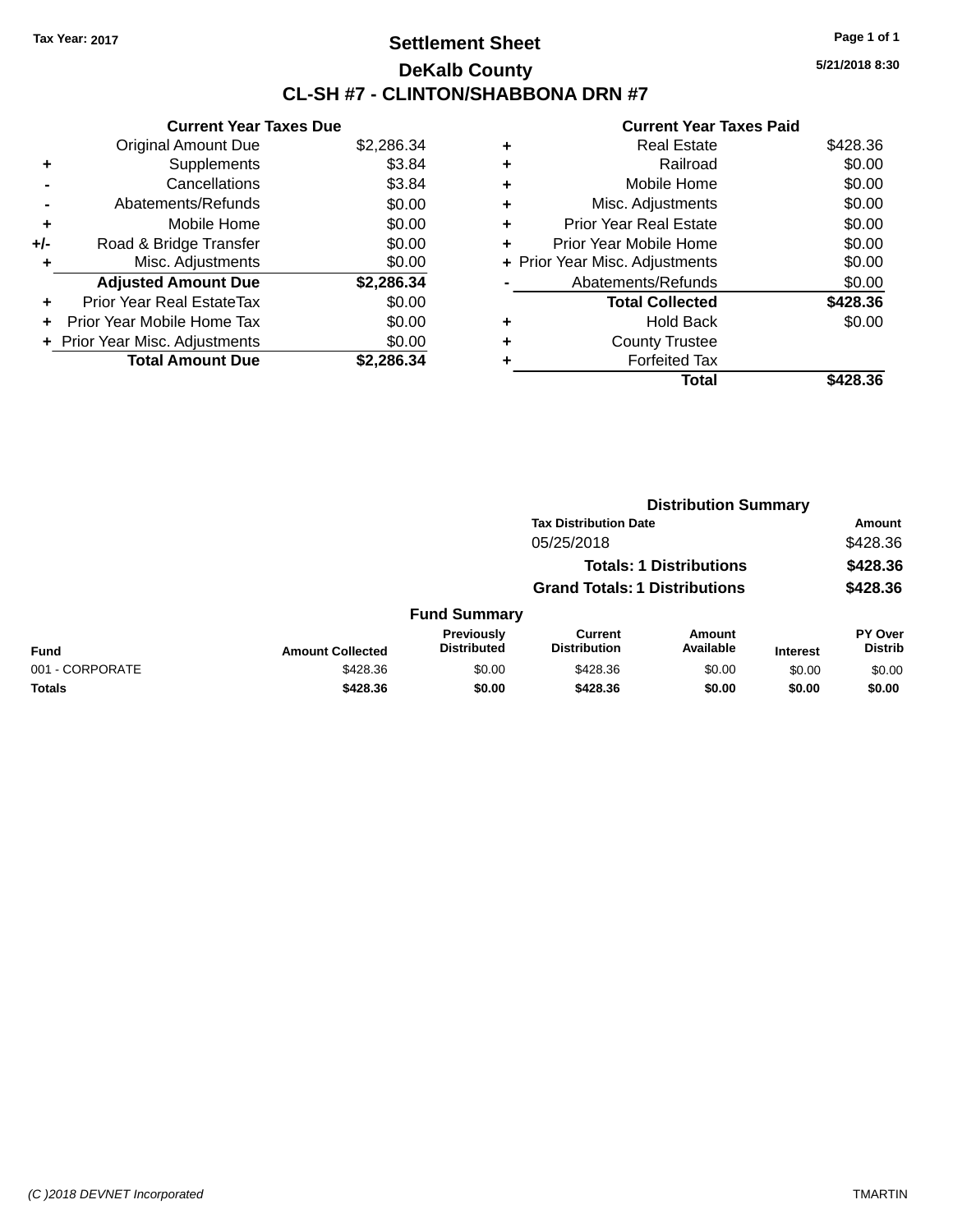Tax Year: 2017

# Settlement Sheet
## DeKalb County
## CL-SH #7 - CLINTON/SHABBONA DRN #7

5/21/2018 8:30

### Current Year Taxes Due

| | | |
|---|---|---|
| | Original Amount Due | $2,286.34 |
| + | Supplements | $3.84 |
| - | Cancellations | $3.84 |
| - | Abatements/Refunds | $0.00 |
| + | Mobile Home | $0.00 |
| +/- | Road & Bridge Transfer | $0.00 |
| + | Misc. Adjustments | $0.00 |
| | **Adjusted Amount Due** | **$2,286.34** |
| + | Prior Year Real EstateTax | $0.00 |
| + | Prior Year Mobile Home Tax | $0.00 |
| + | Prior Year Misc. Adjustments | $0.00 |
| | **Total Amount Due** | **$2,286.34** |

### Current Year Taxes Paid

| | | |
|---|---|---|
| + | Real Estate | $428.36 |
| + | Railroad | $0.00 |
| + | Mobile Home | $0.00 |
| + | Misc. Adjustments | $0.00 |
| + | Prior Year Real Estate | $0.00 |
| + | Prior Year Mobile Home | $0.00 |
| + | Prior Year Misc. Adjustments | $0.00 |
| - | Abatements/Refunds | $0.00 |
| | **Total Collected** | **$428.36** |
| + | Hold Back | $0.00 |
| + | County Trustee | |
| + | Forfeited Tax | |
| | **Total** | **$428.36** |

### Distribution Summary

| Tax Distribution Date | Amount |
|---|---|
| 05/25/2018 | $428.36 |
| **Totals: 1 Distributions** | **$428.36** |
| **Grand Totals: 1 Distributions** | **$428.36** |

### Fund Summary

| Fund | Amount Collected | Previously Distributed | Current Distribution | Amount Available | Interest | PY Over Distrib |
|---|---|---|---|---|---|---|
| 001 - CORPORATE | $428.36 | $0.00 | $428.36 | $0.00 | $0.00 | $0.00 |
| **Totals** | **$428.36** | **$0.00** | **$428.36** | **$0.00** | **$0.00** | **$0.00** |

(C )2018 DEVNET Incorporated TMARTIN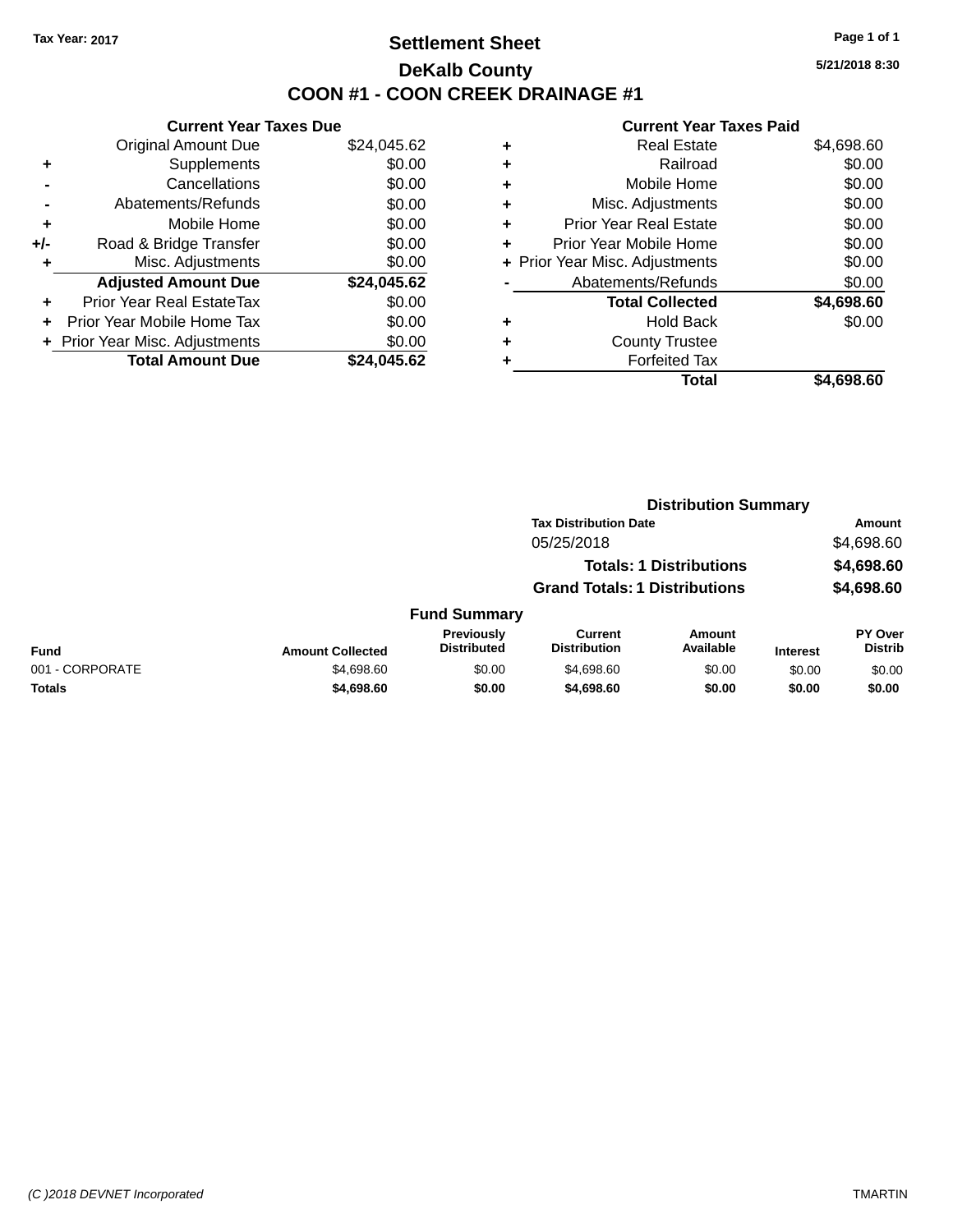Tax Year: 2017

# Settlement Sheet

## DeKalb County

## COON #1 - COON CREEK DRAINAGE #1

5/21/2018 8:30

### Current Year Taxes Due

| | | |
|---|---|---|
| | Original Amount Due | $24,045.62 |
| + | Supplements | $0.00 |
| - | Cancellations | $0.00 |
| - | Abatements/Refunds | $0.00 |
| + | Mobile Home | $0.00 |
| +/- | Road & Bridge Transfer | $0.00 |
| + | Misc. Adjustments | $0.00 |
| | **Adjusted Amount Due** | **$24,045.62** |
| + | Prior Year Real EstateTax | $0.00 |
| + | Prior Year Mobile Home Tax | $0.00 |
| + | Prior Year Misc. Adjustments | $0.00 |
| | **Total Amount Due** | **$24,045.62** |

### Current Year Taxes Paid

| | | |
|---|---|---|
| + | Real Estate | $4,698.60 |
| + | Railroad | $0.00 |
| + | Mobile Home | $0.00 |
| + | Misc. Adjustments | $0.00 |
| + | Prior Year Real Estate | $0.00 |
| + | Prior Year Mobile Home | $0.00 |
| + | Prior Year Misc. Adjustments | $0.00 |
| - | Abatements/Refunds | $0.00 |
| | **Total Collected** | **$4,698.60** |
| + | Hold Back | $0.00 |
| + | County Trustee | |
| + | Forfeited Tax | |
| | **Total** | **$4,698.60** |

### Distribution Summary

| Tax Distribution Date | Amount |
|---|---|
| 05/25/2018 | $4,698.60 |
| **Totals: 1 Distributions** | **$4,698.60** |
| **Grand Totals: 1 Distributions** | **$4,698.60** |

### Fund Summary

| Fund | Amount Collected | Previously Distributed | Current Distribution | Amount Available | Interest | PY Over Distrib |
|---|---|---|---|---|---|---|
| 001 - CORPORATE | $4,698.60 | $0.00 | $4,698.60 | $0.00 | $0.00 | $0.00 |
| **Totals** | **$4,698.60** | **$0.00** | **$4,698.60** | **$0.00** | **$0.00** | **$0.00** |

(C )2018 DEVNET Incorporated TMARTIN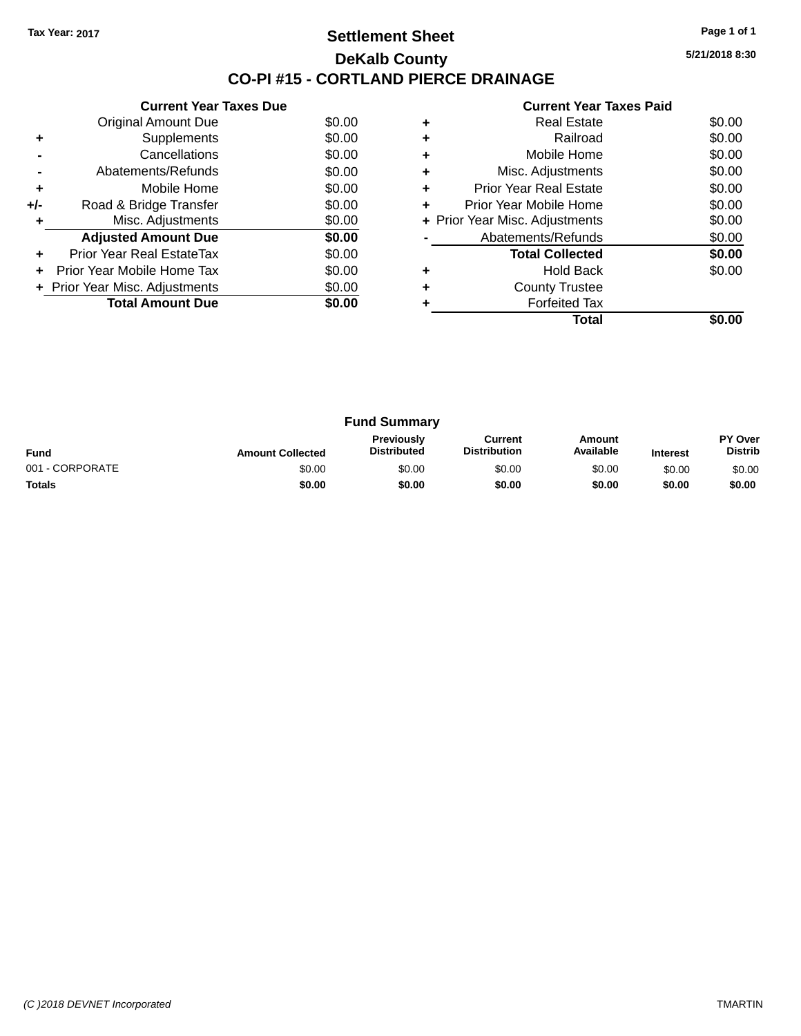Tax Year: 2017

# Settlement Sheet

## DeKalb County

## CO-PI #15 - CORTLAND PIERCE DRAINAGE

5/21/2018 8:30

### Current Year Taxes Due

| | | |
|---|---|---|
| | Original Amount Due | $0.00 |
| + | Supplements | $0.00 |
| - | Cancellations | $0.00 |
| - | Abatements/Refunds | $0.00 |
| + | Mobile Home | $0.00 |
| +/- | Road & Bridge Transfer | $0.00 |
| + | Misc. Adjustments | $0.00 |
| | **Adjusted Amount Due** | **$0.00** |
| + | Prior Year Real EstateTax | $0.00 |
| + | Prior Year Mobile Home Tax | $0.00 |
| + | Prior Year Misc. Adjustments | $0.00 |
| | **Total Amount Due** | **$0.00** |

### Current Year Taxes Paid

| | | |
|---|---|---|
| + | Real Estate | $0.00 |
| + | Railroad | $0.00 |
| + | Mobile Home | $0.00 |
| + | Misc. Adjustments | $0.00 |
| + | Prior Year Real Estate | $0.00 |
| + | Prior Year Mobile Home | $0.00 |
| + | Prior Year Misc. Adjustments | $0.00 |
| - | Abatements/Refunds | $0.00 |
| | **Total Collected** | **$0.00** |
| + | Hold Back | $0.00 |
| + | County Trustee | |
| + | Forfeited Tax | |
| | **Total** | **$0.00** |

### Fund Summary

| Fund | Amount Collected | Previously Distributed | Current Distribution | Amount Available | Interest | PY Over Distrib |
|---|---|---|---|---|---|---|
| 001 - CORPORATE | $0.00 | $0.00 | $0.00 | $0.00 | $0.00 | $0.00 |
| **Totals** | **$0.00** | **$0.00** | **$0.00** | **$0.00** | **$0.00** | **$0.00** |

(C )2018 DEVNET Incorporated TMARTIN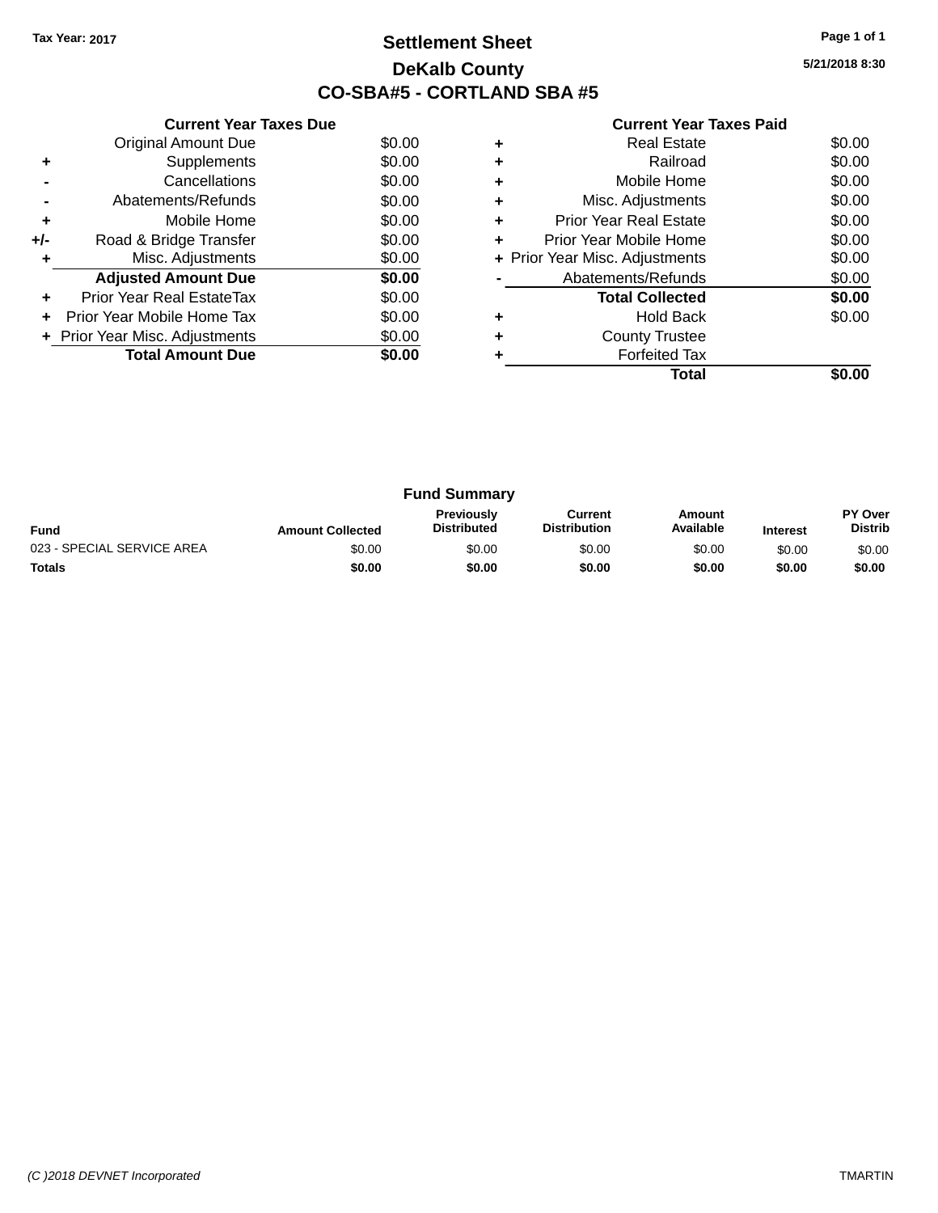Tax Year: 2017

# Settlement Sheet

## DeKalb County

## CO-SBA#5 - CORTLAND SBA #5

5/21/2018 8:30

### Current Year Taxes Due

| | | |
|---|---|---|
| | Original Amount Due | $0.00 |
| + | Supplements | $0.00 |
| - | Cancellations | $0.00 |
| - | Abatements/Refunds | $0.00 |
| + | Mobile Home | $0.00 |
| +/- | Road & Bridge Transfer | $0.00 |
| + | Misc. Adjustments | $0.00 |
| | **Adjusted Amount Due** | **$0.00** |
| + | Prior Year Real EstateTax | $0.00 |
| + | Prior Year Mobile Home Tax | $0.00 |
| + | Prior Year Misc. Adjustments | $0.00 |
| | **Total Amount Due** | **$0.00** |

### Current Year Taxes Paid

| | | |
|---|---|---|
| + | Real Estate | $0.00 |
| + | Railroad | $0.00 |
| + | Mobile Home | $0.00 |
| + | Misc. Adjustments | $0.00 |
| + | Prior Year Real Estate | $0.00 |
| + | Prior Year Mobile Home | $0.00 |
| + | Prior Year Misc. Adjustments | $0.00 |
| - | Abatements/Refunds | $0.00 |
| | **Total Collected** | **$0.00** |
| + | Hold Back | $0.00 |
| + | County Trustee | |
| + | Forfeited Tax | |
| | **Total** | **$0.00** |

### Fund Summary

| Fund | Amount Collected | Previously Distributed | Current Distribution | Amount Available | Interest | PY Over Distrib |
|---|---|---|---|---|---|---|
| 023 - SPECIAL SERVICE AREA | $0.00 | $0.00 | $0.00 | $0.00 | $0.00 | $0.00 |
| **Totals** | **$0.00** | **$0.00** | **$0.00** | **$0.00** | **$0.00** | **$0.00** |

(C )2018 DEVNET Incorporated TMARTIN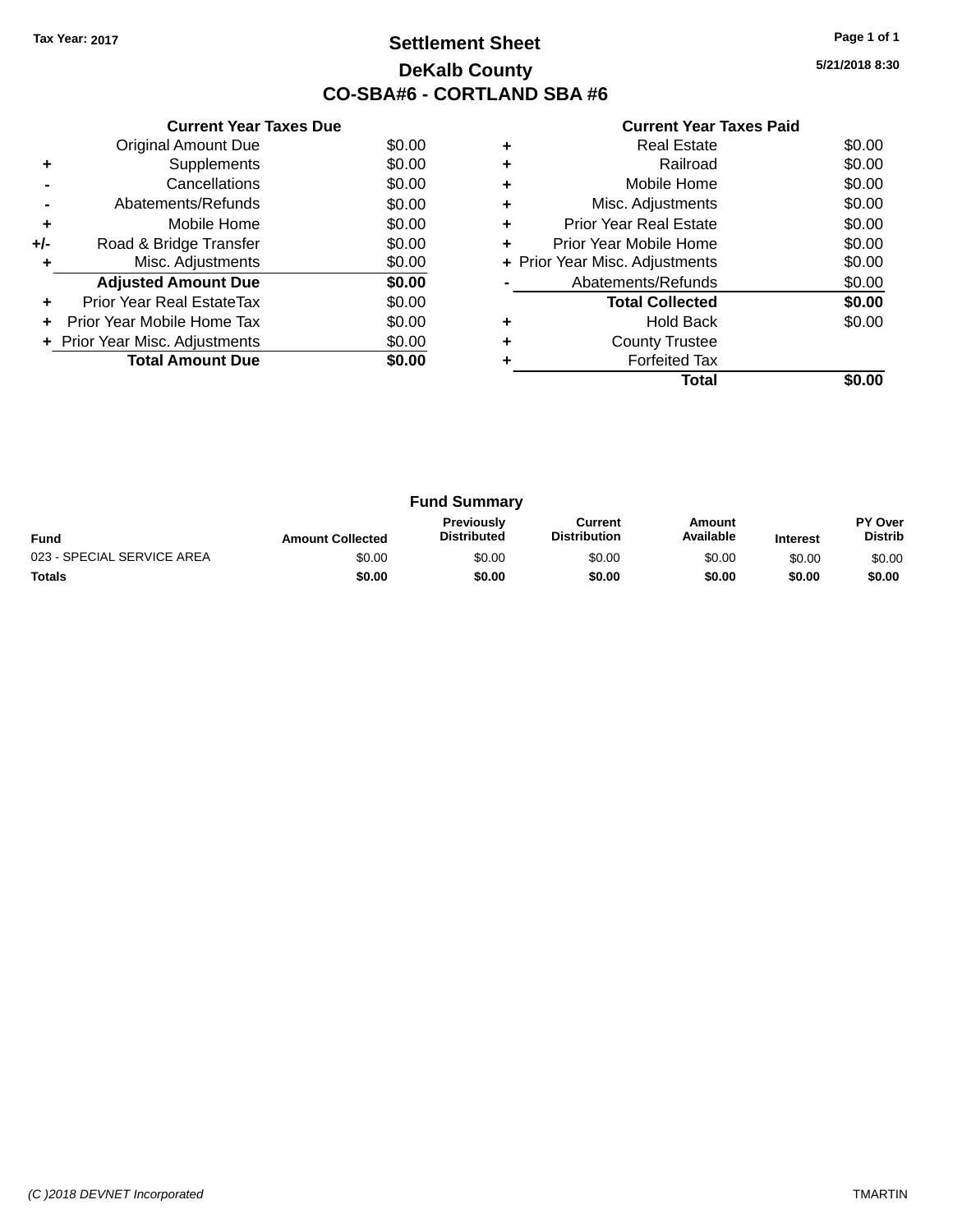Tax Year: 2017

# Settlement Sheet

## DeKalb County

## CO-SBA#6 - CORTLAND SBA #6

5/21/2018 8:30

### Current Year Taxes Due

| | | |
|---|---|---|
| | Original Amount Due | $0.00 |
| + | Supplements | $0.00 |
| - | Cancellations | $0.00 |
| - | Abatements/Refunds | $0.00 |
| + | Mobile Home | $0.00 |
| +/- | Road & Bridge Transfer | $0.00 |
| + | Misc. Adjustments | $0.00 |
| | **Adjusted Amount Due** | **$0.00** |
| + | Prior Year Real EstateTax | $0.00 |
| + | Prior Year Mobile Home Tax | $0.00 |
| + | Prior Year Misc. Adjustments | $0.00 |
| | **Total Amount Due** | **$0.00** |

### Current Year Taxes Paid

| | | |
|---|---|---|
| + | Real Estate | $0.00 |
| + | Railroad | $0.00 |
| + | Mobile Home | $0.00 |
| + | Misc. Adjustments | $0.00 |
| + | Prior Year Real Estate | $0.00 |
| + | Prior Year Mobile Home | $0.00 |
| + | Prior Year Misc. Adjustments | $0.00 |
| - | Abatements/Refunds | $0.00 |
| | **Total Collected** | **$0.00** |
| + | Hold Back | $0.00 |
| + | County Trustee | |
| + | Forfeited Tax | |
| | **Total** | **$0.00** |

### Fund Summary

| Fund | Amount Collected | Previously Distributed | Current Distribution | Amount Available | Interest | PY Over Distrib |
|---|---|---|---|---|---|---|
| 023 - SPECIAL SERVICE AREA | $0.00 | $0.00 | $0.00 | $0.00 | $0.00 | $0.00 |
| **Totals** | **$0.00** | **$0.00** | **$0.00** | **$0.00** | **$0.00** | **$0.00** |

(C )2018 DEVNET Incorporated TMARTIN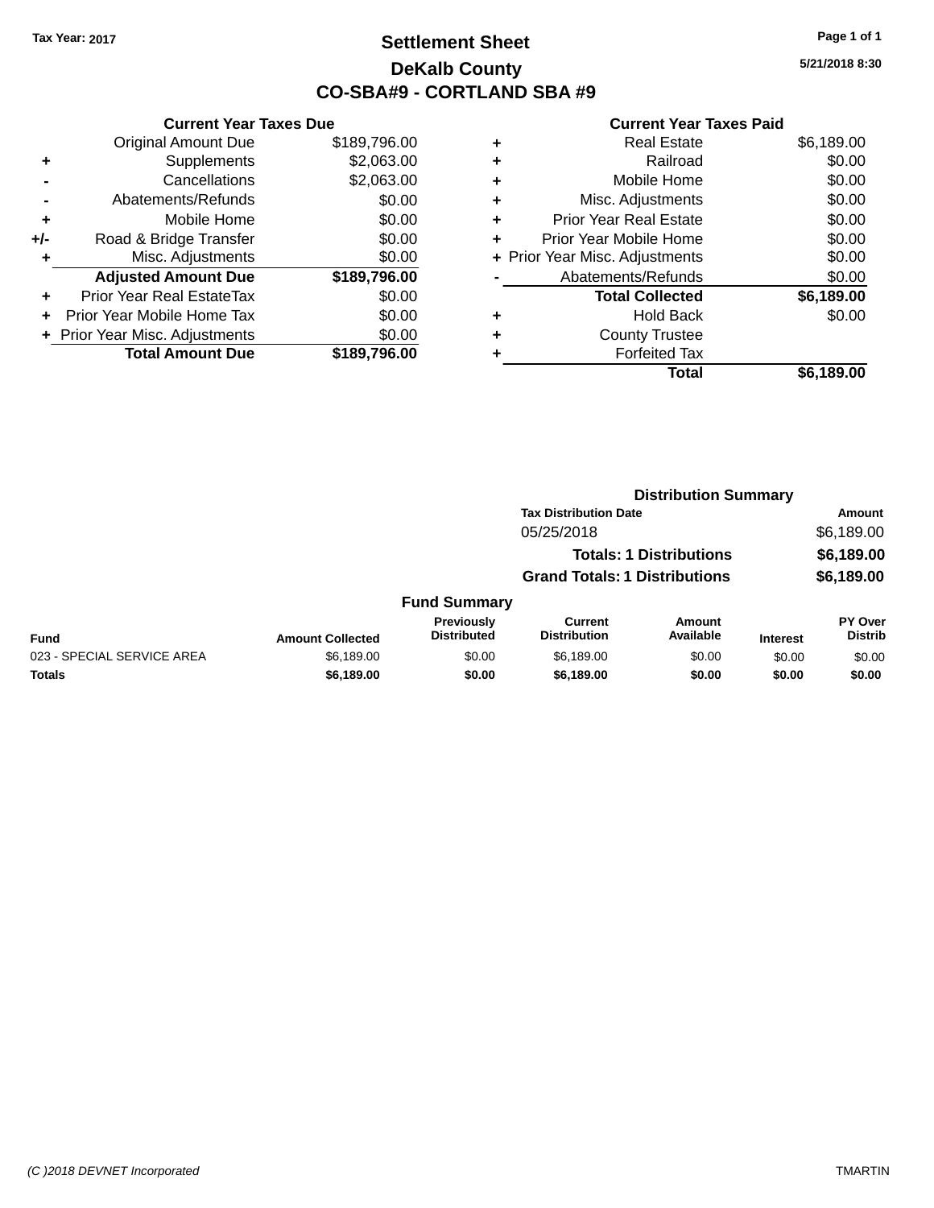Tax Year: 2017

# Settlement Sheet

## DeKalb County

## CO-SBA#9 - CORTLAND SBA #9

5/21/2018 8:30

| | Current Year Taxes Due | |
|---|---|---|
| | Original Amount Due | $189,796.00 |
| + | Supplements | $2,063.00 |
| - | Cancellations | $2,063.00 |
| - | Abatements/Refunds | $0.00 |
| + | Mobile Home | $0.00 |
| +/- | Road & Bridge Transfer | $0.00 |
| + | Misc. Adjustments | $0.00 |
| | **Adjusted Amount Due** | **$189,796.00** |
| + | Prior Year Real EstateTax | $0.00 |
| + | Prior Year Mobile Home Tax | $0.00 |
| + | Prior Year Misc. Adjustments | $0.00 |
| | **Total Amount Due** | **$189,796.00** |

| | Current Year Taxes Paid | |
|---|---|---|
| + | Real Estate | $6,189.00 |
| + | Railroad | $0.00 |
| + | Mobile Home | $0.00 |
| + | Misc. Adjustments | $0.00 |
| + | Prior Year Real Estate | $0.00 |
| + | Prior Year Mobile Home | $0.00 |
| + | Prior Year Misc. Adjustments | $0.00 |
| - | Abatements/Refunds | $0.00 |
| | **Total Collected** | **$6,189.00** |
| + | Hold Back | $0.00 |
| + | County Trustee | |
| + | Forfeited Tax | |
| | **Total** | **$6,189.00** |

### Distribution Summary

| Tax Distribution Date | Amount |
|---|---|
| 05/25/2018 | $6,189.00 |
| **Totals: 1 Distributions** | **$6,189.00** |
| **Grand Totals: 1 Distributions** | **$6,189.00** |

### Fund Summary

| Fund | Amount Collected | Previously Distributed | Current Distribution | Amount Available | Interest | PY Over Distrib |
|---|---|---|---|---|---|---|
| 023 - SPECIAL SERVICE AREA | $6,189.00 | $0.00 | $6,189.00 | $0.00 | $0.00 | $0.00 |
| **Totals** | **$6,189.00** | **$0.00** | **$6,189.00** | **$0.00** | **$0.00** | **$0.00** |

(C )2018 DEVNET Incorporated

TMARTIN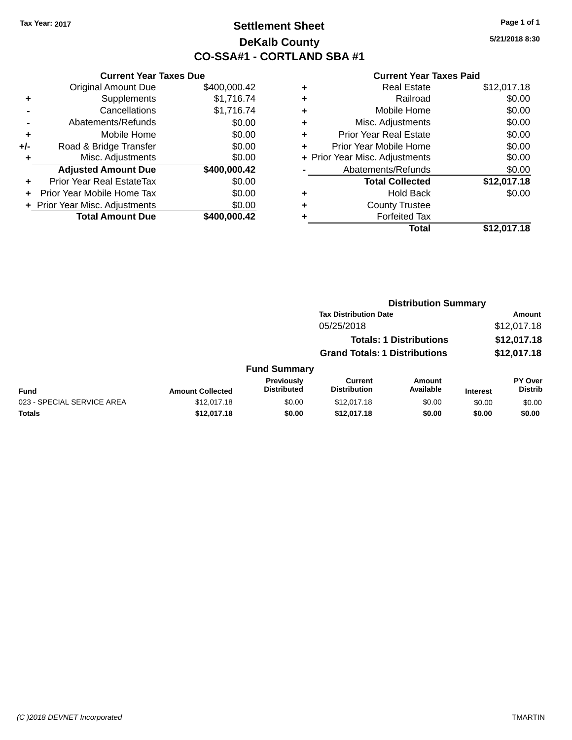Tax Year: 2017

# Settlement Sheet
## DeKalb County
## CO-SSA#1 - CORTLAND SBA #1

5/21/2018 8:30

### Current Year Taxes Due

| | | |
|---|---|---|
| | Original Amount Due | $400,000.42 |
| + | Supplements | $1,716.74 |
| - | Cancellations | $1,716.74 |
| - | Abatements/Refunds | $0.00 |
| + | Mobile Home | $0.00 |
| +/- | Road & Bridge Transfer | $0.00 |
| + | Misc. Adjustments | $0.00 |
| | **Adjusted Amount Due** | **$400,000.42** |
| + | Prior Year Real EstateTax | $0.00 |
| + | Prior Year Mobile Home Tax | $0.00 |
| + | Prior Year Misc. Adjustments | $0.00 |
| | **Total Amount Due** | **$400,000.42** |

### Current Year Taxes Paid

| | | |
|---|---|---|
| + | Real Estate | $12,017.18 |
| + | Railroad | $0.00 |
| + | Mobile Home | $0.00 |
| + | Misc. Adjustments | $0.00 |
| + | Prior Year Real Estate | $0.00 |
| + | Prior Year Mobile Home | $0.00 |
| + | Prior Year Misc. Adjustments | $0.00 |
| - | Abatements/Refunds | $0.00 |
| | **Total Collected** | **$12,017.18** |
| + | Hold Back | $0.00 |
| + | County Trustee | |
| + | Forfeited Tax | |
| | **Total** | **$12,017.18** |

### Distribution Summary

| Tax Distribution Date | Amount |
|---|---|
| 05/25/2018 | $12,017.18 |
| **Totals: 1 Distributions** | **$12,017.18** |
| **Grand Totals: 1 Distributions** | **$12,017.18** |

### Fund Summary

| Fund | Amount Collected | Previously Distributed | Current Distribution | Amount Available | Interest | PY Over Distrib |
|---|---|---|---|---|---|---|
| 023 - SPECIAL SERVICE AREA | $12,017.18 | $0.00 | $12,017.18 | $0.00 | $0.00 | $0.00 |
| **Totals** | **$12,017.18** | **$0.00** | **$12,017.18** | **$0.00** | **$0.00** | **$0.00** |

(C )2018 DEVNET Incorporated TMARTIN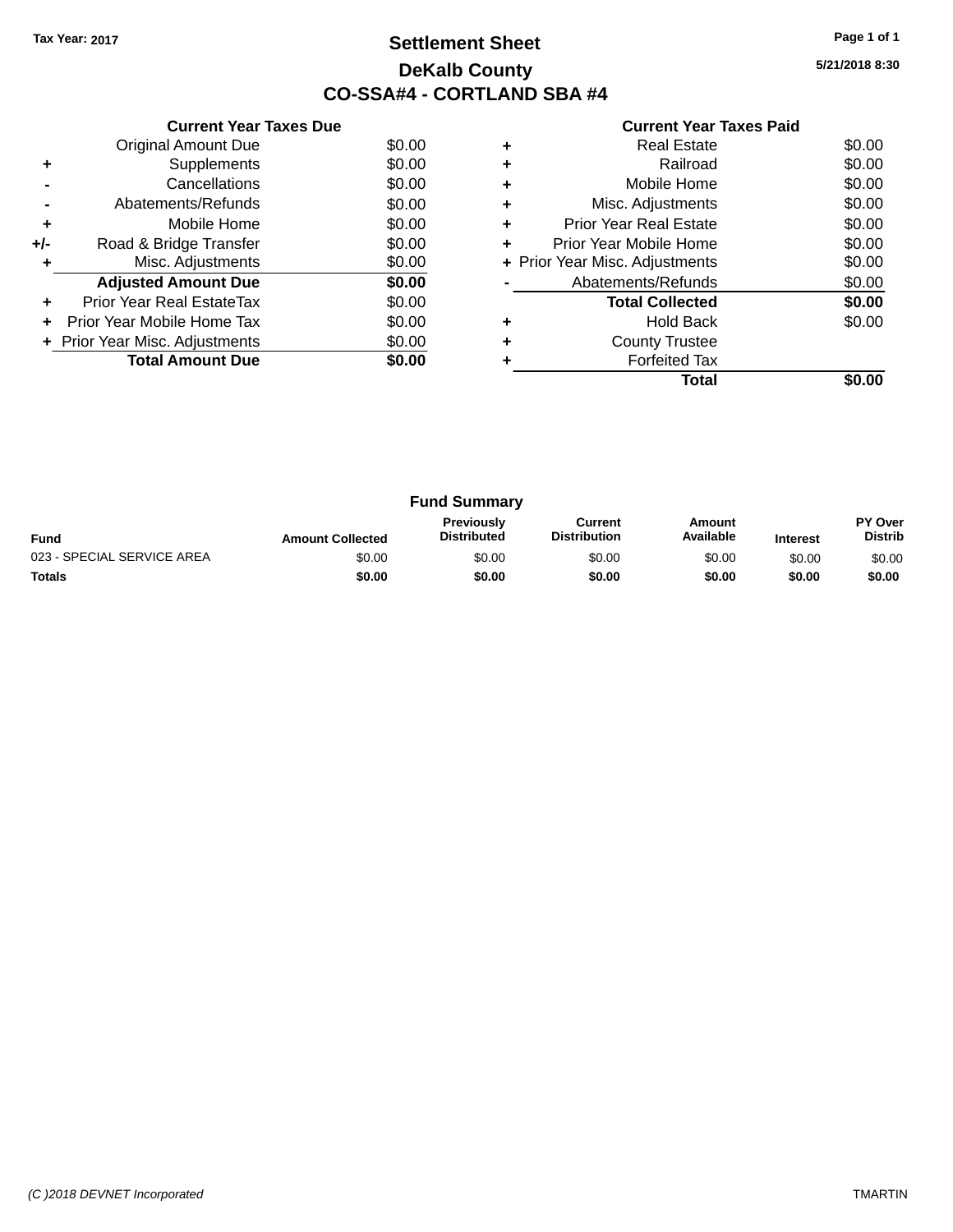Tax Year: 2017

# Settlement Sheet

## DeKalb County

## CO-SSA#4 - CORTLAND SBA #4

5/21/2018 8:30

### Current Year Taxes Due

| | | |
|---|---|---|
| | Original Amount Due | $0.00 |
| + | Supplements | $0.00 |
| - | Cancellations | $0.00 |
| - | Abatements/Refunds | $0.00 |
| + | Mobile Home | $0.00 |
| +/- | Road & Bridge Transfer | $0.00 |
| + | Misc. Adjustments | $0.00 |
| | **Adjusted Amount Due** | **$0.00** |
| + | Prior Year Real EstateTax | $0.00 |
| + | Prior Year Mobile Home Tax | $0.00 |
| + | Prior Year Misc. Adjustments | $0.00 |
| | **Total Amount Due** | **$0.00** |

### Current Year Taxes Paid

| | | |
|---|---|---|
| + | Real Estate | $0.00 |
| + | Railroad | $0.00 |
| + | Mobile Home | $0.00 |
| + | Misc. Adjustments | $0.00 |
| + | Prior Year Real Estate | $0.00 |
| + | Prior Year Mobile Home | $0.00 |
| + | Prior Year Misc. Adjustments | $0.00 |
| - | Abatements/Refunds | $0.00 |
| | **Total Collected** | **$0.00** |
| + | Hold Back | $0.00 |
| + | County Trustee | |
| + | Forfeited Tax | |
| | **Total** | **$0.00** |

### Fund Summary

| Fund | Amount Collected | Previously Distributed | Current Distribution | Amount Available | Interest | PY Over Distrib |
|---|---|---|---|---|---|---|
| 023 - SPECIAL SERVICE AREA | $0.00 | $0.00 | $0.00 | $0.00 | $0.00 | $0.00 |
| **Totals** | **$0.00** | **$0.00** | **$0.00** | **$0.00** | **$0.00** | **$0.00** |

(C )2018 DEVNET Incorporated TMARTIN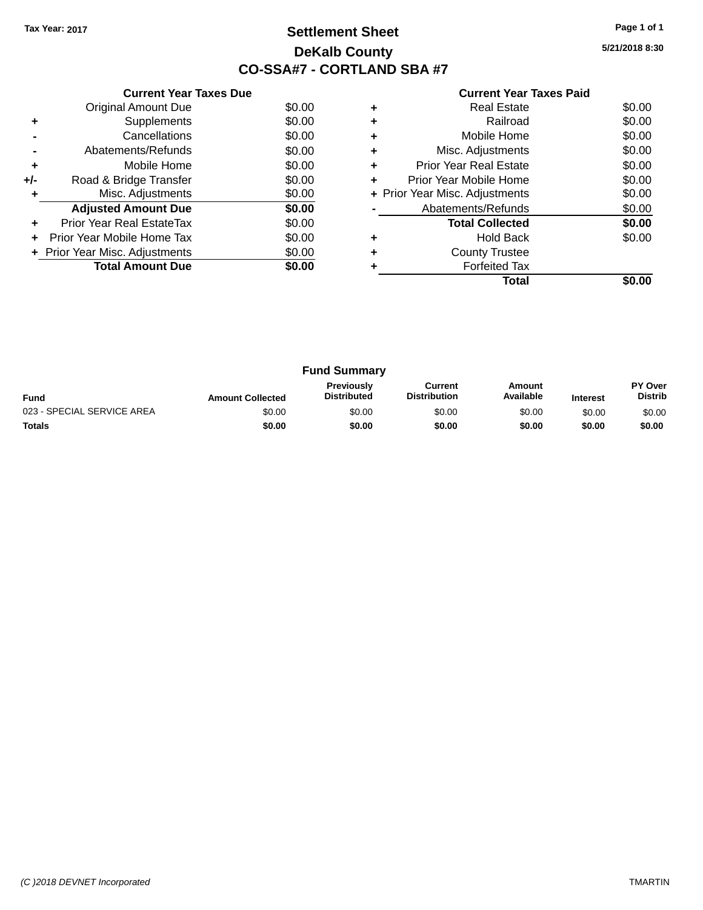Tax Year: 2017

# Settlement Sheet
## DeKalb County
## CO-SSA#7 - CORTLAND SBA #7

5/21/2018 8:30

**Current Year Taxes Due**

| | | |
|---|---|---|
| | Original Amount Due | $0.00 |
| + | Supplements | $0.00 |
| - | Cancellations | $0.00 |
| - | Abatements/Refunds | $0.00 |
| + | Mobile Home | $0.00 |
| +/- | Road & Bridge Transfer | $0.00 |
| + | Misc. Adjustments | $0.00 |
| | **Adjusted Amount Due** | **$0.00** |
| + | Prior Year Real EstateTax | $0.00 |
| + | Prior Year Mobile Home Tax | $0.00 |
| + | Prior Year Misc. Adjustments | $0.00 |
| | **Total Amount Due** | **$0.00** |

**Current Year Taxes Paid**

| | | |
|---|---|---|
| + | Real Estate | $0.00 |
| + | Railroad | $0.00 |
| + | Mobile Home | $0.00 |
| + | Misc. Adjustments | $0.00 |
| + | Prior Year Real Estate | $0.00 |
| + | Prior Year Mobile Home | $0.00 |
| + | Prior Year Misc. Adjustments | $0.00 |
| - | Abatements/Refunds | $0.00 |
| | **Total Collected** | **$0.00** |
| + | Hold Back | $0.00 |
| + | County Trustee | |
| + | Forfeited Tax | |
| | **Total** | **$0.00** |

**Fund Summary**

| Fund | Amount Collected | Previously Distributed | Current Distribution | Amount Available | Interest | PY Over Distrib |
|---|---|---|---|---|---|---|
| 023 - SPECIAL SERVICE AREA | $0.00 | $0.00 | $0.00 | $0.00 | $0.00 | $0.00 |
| **Totals** | **$0.00** | **$0.00** | **$0.00** | **$0.00** | **$0.00** | **$0.00** |

(C )2018 DEVNET Incorporated TMARTIN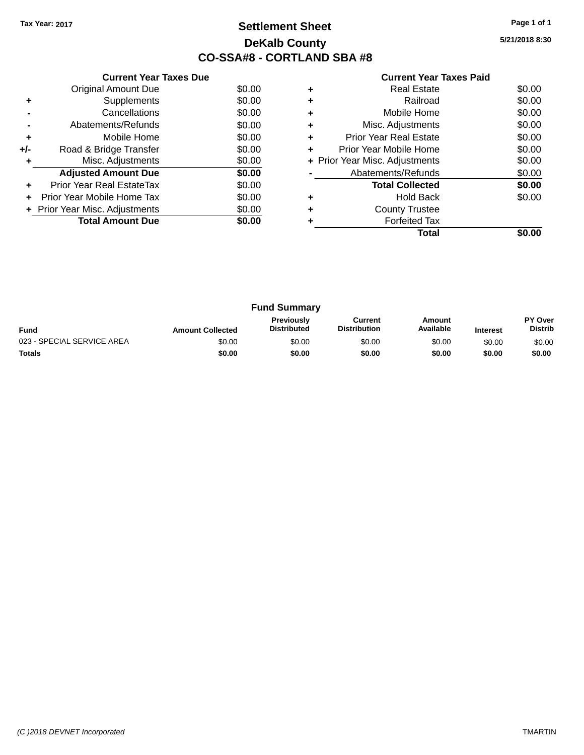Tax Year: 2017

# Settlement Sheet

## DeKalb County

## CO-SSA#8 - CORTLAND SBA #8

5/21/2018 8:30

### Current Year Taxes Due

| | | |
|---|---|---|
| | Original Amount Due | $0.00 |
| + | Supplements | $0.00 |
| - | Cancellations | $0.00 |
| - | Abatements/Refunds | $0.00 |
| + | Mobile Home | $0.00 |
| +/- | Road & Bridge Transfer | $0.00 |
| + | Misc. Adjustments | $0.00 |
| | **Adjusted Amount Due** | **$0.00** |
| + | Prior Year Real EstateTax | $0.00 |
| + | Prior Year Mobile Home Tax | $0.00 |
| + | Prior Year Misc. Adjustments | $0.00 |
| | **Total Amount Due** | **$0.00** |

### Current Year Taxes Paid

| | | |
|---|---|---|
| + | Real Estate | $0.00 |
| + | Railroad | $0.00 |
| + | Mobile Home | $0.00 |
| + | Misc. Adjustments | $0.00 |
| + | Prior Year Real Estate | $0.00 |
| + | Prior Year Mobile Home | $0.00 |
| + | Prior Year Misc. Adjustments | $0.00 |
| - | Abatements/Refunds | $0.00 |
| | **Total Collected** | **$0.00** |
| + | Hold Back | $0.00 |
| + | County Trustee | |
| + | Forfeited Tax | |
| | **Total** | **$0.00** |

### Fund Summary

| Fund | Amount Collected | Previously Distributed | Current Distribution | Amount Available | Interest | PY Over Distrib |
|---|---|---|---|---|---|---|
| 023 - SPECIAL SERVICE AREA | $0.00 | $0.00 | $0.00 | $0.00 | $0.00 | $0.00 |
| **Totals** | **$0.00** | **$0.00** | **$0.00** | **$0.00** | **$0.00** | **$0.00** |

(C )2018 DEVNET Incorporated TMARTIN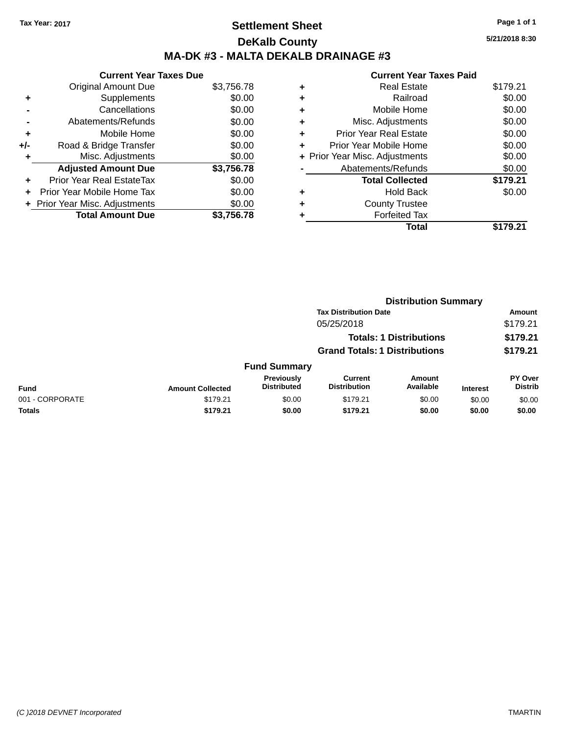Tax Year: 2017

# Settlement Sheet

## DeKalb County

## MA-DK #3 - MALTA DEKALB DRAINAGE #3

5/21/2018 8:30

### Current Year Taxes Due

| | | |
|---|---|---|
| | Original Amount Due | $3,756.78 |
| + | Supplements | $0.00 |
| - | Cancellations | $0.00 |
| - | Abatements/Refunds | $0.00 |
| + | Mobile Home | $0.00 |
| +/- | Road & Bridge Transfer | $0.00 |
| + | Misc. Adjustments | $0.00 |
| | **Adjusted Amount Due** | **$3,756.78** |
| + | Prior Year Real EstateTax | $0.00 |
| + | Prior Year Mobile Home Tax | $0.00 |
| + | Prior Year Misc. Adjustments | $0.00 |
| | **Total Amount Due** | **$3,756.78** |

### Current Year Taxes Paid

| | | |
|---|---|---|
| + | Real Estate | $179.21 |
| + | Railroad | $0.00 |
| + | Mobile Home | $0.00 |
| + | Misc. Adjustments | $0.00 |
| + | Prior Year Real Estate | $0.00 |
| + | Prior Year Mobile Home | $0.00 |
| + | Prior Year Misc. Adjustments | $0.00 |
| - | Abatements/Refunds | $0.00 |
| | **Total Collected** | **$179.21** |
| + | Hold Back | $0.00 |
| + | County Trustee | |
| + | Forfeited Tax | |
| | **Total** | **$179.21** |

### Distribution Summary

| Tax Distribution Date | Amount |
|---|---|
| 05/25/2018 | $179.21 |
| **Totals: 1 Distributions** | **$179.21** |
| **Grand Totals: 1 Distributions** | **$179.21** |

### Fund Summary

| Fund | Amount Collected | Previously Distributed | Current Distribution | Amount Available | Interest | PY Over Distrib |
|---|---|---|---|---|---|---|
| 001 - CORPORATE | $179.21 | $0.00 | $179.21 | $0.00 | $0.00 | $0.00 |
| **Totals** | **$179.21** | **$0.00** | **$179.21** | **$0.00** | **$0.00** | **$0.00** |

(C )2018 DEVNET Incorporated TMARTIN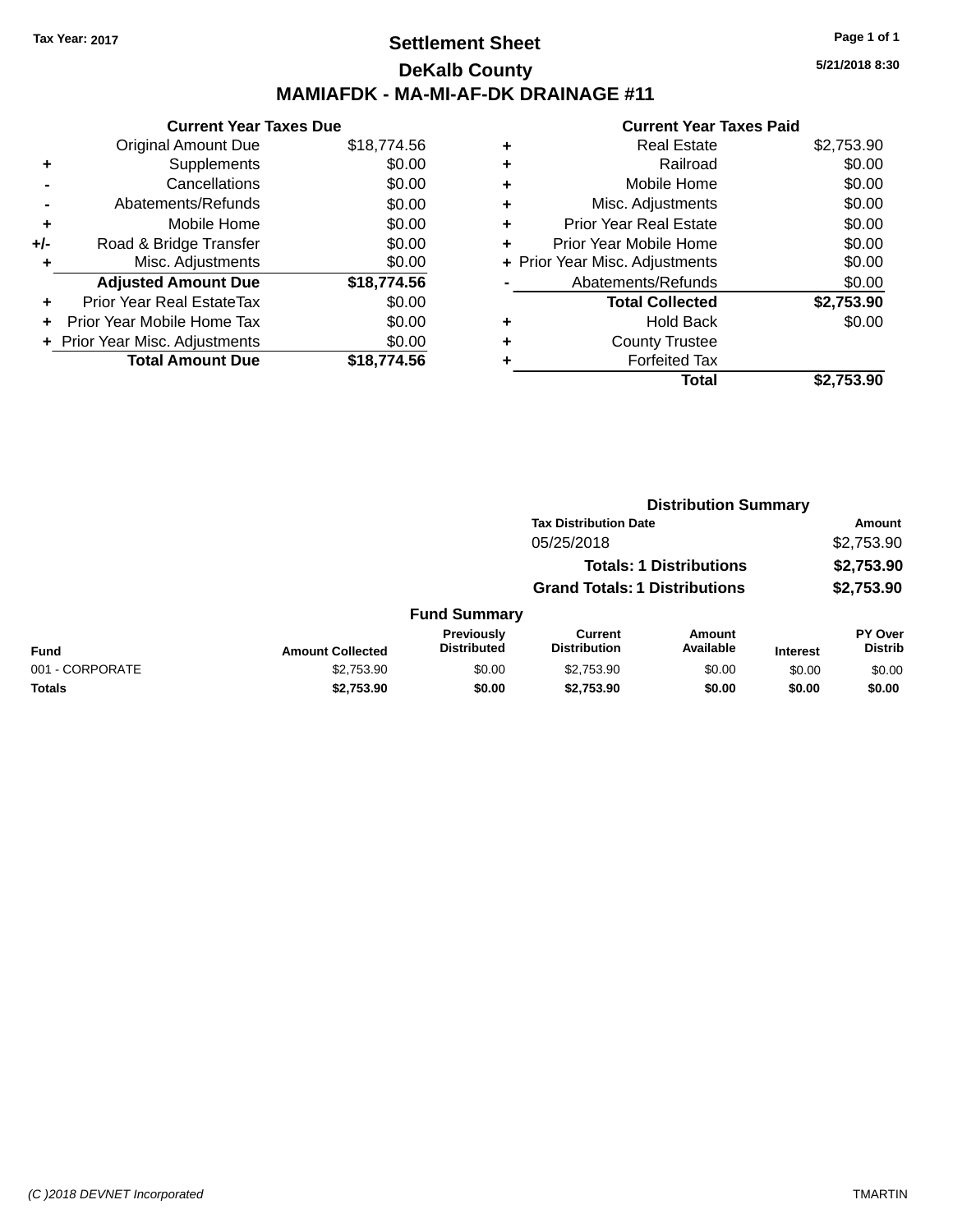**Tax Year: 2017**

# Settlement Sheet

## DeKalb County

## MAMIAFDK - MA-MI-AF-DK DRAINAGE #11

**5/21/2018 8:30**

### Current Year Taxes Due

| | | |
|---|---|---|
| | Original Amount Due | $18,774.56 |
| + | Supplements | $0.00 |
| - | Cancellations | $0.00 |
| - | Abatements/Refunds | $0.00 |
| + | Mobile Home | $0.00 |
| +/- | Road & Bridge Transfer | $0.00 |
| + | Misc. Adjustments | $0.00 |
| | **Adjusted Amount Due** | **$18,774.56** |
| + | Prior Year Real EstateTax | $0.00 |
| + | Prior Year Mobile Home Tax | $0.00 |
| + | Prior Year Misc. Adjustments | $0.00 |
| | **Total Amount Due** | **$18,774.56** |

### Current Year Taxes Paid

| | | |
|---|---|---|
| + | Real Estate | $2,753.90 |
| + | Railroad | $0.00 |
| + | Mobile Home | $0.00 |
| + | Misc. Adjustments | $0.00 |
| + | Prior Year Real Estate | $0.00 |
| + | Prior Year Mobile Home | $0.00 |
| + | Prior Year Misc. Adjustments | $0.00 |
| - | Abatements/Refunds | $0.00 |
| | **Total Collected** | **$2,753.90** |
| + | Hold Back | $0.00 |
| + | County Trustee | |
| + | Forfeited Tax | |
| | **Total** | **$2,753.90** |

### Distribution Summary

| Tax Distribution Date | Amount |
|---|---|
| 05/25/2018 | $2,753.90 |
| **Totals: 1 Distributions** | **$2,753.90** |
| **Grand Totals: 1 Distributions** | **$2,753.90** |

### Fund Summary

| Fund | Amount Collected | Previously Distributed | Current Distribution | Amount Available | Interest | PY Over Distrib |
|---|---|---|---|---|---|---|
| 001 - CORPORATE | $2,753.90 | $0.00 | $2,753.90 | $0.00 | $0.00 | $0.00 |
| **Totals** | **$2,753.90** | **$0.00** | **$2,753.90** | **$0.00** | **$0.00** | **$0.00** |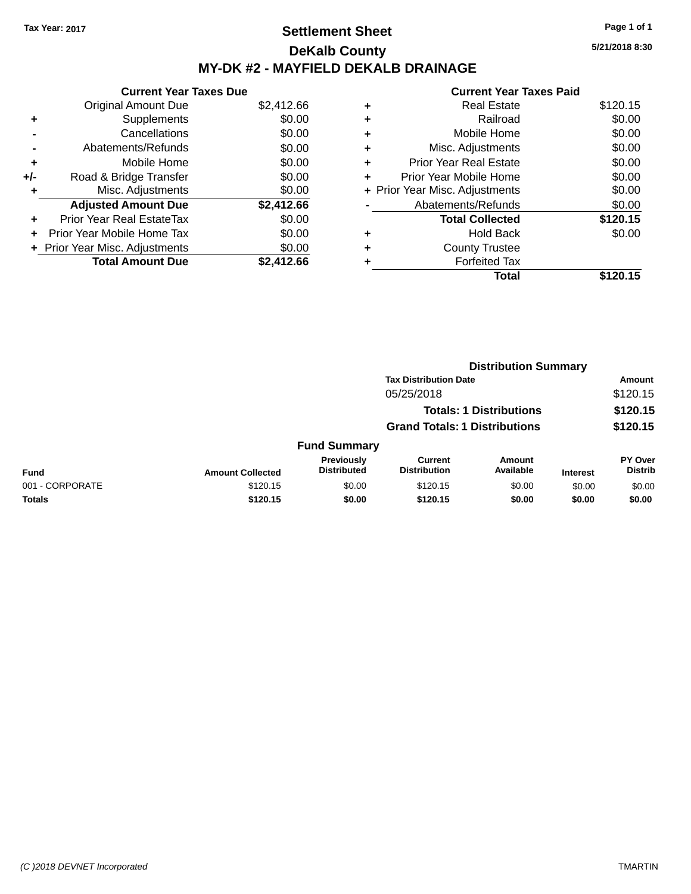Tax Year: 2017

# Settlement Sheet

## DeKalb County

## MY-DK #2 - MAYFIELD DEKALB DRAINAGE

5/21/2018 8:30

### Current Year Taxes Due

| | | |
|---|---|---|
| | Original Amount Due | $2,412.66 |
| + | Supplements | $0.00 |
| - | Cancellations | $0.00 |
| - | Abatements/Refunds | $0.00 |
| + | Mobile Home | $0.00 |
| +/- | Road & Bridge Transfer | $0.00 |
| + | Misc. Adjustments | $0.00 |
| | **Adjusted Amount Due** | **$2,412.66** |
| + | Prior Year Real EstateTax | $0.00 |
| + | Prior Year Mobile Home Tax | $0.00 |
| + | Prior Year Misc. Adjustments | $0.00 |
| | **Total Amount Due** | **$2,412.66** |

### Current Year Taxes Paid

| | | |
|---|---|---|
| + | Real Estate | $120.15 |
| + | Railroad | $0.00 |
| + | Mobile Home | $0.00 |
| + | Misc. Adjustments | $0.00 |
| + | Prior Year Real Estate | $0.00 |
| + | Prior Year Mobile Home | $0.00 |
| + | Prior Year Misc. Adjustments | $0.00 |
| - | Abatements/Refunds | $0.00 |
| | **Total Collected** | **$120.15** |
| + | Hold Back | $0.00 |
| + | County Trustee | |
| + | Forfeited Tax | |
| | **Total** | **$120.15** |

### Distribution Summary

| Tax Distribution Date | Amount |
|---|---|
| 05/25/2018 | $120.15 |
| **Totals: 1 Distributions** | **$120.15** |
| **Grand Totals: 1 Distributions** | **$120.15** |

### Fund Summary

| Fund | Amount Collected | Previously Distributed | Current Distribution | Amount Available | Interest | PY Over Distrib |
|---|---|---|---|---|---|---|
| 001 - CORPORATE | $120.15 | $0.00 | $120.15 | $0.00 | $0.00 | $0.00 |
| **Totals** | **$120.15** | **$0.00** | **$120.15** | **$0.00** | **$0.00** | **$0.00** |

(C )2018 DEVNET Incorporated TMARTIN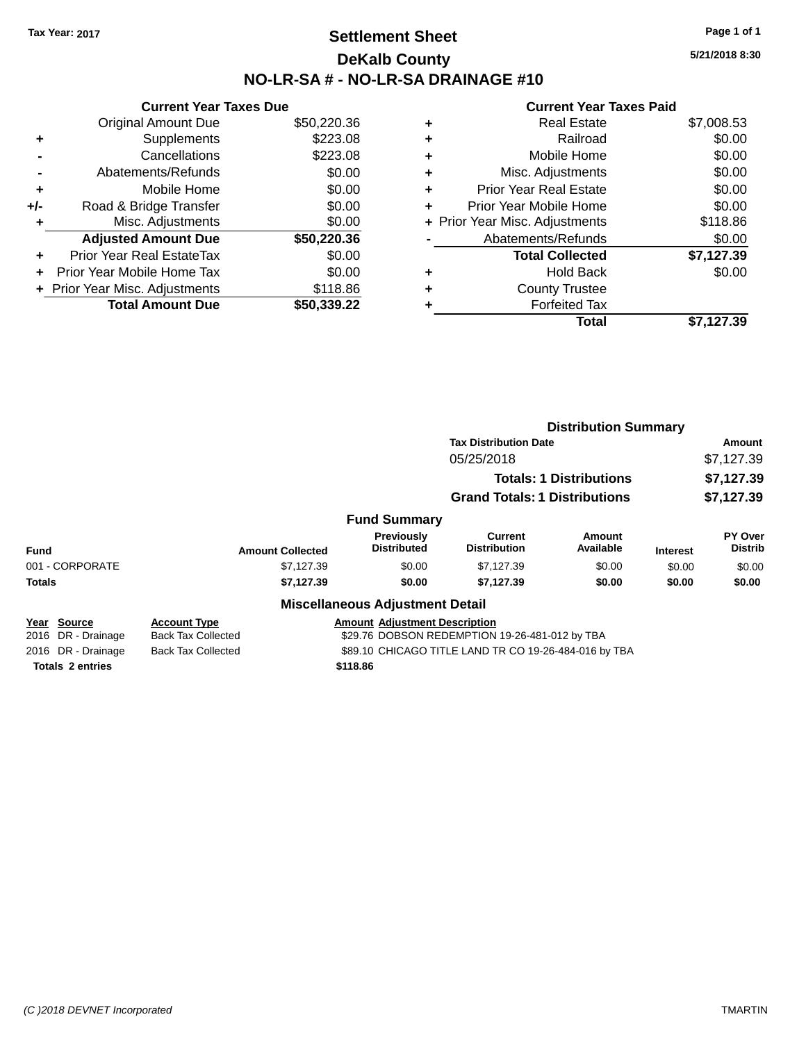Tax Year: 2017

# Settlement Sheet

## DeKalb County

## NO-LR-SA # - NO-LR-SA DRAINAGE #10

5/21/2018 8:30

### Current Year Taxes Due

| | | |
|---|---|---|
| | Original Amount Due | $50,220.36 |
| + | Supplements | $223.08 |
| - | Cancellations | $223.08 |
| - | Abatements/Refunds | $0.00 |
| + | Mobile Home | $0.00 |
| +/- | Road & Bridge Transfer | $0.00 |
| + | Misc. Adjustments | $0.00 |
| | **Adjusted Amount Due** | **$50,220.36** |
| + | Prior Year Real EstateTax | $0.00 |
| + | Prior Year Mobile Home Tax | $0.00 |
| + | Prior Year Misc. Adjustments | $118.86 |
| | **Total Amount Due** | **$50,339.22** |

### Current Year Taxes Paid

| | | |
|---|---|---|
| + | Real Estate | $7,008.53 |
| + | Railroad | $0.00 |
| + | Mobile Home | $0.00 |
| + | Misc. Adjustments | $0.00 |
| + | Prior Year Real Estate | $0.00 |
| + | Prior Year Mobile Home | $0.00 |
| + | Prior Year Misc. Adjustments | $118.86 |
| - | Abatements/Refunds | $0.00 |
| | **Total Collected** | **$7,127.39** |
| + | Hold Back | $0.00 |
| + | County Trustee | |
| + | Forfeited Tax | |
| | **Total** | **$7,127.39** |

### Distribution Summary

| Tax Distribution Date | Amount |
|---|---|
| 05/25/2018 | $7,127.39 |
| **Totals: 1 Distributions** | **$7,127.39** |
| **Grand Totals: 1 Distributions** | **$7,127.39** |

### Fund Summary

| Fund | Amount Collected | Previously Distributed | Current Distribution | Amount Available | Interest | PY Over Distrib |
|---|---|---|---|---|---|---|
| 001 - CORPORATE | $7,127.39 | $0.00 | $7,127.39 | $0.00 | $0.00 | $0.00 |
| **Totals** | **$7,127.39** | **$0.00** | **$7,127.39** | **$0.00** | **$0.00** | **$0.00** |

### Miscellaneous Adjustment Detail

| Year | Source | Account Type | Amount | Adjustment Description |
|---|---|---|---|---|
| 2016 | DR - Drainage | Back Tax Collected | $29.76 | DOBSON REDEMPTION 19-26-481-012 by TBA |
| 2016 | DR - Drainage | Back Tax Collected | $89.10 | CHICAGO TITLE LAND TR CO 19-26-484-016 by TBA |
| **Totals 2 entries** | | | **$118.86** | |

(C )2018 DEVNET Incorporated

TMARTIN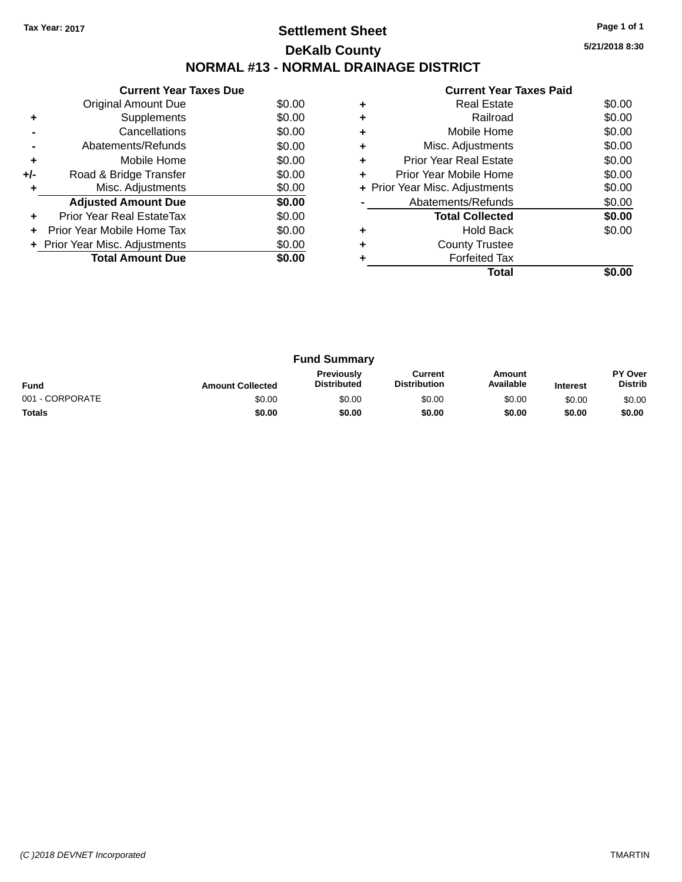Tax Year: 2017

# Settlement Sheet

## DeKalb County

## NORMAL #13 - NORMAL DRAINAGE DISTRICT

5/21/2018 8:30

### Current Year Taxes Due

| | | |
|---|---|---|
| | Original Amount Due | $0.00 |
| + | Supplements | $0.00 |
| - | Cancellations | $0.00 |
| - | Abatements/Refunds | $0.00 |
| + | Mobile Home | $0.00 |
| +/- | Road & Bridge Transfer | $0.00 |
| + | Misc. Adjustments | $0.00 |
| | **Adjusted Amount Due** | **$0.00** |
| + | Prior Year Real EstateTax | $0.00 |
| + | Prior Year Mobile Home Tax | $0.00 |
| + | Prior Year Misc. Adjustments | $0.00 |
| | **Total Amount Due** | **$0.00** |

### Current Year Taxes Paid

| | | |
|---|---|---|
| + | Real Estate | $0.00 |
| + | Railroad | $0.00 |
| + | Mobile Home | $0.00 |
| + | Misc. Adjustments | $0.00 |
| + | Prior Year Real Estate | $0.00 |
| + | Prior Year Mobile Home | $0.00 |
| + | Prior Year Misc. Adjustments | $0.00 |
| - | Abatements/Refunds | $0.00 |
| | **Total Collected** | **$0.00** |
| + | Hold Back | $0.00 |
| + | County Trustee | |
| + | Forfeited Tax | |
| | **Total** | **$0.00** |

### Fund Summary

| Fund | Amount Collected | Previously Distributed | Current Distribution | Amount Available | Interest | PY Over Distrib |
|---|---|---|---|---|---|---|
| 001 - CORPORATE | $0.00 | $0.00 | $0.00 | $0.00 | $0.00 | $0.00 |
| **Totals** | **$0.00** | **$0.00** | **$0.00** | **$0.00** | **$0.00** | **$0.00** |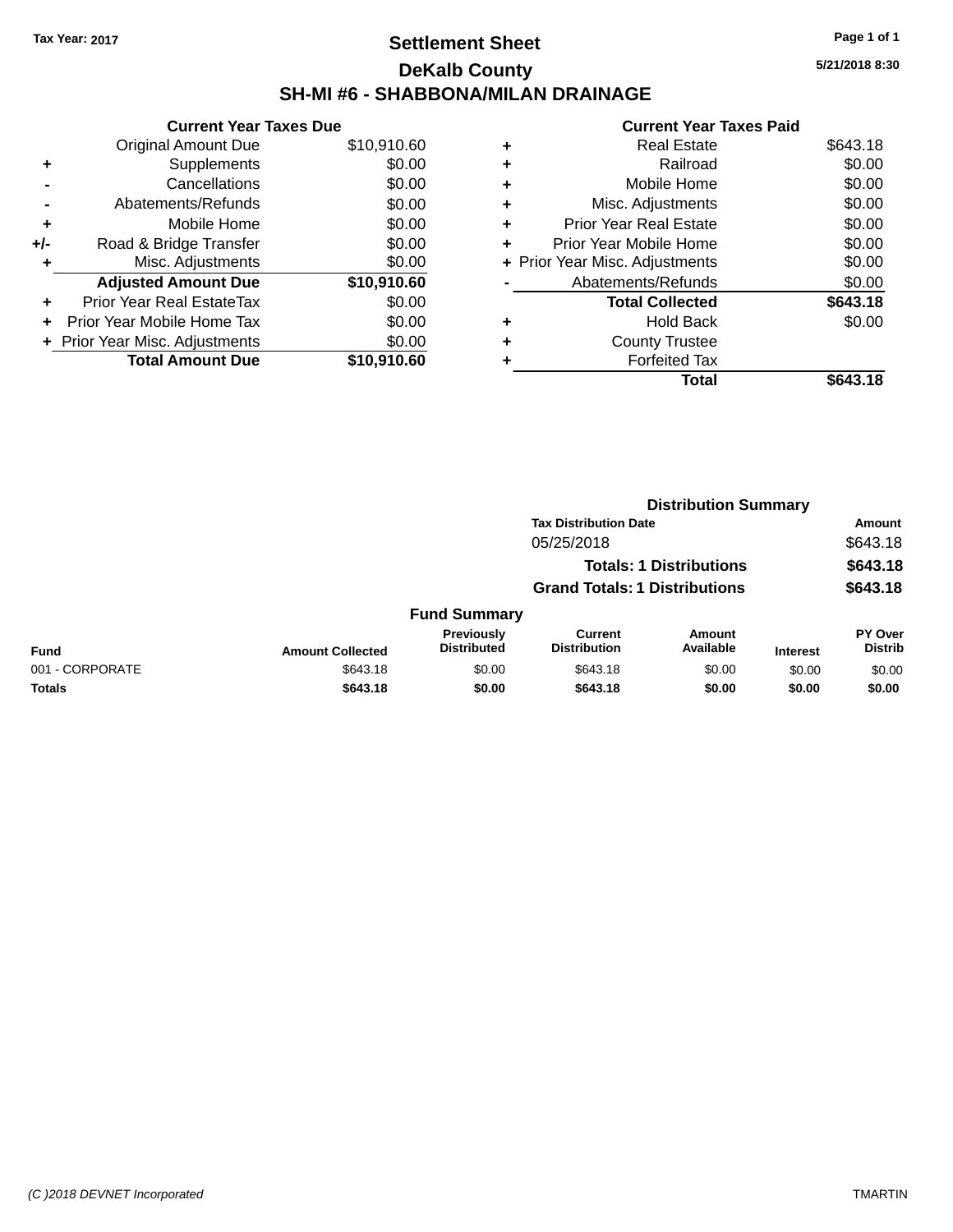Tax Year: 2017

# Settlement Sheet

## DeKalb County

## SH-MI #6 - SHABBONA/MILAN DRAINAGE

5/21/2018 8:30

### Current Year Taxes Due

| | | |
|---|---|---|
| | Original Amount Due | $10,910.60 |
| + | Supplements | $0.00 |
| - | Cancellations | $0.00 |
| - | Abatements/Refunds | $0.00 |
| + | Mobile Home | $0.00 |
| +/- | Road & Bridge Transfer | $0.00 |
| + | Misc. Adjustments | $0.00 |
| | **Adjusted Amount Due** | **$10,910.60** |
| + | Prior Year Real EstateTax | $0.00 |
| + | Prior Year Mobile Home Tax | $0.00 |
| + | Prior Year Misc. Adjustments | $0.00 |
| | **Total Amount Due** | **$10,910.60** |

### Current Year Taxes Paid

| | | |
|---|---|---|
| + | Real Estate | $643.18 |
| + | Railroad | $0.00 |
| + | Mobile Home | $0.00 |
| + | Misc. Adjustments | $0.00 |
| + | Prior Year Real Estate | $0.00 |
| + | Prior Year Mobile Home | $0.00 |
| + | Prior Year Misc. Adjustments | $0.00 |
| - | Abatements/Refunds | $0.00 |
| | **Total Collected** | **$643.18** |
| + | Hold Back | $0.00 |
| + | County Trustee | |
| + | Forfeited Tax | |
| | **Total** | **$643.18** |

### Distribution Summary

| Tax Distribution Date | Amount |
|---|---|
| 05/25/2018 | $643.18 |
| **Totals: 1 Distributions** | **$643.18** |
| **Grand Totals: 1 Distributions** | **$643.18** |

### Fund Summary

| Fund | Amount Collected | Previously Distributed | Current Distribution | Amount Available | Interest | PY Over Distrib |
|---|---|---|---|---|---|---|
| 001 - CORPORATE | $643.18 | $0.00 | $643.18 | $0.00 | $0.00 | $0.00 |
| **Totals** | **$643.18** | **$0.00** | **$643.18** | **$0.00** | **$0.00** | **$0.00** |

(C )2018 DEVNET Incorporated — TMARTIN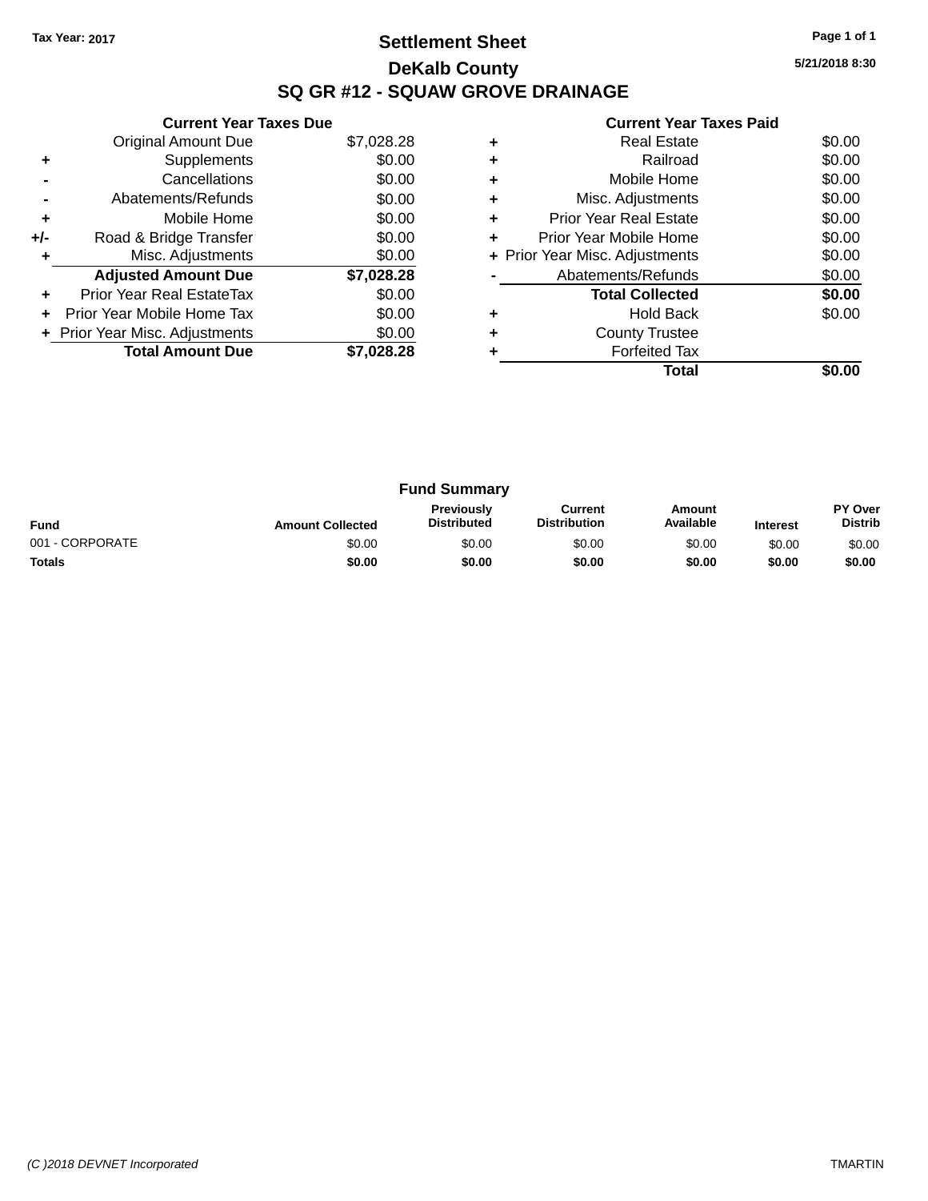Tax Year: 2017

# Settlement Sheet

## DeKalb County

## SQ GR #12 - SQUAW GROVE DRAINAGE

5/21/2018 8:30

### Current Year Taxes Due

| | | |
|---|---|---|
| | Original Amount Due | $7,028.28 |
| + | Supplements | $0.00 |
| - | Cancellations | $0.00 |
| - | Abatements/Refunds | $0.00 |
| + | Mobile Home | $0.00 |
| +/- | Road & Bridge Transfer | $0.00 |
| + | Misc. Adjustments | $0.00 |
| | **Adjusted Amount Due** | **$7,028.28** |
| + | Prior Year Real EstateTax | $0.00 |
| + | Prior Year Mobile Home Tax | $0.00 |
| + | Prior Year Misc. Adjustments | $0.00 |
| | **Total Amount Due** | **$7,028.28** |

### Current Year Taxes Paid

| | | |
|---|---|---|
| + | Real Estate | $0.00 |
| + | Railroad | $0.00 |
| + | Mobile Home | $0.00 |
| + | Misc. Adjustments | $0.00 |
| + | Prior Year Real Estate | $0.00 |
| + | Prior Year Mobile Home | $0.00 |
| + | Prior Year Misc. Adjustments | $0.00 |
| - | Abatements/Refunds | $0.00 |
| | **Total Collected** | **$0.00** |
| + | Hold Back | $0.00 |
| + | County Trustee | |
| + | Forfeited Tax | |
| | **Total** | **$0.00** |

### Fund Summary

| Fund | Amount Collected | Previously Distributed | Current Distribution | Amount Available | Interest | PY Over Distrib |
|---|---|---|---|---|---|---|
| 001 - CORPORATE | $0.00 | $0.00 | $0.00 | $0.00 | $0.00 | $0.00 |
| **Totals** | **$0.00** | **$0.00** | **$0.00** | **$0.00** | **$0.00** | **$0.00** |

(C )2018 DEVNET Incorporated TMARTIN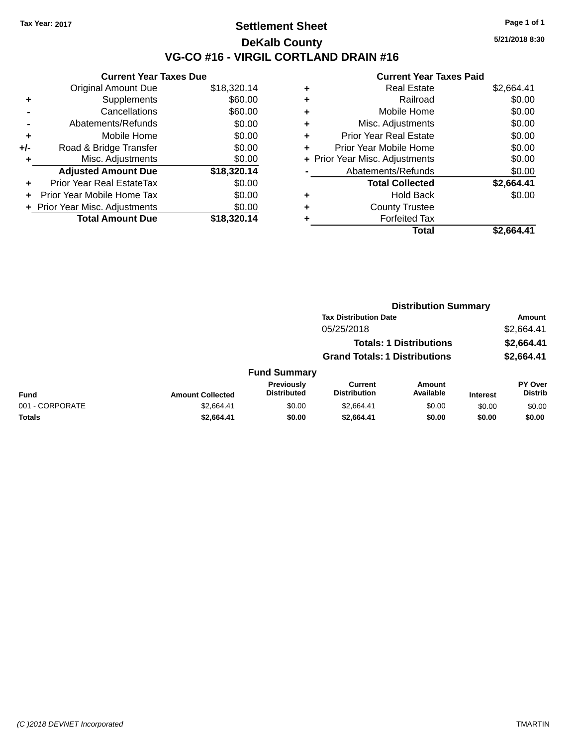Tax Year: 2017

# Settlement Sheet

## DeKalb County

## VG-CO #16 - VIRGIL CORTLAND DRAIN #16

5/21/2018 8:30

### Current Year Taxes Due

| | | |
|---|---|---|
| | Original Amount Due | $18,320.14 |
| + | Supplements | $60.00 |
| - | Cancellations | $60.00 |
| - | Abatements/Refunds | $0.00 |
| + | Mobile Home | $0.00 |
| +/- | Road & Bridge Transfer | $0.00 |
| + | Misc. Adjustments | $0.00 |
| | **Adjusted Amount Due** | **$18,320.14** |
| + | Prior Year Real EstateTax | $0.00 |
| + | Prior Year Mobile Home Tax | $0.00 |
| + | Prior Year Misc. Adjustments | $0.00 |
| | **Total Amount Due** | **$18,320.14** |

### Current Year Taxes Paid

| | | |
|---|---|---|
| + | Real Estate | $2,664.41 |
| + | Railroad | $0.00 |
| + | Mobile Home | $0.00 |
| + | Misc. Adjustments | $0.00 |
| + | Prior Year Real Estate | $0.00 |
| + | Prior Year Mobile Home | $0.00 |
| + | Prior Year Misc. Adjustments | $0.00 |
| - | Abatements/Refunds | $0.00 |
| | **Total Collected** | **$2,664.41** |
| + | Hold Back | $0.00 |
| + | County Trustee | |
| + | Forfeited Tax | |
| | **Total** | **$2,664.41** |

### Distribution Summary

| Tax Distribution Date | Amount |
|---|---|
| 05/25/2018 | $2,664.41 |
| **Totals: 1 Distributions** | **$2,664.41** |
| **Grand Totals: 1 Distributions** | **$2,664.41** |

### Fund Summary

| Fund | Amount Collected | Previously Distributed | Current Distribution | Amount Available | Interest | PY Over Distrib |
|---|---|---|---|---|---|---|
| 001 - CORPORATE | $2,664.41 | $0.00 | $2,664.41 | $0.00 | $0.00 | $0.00 |
| **Totals** | **$2,664.41** | **$0.00** | **$2,664.41** | **$0.00** | **$0.00** | **$0.00** |

(C )2018 DEVNET Incorporated TMARTIN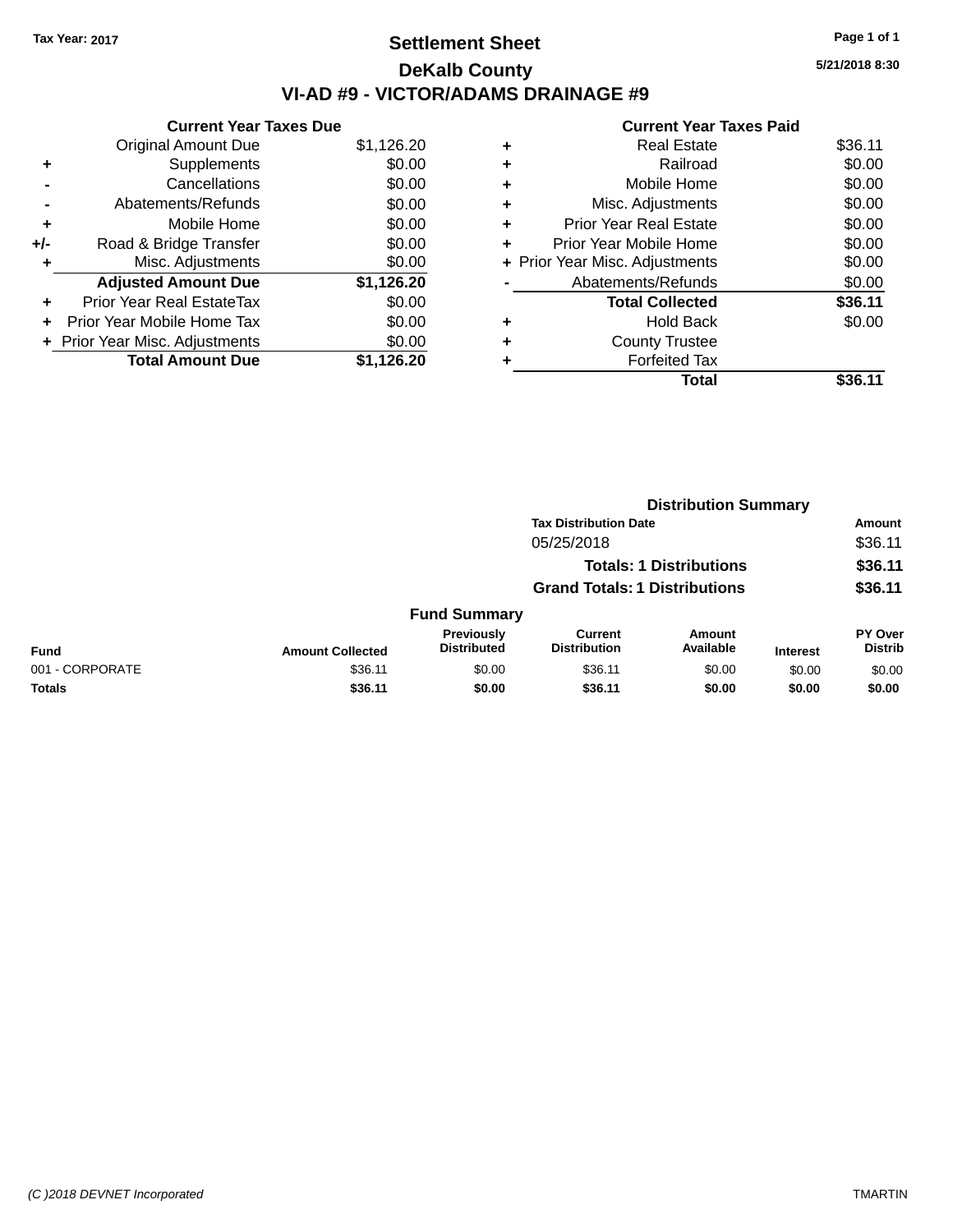Tax Year: 2017

# Settlement Sheet

## DeKalb County

## VI-AD #9 - VICTOR/ADAMS DRAINAGE #9

5/21/2018 8:30

### Current Year Taxes Due

| | | |
|---|---|---|
| | Original Amount Due | $1,126.20 |
| + | Supplements | $0.00 |
| - | Cancellations | $0.00 |
| - | Abatements/Refunds | $0.00 |
| + | Mobile Home | $0.00 |
| +/- | Road & Bridge Transfer | $0.00 |
| + | Misc. Adjustments | $0.00 |
| | **Adjusted Amount Due** | **$1,126.20** |
| + | Prior Year Real EstateTax | $0.00 |
| + | Prior Year Mobile Home Tax | $0.00 |
| + | Prior Year Misc. Adjustments | $0.00 |
| | **Total Amount Due** | **$1,126.20** |

### Current Year Taxes Paid

| | | |
|---|---|---|
| + | Real Estate | $36.11 |
| + | Railroad | $0.00 |
| + | Mobile Home | $0.00 |
| + | Misc. Adjustments | $0.00 |
| + | Prior Year Real Estate | $0.00 |
| + | Prior Year Mobile Home | $0.00 |
| + | Prior Year Misc. Adjustments | $0.00 |
| - | Abatements/Refunds | $0.00 |
| | **Total Collected** | **$36.11** |
| + | Hold Back | $0.00 |
| + | County Trustee | |
| + | Forfeited Tax | |
| | **Total** | **$36.11** |

### Distribution Summary

| Tax Distribution Date | Amount |
|---|---|
| 05/25/2018 | $36.11 |
| **Totals: 1 Distributions** | **$36.11** |
| **Grand Totals: 1 Distributions** | **$36.11** |

### Fund Summary

| Fund | Amount Collected | Previously Distributed | Current Distribution | Amount Available | Interest | PY Over Distrib |
|---|---|---|---|---|---|---|
| 001 - CORPORATE | $36.11 | $0.00 | $36.11 | $0.00 | $0.00 | $0.00 |
| **Totals** | **$36.11** | **$0.00** | **$36.11** | **$0.00** | **$0.00** | **$0.00** |

(C )2018 DEVNET Incorporated TMARTIN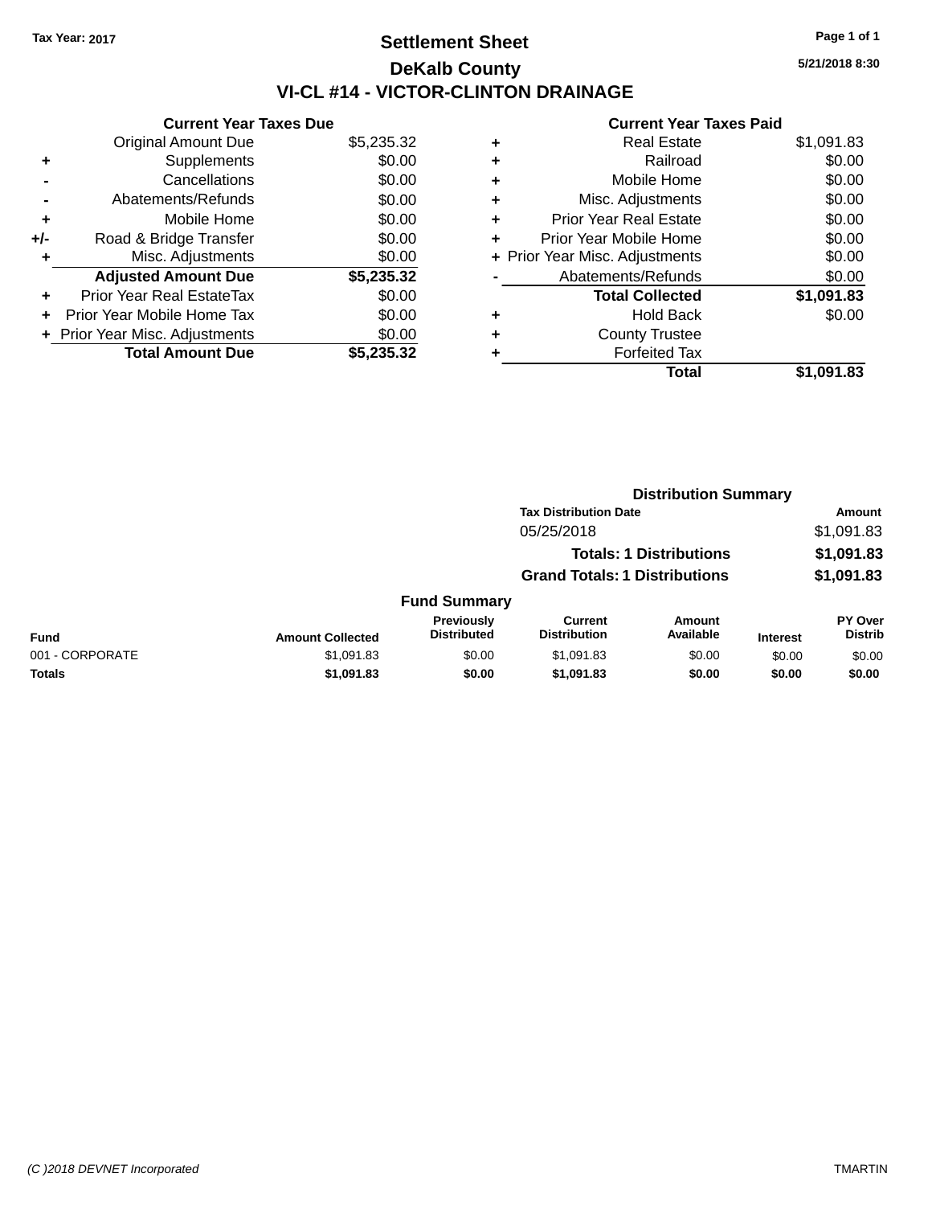Tax Year: 2017

# Settlement Sheet

## DeKalb County

## VI-CL #14 - VICTOR-CLINTON DRAINAGE

5/21/2018 8:30

### Current Year Taxes Due

| | | |
|---|---|---|
| | Original Amount Due | $5,235.32 |
| + | Supplements | $0.00 |
| - | Cancellations | $0.00 |
| - | Abatements/Refunds | $0.00 |
| + | Mobile Home | $0.00 |
| +/- | Road & Bridge Transfer | $0.00 |
| + | Misc. Adjustments | $0.00 |
| | **Adjusted Amount Due** | **$5,235.32** |
| + | Prior Year Real EstateTax | $0.00 |
| + | Prior Year Mobile Home Tax | $0.00 |
| + | Prior Year Misc. Adjustments | $0.00 |
| | **Total Amount Due** | **$5,235.32** |

### Current Year Taxes Paid

| | | |
|---|---|---|
| + | Real Estate | $1,091.83 |
| + | Railroad | $0.00 |
| + | Mobile Home | $0.00 |
| + | Misc. Adjustments | $0.00 |
| + | Prior Year Real Estate | $0.00 |
| + | Prior Year Mobile Home | $0.00 |
| + | Prior Year Misc. Adjustments | $0.00 |
| - | Abatements/Refunds | $0.00 |
| | **Total Collected** | **$1,091.83** |
| + | Hold Back | $0.00 |
| + | County Trustee | |
| + | Forfeited Tax | |
| | **Total** | **$1,091.83** |

### Distribution Summary

| Tax Distribution Date | Amount |
|---|---|
| 05/25/2018 | $1,091.83 |
| **Totals: 1 Distributions** | **$1,091.83** |
| **Grand Totals: 1 Distributions** | **$1,091.83** |

### Fund Summary

| Fund | Amount Collected | Previously Distributed | Current Distribution | Amount Available | Interest | PY Over Distrib |
|---|---|---|---|---|---|---|
| 001 - CORPORATE | $1,091.83 | $0.00 | $1,091.83 | $0.00 | $0.00 | $0.00 |
| **Totals** | **$1,091.83** | **$0.00** | **$1,091.83** | **$0.00** | **$0.00** | **$0.00** |

(C )2018 DEVNET Incorporated — TMARTIN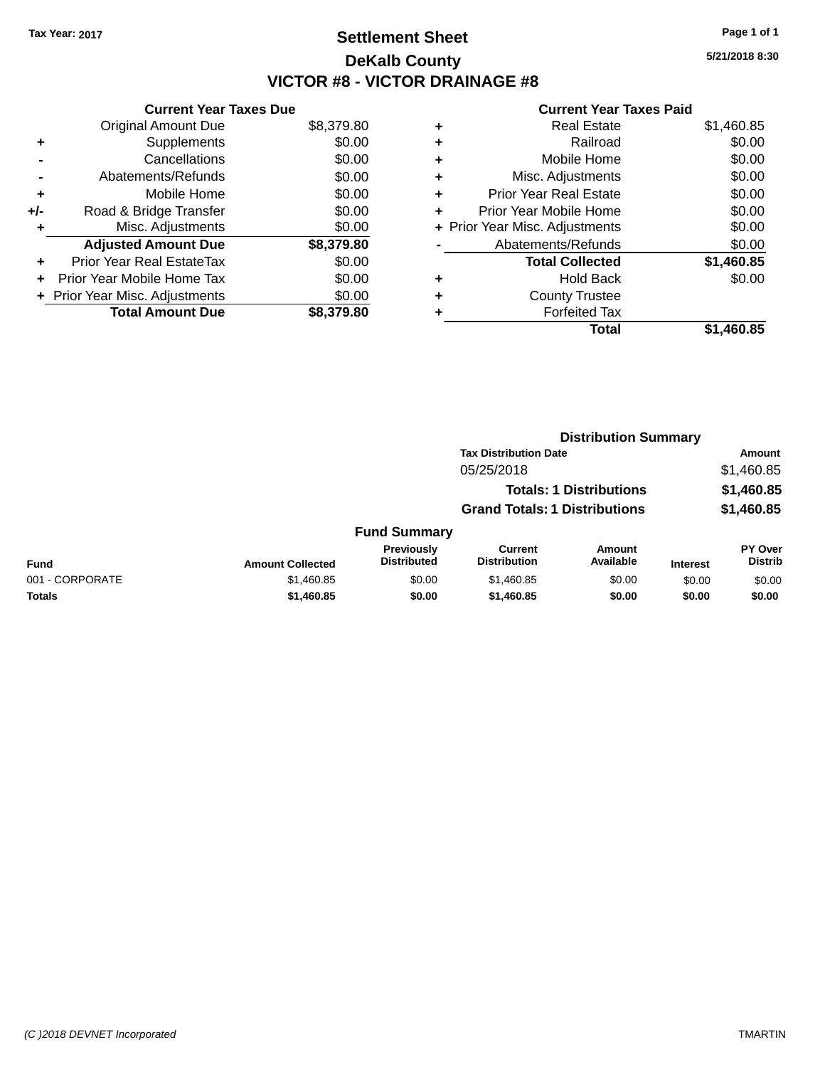Tax Year: 2017

# Settlement Sheet

## DeKalb County

## VICTOR #8 - VICTOR DRAINAGE #8

5/21/2018 8:30

### Current Year Taxes Due

| | | |
|---|---|---|
| | Original Amount Due | $8,379.80 |
| + | Supplements | $0.00 |
| - | Cancellations | $0.00 |
| - | Abatements/Refunds | $0.00 |
| + | Mobile Home | $0.00 |
| +/- | Road & Bridge Transfer | $0.00 |
| + | Misc. Adjustments | $0.00 |
| | **Adjusted Amount Due** | **$8,379.80** |
| + | Prior Year Real EstateTax | $0.00 |
| + | Prior Year Mobile Home Tax | $0.00 |
| + | Prior Year Misc. Adjustments | $0.00 |
| | **Total Amount Due** | **$8,379.80** |

### Current Year Taxes Paid

| | | |
|---|---|---|
| + | Real Estate | $1,460.85 |
| + | Railroad | $0.00 |
| + | Mobile Home | $0.00 |
| + | Misc. Adjustments | $0.00 |
| + | Prior Year Real Estate | $0.00 |
| + | Prior Year Mobile Home | $0.00 |
| + | Prior Year Misc. Adjustments | $0.00 |
| - | Abatements/Refunds | $0.00 |
| | **Total Collected** | **$1,460.85** |
| + | Hold Back | $0.00 |
| + | County Trustee | |
| + | Forfeited Tax | |
| | **Total** | **$1,460.85** |

### Distribution Summary

| Tax Distribution Date | Amount |
|---|---|
| 05/25/2018 | $1,460.85 |
| **Totals: 1 Distributions** | **$1,460.85** |
| **Grand Totals: 1 Distributions** | **$1,460.85** |

### Fund Summary

| Fund | Amount Collected | Previously Distributed | Current Distribution | Amount Available | Interest | PY Over Distrib |
|---|---|---|---|---|---|---|
| 001 - CORPORATE | $1,460.85 | $0.00 | $1,460.85 | $0.00 | $0.00 | $0.00 |
| **Totals** | **$1,460.85** | **$0.00** | **$1,460.85** | **$0.00** | **$0.00** | **$0.00** |

(C )2018 DEVNET Incorporated

TMARTIN